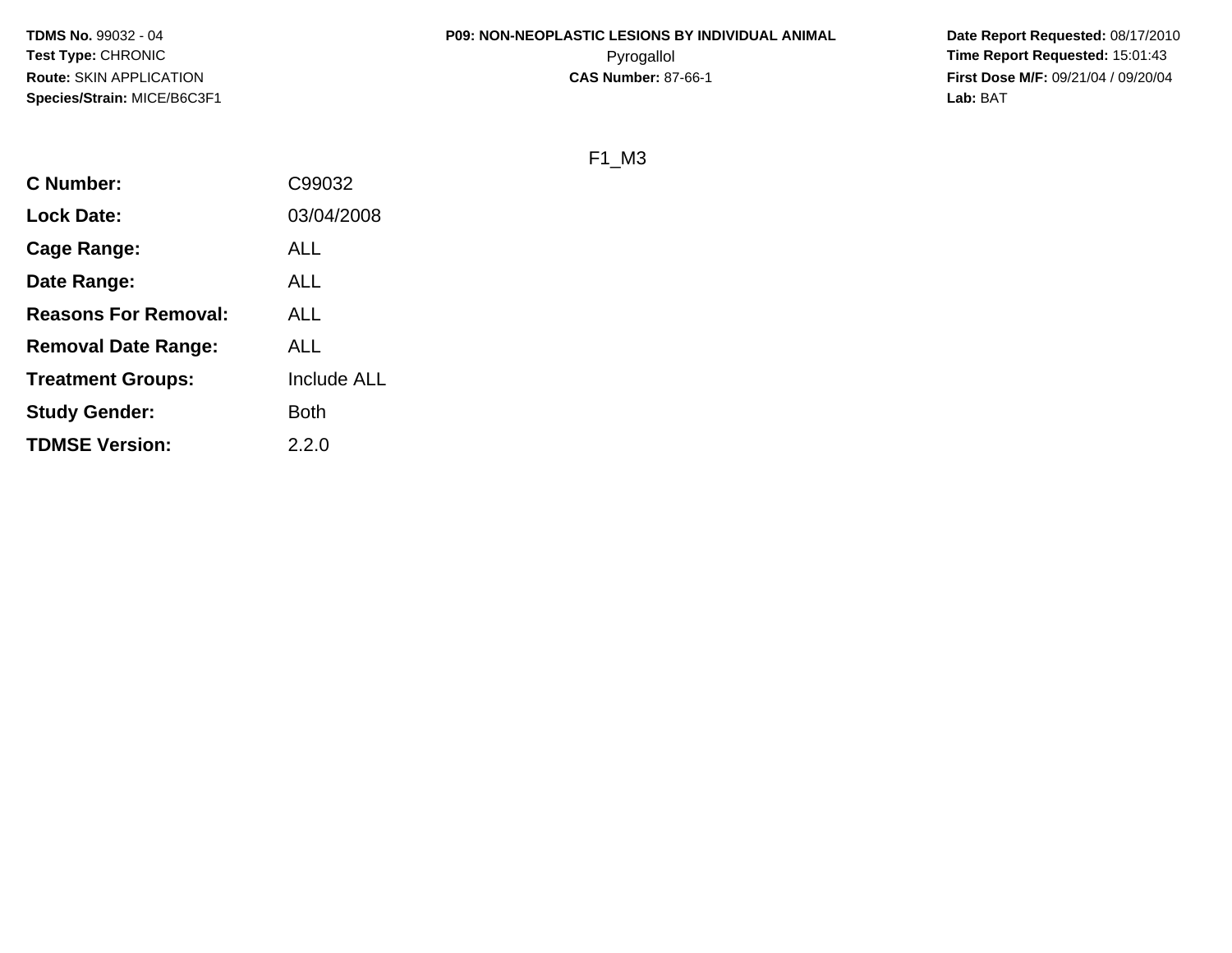**TDMS No.** 99032 - 04
**Test Type:** CHRONIC
**Route:** SKIN APPLICATION
**Species/Strain:** MICE/B6C3F1

**P09: NON-NEOPLASTIC LESIONS BY INDIVIDUAL ANIMAL**
Pyrogallol
**CAS Number:** 87-66-1

**Date Report Requested:** 08/17/2010
**Time Report Requested:** 15:01:43
**First Dose M/F:** 09/21/04 / 09/20/04
**Lab:** BAT

F1_M3

| | |
|---|---|
| **C Number:** | C99032 |
| **Lock Date:** | 03/04/2008 |
| **Cage Range:** | ALL |
| **Date Range:** | ALL |
| **Reasons For Removal:** | ALL |
| **Removal Date Range:** | ALL |
| **Treatment Groups:** | Include ALL |
| **Study Gender:** | Both |
| **TDMSE Version:** | 2.2.0 |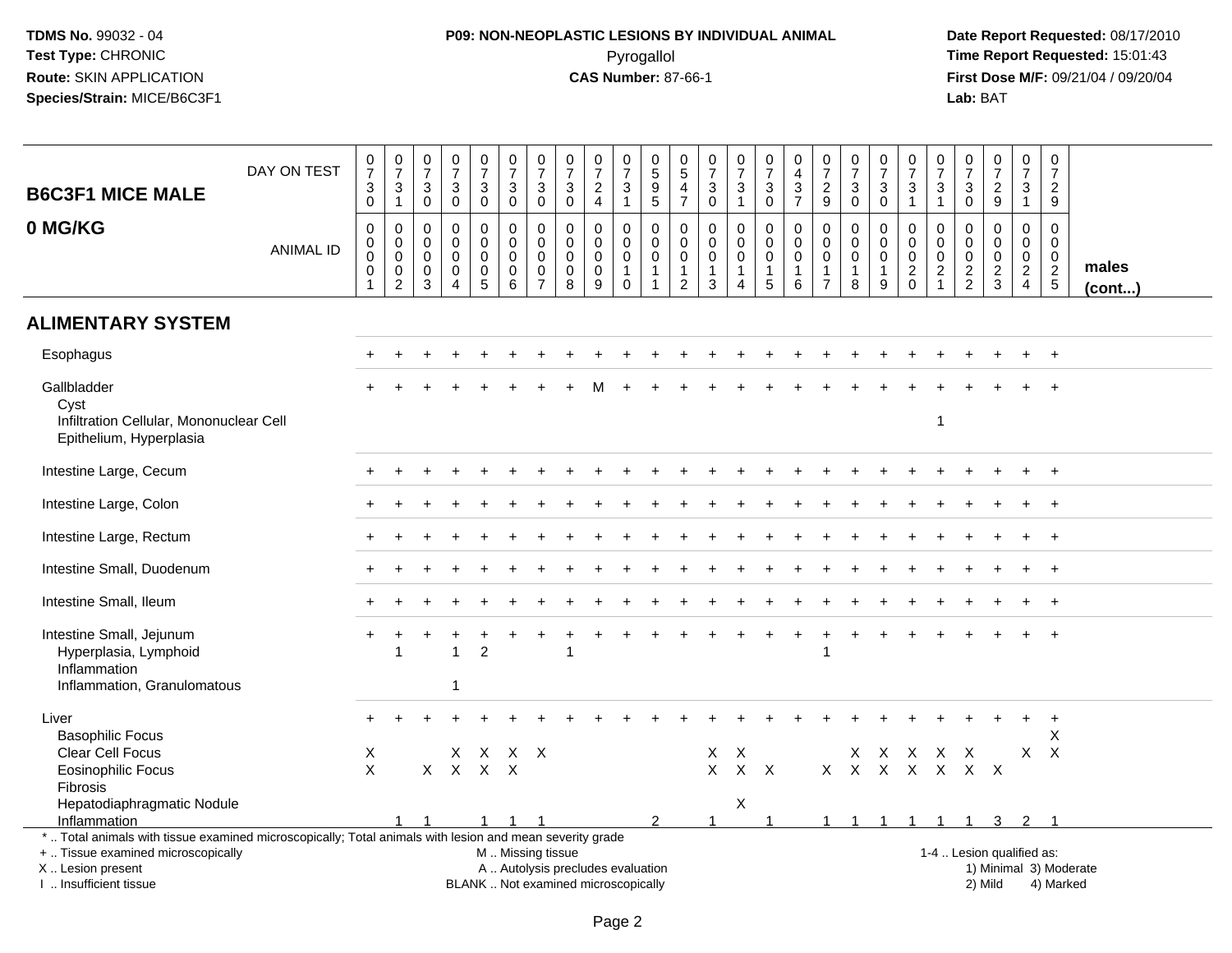**TDMS No.** 99032 - 04
**Test Type:** CHRONIC
**Route:** SKIN APPLICATION
**Species/Strain:** MICE/B6C3F1

**P09: NON-NEOPLASTIC LESIONS BY INDIVIDUAL ANIMAL**
Pyrogallol
**CAS Number:** 87-66-1

**Date Report Requested:** 08/17/2010
**Time Report Requested:** 15:01:43
**First Dose M/F:** 09/21/04 / 09/20/04
**Lab:** BAT

## B6C3F1 MICE MALE 0 MG/KG

| | | | | | | | | | | | | | | | | | | | | | | | | | | |
|---|---|---|---|---|---|---|---|---|---|---|---|---|---|---|---|---|---|---|---|---|---|---|---|---|---|---|
| DAY ON TEST | 0730 | 0731 | 0730 | 0730 | 0730 | 0730 | 0730 | 0730 | 0724 | 0731 | 0595 | 0547 | 0730 | 0731 | 0730 | 0437 | 0729 | 0730 | 0730 | 0731 | 0731 | 0730 | 0729 | 0731 | 0729 | |
| ANIMAL ID | 0001 | 0002 | 0003 | 0004 | 0005 | 0006 | 0007 | 0008 | 0009 | 0010 | 0011 | 0012 | 0013 | 0014 | 0015 | 0016 | 0017 | 0018 | 0019 | 0020 | 0021 | 0022 | 0023 | 0024 | 0025 | **males (cont...)** |
| **ALIMENTARY SYSTEM** | | | | | | | | | | | | | | | | | | | | | | | | | | |
| Esophagus | + | + | + | + | + | + | + | + | + | + | + | + | + | + | + | + | + | + | + | + | + | + | + | + | + | |
| Gallbladder | + | + | + | + | + | + | + | + | M | + | + | + | + | + | + | + | + | + | + | + | + | + | + | + | + | |
| Cyst | | | | | | | | | | | | | | | | | | | | | | | | | | |
| Infiltration Cellular, Mononuclear Cell | | | | | | | | | | | | | | | | | | | | | 1 | | | | | |
| Epithelium, Hyperplasia | | | | | | | | | | | | | | | | | | | | | | | | | | |
| Intestine Large, Cecum | + | + | + | + | + | + | + | + | + | + | + | + | + | + | + | + | + | + | + | + | + | + | + | + | + | |
| Intestine Large, Colon | + | + | + | + | + | + | + | + | + | + | + | + | + | + | + | + | + | + | + | + | + | + | + | + | + | |
| Intestine Large, Rectum | + | + | + | + | + | + | + | + | + | + | + | + | + | + | + | + | + | + | + | + | + | + | + | + | + | |
| Intestine Small, Duodenum | + | + | + | + | + | + | + | + | + | + | + | + | + | + | + | + | + | + | + | + | + | + | + | + | + | |
| Intestine Small, Ileum | + | + | + | + | + | + | + | + | + | + | + | + | + | + | + | + | + | + | + | + | + | + | + | + | + | |
| Intestine Small, Jejunum | + | + | + | + | + | + | + | + | + | + | + | + | + | + | + | + | + | + | + | + | + | + | + | + | + | |
| Hyperplasia, Lymphoid | | 1 | | 1 | 2 | | | 1 | | | | | | | | | 1 | | | | | | | | | |
| Inflammation | | | | | | | | | | | | | | | | | | | | | | | | | | |
| Inflammation, Granulomatous | | | | 1 | | | | | | | | | | | | | | | | | | | | | | |
| Liver | + | + | + | + | + | + | + | + | + | + | + | + | + | + | + | + | + | + | + | + | + | + | + | + | + | |
| Basophilic Focus | | | | | | | | | | | | | | | | | | | | | | | | | X | |
| Clear Cell Focus | X | | | X | X | X | X | | | | | | X | X | | | | X | X | X | X | X | | X | X | |
| Eosinophilic Focus | X | | X | X | X | X | | | | | | | X | X | X | | X | X | X | X | X | X | X | | | |
| Fibrosis | | | | | | | | | | | | | | | | | | | | | | | | | | |
| Hepatodiaphragmatic Nodule | | | | | | | | | | | | | | X | | | | | | | | | | | | |
| Inflammation | | 1 | 1 | | 1 | 1 | 1 | | | | 2 | | 1 | | 1 | | 1 | 1 | 1 | 1 | 1 | 1 | 3 | 2 | 1 | |

\* .. Total animals with tissue examined microscopically; Total animals with lesion and mean severity grade
\+ .. Tissue examined microscopically
X .. Lesion present
I .. Insufficient tissue

M .. Missing tissue
A .. Autolysis precludes evaluation
BLANK .. Not examined microscopically

1-4 .. Lesion qualified as:
1) Minimal 3) Moderate
2) Mild 4) Marked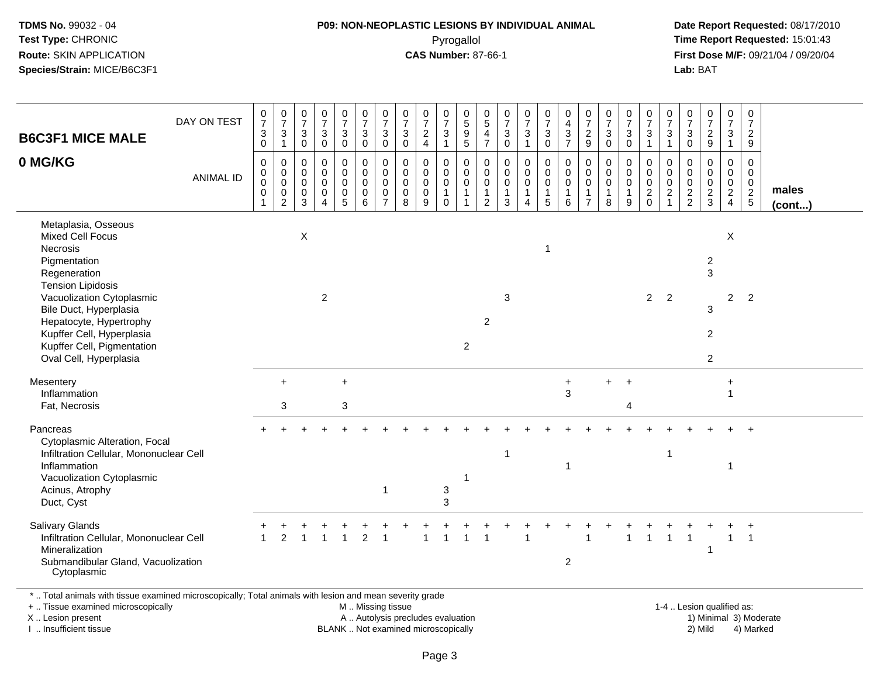**TDMS No.** 99032 - 04
**Test Type:** CHRONIC
**Route:** SKIN APPLICATION
**Species/Strain:** MICE/B6C3F1

# P09: NON-NEOPLASTIC LESIONS BY INDIVIDUAL ANIMAL

Pyrogallol

**CAS Number:** 87-66-1

**Date Report Requested:** 08/17/2010
**Time Report Requested:** 15:01:43
**First Dose M/F:** 09/21/04 / 09/20/04
**Lab:** BAT

| B6C3F1 MICE MALE 0 MG/KG | | | | | | | | | | | | | | | | | | | | | | | | | | |
|---|---|---|---|---|---|---|---|---|---|---|---|---|---|---|---|---|---|---|---|---|---|---|---|---|---|---|
| DAY ON TEST | 0730 | 0731 | 0730 | 0730 | 0730 | 0730 | 0730 | 0730 | 0724 | 0731 | 0595 | 0547 | 0730 | 0731 | 0730 | 0437 | 0729 | 0730 | 0730 | 0731 | 0731 | 0730 | 0729 | 0731 | 0729 | |
| ANIMAL ID | 0001 | 0002 | 0003 | 0004 | 0005 | 0006 | 0007 | 0008 | 0009 | 0010 | 0011 | 0012 | 0013 | 0014 | 0015 | 0016 | 0017 | 0018 | 0019 | 0020 | 0021 | 0022 | 0023 | 0024 | 0025 | males (cont...) |
| Metaplasia, Osseous | | | | | | | | | | | | | | | | | | | | | | | | | | |
| Mixed Cell Focus | | | X | | | | | | | | | | | | | | | | | | | | | X | | |
| Necrosis | | | | | | | | | | | | | | | 1 | | | | | | | | | | | |
| Pigmentation | | | | | | | | | | | | | | | | | | | | | | | 2 | | | |
| Regeneration | | | | | | | | | | | | | | | | | | | | | | | 3 | | | |
| Tension Lipidosis | | | | | | | | | | | | | | | | | | | | | | | | | | |
| Vacuolization Cytoplasmic | | | | 2 | | | | | | | | | 3 | | | | | | | 2 | 2 | | | 2 | 2 | |
| Bile Duct, Hyperplasia | | | | | | | | | | | | | | | | | | | | | | | 3 | | | |
| Hepatocyte, Hypertrophy | | | | | | | | | | | | 2 | | | | | | | | | | | | | | |
| Kupffer Cell, Hyperplasia | | | | | | | | | | | | | | | | | | | | | | | 2 | | | |
| Kupffer Cell, Pigmentation | | | | | | | | | | | 2 | | | | | | | | | | | | | | | |
| Oval Cell, Hyperplasia | | | | | | | | | | | | | | | | | | | | | | | 2 | | | |
| Mesentery | | + | | | + | | | | | | | | | | | + | | + | + | | | | | + | | |
| Inflammation | | | | | | | | | | | | | | | | 3 | | | | | | | | 1 | | |
| Fat, Necrosis | | 3 | | | 3 | | | | | | | | | | | | | | 4 | | | | | | | |
| Pancreas | + | + | + | + | + | + | + | + | + | + | + | + | + | + | + | + | + | + | + | + | + | + | + | + | + | |
| Cytoplasmic Alteration, Focal | | | | | | | | | | | | | | | | | | | | | | | | | | |
| Infiltration Cellular, Mononuclear Cell | | | | | | | | | | | | | 1 | | | | | | | | 1 | | | | | |
| Inflammation | | | | | | | | | | | | | | | | 1 | | | | | | | | 1 | | |
| Vacuolization Cytoplasmic | | | | | | | | | | | 1 | | | | | | | | | | | | | | | |
| Acinus, Atrophy | | | | | | | 1 | | | 3 | | | | | | | | | | | | | | | | |
| Duct, Cyst | | | | | | | | | | 3 | | | | | | | | | | | | | | | | |
| Salivary Glands | + | + | + | + | + | + | + | + | + | + | + | + | + | + | + | + | + | + | + | + | + | + | + | + | + | |
| Infiltration Cellular, Mononuclear Cell | 1 | 2 | 1 | 1 | 1 | 2 | 1 | | 1 | 1 | 1 | 1 | | 1 | | | 1 | | 1 | 1 | 1 | 1 | | 1 | 1 | |
| Mineralization | | | | | | | | | | | | | | | | | | | | | | | 1 | | | |
| Submandibular Gland, Vacuolization Cytoplasmic | | | | | | | | | | | | | | | | 2 | | | | | | | | | | |

\* .. Total animals with tissue examined microscopically; Total animals with lesion and mean severity grade

+ .. Tissue examined microscopically
X .. Lesion present
I .. Insufficient tissue

M .. Missing tissue
A .. Autolysis precludes evaluation
BLANK .. Not examined microscopically

1-4 .. Lesion qualified as:
1) Minimal 3) Moderate
2) Mild 4) Marked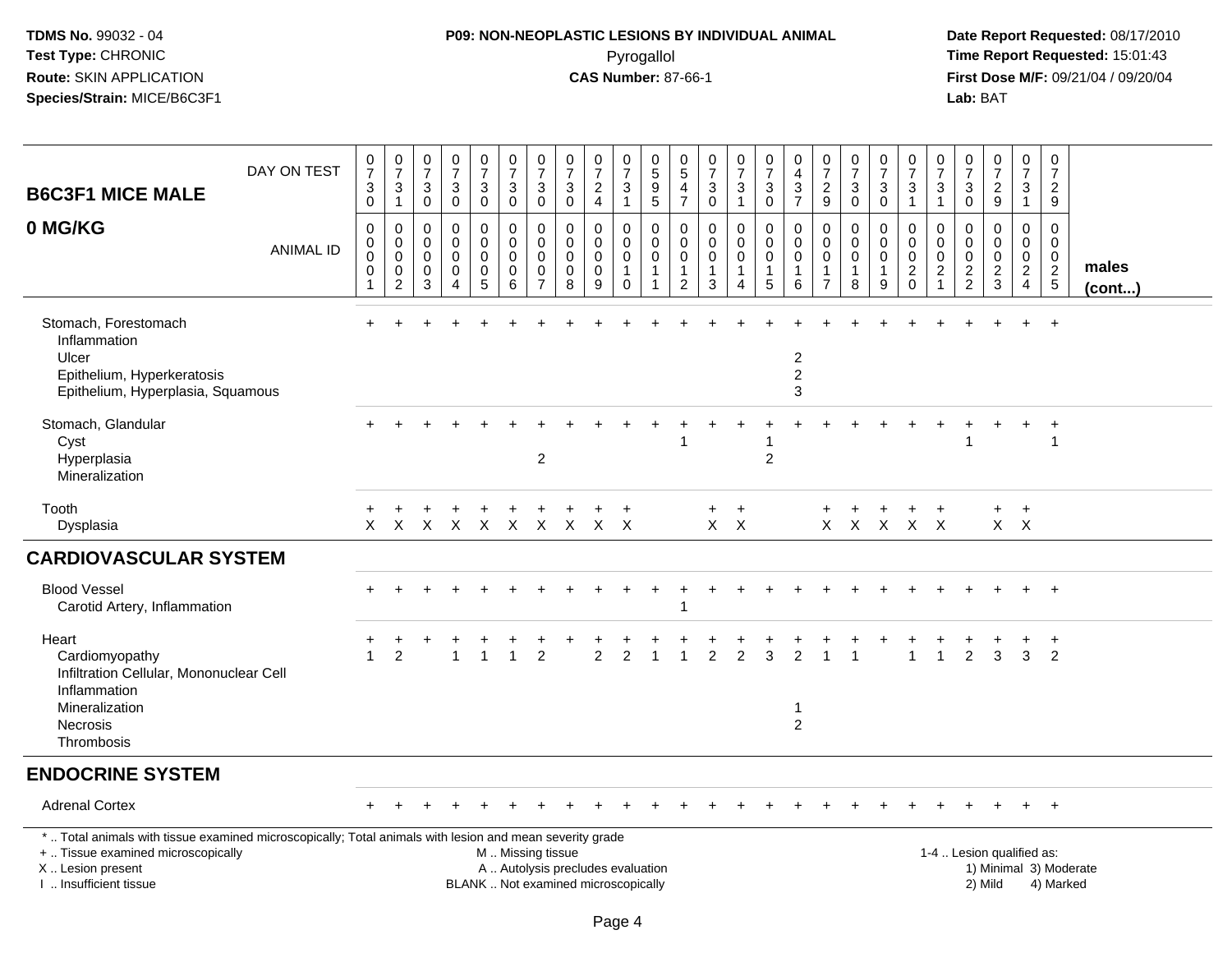**P09: NON-NEOPLASTIC LESIONS BY INDIVIDUAL ANIMAL**
Pyrogallol
**CAS Number:** 87-66-1

| B6C3F1 MICE MALE 0 MG/KG | 0 | 0 | 0 | 0 | 0 | 0 | 0 | 0 | 0 | 0 | 0 | 0 | 0 | 0 | 0 | 0 | 0 | 0 | 0 | 0 | 0 | 0 | 0 | 0 | 0 | |
|---|---|---|---|---|---|---|---|---|---|---|---|---|---|---|---|---|---|---|---|---|---|---|---|---|---|---|
| DAY ON TEST | 730 | 731 | 730 | 730 | 730 | 730 | 730 | 730 | 724 | 731 | 595 | 547 | 730 | 731 | 730 | 437 | 729 | 730 | 730 | 731 | 731 | 730 | 729 | 731 | 729 | |
| ANIMAL ID | 0001 | 0002 | 0003 | 0004 | 0005 | 0006 | 0007 | 0008 | 0009 | 0010 | 0011 | 0012 | 0013 | 0014 | 0015 | 0016 | 0017 | 0018 | 0019 | 0020 | 0021 | 0022 | 0023 | 0024 | 0025 | **males (cont...)** |
| Stomach, Forestomach | + | + | + | + | + | + | + | + | + | + | + | + | + | + | + | + | + | + | + | + | + | + | + | + | + | |
| Inflammation | | | | | | | | | | | | | | | | | | | | | | | | | | |
| Ulcer | | | | | | | | | | | | | | | | 2 | | | | | | | | | | |
| Epithelium, Hyperkeratosis | | | | | | | | | | | | | | | | 2 | | | | | | | | | | |
| Epithelium, Hyperplasia, Squamous | | | | | | | | | | | | | | | | 3 | | | | | | | | | | |
| Stomach, Glandular | + | + | + | + | + | + | + | + | + | + | + | + | + | + | + | + | + | + | + | + | + | + | + | + | + | |
| Cyst | | | | | | | | | | | | 1 | | | 1 | | | | | | | 1 | | | 1 | |
| Hyperplasia | | | | | | | 2 | | | | | | | | 2 | | | | | | | | | | | |
| Mineralization | | | | | | | | | | | | | | | | | | | | | | | | | | |
| Tooth | + | + | + | + | + | + | + | + | + | + | | | + | + | | | + | + | + | + | + | | + | + | | |
| Dysplasia | X | X | X | X | X | X | X | X | X | X | | | X | X | | | X | X | X | X | X | | X | X | | |
| **CARDIOVASCULAR SYSTEM** | | | | | | | | | | | | | | | | | | | | | | | | | | |
| Blood Vessel | + | + | + | + | + | + | + | + | + | + | + | + | + | + | + | + | + | + | + | + | + | + | + | + | + | |
| Carotid Artery, Inflammation | | | | | | | | | | | | 1 | | | | | | | | | | | | | | |
| Heart | + | + | + | + | + | + | + | + | + | + | + | + | + | + | + | + | + | + | + | + | + | + | + | + | + | |
| Cardiomyopathy | 1 | 2 | | 1 | 1 | 1 | 2 | | 2 | 2 | 1 | 1 | 2 | 2 | 3 | 2 | 1 | 1 | | 1 | 1 | 2 | 3 | 3 | 2 | |
| Infiltration Cellular, Mononuclear Cell | | | | | | | | | | | | | | | | | | | | | | | | | | |
| Inflammation | | | | | | | | | | | | | | | | | | | | | | | | | | |
| Mineralization | | | | | | | | | | | | | | | | 1 | | | | | | | | | | |
| Necrosis | | | | | | | | | | | | | | | | 2 | | | | | | | | | | |
| Thrombosis | | | | | | | | | | | | | | | | | | | | | | | | | | |
| **ENDOCRINE SYSTEM** | | | | | | | | | | | | | | | | | | | | | | | | | | |
| Adrenal Cortex | + | + | + | + | + | + | + | + | + | + | + | + | + | + | + | + | + | + | + | + | + | + | + | + | + | |

\* .. Total animals with tissue examined microscopically; Total animals with lesion and mean severity grade
+ .. Tissue examined microscopically
X .. Lesion present
I .. Insufficient tissue
M .. Missing tissue
A .. Autolysis precludes evaluation
BLANK .. Not examined microscopically
1-4 .. Lesion qualified as: 1) Minimal 2) Mild 3) Moderate 4) Marked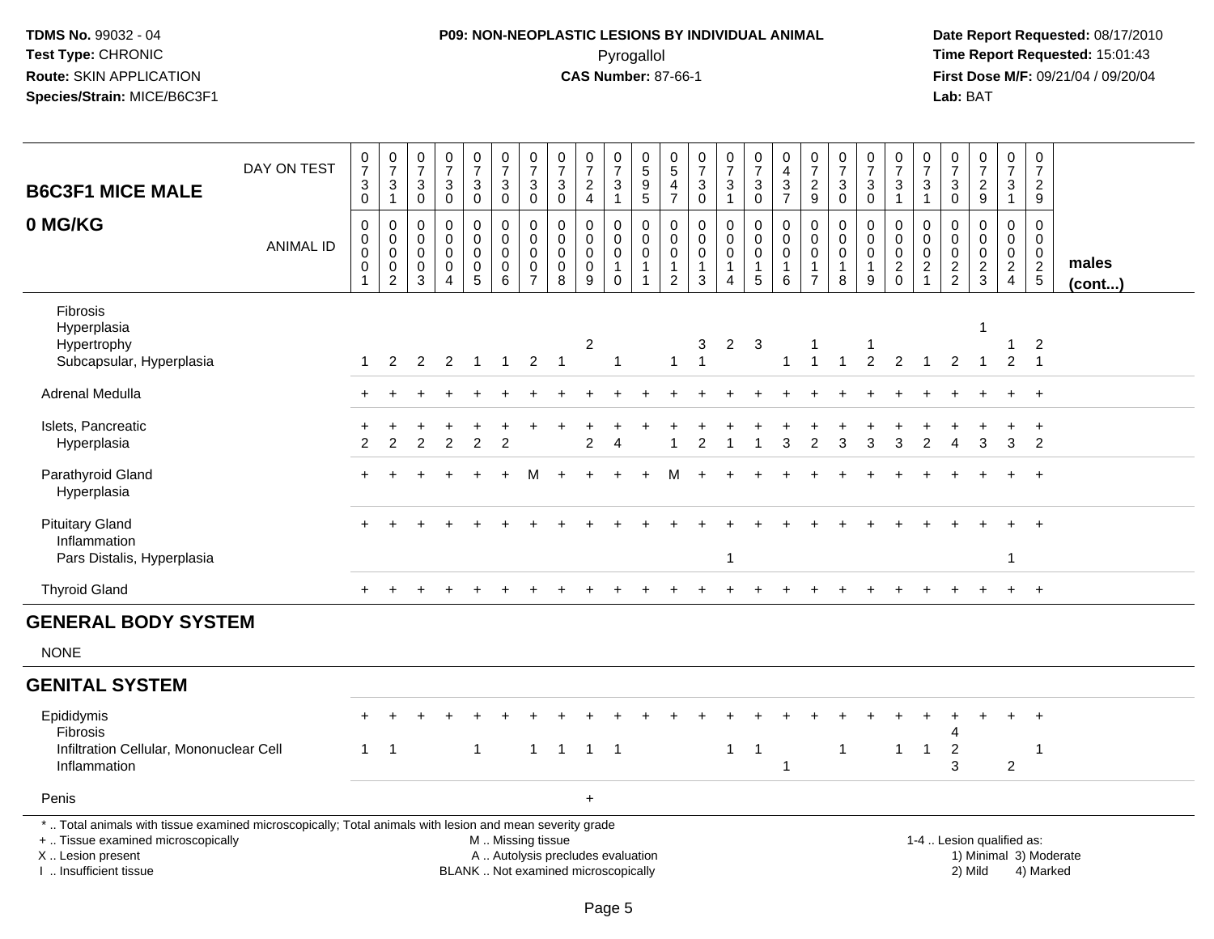**TDMS No.** 99032 - 04
**Test Type:** CHRONIC
**Route:** SKIN APPLICATION
**Species/Strain:** MICE/B6C3F1

**P09: NON-NEOPLASTIC LESIONS BY INDIVIDUAL ANIMAL**
Pyrogallol
**CAS Number:** 87-66-1

**Date Report Requested:** 08/17/2010
**Time Report Requested:** 15:01:43
**First Dose M/F:** 09/21/04 / 09/20/04
**Lab:** BAT

| B6C3F1 MICE MALE 0 MG/KG | | | | | | | | | | | | | | | | | | | | | | | | | | |
|---|---|---|---|---|---|---|---|---|---|---|---|---|---|---|---|---|---|---|---|---|---|---|---|---|---|---|
| DAY ON TEST | 0730 | 0731 | 0730 | 0730 | 0730 | 0730 | 0730 | 0730 | 0724 | 0731 | 0595 | 0547 | 0730 | 0731 | 0730 | 0437 | 0729 | 0730 | 0730 | 0731 | 0731 | 0730 | 0729 | 0731 | 0729 | |
| ANIMAL ID | 0001 | 0002 | 0003 | 0004 | 0005 | 0006 | 0007 | 0008 | 0009 | 0010 | 0011 | 0012 | 0013 | 0014 | 0015 | 0016 | 0017 | 0018 | 0019 | 0020 | 0021 | 0022 | 0023 | 0024 | 0025 | males (cont...) |
| Fibrosis | | | | | | | | | | | | | | | | | | | | | | | | | | |
| Hyperplasia | | | | | | | | | | | | | | | | | | | | | | | 1 | | | |
| Hypertrophy | | | | | | | | | 2 | | | | 3 | 2 | 3 | | 1 | | 1 | | | | | 1 | 2 | |
| Subcapsular, Hyperplasia | 1 | 2 | 2 | 2 | 1 | 1 | 2 | 1 | | 1 | | 1 | 1 | | | 1 | 1 | 1 | 2 | 2 | 1 | 2 | 1 | 2 | 1 | |
| Adrenal Medulla | + | + | + | + | + | + | + | + | + | + | + | + | + | + | + | + | + | + | + | + | + | + | + | + | + | |
| Islets, Pancreatic | + | + | + | + | + | + | + | + | + | + | + | + | + | + | + | + | + | + | + | + | + | + | + | + | + | |
| Hyperplasia | 2 | 2 | 2 | 2 | 2 | 2 | | | 2 | 4 | | 1 | 2 | 1 | 1 | 3 | 2 | 3 | 3 | 3 | 2 | 4 | 3 | 3 | 2 | |
| Parathyroid Gland | + | + | + | + | + | + | M | + | + | + | + | M | + | + | + | + | + | + | + | + | + | + | + | + | + | |
| Hyperplasia | | | | | | | | | | | | | | | | | | | | | | | | | | |
| Pituitary Gland | + | + | + | + | + | + | + | + | + | + | + | + | + | + | + | + | + | + | + | + | + | + | + | + | + | |
| Inflammation | | | | | | | | | | | | | | | | | | | | | | | | | | |
| Pars Distalis, Hyperplasia | | | | | | | | | | | | | | 1 | | | | | | | | | | 1 | | |
| Thyroid Gland | + | + | + | + | + | + | + | + | + | + | + | + | + | + | + | + | + | + | + | + | + | + | + | + | + | |

## GENERAL BODY SYSTEM

NONE

## GENITAL SYSTEM

| | | | | | | | | | | | | | | | | | | | | | | | | | |
|---|---|---|---|---|---|---|---|---|---|---|---|---|---|---|---|---|---|---|---|---|---|---|---|---|---|
| Epididymis | + | + | + | + | + | + | + | + | + | + | + | + | + | + | + | + | + | + | + | + | + | + | + | + | + |
| Fibrosis | | | | | | | | | | | | | | | | | | | | | | 4 | | | |
| Infiltration Cellular, Mononuclear Cell | 1 | 1 | | | 1 | | 1 | 1 | 1 | 1 | | | | 1 | 1 | | | 1 | | 1 | 1 | 2 | | | 1 |
| Inflammation | | | | | | | | | | | | | | | | 1 | | | | | | 3 | | 2 | |
| Penis | | | | | | | | | + | | | | | | | | | | | | | | | | |

\* .. Total animals with tissue examined microscopically; Total animals with lesion and mean severity grade
+ .. Tissue examined microscopically
X .. Lesion present
I .. Insufficient tissue

M .. Missing tissue
A .. Autolysis precludes evaluation
BLANK .. Not examined microscopically

1-4 .. Lesion qualified as:
1) Minimal 3) Moderate
2) Mild 4) Marked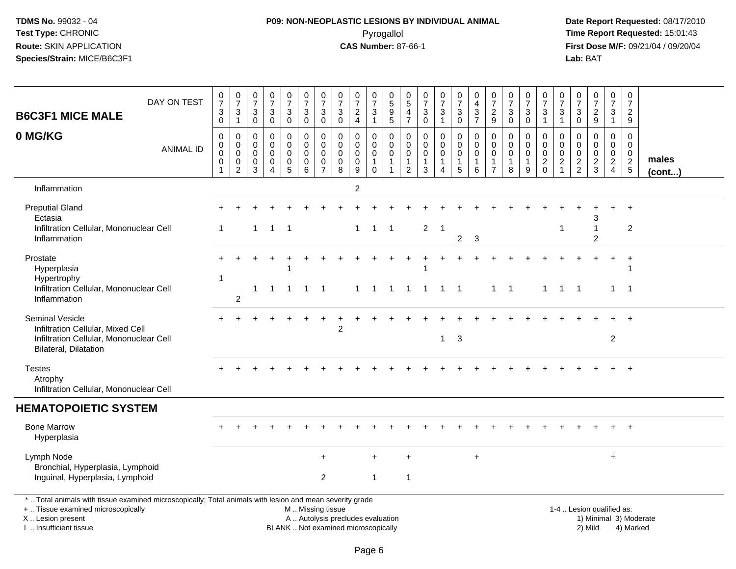**TDMS No.** 99032 - 04
**Test Type:** CHRONIC
**Route:** SKIN APPLICATION
**Species/Strain:** MICE/B6C3F1

**P09: NON-NEOPLASTIC LESIONS BY INDIVIDUAL ANIMAL**
Pyrogallol
**CAS Number:** 87-66-1

**Date Report Requested:** 08/17/2010
**Time Report Requested:** 15:01:43
**First Dose M/F:** 09/21/04 / 09/20/04
**Lab:** BAT

## B6C3F1 MICE MALE

## 0 MG/KG

| DAY ON TEST | 0730 | 0731 | 0730 | 0730 | 0730 | 0730 | 0730 | 0730 | 0724 | 0731 | 0595 | 0547 | 0730 | 0731 | 0730 | 0437 | 0729 | 0730 | 0730 | 0731 | 0731 | 0730 | 0729 | 0731 | 0729 | |
|---|---|---|---|---|---|---|---|---|---|---|---|---|---|---|---|---|---|---|---|---|---|---|---|---|---|---|
| **ANIMAL ID** | 0001 | 0002 | 0003 | 0004 | 0005 | 0006 | 0007 | 0008 | 0009 | 0010 | 0011 | 0012 | 0013 | 0014 | 0015 | 0016 | 0017 | 0018 | 0019 | 0020 | 0021 | 0022 | 0023 | 0024 | 0025 | **males (cont...)** |
| Inflammation | | | | | | | | | 2 | | | | | | | | | | | | | | | | | |
| Preputial Gland | + | + | + | + | + | + | + | + | + | + | + | + | + | + | + | + | + | + | + | + | + | + | + | + | + | |
| Ectasia | | | | | | | | | | | | | | | | | | | | | | | 3 | | | |
| Infiltration Cellular, Mononuclear Cell | 1 | | 1 | 1 | 1 | | | | 1 | 1 | 1 | | 2 | 1 | | | | | | | 1 | | 1 | | 2 | |
| Inflammation | | | | | | | | | | | | | | | 2 | 3 | | | | | | | 2 | | | |
| Prostate | + | + | + | + | + | + | + | + | + | + | + | + | + | + | + | + | + | + | + | + | + | + | + | + | + | |
| Hyperplasia | | | | | 1 | | | | | | | | 1 | | | | | | | | | | | | 1 | |
| Hypertrophy | 1 | | | | | | | | | | | | | | | | | | | | | | | | | |
| Infiltration Cellular, Mononuclear Cell | | | 1 | 1 | 1 | 1 | 1 | | 1 | 1 | 1 | 1 | 1 | 1 | 1 | | 1 | 1 | | 1 | 1 | 1 | | 1 | 1 | |
| Inflammation | | 2 | | | | | | | | | | | | | | | | | | | | | | | | |
| Seminal Vesicle | + | + | + | + | + | + | + | + | + | + | + | + | + | + | + | + | + | + | + | + | + | + | + | + | + | |
| Infiltration Cellular, Mixed Cell | | | | | | | | 2 | | | | | | | | | | | | | | | | | | |
| Infiltration Cellular, Mononuclear Cell | | | | | | | | | | | | | | 1 | 3 | | | | | | | | | 2 | | |
| Bilateral, Dilatation | | | | | | | | | | | | | | | | | | | | | | | | | | |
| Testes | + | + | + | + | + | + | + | + | + | + | + | + | + | + | + | + | + | + | + | + | + | + | + | + | + | |
| Atrophy | | | | | | | | | | | | | | | | | | | | | | | | | | |
| Infiltration Cellular, Mononuclear Cell | | | | | | | | | | | | | | | | | | | | | | | | | | |
| **HEMATOPOIETIC SYSTEM** | | | | | | | | | | | | | | | | | | | | | | | | | | |
| Bone Marrow | + | + | + | + | + | + | + | + | + | + | + | + | + | + | + | + | + | + | + | + | + | + | + | + | + | |
| Hyperplasia | | | | | | | | | | | | | | | | | | | | | | | | | | |
| Lymph Node | | | | | | | + | | | + | | + | | | | + | | | | | | | | + | | |
| Bronchial, Hyperplasia, Lymphoid | | | | | | | | | | | | | | | | | | | | | | | | | | |
| Inguinal, Hyperplasia, Lymphoid | | | | | | | 2 | | | 1 | | 1 | | | | | | | | | | | | | | |

\* .. Total animals with tissue examined microscopically; Total animals with lesion and mean severity grade
+ .. Tissue examined microscopically
X .. Lesion present
I .. Insufficient tissue

M .. Missing tissue
A .. Autolysis precludes evaluation
BLANK .. Not examined microscopically

1-4 .. Lesion qualified as:
1) Minimal 3) Moderate
2) Mild 4) Marked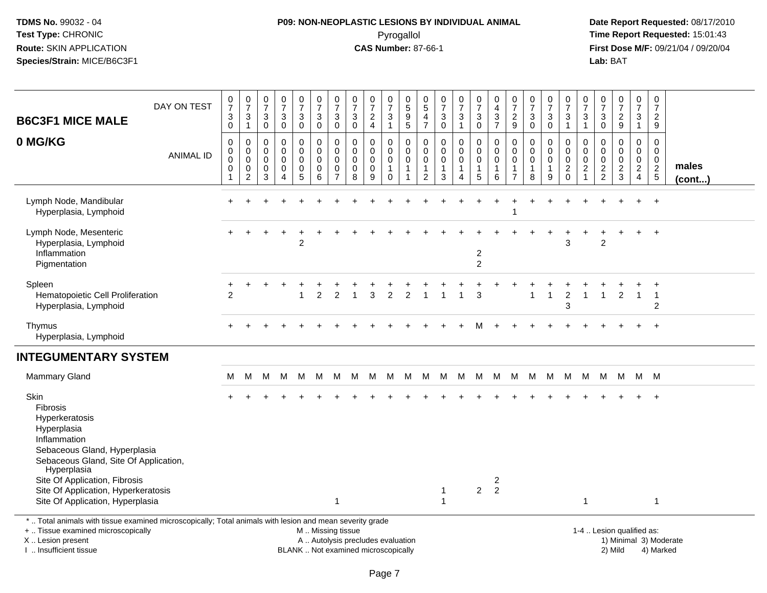**TDMS No.** 99032 - 04
**Test Type:** CHRONIC
**Route:** SKIN APPLICATION
**Species/Strain:** MICE/B6C3F1

**P09: NON-NEOPLASTIC LESIONS BY INDIVIDUAL ANIMAL**
Pyrogallol
**CAS Number:** 87-66-1

**Date Report Requested:** 08/17/2010
**Time Report Requested:** 15:01:43
**First Dose M/F:** 09/21/04 / 09/20/04
**Lab:** BAT

## B6C3F1 MICE MALE
## 0 MG/KG

| DAY ON TEST | 0730 | 0731 | 0730 | 0730 | 0730 | 0730 | 0730 | 0730 | 0724 | 0731 | 0595 | 0547 | 0730 | 0731 | 0730 | 0437 | 0729 | 0730 | 0730 | 0731 | 0731 | 0730 | 0729 | 0731 | 0729 | |
|---|---|---|---|---|---|---|---|---|---|---|---|---|---|---|---|---|---|---|---|---|---|---|---|---|---|---|
| ANIMAL ID | 00001 | 00002 | 00003 | 00004 | 00005 | 00006 | 00007 | 00008 | 00009 | 00010 | 00011 | 00012 | 00013 | 00014 | 00015 | 00016 | 00017 | 00018 | 00019 | 00020 | 00021 | 00022 | 00023 | 00024 | 00025 | males (cont...) |
| Lymph Node, Mandibular | + | + | + | + | + | + | + | + | + | + | + | + | + | + | + | + | + | + | + | + | + | + | + | + | + | |
| Hyperplasia, Lymphoid | | | | | | | | | | | | | | | | | 1 | | | | | | | | | |
| Lymph Node, Mesenteric | + | + | + | + | + | + | + | + | + | + | + | + | + | + | + | + | + | + | + | + | + | + | + | + | + | |
| Hyperplasia, Lymphoid | | | | | 2 | | | | | | | | | | | | | | | 3 | | 2 | | | | |
| Inflammation | | | | | | | | | | | | | | | 2 | | | | | | | | | | | |
| Pigmentation | | | | | | | | | | | | | | | 2 | | | | | | | | | | | |
| Spleen | + | + | + | + | + | + | + | + | + | + | + | + | + | + | + | + | + | + | + | + | + | + | + | + | + | |
| Hematopoietic Cell Proliferation | 2 | | | | 1 | 2 | 2 | 1 | 3 | 2 | 2 | 1 | 1 | 1 | 3 | | | 1 | 1 | 2 | 1 | 1 | 2 | 1 | 1 | |
| Hyperplasia, Lymphoid | | | | | | | | | | | | | | | | | | | | 3 | | | | | 2 | |
| Thymus | + | + | + | + | + | + | + | + | + | + | + | + | + | + | M | + | + | + | + | + | + | + | + | + | + | |
| Hyperplasia, Lymphoid | | | | | | | | | | | | | | | | | | | | | | | | | | |

## INTEGUMENTARY SYSTEM

| | | | | | | | | | | | | | | | | | | | | | | | | | | |
|---|---|---|---|---|---|---|---|---|---|---|---|---|---|---|---|---|---|---|---|---|---|---|---|---|---|---|
| Mammary Gland | M | M | M | M | M | M | M | M | M | M | M | M | M | M | M | M | M | M | M | M | M | M | M | M | M | |
| Skin | + | + | + | + | + | + | + | + | + | + | + | + | + | + | + | + | + | + | + | + | + | + | + | + | + | |
| Fibrosis | | | | | | | | | | | | | | | | | | | | | | | | | | |
| Hyperkeratosis | | | | | | | | | | | | | | | | | | | | | | | | | | |
| Hyperplasia | | | | | | | | | | | | | | | | | | | | | | | | | | |
| Inflammation | | | | | | | | | | | | | | | | | | | | | | | | | | |
| Sebaceous Gland, Hyperplasia | | | | | | | | | | | | | | | | | | | | | | | | | | |
| Sebaceous Gland, Site Of Application, Hyperplasia | | | | | | | | | | | | | | | | | | | | | | | | | | |
| Site Of Application, Fibrosis | | | | | | | | | | | | | | | | 2 | | | | | | | | | | |
| Site Of Application, Hyperkeratosis | | | | | | | | | | | | | 1 | | 2 | 2 | | | | | | | | | | |
| Site Of Application, Hyperplasia | | | | | | | 1 | | | | | | 1 | | | | | | | | 1 | | | | 1 | |

\* .. Total animals with tissue examined microscopically; Total animals with lesion and mean severity grade
\+ .. Tissue examined microscopically
X .. Lesion present
I .. Insufficient tissue

M .. Missing tissue
A .. Autolysis precludes evaluation
BLANK .. Not examined microscopically

1-4 .. Lesion qualified as:
1) Minimal 3) Moderate
2) Mild 4) Marked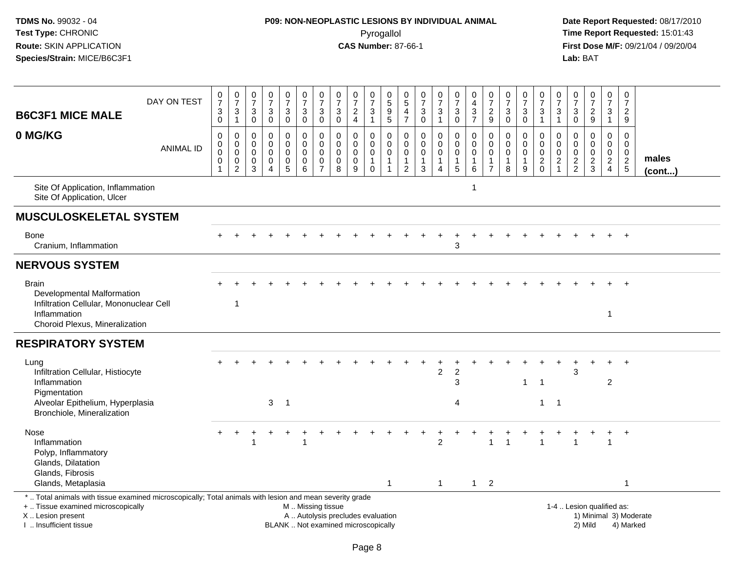**TDMS No.** 99032 - 04
**Test Type:** CHRONIC
**Route:** SKIN APPLICATION
**Species/Strain:** MICE/B6C3F1

**P09: NON-NEOPLASTIC LESIONS BY INDIVIDUAL ANIMAL**
Pyrogallol
**CAS Number:** 87-66-1

**Date Report Requested:** 08/17/2010
**Time Report Requested:** 15:01:43
**First Dose M/F:** 09/21/04 / 09/20/04
**Lab:** BAT

## B6C3F1 MICE MALE 0 MG/KG

| DAY ON TEST | 0730 | 0731 | 0730 | 0730 | 0730 | 0730 | 0730 | 0730 | 0724 | 0731 | 0595 | 0547 | 0730 | 0731 | 0730 | 0437 | 0729 | 0730 | 0730 | 0731 | 0731 | 0730 | 0729 | 0731 | 0729 | |
|---|---|---|---|---|---|---|---|---|---|---|---|---|---|---|---|---|---|---|---|---|---|---|---|---|---|---|
| **ANIMAL ID** | 00001 | 00002 | 00003 | 00004 | 00005 | 00006 | 00007 | 00008 | 00009 | 00010 | 00011 | 00012 | 00013 | 00014 | 00015 | 00016 | 00017 | 00018 | 00019 | 00020 | 00021 | 00022 | 00023 | 00024 | 00025 | **males (cont...)** |
| Site Of Application, Inflammation | | | | | | | | | | | | | | | | 1 | | | | | | | | | | |
| Site Of Application, Ulcer | | | | | | | | | | | | | | | | | | | | | | | | | | |
| **MUSCULOSKELETAL SYSTEM** | | | | | | | | | | | | | | | | | | | | | | | | | | |
| Bone | + | + | + | + | + | + | + | + | + | + | + | + | + | + | + | + | + | + | + | + | + | + | + | + | + | |
| Cranium, Inflammation | | | | | | | | | | | | | | | 3 | | | | | | | | | | | |
| **NERVOUS SYSTEM** | | | | | | | | | | | | | | | | | | | | | | | | | | |
| Brain | + | + | + | + | + | + | + | + | + | + | + | + | + | + | + | + | + | + | + | + | + | + | + | + | + | |
| Developmental Malformation | | | | | | | | | | | | | | | | | | | | | | | | | | |
| Infiltration Cellular, Mononuclear Cell | | 1 | | | | | | | | | | | | | | | | | | | | | | | | |
| Inflammation | | | | | | | | | | | | | | | | | | | | | | | | 1 | | |
| Choroid Plexus, Mineralization | | | | | | | | | | | | | | | | | | | | | | | | | | |
| **RESPIRATORY SYSTEM** | | | | | | | | | | | | | | | | | | | | | | | | | | |
| Lung | + | + | + | + | + | + | + | + | + | + | + | + | + | + | + | + | + | + | + | + | + | + | + | + | + | |
| Infiltration Cellular, Histiocyte | | | | | | | | | | | | | | 2 | 2 | | | | | | | 3 | | | | |
| Inflammation | | | | | | | | | | | | | | | 3 | | | | 1 | 1 | | | | 2 | | |
| Pigmentation | | | | | | | | | | | | | | | | | | | | | | | | | | |
| Alveolar Epithelium, Hyperplasia | | | | 3 | 1 | | | | | | | | | | 4 | | | | | 1 | 1 | | | | | |
| Bronchiole, Mineralization | | | | | | | | | | | | | | | | | | | | | | | | | | |
| Nose | + | + | + | + | + | + | + | + | + | + | + | + | + | + | + | + | + | + | + | + | + | + | + | + | + | |
| Inflammation | | | 1 | | | 1 | | | | | | | | 2 | | | 1 | 1 | | 1 | | 1 | | 1 | | |
| Polyp, Inflammatory | | | | | | | | | | | | | | | | | | | | | | | | | | |
| Glands, Dilatation | | | | | | | | | | | | | | | | | | | | | | | | | | |
| Glands, Fibrosis | | | | | | | | | | | | | | | | | | | | | | | | | | |
| Glands, Metaplasia | | | | | | | | | | | 1 | | | 1 | | 1 | 2 | | | | | | | | 1 | |

\* .. Total animals with tissue examined microscopically; Total animals with lesion and mean severity grade
\+ .. Tissue examined microscopically
X .. Lesion present
I .. Insufficient tissue

M .. Missing tissue
A .. Autolysis precludes evaluation
BLANK .. Not examined microscopically

1-4 .. Lesion qualified as:
1) Minimal 3) Moderate
2) Mild 4) Marked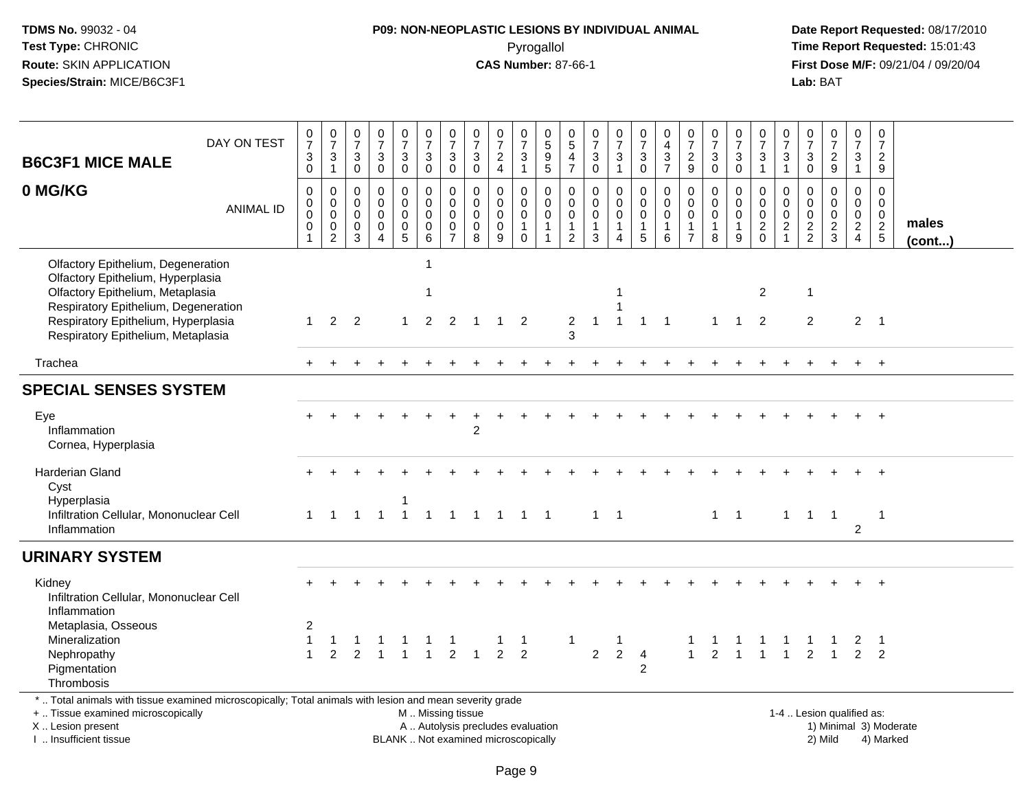**TDMS No.** 99032 - 04
**Test Type:** CHRONIC
**Route:** SKIN APPLICATION
**Species/Strain:** MICE/B6C3F1

**P09: NON-NEOPLASTIC LESIONS BY INDIVIDUAL ANIMAL**
Pyrogallol
**CAS Number:** 87-66-1

**Date Report Requested:** 08/17/2010
**Time Report Requested:** 15:01:43
**First Dose M/F:** 09/21/04 / 09/20/04
**Lab:** BAT

## B6C3F1 MICE MALE — 0 MG/KG

| DAY ON TEST | 0730 | 0731 | 0730 | 0730 | 0730 | 0730 | 0730 | 0730 | 0724 | 0731 | 0595 | 0547 | 0730 | 0731 | 0730 | 0437 | 0729 | 0730 | 0730 | 0731 | 0731 | 0730 | 0729 | 0731 | 0729 | |
|---|---|---|---|---|---|---|---|---|---|---|---|---|---|---|---|---|---|---|---|---|---|---|---|---|---|---|
| **ANIMAL ID** | 0001 | 0002 | 0003 | 0004 | 0005 | 0006 | 0007 | 0008 | 0009 | 0010 | 0011 | 0012 | 0013 | 0014 | 0015 | 0016 | 0017 | 0018 | 0019 | 0020 | 0021 | 0022 | 0023 | 0024 | 0025 | **males (cont...)** |
| Olfactory Epithelium, Degeneration | | | | | | 1 | | | | | | | | | | | | | | | | | | | | |
| Olfactory Epithelium, Hyperplasia | | | | | | | | | | | | | | | | | | | | | | | | | | |
| Olfactory Epithelium, Metaplasia | | | | | | 1 | | | | | | | | 1 | | | | | | 2 | | 1 | | | | |
| Respiratory Epithelium, Degeneration | | | | | | | | | | | | | | 1 | | | | | | | | | | | | |
| Respiratory Epithelium, Hyperplasia | 1 | 2 | 2 | | 1 | 2 | 2 | 1 | 1 | 2 | | 2 | 1 | 1 | 1 | 1 | | 1 | 1 | 2 | | 2 | | 2 | 1 | |
| Respiratory Epithelium, Metaplasia | | | | | | | | | | | | 3 | | | | | | | | | | | | | | |
| Trachea | + | + | + | + | + | + | + | + | + | + | + | + | + | + | + | + | + | + | + | + | + | + | + | + | + | |
| **SPECIAL SENSES SYSTEM** | | | | | | | | | | | | | | | | | | | | | | | | | | |
| Eye | + | + | + | + | + | + | + | + | + | + | + | + | + | + | + | + | + | + | + | + | + | + | + | + | + | |
| Inflammation | | | | | | | | 2 | | | | | | | | | | | | | | | | | | |
| Cornea, Hyperplasia | | | | | | | | | | | | | | | | | | | | | | | | | | |
| Harderian Gland | + | + | + | + | + | + | + | + | + | + | + | + | + | + | + | + | + | + | + | + | + | + | + | + | + | |
| Cyst | | | | | | | | | | | | | | | | | | | | | | | | | | |
| Hyperplasia | | | | | 1 | | | | | | | | | | | | | | | | | | | | | |
| Infiltration Cellular, Mononuclear Cell | 1 | 1 | 1 | 1 | 1 | 1 | 1 | 1 | 1 | 1 | 1 | | 1 | 1 | | | | 1 | 1 | | 1 | 1 | 1 | | 1 | |
| Inflammation | | | | | | | | | | | | | | | | | | | | | | | | 2 | | |
| **URINARY SYSTEM** | | | | | | | | | | | | | | | | | | | | | | | | | | |
| Kidney | + | + | + | + | + | + | + | + | + | + | + | + | + | + | + | + | + | + | + | + | + | + | + | + | + | |
| Infiltration Cellular, Mononuclear Cell | | | | | | | | | | | | | | | | | | | | | | | | | | |
| Inflammation | | | | | | | | | | | | | | | | | | | | | | | | | | |
| Metaplasia, Osseous | 2 | | | | | | | | | | | | | | | | | | | | | | | | | |
| Mineralization | 1 | 1 | 1 | 1 | 1 | 1 | 1 | | 1 | 1 | | 1 | | 1 | | | 1 | 1 | 1 | 1 | 1 | 1 | 1 | 2 | 1 | |
| Nephropathy | 1 | 2 | 2 | 1 | 1 | 1 | 2 | 1 | 2 | 2 | | | 2 | 2 | 4 | | 1 | 2 | 1 | 1 | 1 | 2 | 1 | 2 | 2 | |
| Pigmentation | | | | | | | | | | | | | | | 2 | | | | | | | | | | | |
| Thrombosis | | | | | | | | | | | | | | | | | | | | | | | | | | |

* .. Total animals with tissue examined microscopically; Total animals with lesion and mean severity grade
+ .. Tissue examined microscopically
X .. Lesion present
I .. Insufficient tissue

M .. Missing tissue
A .. Autolysis precludes evaluation
BLANK .. Not examined microscopically

1-4 .. Lesion qualified as:
1) Minimal 3) Moderate
2) Mild 4) Marked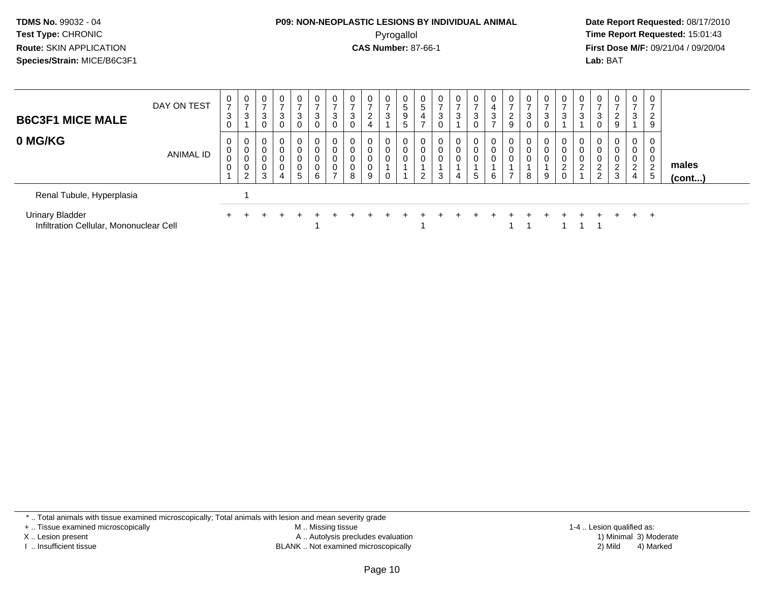**TDMS No.** 99032 - 04
**Test Type:** CHRONIC
**Route:** SKIN APPLICATION
**Species/Strain:** MICE/B6C3F1

**P09: NON-NEOPLASTIC LESIONS BY INDIVIDUAL ANIMAL**
Pyrogallol
**CAS Number:** 87-66-1

**Date Report Requested:** 08/17/2010
**Time Report Requested:** 15:01:43
**First Dose M/F:** 09/21/04 / 09/20/04
**Lab:** BAT

| B6C3F1 MICE MALE 0 MG/KG | | | | | | | | | | | | | | | | | | | | | | | | | | |
|---|---|---|---|---|---|---|---|---|---|---|---|---|---|---|---|---|---|---|---|---|---|---|---|---|---|---|
| DAY ON TEST | 0730 | 0731 | 0730 | 0730 | 0730 | 0730 | 0730 | 0730 | 0724 | 0731 | 0595 | 0547 | 0730 | 0731 | 0730 | 0437 | 0729 | 0730 | 0730 | 0731 | 0731 | 0730 | 0729 | 0731 | 0729 | |
| ANIMAL ID | 0001 | 0002 | 0003 | 0004 | 0005 | 0006 | 0007 | 0008 | 0009 | 0010 | 0011 | 0012 | 0013 | 0014 | 0015 | 0016 | 0017 | 0018 | 0019 | 0020 | 0021 | 0022 | 0023 | 0024 | 0025 | males (cont...) |
| Renal Tubule, Hyperplasia | | 1 | | | | | | | | | | | | | | | | | | | | | | | | |
| Urinary Bladder | + | + | + | + | + | + | + | + | + | + | + | + | + | + | + | + | + | + | + | + | + | + | + | + | + | |
| Infiltration Cellular, Mononuclear Cell | | | | | | 1 | | | | | | 1 | | | | | 1 | 1 | | 1 | 1 | 1 | | | | |

\* .. Total animals with tissue examined microscopically; Total animals with lesion and mean severity grade
+ .. Tissue examined microscopically
X .. Lesion present
I .. Insufficient tissue

M .. Missing tissue
A .. Autolysis precludes evaluation
BLANK .. Not examined microscopically

1-4 .. Lesion qualified as:
1) Minimal 3) Moderate
2) Mild 4) Marked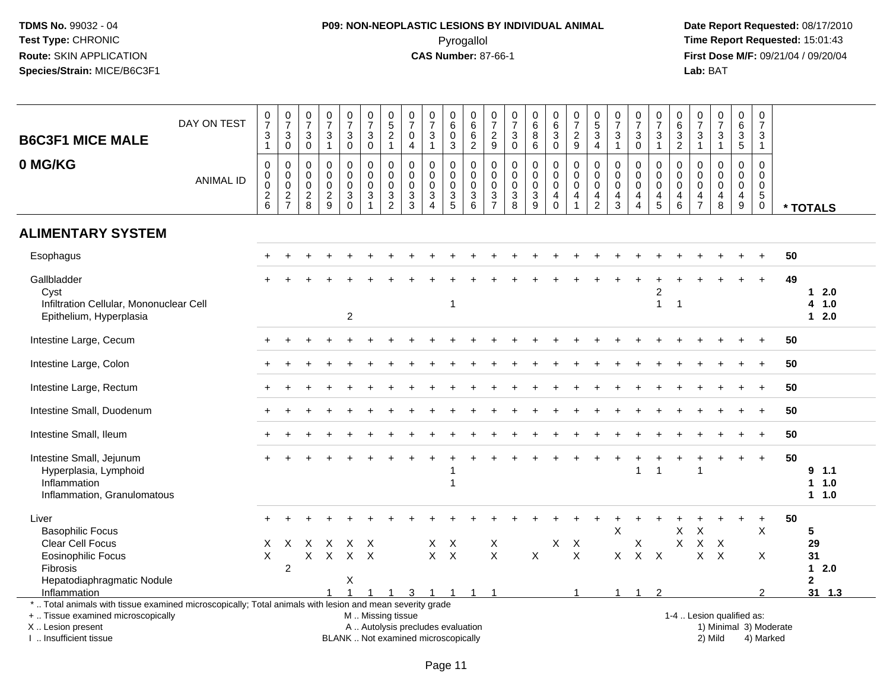**TDMS No.** 99032 - 04
**Test Type:** CHRONIC
**Route:** SKIN APPLICATION
**Species/Strain:** MICE/B6C3F1

**P09: NON-NEOPLASTIC LESIONS BY INDIVIDUAL ANIMAL**
Pyrogallol
**CAS Number:** 87-66-1

**Date Report Requested:** 08/17/2010
**Time Report Requested:** 15:01:43
**First Dose M/F:** 09/21/04 / 09/20/04
**Lab:** BAT

## B6C3F1 MICE MALE
## 0 MG/KG

| DAY ON TEST | 0731 | 0730 | 0730 | 0731 | 0730 | 0730 | 0521 | 0704 | 0731 | 0603 | 0662 | 0729 | 0730 | 0686 | 0630 | 0729 | 0534 | 0731 | 0730 | 0731 | 0632 | 0731 | 0731 | 0635 | 0731 | |
|---|---|---|---|---|---|---|---|---|---|---|---|---|---|---|---|---|---|---|---|---|---|---|---|---|---|---|
| **ANIMAL ID** | 0026 | 0027 | 0028 | 0029 | 0030 | 0031 | 0032 | 0033 | 0034 | 0035 | 0036 | 0037 | 0038 | 0039 | 0040 | 0041 | 0042 | 0043 | 0044 | 0045 | 0046 | 0047 | 0048 | 0049 | 0050 | *** TOTALS** |
| **ALIMENTARY SYSTEM** | | | | | | | | | | | | | | | | | | | | | | | | | | |
| Esophagus | + | + | + | + | + | + | + | + | + | + | + | + | + | + | + | + | + | + | + | + | + | + | + | + | + | 50 |
| Gallbladder | + | + | + | + | + | + | + | + | + | + | + | + | + | + | + | + | + | + | + | + | + | + | + | + | + | 49 |
| Cyst | | | | | | | | | | | | | | | | | | | | 2 | | | | | | 1 2.0 |
| Infiltration Cellular, Mononuclear Cell | | | | | | | | | | 1 | | | | | | | | | | 1 | 1 | | | | | 4 1.0 |
| Epithelium, Hyperplasia | | | | | 2 | | | | | | | | | | | | | | | | | | | | | 1 2.0 |
| Intestine Large, Cecum | + | + | + | + | + | + | + | + | + | + | + | + | + | + | + | + | + | + | + | + | + | + | + | + | + | 50 |
| Intestine Large, Colon | + | + | + | + | + | + | + | + | + | + | + | + | + | + | + | + | + | + | + | + | + | + | + | + | + | 50 |
| Intestine Large, Rectum | + | + | + | + | + | + | + | + | + | + | + | + | + | + | + | + | + | + | + | + | + | + | + | + | + | 50 |
| Intestine Small, Duodenum | + | + | + | + | + | + | + | + | + | + | + | + | + | + | + | + | + | + | + | + | + | + | + | + | + | 50 |
| Intestine Small, Ileum | + | + | + | + | + | + | + | + | + | + | + | + | + | + | + | + | + | + | + | + | + | + | + | + | + | 50 |
| Intestine Small, Jejunum | + | + | + | + | + | + | + | + | + | + | + | + | + | + | + | + | + | + | + | + | + | + | + | + | + | 50 |
| Hyperplasia, Lymphoid | | | | | | | | | | 1 | | | | | | | | | 1 | 1 | | 1 | | | | 9 1.1 |
| Inflammation | | | | | | | | | | 1 | | | | | | | | | | | | | | | | 1 1.0 |
| Inflammation, Granulomatous | | | | | | | | | | | | | | | | | | | | | | | | | | 1 1.0 |
| Liver | + | + | + | + | + | + | + | + | + | + | + | + | + | + | + | + | + | + | + | + | + | + | + | + | + | 50 |
| Basophilic Focus | | | | | | | | | | | | | | | | | | X | | | X | X | | | X | 5 |
| Clear Cell Focus | X | X | X | X | X | X | | | X | X | | X | | | X | X | | | X | | X | X | X | | | 29 |
| Eosinophilic Focus | X | | X | X | X | X | | | X | X | | X | | X | | X | | X | X | X | | X | X | | X | 31 |
| Fibrosis | | 2 | | | | | | | | | | | | | | | | | | | | | | | | 1 2.0 |
| Hepatodiaphragmatic Nodule | | | | | X | | | | | | | | | | | | | | | | | | | | | 2 |
| Inflammation | | | | 1 | 1 | 1 | 1 | 3 | 1 | 1 | 1 | 1 | | | | 1 | | 1 | 1 | 2 | | | | | 2 | 31 1.3 |

\* .. Total animals with tissue examined microscopically; Total animals with lesion and mean severity grade
\+ .. Tissue examined microscopically
X .. Lesion present
I .. Insufficient tissue

M .. Missing tissue
A .. Autolysis precludes evaluation
BLANK .. Not examined microscopically

1-4 .. Lesion qualified as:
1) Minimal 3) Moderate
2) Mild 4) Marked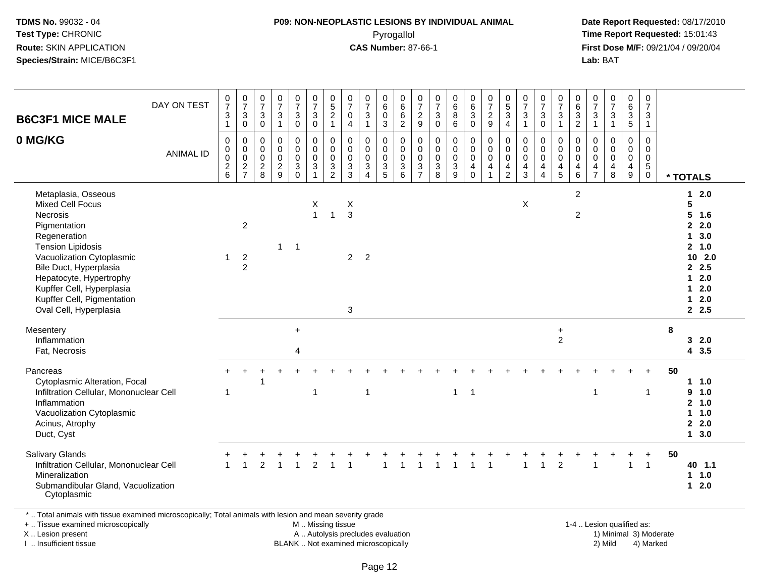**TDMS No.** 99032 - 04
**Test Type:** CHRONIC
**Route:** SKIN APPLICATION
**Species/Strain:** MICE/B6C3F1

**P09: NON-NEOPLASTIC LESIONS BY INDIVIDUAL ANIMAL**
Pyrogallol
**CAS Number:** 87-66-1

**Date Report Requested:** 08/17/2010
**Time Report Requested:** 15:01:43
**First Dose M/F:** 09/21/04 / 09/20/04
**Lab:** BAT

| B6C3F1 MICE MALE 0 MG/KG | | | | | | | | | | | | | | | | | | | | | | | | | | |
|---|---|---|---|---|---|---|---|---|---|---|---|---|---|---|---|---|---|---|---|---|---|---|---|---|---|---|
| DAY ON TEST | 0731 | 0730 | 0730 | 0731 | 0730 | 0730 | 0521 | 0704 | 0731 | 0603 | 0662 | 0729 | 0730 | 0686 | 0630 | 0729 | 0534 | 0731 | 0730 | 0731 | 0632 | 0731 | 0731 | 0635 | 0731 | |
| ANIMAL ID | 0026 | 0027 | 0028 | 0029 | 0030 | 0031 | 0032 | 0033 | 0034 | 0035 | 0036 | 0037 | 0038 | 0039 | 0040 | 0041 | 0042 | 0043 | 0044 | 0045 | 0046 | 0047 | 0048 | 0049 | 0050 | * TOTALS |
| Metaplasia, Osseous | | | | | | | | | | | | | | | | | | | | | 2 | | | | | 1 2.0 |
| Mixed Cell Focus | | | | | | X | | X | | | | | | | | | | X | | | | | | | | 5 |
| Necrosis | | | | | | 1 | 1 | 3 | | | | | | | | | | | | | 2 | | | | | 5 1.6 |
| Pigmentation | | 2 | | | | | | | | | | | | | | | | | | | | | | | | 2 2.0 |
| Regeneration | | | | | | | | | | | | | | | | | | | | | | | | | | 1 3.0 |
| Tension Lipidosis | | | | 1 | 1 | | | | | | | | | | | | | | | | | | | | | 2 1.0 |
| Vacuolization Cytoplasmic | 1 | 2 | | | | | | 2 | 2 | | | | | | | | | | | | | | | | | 10 2.0 |
| Bile Duct, Hyperplasia | | 2 | | | | | | | | | | | | | | | | | | | | | | | | 2 2.5 |
| Hepatocyte, Hypertrophy | | | | | | | | | | | | | | | | | | | | | | | | | | 1 2.0 |
| Kupffer Cell, Hyperplasia | | | | | | | | | | | | | | | | | | | | | | | | | | 1 2.0 |
| Kupffer Cell, Pigmentation | | | | | | | | | | | | | | | | | | | | | | | | | | 1 2.0 |
| Oval Cell, Hyperplasia | | | | | | | | 3 | | | | | | | | | | | | | | | | | | 2 2.5 |
| Mesentery | | | | | + | | | | | | | | | | | | | | | + | | | | | | 8 |
| Inflammation | | | | | | | | | | | | | | | | | | | | 2 | | | | | | 3 2.0 |
| Fat, Necrosis | | | | | 4 | | | | | | | | | | | | | | | | | | | | | 4 3.5 |
| Pancreas | + | + | + | + | + | + | + | + | + | + | + | + | + | + | + | + | + | + | + | + | + | + | + | + | + | 50 |
| Cytoplasmic Alteration, Focal | | | 1 | | | | | | | | | | | | | | | | | | | | | | | 1 1.0 |
| Infiltration Cellular, Mononuclear Cell | 1 | | | | | 1 | | | 1 | | | | | 1 | 1 | | | | | | | 1 | | | 1 | 9 1.0 |
| Inflammation | | | | | | | | | | | | | | | | | | | | | | | | | | 2 1.0 |
| Vacuolization Cytoplasmic | | | | | | | | | | | | | | | | | | | | | | | | | | 1 1.0 |
| Acinus, Atrophy | | | | | | | | | | | | | | | | | | | | | | | | | | 2 2.0 |
| Duct, Cyst | | | | | | | | | | | | | | | | | | | | | | | | | | 1 3.0 |
| Salivary Glands | + | + | + | + | + | + | + | + | + | + | + | + | + | + | + | + | + | + | + | + | + | + | + | + | + | 50 |
| Infiltration Cellular, Mononuclear Cell | 1 | 1 | 2 | 1 | 1 | 2 | 1 | 1 | | 1 | 1 | 1 | 1 | 1 | 1 | 1 | | 1 | 1 | 2 | | 1 | | 1 | 1 | 40 1.1 |
| Mineralization | | | | | | | | | | | | | | | | | | | | | | | | | | 1 1.0 |
| Submandibular Gland, Vacuolization Cytoplasmic | | | | | | | | | | | | | | | | | | | | | | | | | | 1 2.0 |

\* .. Total animals with tissue examined microscopically; Total animals with lesion and mean severity grade
\+ .. Tissue examined microscopically
X .. Lesion present
I .. Insufficient tissue

M .. Missing tissue
A .. Autolysis precludes evaluation
BLANK .. Not examined microscopically

1-4 .. Lesion qualified as:
1) Minimal 3) Moderate
2) Mild 4) Marked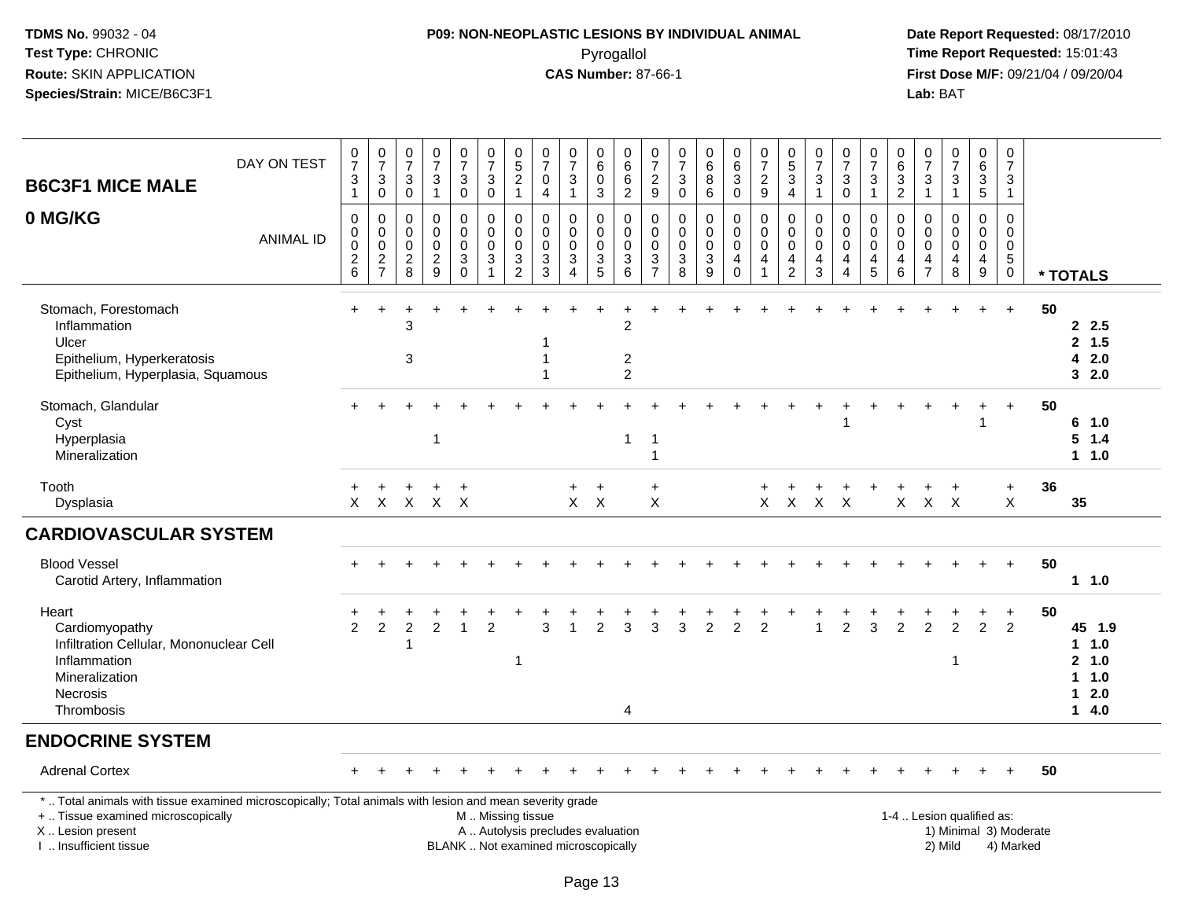**TDMS No.** 99032 - 04
**Test Type:** CHRONIC
**Route:** SKIN APPLICATION
**Species/Strain:** MICE/B6C3F1

**P09: NON-NEOPLASTIC LESIONS BY INDIVIDUAL ANIMAL**
Pyrogallol
**CAS Number:** 87-66-1

**Date Report Requested:** 08/17/2010
**Time Report Requested:** 15:01:43
**First Dose M/F:** 09/21/04 / 09/20/04
**Lab:** BAT

## B6C3F1 MICE MALE
## 0 MG/KG

| DAY ON TEST | 0731 | 0730 | 0730 | 0731 | 0730 | 0730 | 0521 | 0704 | 0731 | 0603 | 0662 | 0729 | 0730 | 0686 | 0630 | 0729 | 0534 | 0731 | 0730 | 0731 | 0632 | 0731 | 0731 | 0635 | 0731 | |
|---|---|---|---|---|---|---|---|---|---|---|---|---|---|---|---|---|---|---|---|---|---|---|---|---|---|---|
| ANIMAL ID | 0026 | 0027 | 0028 | 0029 | 0030 | 0031 | 0032 | 0033 | 0034 | 0035 | 0036 | 0037 | 0038 | 0039 | 0040 | 0041 | 0042 | 0043 | 0044 | 0045 | 0046 | 0047 | 0048 | 0049 | 0050 | * TOTALS |
| Stomach, Forestomach | + | + | + | + | + | + | + | + | + | + | + | + | + | + | + | + | + | + | + | + | + | + | + | + | + | 50 |
| Inflammation | | | 3 | | | | | | | | 2 | | | | | | | | | | | | | | | 2 2.5 |
| Ulcer | | | | | | | | 1 | | | | | | | | | | | | | | | | | | 2 1.5 |
| Epithelium, Hyperkeratosis | | | 3 | | | | | 1 | | | 2 | | | | | | | | | | | | | | | 4 2.0 |
| Epithelium, Hyperplasia, Squamous | | | | | | | | 1 | | | 2 | | | | | | | | | | | | | | | 3 2.0 |
| Stomach, Glandular | + | + | + | + | + | + | + | + | + | + | + | + | + | + | + | + | + | + | + | + | + | + | + | + | + | 50 |
| Cyst | | | | | | | | | | | | | | | | | | | 1 | | | | | 1 | | 6 1.0 |
| Hyperplasia | | | | 1 | | | | | | | 1 | 1 | | | | | | | | | | | | | | 5 1.4 |
| Mineralization | | | | | | | | | | | | 1 | | | | | | | | | | | | | | 1 1.0 |
| Tooth | + | + | + | + | + | | | | + | + | | + | | | | + | + | + | + | + | + | + | + | | + | 36 |
| Dysplasia | X | X | X | X | X | | | | X | X | | X | | | | X | X | X | X | | X | X | X | | X | 35 |

## CARDIOVASCULAR SYSTEM

| | | | | | | | | | | | | | | | | | | | | | | | | | | |
|---|---|---|---|---|---|---|---|---|---|---|---|---|---|---|---|---|---|---|---|---|---|---|---|---|---|---|
| Blood Vessel | + | + | + | + | + | + | + | + | + | + | + | + | + | + | + | + | + | + | + | + | + | + | + | + | + | 50 |
| Carotid Artery, Inflammation | | | | | | | | | | | | | | | | | | | | | | | | | | 1 1.0 |
| Heart | + | + | + | + | + | + | + | + | + | + | + | + | + | + | + | + | + | + | + | + | + | + | + | + | + | 50 |
| Cardiomyopathy | 2 | 2 | 2 | 2 | 1 | 2 | | 3 | 1 | 2 | 3 | 3 | 3 | 2 | 2 | 2 | | 1 | 2 | 3 | 2 | 2 | 2 | 2 | 2 | 45 1.9 |
| Infiltration Cellular, Mononuclear Cell | | | 1 | | | | | | | | | | | | | | | | | | | | | | | 1 1.0 |
| Inflammation | | | | | | | 1 | | | | | | | | | | | | | | | | 1 | | | 2 1.0 |
| Mineralization | | | | | | | | | | | | | | | | | | | | | | | | | | 1 1.0 |
| Necrosis | | | | | | | | | | | | | | | | | | | | | | | | | | 1 2.0 |
| Thrombosis | | | | | | | | | | | 4 | | | | | | | | | | | | | | | 1 4.0 |

## ENDOCRINE SYSTEM

| | | | | | | | | | | | | | | | | | | | | | | | | | | |
|---|---|---|---|---|---|---|---|---|---|---|---|---|---|---|---|---|---|---|---|---|---|---|---|---|---|---|
| Adrenal Cortex | + | + | + | + | + | + | + | + | + | + | + | + | + | + | + | + | + | + | + | + | + | + | + | + | + | 50 |

* .. Total animals with tissue examined microscopically; Total animals with lesion and mean severity grade
+ .. Tissue examined microscopically
X .. Lesion present
I .. Insufficient tissue

M .. Missing tissue
A .. Autolysis precludes evaluation
BLANK .. Not examined microscopically

1-4 .. Lesion qualified as:
1) Minimal 3) Moderate
2) Mild 4) Marked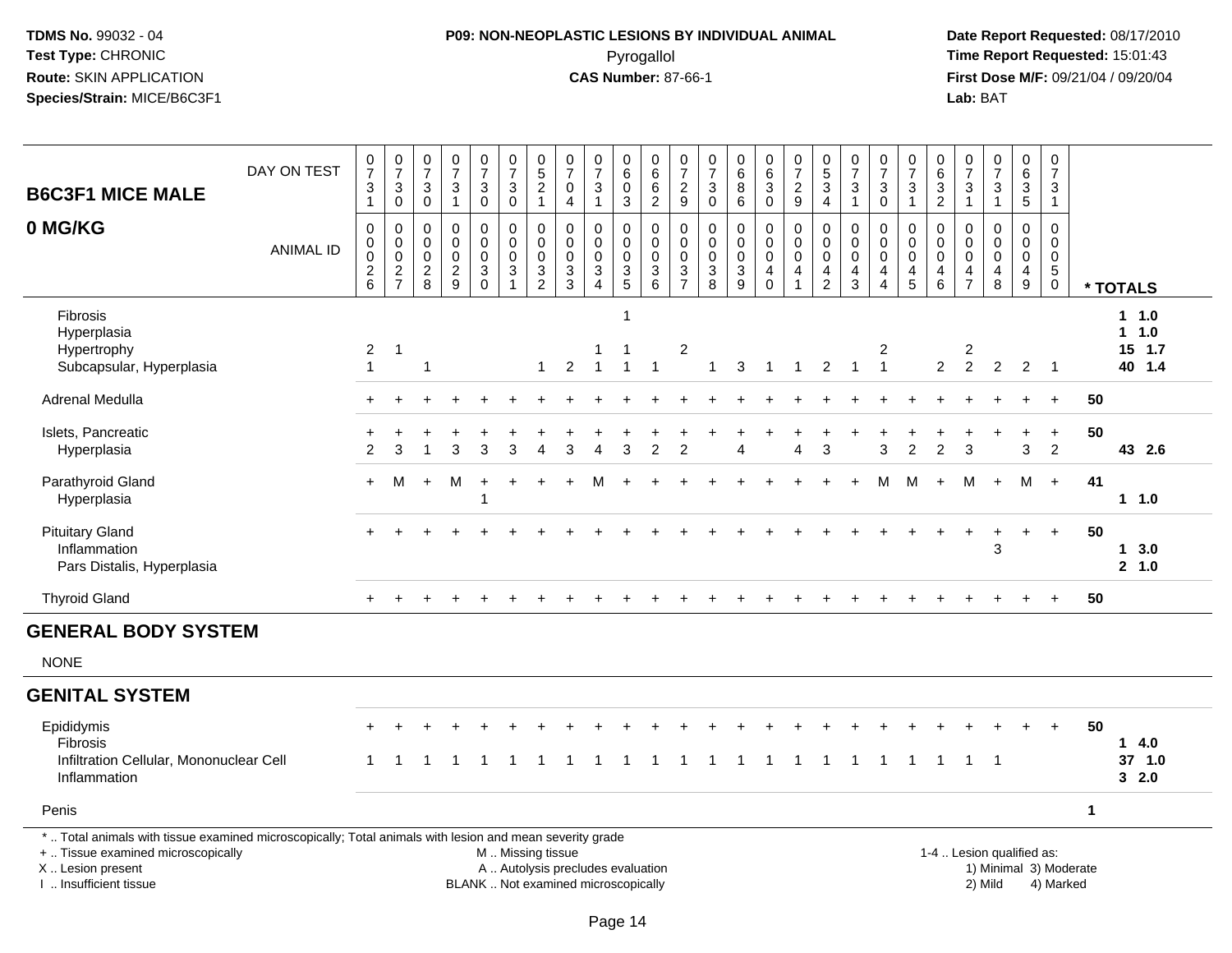TDMS No. 99032 - 04
Test Type: CHRONIC
Route: SKIN APPLICATION
Species/Strain: MICE/B6C3F1

**P09: NON-NEOPLASTIC LESIONS BY INDIVIDUAL ANIMAL**
Pyrogallol
**CAS Number:** 87-66-1

Date Report Requested: 08/17/2010
Time Report Requested: 15:01:43
First Dose M/F: 09/21/04 / 09/20/04
Lab: BAT

| B6C3F1 MICE MALE / 0 MG/KG | | | | | | | | | | | | | | | | | | | | | | | | | | * TOTALS |
|---|---|---|---|---|---|---|---|---|---|---|---|---|---|---|---|---|---|---|---|---|---|---|---|---|---|---|
| DAY ON TEST | 0731 | 0730 | 0730 | 0731 | 0730 | 0730 | 0521 | 0704 | 0731 | 0603 | 0662 | 0729 | 0730 | 0686 | 0630 | 0729 | 0534 | 0731 | 0730 | 0731 | 0632 | 0731 | 0731 | 0635 | 0731 | |
| ANIMAL ID | 0026 | 0027 | 0028 | 0029 | 0030 | 0031 | 0032 | 0033 | 0034 | 0035 | 0036 | 0037 | 0038 | 0039 | 0040 | 0041 | 0042 | 0043 | 0044 | 0045 | 0046 | 0047 | 0048 | 0049 | 0050 | |
| Fibrosis | | | | | | | | | | 1 | | | | | | | | | | | | | | | | 1 1.0 |
| Hyperplasia | | | | | | | | | | | | | | | | | | | | | | | | | | 1 1.0 |
| Hypertrophy | 2 | 1 | | | | | | | 1 | 1 | | 2 | | | | | | | 2 | | | 2 | | | | 15 1.7 |
| Subcapsular, Hyperplasia | 1 | | 1 | | | | 1 | 2 | 1 | 1 | 1 | | 1 | 3 | 1 | 1 | 2 | 1 | 1 | | 2 | 2 | 2 | 2 | 1 | 40 1.4 |
| Adrenal Medulla | + | + | + | + | + | + | + | + | + | + | + | + | + | + | + | + | + | + | + | + | + | + | + | + | + | 50 |
| Islets, Pancreatic | + | + | + | + | + | + | + | + | + | + | + | + | + | + | + | + | + | + | + | + | + | + | + | + | + | 50 |
| Hyperplasia | 2 | 3 | 1 | 3 | 3 | 3 | 4 | 3 | 4 | 3 | 2 | 2 | | 4 | | 4 | 3 | | 3 | 2 | 2 | 3 | | 3 | 2 | 43 2.6 |
| Parathyroid Gland | + | M | + | M | + | + | + | + | M | + | + | + | + | + | + | + | + | + | M | M | + | M | + | M | + | 41 |
| Hyperplasia | | | | | 1 | | | | | | | | | | | | | | | | | | | | | 1 1.0 |
| Pituitary Gland | + | + | + | + | + | + | + | + | + | + | + | + | + | + | + | + | + | + | + | + | + | + | + | + | + | 50 |
| Inflammation | | | | | | | | | | | | | | | | | | | | | | | 3 | | | 1 3.0 |
| Pars Distalis, Hyperplasia | | | | | | | | | | | | | | | | | | | | | | | | | | 2 1.0 |
| Thyroid Gland | + | + | + | + | + | + | + | + | + | + | + | + | + | + | + | + | + | + | + | + | + | + | + | + | + | 50 |
| **GENERAL BODY SYSTEM** | | | | | | | | | | | | | | | | | | | | | | | | | | |
| NONE | | | | | | | | | | | | | | | | | | | | | | | | | | |
| **GENITAL SYSTEM** | | | | | | | | | | | | | | | | | | | | | | | | | | |
| Epididymis | + | + | + | + | + | + | + | + | + | + | + | + | + | + | + | + | + | + | + | + | + | + | + | + | + | 50 |
| Fibrosis | | | | | | | | | | | | | | | | | | | | | | | | | | 1 4.0 |
| Infiltration Cellular, Mononuclear Cell | 1 | 1 | 1 | 1 | 1 | 1 | 1 | 1 | 1 | 1 | 1 | 1 | 1 | 1 | 1 | 1 | 1 | 1 | 1 | 1 | 1 | 1 | 1 | | | 37 1.0 |
| Inflammation | | | | | | | | | | | | | | | | | | | | | | | | | | 3 2.0 |
| Penis | | | | | | | | | | | | | | | | | | | | | | | | | | 1 |

* .. Total animals with tissue examined microscopically; Total animals with lesion and mean severity grade
+ .. Tissue examined microscopically
X .. Lesion present
I .. Insufficient tissue

M .. Missing tissue
A .. Autolysis precludes evaluation
BLANK .. Not examined microscopically

1-4 .. Lesion qualified as:
1) Minimal 2) Mild 3) Moderate 4) Marked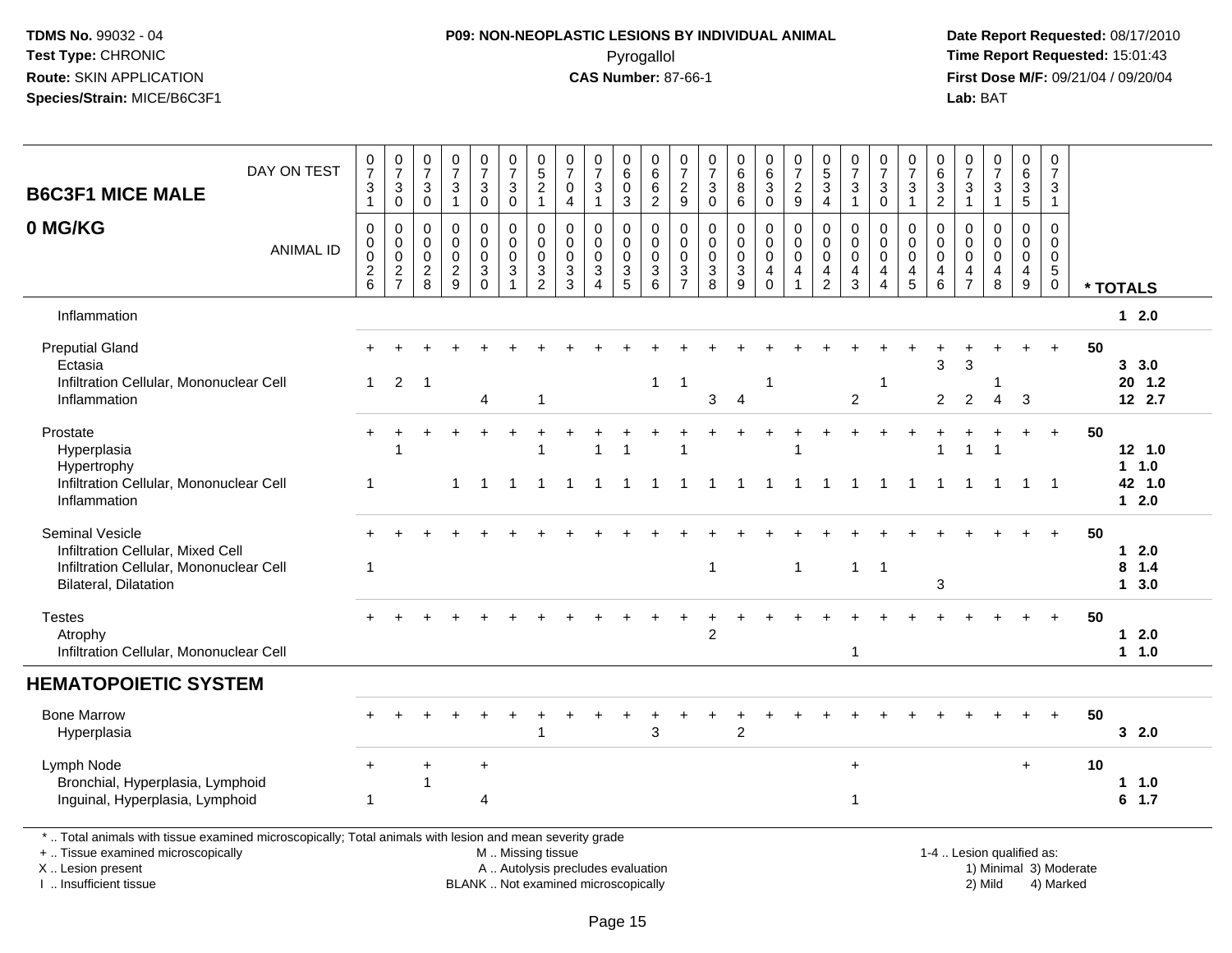**TDMS No.** 99032 - 04
**Test Type:** CHRONIC
**Route:** SKIN APPLICATION
**Species/Strain:** MICE/B6C3F1

**P09: NON-NEOPLASTIC LESIONS BY INDIVIDUAL ANIMAL**
Pyrogallol
**CAS Number:** 87-66-1

**Date Report Requested:** 08/17/2010
**Time Report Requested:** 15:01:43
**First Dose M/F:** 09/21/04 / 09/20/04
**Lab:** BAT

## B6C3F1 MICE MALE 0 MG/KG

| DAY ON TEST | 731 | 730 | 730 | 731 | 730 | 730 | 521 | 704 | 731 | 603 | 662 | 729 | 730 | 686 | 630 | 729 | 534 | 731 | 730 | 731 | 632 | 731 | 731 | 635 | 731 | |
|---|---|---|---|---|---|---|---|---|---|---|---|---|---|---|---|---|---|---|---|---|---|---|---|---|---|---|
| **ANIMAL ID** | 0026 | 0027 | 0028 | 0029 | 0030 | 0031 | 0032 | 0033 | 0034 | 0035 | 0036 | 0037 | 0038 | 0039 | 0040 | 0041 | 0042 | 0043 | 0044 | 0045 | 0046 | 0047 | 0048 | 0049 | 0050 | *** TOTALS** |
| Inflammation | | | | | | | | | | | | | | | | | | | | | | | | | | 1 2.0 |
| Preputial Gland | + | + | + | + | + | + | + | + | + | + | + | + | + | + | + | + | + | + | + | + | + | + | + | + | + | 50 |
| Ectasia | | | | | | | | | | | | | | | | | | | | | 3 | 3 | | | | 3 3.0 |
| Infiltration Cellular, Mononuclear Cell | 1 | 2 | 1 | | | | | | | | 1 | 1 | | | 1 | | | | 1 | | | | 1 | | | 20 1.2 |
| Inflammation | | | | | 4 | | 1 | | | | | | 3 | 4 | | | | 2 | | | 2 | 2 | 4 | 3 | | 12 2.7 |
| Prostate | + | + | + | + | + | + | + | + | + | + | + | + | + | + | + | + | + | + | + | + | + | + | + | + | + | 50 |
| Hyperplasia | | 1 | | | | | 1 | | 1 | 1 | | 1 | | | | 1 | | | | | 1 | 1 | 1 | | | 12 1.0 |
| Hypertrophy | | | | | | | | | | | | | | | | | | | | | | | | | | 1 1.0 |
| Infiltration Cellular, Mononuclear Cell | 1 | | | 1 | 1 | 1 | 1 | 1 | 1 | 1 | 1 | 1 | 1 | 1 | 1 | 1 | 1 | 1 | 1 | 1 | 1 | 1 | 1 | 1 | 1 | 42 1.0 |
| Inflammation | | | | | | | | | | | | | | | | | | | | | | | | | | 1 2.0 |
| Seminal Vesicle | + | + | + | + | + | + | + | + | + | + | + | + | + | + | + | + | + | + | + | + | + | + | + | + | + | 50 |
| Infiltration Cellular, Mixed Cell | | | | | | | | | | | | | | | | | | | | | | | | | | 1 2.0 |
| Infiltration Cellular, Mononuclear Cell | 1 | | | | | | | | | | | | 1 | | | 1 | | 1 | 1 | | | | | | | 8 1.4 |
| Bilateral, Dilatation | | | | | | | | | | | | | | | | | | | | | 3 | | | | | 1 3.0 |
| Testes | + | + | + | + | + | + | + | + | + | + | + | + | + | + | + | + | + | + | + | + | + | + | + | + | + | 50 |
| Atrophy | | | | | | | | | | | | | 2 | | | | | | | | | | | | | 1 2.0 |
| Infiltration Cellular, Mononuclear Cell | | | | | | | | | | | | | | | | | | 1 | | | | | | | | 1 1.0 |
| **HEMATOPOIETIC SYSTEM** | | | | | | | | | | | | | | | | | | | | | | | | | | |
| Bone Marrow | + | + | + | + | + | + | + | + | + | + | + | + | + | + | + | + | + | + | + | + | + | + | + | + | + | 50 |
| Hyperplasia | | | | | | | 1 | | | | 3 | | | 2 | | | | | | | | | | | | 3 2.0 |
| Lymph Node | + | | + | | + | | | | | | | | | | | | | + | | | | | | + | | 10 |
| Bronchial, Hyperplasia, Lymphoid | | | 1 | | | | | | | | | | | | | | | | | | | | | | | 1 1.0 |
| Inguinal, Hyperplasia, Lymphoid | 1 | | | | 4 | | | | | | | | | | | | | 1 | | | | | | | | 6 1.7 |

\* .. Total animals with tissue examined microscopically; Total animals with lesion and mean severity grade
\+ .. Tissue examined microscopically
X .. Lesion present
I .. Insufficient tissue

M .. Missing tissue
A .. Autolysis precludes evaluation
BLANK .. Not examined microscopically

1-4 .. Lesion qualified as:
1) Minimal 3) Moderate
2) Mild 4) Marked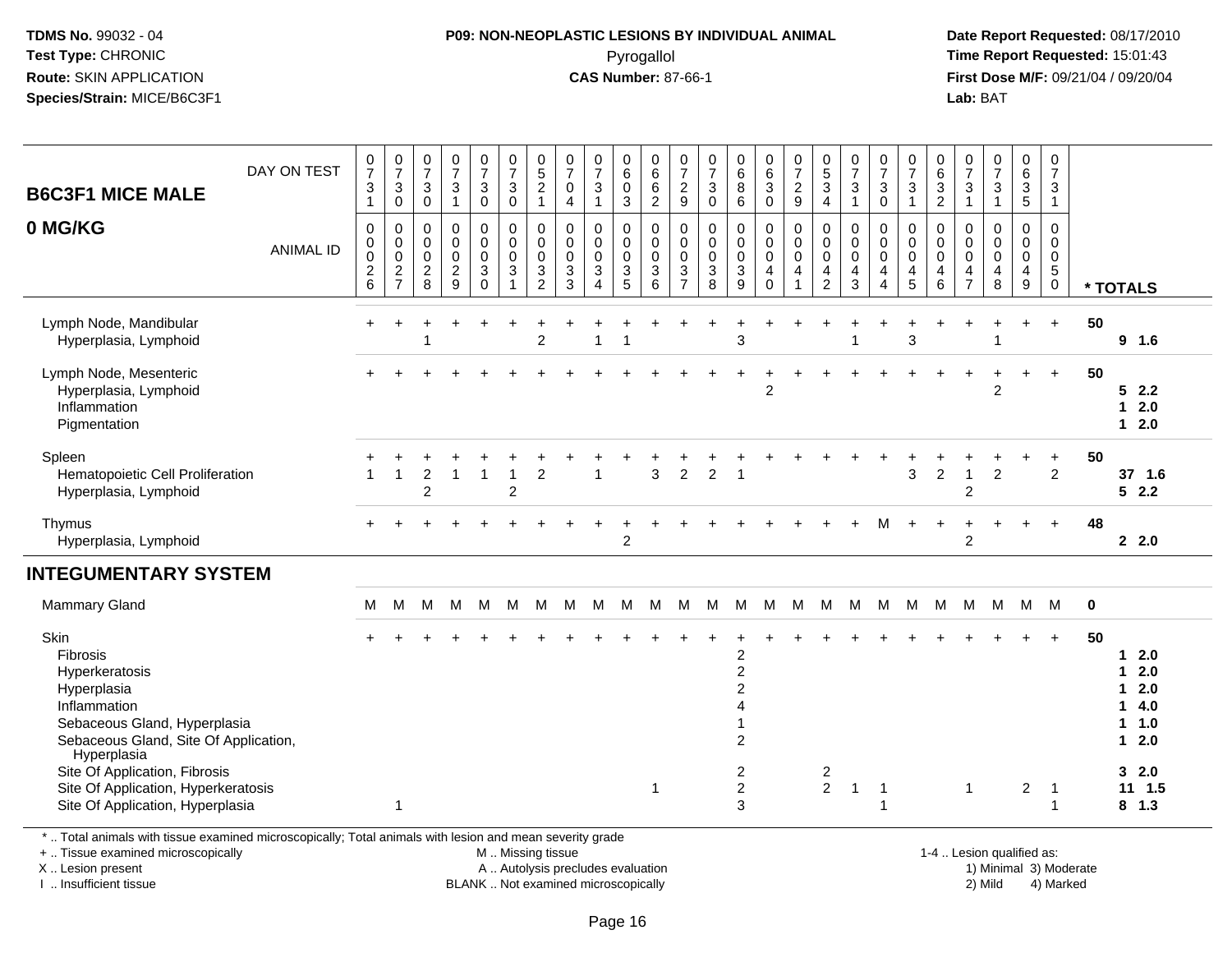TDMS No. 99032 - 04
Test Type: CHRONIC
Route: SKIN APPLICATION
Species/Strain: MICE/B6C3F1

**P09: NON-NEOPLASTIC LESIONS BY INDIVIDUAL ANIMAL**
Pyrogallol
**CAS Number:** 87-66-1

Date Report Requested: 08/17/2010
Time Report Requested: 15:01:43
First Dose M/F: 09/21/04 / 09/20/04
Lab: BAT

## B6C3F1 MICE MALE
## 0 MG/KG

| DAY ON TEST | 0731 | 0730 | 0730 | 0731 | 0730 | 0730 | 0521 | 0704 | 0731 | 0603 | 0662 | 0729 | 0730 | 0686 | 0630 | 0729 | 0534 | 0731 | 0730 | 0731 | 0632 | 0731 | 0731 | 0635 | 0731 | |
|---|---|---|---|---|---|---|---|---|---|---|---|---|---|---|---|---|---|---|---|---|---|---|---|---|---|---|
| **ANIMAL ID** | 0026 | 0027 | 0028 | 0029 | 0030 | 0031 | 0032 | 0033 | 0034 | 0035 | 0036 | 0037 | 0038 | 0039 | 0040 | 0041 | 0042 | 0043 | 0044 | 0045 | 0046 | 0047 | 0048 | 0049 | 0050 | *** TOTALS** |
| Lymph Node, Mandibular | + | + | + | + | + | + | + | + | + | + | + | + | + | + | + | + | + | + | + | + | + | + | + | + | + | 50 |
| Hyperplasia, Lymphoid | | | 1 | | | | 2 | | 1 | 1 | | | | 3 | | | | 1 | | 3 | | | 1 | | | 9 1.6 |
| Lymph Node, Mesenteric | + | + | + | + | + | + | + | + | + | + | + | + | + | + | + | + | + | + | + | + | + | + | + | + | + | 50 |
| Hyperplasia, Lymphoid | | | | | | | | | | | | | | | 2 | | | | | | | | 2 | | | 5 2.2 |
| Inflammation | | | | | | | | | | | | | | | | | | | | | | | | | | 1 2.0 |
| Pigmentation | | | | | | | | | | | | | | | | | | | | | | | | | | 1 2.0 |
| Spleen | + | + | + | + | + | + | + | + | + | + | + | + | + | + | + | + | + | + | + | + | + | + | + | + | + | 50 |
| Hematopoietic Cell Proliferation | 1 | 1 | 2 | 1 | 1 | 1 | 2 | | 1 | | 3 | 2 | 2 | 1 | | | | | | 3 | 2 | 1 | 2 | | 2 | 37 1.6 |
| Hyperplasia, Lymphoid | | | 2 | | | 2 | | | | | | | | | | | | | | | | 2 | | | | 5 2.2 |
| Thymus | + | + | + | + | + | + | + | + | + | + | + | + | + | + | + | + | + | + | M | + | + | + | + | + | + | 48 |
| Hyperplasia, Lymphoid | | | | | | | | | | 2 | | | | | | | | | | | | 2 | | | | 2 2.0 |

## INTEGUMENTARY SYSTEM

| | | | | | | | | | | | | | | | | | | | | | | | | | | |
|---|---|---|---|---|---|---|---|---|---|---|---|---|---|---|---|---|---|---|---|---|---|---|---|---|---|---|
| Mammary Gland | M | M | M | M | M | M | M | M | M | M | M | M | M | M | M | M | M | M | M | M | M | M | M | M | M | 0 |
| Skin | + | + | + | + | + | + | + | + | + | + | + | + | + | + | + | + | + | + | + | + | + | + | + | + | + | 50 |
| Fibrosis | | | | | | | | | | | | | | 2 | | | | | | | | | | | | 1 2.0 |
| Hyperkeratosis | | | | | | | | | | | | | | 2 | | | | | | | | | | | | 1 2.0 |
| Hyperplasia | | | | | | | | | | | | | | 2 | | | | | | | | | | | | 1 2.0 |
| Inflammation | | | | | | | | | | | | | | 4 | | | | | | | | | | | | 1 4.0 |
| Sebaceous Gland, Hyperplasia | | | | | | | | | | | | | | 1 | | | | | | | | | | | | 1 1.0 |
| Sebaceous Gland, Site Of Application, Hyperplasia | | | | | | | | | | | | | | 2 | | | | | | | | | | | | 1 2.0 |
| Site Of Application, Fibrosis | | | | | | | | | | | | | | 2 | | | 2 | | | | | | | | | 3 2.0 |
| Site Of Application, Hyperkeratosis | | | | | | | | | | | 1 | | | 2 | | | 2 | 1 | 1 | | | 1 | | 2 | 1 | 11 1.5 |
| Site Of Application, Hyperplasia | | 1 | | | | | | | | | | | | 3 | | | | | 1 | | | | | | 1 | 8 1.3 |

\* .. Total animals with tissue examined microscopically; Total animals with lesion and mean severity grade
\+ .. Tissue examined microscopically
X .. Lesion present
I .. Insufficient tissue
M .. Missing tissue
A .. Autolysis precludes evaluation
BLANK .. Not examined microscopically
1-4 .. Lesion qualified as: 1) Minimal 2) Mild 3) Moderate 4) Marked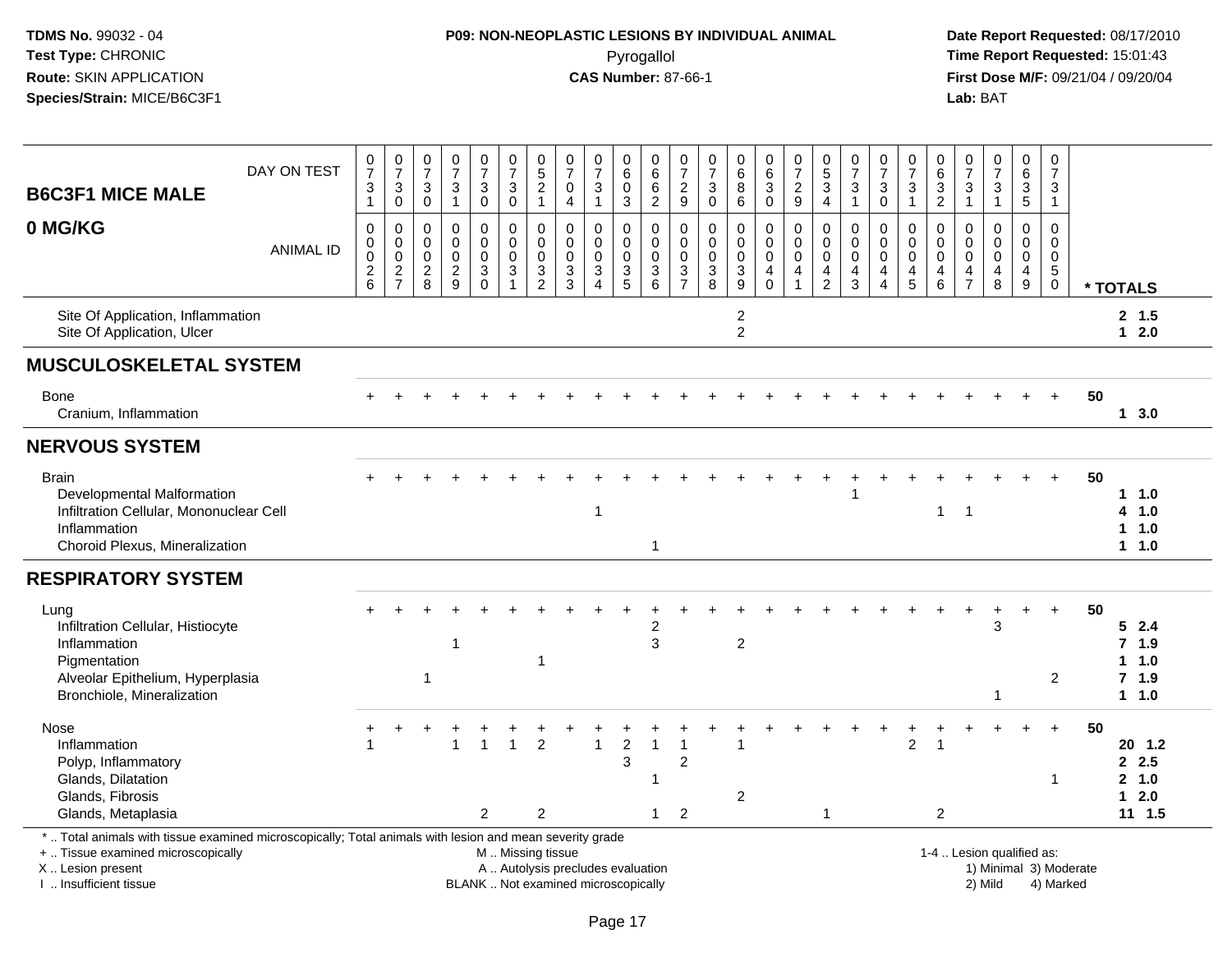**TDMS No.** 99032 - 04
**Test Type:** CHRONIC
**Route:** SKIN APPLICATION
**Species/Strain:** MICE/B6C3F1

**P09: NON-NEOPLASTIC LESIONS BY INDIVIDUAL ANIMAL**
Pyrogallol
**CAS Number:** 87-66-1

**Date Report Requested:** 08/17/2010
**Time Report Requested:** 15:01:43
**First Dose M/F:** 09/21/04 / 09/20/04
**Lab:** BAT

## B6C3F1 MICE MALE
## 0 MG/KG

| DAY ON TEST | 0731 | 0730 | 0730 | 0731 | 0730 | 0730 | 0521 | 0704 | 0731 | 0603 | 0662 | 0729 | 0730 | 0686 | 0630 | 0729 | 0534 | 0731 | 0730 | 0731 | 0632 | 0731 | 0731 | 0635 | 0731 | |
|---|---|---|---|---|---|---|---|---|---|---|---|---|---|---|---|---|---|---|---|---|---|---|---|---|---|---|
| **ANIMAL ID** | 0026 | 0027 | 0028 | 0029 | 0030 | 0031 | 0032 | 0033 | 0034 | 0035 | 0036 | 0037 | 0038 | 0039 | 0040 | 0041 | 0042 | 0043 | 0044 | 0045 | 0046 | 0047 | 0048 | 0049 | 0050 | *** TOTALS** |
| Site Of Application, Inflammation | | | | | | | | | | | | | | 2 | | | | | | | | | | | | **2 1.5** |
| Site Of Application, Ulcer | | | | | | | | | | | | | | 2 | | | | | | | | | | | | **1 2.0** |
| **MUSCULOSKELETAL SYSTEM** | | | | | | | | | | | | | | | | | | | | | | | | | | |
| Bone | + | + | + | + | + | + | + | + | + | + | + | + | + | + | + | + | + | + | + | + | + | + | + | + | + | **50** |
| Cranium, Inflammation | | | | | | | | | | | | | | | | | | | | | | | | | | **1 3.0** |
| **NERVOUS SYSTEM** | | | | | | | | | | | | | | | | | | | | | | | | | | |
| Brain | + | + | + | + | + | + | + | + | + | + | + | + | + | + | + | + | + | + | + | + | + | + | + | + | + | **50** |
| Developmental Malformation | | | | | | | | | | | | | | | | | | 1 | | | | | | | | **1 1.0** |
| Infiltration Cellular, Mononuclear Cell | | | | | | | | | 1 | | | | | | | | | | | | 1 | 1 | | | | **4 1.0** |
| Inflammation | | | | | | | | | | | | | | | | | | | | | | | | | | **1 1.0** |
| Choroid Plexus, Mineralization | | | | | | | | | | | 1 | | | | | | | | | | | | | | | **1 1.0** |
| **RESPIRATORY SYSTEM** | | | | | | | | | | | | | | | | | | | | | | | | | | |
| Lung | + | + | + | + | + | + | + | + | + | + | + | + | + | + | + | + | + | + | + | + | + | + | + | + | + | **50** |
| Infiltration Cellular, Histiocyte | | | | | | | | | | | 2 | | | | | | | | | | | | 3 | | | **5 2.4** |
| Inflammation | | | | 1 | | | | | | | 3 | | | 2 | | | | | | | | | | | | **7 1.9** |
| Pigmentation | | | | | | | 1 | | | | | | | | | | | | | | | | | | | **1 1.0** |
| Alveolar Epithelium, Hyperplasia | | | 1 | | | | | | | | | | | | | | | | | | | | | | 2 | **7 1.9** |
| Bronchiole, Mineralization | | | | | | | | | | | | | | | | | | | | | | | 1 | | | **1 1.0** |
| Nose | + | + | + | + | + | + | + | + | + | + | + | + | + | + | + | + | + | + | + | + | + | + | + | + | + | **50** |
| Inflammation | 1 | | | 1 | 1 | 1 | 2 | | 1 | 2 | 1 | 1 | | 1 | | | | | | 2 | 1 | | | | | **20 1.2** |
| Polyp, Inflammatory | | | | | | | | | | 3 | | 2 | | | | | | | | | | | | | | **2 2.5** |
| Glands, Dilatation | | | | | | | | | | | 1 | | | | | | | | | | | | | | 1 | **2 1.0** |
| Glands, Fibrosis | | | | | | | | | | | | | | 2 | | | | | | | | | | | | **1 2.0** |
| Glands, Metaplasia | | | | | 2 | | 2 | | | | 1 | 2 | | | | | 1 | | | | 2 | | | | | **11 1.5** |

\* .. Total animals with tissue examined microscopically; Total animals with lesion and mean severity grade
\+ .. Tissue examined microscopically
X .. Lesion present
I .. Insufficient tissue

M .. Missing tissue
A .. Autolysis precludes evaluation
BLANK .. Not examined microscopically

1-4 .. Lesion qualified as:
1) Minimal 3) Moderate
2) Mild 4) Marked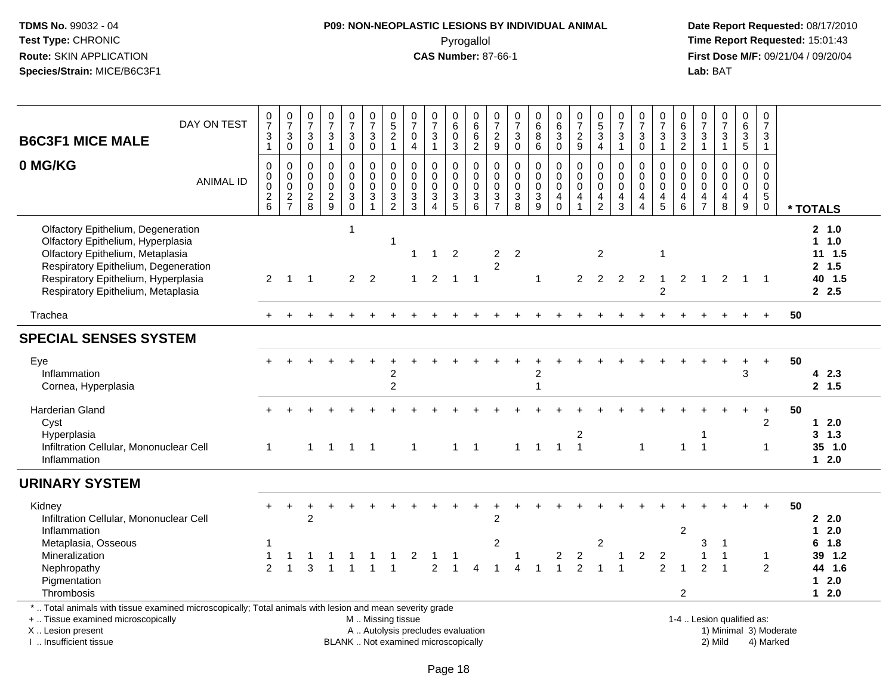**TDMS No.** 99032 - 04
**Test Type:** CHRONIC
**Route:** SKIN APPLICATION
**Species/Strain:** MICE/B6C3F1

**P09: NON-NEOPLASTIC LESIONS BY INDIVIDUAL ANIMAL**
Pyrogallol
**CAS Number:** 87-66-1

**Date Report Requested:** 08/17/2010
**Time Report Requested:** 15:01:43
**First Dose M/F:** 09/21/04 / 09/20/04
**Lab:** BAT

| B6C3F1 MICE MALE 0 MG/KG — DAY ON TEST | 0731 | 0730 | 0730 | 0731 | 0730 | 0730 | 0521 | 0704 | 0731 | 0603 | 0662 | 0729 | 0730 | 0686 | 0630 | 0729 | 0534 | 0731 | 0730 | 0731 | 0632 | 0731 | 0731 | 0635 | 0731 | |
|---|---|---|---|---|---|---|---|---|---|---|---|---|---|---|---|---|---|---|---|---|---|---|---|---|---|---|
| **ANIMAL ID** | 00026 | 00027 | 00028 | 00029 | 00030 | 00031 | 00032 | 00033 | 00034 | 00035 | 00036 | 00037 | 00038 | 00039 | 00040 | 00041 | 00042 | 00043 | 00044 | 00045 | 00046 | 00047 | 00048 | 00049 | 00050 | *** TOTALS** |
| Olfactory Epithelium, Degeneration | | | | | 1 | | | | | | | | | | | | | | | | | | | | | 2 1.0 |
| Olfactory Epithelium, Hyperplasia | | | | | | | 1 | | | | | | | | | | | | | | | | | | | 1 1.0 |
| Olfactory Epithelium, Metaplasia | | | | | | | | 1 | 1 | 2 | | 2 | 2 | | | | 2 | | | 1 | | | | | | 11 1.5 |
| Respiratory Epithelium, Degeneration | | | | | | | | | | | | 2 | | | | | | | | | | | | | | 2 1.5 |
| Respiratory Epithelium, Hyperplasia | 2 | 1 | 1 | | 2 | 2 | | 1 | 2 | 1 | 1 | | | 1 | | 2 | 2 | 2 | 2 | 1 | 2 | 1 | 2 | 1 | 1 | 40 1.5 |
| Respiratory Epithelium, Metaplasia | | | | | | | | | | | | | | | | | | | | 2 | | | | | | 2 2.5 |
| Trachea | + | + | + | + | + | + | + | + | + | + | + | + | + | + | + | + | + | + | + | + | + | + | + | + | + | 50 |
| **SPECIAL SENSES SYSTEM** | | | | | | | | | | | | | | | | | | | | | | | | | | |
| Eye | + | + | + | + | + | + | + | + | + | + | + | + | + | + | + | + | + | + | + | + | + | + | + | + | + | 50 |
| Inflammation | | | | | | | 2 | | | | | | | 2 | | | | | | | | | | 3 | | 4 2.3 |
| Cornea, Hyperplasia | | | | | | | 2 | | | | | | | 1 | | | | | | | | | | | | 2 1.5 |
| Harderian Gland | + | + | + | + | + | + | + | + | + | + | + | + | + | + | + | + | + | + | + | + | + | + | + | + | + | 50 |
| Cyst | | | | | | | | | | | | | | | | | | | | | | | | | 2 | 1 2.0 |
| Hyperplasia | | | | | | | | | | | | | | | | 2 | | | | | | 1 | | | | 3 1.3 |
| Infiltration Cellular, Mononuclear Cell | 1 | | 1 | 1 | 1 | 1 | | 1 | | 1 | 1 | | 1 | 1 | 1 | 1 | | | 1 | | 1 | 1 | | | 1 | 35 1.0 |
| Inflammation | | | | | | | | | | | | | | | | | | | | | | | | | | 1 2.0 |
| **URINARY SYSTEM** | | | | | | | | | | | | | | | | | | | | | | | | | | |
| Kidney | + | + | + | + | + | + | + | + | + | + | + | + | + | + | + | + | + | + | + | + | + | + | + | + | + | 50 |
| Infiltration Cellular, Mononuclear Cell | | | 2 | | | | | | | | | 2 | | | | | | | | | | | | | | 2 2.0 |
| Inflammation | | | | | | | | | | | | | | | | | | | | | 2 | | | | | 1 2.0 |
| Metaplasia, Osseous | 1 | | | | | | | | | | | 2 | | | | | 2 | | | | | 3 | 1 | | | 6 1.8 |
| Mineralization | 1 | 1 | 1 | 1 | 1 | 1 | 1 | 2 | 1 | 1 | | | 1 | | 2 | 2 | | 1 | 2 | 2 | | 1 | 1 | | 1 | 39 1.2 |
| Nephropathy | 2 | 1 | 3 | 1 | 1 | 1 | 1 | | 2 | 1 | 4 | 1 | 4 | 1 | 1 | 2 | 1 | 1 | | 2 | 1 | 2 | 1 | | 2 | 44 1.6 |
| Pigmentation | | | | | | | | | | | | | | | | | | | | | | | | | | 1 2.0 |
| Thrombosis | | | | | | | | | | | | | | | | | | | | | 2 | | | | | 1 2.0 |

\* .. Total animals with tissue examined microscopically; Total animals with lesion and mean severity grade
\+ .. Tissue examined microscopically
X .. Lesion present
I .. Insufficient tissue

M .. Missing tissue
A .. Autolysis precludes evaluation
BLANK .. Not examined microscopically

1-4 .. Lesion qualified as:
1) Minimal 3) Moderate
2) Mild 4) Marked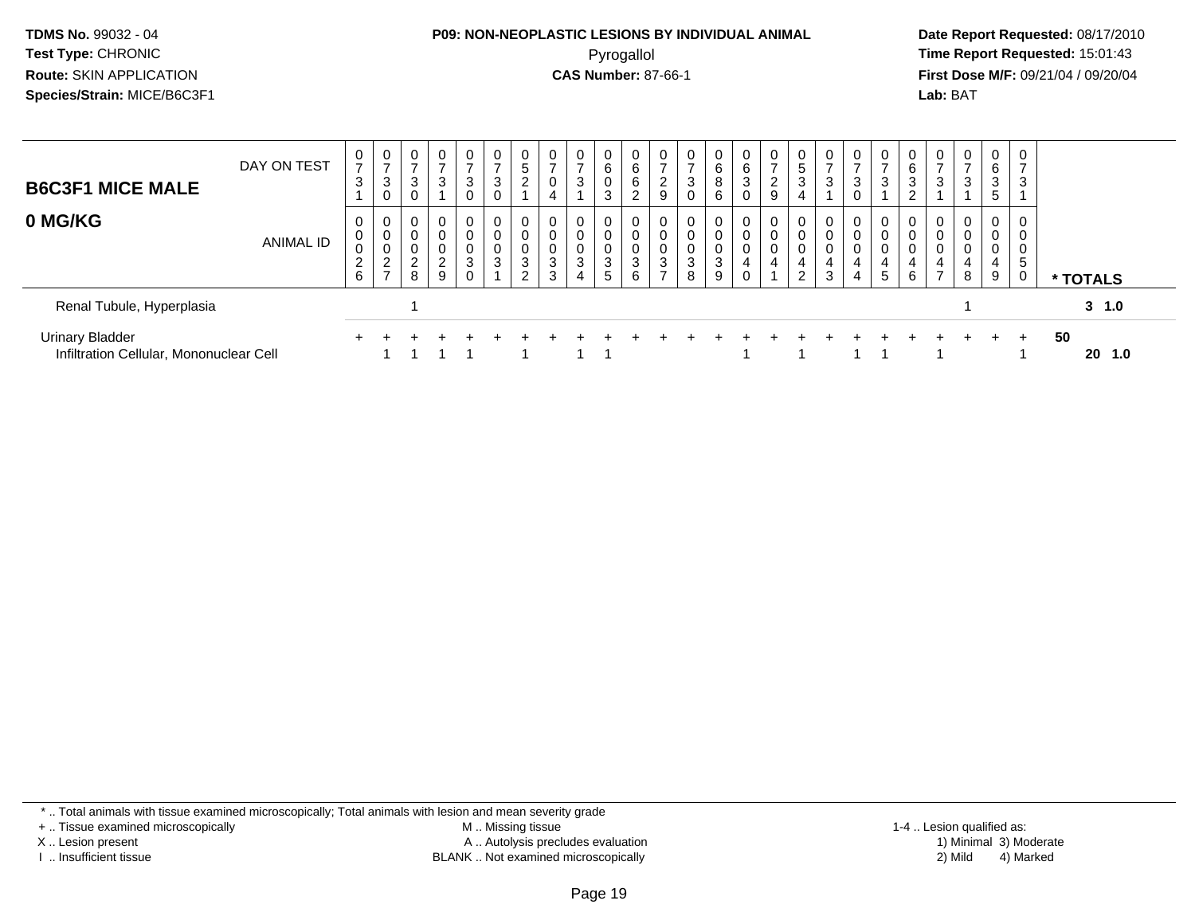**TDMS No.** 99032 - 04
**Test Type:** CHRONIC
**Route:** SKIN APPLICATION
**Species/Strain:** MICE/B6C3F1

**P09: NON-NEOPLASTIC LESIONS BY INDIVIDUAL ANIMAL**
Pyrogallol
**CAS Number:** 87-66-1

**Date Report Requested:** 08/17/2010
**Time Report Requested:** 15:01:43
**First Dose M/F:** 09/21/04 / 09/20/04
**Lab:** BAT

| B6C3F1 MICE MALE 0 MG/KG | | | | | | | | | | | | | | | | | | | | | | | | | | |
|---|---|---|---|---|---|---|---|---|---|---|---|---|---|---|---|---|---|---|---|---|---|---|---|---|---|---|
| DAY ON TEST | 0731 | 0730 | 0730 | 0731 | 0730 | 0730 | 0521 | 0704 | 0731 | 0603 | 0662 | 0729 | 0730 | 0686 | 0630 | 0729 | 0534 | 0731 | 0730 | 0731 | 0632 | 0731 | 0731 | 0635 | 0731 | |
| ANIMAL ID | 0026 | 0027 | 0028 | 0029 | 0030 | 0031 | 0032 | 0033 | 0034 | 0035 | 0036 | 0037 | 0038 | 0039 | 0040 | 0041 | 0042 | 0043 | 0044 | 0045 | 0046 | 0047 | 0048 | 0049 | 0050 | * TOTALS |
| Renal Tubule, Hyperplasia | | | 1 | | | | | | | | | | | | | | | | | | | | 1 | | | 3 1.0 |
| Urinary Bladder | + | + | + | + | + | + | + | + | + | + | + | + | + | + | + | + | + | + | + | + | + | + | + | + | + | 50 |
| Infiltration Cellular, Mononuclear Cell | | 1 | 1 | 1 | 1 | | 1 | | 1 | 1 | | | | | 1 | | 1 | | 1 | 1 | | 1 | | | 1 | 20 1.0 |

\* .. Total animals with tissue examined microscopically; Total animals with lesion and mean severity grade
\+ .. Tissue examined microscopically
X .. Lesion present
I .. Insufficient tissue

M .. Missing tissue
A .. Autolysis precludes evaluation
BLANK .. Not examined microscopically

1-4 .. Lesion qualified as:
1) Minimal 3) Moderate
2) Mild 4) Marked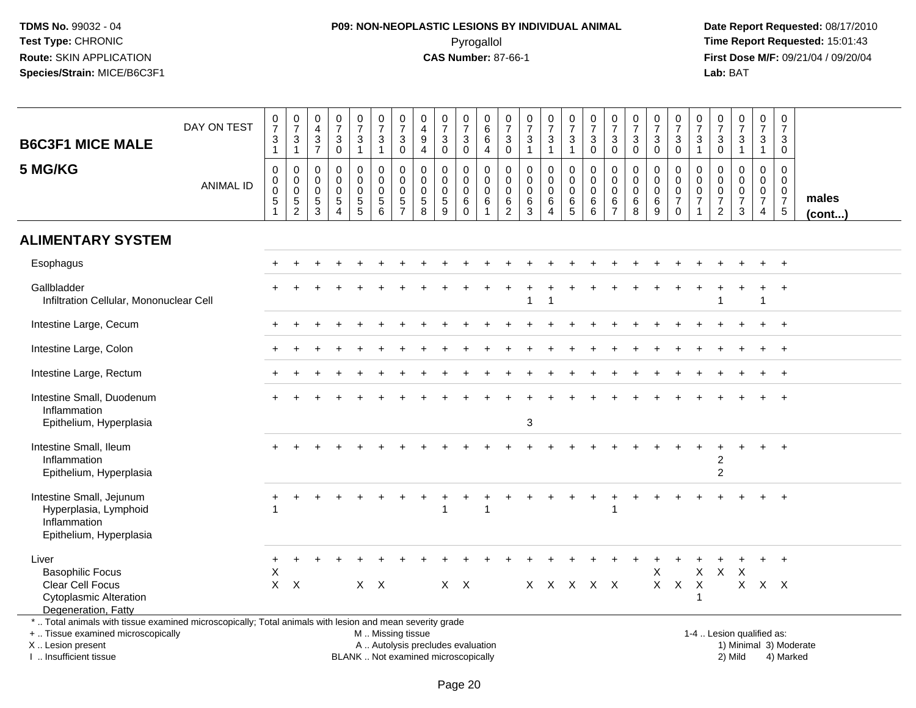**TDMS No.** 99032 - 04
**Test Type:** CHRONIC
**Route:** SKIN APPLICATION
**Species/Strain:** MICE/B6C3F1

**P09: NON-NEOPLASTIC LESIONS BY INDIVIDUAL ANIMAL**
Pyrogallol
**CAS Number:** 87-66-1

**Date Report Requested:** 08/17/2010
**Time Report Requested:** 15:01:43
**First Dose M/F:** 09/21/04 / 09/20/04
**Lab:** BAT

| B6C3F1 MICE MALE 5 MG/KG | | | | | | | | | | | | | | | | | | | | | | | | | | |
|---|---|---|---|---|---|---|---|---|---|---|---|---|---|---|---|---|---|---|---|---|---|---|---|---|---|---|
| DAY ON TEST | 0731 | 0731 | 0437 | 0730 | 0731 | 0731 | 0730 | 0494 | 0730 | 0730 | 0664 | 0730 | 0731 | 0731 | 0731 | 0730 | 0730 | 0730 | 0730 | 0730 | 0731 | 0730 | 0731 | 0731 | 0730 | |
| ANIMAL ID | 0051 | 0052 | 0053 | 0054 | 0055 | 0056 | 0057 | 0058 | 0059 | 0060 | 0061 | 0062 | 0063 | 0064 | 0065 | 0066 | 0067 | 0068 | 0069 | 0070 | 0071 | 0072 | 0073 | 0074 | 0075 | males (cont...) |
| **ALIMENTARY SYSTEM** | | | | | | | | | | | | | | | | | | | | | | | | | | |
| Esophagus | + | + | + | + | + | + | + | + | + | + | + | + | + | + | + | + | + | + | + | + | + | + | + | + | + | |
| Gallbladder | + | + | + | + | + | + | + | + | + | + | + | + | + | + | + | + | + | + | + | + | + | + | + | + | + | |
| Infiltration Cellular, Mononuclear Cell | | | | | | | | | | | | | 1 | 1 | | | | | | | | 1 | | 1 | | |
| Intestine Large, Cecum | + | + | + | + | + | + | + | + | + | + | + | + | + | + | + | + | + | + | + | + | + | + | + | + | + | |
| Intestine Large, Colon | + | + | + | + | + | + | + | + | + | + | + | + | + | + | + | + | + | + | + | + | + | + | + | + | + | |
| Intestine Large, Rectum | + | + | + | + | + | + | + | + | + | + | + | + | + | + | + | + | + | + | + | + | + | + | + | + | + | |
| Intestine Small, Duodenum | + | + | + | + | + | + | + | + | + | + | + | + | + | + | + | + | + | + | + | + | + | + | + | + | + | |
| Inflammation | | | | | | | | | | | | | | | | | | | | | | | | | | |
| Epithelium, Hyperplasia | | | | | | | | | | | | | 3 | | | | | | | | | | | | | |
| Intestine Small, Ileum | + | + | + | + | + | + | + | + | + | + | + | + | + | + | + | + | + | + | + | + | + | + | + | + | + | |
| Inflammation | | | | | | | | | | | | | | | | | | | | | | 2 | | | | |
| Epithelium, Hyperplasia | | | | | | | | | | | | | | | | | | | | | | 2 | | | | |
| Intestine Small, Jejunum | + | + | + | + | + | + | + | + | + | + | + | + | + | + | + | + | + | + | + | + | + | + | + | + | + | |
| Hyperplasia, Lymphoid | 1 | | | | | | | | 1 | | 1 | | | | | | 1 | | | | | | | | | |
| Inflammation | | | | | | | | | | | | | | | | | | | | | | | | | | |
| Epithelium, Hyperplasia | | | | | | | | | | | | | | | | | | | | | | | | | | |
| Liver | + | + | + | + | + | + | + | + | + | + | + | + | + | + | + | + | + | + | + | + | + | + | + | + | + | |
| Basophilic Focus | X | | | | | | | | | | | | | | | | | | X | | X | X | X | | | |
| Clear Cell Focus | X | X | | | X | X | | | X | X | | | X | X | X | X | X | | X | X | X | | X | X | X | |
| Cytoplasmic Alteration | | | | | | | | | | | | | | | | | | | | | 1 | | | | | |
| Degeneration, Fatty | | | | | | | | | | | | | | | | | | | | | | | | | | |

\* .. Total animals with tissue examined microscopically; Total animals with lesion and mean severity grade
+ .. Tissue examined microscopically
X .. Lesion present
I .. Insufficient tissue

M .. Missing tissue
A .. Autolysis precludes evaluation
BLANK .. Not examined microscopically

1-4 .. Lesion qualified as:
1) Minimal 3) Moderate
2) Mild 4) Marked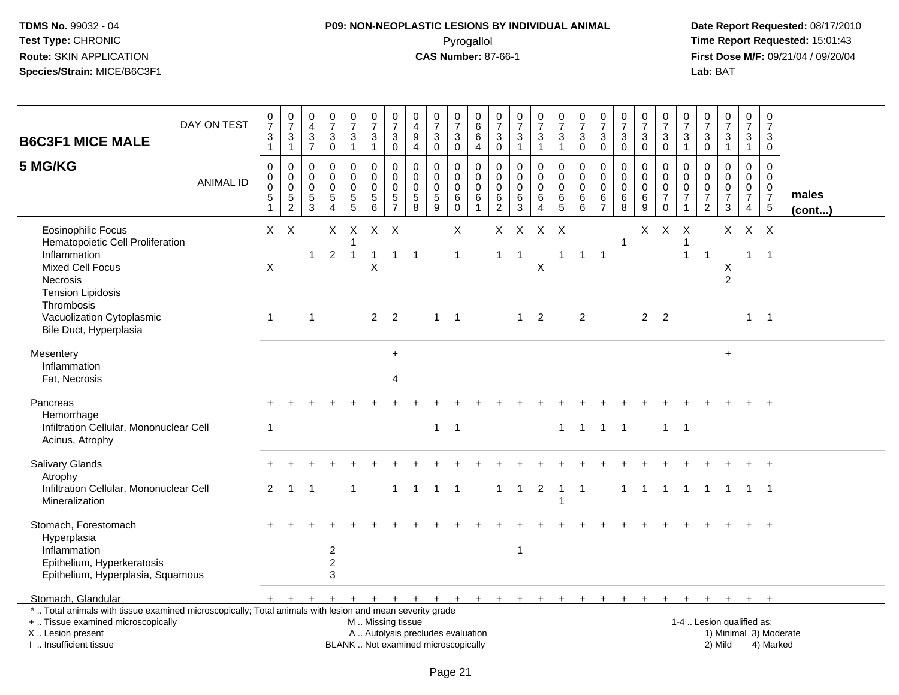**TDMS No.** 99032 - 04
**Test Type:** CHRONIC
**Route:** SKIN APPLICATION
**Species/Strain:** MICE/B6C3F1

**P09: NON-NEOPLASTIC LESIONS BY INDIVIDUAL ANIMAL**
Pyrogallol
**CAS Number:** 87-66-1

**Date Report Requested:** 08/17/2010
**Time Report Requested:** 15:01:43
**First Dose M/F:** 09/21/04 / 09/20/04
**Lab:** BAT

## B6C3F1 MICE MALE 5 MG/KG

| DAY ON TEST | 0731 | 0731 | 0437 | 0730 | 0731 | 0731 | 0730 | 0494 | 0730 | 0730 | 0664 | 0730 | 0731 | 0731 | 0731 | 0730 | 0730 | 0730 | 0730 | 0730 | 0731 | 0730 | 0731 | 0731 | 0730 | |
|---|---|---|---|---|---|---|---|---|---|---|---|---|---|---|---|---|---|---|---|---|---|---|---|---|---|---|
| **ANIMAL ID** | 0051 | 0052 | 0053 | 0054 | 0055 | 0056 | 0057 | 0058 | 0059 | 0060 | 0061 | 0062 | 0063 | 0064 | 0065 | 0066 | 0067 | 0068 | 0069 | 0070 | 0071 | 0072 | 0073 | 0074 | 0075 | **males (cont...)** |
| Eosinophilic Focus | X | X | | X | X | X | X | | | X | | X | X | X | X | | | | X | X | X | | X | X | X | |
| Hematopoietic Cell Proliferation | | | | | 1 | | | | | | | | | | | | | 1 | | | 1 | | | | | |
| Inflammation | | | 1 | 2 | 1 | 1 | 1 | 1 | | 1 | | 1 | 1 | | 1 | 1 | 1 | | | | 1 | 1 | | 1 | 1 | |
| Mixed Cell Focus | X | | | | | X | | | | | | | | X | | | | | | | | | X | | | |
| Necrosis | | | | | | | | | | | | | | | | | | | | | | | 2 | | | |
| Tension Lipidosis | | | | | | | | | | | | | | | | | | | | | | | | | | |
| Thrombosis | | | | | | | | | | | | | | | | | | | | | | | | | | |
| Vacuolization Cytoplasmic | 1 | | 1 | | | 2 | 2 | | 1 | 1 | | | 1 | 2 | | 2 | | | 2 | 2 | | | | 1 | 1 | |
| Bile Duct, Hyperplasia | | | | | | | | | | | | | | | | | | | | | | | | | | |
| Mesentery | | | | | | | + | | | | | | | | | | | | | | | | + | | | |
| Inflammation | | | | | | | | | | | | | | | | | | | | | | | | | | |
| Fat, Necrosis | | | | | | | 4 | | | | | | | | | | | | | | | | | | | |
| Pancreas | + | + | + | + | + | + | + | + | + | + | + | + | + | + | + | + | + | + | + | + | + | + | + | + | + | |
| Hemorrhage | | | | | | | | | | | | | | | | | | | | | | | | | | |
| Infiltration Cellular, Mononuclear Cell | 1 | | | | | | | | 1 | 1 | | | | | 1 | 1 | 1 | 1 | | 1 | 1 | | | | | |
| Acinus, Atrophy | | | | | | | | | | | | | | | | | | | | | | | | | | |
| Salivary Glands | + | + | + | + | + | + | + | + | + | + | + | + | + | + | + | + | + | + | + | + | + | + | + | + | + | |
| Atrophy | | | | | | | | | | | | | | | | | | | | | | | | | | |
| Infiltration Cellular, Mononuclear Cell | 2 | 1 | 1 | | 1 | | 1 | 1 | 1 | 1 | | 1 | 1 | 2 | 1 | 1 | | 1 | 1 | 1 | 1 | 1 | 1 | 1 | 1 | |
| Mineralization | | | | | | | | | | | | | | | 1 | | | | | | | | | | | |
| Stomach, Forestomach | + | + | + | + | + | + | + | + | + | + | + | + | + | + | + | + | + | + | + | + | + | + | + | + | + | |
| Hyperplasia | | | | | | | | | | | | | | | | | | | | | | | | | | |
| Inflammation | | | | 2 | | | | | | | | | 1 | | | | | | | | | | | | | |
| Epithelium, Hyperkeratosis | | | | 2 | | | | | | | | | | | | | | | | | | | | | | |
| Epithelium, Hyperplasia, Squamous | | | | 3 | | | | | | | | | | | | | | | | | | | | | | |
| Stomach, Glandular | + | + | + | + | + | + | + | + | + | + | + | + | + | + | + | + | + | + | + | + | + | + | + | + | + | |

\* .. Total animals with tissue examined microscopically; Total animals with lesion and mean severity grade
\+ .. Tissue examined microscopically
X .. Lesion present
I .. Insufficient tissue

M .. Missing tissue
A .. Autolysis precludes evaluation
BLANK .. Not examined microscopically

1-4 .. Lesion qualified as:
1) Minimal 3) Moderate
2) Mild 4) Marked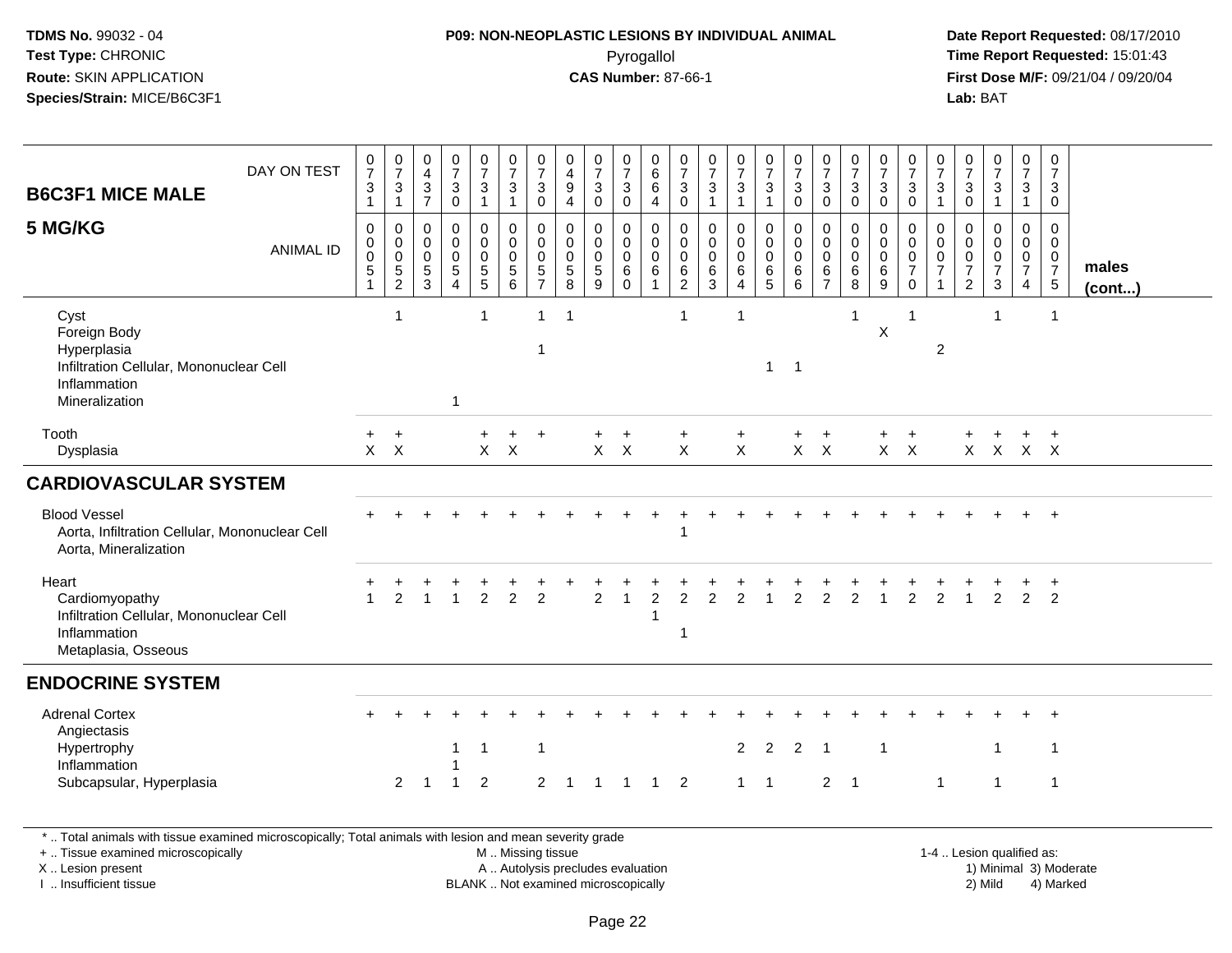**TDMS No.** 99032 - 04
**Test Type:** CHRONIC
**Route:** SKIN APPLICATION
**Species/Strain:** MICE/B6C3F1

**P09: NON-NEOPLASTIC LESIONS BY INDIVIDUAL ANIMAL**
Pyrogallol
**CAS Number:** 87-66-1

**Date Report Requested:** 08/17/2010
**Time Report Requested:** 15:01:43
**First Dose M/F:** 09/21/04 / 09/20/04
**Lab:** BAT

| B6C3F1 MICE MALE 5 MG/KG | DAY ON TEST | 0731 | 0731 | 0437 | 0730 | 0731 | 0731 | 0730 | 0494 | 0730 | 0730 | 0664 | 0730 | 0731 | 0731 | 0731 | 0730 | 0730 | 0730 | 0730 | 0730 | 0731 | 0730 | 0731 | 0731 | 0730 | |
|---|---|---|---|---|---|---|---|---|---|---|---|---|---|---|---|---|---|---|---|---|---|---|---|---|---|---|---|
| | ANIMAL ID | 00051 | 00052 | 00053 | 00054 | 00055 | 00056 | 00057 | 00058 | 00059 | 00060 | 00061 | 00062 | 00063 | 00064 | 00065 | 00066 | 00067 | 00068 | 00069 | 00070 | 00071 | 00072 | 00073 | 00074 | 00075 | males (cont...) |
| Cyst | | | 1 | | | 1 | | 1 | 1 | | | | 1 | | 1 | | | | 1 | | 1 | | | 1 | | 1 | |
| Foreign Body | | | | | | | | | | | | | | | | | | | | X | | | | | | | |
| Hyperplasia | | | | | | | | 1 | | | | | | | | | | | | | | 2 | | | | | |
| Infiltration Cellular, Mononuclear Cell | | | | | | | | | | | | | | | | 1 | 1 | | | | | | | | | | |
| Inflammation | | | | | | | | | | | | | | | | | | | | | | | | | | | |
| Mineralization | | | | | 1 | | | | | | | | | | | | | | | | | | | | | | |
| Tooth | | + | + | | | + | + | + | | + | + | | + | | + | | + | + | | + | + | | + | + | + | + | |
| Dysplasia | | X | X | | | X | X | | | X | X | | X | | X | | X | X | | X | X | | X | X | X | X | |
| **CARDIOVASCULAR SYSTEM** | | | | | | | | | | | | | | | | | | | | | | | | | | | |
| Blood Vessel | | + | + | + | + | + | + | + | + | + | + | + | + | + | + | + | + | + | + | + | + | + | + | + | + | + | |
| Aorta, Infiltration Cellular, Mononuclear Cell | | | | | | | | | | | | | 1 | | | | | | | | | | | | | | |
| Aorta, Mineralization | | | | | | | | | | | | | | | | | | | | | | | | | | | |
| Heart | | + | + | + | + | + | + | + | + | + | + | + | + | + | + | + | + | + | + | + | + | + | + | + | + | + | |
| Cardiomyopathy | | 1 | 2 | 1 | 1 | 2 | 2 | 2 | | 2 | 1 | 2 | 2 | 2 | 2 | 1 | 2 | 2 | 2 | 1 | 2 | 2 | 1 | 2 | 2 | 2 | |
| Infiltration Cellular, Mononuclear Cell | | | | | | | | | | | | 1 | | | | | | | | | | | | | | | |
| Inflammation | | | | | | | | | | | | | 1 | | | | | | | | | | | | | | |
| Metaplasia, Osseous | | | | | | | | | | | | | | | | | | | | | | | | | | | |
| **ENDOCRINE SYSTEM** | | | | | | | | | | | | | | | | | | | | | | | | | | | |
| Adrenal Cortex | | + | + | + | + | + | + | + | + | + | + | + | + | + | + | + | + | + | + | + | + | + | + | + | + | + | |
| Angiectasis | | | | | | | | | | | | | | | | | | | | | | | | | | | |
| Hypertrophy | | | | | 1 | 1 | | 1 | | | | | | | 2 | 2 | 2 | 1 | | 1 | | | | 1 | | 1 | |
| Inflammation | | | | | 1 | | | | | | | | | | | | | | | | | | | | | | |
| Subcapsular, Hyperplasia | | | 2 | 1 | 1 | 2 | | 2 | 1 | 1 | 1 | 1 | 2 | | 1 | 1 | | 2 | 1 | | | 1 | | 1 | | 1 | |

\* .. Total animals with tissue examined microscopically; Total animals with lesion and mean severity grade
+ .. Tissue examined microscopically
X .. Lesion present
I .. Insufficient tissue

M .. Missing tissue
A .. Autolysis precludes evaluation
BLANK .. Not examined microscopically

1-4 .. Lesion qualified as:
1) Minimal 3) Moderate
2) Mild 4) Marked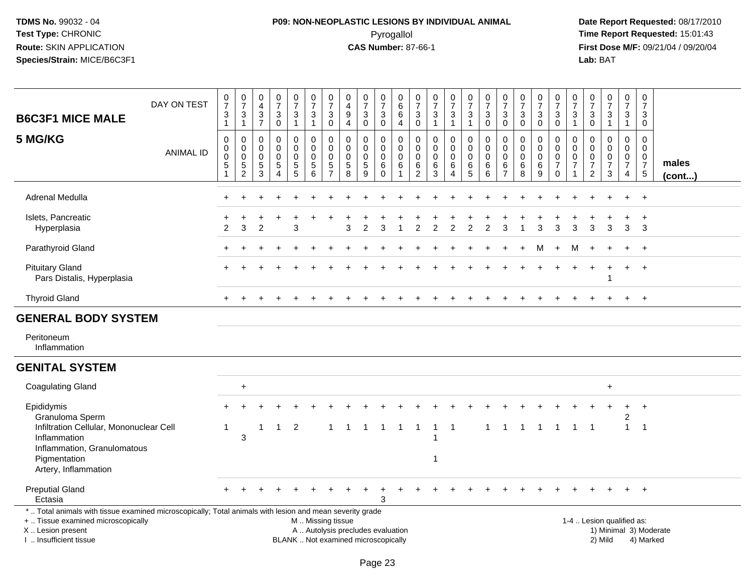**TDMS No.** 99032 - 04
**Test Type:** CHRONIC
**Route:** SKIN APPLICATION
**Species/Strain:** MICE/B6C3F1

**P09: NON-NEOPLASTIC LESIONS BY INDIVIDUAL ANIMAL**
Pyrogallol
**CAS Number:** 87-66-1

**Date Report Requested:** 08/17/2010
**Time Report Requested:** 15:01:43
**First Dose M/F:** 09/21/04 / 09/20/04
**Lab:** BAT

| B6C3F1 MICE MALE 5 MG/KG — DAY ON TEST | 0731 | 0731 | 0437 | 0730 | 0731 | 0731 | 0730 | 0494 | 0730 | 0730 | 0664 | 0730 | 0731 | 0731 | 0731 | 0730 | 0730 | 0730 | 0730 | 0730 | 0731 | 0730 | 0731 | 0731 | 0730 | |
|---|---|---|---|---|---|---|---|---|---|---|---|---|---|---|---|---|---|---|---|---|---|---|---|---|---|---|
| ANIMAL ID | 00051 | 00052 | 00053 | 00054 | 00055 | 00056 | 00057 | 00058 | 00059 | 00060 | 00061 | 00062 | 00063 | 00064 | 00065 | 00066 | 00067 | 00068 | 00069 | 00070 | 00071 | 00072 | 00073 | 00074 | 00075 | males (cont...) |
| Adrenal Medulla | + | + | + | + | + | + | + | + | + | + | + | + | + | + | + | + | + | + | + | + | + | + | + | + | + | |
| Islets, Pancreatic | + | + | + | + | + | + | + | + | + | + | + | + | + | + | + | + | + | + | + | + | + | + | + | + | + | |
| Hyperplasia | 2 | 3 | 2 | | 3 | | | 3 | 2 | 3 | 1 | 2 | 2 | 2 | 2 | 2 | 3 | 1 | 3 | 3 | 3 | 3 | 3 | 3 | 3 | |
| Parathyroid Gland | + | + | + | + | + | + | + | + | + | + | + | + | + | + | + | + | + | + | M | + | M | + | + | + | + | |
| Pituitary Gland | + | + | + | + | + | + | + | + | + | + | + | + | + | + | + | + | + | + | + | + | + | + | + | + | + | |
| Pars Distalis, Hyperplasia | | | | | | | | | | | | | | | | | | | | | | | 1 | | | |
| Thyroid Gland | + | + | + | + | + | + | + | + | + | + | + | + | + | + | + | + | + | + | + | + | + | + | + | + | + | |
| **GENERAL BODY SYSTEM** | | | | | | | | | | | | | | | | | | | | | | | | | | |
| Peritoneum | | | | | | | | | | | | | | | | | | | | | | | | | | |
| Inflammation | | | | | | | | | | | | | | | | | | | | | | | | | | |
| **GENITAL SYSTEM** | | | | | | | | | | | | | | | | | | | | | | | | | | |
| Coagulating Gland | | + | | | | | | | | | | | | | | | | | | | | | + | | | |
| Epididymis | + | + | + | + | + | + | + | + | + | + | + | + | + | + | + | + | + | + | + | + | + | + | + | + | + | |
| Granuloma Sperm | | | | | | | | | | | | | | | | | | | | | | | | 2 | | |
| Infiltration Cellular, Mononuclear Cell | 1 | | 1 | 1 | 2 | | 1 | 1 | 1 | 1 | 1 | 1 | 1 | 1 | | 1 | 1 | 1 | 1 | 1 | 1 | 1 | | 1 | 1 | |
| Inflammation | | 3 | | | | | | | | | | | 1 | | | | | | | | | | | | | |
| Inflammation, Granulomatous | | | | | | | | | | | | | | | | | | | | | | | | | | |
| Pigmentation | | | | | | | | | | | | | 1 | | | | | | | | | | | | | |
| Artery, Inflammation | | | | | | | | | | | | | | | | | | | | | | | | | | |
| Preputial Gland | + | + | + | + | + | + | + | + | + | + | + | + | + | + | + | + | + | + | + | + | + | + | + | + | + | |
| Ectasia | | | | | | | | | | 3 | | | | | | | | | | | | | | | | |

\* .. Total animals with tissue examined microscopically; Total animals with lesion and mean severity grade
+ .. Tissue examined microscopically
X .. Lesion present
I .. Insufficient tissue

M .. Missing tissue
A .. Autolysis precludes evaluation
BLANK .. Not examined microscopically

1-4 .. Lesion qualified as:
1) Minimal 3) Moderate
2) Mild 4) Marked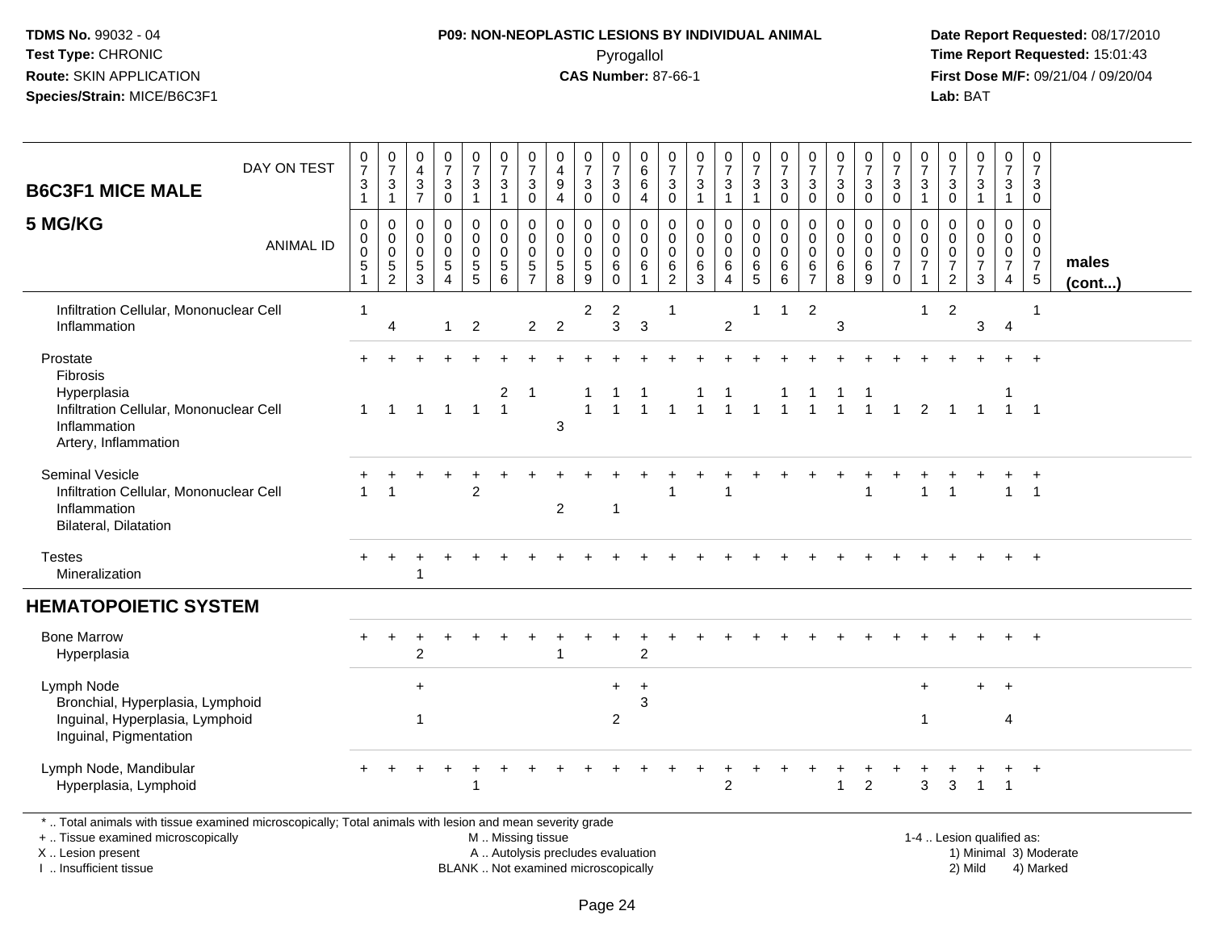**TDMS No.** 99032 - 04
**Test Type:** CHRONIC
**Route:** SKIN APPLICATION
**Species/Strain:** MICE/B6C3F1

**P09: NON-NEOPLASTIC LESIONS BY INDIVIDUAL ANIMAL**
Pyrogallol
**CAS Number:** 87-66-1

**Date Report Requested:** 08/17/2010
**Time Report Requested:** 15:01:43
**First Dose M/F:** 09/21/04 / 09/20/04
**Lab:** BAT

## B6C3F1 MICE MALE — 5 MG/KG

| DAY ON TEST | 0731 | 0731 | 0437 | 0730 | 0731 | 0731 | 0730 | 0494 | 0730 | 0730 | 0664 | 0730 | 0731 | 0731 | 0731 | 0730 | 0730 | 0730 | 0730 | 0730 | 0731 | 0730 | 0731 | 0731 | 0730 | |
|---|---|---|---|---|---|---|---|---|---|---|---|---|---|---|---|---|---|---|---|---|---|---|---|---|---|---|
| **ANIMAL ID** | 0051 | 0052 | 0053 | 0054 | 0055 | 0056 | 0057 | 0058 | 0059 | 0060 | 0061 | 0062 | 0063 | 0064 | 0065 | 0066 | 0067 | 0068 | 0069 | 0070 | 0071 | 0072 | 0073 | 0074 | 0075 | **males (cont...)** |
| Infiltration Cellular, Mononuclear Cell | 1 | | | | | | | | 2 | 2 | | 1 | | | 1 | 1 | 2 | | | | 1 | 2 | | | 1 | |
| Inflammation | | 4 | | 1 | 2 | | 2 | 2 | | 3 | 3 | | | 2 | | | | 3 | | | | | 3 | 4 | | |
| Prostate | + | + | + | + | + | + | + | + | + | + | + | + | + | + | + | + | + | + | + | + | + | + | + | + | + | |
| Fibrosis | | | | | | | | | | | | | | | | | | | | | | | | | | |
| Hyperplasia | | | | | | 2 | 1 | | 1 | 1 | 1 | | 1 | 1 | | 1 | 1 | 1 | 1 | | | | | 1 | | |
| Infiltration Cellular, Mononuclear Cell | 1 | 1 | 1 | 1 | 1 | 1 | | | 1 | 1 | 1 | 1 | 1 | 1 | 1 | 1 | 1 | 1 | 1 | 1 | 2 | 1 | 1 | 1 | 1 | |
| Inflammation | | | | | | | | 3 | | | | | | | | | | | | | | | | | | |
| Artery, Inflammation | | | | | | | | | | | | | | | | | | | | | | | | | | |
| Seminal Vesicle | + | + | + | + | + | + | + | + | + | + | + | + | + | + | + | + | + | + | + | + | + | + | + | + | + | |
| Infiltration Cellular, Mononuclear Cell | 1 | 1 | | | 2 | | | | | | | 1 | | 1 | | | | | 1 | | 1 | 1 | | 1 | 1 | |
| Inflammation | | | | | | | | 2 | | 1 | | | | | | | | | | | | | | | | |
| Bilateral, Dilatation | | | | | | | | | | | | | | | | | | | | | | | | | | |
| Testes | + | + | + | + | + | + | + | + | + | + | + | + | + | + | + | + | + | + | + | + | + | + | + | + | + | |
| Mineralization | | | 1 | | | | | | | | | | | | | | | | | | | | | | | |
| **HEMATOPOIETIC SYSTEM** | | | | | | | | | | | | | | | | | | | | | | | | | | |
| Bone Marrow | + | + | + | + | + | + | + | + | + | + | + | + | + | + | + | + | + | + | + | + | + | + | + | + | + | |
| Hyperplasia | | | 2 | | | | | 1 | | | 2 | | | | | | | | | | | | | | | |
| Lymph Node | | | + | | | | | | | + | + | | | | | | | | | | + | | + | + | | |
| Bronchial, Hyperplasia, Lymphoid | | | | | | | | | | | 3 | | | | | | | | | | | | | | | |
| Inguinal, Hyperplasia, Lymphoid | | | 1 | | | | | | | 2 | | | | | | | | | | | 1 | | | 4 | | |
| Inguinal, Pigmentation | | | | | | | | | | | | | | | | | | | | | | | | | | |
| Lymph Node, Mandibular | + | + | + | + | + | + | + | + | + | + | + | + | + | + | + | + | + | + | + | + | + | + | + | + | + | |
| Hyperplasia, Lymphoid | | | | | 1 | | | | | | | | | 2 | | | | 1 | 2 | | 3 | 3 | 1 | 1 | | |

\* .. Total animals with tissue examined microscopically; Total animals with lesion and mean severity grade
+ .. Tissue examined microscopically
X .. Lesion present
I .. Insufficient tissue

M .. Missing tissue
A .. Autolysis precludes evaluation
BLANK .. Not examined microscopically

1-4 .. Lesion qualified as:
1) Minimal 3) Moderate
2) Mild 4) Marked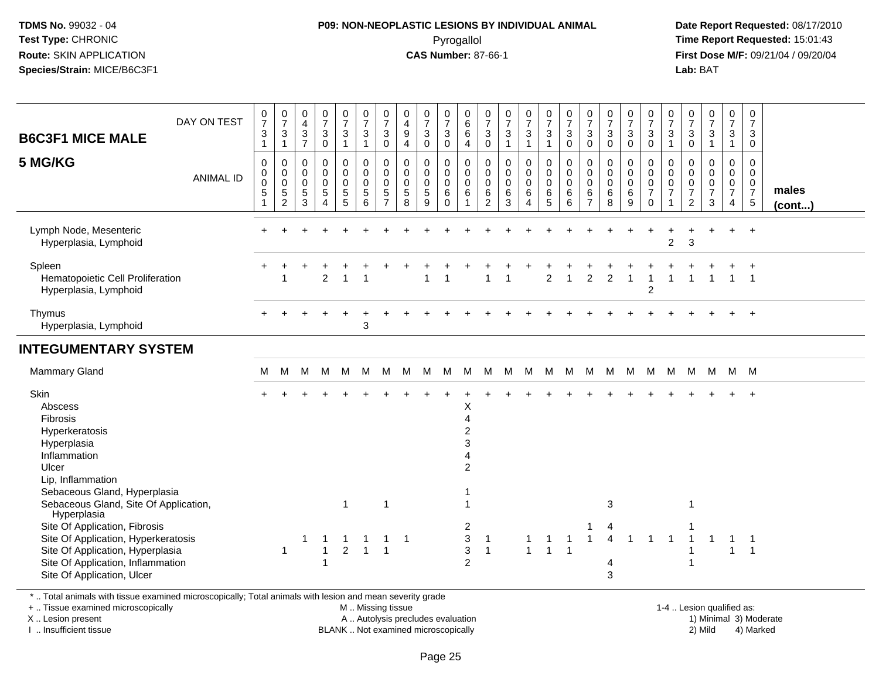**TDMS No.** 99032 - 04
**Test Type:** CHRONIC
**Route:** SKIN APPLICATION
**Species/Strain:** MICE/B6C3F1

**P09: NON-NEOPLASTIC LESIONS BY INDIVIDUAL ANIMAL**
Pyrogallol
**CAS Number:** 87-66-1

**Date Report Requested:** 08/17/2010
**Time Report Requested:** 15:01:43
**First Dose M/F:** 09/21/04 / 09/20/04
**Lab:** BAT

## B6C3F1 MICE MALE
## 5 MG/KG

| DAY ON TEST | 0731 | 0731 | 0437 | 0730 | 0731 | 0731 | 0730 | 0494 | 0730 | 0730 | 0664 | 0730 | 0731 | 0731 | 0731 | 0730 | 0730 | 0730 | 0730 | 0730 | 0731 | 0730 | 0731 | 0731 | 0730 | |
|---|---|---|---|---|---|---|---|---|---|---|---|---|---|---|---|---|---|---|---|---|---|---|---|---|---|---|
| **ANIMAL ID** | 0051 | 0052 | 0053 | 0054 | 0055 | 0056 | 0057 | 0058 | 0059 | 0060 | 0061 | 0062 | 0063 | 0064 | 0065 | 0066 | 0067 | 0068 | 0069 | 0070 | 0071 | 0072 | 0073 | 0074 | 0075 | **males (cont...)** |
| Lymph Node, Mesenteric | + | + | + | + | + | + | + | + | + | + | + | + | + | + | + | + | + | + | + | + | + | + | + | + | + | |
| Hyperplasia, Lymphoid | | | | | | | | | | | | | | | | | | | | | 2 | 3 | | | | |
| Spleen | + | + | + | + | + | + | + | + | + | + | + | + | + | + | + | + | + | + | + | + | + | + | + | + | + | |
| Hematopoietic Cell Proliferation | | 1 | | 2 | 1 | 1 | | | 1 | 1 | | 1 | 1 | | 2 | 1 | 2 | 2 | 1 | 1 | 1 | 1 | 1 | 1 | 1 | |
| Hyperplasia, Lymphoid | | | | | | | | | | | | | | | | | | | | 2 | | | | | | |
| Thymus | + | + | + | + | + | + | + | + | + | + | + | + | + | + | + | + | + | + | + | + | + | + | + | + | + | |
| Hyperplasia, Lymphoid | | | | | | 3 | | | | | | | | | | | | | | | | | | | | |
| **INTEGUMENTARY SYSTEM** | | | | | | | | | | | | | | | | | | | | | | | | | | |
| Mammary Gland | M | M | M | M | M | M | M | M | M | M | M | M | M | M | M | M | M | M | M | M | M | M | M | M | M | |
| Skin | + | + | + | + | + | + | + | + | + | + | + | + | + | + | + | + | + | + | + | + | + | + | + | + | + | |
| Abscess | | | | | | | | | | | X | | | | | | | | | | | | | | | |
| Fibrosis | | | | | | | | | | | 4 | | | | | | | | | | | | | | | |
| Hyperkeratosis | | | | | | | | | | | 2 | | | | | | | | | | | | | | | |
| Hyperplasia | | | | | | | | | | | 3 | | | | | | | | | | | | | | | |
| Inflammation | | | | | | | | | | | 4 | | | | | | | | | | | | | | | |
| Ulcer | | | | | | | | | | | 2 | | | | | | | | | | | | | | | |
| Lip, Inflammation | | | | | | | | | | | | | | | | | | | | | | | | | | |
| Sebaceous Gland, Hyperplasia | | | | | | | | | | | 1 | | | | | | | | | | | | | | | |
| Sebaceous Gland, Site Of Application, Hyperplasia | | | | | 1 | | 1 | | | | 1 | | | | | | | 3 | | | | 1 | | | | |
| Site Of Application, Fibrosis | | | | | | | | | | | 2 | | | | | | 1 | 4 | | | | 1 | | | | |
| Site Of Application, Hyperkeratosis | | | 1 | 1 | 1 | 1 | 1 | 1 | | | 3 | 1 | | 1 | 1 | 1 | 1 | 4 | 1 | 1 | 1 | 1 | 1 | 1 | 1 | |
| Site Of Application, Hyperplasia | | 1 | | 1 | 2 | 1 | 1 | | | | 3 | 1 | | 1 | 1 | 1 | | | | | | 1 | | 1 | 1 | |
| Site Of Application, Inflammation | | | | 1 | | | | | | | 2 | | | | | | | 4 | | | | 1 | | | | |
| Site Of Application, Ulcer | | | | | | | | | | | | | | | | | | 3 | | | | | | | | |

\* .. Total animals with tissue examined microscopically; Total animals with lesion and mean severity grade
+ .. Tissue examined microscopically
X .. Lesion present
I .. Insufficient tissue

M .. Missing tissue
A .. Autolysis precludes evaluation
BLANK .. Not examined microscopically

1-4 .. Lesion qualified as:
1) Minimal 3) Moderate
2) Mild 4) Marked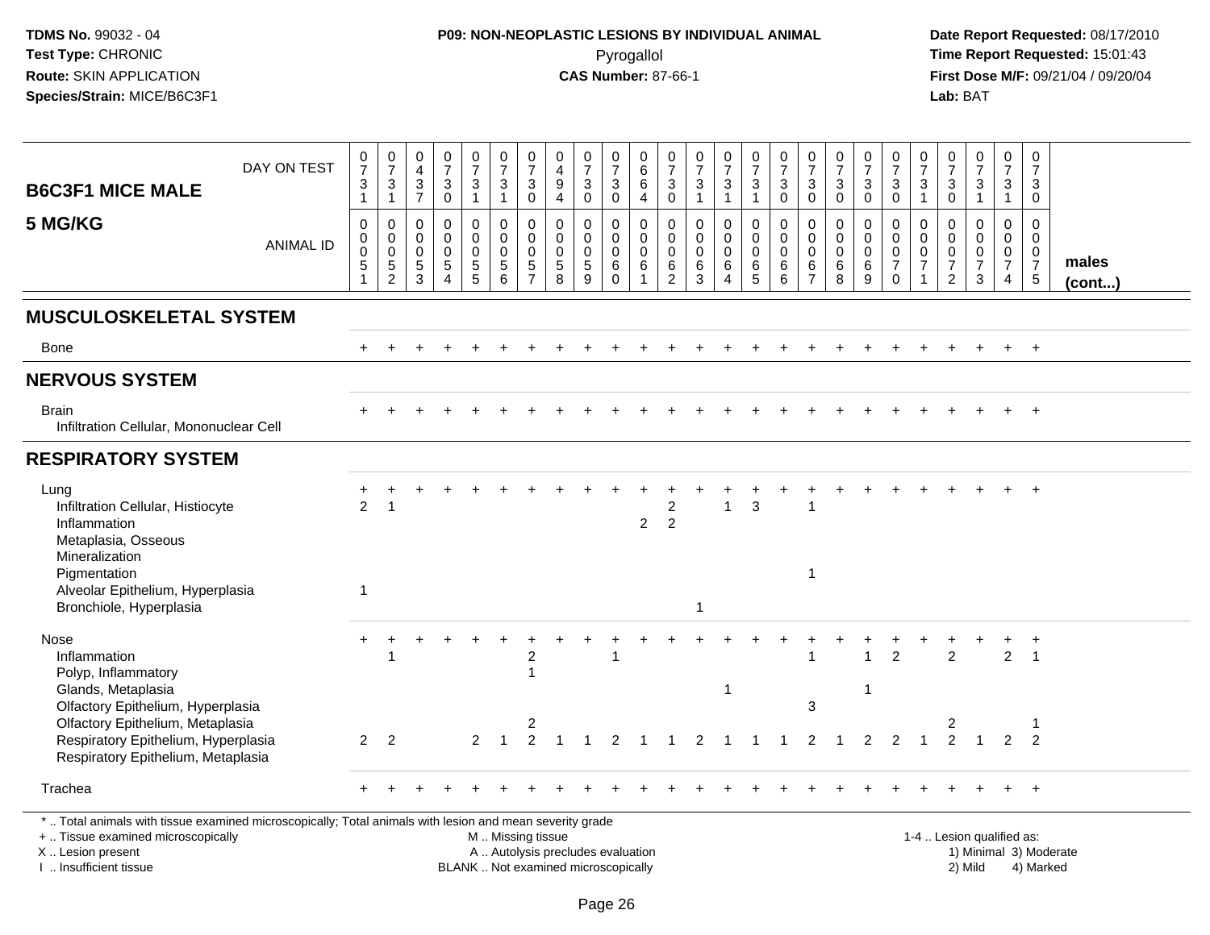**TDMS No.** 99032 - 04
**Test Type:** CHRONIC
**Route:** SKIN APPLICATION
**Species/Strain:** MICE/B6C3F1

**P09: NON-NEOPLASTIC LESIONS BY INDIVIDUAL ANIMAL**
Pyrogallol
**CAS Number:** 87-66-1

**Date Report Requested:** 08/17/2010
**Time Report Requested:** 15:01:43
**First Dose M/F:** 09/21/04 / 09/20/04
**Lab:** BAT

## B6C3F1 MICE MALE
## 5 MG/KG

| DAY ON TEST | 731 | 731 | 437 | 730 | 731 | 731 | 730 | 494 | 730 | 730 | 664 | 730 | 731 | 731 | 731 | 730 | 730 | 730 | 730 | 730 | 731 | 730 | 731 | 731 | 730 | |
|---|---|---|---|---|---|---|---|---|---|---|---|---|---|---|---|---|---|---|---|---|---|---|---|---|---|---|
| **ANIMAL ID** | 0051 | 0052 | 0053 | 0054 | 0055 | 0056 | 0057 | 0058 | 0059 | 0060 | 0061 | 0062 | 0063 | 0064 | 0065 | 0066 | 0067 | 0068 | 0069 | 0070 | 0071 | 0072 | 0073 | 0074 | 0075 | **males (cont...)** |
| **MUSCULOSKELETAL SYSTEM** | | | | | | | | | | | | | | | | | | | | | | | | | | |
| Bone | + | + | + | + | + | + | + | + | + | + | + | + | + | + | + | + | + | + | + | + | + | + | + | + | + | |
| **NERVOUS SYSTEM** | | | | | | | | | | | | | | | | | | | | | | | | | | |
| Brain | + | + | + | + | + | + | + | + | + | + | + | + | + | + | + | + | + | + | + | + | + | + | + | + | + | |
| Infiltration Cellular, Mononuclear Cell | | | | | | | | | | | | | | | | | | | | | | | | | | |
| **RESPIRATORY SYSTEM** | | | | | | | | | | | | | | | | | | | | | | | | | | |
| Lung | + | + | + | + | + | + | + | + | + | + | + | + | + | + | + | + | + | + | + | + | + | + | + | + | + | |
| Infiltration Cellular, Histiocyte | 2 | 1 | | | | | | | | | | 2 | | 1 | 3 | | 1 | | | | | | | | | |
| Inflammation | | | | | | | | | | | 2 | 2 | | | | | | | | | | | | | | |
| Metaplasia, Osseous | | | | | | | | | | | | | | | | | | | | | | | | | | |
| Mineralization | | | | | | | | | | | | | | | | | | | | | | | | | | |
| Pigmentation | | | | | | | | | | | | | | | | | 1 | | | | | | | | | |
| Alveolar Epithelium, Hyperplasia | 1 | | | | | | | | | | | | | | | | | | | | | | | | | |
| Bronchiole, Hyperplasia | | | | | | | | | | | | | 1 | | | | | | | | | | | | | |
| Nose | + | + | + | + | + | + | + | + | + | + | + | + | + | + | + | + | + | + | + | + | + | + | + | + | + | |
| Inflammation | | 1 | | | | | 2 | | | 1 | | | | | | | 1 | | 1 | 2 | | 2 | | 2 | 1 | |
| Polyp, Inflammatory | | | | | | | 1 | | | | | | | | | | | | | | | | | | | |
| Glands, Metaplasia | | | | | | | | | | | | | | 1 | | | | | 1 | | | | | | | |
| Olfactory Epithelium, Hyperplasia | | | | | | | | | | | | | | | | | 3 | | | | | | | | | |
| Olfactory Epithelium, Metaplasia | | | | | | | 2 | | | | | | | | | | | | | | | 2 | | | 1 | |
| Respiratory Epithelium, Hyperplasia | 2 | 2 | | | 2 | 1 | 2 | 1 | 1 | 2 | 1 | 1 | 2 | 1 | 1 | 1 | 2 | 1 | 2 | 2 | 1 | 2 | 1 | 2 | 2 | |
| Respiratory Epithelium, Metaplasia | | | | | | | | | | | | | | | | | | | | | | | | | | |
| Trachea | + | + | + | + | + | + | + | + | + | + | + | + | + | + | + | + | + | + | + | + | + | + | + | + | + | |

* .. Total animals with tissue examined microscopically; Total animals with lesion and mean severity grade
+ .. Tissue examined microscopically
X .. Lesion present
I .. Insufficient tissue

M .. Missing tissue
A .. Autolysis precludes evaluation
BLANK .. Not examined microscopically

1-4 .. Lesion qualified as:
1) Minimal 3) Moderate
2) Mild 4) Marked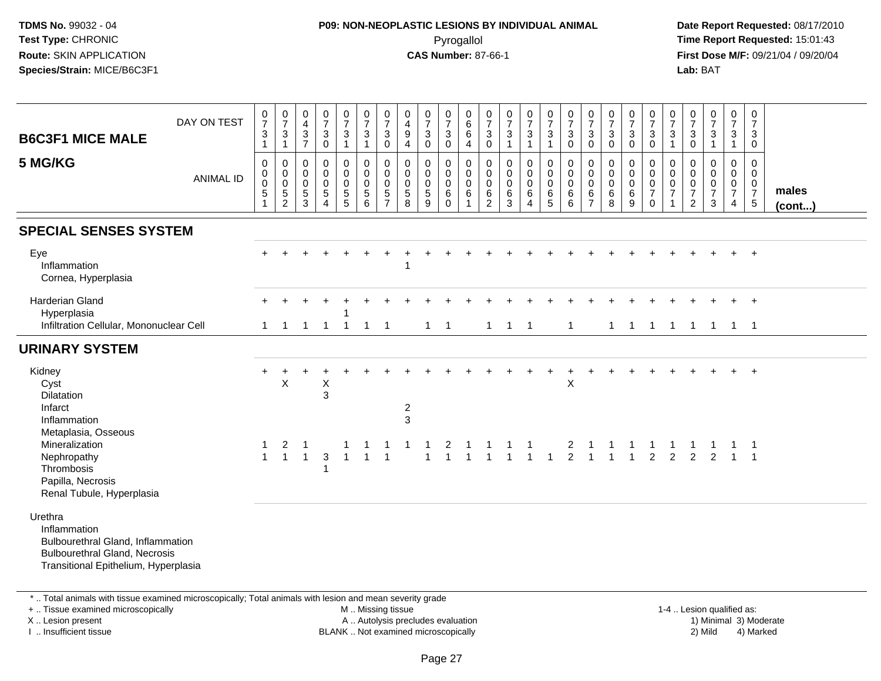TDMS No. 99032 - 04
Test Type: CHRONIC
Route: SKIN APPLICATION
Species/Strain: MICE/B6C3F1

**P09: NON-NEOPLASTIC LESIONS BY INDIVIDUAL ANIMAL**
Pyrogallol
**CAS Number:** 87-66-1

Date Report Requested: 08/17/2010
Time Report Requested: 15:01:43
First Dose M/F: 09/21/04 / 09/20/04
Lab: BAT

## B6C3F1 MICE MALE
## 5 MG/KG

| DAY ON TEST | 0731 | 0731 | 0437 | 0730 | 0731 | 0731 | 0730 | 0494 | 0730 | 0730 | 0664 | 0730 | 0731 | 0731 | 0731 | 0730 | 0730 | 0730 | 0730 | 0730 | 0731 | 0730 | 0731 | 0731 | 0730 | |
|---|---|---|---|---|---|---|---|---|---|---|---|---|---|---|---|---|---|---|---|---|---|---|---|---|---|---|
| **ANIMAL ID** | 0051 | 0052 | 0053 | 0054 | 0055 | 0056 | 0057 | 0058 | 0059 | 0060 | 0061 | 0062 | 0063 | 0064 | 0065 | 0066 | 0067 | 0068 | 0069 | 0070 | 0071 | 0072 | 0073 | 0074 | 0075 | **males (cont...)** |
| **SPECIAL SENSES SYSTEM** | | | | | | | | | | | | | | | | | | | | | | | | | | |
| Eye | + | + | + | + | + | + | + | + | + | + | + | + | + | + | + | + | + | + | + | + | + | + | + | + | + | |
| Inflammation | | | | | | | | 1 | | | | | | | | | | | | | | | | | | |
| Cornea, Hyperplasia | | | | | | | | | | | | | | | | | | | | | | | | | | |
| Harderian Gland | + | + | + | + | + | + | + | + | + | + | + | + | + | + | + | + | + | + | + | + | + | + | + | + | + | |
| Hyperplasia | | | | | 1 | | | | | | | | | | | | | | | | | | | | | |
| Infiltration Cellular, Mononuclear Cell | 1 | 1 | 1 | 1 | 1 | 1 | 1 | | 1 | 1 | | 1 | 1 | 1 | | 1 | | 1 | 1 | 1 | 1 | 1 | 1 | 1 | 1 | |
| **URINARY SYSTEM** | | | | | | | | | | | | | | | | | | | | | | | | | | |
| Kidney | + | + | + | + | + | + | + | + | + | + | + | + | + | + | + | + | + | + | + | + | + | + | + | + | + | |
| Cyst | | X | | X | | | | | | | | | | | | X | | | | | | | | | | |
| Dilatation | | | | 3 | | | | | | | | | | | | | | | | | | | | | | |
| Infarct | | | | | | | | 2 | | | | | | | | | | | | | | | | | | |
| Inflammation | | | | | | | | 3 | | | | | | | | | | | | | | | | | | |
| Metaplasia, Osseous | | | | | | | | | | | | | | | | | | | | | | | | | | |
| Mineralization | 1 | 2 | 1 | | 1 | 1 | 1 | 1 | 1 | 2 | 1 | 1 | 1 | 1 | | 2 | 1 | 1 | 1 | 1 | 1 | 1 | 1 | 1 | 1 | |
| Nephropathy | 1 | 1 | 1 | 3 | 1 | 1 | 1 | | 1 | 1 | 1 | 1 | 1 | 1 | 1 | 2 | 1 | 1 | 1 | 2 | 2 | 2 | 2 | 1 | 1 | |
| Thrombosis | | | | 1 | | | | | | | | | | | | | | | | | | | | | | |
| Papilla, Necrosis | | | | | | | | | | | | | | | | | | | | | | | | | | |
| Renal Tubule, Hyperplasia | | | | | | | | | | | | | | | | | | | | | | | | | | |
| Urethra | | | | | | | | | | | | | | | | | | | | | | | | | | |
| Inflammation | | | | | | | | | | | | | | | | | | | | | | | | | | |
| Bulbourethral Gland, Inflammation | | | | | | | | | | | | | | | | | | | | | | | | | | |
| Bulbourethral Gland, Necrosis | | | | | | | | | | | | | | | | | | | | | | | | | | |
| Transitional Epithelium, Hyperplasia | | | | | | | | | | | | | | | | | | | | | | | | | | |

* .. Total animals with tissue examined microscopically; Total animals with lesion and mean severity grade
+ .. Tissue examined microscopically
X .. Lesion present
I .. Insufficient tissue

M .. Missing tissue
A .. Autolysis precludes evaluation
BLANK .. Not examined microscopically

1-4 .. Lesion qualified as:
1) Minimal 3) Moderate
2) Mild 4) Marked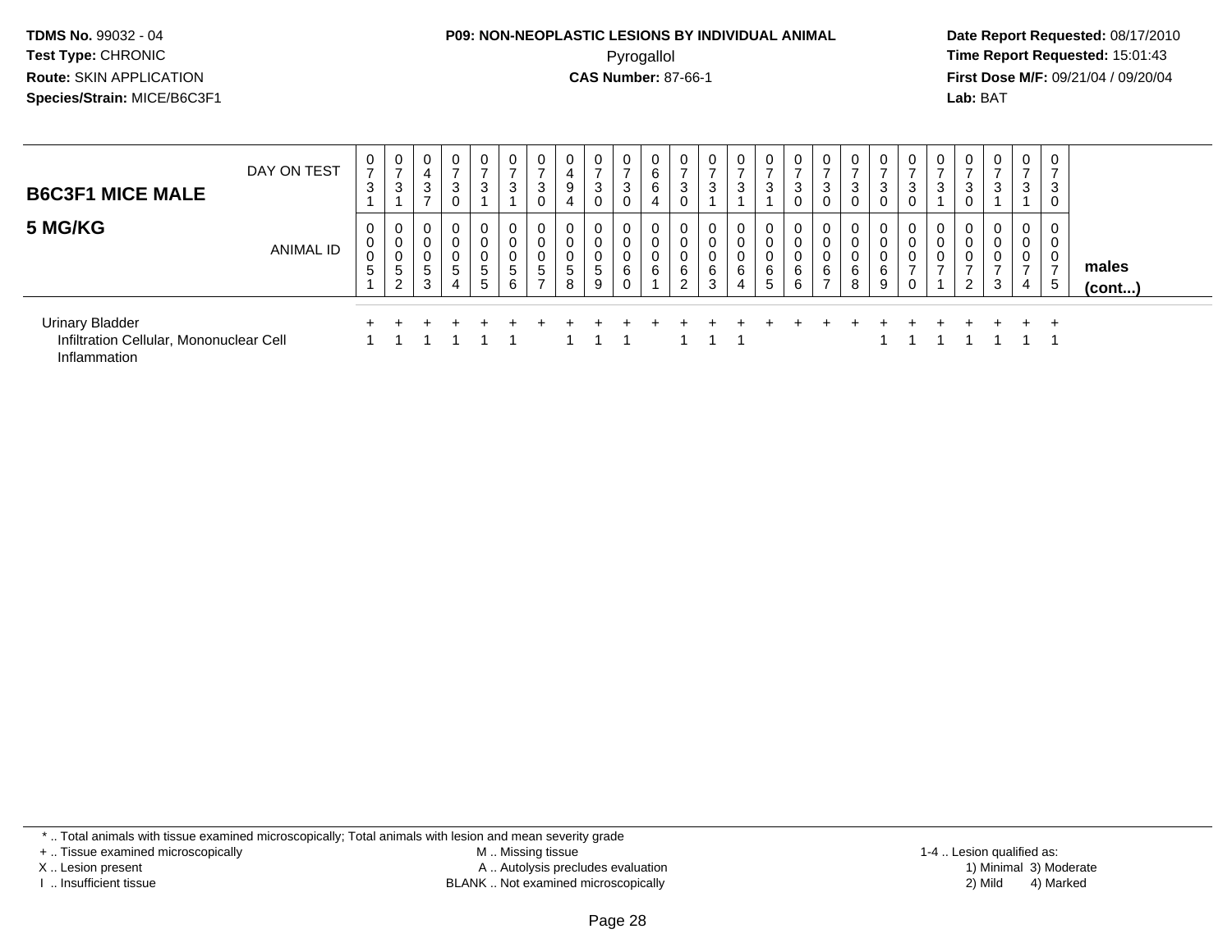**TDMS No.** 99032 - 04
**Test Type:** CHRONIC
**Route:** SKIN APPLICATION
**Species/Strain:** MICE/B6C3F1

**P09: NON-NEOPLASTIC LESIONS BY INDIVIDUAL ANIMAL**
Pyrogallol
**CAS Number:** 87-66-1

**Date Report Requested:** 08/17/2010
**Time Report Requested:** 15:01:43
**First Dose M/F:** 09/21/04 / 09/20/04
**Lab:** BAT

## B6C3F1 MICE MALE
## 5 MG/KG

| DAY ON TEST | 0731 | 0731 | 0437 | 0730 | 0731 | 0731 | 0730 | 0494 | 0730 | 0730 | 0664 | 0730 | 0731 | 0731 | 0731 | 0730 | 0730 | 0730 | 0730 | 0730 | 0731 | 0730 | 0731 | 0731 | 0730 | |
|---|---|---|---|---|---|---|---|---|---|---|---|---|---|---|---|---|---|---|---|---|---|---|---|---|---|---|
| **ANIMAL ID** | 0051 | 0052 | 0053 | 0054 | 0055 | 0056 | 0057 | 0058 | 0059 | 0060 | 0061 | 0062 | 0063 | 0064 | 0065 | 0066 | 0067 | 0068 | 0069 | 0070 | 0071 | 0072 | 0073 | 0074 | 0075 | **males (cont...)** |
| Urinary Bladder | + | + | + | + | + | + | + | + | + | + | + | + | + | + | + | + | + | + | + | + | + | + | + | + | + | |
| Infiltration Cellular, Mononuclear Cell | 1 | 1 | 1 | 1 | 1 | 1 | | 1 | 1 | 1 | | 1 | 1 | 1 | | | | | 1 | 1 | 1 | 1 | 1 | 1 | 1 | |
| Inflammation | | | | | | | | | | | | | | | | | | | | | | | | | | |

\* .. Total animals with tissue examined microscopically; Total animals with lesion and mean severity grade
+ .. Tissue examined microscopically
X .. Lesion present
I .. Insufficient tissue
M .. Missing tissue
A .. Autolysis precludes evaluation
BLANK .. Not examined microscopically
1-4 .. Lesion qualified as:
1) Minimal 3) Moderate
2) Mild 4) Marked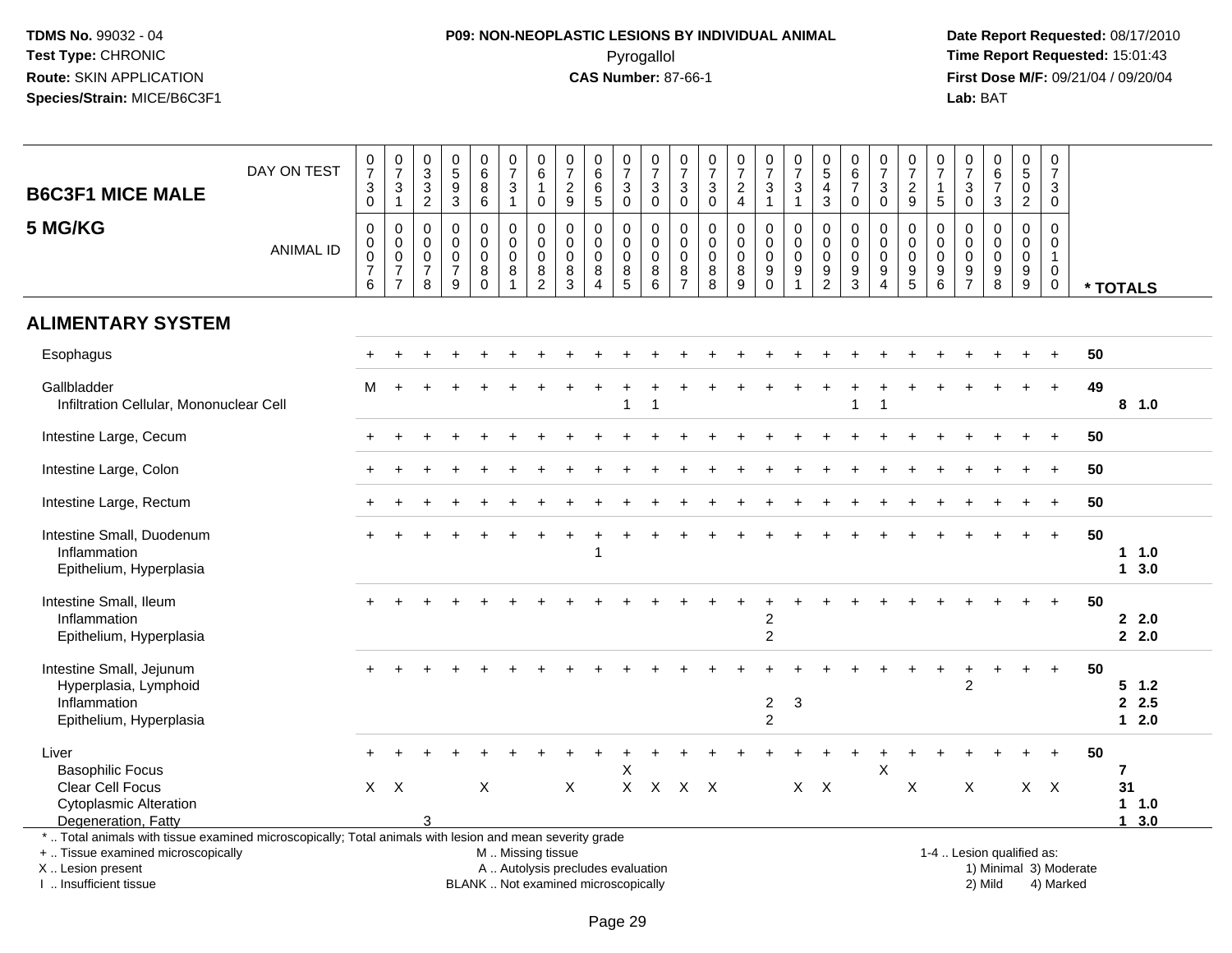**TDMS No.** 99032 - 04
**Test Type:** CHRONIC
**Route:** SKIN APPLICATION
**Species/Strain:** MICE/B6C3F1

**P09: NON-NEOPLASTIC LESIONS BY INDIVIDUAL ANIMAL**
Pyrogallol
**CAS Number:** 87-66-1

**Date Report Requested:** 08/17/2010
**Time Report Requested:** 15:01:43
**First Dose M/F:** 09/21/04 / 09/20/04
**Lab:** BAT

## B6C3F1 MICE MALE
## 5 MG/KG

| DAY ON TEST | 0730 | 0731 | 0332 | 0593 | 0686 | 0731 | 0610 | 0729 | 0665 | 0730 | 0730 | 0730 | 0730 | 0724 | 0731 | 0731 | 0543 | 0670 | 0730 | 0729 | 0715 | 0730 | 0673 | 0502 | 0730 | |
|---|---|---|---|---|---|---|---|---|---|---|---|---|---|---|---|---|---|---|---|---|---|---|---|---|---|---|
| **ANIMAL ID** | 0076 | 0077 | 0078 | 0079 | 0080 | 0081 | 0082 | 0083 | 0084 | 0085 | 0086 | 0087 | 0088 | 0089 | 0090 | 0091 | 0092 | 0093 | 0094 | 0095 | 0096 | 0097 | 0098 | 0099 | 0100 | *** TOTALS** |
| **ALIMENTARY SYSTEM** | | | | | | | | | | | | | | | | | | | | | | | | | | |
| Esophagus | + | + | + | + | + | + | + | + | + | + | + | + | + | + | + | + | + | + | + | + | + | + | + | + | + | 50 |
| Gallbladder | M | + | + | + | + | + | + | + | + | + | + | + | + | + | + | + | + | + | + | + | + | + | + | + | + | 49 |
| Infiltration Cellular, Mononuclear Cell | | | | | | | | | | 1 | 1 | | | | | | | 1 | 1 | | | | | | | 8 1.0 |
| Intestine Large, Cecum | + | + | + | + | + | + | + | + | + | + | + | + | + | + | + | + | + | + | + | + | + | + | + | + | + | 50 |
| Intestine Large, Colon | + | + | + | + | + | + | + | + | + | + | + | + | + | + | + | + | + | + | + | + | + | + | + | + | + | 50 |
| Intestine Large, Rectum | + | + | + | + | + | + | + | + | + | + | + | + | + | + | + | + | + | + | + | + | + | + | + | + | + | 50 |
| Intestine Small, Duodenum | + | + | + | + | + | + | + | + | + | + | + | + | + | + | + | + | + | + | + | + | + | + | + | + | + | 50 |
| Inflammation | | | | | | | | | 1 | | | | | | | | | | | | | | | | | 1 1.0 |
| Epithelium, Hyperplasia | | | | | | | | | | | | | | | | | | | | | | | | | | 1 3.0 |
| Intestine Small, Ileum | + | + | + | + | + | + | + | + | + | + | + | + | + | + | + | + | + | + | + | + | + | + | + | + | + | 50 |
| Inflammation | | | | | | | | | | | | | | | 2 | | | | | | | | | | | 2 2.0 |
| Epithelium, Hyperplasia | | | | | | | | | | | | | | | 2 | | | | | | | | | | | 2 2.0 |
| Intestine Small, Jejunum | + | + | + | + | + | + | + | + | + | + | + | + | + | + | + | + | + | + | + | + | + | + | + | + | + | 50 |
| Hyperplasia, Lymphoid | | | | | | | | | | | | | | | | | | | | | | 2 | | | | 5 1.2 |
| Inflammation | | | | | | | | | | | | | | | 2 | 3 | | | | | | | | | | 2 2.5 |
| Epithelium, Hyperplasia | | | | | | | | | | | | | | | 2 | | | | | | | | | | | 1 2.0 |
| Liver | + | + | + | + | + | + | + | + | + | + | + | + | + | + | + | + | + | + | + | + | + | + | + | + | + | 50 |
| Basophilic Focus | | | | | | | | | | X | | | | | | | | | X | | | | | | | 7 |
| Clear Cell Focus | X | X | | | X | | | X | | X | X | X | X | | | X | X | | | X | | X | | X | X | 31 |
| Cytoplasmic Alteration | | | | | | | | | | | | | | | | | | | | | | | | | | 1 1.0 |
| Degeneration, Fatty | | | 3 | | | | | | | | | | | | | | | | | | | | | | | 1 3.0 |

\* .. Total animals with tissue examined microscopically; Total animals with lesion and mean severity grade
\+ .. Tissue examined microscopically
X .. Lesion present
I .. Insufficient tissue

M .. Missing tissue
A .. Autolysis precludes evaluation
BLANK .. Not examined microscopically

1-4 .. Lesion qualified as:
1) Minimal 3) Moderate
2) Mild 4) Marked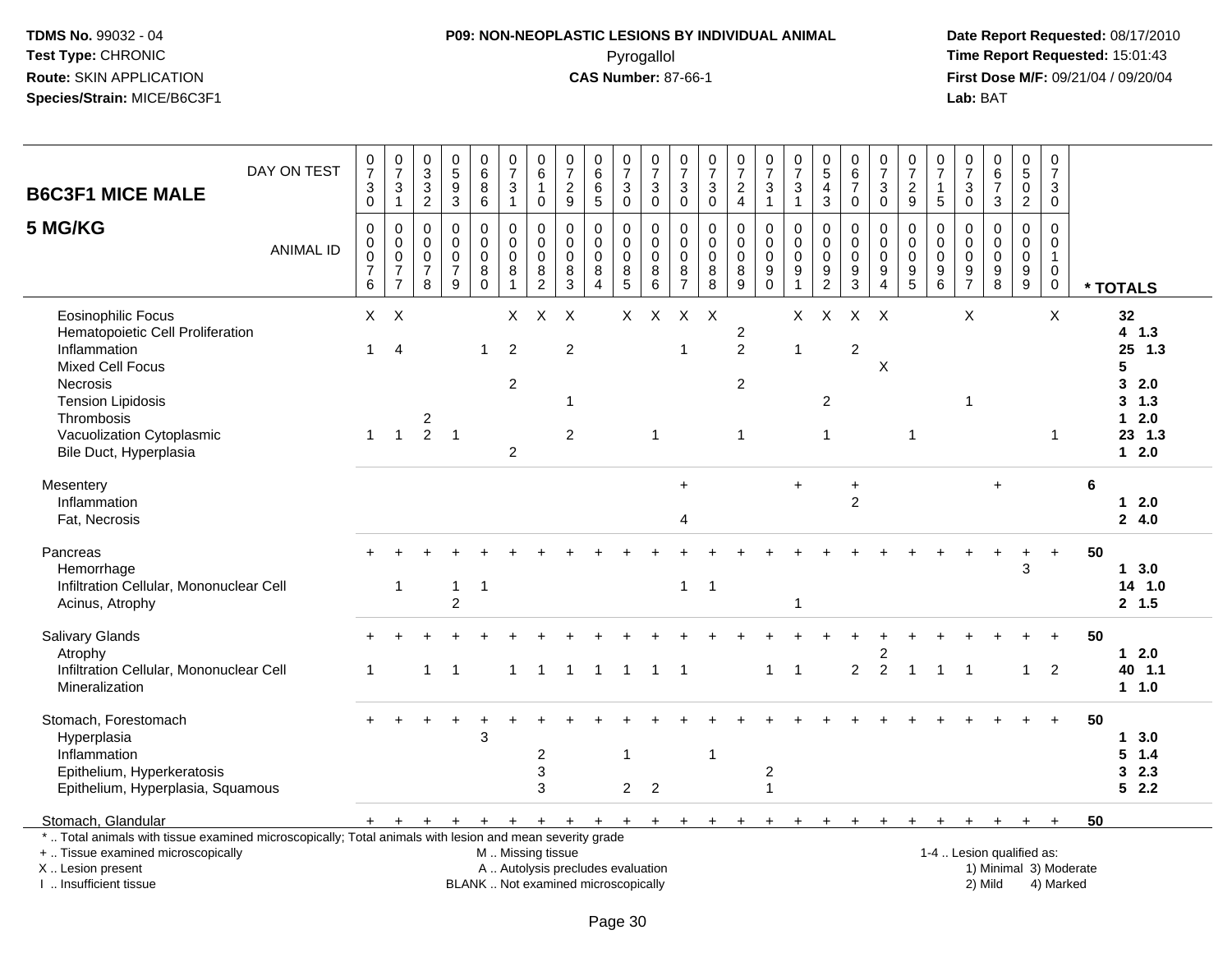**TDMS No.** 99032 - 04
**Test Type:** CHRONIC
**Route:** SKIN APPLICATION
**Species/Strain:** MICE/B6C3F1

**P09: NON-NEOPLASTIC LESIONS BY INDIVIDUAL ANIMAL**
Pyrogallol
**CAS Number:** 87-66-1

**Date Report Requested:** 08/17/2010
**Time Report Requested:** 15:01:43
**First Dose M/F:** 09/21/04 / 09/20/04
**Lab:** BAT

## B6C3F1 MICE MALE
## 5 MG/KG

| DAY ON TEST | 0730 | 0731 | 0332 | 0593 | 0686 | 0731 | 0610 | 0729 | 0665 | 0730 | 0730 | 0730 | 0730 | 0724 | 0731 | 0731 | 0543 | 0670 | 0730 | 0729 | 0715 | 0730 | 0673 | 0502 | 0730 | |
|---|---|---|---|---|---|---|---|---|---|---|---|---|---|---|---|---|---|---|---|---|---|---|---|---|---|---|
| **ANIMAL ID** | 0076 | 0077 | 0078 | 0079 | 0080 | 0081 | 0082 | 0083 | 0084 | 0085 | 0086 | 0087 | 0088 | 0089 | 0090 | 0091 | 0092 | 0093 | 0094 | 0095 | 0096 | 0097 | 0098 | 0099 | 0100 | *** TOTALS** |
| Eosinophilic Focus | X | X | | | | X | X | X | | X | X | X | X | | | X | X | X | X | | | X | | | X | **32** |
| Hematopoietic Cell Proliferation | | | | | | | | | | | | | | 2 | | | | | | | | | | | | **4 1.3** |
| Inflammation | 1 | 4 | | | 1 | 2 | | 2 | | | | 1 | | 2 | | 1 | | 2 | | | | | | | | **25 1.3** |
| Mixed Cell Focus | | | | | | | | | | | | | | | | | | | X | | | | | | | **5** |
| Necrosis | | | | | | 2 | | | | | | | | 2 | | | | | | | | | | | | **3 2.0** |
| Tension Lipidosis | | | | | | | | 1 | | | | | | | | | 2 | | | | | 1 | | | | **3 1.3** |
| Thrombosis | | | 2 | | | | | | | | | | | | | | | | | | | | | | | **1 2.0** |
| Vacuolization Cytoplasmic | 1 | 1 | 2 | 1 | | | | 2 | | | 1 | | | 1 | | | 1 | | | 1 | | | | | 1 | **23 1.3** |
| Bile Duct, Hyperplasia | | | | | | 2 | | | | | | | | | | | | | | | | | | | | **1 2.0** |
| Mesentery | | | | | | | | | | | | + | | | | + | | + | | | | | + | | | **6** |
| Inflammation | | | | | | | | | | | | | | | | | | 2 | | | | | | | | **1 2.0** |
| Fat, Necrosis | | | | | | | | | | | | 4 | | | | | | | | | | | | | | **2 4.0** |
| Pancreas | + | + | + | + | + | + | + | + | + | + | + | + | + | + | + | + | + | + | + | + | + | + | + | + | + | **50** |
| Hemorrhage | | | | | | | | | | | | | | | | | | | | | | | | 3 | | **1 3.0** |
| Infiltration Cellular, Mononuclear Cell | | 1 | | 1 | 1 | | | | | | | 1 | 1 | | | | | | | | | | | | | **14 1.0** |
| Acinus, Atrophy | | | | 2 | | | | | | | | | | | | 1 | | | | | | | | | | **2 1.5** |
| Salivary Glands | + | + | + | + | + | + | + | + | + | + | + | + | + | + | + | + | + | + | + | + | + | + | + | + | + | **50** |
| Atrophy | | | | | | | | | | | | | | | | | | | 2 | | | | | | | **1 2.0** |
| Infiltration Cellular, Mononuclear Cell | 1 | | 1 | 1 | | 1 | 1 | 1 | 1 | 1 | 1 | 1 | | | 1 | 1 | | 2 | 2 | 1 | 1 | 1 | | 1 | 2 | **40 1.1** |
| Mineralization | | | | | | | | | | | | | | | | | | | | | | | | | | **1 1.0** |
| Stomach, Forestomach | + | + | + | + | + | + | + | + | + | + | + | + | + | + | + | + | + | + | + | + | + | + | + | + | + | **50** |
| Hyperplasia | | | | | 3 | | | | | | | | | | | | | | | | | | | | | **1 3.0** |
| Inflammation | | | | | | | 2 | | | 1 | | | 1 | | | | | | | | | | | | | **5 1.4** |
| Epithelium, Hyperkeratosis | | | | | | | 3 | | | | | | | | 2 | | | | | | | | | | | **3 2.3** |
| Epithelium, Hyperplasia, Squamous | | | | | | | 3 | | | 2 | 2 | | | | 1 | | | | | | | | | | | **5 2.2** |
| Stomach, Glandular | + | + | + | + | + | + | + | + | + | + | + | + | + | + | + | + | + | + | + | + | + | + | + | + | + | **50** |

\* .. Total animals with tissue examined microscopically; Total animals with lesion and mean severity grade
\+ .. Tissue examined microscopically
X .. Lesion present
I .. Insufficient tissue

M .. Missing tissue
A .. Autolysis precludes evaluation
BLANK .. Not examined microscopically

1-4 .. Lesion qualified as:
1) Minimal 3) Moderate
2) Mild 4) Marked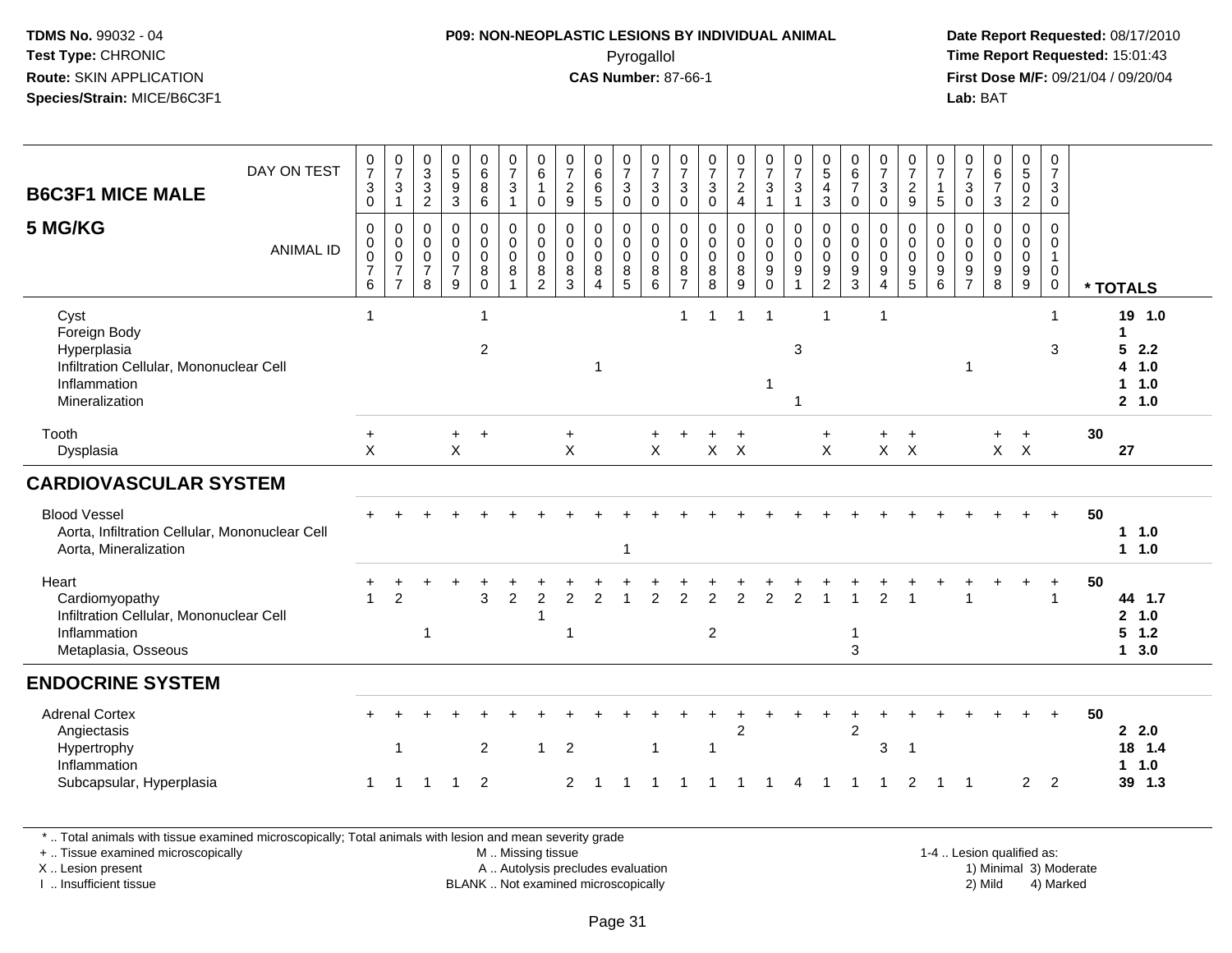**TDMS No.** 99032 - 04
**Test Type:** CHRONIC
**Route:** SKIN APPLICATION
**Species/Strain:** MICE/B6C3F1

**P09: NON-NEOPLASTIC LESIONS BY INDIVIDUAL ANIMAL**
Pyrogallol
**CAS Number:** 87-66-1

**Date Report Requested:** 08/17/2010
**Time Report Requested:** 15:01:43
**First Dose M/F:** 09/21/04 / 09/20/04
**Lab:** BAT

## B6C3F1 MICE MALE 5 MG/KG

| DAY ON TEST | 0730 | 0731 | 0332 | 0593 | 0686 | 0731 | 0610 | 0729 | 0665 | 0730 | 0730 | 0730 | 0730 | 0724 | 0731 | 0731 | 0543 | 0670 | 0730 | 0729 | 0715 | 0730 | 0673 | 0502 | 0730 | |
|---|---|---|---|---|---|---|---|---|---|---|---|---|---|---|---|---|---|---|---|---|---|---|---|---|---|---|
| **ANIMAL ID** | 0076 | 0077 | 0078 | 0079 | 0080 | 0081 | 0082 | 0083 | 0084 | 0085 | 0086 | 0087 | 0088 | 0089 | 0090 | 0091 | 0092 | 0093 | 0094 | 0095 | 0096 | 0097 | 0098 | 0099 | 0100 | *** TOTALS** |
| Cyst | 1 | | | | 1 | | | | | | | 1 | 1 | 1 | 1 | | 1 | | 1 | | | | | | 1 | **19 1.0** |
| Foreign Body | | | | | | | | | | | | | | | | | | | | | | | | | | **1** |
| Hyperplasia | | | | | 2 | | | | | | | | | | | 3 | | | | | | | | | 3 | **5 2.2** |
| Infiltration Cellular, Mononuclear Cell | | | | | | | | | 1 | | | | | | | | | | | | | 1 | | | | **4 1.0** |
| Inflammation | | | | | | | | | | | | | | | 1 | | | | | | | | | | | **1 1.0** |
| Mineralization | | | | | | | | | | | | | | | | 1 | | | | | | | | | | **2 1.0** |
| Tooth | + | | | + | + | | | + | | | + | + | + | + | | | + | | + | + | | | + | + | | **30** |
| Dysplasia | X | | | X | | | | X | | | X | | X | X | | | X | | X | X | | | X | X | | **27** |
| **CARDIOVASCULAR SYSTEM** | | | | | | | | | | | | | | | | | | | | | | | | | | |
| Blood Vessel | + | + | + | + | + | + | + | + | + | + | + | + | + | + | + | + | + | + | + | + | + | + | + | + | + | **50** |
| Aorta, Infiltration Cellular, Mononuclear Cell | | | | | | | | | | | | | | | | | | | | | | | | | | **1 1.0** |
| Aorta, Mineralization | | | | | | | | | | 1 | | | | | | | | | | | | | | | | **1 1.0** |
| Heart | + | + | + | + | + | + | + | + | + | + | + | + | + | + | + | + | + | + | + | + | + | + | + | + | + | **50** |
| Cardiomyopathy | 1 | 2 | | | 3 | 2 | 2 | 2 | 2 | 1 | 2 | 2 | 2 | 2 | 2 | 2 | 1 | 1 | 2 | 1 | | 1 | | | 1 | **44 1.7** |
| Infiltration Cellular, Mononuclear Cell | | | | | | | 1 | | | | | | | | | | | | | | | | | | | **2 1.0** |
| Inflammation | | | 1 | | | | | 1 | | | | | 2 | | | | | 1 | | | | | | | | **5 1.2** |
| Metaplasia, Osseous | | | | | | | | | | | | | | | | | | 3 | | | | | | | | **1 3.0** |
| **ENDOCRINE SYSTEM** | | | | | | | | | | | | | | | | | | | | | | | | | | |
| Adrenal Cortex | + | + | + | + | + | + | + | + | + | + | + | + | + | + | + | + | + | + | + | + | + | + | + | + | + | **50** |
| Angiectasis | | | | | | | | | | | | | | 2 | | | | 2 | | | | | | | | **2 2.0** |
| Hypertrophy | | 1 | | | 2 | | 1 | 2 | | | 1 | | 1 | | | | | | 3 | 1 | | | | | | **18 1.4** |
| Inflammation | | | | | | | | | | | | | | | | | | | | | | | | | | **1 1.0** |
| Subcapsular, Hyperplasia | 1 | 1 | 1 | 1 | 2 | | | 2 | 1 | 1 | 1 | 1 | 1 | 1 | 1 | 4 | 1 | 1 | 1 | 2 | 1 | 1 | | 2 | 2 | **39 1.3** |

\* .. Total animals with tissue examined microscopically; Total animals with lesion and mean severity grade
\+ .. Tissue examined microscopically
X .. Lesion present
I .. Insufficient tissue

M .. Missing tissue
A .. Autolysis precludes evaluation
BLANK .. Not examined microscopically

1-4 .. Lesion qualified as:
1) Minimal 3) Moderate
2) Mild 4) Marked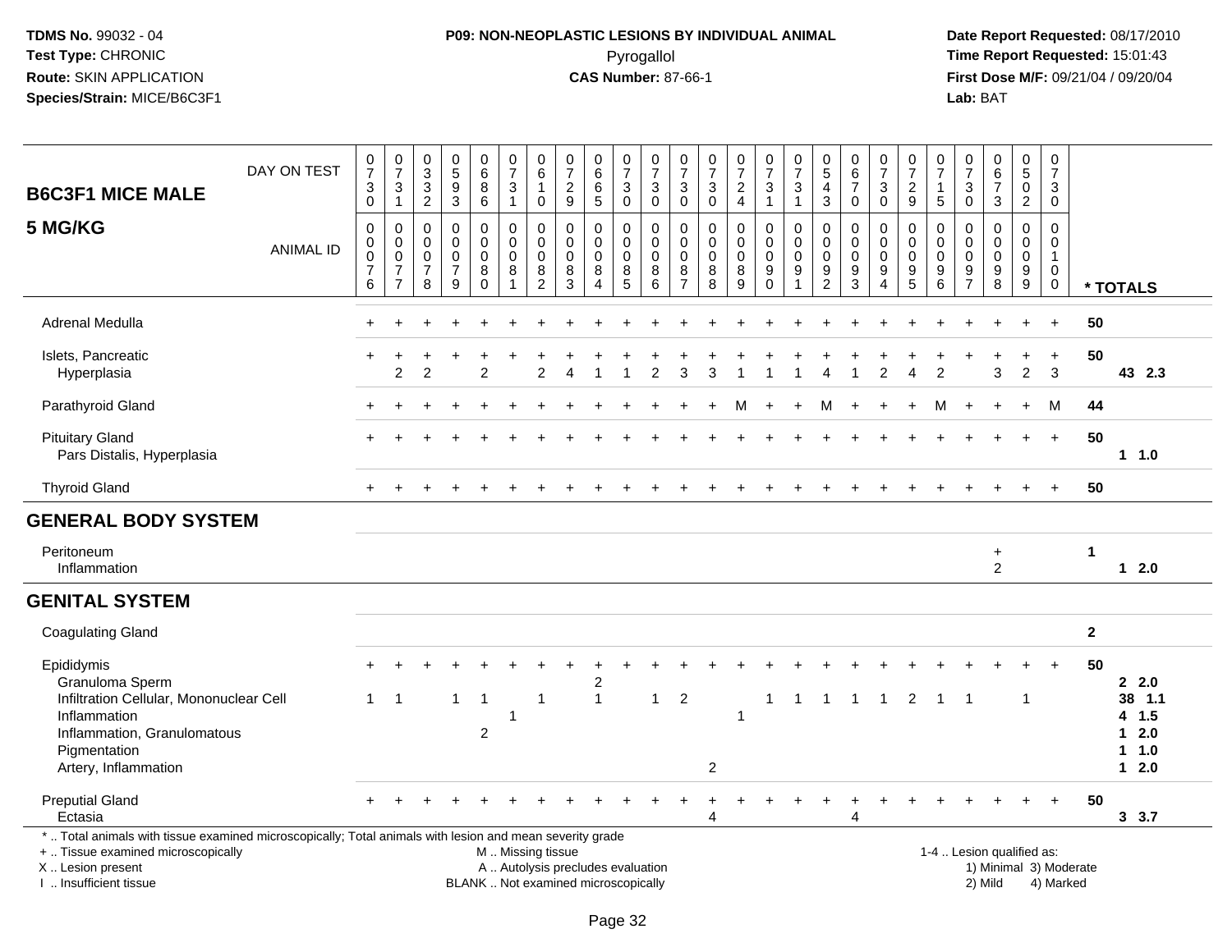TDMS No. 99032 - 04
Test Type: CHRONIC
Route: SKIN APPLICATION
Species/Strain: MICE/B6C3F1

**P09: NON-NEOPLASTIC LESIONS BY INDIVIDUAL ANIMAL**
Pyrogallol
**CAS Number:** 87-66-1

Date Report Requested: 08/17/2010
Time Report Requested: 15:01:43
First Dose M/F: 09/21/04 / 09/20/04
Lab: BAT

| B6C3F1 MICE MALE 5 MG/KG | DAY ON TEST | 0730 | 0731 | 0332 | 0593 | 0686 | 0731 | 0610 | 0729 | 0665 | 0730 | 0730 | 0730 | 0730 | 0724 | 0731 | 0731 | 0543 | 0670 | 0730 | 0729 | 0715 | 0730 | 0673 | 0502 | 0730 | * TOTALS | |
|---|---|---|---|---|---|---|---|---|---|---|---|---|---|---|---|---|---|---|---|---|---|---|---|---|---|---|---|---|
| | ANIMAL ID | 0076 | 0077 | 0078 | 0079 | 0080 | 0081 | 0082 | 0083 | 0084 | 0085 | 0086 | 0087 | 0088 | 0089 | 0090 | 0091 | 0092 | 0093 | 0094 | 0095 | 0096 | 0097 | 0098 | 0099 | 0100 | | |
| Adrenal Medulla | | + | + | + | + | + | + | + | + | + | + | + | + | + | + | + | + | + | + | + | + | + | + | + | + | + | 50 | |
| Islets, Pancreatic | | + | + | + | + | + | + | + | + | + | + | + | + | + | + | + | + | + | + | + | + | + | + | + | + | + | 50 | |
| Hyperplasia | | | 2 | 2 | | 2 | | 2 | 4 | 1 | 1 | 2 | 3 | 3 | 1 | 1 | 1 | 4 | 1 | 2 | 4 | 2 | | 3 | 2 | 3 | | 43 2.3 |
| Parathyroid Gland | | + | + | + | + | + | + | + | + | + | + | + | + | + | M | + | + | M | + | + | + | M | + | + | + | M | 44 | |
| Pituitary Gland | | + | + | + | + | + | + | + | + | + | + | + | + | + | + | + | + | + | + | + | + | + | + | + | + | + | 50 | |
| Pars Distalis, Hyperplasia | | | | | | | | | | | | | | | | | | | | | | | | | | | | 1 1.0 |
| Thyroid Gland | | + | + | + | + | + | + | + | + | + | + | + | + | + | + | + | + | + | + | + | + | + | + | + | + | + | 50 | |
| **GENERAL BODY SYSTEM** | | | | | | | | | | | | | | | | | | | | | | | | | | | | |
| Peritoneum | | | | | | | | | | | | | | | | | | | | | | | | + | | | 1 | |
| Inflammation | | | | | | | | | | | | | | | | | | | | | | | | 2 | | | | 1 2.0 |
| **GENITAL SYSTEM** | | | | | | | | | | | | | | | | | | | | | | | | | | | | |
| Coagulating Gland | | | | | | | | | | | | | | | | | | | | | | | | | | | 2 | |
| Epididymis | | + | + | + | + | + | + | + | + | + | + | + | + | + | + | + | + | + | + | + | + | + | + | + | + | + | 50 | |
| Granuloma Sperm | | | | | | | | | | 2 | | | | | | | | | | | | | | | | | | 2 2.0 |
| Infiltration Cellular, Mononuclear Cell | | 1 | 1 | | 1 | 1 | | 1 | | 1 | | 1 | 2 | | | 1 | 1 | 1 | 1 | 1 | 2 | 1 | 1 | | 1 | | | 38 1.1 |
| Inflammation | | | | | | | 1 | | | | | | | | 1 | | | | | | | | | | | | | 4 1.5 |
| Inflammation, Granulomatous | | | | | | 2 | | | | | | | | | | | | | | | | | | | | | | 1 2.0 |
| Pigmentation | | | | | | | | | | | | | | | | | | | | | | | | | | | | 1 1.0 |
| Artery, Inflammation | | | | | | | | | | | | | | 2 | | | | | | | | | | | | | | 1 2.0 |
| Preputial Gland | | + | + | + | + | + | + | + | + | + | + | + | + | + | + | + | + | + | + | + | + | + | + | + | + | + | 50 | |
| Ectasia | | | | | | | | | | | | | | 4 | | | | | 4 | | | | | | | | | 3 3.7 |

\* .. Total animals with tissue examined microscopically; Total animals with lesion and mean severity grade
\+ .. Tissue examined microscopically
X .. Lesion present
I .. Insufficient tissue
M .. Missing tissue
A .. Autolysis precludes evaluation
BLANK .. Not examined microscopically
1-4 .. Lesion qualified as: 1) Minimal 2) Mild 3) Moderate 4) Marked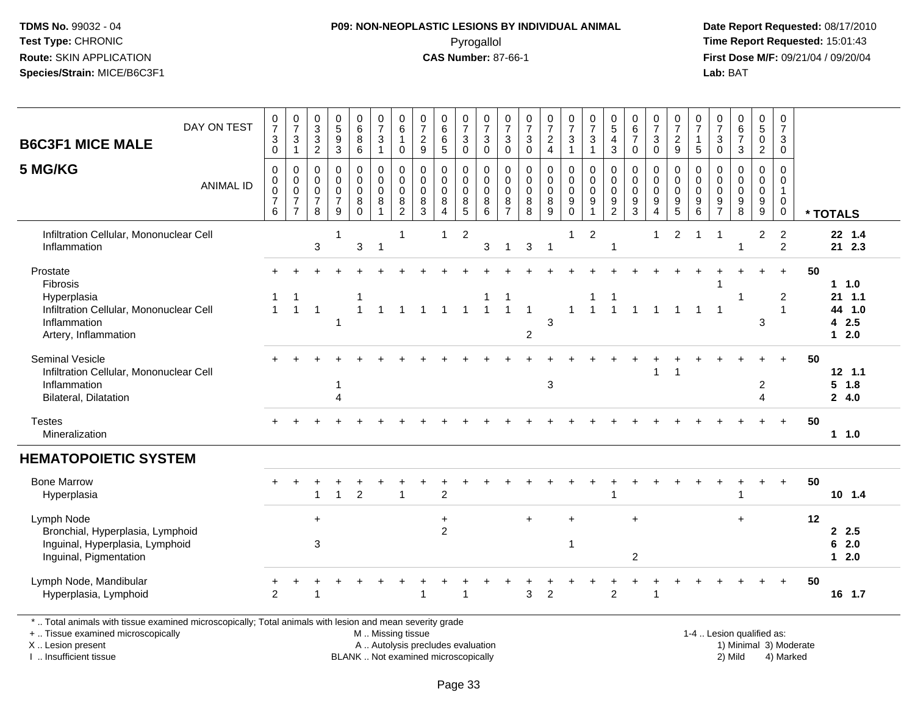TDMS No. 99032 - 04
Test Type: CHRONIC
Route: SKIN APPLICATION
Species/Strain: MICE/B6C3F1

**P09: NON-NEOPLASTIC LESIONS BY INDIVIDUAL ANIMAL**
Pyrogallol
**CAS Number:** 87-66-1

Date Report Requested: 08/17/2010
Time Report Requested: 15:01:43
First Dose M/F: 09/21/04 / 09/20/04
Lab: BAT

| B6C3F1 MICE MALE 5 MG/KG | DAY ON TEST | 0730 | 0731 | 0332 | 0593 | 0686 | 0731 | 0610 | 0729 | 0665 | 0730 | 0730 | 0730 | 0730 | 0724 | 0731 | 0731 | 0543 | 0670 | 0730 | 0729 | 0715 | 0730 | 0673 | 0502 | 0730 | |
|---|---|---|---|---|---|---|---|---|---|---|---|---|---|---|---|---|---|---|---|---|---|---|---|---|---|---|---|
| | ANIMAL ID | 00076 | 00077 | 00078 | 00079 | 00080 | 00081 | 00082 | 00083 | 00084 | 00085 | 00086 | 00087 | 00088 | 00089 | 00090 | 00091 | 00092 | 00093 | 00094 | 00095 | 00096 | 00097 | 00098 | 00099 | 00100 | * TOTALS |
| Infiltration Cellular, Mononuclear Cell | | | | | 1 | | | 1 | | 1 | 2 | | | | | 1 | 2 | | | 1 | 2 | 1 | 1 | | 2 | 2 | 22 1.4 |
| Inflammation | | | | 3 | | 3 | 1 | | | | | 3 | 1 | 3 | 1 | | | 1 | | | | | | 1 | | 2 | 21 2.3 |
| Prostate | | + | + | + | + | + | + | + | + | + | + | + | + | + | + | + | + | + | + | + | + | + | + | + | + | + | 50 |
| Fibrosis | | | | | | | | | | | | | | | | | | | | | | | 1 | | | | 1 1.0 |
| Hyperplasia | | 1 | 1 | | | 1 | | | | | | 1 | 1 | | | | 1 | 1 | | | | | | 1 | | 2 | 21 1.1 |
| Infiltration Cellular, Mononuclear Cell | | 1 | 1 | 1 | | 1 | 1 | 1 | 1 | 1 | 1 | 1 | 1 | 1 | | 1 | 1 | 1 | 1 | 1 | 1 | 1 | 1 | | | 1 | 44 1.0 |
| Inflammation | | | | | 1 | | | | | | | | | | 3 | | | | | | | | | | 3 | | 4 2.5 |
| Artery, Inflammation | | | | | | | | | | | | | | 2 | | | | | | | | | | | | | 1 2.0 |
| Seminal Vesicle | | + | + | + | + | + | + | + | + | + | + | + | + | + | + | + | + | + | + | + | + | + | + | + | + | + | 50 |
| Infiltration Cellular, Mononuclear Cell | | | | | | | | | | | | | | | | | | | | 1 | 1 | | | | | | 12 1.1 |
| Inflammation | | | | | 1 | | | | | | | | | | 3 | | | | | | | | | | 2 | | 5 1.8 |
| Bilateral, Dilatation | | | | | 4 | | | | | | | | | | | | | | | | | | | | 4 | | 2 4.0 |
| Testes | | + | + | + | + | + | + | + | + | + | + | + | + | + | + | + | + | + | + | + | + | + | + | + | + | + | 50 |
| Mineralization | | | | | | | | | | | | | | | | | | | | | | | | | | | 1 1.0 |
| **HEMATOPOIETIC SYSTEM** | | | | | | | | | | | | | | | | | | | | | | | | | | | |
| Bone Marrow | | + | + | + | + | + | + | + | + | + | + | + | + | + | + | + | + | + | + | + | + | + | + | + | + | + | 50 |
| Hyperplasia | | | | 1 | 1 | 2 | | 1 | | 2 | | | | | | | | 1 | | | | | | 1 | | | 10 1.4 |
| Lymph Node | | | | + | | | | | | + | | | | + | | + | | | + | | | | | + | | | 12 |
| Bronchial, Hyperplasia, Lymphoid | | | | | | | | | | 2 | | | | | | | | | | | | | | | | | 2 2.5 |
| Inguinal, Hyperplasia, Lymphoid | | | | 3 | | | | | | | | | | | | 1 | | | | | | | | | | | 6 2.0 |
| Inguinal, Pigmentation | | | | | | | | | | | | | | | | | | | 2 | | | | | | | | 1 2.0 |
| Lymph Node, Mandibular | | + | + | + | + | + | + | + | + | + | + | + | + | + | + | + | + | + | + | + | + | + | + | + | + | + | 50 |
| Hyperplasia, Lymphoid | | 2 | | 1 | | | | | 1 | | 1 | | | 3 | 2 | | | 2 | | 1 | | | | | | | 16 1.7 |

\* .. Total animals with tissue examined microscopically; Total animals with lesion and mean severity grade
\+ .. Tissue examined microscopically
X .. Lesion present
I .. Insufficient tissue
M .. Missing tissue
A .. Autolysis precludes evaluation
BLANK .. Not examined microscopically
1-4 .. Lesion qualified as: 1) Minimal 2) Mild 3) Moderate 4) Marked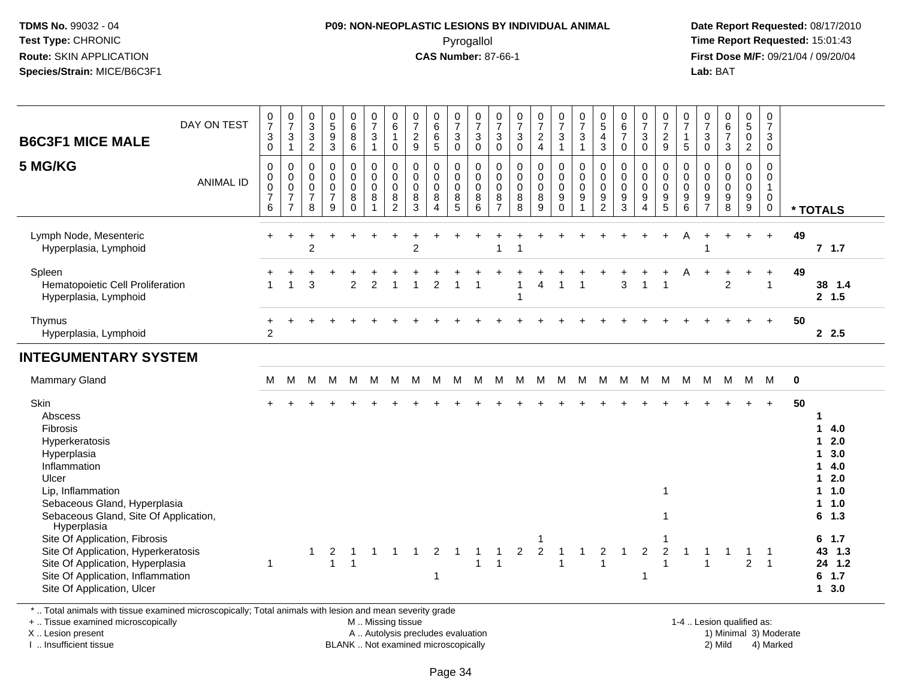**TDMS No.** 99032 - 04
**Test Type:** CHRONIC
**Route:** SKIN APPLICATION
**Species/Strain:** MICE/B6C3F1

**P09: NON-NEOPLASTIC LESIONS BY INDIVIDUAL ANIMAL**
Pyrogallol
**CAS Number:** 87-66-1

**Date Report Requested:** 08/17/2010
**Time Report Requested:** 15:01:43
**First Dose M/F:** 09/21/04 / 09/20/04
**Lab:** BAT

| B6C3F1 MICE MALE — DAY ON TEST | 0730 | 0731 | 0332 | 0593 | 0686 | 0731 | 0610 | 0729 | 0665 | 0730 | 0730 | 0730 | 0730 | 0724 | 0731 | 0731 | 0543 | 0670 | 0730 | 0729 | 0715 | 0730 | 0673 | 0502 | 0730 | |
|---|---|---|---|---|---|---|---|---|---|---|---|---|---|---|---|---|---|---|---|---|---|---|---|---|---|---|
| **5 MG/KG** — ANIMAL ID | 0076 | 0077 | 0078 | 0079 | 0080 | 0081 | 0082 | 0083 | 0084 | 0085 | 0086 | 0087 | 0088 | 0089 | 0090 | 0091 | 0092 | 0093 | 0094 | 0095 | 0096 | 0097 | 0098 | 0099 | 0100 | * TOTALS |
| Lymph Node, Mesenteric | + | + | + | + | + | + | + | + | + | + | + | + | + | + | + | + | + | + | + | + | A | + | + | + | + | 49 |
| Hyperplasia, Lymphoid | | | 2 | | | | | 2 | | | | 1 | 1 | | | | | | | | | 1 | | | | 7 1.7 |
| Spleen | + | + | + | + | + | + | + | + | + | + | + | + | + | + | + | + | + | + | + | + | A | + | + | + | + | 49 |
| Hematopoietic Cell Proliferation | 1 | 1 | 3 | | 2 | 2 | 1 | 1 | 2 | 1 | 1 | | 1 | 4 | 1 | 1 | | 3 | 1 | 1 | | | 2 | | 1 | 38 1.4 |
| Hyperplasia, Lymphoid | | | | | | | | | | | | | 1 | | | | | | | | | | | | | 2 1.5 |
| Thymus | + | + | + | + | + | + | + | + | + | + | + | + | + | + | + | + | + | + | + | + | + | + | + | + | + | 50 |
| Hyperplasia, Lymphoid | 2 | | | | | | | | | | | | | | | | | | | | | | | | | 2 2.5 |
| **INTEGUMENTARY SYSTEM** | | | | | | | | | | | | | | | | | | | | | | | | | | |
| Mammary Gland | M | M | M | M | M | M | M | M | M | M | M | M | M | M | M | M | M | M | M | M | M | M | M | M | M | 0 |
| Skin | + | + | + | + | + | + | + | + | + | + | + | + | + | + | + | + | + | + | + | + | + | + | + | + | + | 50 |
| Abscess | | | | | | | | | | | | | | | | | | | | | | | | | | 1 |
| Fibrosis | | | | | | | | | | | | | | | | | | | | | | | | | | 1 4.0 |
| Hyperkeratosis | | | | | | | | | | | | | | | | | | | | | | | | | | 1 2.0 |
| Hyperplasia | | | | | | | | | | | | | | | | | | | | | | | | | | 1 3.0 |
| Inflammation | | | | | | | | | | | | | | | | | | | | | | | | | | 1 4.0 |
| Ulcer | | | | | | | | | | | | | | | | | | | | | | | | | | 1 2.0 |
| Lip, Inflammation | | | | | | | | | | | | | | | | | | | | 1 | | | | | | 1 1.0 |
| Sebaceous Gland, Hyperplasia | | | | | | | | | | | | | | | | | | | | | | | | | | 1 1.0 |
| Sebaceous Gland, Site Of Application, Hyperplasia | | | | | | | | | | | | | | | | | | | | 1 | | | | | | 6 1.3 |
| Site Of Application, Fibrosis | | | | | | | | | | | | | | 1 | | | | | | 1 | | | | | | 6 1.7 |
| Site Of Application, Hyperkeratosis | | | 1 | 2 | 1 | 1 | 1 | 1 | 2 | 1 | 1 | 1 | 2 | 2 | 1 | 1 | 2 | 1 | 2 | 2 | 1 | 1 | 1 | 1 | 1 | 43 1.3 |
| Site Of Application, Hyperplasia | 1 | | | 1 | 1 | | | | | | 1 | 1 | | | 1 | | 1 | | | 1 | | 1 | | 2 | 1 | 24 1.2 |
| Site Of Application, Inflammation | | | | | | | | | 1 | | | | | | | | | | 1 | | | | | | | 6 1.7 |
| Site Of Application, Ulcer | | | | | | | | | | | | | | | | | | | | | | | | | | 1 3.0 |

\* .. Total animals with tissue examined microscopically; Total animals with lesion and mean severity grade
\+ .. Tissue examined microscopically
X .. Lesion present
I .. Insufficient tissue

M .. Missing tissue
A .. Autolysis precludes evaluation
BLANK .. Not examined microscopically

1-4 .. Lesion qualified as:
1) Minimal 3) Moderate
2) Mild 4) Marked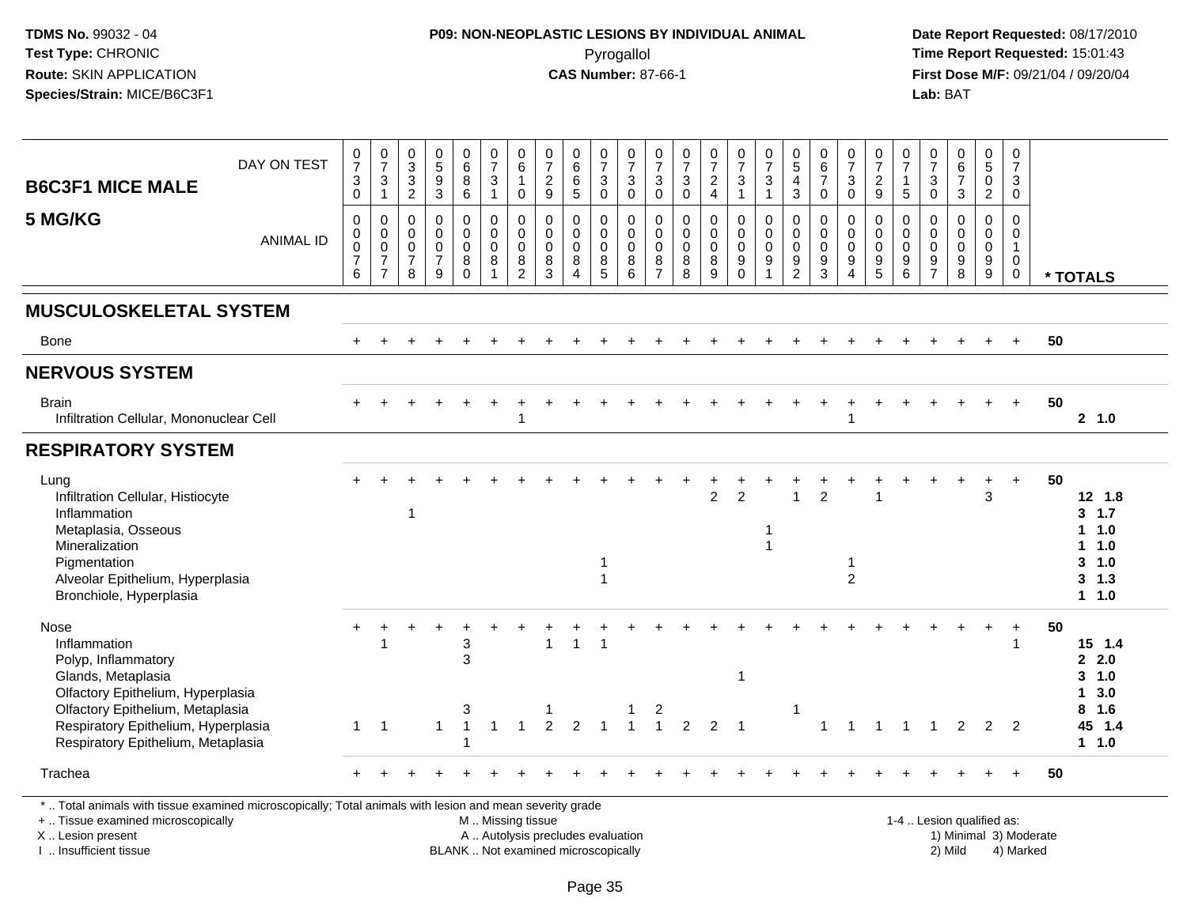**TDMS No.** 99032 - 04
**Test Type:** CHRONIC
**Route:** SKIN APPLICATION
**Species/Strain:** MICE/B6C3F1

**P09: NON-NEOPLASTIC LESIONS BY INDIVIDUAL ANIMAL**
Pyrogallol
**CAS Number:** 87-66-1

**Date Report Requested:** 08/17/2010
**Time Report Requested:** 15:01:43
**First Dose M/F:** 09/21/04 / 09/20/04
**Lab:** BAT

## B6C3F1 MICE MALE 5 MG/KG

| | | | | | | | | | | | | | | | | | | | | | | | | | | |
|---|---|---|---|---|---|---|---|---|---|---|---|---|---|---|---|---|---|---|---|---|---|---|---|---|---|---|
| DAY ON TEST | 0730 | 0731 | 0332 | 0593 | 0686 | 0731 | 0610 | 0729 | 0665 | 0730 | 0730 | 0730 | 0730 | 0724 | 0731 | 0731 | 0543 | 0670 | 0730 | 0729 | 0715 | 0730 | 0673 | 0502 | 0730 | |
| ANIMAL ID | 0076 | 0077 | 0078 | 0079 | 0080 | 0081 | 0082 | 0083 | 0084 | 0085 | 0086 | 0087 | 0088 | 0089 | 0090 | 0091 | 0092 | 0093 | 0094 | 0095 | 0096 | 0097 | 0098 | 0099 | 0100 | * TOTALS |
| **MUSCULOSKELETAL SYSTEM** | | | | | | | | | | | | | | | | | | | | | | | | | | |
| Bone | + | + | + | + | + | + | + | + | + | + | + | + | + | + | + | + | + | + | + | + | + | + | + | + | + | 50 |
| **NERVOUS SYSTEM** | | | | | | | | | | | | | | | | | | | | | | | | | | |
| Brain | + | + | + | + | + | + | + | + | + | + | + | + | + | + | + | + | + | + | + | + | + | + | + | + | + | 50 |
| Infiltration Cellular, Mononuclear Cell | | | | | | | 1 | | | | | | | | | | | | 1 | | | | | | | 2 1.0 |
| **RESPIRATORY SYSTEM** | | | | | | | | | | | | | | | | | | | | | | | | | | |
| Lung | + | + | + | + | + | + | + | + | + | + | + | + | + | + | + | + | + | + | + | + | + | + | + | + | + | 50 |
| Infiltration Cellular, Histiocyte | | | | | | | | | | | | | | 2 | 2 | | 1 | 2 | | 1 | | | | 3 | | 12 1.8 |
| Inflammation | | | 1 | | | | | | | | | | | | | | | | | | | | | | | 3 1.7 |
| Metaplasia, Osseous | | | | | | | | | | | | | | | | 1 | | | | | | | | | | 1 1.0 |
| Mineralization | | | | | | | | | | | | | | | | 1 | | | | | | | | | | 1 1.0 |
| Pigmentation | | | | | | | | | | 1 | | | | | | | | | 1 | | | | | | | 3 1.0 |
| Alveolar Epithelium, Hyperplasia | | | | | | | | | | 1 | | | | | | | | | 2 | | | | | | | 3 1.3 |
| Bronchiole, Hyperplasia | | | | | | | | | | | | | | | | | | | | | | | | | | 1 1.0 |
| Nose | + | + | + | + | + | + | + | + | + | + | + | + | + | + | + | + | + | + | + | + | + | + | + | + | + | 50 |
| Inflammation | | 1 | | | 3 | | | 1 | 1 | 1 | | | | | | | | | | | | | | | 1 | 15 1.4 |
| Polyp, Inflammatory | | | | | 3 | | | | | | | | | | | | | | | | | | | | | 2 2.0 |
| Glands, Metaplasia | | | | | | | | | | | | | | | 1 | | | | | | | | | | | 3 1.0 |
| Olfactory Epithelium, Hyperplasia | | | | | | | | | | | | | | | | | | | | | | | | | | 1 3.0 |
| Olfactory Epithelium, Metaplasia | | | | | 3 | | | 1 | | | 1 | 2 | | | | | 1 | | | | | | | | | 8 1.6 |
| Respiratory Epithelium, Hyperplasia | 1 | 1 | | 1 | 1 | 1 | 1 | 2 | 2 | 1 | 1 | 1 | 2 | 2 | 1 | | | 1 | 1 | 1 | 1 | 1 | 2 | 2 | 2 | 45 1.4 |
| Respiratory Epithelium, Metaplasia | | | | | 1 | | | | | | | | | | | | | | | | | | | | | 1 1.0 |
| Trachea | + | + | + | + | + | + | + | + | + | + | + | + | + | + | + | + | + | + | + | + | + | + | + | + | + | 50 |

\* .. Total animals with tissue examined microscopically; Total animals with lesion and mean severity grade
+ .. Tissue examined microscopically
X .. Lesion present
I .. Insufficient tissue

M .. Missing tissue
A .. Autolysis precludes evaluation
BLANK .. Not examined microscopically

1-4 .. Lesion qualified as:
1) Minimal 3) Moderate
2) Mild 4) Marked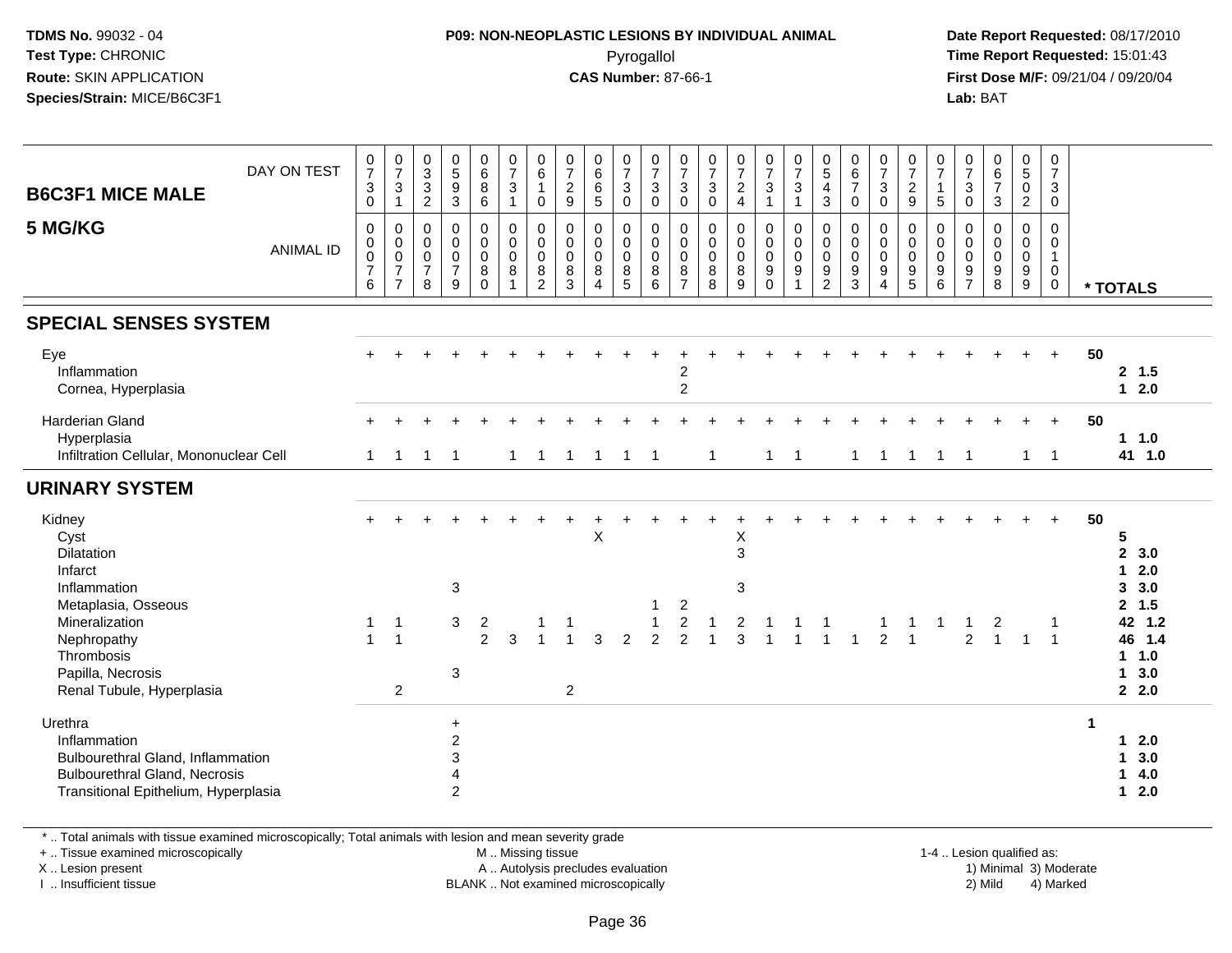## B6C3F1 MICE MALE

## 5 MG/KG

| | | | | | | | | | | | | | | | | | | | | | | | | | | |
|---|---|---|---|---|---|---|---|---|---|---|---|---|---|---|---|---|---|---|---|---|---|---|---|---|---|---|
| DAY ON TEST | 0730 | 0731 | 0332 | 0593 | 0686 | 0731 | 0610 | 0729 | 0665 | 0730 | 0730 | 0730 | 0730 | 0724 | 0731 | 0731 | 0543 | 0670 | 0730 | 0729 | 0715 | 0730 | 0673 | 0502 | 0730 | |
| ANIMAL ID | 0076 | 0077 | 0078 | 0079 | 0080 | 0081 | 0082 | 0083 | 0084 | 0085 | 0086 | 0087 | 0088 | 0089 | 0090 | 0091 | 0092 | 0093 | 0094 | 0095 | 0096 | 0097 | 0098 | 0099 | 0100 | * TOTALS |
| **SPECIAL SENSES SYSTEM** | | | | | | | | | | | | | | | | | | | | | | | | | | |
| Eye | + | + | + | + | + | + | + | + | + | + | + | + | + | + | + | + | + | + | + | + | + | + | + | + | + | 50 |
| Inflammation | | | | | | | | | | | | 2 | | | | | | | | | | | | | | 2 1.5 |
| Cornea, Hyperplasia | | | | | | | | | | | | 2 | | | | | | | | | | | | | | 1 2.0 |
| Harderian Gland | + | + | + | + | + | + | + | + | + | + | + | + | + | + | + | + | + | + | + | + | + | + | + | + | + | 50 |
| Hyperplasia | | | | | | | | | | | | | | | | | | | | | | | | | | 1 1.0 |
| Infiltration Cellular, Mononuclear Cell | 1 | 1 | 1 | 1 | | 1 | 1 | 1 | 1 | 1 | 1 | | 1 | | 1 | 1 | | 1 | 1 | 1 | 1 | 1 | | 1 | 1 | 41 1.0 |
| **URINARY SYSTEM** | | | | | | | | | | | | | | | | | | | | | | | | | | |
| Kidney | + | + | + | + | + | + | + | + | + | + | + | + | + | + | + | + | + | + | + | + | + | + | + | + | + | 50 |
| Cyst | | | | | | | | | X | | | | | X | | | | | | | | | | | | 5 |
| Dilatation | | | | | | | | | | | | | | 3 | | | | | | | | | | | | 2 3.0 |
| Infarct | | | | | | | | | | | | | | | | | | | | | | | | | | 1 2.0 |
| Inflammation | | | | 3 | | | | | | | | | | 3 | | | | | | | | | | | | 3 3.0 |
| Metaplasia, Osseous | | | | | | | | | | | 1 | 2 | | | | | | | | | | | | | | 2 1.5 |
| Mineralization | 1 | 1 | | 3 | 2 | | 1 | 1 | | | 1 | 2 | 1 | 2 | 1 | 1 | 1 | | 1 | 1 | 1 | 1 | 2 | | 1 | 42 1.2 |
| Nephropathy | 1 | 1 | | | 2 | 3 | 1 | 1 | 3 | 2 | 2 | 2 | 1 | 3 | 1 | 1 | 1 | 1 | 2 | 1 | | 2 | 1 | 1 | 1 | 46 1.4 |
| Thrombosis | | | | | | | | | | | | | | | | | | | | | | | | | | 1 1.0 |
| Papilla, Necrosis | | | | 3 | | | | | | | | | | | | | | | | | | | | | | 1 3.0 |
| Renal Tubule, Hyperplasia | | 2 | | | | | | 2 | | | | | | | | | | | | | | | | | | 2 2.0 |
| Urethra | | | | + | | | | | | | | | | | | | | | | | | | | | | 1 |
| Inflammation | | | | 2 | | | | | | | | | | | | | | | | | | | | | | 1 2.0 |
| Bulbourethral Gland, Inflammation | | | | 3 | | | | | | | | | | | | | | | | | | | | | | 1 3.0 |
| Bulbourethral Gland, Necrosis | | | | 4 | | | | | | | | | | | | | | | | | | | | | | 1 4.0 |
| Transitional Epithelium, Hyperplasia | | | | 2 | | | | | | | | | | | | | | | | | | | | | | 1 2.0 |

* .. Total animals with tissue examined microscopically; Total animals with lesion and mean severity grade

+ .. Tissue examined microscopically | M .. Missing tissue | 1-4 .. Lesion qualified as:
X .. Lesion present | A .. Autolysis precludes evaluation | 1) Minimal 3) Moderate
I .. Insufficient tissue | BLANK .. Not examined microscopically | 2) Mild 4) Marked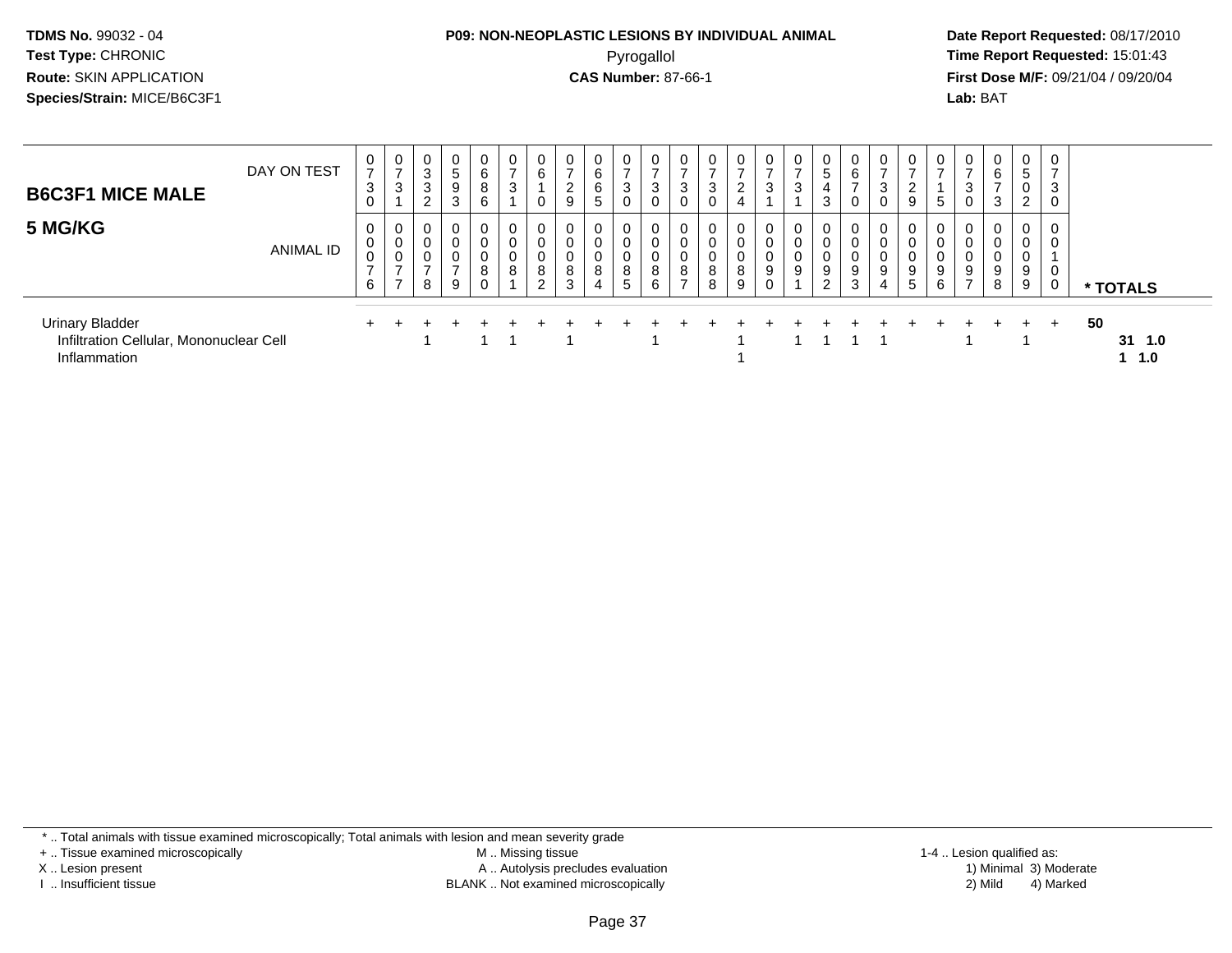**TDMS No.** 99032 - 04
**Test Type:** CHRONIC
**Route:** SKIN APPLICATION
**Species/Strain:** MICE/B6C3F1

**P09: NON-NEOPLASTIC LESIONS BY INDIVIDUAL ANIMAL**
Pyrogallol
**CAS Number:** 87-66-1

**Date Report Requested:** 08/17/2010
**Time Report Requested:** 15:01:43
**First Dose M/F:** 09/21/04 / 09/20/04
**Lab:** BAT

## B6C3F1 MICE MALE
## 5 MG/KG

| DAY ON TEST | 0730 | 0731 | 0332 | 0593 | 0686 | 0731 | 0610 | 0729 | 0665 | 0730 | 0730 | 0730 | 0730 | 0724 | 0731 | 0731 | 0543 | 0670 | 0730 | 0729 | 0715 | 0730 | 0673 | 0502 | 0730 | |
|---|---|---|---|---|---|---|---|---|---|---|---|---|---|---|---|---|---|---|---|---|---|---|---|---|---|---|
| **ANIMAL ID** | 00076 | 00077 | 00078 | 00079 | 00080 | 00081 | 00082 | 00083 | 00084 | 00085 | 00086 | 00087 | 00088 | 00089 | 00090 | 00091 | 00092 | 00093 | 00094 | 00095 | 00096 | 00097 | 00098 | 00099 | 00100 | *** TOTALS** |
| Urinary Bladder | + | + | + | + | + | + | + | + | + | + | + | + | + | + | + | + | + | + | + | + | + | + | + | + | + | 50 |
| Infiltration Cellular, Mononuclear Cell | | | 1 | | 1 | 1 | | 1 | | | 1 | | | 1 | | 1 | 1 | 1 | 1 | | | 1 | | 1 | | 31 1.0 |
| Inflammation | | | | | | | | | | | | | | 1 | | | | | | | | | | | | 1 1.0 |

\* .. Total animals with tissue examined microscopically; Total animals with lesion and mean severity grade
\+ .. Tissue examined microscopically
X .. Lesion present
I .. Insufficient tissue

M .. Missing tissue
A .. Autolysis precludes evaluation
BLANK .. Not examined microscopically

1-4 .. Lesion qualified as:
1) Minimal 3) Moderate
2) Mild 4) Marked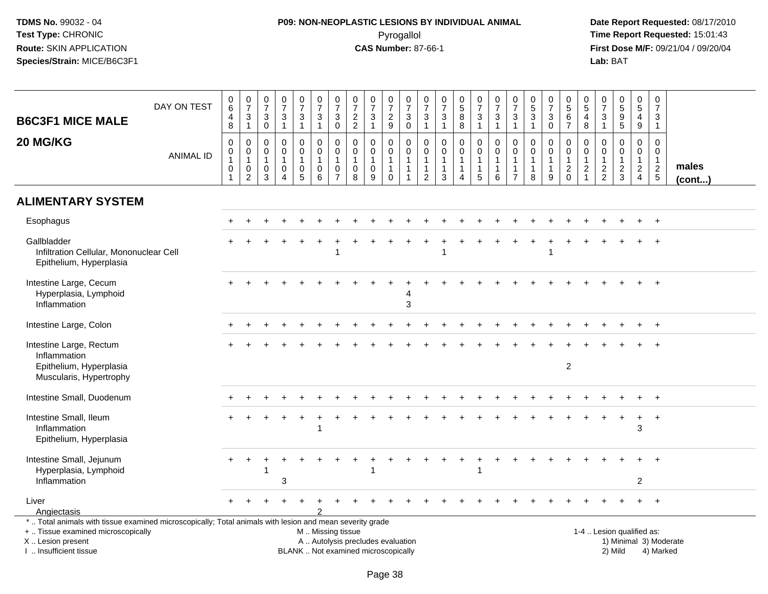**P09: NON-NEOPLASTIC LESIONS BY INDIVIDUAL ANIMAL**

Pyrogallol

**CAS Number:** 87-66-1

| B6C3F1 MICE MALE 20 MG/KG | | | | | | | | | | | | | | | | | | | | | | | | | | |
|---|---|---|---|---|---|---|---|---|---|---|---|---|---|---|---|---|---|---|---|---|---|---|---|---|---|---|
| DAY ON TEST | 0648 | 0731 | 0730 | 0731 | 0731 | 0731 | 0730 | 0722 | 0731 | 0729 | 0730 | 0731 | 0731 | 0588 | 0731 | 0731 | 0731 | 0531 | 0730 | 0567 | 0548 | 0731 | 0595 | 0549 | 0731 | |
| ANIMAL ID | 00101 | 00102 | 00103 | 00104 | 00105 | 00106 | 00107 | 00108 | 00109 | 00110 | 00111 | 00112 | 00113 | 00114 | 00115 | 00116 | 00117 | 00118 | 00119 | 00120 | 00121 | 00122 | 00123 | 00124 | 00125 | males (cont...) |
| **ALIMENTARY SYSTEM** | | | | | | | | | | | | | | | | | | | | | | | | | | |
| Esophagus | + | + | + | + | + | + | + | + | + | + | + | + | + | + | + | + | + | + | + | + | + | + | + | + | + | |
| Gallbladder | + | + | + | + | + | + | + | + | + | + | + | + | + | + | + | + | + | + | + | + | + | + | + | + | + | |
| Infiltration Cellular, Mononuclear Cell | | | | | | | 1 | | | | | | 1 | | | | | | 1 | | | | | | | |
| Epithelium, Hyperplasia | | | | | | | | | | | | | | | | | | | | | | | | | | |
| Intestine Large, Cecum | + | + | + | + | + | + | + | + | + | + | + | + | + | + | + | + | + | + | + | + | + | + | + | + | + | |
| Hyperplasia, Lymphoid | | | | | | | | | | | 4 | | | | | | | | | | | | | | | |
| Inflammation | | | | | | | | | | | 3 | | | | | | | | | | | | | | | |
| Intestine Large, Colon | + | + | + | + | + | + | + | + | + | + | + | + | + | + | + | + | + | + | + | + | + | + | + | + | + | |
| Intestine Large, Rectum | + | + | + | + | + | + | + | + | + | + | + | + | + | + | + | + | + | + | + | + | + | + | + | + | + | |
| Inflammation | | | | | | | | | | | | | | | | | | | | | | | | | | |
| Epithelium, Hyperplasia | | | | | | | | | | | | | | | | | | | | 2 | | | | | | |
| Muscularis, Hypertrophy | | | | | | | | | | | | | | | | | | | | | | | | | | |
| Intestine Small, Duodenum | + | + | + | + | + | + | + | + | + | + | + | + | + | + | + | + | + | + | + | + | + | + | + | + | + | |
| Intestine Small, Ileum | + | + | + | + | + | + | + | + | + | + | + | + | + | + | + | + | + | + | + | + | + | + | + | + | + | |
| Inflammation | | | | | | 1 | | | | | | | | | | | | | | | | | | 3 | | |
| Epithelium, Hyperplasia | | | | | | | | | | | | | | | | | | | | | | | | | | |
| Intestine Small, Jejunum | + | + | + | + | + | + | + | + | + | + | + | + | + | + | + | + | + | + | + | + | + | + | + | + | + | |
| Hyperplasia, Lymphoid | | | 1 | | | | | | 1 | | | | | | 1 | | | | | | | | | | | |
| Inflammation | | | | 3 | | | | | | | | | | | | | | | | | | | | 2 | | |
| Liver | + | + | + | + | + | + | + | + | + | + | + | + | + | + | + | + | + | + | + | + | + | + | + | + | + | |
| Angiectasis | | | | | | 2 | | | | | | | | | | | | | | | | | | | | |

\* .. Total animals with tissue examined microscopically; Total animals with lesion and mean severity grade
+ .. Tissue examined microscopically
X .. Lesion present
I .. Insufficient tissue
M .. Missing tissue
A .. Autolysis precludes evaluation
BLANK .. Not examined microscopically
1-4 .. Lesion qualified as: 1) Minimal 2) Mild 3) Moderate 4) Marked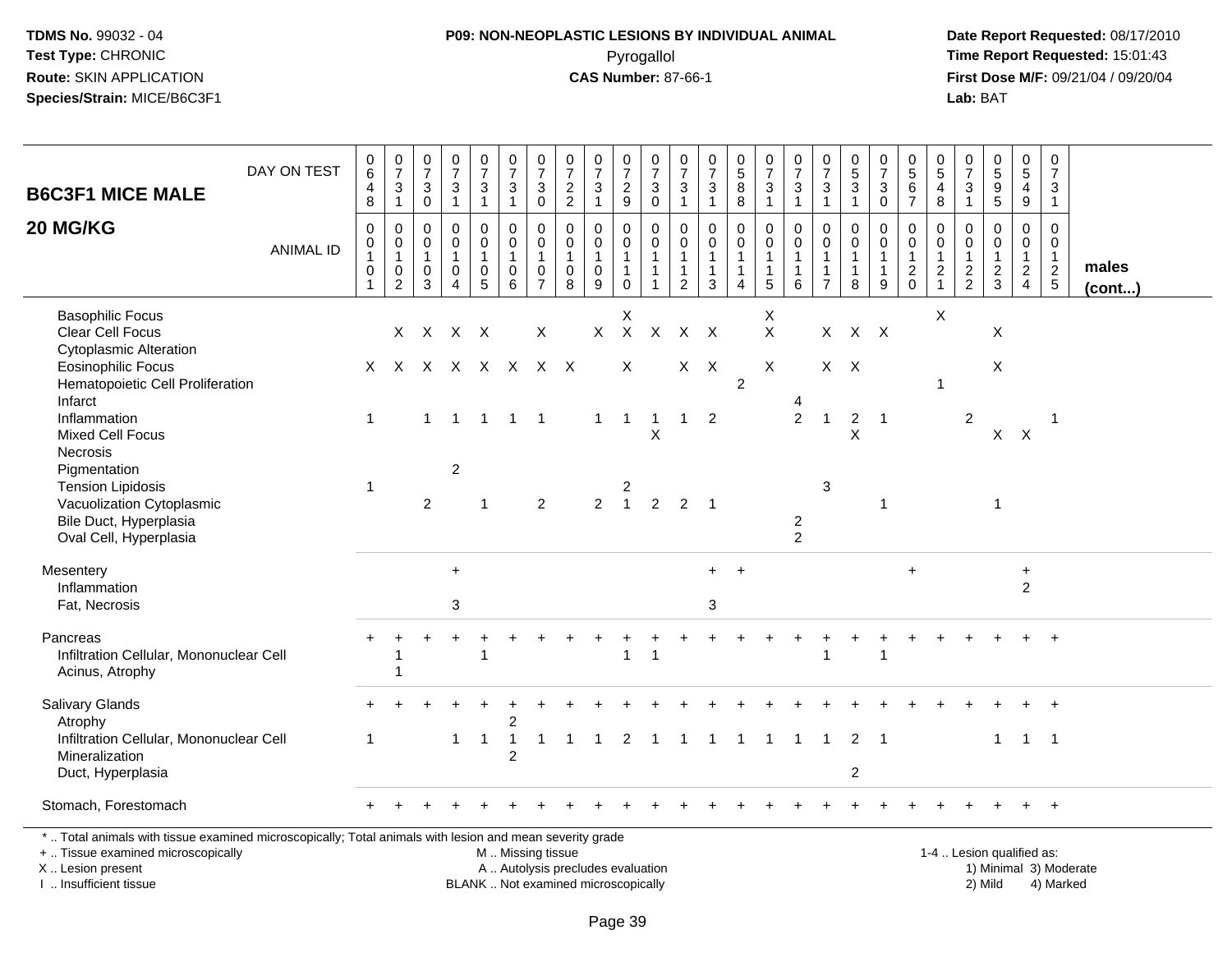**TDMS No.** 99032 - 04
**Test Type:** CHRONIC
**Route:** SKIN APPLICATION
**Species/Strain:** MICE/B6C3F1

**P09: NON-NEOPLASTIC LESIONS BY INDIVIDUAL ANIMAL**
Pyrogallol
**CAS Number:** 87-66-1

**Date Report Requested:** 08/17/2010
**Time Report Requested:** 15:01:43
**First Dose M/F:** 09/21/04 / 09/20/04
**Lab:** BAT

| **B6C3F1 MICE MALE** DAY ON TEST | 0648 | 0731 | 0730 | 0731 | 0731 | 0731 | 0730 | 0722 | 0731 | 0729 | 0730 | 0731 | 0731 | 0588 | 0731 | 0731 | 0731 | 0531 | 0730 | 0567 | 0548 | 0731 | 0595 | 0549 | 0731 | |
|---|---|---|---|---|---|---|---|---|---|---|---|---|---|---|---|---|---|---|---|---|---|---|---|---|---|---|
| **20 MG/KG** ANIMAL ID | 0010 1 | 0010 2 | 0010 3 | 0010 4 | 0010 5 | 0010 6 | 0010 7 | 0010 8 | 0010 9 | 0011 0 | 0011 1 | 0011 2 | 0011 3 | 0011 4 | 0011 5 | 0011 6 | 0011 7 | 0011 8 | 0011 9 | 0012 0 | 0012 1 | 0012 2 | 0012 3 | 0012 4 | 0012 5 | **males (cont...)** |
| Basophilic Focus | | | | | | | | | | X | | | | | X | | | | | | X | | | | | |
| Clear Cell Focus | | X | X | X | X | | X | | X | X | X | X | X | | X | | X | X | X | | | | X | | | |
| Cytoplasmic Alteration | | | | | | | | | | | | | | | | | | | | | | | | | | |
| Eosinophilic Focus | X | X | X | X | X | X | X | X | | X | | X | X | | X | | X | X | | | | | X | | | |
| Hematopoietic Cell Proliferation | | | | | | | | | | | | | | 2 | | | | | | | 1 | | | | | |
| Infarct | | | | | | | | | | | | | | | | 4 | | | | | | | | | | |
| Inflammation | 1 | | 1 | 1 | 1 | 1 | 1 | | 1 | 1 | 1 | 1 | 2 | | | 2 | 1 | 2 | 1 | | | 2 | | | 1 | |
| Mixed Cell Focus | | | | | | | | | | | X | | | | | | | X | | | | | X | X | | |
| Necrosis | | | | | | | | | | | | | | | | | | | | | | | | | | |
| Pigmentation | | | | 2 | | | | | | | | | | | | | | | | | | | | | | |
| Tension Lipidosis | 1 | | | | | | | | | 2 | | | | | | | 3 | | | | | | | | | |
| Vacuolization Cytoplasmic | | | 2 | | 1 | | 2 | | 2 | 1 | 2 | 2 | 1 | | | | | | 1 | | | | 1 | | | |
| Bile Duct, Hyperplasia | | | | | | | | | | | | | | | | 2 | | | | | | | | | | |
| Oval Cell, Hyperplasia | | | | | | | | | | | | | | | | 2 | | | | | | | | | | |
| Mesentery | | | | + | | | | | | | | | + | + | | | | | | + | | | | + | | |
| Inflammation | | | | | | | | | | | | | | | | | | | | | | | | 2 | | |
| Fat, Necrosis | | | | 3 | | | | | | | | | 3 | | | | | | | | | | | | | |
| Pancreas | + | + | + | + | + | + | + | + | + | + | + | + | + | + | + | + | + | + | + | + | + | + | + | + | + | |
| Infiltration Cellular, Mononuclear Cell | | 1 | | | 1 | | | | | 1 | 1 | | | | | | 1 | | 1 | | | | | | | |
| Acinus, Atrophy | | 1 | | | | | | | | | | | | | | | | | | | | | | | | |
| Salivary Glands | + | + | + | + | + | + | + | + | + | + | + | + | + | + | + | + | + | + | + | + | + | + | + | + | + | |
| Atrophy | | | | | | 2 | | | | | | | | | | | | | | | | | | | | |
| Infiltration Cellular, Mononuclear Cell | 1 | | | 1 | 1 | 1 | 1 | 1 | 1 | 2 | 1 | 1 | 1 | 1 | 1 | 1 | 1 | 2 | 1 | | | | 1 | 1 | 1 | |
| Mineralization | | | | | | 2 | | | | | | | | | | | | | | | | | | | | |
| Duct, Hyperplasia | | | | | | | | | | | | | | | | | | 2 | | | | | | | | |
| Stomach, Forestomach | + | + | + | + | + | + | + | + | + | + | + | + | + | + | + | + | + | + | + | + | + | + | + | + | + | |

\* .. Total animals with tissue examined microscopically; Total animals with lesion and mean severity grade
\+ .. Tissue examined microscopically
X .. Lesion present
I .. Insufficient tissue

M .. Missing tissue
A .. Autolysis precludes evaluation
BLANK .. Not examined microscopically

1-4 .. Lesion qualified as:
1) Minimal 3) Moderate
2) Mild 4) Marked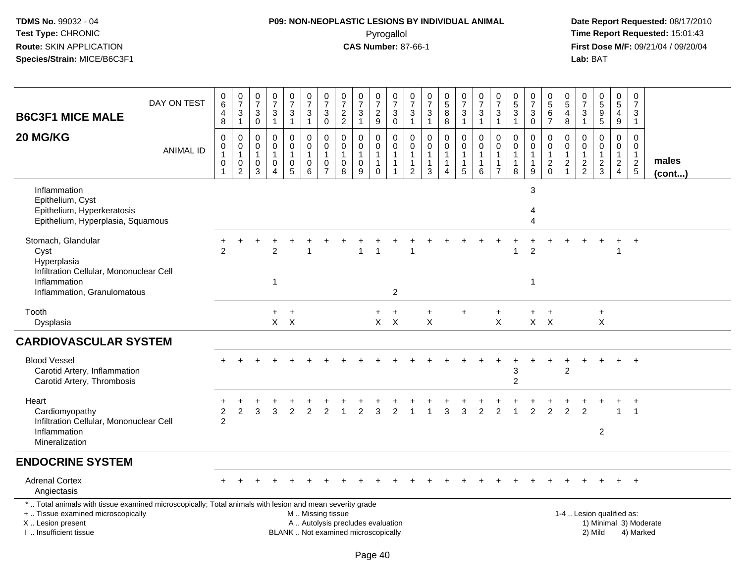**TDMS No.** 99032 - 04
**Test Type:** CHRONIC
**Route:** SKIN APPLICATION
**Species/Strain:** MICE/B6C3F1

**P09: NON-NEOPLASTIC LESIONS BY INDIVIDUAL ANIMAL**
Pyrogallol
**CAS Number:** 87-66-1

**Date Report Requested:** 08/17/2010
**Time Report Requested:** 15:01:43
**First Dose M/F:** 09/21/04 / 09/20/04
**Lab:** BAT

| B6C3F1 MICE MALE 20 MG/KG — DAY ON TEST | 648 | 731 | 730 | 731 | 731 | 731 | 730 | 722 | 731 | 729 | 730 | 731 | 731 | 588 | 731 | 731 | 731 | 531 | 730 | 567 | 548 | 731 | 595 | 549 | 731 | |
|---|---|---|---|---|---|---|---|---|---|---|---|---|---|---|---|---|---|---|---|---|---|---|---|---|---|---|
| ANIMAL ID | 00101 | 00102 | 00103 | 00104 | 00105 | 00106 | 00107 | 00108 | 00109 | 00110 | 00111 | 00112 | 00113 | 00114 | 00115 | 00116 | 00117 | 00118 | 00119 | 00120 | 00121 | 00122 | 00123 | 00124 | 00125 | males (cont...) |
| Inflammation | | | | | | | | | | | | | | | | | | | 3 | | | | | | | |
| Epithelium, Cyst | | | | | | | | | | | | | | | | | | | | | | | | | | |
| Epithelium, Hyperkeratosis | | | | | | | | | | | | | | | | | | | 4 | | | | | | | |
| Epithelium, Hyperplasia, Squamous | | | | | | | | | | | | | | | | | | | 4 | | | | | | | |
| Stomach, Glandular | + | + | + | + | + | + | + | + | + | + | + | + | + | + | + | + | + | + | + | + | + | + | + | + | + | |
| Cyst | 2 | | | 2 | | 1 | | | 1 | 1 | | 1 | | | | | | 1 | 2 | | | | | 1 | | |
| Hyperplasia | | | | | | | | | | | | | | | | | | | | | | | | | | |
| Infiltration Cellular, Mononuclear Cell | | | | | | | | | | | | | | | | | | | | | | | | | | |
| Inflammation | | | | 1 | | | | | | | | | | | | | | | 1 | | | | | | | |
| Inflammation, Granulomatous | | | | | | | | | | | 2 | | | | | | | | | | | | | | | |
| Tooth | | | | + | + | | | | | + | + | | + | | + | | + | | + | + | | | + | | | |
| Dysplasia | | | | X | X | | | | | X | X | | X | | | | X | | X | X | | | X | | | |
| **CARDIOVASCULAR SYSTEM** | | | | | | | | | | | | | | | | | | | | | | | | | | |
| Blood Vessel | + | + | + | + | + | + | + | + | + | + | + | + | + | + | + | + | + | + | + | + | + | + | + | + | + | |
| Carotid Artery, Inflammation | | | | | | | | | | | | | | | | | | 3 | | | 2 | | | | | |
| Carotid Artery, Thrombosis | | | | | | | | | | | | | | | | | | 2 | | | | | | | | |
| Heart | + | + | + | + | + | + | + | + | + | + | + | + | + | + | + | + | + | + | + | + | + | + | + | + | + | |
| Cardiomyopathy | 2 | 2 | 3 | 3 | 2 | 2 | 2 | 1 | 2 | 3 | 2 | 1 | 1 | 3 | 3 | 2 | 2 | 1 | 2 | 2 | 2 | 2 | | 1 | 1 | |
| Infiltration Cellular, Mononuclear Cell | 2 | | | | | | | | | | | | | | | | | | | | | | | | | |
| Inflammation | | | | | | | | | | | | | | | | | | | | | | | 2 | | | |
| Mineralization | | | | | | | | | | | | | | | | | | | | | | | | | | |
| **ENDOCRINE SYSTEM** | | | | | | | | | | | | | | | | | | | | | | | | | | |
| Adrenal Cortex | + | + | + | + | + | + | + | + | + | + | + | + | + | + | + | + | + | + | + | + | + | + | + | + | + | |
| Angiectasis | | | | | | | | | | | | | | | | | | | | | | | | | | |

* .. Total animals with tissue examined microscopically; Total animals with lesion and mean severity grade
+ .. Tissue examined microscopically
X .. Lesion present
I .. Insufficient tissue

M .. Missing tissue
A .. Autolysis precludes evaluation
BLANK .. Not examined microscopically

1-4 .. Lesion qualified as:
1) Minimal 3) Moderate
2) Mild 4) Marked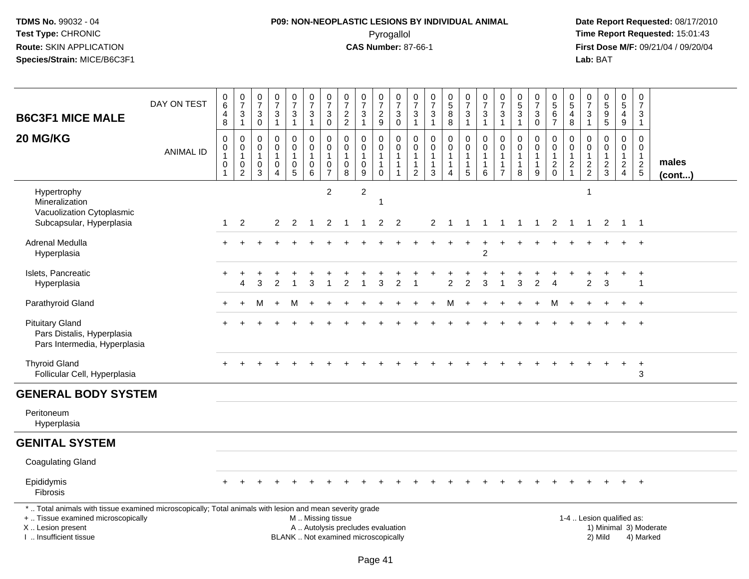**TDMS No.** 99032 - 04
**Test Type:** CHRONIC
**Route:** SKIN APPLICATION
**Species/Strain:** MICE/B6C3F1

**P09: NON-NEOPLASTIC LESIONS BY INDIVIDUAL ANIMAL**
Pyrogallol
**CAS Number:** 87-66-1

**Date Report Requested:** 08/17/2010
**Time Report Requested:** 15:01:43
**First Dose M/F:** 09/21/04 / 09/20/04
**Lab:** BAT

| B6C3F1 MICE MALE 20 MG/KG | 0101 | 0102 | 0103 | 0104 | 0105 | 0106 | 0107 | 0108 | 0109 | 0110 | 0111 | 0112 | 0113 | 0114 | 0115 | 0116 | 0117 | 0118 | 0119 | 0120 | 0121 | 0122 | 0123 | 0124 | 0125 | males (cont...) |
|---|---|---|---|---|---|---|---|---|---|---|---|---|---|---|---|---|---|---|---|---|---|---|---|---|---|---|
| DAY ON TEST | 648 | 731 | 730 | 731 | 731 | 731 | 730 | 722 | 731 | 729 | 730 | 731 | 731 | 588 | 731 | 731 | 731 | 531 | 730 | 567 | 548 | 731 | 595 | 549 | 731 | |
| Hypertrophy | | | | | | | 2 | | 2 | | | | | | | | | | | | | 1 | | | | |
| Mineralization | | | | | | | | | | 1 | | | | | | | | | | | | | | | | |
| Vacuolization Cytoplasmic | | | | | | | | | | | | | | | | | | | | | | | | | | |
| Subcapsular, Hyperplasia | 1 | 2 | | 2 | 2 | 1 | 2 | 1 | 1 | 2 | 2 | | 2 | 1 | 1 | 1 | 1 | 1 | 1 | 2 | 1 | 1 | 2 | 1 | 1 | |
| Adrenal Medulla | + | + | + | + | + | + | + | + | + | + | + | + | + | + | + | + | + | + | + | + | + | + | + | + | + | |
| Hyperplasia | | | | | | | | | | | | | | | | 2 | | | | | | | | | | |
| Islets, Pancreatic | + | + | + | + | + | + | + | + | + | + | + | + | + | + | + | + | + | + | + | + | + | + | + | + | + | |
| Hyperplasia | | 4 | 3 | 2 | 1 | 3 | 1 | 2 | 1 | 3 | 2 | 1 | | 2 | 2 | 3 | 1 | 3 | 2 | 4 | | 2 | 3 | | 1 | |
| Parathyroid Gland | + | + | M | + | M | + | + | + | + | + | + | + | + | M | + | + | + | + | + | M | + | + | + | + | + | |
| Pituitary Gland | + | + | + | + | + | + | + | + | + | + | + | + | + | + | + | + | + | + | + | + | + | + | + | + | + | |
| Pars Distalis, Hyperplasia | | | | | | | | | | | | | | | | | | | | | | | | | | |
| Pars Intermedia, Hyperplasia | | | | | | | | | | | | | | | | | | | | | | | | | | |
| Thyroid Gland | + | + | + | + | + | + | + | + | + | + | + | + | + | + | + | + | + | + | + | + | + | + | + | + | + | |
| Follicular Cell, Hyperplasia | | | | | | | | | | | | | | | | | | | | | | | | | 3 | |
| **GENERAL BODY SYSTEM** | | | | | | | | | | | | | | | | | | | | | | | | | | |
| Peritoneum | | | | | | | | | | | | | | | | | | | | | | | | | | |
| Hyperplasia | | | | | | | | | | | | | | | | | | | | | | | | | | |
| **GENITAL SYSTEM** | | | | | | | | | | | | | | | | | | | | | | | | | | |
| Coagulating Gland | | | | | | | | | | | | | | | | | | | | | | | | | | |
| Epididymis | + | + | + | + | + | + | + | + | + | + | + | + | + | + | + | + | + | + | + | + | + | + | + | + | + | |
| Fibrosis | | | | | | | | | | | | | | | | | | | | | | | | | | |

\* .. Total animals with tissue examined microscopically; Total animals with lesion and mean severity grade
\+ .. Tissue examined microscopically
X .. Lesion present
I .. Insufficient tissue

M .. Missing tissue
A .. Autolysis precludes evaluation
BLANK .. Not examined microscopically

1-4 .. Lesion qualified as:
1) Minimal 3) Moderate
2) Mild 4) Marked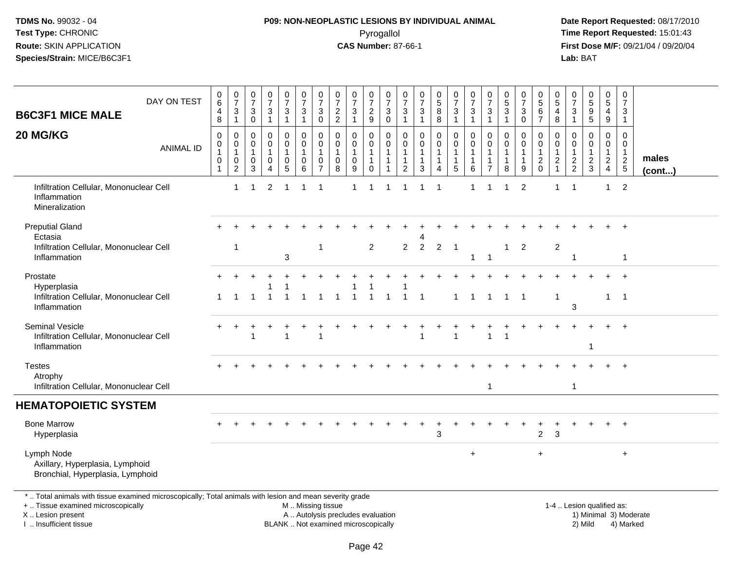TDMS No. 99032 - 04
Test Type: CHRONIC
Route: SKIN APPLICATION
Species/Strain: MICE/B6C3F1

**P09: NON-NEOPLASTIC LESIONS BY INDIVIDUAL ANIMAL**
Pyrogallol
**CAS Number:** 87-66-1

Date Report Requested: 08/17/2010
Time Report Requested: 15:01:43
First Dose M/F: 09/21/04 / 09/20/04
Lab: BAT

## B6C3F1 MICE MALE
## 20 MG/KG

| DAY ON TEST | 0648 | 0731 | 0730 | 0731 | 0731 | 0731 | 0730 | 0722 | 0731 | 0729 | 0730 | 0731 | 0731 | 0588 | 0731 | 0731 | 0731 | 0531 | 0730 | 0567 | 0548 | 0731 | 0595 | 0549 | 0731 | |
|---|---|---|---|---|---|---|---|---|---|---|---|---|---|---|---|---|---|---|---|---|---|---|---|---|---|---|
| **ANIMAL ID** | 00101 | 00102 | 00103 | 00104 | 00105 | 00106 | 00107 | 00108 | 00109 | 00110 | 00111 | 00112 | 00113 | 00114 | 00115 | 00116 | 00117 | 00118 | 00119 | 00120 | 00121 | 00122 | 00123 | 00124 | 00125 | **males (cont...)** |
| Infiltration Cellular, Mononuclear Cell | | 1 | 1 | 2 | 1 | 1 | 1 | | 1 | 1 | 1 | 1 | 1 | 1 | | 1 | 1 | 1 | 2 | | 1 | 1 | | 1 | 2 | |
| Inflammation | | | | | | | | | | | | | | | | | | | | | | | | | | |
| Mineralization | | | | | | | | | | | | | | | | | | | | | | | | | | |
| Preputial Gland | + | + | + | + | + | + | + | + | + | + | + | + | + | + | + | + | + | + | + | + | + | + | + | + | + | |
| Ectasia | | | | | | | | | | | | | 4 | | | | | | | | | | | | | |
| Infiltration Cellular, Mononuclear Cell | | 1 | | | | | 1 | | | 2 | | 2 | 2 | 2 | 1 | | | 1 | 2 | | 2 | | | | | |
| Inflammation | | | | | 3 | | | | | | | | | | | 1 | 1 | | | | | 1 | | | 1 | |
| Prostate | + | + | + | + | + | + | + | + | + | + | + | + | + | + | + | + | + | + | + | + | + | + | + | + | + | |
| Hyperplasia | | | | 1 | 1 | | | | 1 | 1 | | 1 | | | | | | | | | | | | | | |
| Infiltration Cellular, Mononuclear Cell | 1 | 1 | 1 | 1 | 1 | 1 | 1 | 1 | 1 | 1 | 1 | 1 | 1 | | 1 | 1 | 1 | 1 | 1 | | 1 | | | 1 | 1 | |
| Inflammation | | | | | | | | | | | | | | | | | | | | | | 3 | | | | |
| Seminal Vesicle | + | + | + | + | + | + | + | + | + | + | + | + | + | + | + | + | + | + | + | + | + | + | + | + | + | |
| Infiltration Cellular, Mononuclear Cell | | | 1 | | 1 | | 1 | | | | | | 1 | | 1 | | 1 | 1 | | | | | | | | |
| Inflammation | | | | | | | | | | | | | | | | | | | | | | | 1 | | | |
| Testes | + | + | + | + | + | + | + | + | + | + | + | + | + | + | + | + | + | + | + | + | + | + | + | + | + | |
| Atrophy | | | | | | | | | | | | | | | | | | | | | | | | | | |
| Infiltration Cellular, Mononuclear Cell | | | | | | | | | | | | | | | | | 1 | | | | | 1 | | | | |
| **HEMATOPOIETIC SYSTEM** | | | | | | | | | | | | | | | | | | | | | | | | | | |
| Bone Marrow | + | + | + | + | + | + | + | + | + | + | + | + | + | + | + | + | + | + | + | + | + | + | + | + | + | |
| Hyperplasia | | | | | | | | | | | | | | 3 | | | | | | 2 | 3 | | | | | |
| Lymph Node | | | | | | | | | | | | | | | | + | | | | + | | | | | + | |
| Axillary, Hyperplasia, Lymphoid | | | | | | | | | | | | | | | | | | | | | | | | | | |
| Bronchial, Hyperplasia, Lymphoid | | | | | | | | | | | | | | | | | | | | | | | | | | |

* .. Total animals with tissue examined microscopically; Total animals with lesion and mean severity grade
+ .. Tissue examined microscopically
X .. Lesion present
I .. Insufficient tissue

M .. Missing tissue
A .. Autolysis precludes evaluation
BLANK .. Not examined microscopically

1-4 .. Lesion qualified as:
1) Minimal 3) Moderate
2) Mild 4) Marked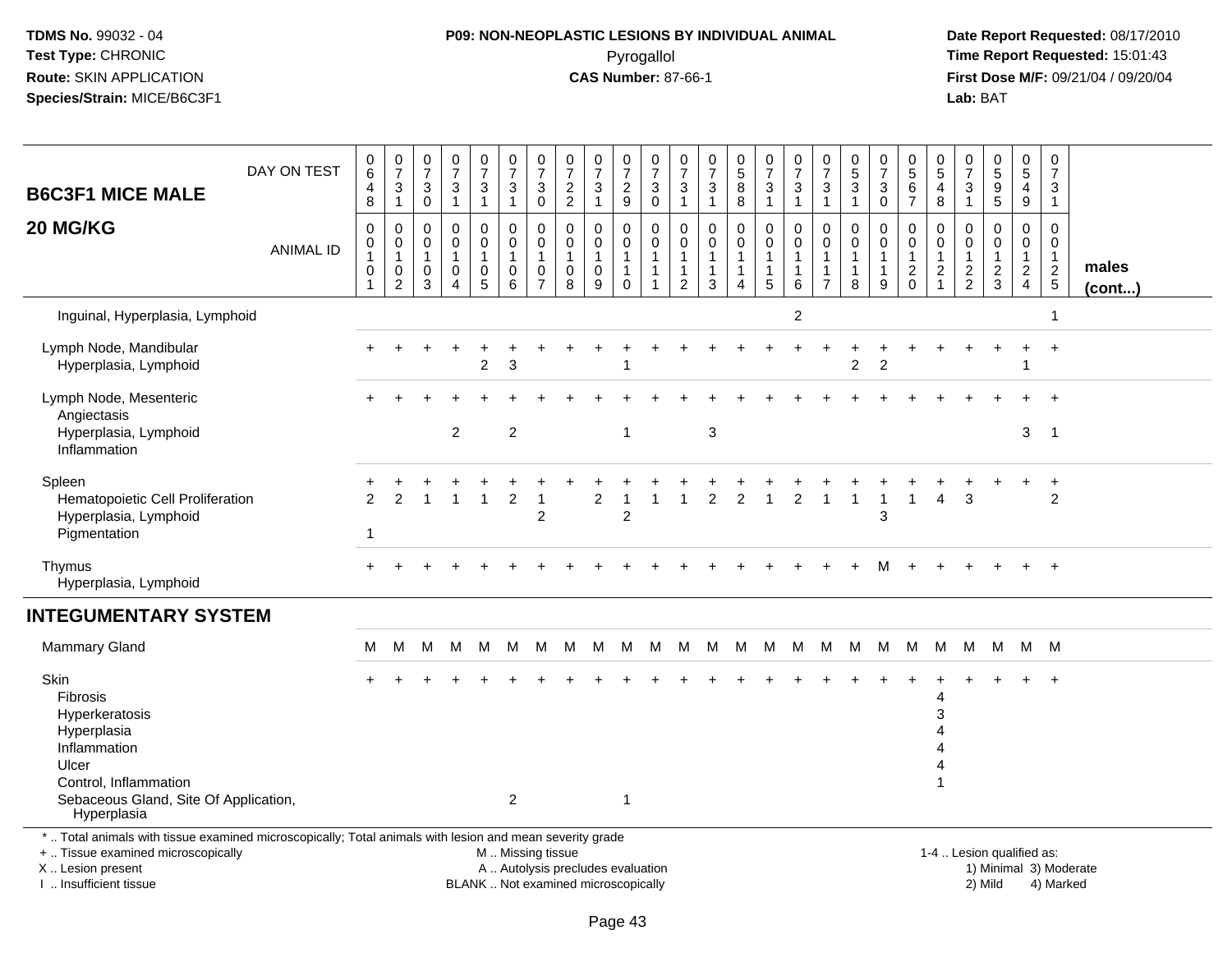**TDMS No.** 99032 - 04
**Test Type:** CHRONIC
**Route:** SKIN APPLICATION
**Species/Strain:** MICE/B6C3F1

**P09: NON-NEOPLASTIC LESIONS BY INDIVIDUAL ANIMAL**
Pyrogallol
**CAS Number:** 87-66-1

**Date Report Requested:** 08/17/2010
**Time Report Requested:** 15:01:43
**First Dose M/F:** 09/21/04 / 09/20/04
**Lab:** BAT

## B6C3F1 MICE MALE
## 20 MG/KG

| DAY ON TEST | 0648 | 0731 | 0730 | 0731 | 0731 | 0731 | 0730 | 0722 | 0731 | 0729 | 0730 | 0731 | 0731 | 0588 | 0731 | 0731 | 0731 | 0531 | 0730 | 0567 | 0548 | 0731 | 0595 | 0549 | 0731 | |
|---|---|---|---|---|---|---|---|---|---|---|---|---|---|---|---|---|---|---|---|---|---|---|---|---|---|---|
| **ANIMAL ID** | 0010 1 | 0010 2 | 0010 3 | 0010 4 | 0010 5 | 0010 6 | 0010 7 | 0010 8 | 0010 9 | 0011 0 | 0011 1 | 0011 2 | 0011 3 | 0011 4 | 0011 5 | 0011 6 | 0011 7 | 0011 8 | 0011 9 | 0012 0 | 0012 1 | 0012 2 | 0012 3 | 0012 4 | 0012 5 | **males (cont...)** |
| Inguinal, Hyperplasia, Lymphoid | | | | | | | | | | | | | | | | 2 | | | | | | | | | 1 | |
| Lymph Node, Mandibular | + | + | + | + | + | + | + | + | + | + | + | + | + | + | + | + | + | + | + | + | + | + | + | + | + | |
| Hyperplasia, Lymphoid | | | | | 2 | 3 | | | | 1 | | | | | | | | 2 | 2 | | | | | 1 | | |
| Lymph Node, Mesenteric | + | + | + | + | + | + | + | + | + | + | + | + | + | + | + | + | + | + | + | + | + | + | + | + | + | |
| Angiectasis | | | | | | | | | | | | | | | | | | | | | | | | | | |
| Hyperplasia, Lymphoid | | | | 2 | | 2 | | | | 1 | | | 3 | | | | | | | | | | | 3 | 1 | |
| Inflammation | | | | | | | | | | | | | | | | | | | | | | | | | | |
| Spleen | + | + | + | + | + | + | + | + | + | + | + | + | + | + | + | + | + | + | + | + | + | + | + | + | + | |
| Hematopoietic Cell Proliferation | 2 | 2 | 1 | 1 | 1 | 2 | 1 | | 2 | 1 | 1 | 1 | 2 | 2 | 1 | 2 | 1 | 1 | 1 | 1 | 4 | 3 | | | 2 | |
| Hyperplasia, Lymphoid | | | | | | | 2 | | | 2 | | | | | | | | | 3 | | | | | | | |
| Pigmentation | 1 | | | | | | | | | | | | | | | | | | | | | | | | | |
| Thymus | + | + | + | + | + | + | + | + | + | + | + | + | + | + | + | + | + | + | M | + | + | + | + | + | + | |
| Hyperplasia, Lymphoid | | | | | | | | | | | | | | | | | | | | | | | | | | |
| **INTEGUMENTARY SYSTEM** | | | | | | | | | | | | | | | | | | | | | | | | | | |
| Mammary Gland | M | M | M | M | M | M | M | M | M | M | M | M | M | M | M | M | M | M | M | M | M | M | M | M | M | |
| Skin | + | + | + | + | + | + | + | + | + | + | + | + | + | + | + | + | + | + | + | + | + | + | + | + | + | |
| Fibrosis | | | | | | | | | | | | | | | | | | | | | 4 | | | | | |
| Hyperkeratosis | | | | | | | | | | | | | | | | | | | | | 3 | | | | | |
| Hyperplasia | | | | | | | | | | | | | | | | | | | | | 4 | | | | | |
| Inflammation | | | | | | | | | | | | | | | | | | | | | 4 | | | | | |
| Ulcer | | | | | | | | | | | | | | | | | | | | | 4 | | | | | |
| Control, Inflammation | | | | | | | | | | | | | | | | | | | | | 1 | | | | | |
| Sebaceous Gland, Site Of Application, Hyperplasia | | | | | | 2 | | | | 1 | | | | | | | | | | | | | | | | |

\* .. Total animals with tissue examined microscopically; Total animals with lesion and mean severity grade
+ .. Tissue examined microscopically
X .. Lesion present
I .. Insufficient tissue

M .. Missing tissue
A .. Autolysis precludes evaluation
BLANK .. Not examined microscopically

1-4 .. Lesion qualified as:
1) Minimal 3) Moderate
2) Mild 4) Marked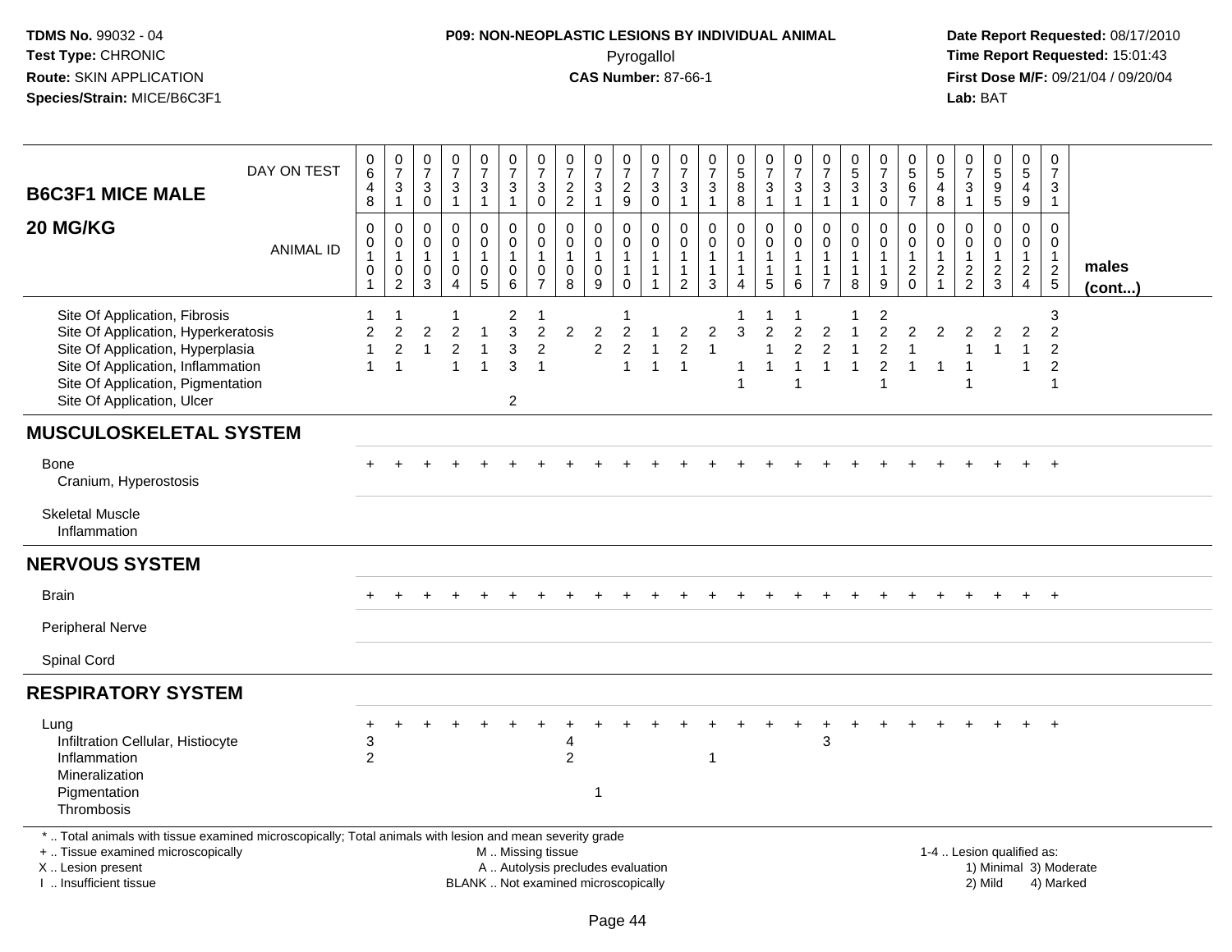**TDMS No.** 99032 - 04
**Test Type:** CHRONIC
**Route:** SKIN APPLICATION
**Species/Strain:** MICE/B6C3F1

**P09: NON-NEOPLASTIC LESIONS BY INDIVIDUAL ANIMAL**
Pyrogallol
**CAS Number:** 87-66-1

**Date Report Requested:** 08/17/2010
**Time Report Requested:** 15:01:43
**First Dose M/F:** 09/21/04 / 09/20/04
**Lab:** BAT

## B6C3F1 MICE MALE — 20 MG/KG

| DAY ON TEST | 648 | 731 | 730 | 731 | 731 | 731 | 730 | 722 | 731 | 729 | 730 | 731 | 731 | 588 | 731 | 731 | 731 | 531 | 730 | 567 | 548 | 731 | 595 | 549 | 731 | |
|---|---|---|---|---|---|---|---|---|---|---|---|---|---|---|---|---|---|---|---|---|---|---|---|---|---|---|
| **ANIMAL ID** | 00101 | 00102 | 00103 | 00104 | 00105 | 00106 | 00107 | 00108 | 00109 | 00110 | 00111 | 00112 | 00113 | 00114 | 00115 | 00116 | 00117 | 00118 | 00119 | 00120 | 00121 | 00122 | 00123 | 00124 | 00125 | **males (cont...)** |
| Site Of Application, Fibrosis | 1 | 1 | | 1 | | 2 | 1 | | | 1 | | | | 1 | 1 | 1 | | 1 | 2 | | | | | | 3 | |
| Site Of Application, Hyperkeratosis | 2 | 2 | 2 | 2 | 1 | 3 | 2 | 2 | 2 | 2 | 1 | 2 | 2 | 3 | 2 | 2 | 2 | 1 | 2 | 2 | 2 | 2 | 2 | 2 | 2 | |
| Site Of Application, Hyperplasia | 1 | 2 | 1 | 2 | 1 | 3 | 2 | | 2 | 2 | 1 | 2 | 1 | | 1 | 2 | 2 | 1 | 2 | 1 | | 1 | 1 | 1 | 2 | |
| Site Of Application, Inflammation | 1 | 1 | | 1 | 1 | 3 | 1 | | | 1 | 1 | 1 | | 1 | 1 | 1 | 1 | 1 | 2 | 1 | 1 | 1 | | 1 | 2 | |
| Site Of Application, Pigmentation | | | | | | | | | | | | | | 1 | | 1 | | | 1 | | | 1 | | | 1 | |
| Site Of Application, Ulcer | | | | | | 2 | | | | | | | | | | | | | | | | | | | | |
| **MUSCULOSKELETAL SYSTEM** | | | | | | | | | | | | | | | | | | | | | | | | | | |
| Bone | + | + | + | + | + | + | + | + | + | + | + | + | + | + | + | + | + | + | + | + | + | + | + | + | + | |
| Cranium, Hyperostosis | | | | | | | | | | | | | | | | | | | | | | | | | | |
| Skeletal Muscle | | | | | | | | | | | | | | | | | | | | | | | | | | |
| Inflammation | | | | | | | | | | | | | | | | | | | | | | | | | | |
| **NERVOUS SYSTEM** | | | | | | | | | | | | | | | | | | | | | | | | | | |
| Brain | + | + | + | + | + | + | + | + | + | + | + | + | + | + | + | + | + | + | + | + | + | + | + | + | + | |
| Peripheral Nerve | | | | | | | | | | | | | | | | | | | | | | | | | | |
| Spinal Cord | | | | | | | | | | | | | | | | | | | | | | | | | | |
| **RESPIRATORY SYSTEM** | | | | | | | | | | | | | | | | | | | | | | | | | | |
| Lung | + | + | + | + | + | + | + | + | + | + | + | + | + | + | + | + | + | + | + | + | + | + | + | + | + | |
| Infiltration Cellular, Histiocyte | 3 | | | | | | | 4 | | | | | | | | | 3 | | | | | | | | | |
| Inflammation | 2 | | | | | | | 2 | | | | | 1 | | | | | | | | | | | | | |
| Mineralization | | | | | | | | | | | | | | | | | | | | | | | | | | |
| Pigmentation | | | | | | | | | 1 | | | | | | | | | | | | | | | | | |
| Thrombosis | | | | | | | | | | | | | | | | | | | | | | | | | | |

\* .. Total animals with tissue examined microscopically; Total animals with lesion and mean severity grade
\+ .. Tissue examined microscopically
X .. Lesion present
I .. Insufficient tissue

M .. Missing tissue
A .. Autolysis precludes evaluation
BLANK .. Not examined microscopically

1-4 .. Lesion qualified as:
1) Minimal 3) Moderate
2) Mild 4) Marked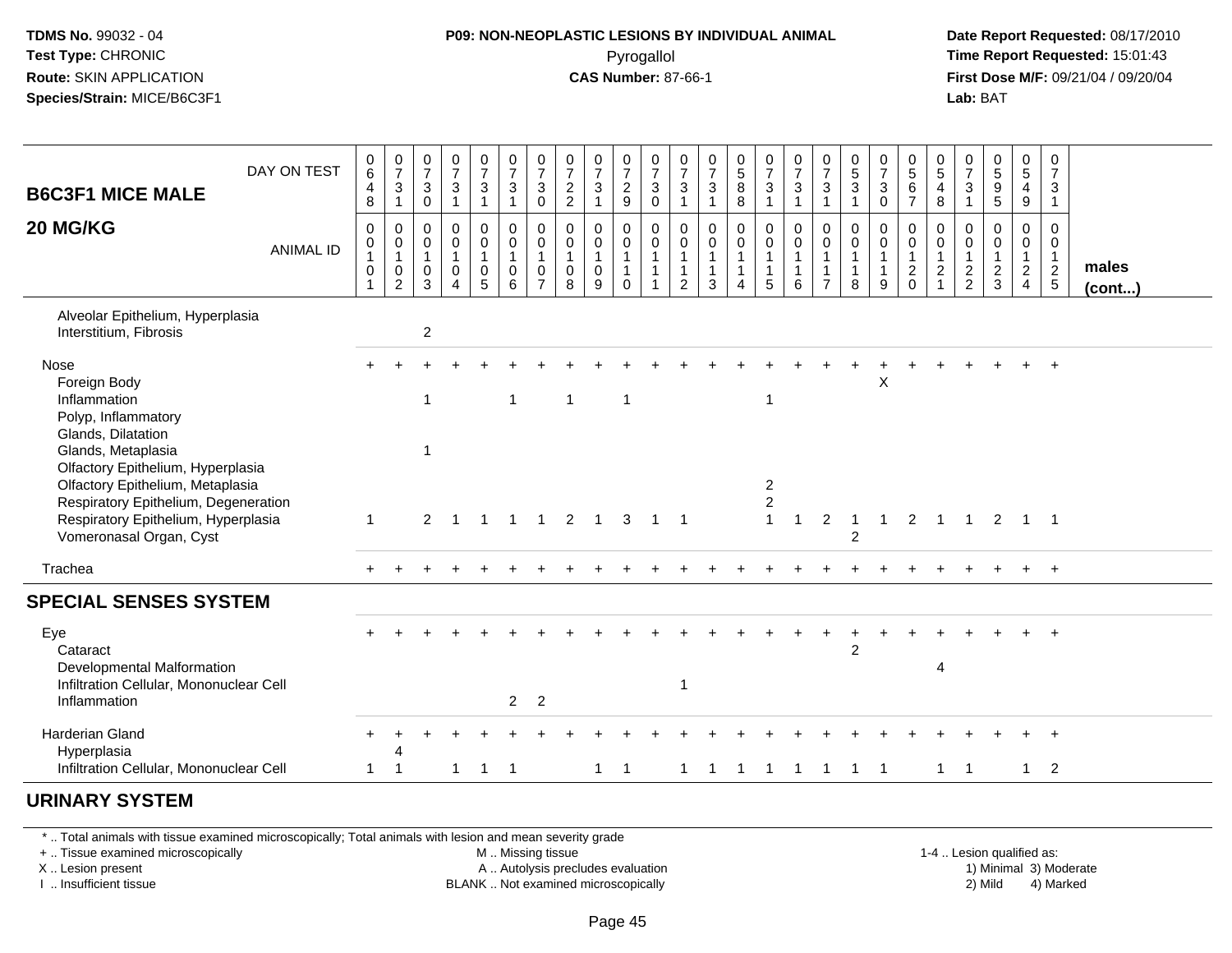**TDMS No.** 99032 - 04
**Test Type:** CHRONIC
**Route:** SKIN APPLICATION
**Species/Strain:** MICE/B6C3F1

**P09: NON-NEOPLASTIC LESIONS BY INDIVIDUAL ANIMAL**
Pyrogallol
**CAS Number:** 87-66-1

**Date Report Requested:** 08/17/2010
**Time Report Requested:** 15:01:43
**First Dose M/F:** 09/21/04 / 09/20/04
**Lab:** BAT

## B6C3F1 MICE MALE 20 MG/KG

| DAY ON TEST | 0648 | 0731 | 0730 | 0731 | 0731 | 0731 | 0730 | 0722 | 0731 | 0729 | 0730 | 0731 | 0731 | 0588 | 0731 | 0731 | 0731 | 0531 | 0730 | 0567 | 0548 | 0731 | 0595 | 0549 | 0731 | |
|---|---|---|---|---|---|---|---|---|---|---|---|---|---|---|---|---|---|---|---|---|---|---|---|---|---|---|
| ANIMAL ID | 0010 1 | 0010 2 | 0010 3 | 0010 4 | 0010 5 | 0010 6 | 0010 7 | 0010 8 | 0010 9 | 0011 0 | 0011 1 | 0011 2 | 0011 3 | 0011 4 | 0011 5 | 0011 6 | 0011 7 | 0011 8 | 0011 9 | 0012 0 | 0012 1 | 0012 2 | 0012 3 | 0012 4 | 0012 5 | males (cont...) |
| Alveolar Epithelium, Hyperplasia | | | | | | | | | | | | | | | | | | | | | | | | | | |
| Interstitium, Fibrosis | | | 2 | | | | | | | | | | | | | | | | | | | | | | | |
| Nose | + | + | + | + | + | + | + | + | + | + | + | + | + | + | + | + | + | + | + | + | + | + | + | + | + | |
| Foreign Body | | | | | | | | | | | | | | | | | | | X | | | | | | | |
| Inflammation | | | 1 | | | 1 | | 1 | | 1 | | | | | 1 | | | | | | | | | | | |
| Polyp, Inflammatory | | | | | | | | | | | | | | | | | | | | | | | | | | |
| Glands, Dilatation | | | | | | | | | | | | | | | | | | | | | | | | | | |
| Glands, Metaplasia | | | 1 | | | | | | | | | | | | | | | | | | | | | | | |
| Olfactory Epithelium, Hyperplasia | | | | | | | | | | | | | | | | | | | | | | | | | | |
| Olfactory Epithelium, Metaplasia | | | | | | | | | | | | | | | 2 | | | | | | | | | | | |
| Respiratory Epithelium, Degeneration | | | | | | | | | | | | | | | 2 | | | | | | | | | | | |
| Respiratory Epithelium, Hyperplasia | 1 | | 2 | 1 | 1 | 1 | 1 | 2 | 1 | 3 | 1 | 1 | | | 1 | 1 | 2 | 1 | 1 | 2 | 1 | 1 | 2 | 1 | 1 | |
| Vomeronasal Organ, Cyst | | | | | | | | | | | | | | | | | | 2 | | | | | | | | |
| Trachea | + | + | + | + | + | + | + | + | + | + | + | + | + | + | + | + | + | + | + | + | + | + | + | + | + | |

## SPECIAL SENSES SYSTEM

| | | | | | | | | | | | | | | | | | | | | | | | | | |
|---|---|---|---|---|---|---|---|---|---|---|---|---|---|---|---|---|---|---|---|---|---|---|---|---|---|
| Eye | + | + | + | + | + | + | + | + | + | + | + | + | + | + | + | + | + | + | + | + | + | + | + | + | + |
| Cataract | | | | | | | | | | | | | | | | | | 2 | | | | | | | |
| Developmental Malformation | | | | | | | | | | | | | | | | | | | | | 4 | | | | |
| Infiltration Cellular, Mononuclear Cell | | | | | | | | | | | | 1 | | | | | | | | | | | | | |
| Inflammation | | | | | | 2 | 2 | | | | | | | | | | | | | | | | | | |
| Harderian Gland | + | + | + | + | + | + | + | + | + | + | + | + | + | + | + | + | + | + | + | + | + | + | + | + | + |
| Hyperplasia | | 4 | | | | | | | | | | | | | | | | | | | | | | | |
| Infiltration Cellular, Mononuclear Cell | 1 | 1 | | 1 | 1 | 1 | | | 1 | 1 | | 1 | 1 | 1 | 1 | 1 | 1 | 1 | 1 | | 1 | 1 | | 1 | 2 |

## URINARY SYSTEM

\* .. Total animals with tissue examined microscopically; Total animals with lesion and mean severity grade
\+ .. Tissue examined microscopically
X .. Lesion present
I .. Insufficient tissue

M .. Missing tissue
A .. Autolysis precludes evaluation
BLANK .. Not examined microscopically

1-4 .. Lesion qualified as:
1) Minimal 3) Moderate
2) Mild 4) Marked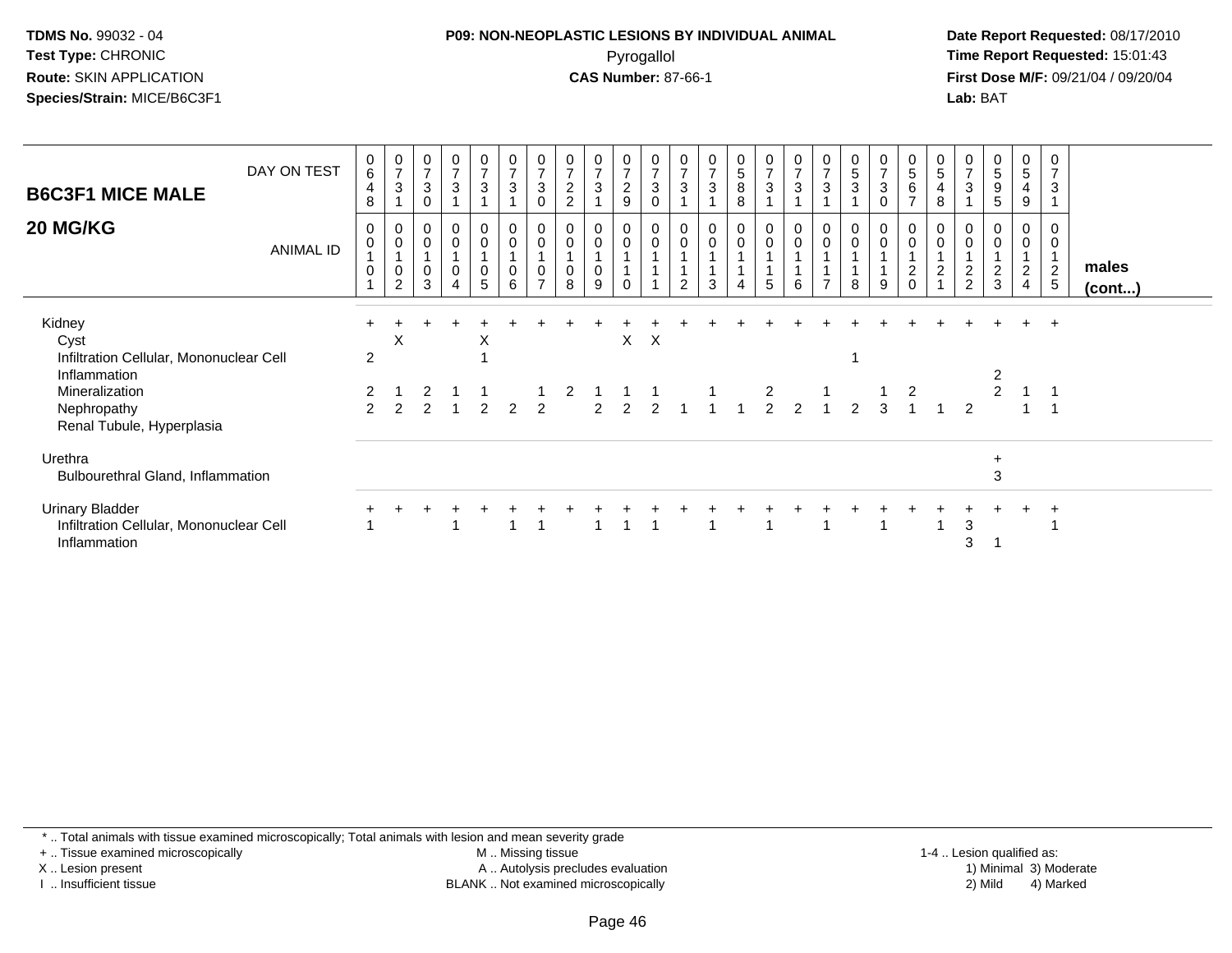**TDMS No.** 99032 - 04
**Test Type:** CHRONIC
**Route:** SKIN APPLICATION
**Species/Strain:** MICE/B6C3F1

**P09: NON-NEOPLASTIC LESIONS BY INDIVIDUAL ANIMAL**
Pyrogallol
**CAS Number:** 87-66-1

**Date Report Requested:** 08/17/2010
**Time Report Requested:** 15:01:43
**First Dose M/F:** 09/21/04 / 09/20/04
**Lab:** BAT

## B6C3F1 MICE MALE
## 20 MG/KG

| DAY ON TEST | 648 | 731 | 730 | 731 | 731 | 731 | 730 | 722 | 731 | 729 | 730 | 731 | 731 | 588 | 731 | 731 | 731 | 531 | 730 | 567 | 548 | 731 | 595 | 549 | 731 | |
|---|---|---|---|---|---|---|---|---|---|---|---|---|---|---|---|---|---|---|---|---|---|---|---|---|---|---|
| **ANIMAL ID** | 0101 | 0102 | 0103 | 0104 | 0105 | 0106 | 0107 | 0108 | 0109 | 0110 | 0111 | 0112 | 0113 | 0114 | 0115 | 0116 | 0117 | 0118 | 0119 | 0120 | 0121 | 0122 | 0123 | 0124 | 0125 | **males (cont...)** |
| Kidney | + | + | + | + | + | + | + | + | + | + | + | + | + | + | + | + | + | + | + | + | + | + | + | + | + | |
| Cyst | | X | | | X | | | | | X | X | | | | | | | | | | | | | | | |
| Infiltration Cellular, Mononuclear Cell | 2 | | | | 1 | | | | | | | | | | | | | 1 | | | | | | | | |
| Inflammation | | | | | | | | | | | | | | | | | | | | | | | 2 | | | |
| Mineralization | 2 | 1 | 2 | 1 | 1 | | 1 | 2 | 1 | 1 | 1 | | 1 | | 2 | | 1 | | 1 | 2 | | | 2 | 1 | 1 | |
| Nephropathy | 2 | 2 | 2 | 1 | 2 | 2 | 2 | | 2 | 2 | 2 | 1 | 1 | 1 | 2 | 2 | 1 | 2 | 3 | 1 | 1 | 2 | | 1 | 1 | |
| Renal Tubule, Hyperplasia | | | | | | | | | | | | | | | | | | | | | | | | | | |
| Urethra | | | | | | | | | | | | | | | | | | | | | | | + | | | |
| Bulbourethral Gland, Inflammation | | | | | | | | | | | | | | | | | | | | | | | 3 | | | |
| Urinary Bladder | + | + | + | + | + | + | + | + | + | + | + | + | + | + | + | + | + | + | + | + | + | + | + | + | + | |
| Infiltration Cellular, Mononuclear Cell | 1 | | | 1 | | 1 | 1 | | 1 | 1 | 1 | | 1 | | 1 | | 1 | | 1 | | 1 | 3 | | | 1 | |
| Inflammation | | | | | | | | | | | | | | | | | | | | | | 3 | 1 | | | |

\* .. Total animals with tissue examined microscopically; Total animals with lesion and mean severity grade
\+ .. Tissue examined microscopically
X .. Lesion present
I .. Insufficient tissue

M .. Missing tissue
A .. Autolysis precludes evaluation
BLANK .. Not examined microscopically

1-4 .. Lesion qualified as:
1) Minimal 3) Moderate
2) Mild 4) Marked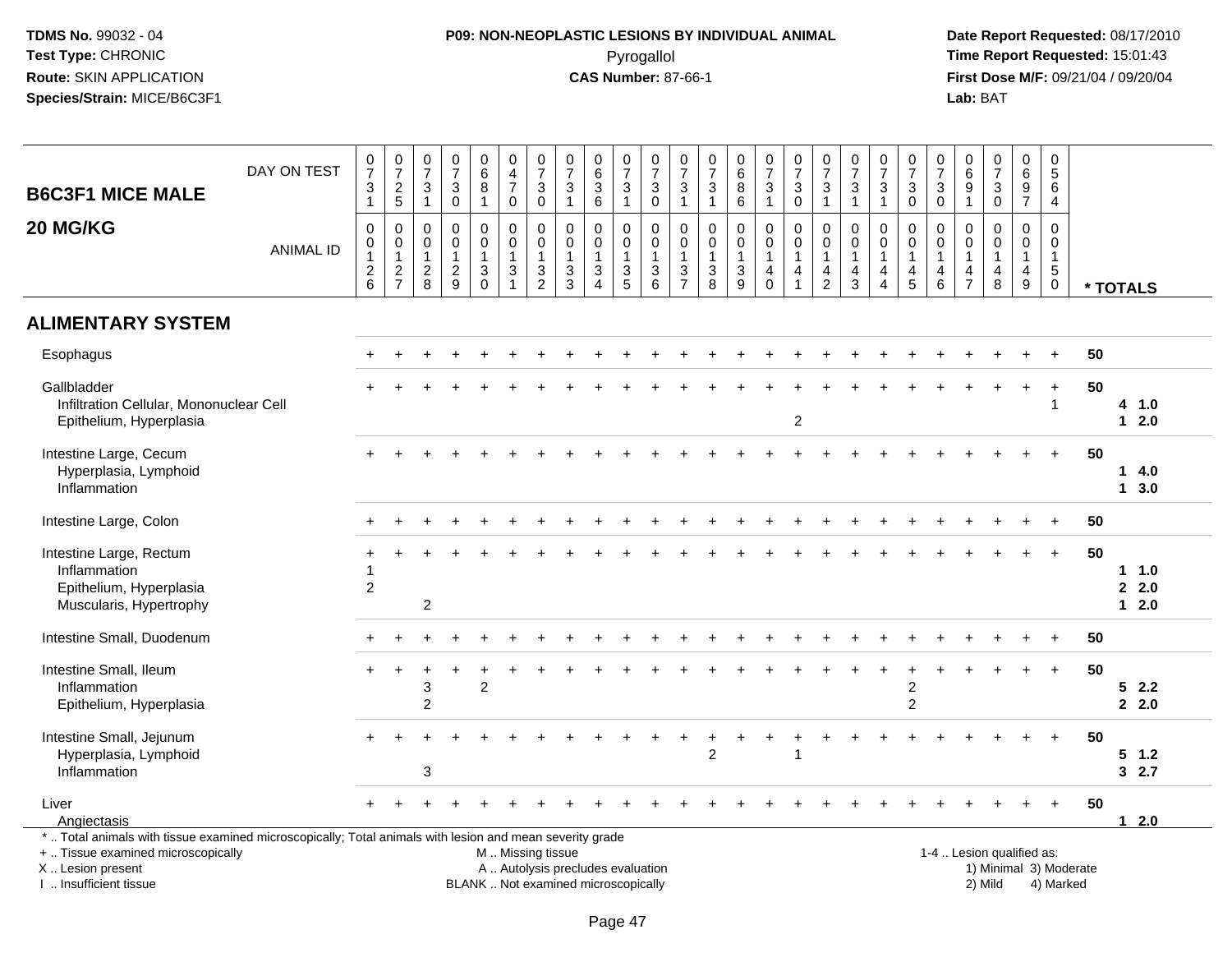**TDMS No.** 99032 - 04
**Test Type:** CHRONIC
**Route:** SKIN APPLICATION
**Species/Strain:** MICE/B6C3F1

**P09: NON-NEOPLASTIC LESIONS BY INDIVIDUAL ANIMAL**
Pyrogallol
**CAS Number:** 87-66-1

**Date Report Requested:** 08/17/2010
**Time Report Requested:** 15:01:43
**First Dose M/F:** 09/21/04 / 09/20/04
**Lab:** BAT

## B6C3F1 MICE MALE 20 MG/KG

| DAY ON TEST | 0731 | 0725 | 0731 | 0730 | 0681 | 0470 | 0730 | 0731 | 0636 | 0731 | 0730 | 0731 | 0731 | 0686 | 0731 | 0730 | 0731 | 0731 | 0731 | 0730 | 0730 | 0691 | 0730 | 0697 | 0564 | |
|---|---|---|---|---|---|---|---|---|---|---|---|---|---|---|---|---|---|---|---|---|---|---|---|---|---|---|
| **ANIMAL ID** | 0126 | 0127 | 0128 | 0129 | 0130 | 0131 | 0132 | 0133 | 0134 | 0135 | 0136 | 0137 | 0138 | 0139 | 0140 | 0141 | 0142 | 0143 | 0144 | 0145 | 0146 | 0147 | 0148 | 0149 | 0150 | *** TOTALS** |
| **ALIMENTARY SYSTEM** | | | | | | | | | | | | | | | | | | | | | | | | | | |
| Esophagus | + | + | + | + | + | + | + | + | + | + | + | + | + | + | + | + | + | + | + | + | + | + | + | + | + | 50 |
| Gallbladder | + | + | + | + | + | + | + | + | + | + | + | + | + | + | + | + | + | + | + | + | + | + | + | + | + | 50 |
| Infiltration Cellular, Mononuclear Cell | | | | | | | | | | | | | | | | | | | | | | | | | 1 | 4 1.0 |
| Epithelium, Hyperplasia | | | | | | | | | | | | | | | | 2 | | | | | | | | | | 1 2.0 |
| Intestine Large, Cecum | + | + | + | + | + | + | + | + | + | + | + | + | + | + | + | + | + | + | + | + | + | + | + | + | + | 50 |
| Hyperplasia, Lymphoid | | | | | | | | | | | | | | | | | | | | | | | | | | 1 4.0 |
| Inflammation | | | | | | | | | | | | | | | | | | | | | | | | | | 1 3.0 |
| Intestine Large, Colon | + | + | + | + | + | + | + | + | + | + | + | + | + | + | + | + | + | + | + | + | + | + | + | + | + | 50 |
| Intestine Large, Rectum | + | + | + | + | + | + | + | + | + | + | + | + | + | + | + | + | + | + | + | + | + | + | + | + | + | 50 |
| Inflammation | 1 | | | | | | | | | | | | | | | | | | | | | | | | | 1 1.0 |
| Epithelium, Hyperplasia | 2 | | | | | | | | | | | | | | | | | | | | | | | | | 2 2.0 |
| Muscularis, Hypertrophy | | | 2 | | | | | | | | | | | | | | | | | | | | | | | 1 2.0 |
| Intestine Small, Duodenum | + | + | + | + | + | + | + | + | + | + | + | + | + | + | + | + | + | + | + | + | + | + | + | + | + | 50 |
| Intestine Small, Ileum | + | + | + | + | + | + | + | + | + | + | + | + | + | + | + | + | + | + | + | + | + | + | + | + | + | 50 |
| Inflammation | | | 3 | | 2 | | | | | | | | | | | | | | | 2 | | | | | | 5 2.2 |
| Epithelium, Hyperplasia | | | 2 | | | | | | | | | | | | | | | | | 2 | | | | | | 2 2.0 |
| Intestine Small, Jejunum | + | + | + | + | + | + | + | + | + | + | + | + | + | + | + | + | + | + | + | + | + | + | + | + | + | 50 |
| Hyperplasia, Lymphoid | | | | | | | | | | | | | 2 | | | 1 | | | | | | | | | | 5 1.2 |
| Inflammation | | | 3 | | | | | | | | | | | | | | | | | | | | | | | 3 2.7 |
| Liver | + | + | + | + | + | + | + | + | + | + | + | + | + | + | + | + | + | + | + | + | + | + | + | + | + | 50 |
| Angiectasis | | | | | | | | | | | | | | | | | | | | | | | | | | 1 2.0 |

\* .. Total animals with tissue examined microscopically; Total animals with lesion and mean severity grade
\+ .. Tissue examined microscopically
X .. Lesion present
I .. Insufficient tissue

M .. Missing tissue
A .. Autolysis precludes evaluation
BLANK .. Not examined microscopically

1-4 .. Lesion qualified as:
1) Minimal 3) Moderate
2) Mild 4) Marked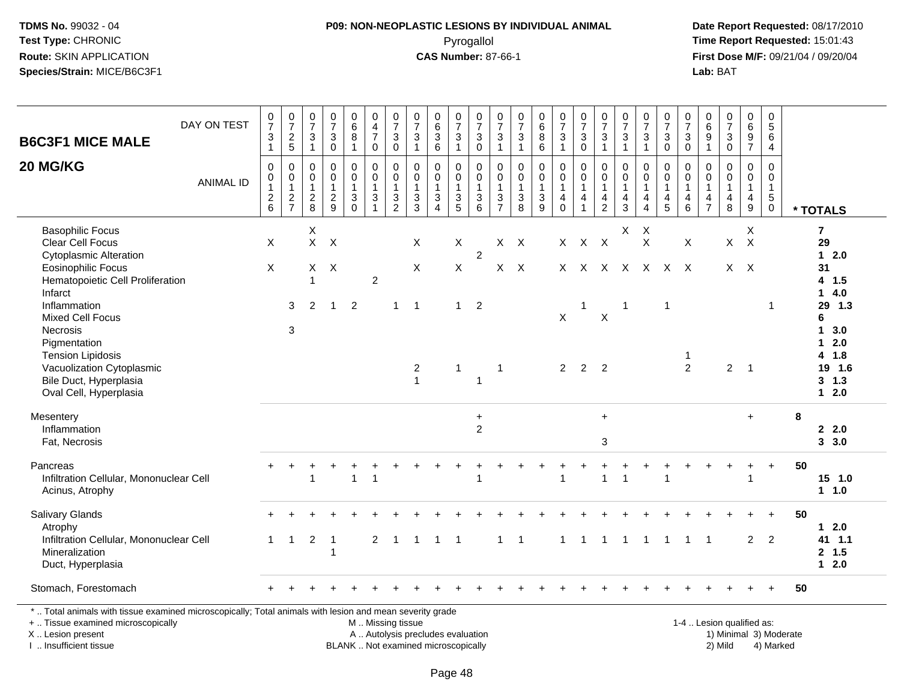**TDMS No.** 99032 - 04
**Test Type:** CHRONIC
**Route:** SKIN APPLICATION
**Species/Strain:** MICE/B6C3F1

**P09: NON-NEOPLASTIC LESIONS BY INDIVIDUAL ANIMAL**
Pyrogallol
**CAS Number:** 87-66-1

**Date Report Requested:** 08/17/2010
**Time Report Requested:** 15:01:43
**First Dose M/F:** 09/21/04 / 09/20/04
**Lab:** BAT

| B6C3F1 MICE MALE 20 MG/KG | | | | | | | | | | | | | | | | | | | | | | | | | | |
|---|---|---|---|---|---|---|---|---|---|---|---|---|---|---|---|---|---|---|---|---|---|---|---|---|---|---|
| DAY ON TEST | 0731 | 0725 | 0731 | 0730 | 0681 | 0470 | 0730 | 0731 | 0636 | 0731 | 0730 | 0731 | 0731 | 0686 | 0731 | 0730 | 0731 | 0731 | 0731 | 0730 | 0730 | 0691 | 0730 | 0697 | 0564 | |
| ANIMAL ID | 00126 | 00127 | 00128 | 00129 | 00130 | 00131 | 00132 | 00133 | 00134 | 00135 | 00136 | 00137 | 00138 | 00139 | 00140 | 00141 | 00142 | 00143 | 00144 | 00145 | 00146 | 00147 | 00148 | 00149 | 00150 | * TOTALS |
| Basophilic Focus | | | X | | | | | | | | | | | | | | | X | X | | | | | X | | 7 |
| Clear Cell Focus | X | | X | X | | | | X | | X | | X | X | | X | X | X | | X | | X | | X | X | | 29 |
| Cytoplasmic Alteration | | | | | | | | | | | 2 | | | | | | | | | | | | | | | 1 2.0 |
| Eosinophilic Focus | X | | X | X | | | | X | | X | | X | X | | X | X | X | X | X | X | X | | X | X | | 31 |
| Hematopoietic Cell Proliferation | | | 1 | | | 2 | | | | | | | | | | | | | | | | | | | | 4 1.5 |
| Infarct | | | | | | | | | | | | | | | | | | | | | | | | | | 1 4.0 |
| Inflammation | | 3 | 2 | 1 | 2 | | 1 | 1 | | 1 | 2 | | | | | 1 | | 1 | | 1 | | | | | 1 | 29 1.3 |
| Mixed Cell Focus | | | | | | | | | | | | | | | X | | X | | | | | | | | | 6 |
| Necrosis | | 3 | | | | | | | | | | | | | | | | | | | | | | | | 1 3.0 |
| Pigmentation | | | | | | | | | | | | | | | | | | | | | | | | | | 1 2.0 |
| Tension Lipidosis | | | | | | | | | | | | | | | | | | | | | 1 | | | | | 4 1.8 |
| Vacuolization Cytoplasmic | | | | | | | | 2 | | 1 | | 1 | | | 2 | 2 | 2 | | | | 2 | | 2 | 1 | | 19 1.6 |
| Bile Duct, Hyperplasia | | | | | | | | 1 | | | 1 | | | | | | | | | | | | | | | 3 1.3 |
| Oval Cell, Hyperplasia | | | | | | | | | | | | | | | | | | | | | | | | | | 1 2.0 |
| Mesentery | | | | | | | | | | | + | | | | | | + | | | | | | | + | | 8 |
| Inflammation | | | | | | | | | | | 2 | | | | | | | | | | | | | | | 2 2.0 |
| Fat, Necrosis | | | | | | | | | | | | | | | | | 3 | | | | | | | | | 3 3.0 |
| Pancreas | + | + | + | + | + | + | + | + | + | + | + | + | + | + | + | + | + | + | + | + | + | + | + | + | + | 50 |
| Infiltration Cellular, Mononuclear Cell | | | 1 | | 1 | 1 | | | | | 1 | | | | 1 | | 1 | 1 | | 1 | | | | 1 | | 15 1.0 |
| Acinus, Atrophy | | | | | | | | | | | | | | | | | | | | | | | | | | 1 1.0 |
| Salivary Glands | + | + | + | + | + | + | + | + | + | + | + | + | + | + | + | + | + | + | + | + | + | + | + | + | + | 50 |
| Atrophy | | | | | | | | | | | | | | | | | | | | | | | | | | 1 2.0 |
| Infiltration Cellular, Mononuclear Cell | 1 | 1 | 2 | 1 | | 2 | 1 | 1 | 1 | 1 | | 1 | 1 | | 1 | 1 | 1 | 1 | 1 | 1 | 1 | 1 | | 2 | 2 | 41 1.1 |
| Mineralization | | | | 1 | | | | | | | | | | | | | | | | | | | | | | 2 1.5 |
| Duct, Hyperplasia | | | | | | | | | | | | | | | | | | | | | | | | | | 1 2.0 |
| Stomach, Forestomach | + | + | + | + | + | + | + | + | + | + | + | + | + | + | + | + | + | + | + | + | + | + | + | + | + | 50 |

\* .. Total animals with tissue examined microscopically; Total animals with lesion and mean severity grade
\+ .. Tissue examined microscopically
X .. Lesion present
I .. Insufficient tissue

M .. Missing tissue
A .. Autolysis precludes evaluation
BLANK .. Not examined microscopically

1-4 .. Lesion qualified as:
1) Minimal 3) Moderate
2) Mild 4) Marked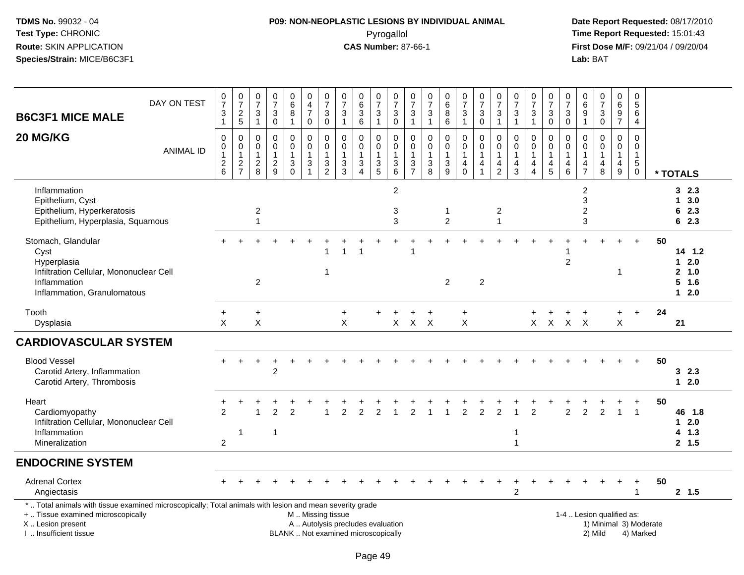**TDMS No.** 99032 - 04
**Test Type:** CHRONIC
**Route:** SKIN APPLICATION
**Species/Strain:** MICE/B6C3F1

**P09: NON-NEOPLASTIC LESIONS BY INDIVIDUAL ANIMAL**
Pyrogallol
**CAS Number:** 87-66-1

**Date Report Requested:** 08/17/2010
**Time Report Requested:** 15:01:43
**First Dose M/F:** 09/21/04 / 09/20/04
**Lab:** BAT

## B6C3F1 MICE MALE 20 MG/KG

| DAY ON TEST | 0731 | 0725 | 0731 | 0730 | 0681 | 0470 | 0730 | 0731 | 0636 | 0731 | 0730 | 0731 | 0731 | 0686 | 0731 | 0730 | 0731 | 0731 | 0731 | 0730 | 0730 | 0691 | 0730 | 0697 | 0564 | |
|---|---|---|---|---|---|---|---|---|---|---|---|---|---|---|---|---|---|---|---|---|---|---|---|---|---|---|
| **ANIMAL ID** | 0126 | 0127 | 0128 | 0129 | 0130 | 0131 | 0132 | 0133 | 0134 | 0135 | 0136 | 0137 | 0138 | 0139 | 0140 | 0141 | 0142 | 0143 | 0144 | 0145 | 0146 | 0147 | 0148 | 0149 | 0150 | *** TOTALS** |
| Inflammation | | | | | | | | | | | 2 | | | | | | | | | | | 2 | | | | 3 2.3 |
| Epithelium, Cyst | | | | | | | | | | | | | | | | | | | | | | 3 | | | | 1 3.0 |
| Epithelium, Hyperkeratosis | | | 2 | | | | | | | | 3 | | | 1 | | | 2 | | | | | 2 | | | | 6 2.3 |
| Epithelium, Hyperplasia, Squamous | | | 1 | | | | | | | | 3 | | | 2 | | | 1 | | | | | 3 | | | | 6 2.3 |
| Stomach, Glandular | + | + | + | + | + | + | + | + | + | + | + | + | + | + | + | + | + | + | + | + | + | + | + | + | + | 50 |
| Cyst | | | | | | | 1 | 1 | 1 | | | 1 | | | | | | | | | 1 | | | | | 14 1.2 |
| Hyperplasia | | | | | | | | | | | | | | | | | | | | | 2 | | | | | 1 2.0 |
| Infiltration Cellular, Mononuclear Cell | | | | | | | 1 | | | | | | | | | | | | | | | | | 1 | | 2 1.0 |
| Inflammation | | | 2 | | | | | | | | | | | 2 | | 2 | | | | | | | | | | 5 1.6 |
| Inflammation, Granulomatous | | | | | | | | | | | | | | | | | | | | | | | | | | 1 2.0 |
| Tooth | + | | + | | | | | + | | + | + | + | + | | + | | | | + | + | + | + | | + | + | 24 |
| Dysplasia | X | | X | | | | | X | | | X | X | X | | X | | | | X | X | X | X | | X | | 21 |

## CARDIOVASCULAR SYSTEM

| | | | | | | | | | | | | | | | | | | | | | | | | | | |
|---|---|---|---|---|---|---|---|---|---|---|---|---|---|---|---|---|---|---|---|---|---|---|---|---|---|---|
| Blood Vessel | + | + | + | + | + | + | + | + | + | + | + | + | + | + | + | + | + | + | + | + | + | + | + | + | + | 50 |
| Carotid Artery, Inflammation | | | | 2 | | | | | | | | | | | | | | | | | | | | | | 3 2.3 |
| Carotid Artery, Thrombosis | | | | | | | | | | | | | | | | | | | | | | | | | | 1 2.0 |
| Heart | + | + | + | + | + | + | + | + | + | + | + | + | + | + | + | + | + | + | + | + | + | + | + | + | + | 50 |
| Cardiomyopathy | 2 | | 1 | 2 | 2 | | 1 | 2 | 2 | 2 | 1 | 2 | 1 | 1 | 2 | 2 | 2 | 1 | 2 | | 2 | 2 | 2 | 1 | 1 | 46 1.8 |
| Infiltration Cellular, Mononuclear Cell | | | | | | | | | | | | | | | | | | | | | | | | | | 1 2.0 |
| Inflammation | | 1 | | 1 | | | | | | | | | | | | | | 1 | | | | | | | | 4 1.3 |
| Mineralization | 2 | | | | | | | | | | | | | | | | | 1 | | | | | | | | 2 1.5 |

## ENDOCRINE SYSTEM

| | | | | | | | | | | | | | | | | | | | | | | | | | | |
|---|---|---|---|---|---|---|---|---|---|---|---|---|---|---|---|---|---|---|---|---|---|---|---|---|---|---|
| Adrenal Cortex | + | + | + | + | + | + | + | + | + | + | + | + | + | + | + | + | + | + | + | + | + | + | + | + | + | 50 |
| Angiectasis | | | | | | | | | | | | | | | | | | 2 | | | | | | | 1 | 2 1.5 |

\* .. Total animals with tissue examined microscopically; Total animals with lesion and mean severity grade
\+ .. Tissue examined microscopically
X .. Lesion present
I .. Insufficient tissue

M .. Missing tissue
A .. Autolysis precludes evaluation
BLANK .. Not examined microscopically

1-4 .. Lesion qualified as:
1) Minimal 3) Moderate
2) Mild 4) Marked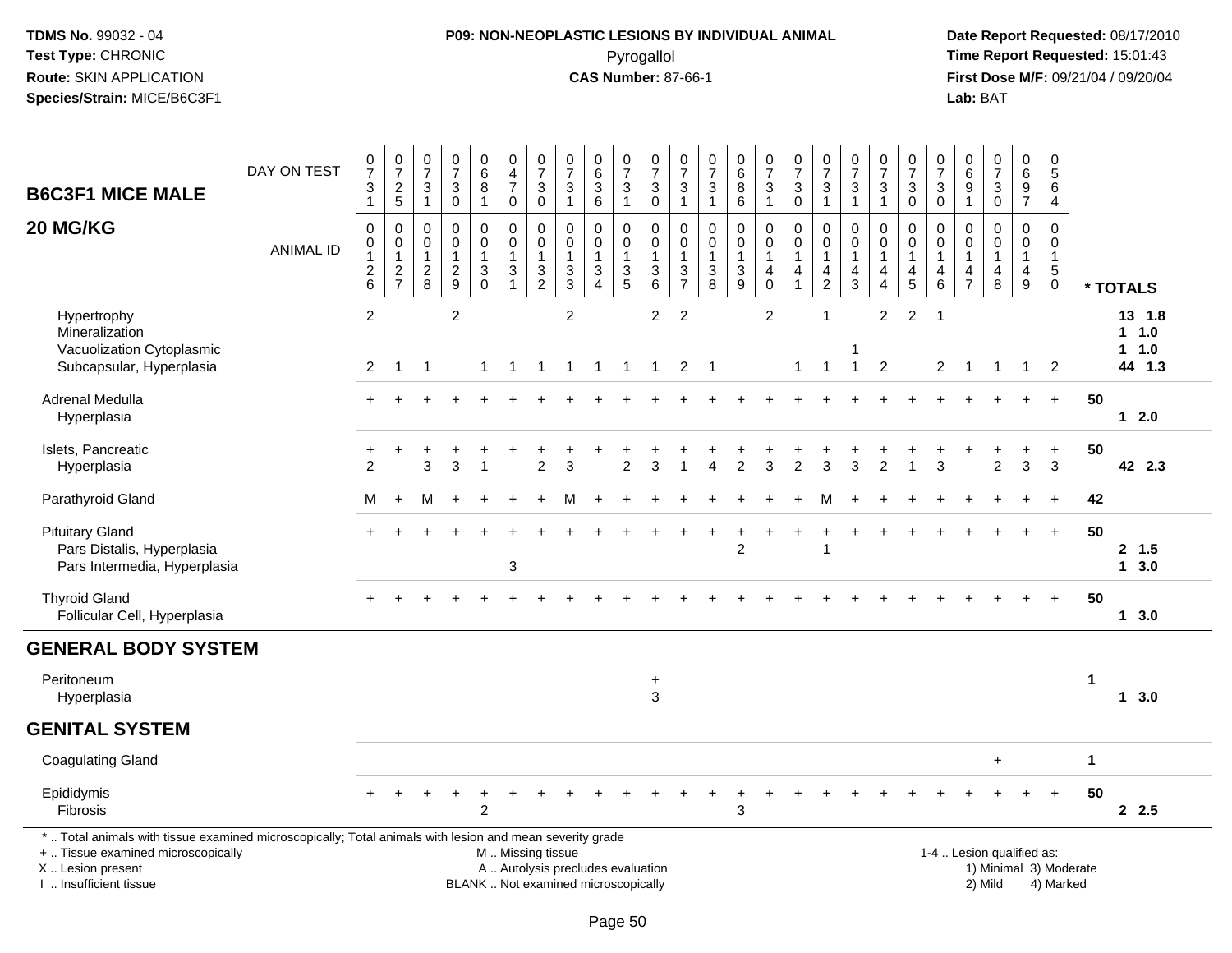TDMS No. 99032 - 04
Test Type: CHRONIC
Route: SKIN APPLICATION
Species/Strain: MICE/B6C3F1

**P09: NON-NEOPLASTIC LESIONS BY INDIVIDUAL ANIMAL**
Pyrogallol
**CAS Number:** 87-66-1

Date Report Requested: 08/17/2010
Time Report Requested: 15:01:43
First Dose M/F: 09/21/04 / 09/20/04
Lab: BAT

| B6C3F1 MICE MALE 20 MG/KG | | | | | | | | | | | | | | | | | | | | | | | | | | |
|---|---|---|---|---|---|---|---|---|---|---|---|---|---|---|---|---|---|---|---|---|---|---|---|---|---|---|
| DAY ON TEST | 0731 | 0725 | 0731 | 0730 | 0681 | 0470 | 0730 | 0731 | 0636 | 0731 | 0730 | 0731 | 0731 | 0686 | 0731 | 0730 | 0731 | 0731 | 0731 | 0730 | 0730 | 0691 | 0730 | 0697 | 0564 | |
| ANIMAL ID | 0126 | 0127 | 0128 | 0129 | 0130 | 0131 | 0132 | 0133 | 0134 | 0135 | 0136 | 0137 | 0138 | 0139 | 0140 | 0141 | 0142 | 0143 | 0144 | 0145 | 0146 | 0147 | 0148 | 0149 | 0150 | * TOTALS |
| Hypertrophy | 2 | | | 2 | | | | 2 | | | 2 | 2 | | | 2 | | 1 | | 2 | 2 | 1 | | | | | 13 1.8 |
| Mineralization | | | | | | | | | | | | | | | | | | | | | | | | | | 1 1.0 |
| Vacuolization Cytoplasmic | | | | | | | | | | | | | | | | | | 1 | | | | | | | | 1 1.0 |
| Subcapsular, Hyperplasia | 2 | 1 | 1 | | 1 | 1 | 1 | 1 | 1 | 1 | 1 | 2 | 1 | | | 1 | 1 | 1 | 2 | | 2 | 1 | 1 | 1 | 2 | 44 1.3 |
| Adrenal Medulla | + | + | + | + | + | + | + | + | + | + | + | + | + | + | + | + | + | + | + | + | + | + | + | + | + | 50 |
| Hyperplasia | | | | | | | | | | | | | | | | | | | | | | | | | | 1 2.0 |
| Islets, Pancreatic | + | + | + | + | + | + | + | + | + | + | + | + | + | + | + | + | + | + | + | + | + | + | + | + | + | 50 |
| Hyperplasia | 2 | | 3 | 3 | 1 | | 2 | 3 | | 2 | 3 | 1 | 4 | 2 | 3 | 2 | 3 | 3 | 2 | 1 | 3 | | 2 | 3 | 3 | 42 2.3 |
| Parathyroid Gland | M | + | M | + | + | + | + | M | + | + | + | + | + | + | + | + | M | + | + | + | + | + | + | + | + | 42 |
| Pituitary Gland | + | + | + | + | + | + | + | + | + | + | + | + | + | + | + | + | + | + | + | + | + | + | + | + | + | 50 |
| Pars Distalis, Hyperplasia | | | | | | | | | | | | | | 2 | | | 1 | | | | | | | | | 2 1.5 |
| Pars Intermedia, Hyperplasia | | | | | | 3 | | | | | | | | | | | | | | | | | | | | 1 3.0 |
| Thyroid Gland | + | + | + | + | + | + | + | + | + | + | + | + | + | + | + | + | + | + | + | + | + | + | + | + | + | 50 |
| Follicular Cell, Hyperplasia | | | | | | | | | | | | | | | | | | | | | | | | | | 1 3.0 |
| **GENERAL BODY SYSTEM** | | | | | | | | | | | | | | | | | | | | | | | | | | |
| Peritoneum | | | | | | | | | | | + | | | | | | | | | | | | | | | 1 |
| Hyperplasia | | | | | | | | | | | 3 | | | | | | | | | | | | | | | 1 3.0 |
| **GENITAL SYSTEM** | | | | | | | | | | | | | | | | | | | | | | | | | | |
| Coagulating Gland | | | | | | | | | | | | | | | | | | | | | | | + | | | 1 |
| Epididymis | + | + | + | + | + | + | + | + | + | + | + | + | + | + | + | + | + | + | + | + | + | + | + | + | + | 50 |
| Fibrosis | | | | | 2 | | | | | | | | | 3 | | | | | | | | | | | | 2 2.5 |

\* .. Total animals with tissue examined microscopically; Total animals with lesion and mean severity grade
\+ .. Tissue examined microscopically
X .. Lesion present
I .. Insufficient tissue

M .. Missing tissue
A .. Autolysis precludes evaluation
BLANK .. Not examined microscopically

1-4 .. Lesion qualified as:
1) Minimal 3) Moderate
2) Mild 4) Marked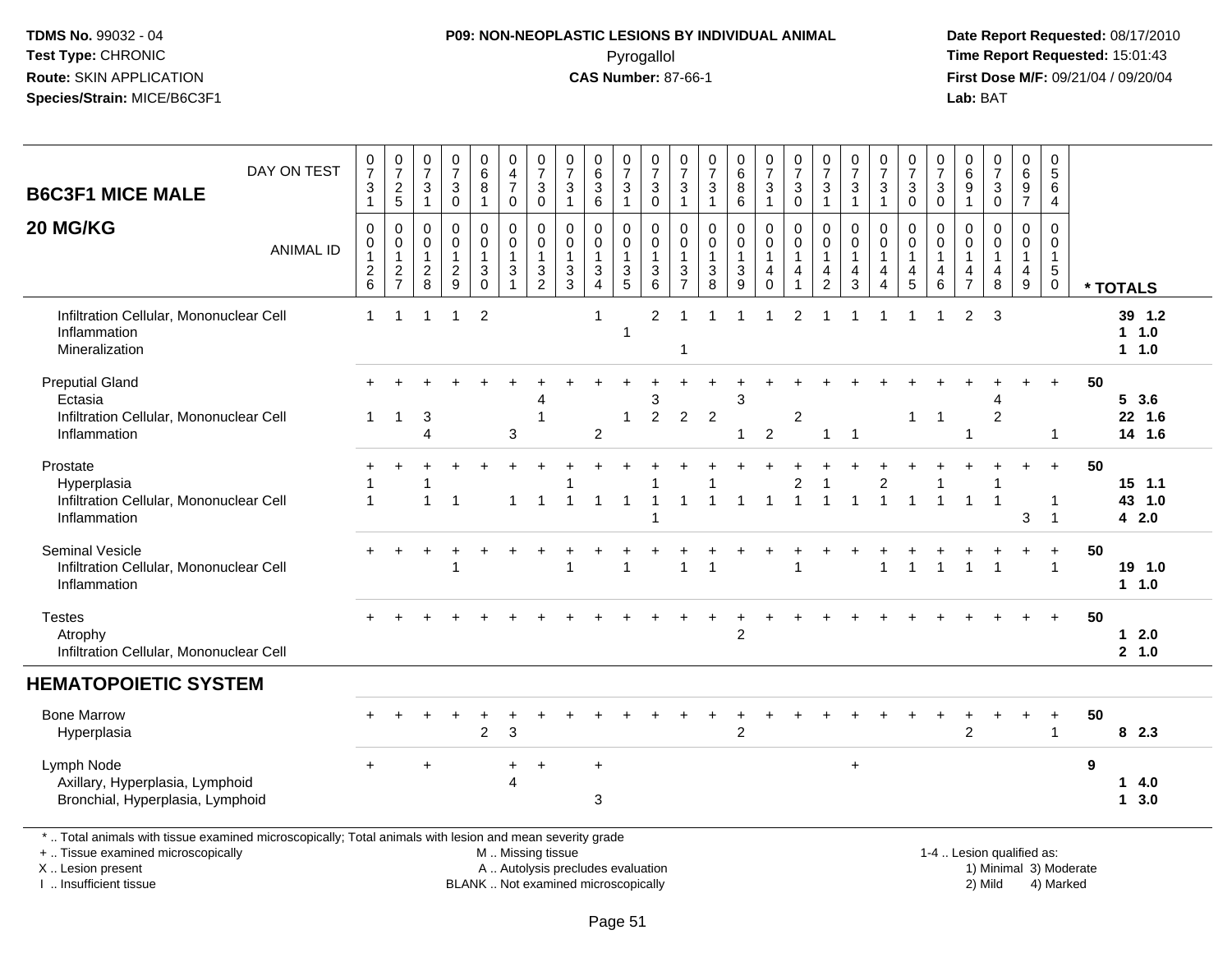TDMS No. 99032 - 04
Test Type: CHRONIC
Route: SKIN APPLICATION
Species/Strain: MICE/B6C3F1

**P09: NON-NEOPLASTIC LESIONS BY INDIVIDUAL ANIMAL**
Pyrogallol
**CAS Number:** 87-66-1

Date Report Requested: 08/17/2010
Time Report Requested: 15:01:43
First Dose M/F: 09/21/04 / 09/20/04
Lab: BAT

## B6C3F1 MICE MALE 20 MG/KG

| DAY ON TEST | 0731 | 0725 | 0731 | 0730 | 0681 | 0470 | 0730 | 0731 | 0636 | 0731 | 0730 | 0731 | 0731 | 0686 | 0731 | 0730 | 0731 | 0731 | 0731 | 0730 | 0730 | 0691 | 0730 | 0697 | 0564 | |
|---|---|---|---|---|---|---|---|---|---|---|---|---|---|---|---|---|---|---|---|---|---|---|---|---|---|---|
| ANIMAL ID | 0126 | 0127 | 0128 | 0129 | 0130 | 0131 | 0132 | 0133 | 0134 | 0135 | 0136 | 0137 | 0138 | 0139 | 0140 | 0141 | 0142 | 0143 | 0144 | 0145 | 0146 | 0147 | 0148 | 0149 | 0150 | * TOTALS |
| Infiltration Cellular, Mononuclear Cell | 1 | 1 | 1 | 1 | 2 | | | | 1 | | 2 | 1 | 1 | 1 | 1 | 2 | 1 | 1 | 1 | 1 | 1 | 2 | 3 | | | 39 1.2 |
| Inflammation | | | | | | | | | | 1 | | | | | | | | | | | | | | | | 1 1.0 |
| Mineralization | | | | | | | | | | | | 1 | | | | | | | | | | | | | | 1 1.0 |
| Preputial Gland | + | + | + | + | + | + | + | + | + | + | + | + | + | + | + | + | + | + | + | + | + | + | + | + | + | 50 |
| Ectasia | | | | | | | 4 | | | | 3 | | | 3 | | | | | | | | | 4 | | | 5 3.6 |
| Infiltration Cellular, Mononuclear Cell | 1 | 1 | 3 | | | | 1 | | | 1 | 2 | 2 | 2 | | | 2 | | | | 1 | 1 | | 2 | | | 22 1.6 |
| Inflammation | | | 4 | | | 3 | | | 2 | | | | | 1 | 2 | | 1 | 1 | | | | 1 | | | 1 | 14 1.6 |
| Prostate | + | + | + | + | + | + | + | + | + | + | + | + | + | + | + | + | + | + | + | + | + | + | + | + | + | 50 |
| Hyperplasia | 1 | | 1 | | | | | 1 | | | 1 | | 1 | | | 2 | 1 | | 2 | | 1 | | 1 | | | 15 1.1 |
| Infiltration Cellular, Mononuclear Cell | 1 | | 1 | 1 | | 1 | 1 | 1 | 1 | 1 | 1 | 1 | 1 | 1 | 1 | 1 | 1 | 1 | 1 | 1 | 1 | 1 | 1 | | 1 | 43 1.0 |
| Inflammation | | | | | | | | | | | 1 | | | | | | | | | | | | | 3 | 1 | 4 2.0 |
| Seminal Vesicle | + | + | + | + | + | + | + | + | + | + | + | + | + | + | + | + | + | + | + | + | + | + | + | + | + | 50 |
| Infiltration Cellular, Mononuclear Cell | | | | 1 | | | | 1 | | 1 | | 1 | 1 | | | 1 | | | 1 | 1 | 1 | 1 | 1 | | 1 | 19 1.0 |
| Inflammation | | | | | | | | | | | | | | | | | | | | | | | | | | 1 1.0 |
| Testes | + | + | + | + | + | + | + | + | + | + | + | + | + | + | + | + | + | + | + | + | + | + | + | + | + | 50 |
| Atrophy | | | | | | | | | | | | | | 2 | | | | | | | | | | | | 1 2.0 |
| Infiltration Cellular, Mononuclear Cell | | | | | | | | | | | | | | | | | | | | | | | | | | 2 1.0 |
| **HEMATOPOIETIC SYSTEM** | | | | | | | | | | | | | | | | | | | | | | | | | | |
| Bone Marrow | + | + | + | + | + | + | + | + | + | + | + | + | + | + | + | + | + | + | + | + | + | + | + | + | + | 50 |
| Hyperplasia | | | | | 2 | 3 | | | | | | | | 2 | | | | | | | | 2 | | | 1 | 8 2.3 |
| Lymph Node | + | | + | | | + | + | | + | | | | | | | | | + | | | | | | | | 9 |
| Axillary, Hyperplasia, Lymphoid | | | | | | 4 | | | | | | | | | | | | | | | | | | | | 1 4.0 |
| Bronchial, Hyperplasia, Lymphoid | | | | | | | | | 3 | | | | | | | | | | | | | | | | | 1 3.0 |

\* .. Total animals with tissue examined microscopically; Total animals with lesion and mean severity grade
\+ .. Tissue examined microscopically
X .. Lesion present
I .. Insufficient tissue
M .. Missing tissue
A .. Autolysis precludes evaluation
BLANK .. Not examined microscopically
1-4 .. Lesion qualified as: 1) Minimal 2) Mild 3) Moderate 4) Marked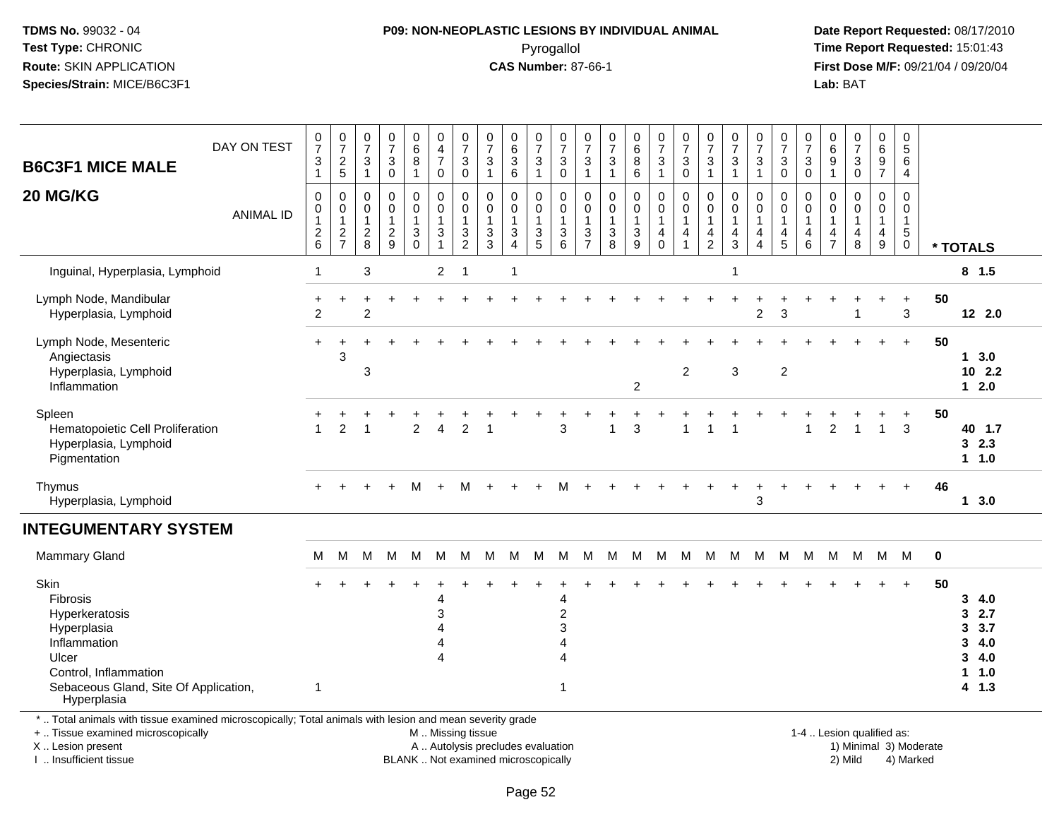TDMS No. 99032 - 04
Test Type: CHRONIC
Route: SKIN APPLICATION
Species/Strain: MICE/B6C3F1

**P09: NON-NEOPLASTIC LESIONS BY INDIVIDUAL ANIMAL**
Pyrogallol
**CAS Number:** 87-66-1

Date Report Requested: 08/17/2010
Time Report Requested: 15:01:43
First Dose M/F: 09/21/04 / 09/20/04
Lab: BAT

| B6C3F1 MICE MALE 20 MG/KG — DAY ON TEST | 0731 | 0725 | 0731 | 0730 | 0681 | 0470 | 0730 | 0731 | 0636 | 0731 | 0730 | 0731 | 0731 | 0686 | 0731 | 0730 | 0731 | 0731 | 0731 | 0730 | 0730 | 0691 | 0730 | 0697 | 0564 | |
|---|---|---|---|---|---|---|---|---|---|---|---|---|---|---|---|---|---|---|---|---|---|---|---|---|---|---|
| **ANIMAL ID** | 0126 | 0127 | 0128 | 0129 | 0130 | 0131 | 0132 | 0133 | 0134 | 0135 | 0136 | 0137 | 0138 | 0139 | 0140 | 0141 | 0142 | 0143 | 0144 | 0145 | 0146 | 0147 | 0148 | 0149 | 0150 | *** TOTALS** |
| Inguinal, Hyperplasia, Lymphoid | 1 | | 3 | | | 2 | 1 | | 1 | | | | | | | | | 1 | | | | | | | | 8 1.5 |
| Lymph Node, Mandibular | + | + | + | + | + | + | + | + | + | + | + | + | + | + | + | + | + | + | + | + | + | + | + | + | + | 50 |
| Hyperplasia, Lymphoid | 2 | | 2 | | | | | | | | | | | | | | | | 2 | 3 | | | 1 | | 3 | 12 2.0 |
| Lymph Node, Mesenteric | + | + | + | + | + | + | + | + | + | + | + | + | + | + | + | + | + | + | + | + | + | + | + | + | + | 50 |
| Angiectasis | | 3 | | | | | | | | | | | | | | | | | | | | | | | | 1 3.0 |
| Hyperplasia, Lymphoid | | | 3 | | | | | | | | | | | | | 2 | | 3 | | 2 | | | | | | 10 2.2 |
| Inflammation | | | | | | | | | | | | | | 2 | | | | | | | | | | | | 1 2.0 |
| Spleen | + | + | + | + | + | + | + | + | + | + | + | + | + | + | + | + | + | + | + | + | + | + | + | + | + | 50 |
| Hematopoietic Cell Proliferation | 1 | 2 | 1 | | 2 | 4 | 2 | 1 | | | 3 | | 1 | 3 | | 1 | 1 | 1 | | | 1 | 2 | 1 | 1 | 3 | 40 1.7 |
| Hyperplasia, Lymphoid | | | | | | | | | | | | | | | | | | | | | | | | | | 3 2.3 |
| Pigmentation | | | | | | | | | | | | | | | | | | | | | | | | | | 1 1.0 |
| Thymus | + | + | + | + | M | + | M | + | + | + | M | + | + | + | + | + | + | + | + | + | + | + | + | + | + | 46 |
| Hyperplasia, Lymphoid | | | | | | | | | | | | | | | | | | | 3 | | | | | | | 1 3.0 |
| **INTEGUMENTARY SYSTEM** | | | | | | | | | | | | | | | | | | | | | | | | | | |
| Mammary Gland | M | M | M | M | M | M | M | M | M | M | M | M | M | M | M | M | M | M | M | M | M | M | M | M | M | 0 |
| Skin | + | + | + | + | + | + | + | + | + | + | + | + | + | + | + | + | + | + | + | + | + | + | + | + | + | 50 |
| Fibrosis | | | | | | 4 | | | | | 4 | | | | | | | | | | | | | | | 3 4.0 |
| Hyperkeratosis | | | | | | 3 | | | | | 2 | | | | | | | | | | | | | | | 3 2.7 |
| Hyperplasia | | | | | | 4 | | | | | 3 | | | | | | | | | | | | | | | 3 3.7 |
| Inflammation | | | | | | 4 | | | | | 4 | | | | | | | | | | | | | | | 3 4.0 |
| Ulcer | | | | | | 4 | | | | | 4 | | | | | | | | | | | | | | | 3 4.0 |
| Control, Inflammation | | | | | | | | | | | | | | | | | | | | | | | | | | 1 1.0 |
| Sebaceous Gland, Site Of Application, Hyperplasia | 1 | | | | | | | | | | 1 | | | | | | | | | | | | | | | 4 1.3 |

* .. Total animals with tissue examined microscopically; Total animals with lesion and mean severity grade
+ .. Tissue examined microscopically
X .. Lesion present
I .. Insufficient tissue

M .. Missing tissue
A .. Autolysis precludes evaluation
BLANK .. Not examined microscopically

1-4 .. Lesion qualified as:
1) Minimal 3) Moderate
2) Mild 4) Marked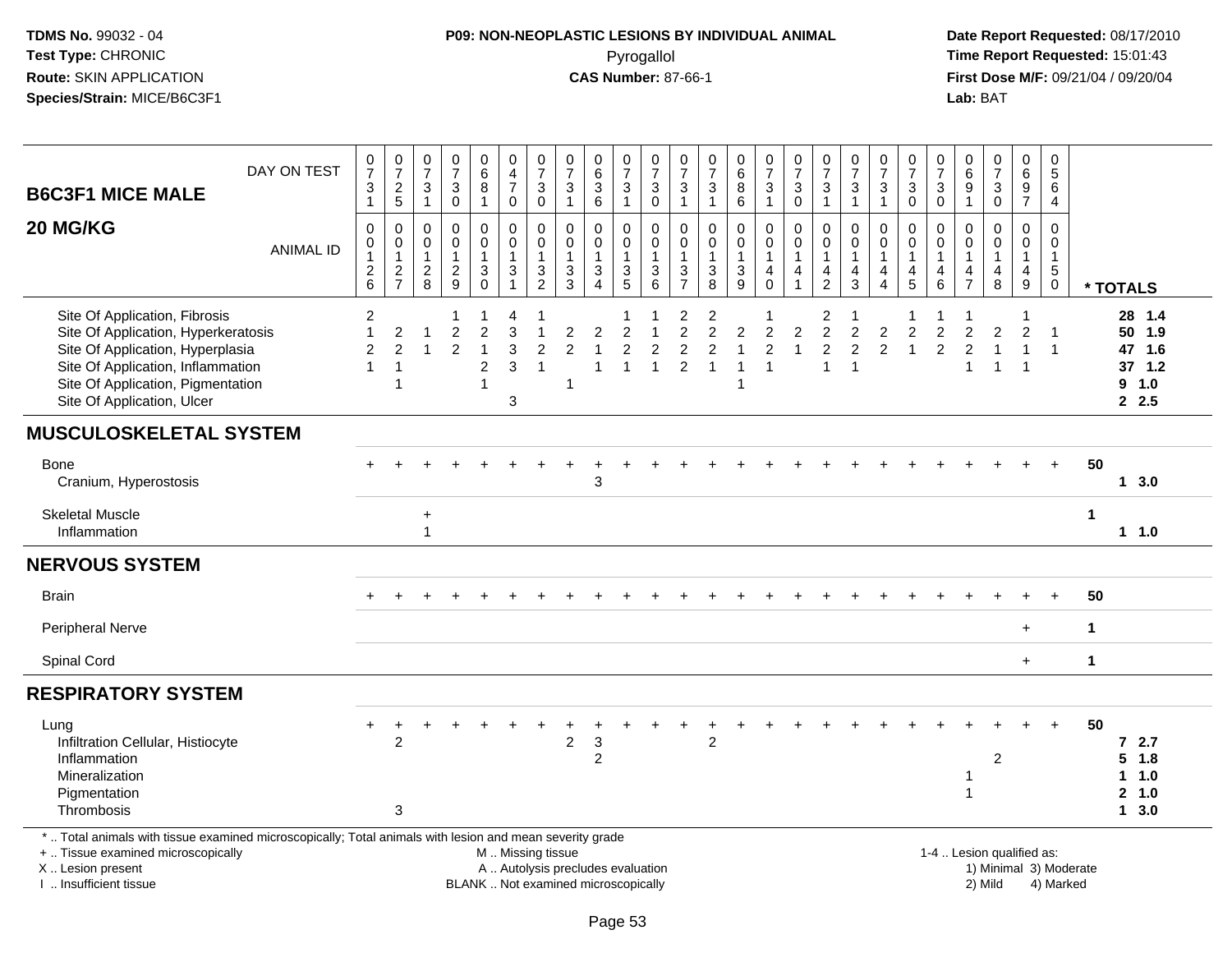**TDMS No.** 99032 - 04
**Test Type:** CHRONIC
**Route:** SKIN APPLICATION
**Species/Strain:** MICE/B6C3F1

**P09: NON-NEOPLASTIC LESIONS BY INDIVIDUAL ANIMAL**
Pyrogallol
**CAS Number:** 87-66-1

**Date Report Requested:** 08/17/2010
**Time Report Requested:** 15:01:43
**First Dose M/F:** 09/21/04 / 09/20/04
**Lab:** BAT

## B6C3F1 MICE MALE — 20 MG/KG

| | | | | | | | | | | | | | | | | | | | | | | | | | | | |
|---|---|---|---|---|---|---|---|---|---|---|---|---|---|---|---|---|---|---|---|---|---|---|---|---|---|---|---|
| DAY ON TEST | 0731 | 0725 | 0731 | 0730 | 0681 | 0470 | 0730 | 0731 | 0636 | 0731 | 0730 | 0731 | 0731 | 0686 | 0731 | 0730 | 0731 | 0731 | 0731 | 0730 | 0730 | 0691 | 0730 | 0697 | 0564 | | |
| ANIMAL ID | 0126 | 0127 | 0128 | 0129 | 0130 | 0131 | 0132 | 0133 | 0134 | 0135 | 0136 | 0137 | 0138 | 0139 | 0140 | 0141 | 0142 | 0143 | 0144 | 0145 | 0146 | 0147 | 0148 | 0149 | 0150 | | * TOTALS |
| Site Of Application, Fibrosis | 2 | | | 1 | 1 | 4 | 1 | | | 1 | 1 | 2 | 2 | | 1 | | 2 | 1 | | 1 | 1 | 1 | | 1 | | | 28 1.4 |
| Site Of Application, Hyperkeratosis | 1 | 2 | 1 | 2 | 2 | 3 | 1 | 2 | 2 | 2 | 1 | 2 | 2 | 2 | 2 | 2 | 2 | 2 | 2 | 2 | 2 | 2 | 2 | 2 | 1 | | 50 1.9 |
| Site Of Application, Hyperplasia | 2 | 2 | 1 | 2 | 1 | 3 | 2 | 2 | 1 | 2 | 2 | 2 | 2 | 1 | 2 | 1 | 2 | 2 | 2 | 1 | 2 | 2 | 1 | 1 | 1 | | 47 1.6 |
| Site Of Application, Inflammation | 1 | 1 | | | 2 | 3 | 1 | | 1 | 1 | 1 | 2 | 1 | 1 | 1 | | 1 | 1 | | | | 1 | 1 | 1 | | | 37 1.2 |
| Site Of Application, Pigmentation | | 1 | | | 1 | | | 1 | | | | | | 1 | | | | | | | | | | | | | 9 1.0 |
| Site Of Application, Ulcer | | | | | | 3 | | | | | | | | | | | | | | | | | | | | | 2 2.5 |
| **MUSCULOSKELETAL SYSTEM** | | | | | | | | | | | | | | | | | | | | | | | | | | | |
| Bone | + | + | + | + | + | + | + | + | + | + | + | + | + | + | + | + | + | + | + | + | + | + | + | + | + | 50 | |
| Cranium, Hyperostosis | | | | | | | | | 3 | | | | | | | | | | | | | | | | | | 1 3.0 |
| Skeletal Muscle | | | + | | | | | | | | | | | | | | | | | | | | | | | 1 | |
| Inflammation | | | 1 | | | | | | | | | | | | | | | | | | | | | | | | 1 1.0 |
| **NERVOUS SYSTEM** | | | | | | | | | | | | | | | | | | | | | | | | | | | |
| Brain | + | + | + | + | + | + | + | + | + | + | + | + | + | + | + | + | + | + | + | + | + | + | + | + | + | 50 | |
| Peripheral Nerve | | | | | | | | | | | | | | | | | | | | | | | | + | | 1 | |
| Spinal Cord | | | | | | | | | | | | | | | | | | | | | | | | + | | 1 | |
| **RESPIRATORY SYSTEM** | | | | | | | | | | | | | | | | | | | | | | | | | | | |
| Lung | + | + | + | + | + | + | + | + | + | + | + | + | + | + | + | + | + | + | + | + | + | + | + | + | + | 50 | |
| Infiltration Cellular, Histiocyte | | 2 | | | | | | 2 | 3 | | | | 2 | | | | | | | | | | | | | | 7 2.7 |
| Inflammation | | | | | | | | | 2 | | | | | | | | | | | | | | 2 | | | | 5 1.8 |
| Mineralization | | | | | | | | | | | | | | | | | | | | | | 1 | | | | | 1 1.0 |
| Pigmentation | | | | | | | | | | | | | | | | | | | | | | 1 | | | | | 2 1.0 |
| Thrombosis | | 3 | | | | | | | | | | | | | | | | | | | | | | | | | 1 3.0 |

\* .. Total animals with tissue examined microscopically; Total animals with lesion and mean severity grade
+ .. Tissue examined microscopically
X .. Lesion present
I .. Insufficient tissue

M .. Missing tissue
A .. Autolysis precludes evaluation
BLANK .. Not examined microscopically

1-4 .. Lesion qualified as:
1) Minimal 3) Moderate
2) Mild 4) Marked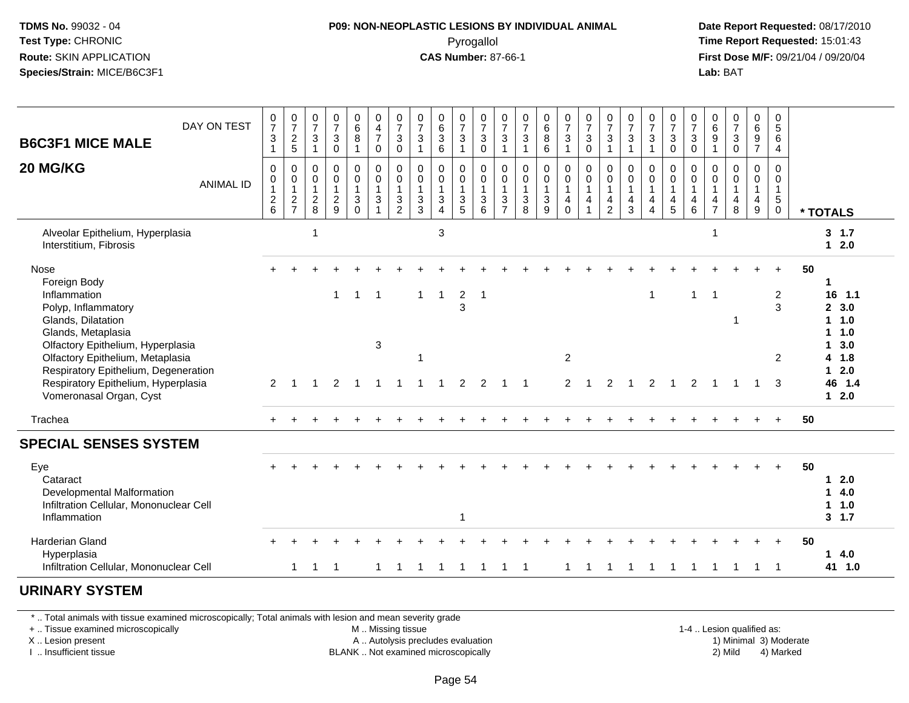**TDMS No.** 99032 - 04
**Test Type:** CHRONIC
**Route:** SKIN APPLICATION
**Species/Strain:** MICE/B6C3F1

**P09: NON-NEOPLASTIC LESIONS BY INDIVIDUAL ANIMAL**
Pyrogallol
**CAS Number:** 87-66-1

**Date Report Requested:** 08/17/2010
**Time Report Requested:** 15:01:43
**First Dose M/F:** 09/21/04 / 09/20/04
**Lab:** BAT

| **B6C3F1 MICE MALE** DAY ON TEST | 0731 | 0725 | 0731 | 0730 | 0681 | 0470 | 0730 | 0731 | 0636 | 0731 | 0730 | 0731 | 0731 | 0686 | 0731 | 0730 | 0731 | 0731 | 0731 | 0730 | 0730 | 0691 | 0730 | 0697 | 0564 | |
|---|---|---|---|---|---|---|---|---|---|---|---|---|---|---|---|---|---|---|---|---|---|---|---|---|---|---|
| **20 MG/KG** ANIMAL ID | 00126 | 00127 | 00128 | 00129 | 00130 | 00131 | 00132 | 00133 | 00134 | 00135 | 00136 | 00137 | 00138 | 00139 | 00140 | 00141 | 00142 | 00143 | 00144 | 00145 | 00146 | 00147 | 00148 | 00149 | 00150 | *** TOTALS** |
| Alveolar Epithelium, Hyperplasia | | | 1 | | | | | | 3 | | | | | | | | | | | | | 1 | | | | **3 1.7** |
| Interstitium, Fibrosis | | | | | | | | | | | | | | | | | | | | | | | | | | **1 2.0** |
| Nose | + | + | + | + | + | + | + | + | + | + | + | + | + | + | + | + | + | + | + | + | + | + | + | + | + | **50** |
| Foreign Body | | | | | | | | | | | | | | | | | | | | | | | | | | **1** |
| Inflammation | | | | 1 | 1 | 1 | | 1 | 1 | 2 | 1 | | | | | | | | 1 | | 1 | 1 | | | 2 | **16 1.1** |
| Polyp, Inflammatory | | | | | | | | | | 3 | | | | | | | | | | | | | | | 3 | **2 3.0** |
| Glands, Dilatation | | | | | | | | | | | | | | | | | | | | | | | 1 | | | **1 1.0** |
| Glands, Metaplasia | | | | | | | | | | | | | | | | | | | | | | | | | | **1 1.0** |
| Olfactory Epithelium, Hyperplasia | | | | | | 3 | | | | | | | | | | | | | | | | | | | | **1 3.0** |
| Olfactory Epithelium, Metaplasia | | | | | | | | 1 | | | | | | | 2 | | | | | | | | | | 2 | **4 1.8** |
| Respiratory Epithelium, Degeneration | | | | | | | | | | | | | | | | | | | | | | | | | | **1 2.0** |
| Respiratory Epithelium, Hyperplasia | 2 | 1 | 1 | 2 | 1 | 1 | 1 | 1 | 1 | 2 | 2 | 1 | 1 | | 2 | 1 | 2 | 1 | 2 | 1 | 2 | 1 | 1 | 1 | 3 | **46 1.4** |
| Vomeronasal Organ, Cyst | | | | | | | | | | | | | | | | | | | | | | | | | | **1 2.0** |
| Trachea | + | + | + | + | + | + | + | + | + | + | + | + | + | + | + | + | + | + | + | + | + | + | + | + | + | **50** |
| **SPECIAL SENSES SYSTEM** | | | | | | | | | | | | | | | | | | | | | | | | | | |
| Eye | + | + | + | + | + | + | + | + | + | + | + | + | + | + | + | + | + | + | + | + | + | + | + | + | + | **50** |
| Cataract | | | | | | | | | | | | | | | | | | | | | | | | | | **1 2.0** |
| Developmental Malformation | | | | | | | | | | | | | | | | | | | | | | | | | | **1 4.0** |
| Infiltration Cellular, Mononuclear Cell | | | | | | | | | | | | | | | | | | | | | | | | | | **1 1.0** |
| Inflammation | | | | | | | | | | 1 | | | | | | | | | | | | | | | | **3 1.7** |
| Harderian Gland | + | + | + | + | + | + | + | + | + | + | + | + | + | + | + | + | + | + | + | + | + | + | + | + | + | **50** |
| Hyperplasia | | | | | | | | | | | | | | | | | | | | | | | | | | **1 4.0** |
| Infiltration Cellular, Mononuclear Cell | | 1 | 1 | 1 | | 1 | 1 | 1 | 1 | 1 | 1 | 1 | 1 | | 1 | 1 | 1 | 1 | 1 | 1 | 1 | 1 | 1 | 1 | 1 | **41 1.0** |

## URINARY SYSTEM

\* .. Total animals with tissue examined microscopically; Total animals with lesion and mean severity grade
+ .. Tissue examined microscopically
X .. Lesion present
I .. Insufficient tissue

M .. Missing tissue
A .. Autolysis precludes evaluation
BLANK .. Not examined microscopically

1-4 .. Lesion qualified as:
1) Minimal 3) Moderate
2) Mild 4) Marked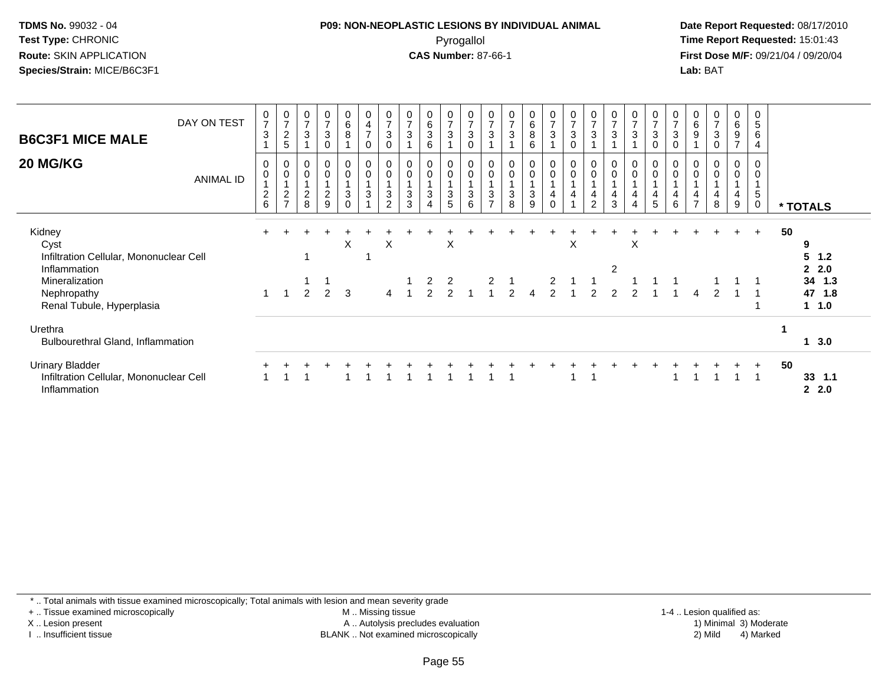**TDMS No.** 99032 - 04
**Test Type:** CHRONIC
**Route:** SKIN APPLICATION
**Species/Strain:** MICE/B6C3F1

**P09: NON-NEOPLASTIC LESIONS BY INDIVIDUAL ANIMAL**
Pyrogallol
**CAS Number:** 87-66-1

**Date Report Requested:** 08/17/2010
**Time Report Requested:** 15:01:43
**First Dose M/F:** 09/21/04 / 09/20/04
**Lab:** BAT

## B6C3F1 MICE MALE
## 20 MG/KG

| DAY ON TEST | 0731 | 0725 | 0731 | 0730 | 0681 | 0470 | 0730 | 0731 | 0636 | 0731 | 0730 | 0731 | 0731 | 0686 | 0731 | 0730 | 0731 | 0731 | 0731 | 0730 | 0730 | 0691 | 0730 | 0697 | 0564 | |
|---|---|---|---|---|---|---|---|---|---|---|---|---|---|---|---|---|---|---|---|---|---|---|---|---|---|---|
| **ANIMAL ID** | 00126 | 00127 | 00128 | 00129 | 00130 | 00131 | 00132 | 00133 | 00134 | 00135 | 00136 | 00137 | 00138 | 00139 | 00140 | 00141 | 00142 | 00143 | 00144 | 00145 | 00146 | 00147 | 00148 | 00149 | 00150 | *** TOTALS** |
| Kidney | + | + | + | + | + | + | + | + | + | + | + | + | + | + | + | + | + | + | + | + | + | + | + | + | + | **50** |
| Cyst | | | | | X | | X | | | X | | | | | | X | | | X | | | | | | | **9** |
| Infiltration Cellular, Mononuclear Cell | | | 1 | | | 1 | | | | | | | | | | | | | | | | | | | | **5 1.2** |
| Inflammation | | | | | | | | | | | | | | | | | | 2 | | | | | | | | **2 2.0** |
| Mineralization | | | 1 | 1 | | | | 1 | 2 | 2 | | 2 | 1 | | 2 | 1 | 1 | | 1 | 1 | 1 | | 1 | 1 | 1 | **34 1.3** |
| Nephropathy | 1 | 1 | 2 | 2 | 3 | | 4 | 1 | 2 | 2 | 1 | 1 | 2 | 4 | 2 | 1 | 2 | 2 | 2 | 1 | 1 | 4 | 2 | 1 | 1 | **47 1.8** |
| Renal Tubule, Hyperplasia | | | | | | | | | | | | | | | | | | | | | | | | | 1 | **1 1.0** |
| Urethra | | | | | | | | | | | | | | | | | | | | | | | | | | **1** |
| Bulbourethral Gland, Inflammation | | | | | | | | | | | | | | | | | | | | | | | | | | **1 3.0** |
| Urinary Bladder | + | + | + | + | + | + | + | + | + | + | + | + | + | + | + | + | + | + | + | + | + | + | + | + | + | **50** |
| Infiltration Cellular, Mononuclear Cell | 1 | 1 | 1 | | 1 | 1 | 1 | 1 | 1 | 1 | 1 | 1 | 1 | | | 1 | 1 | | | | 1 | 1 | 1 | 1 | 1 | **33 1.1** |
| Inflammation | | | | | | | | | | | | | | | | | | | | | | | | | | **2 2.0** |

\* .. Total animals with tissue examined microscopically; Total animals with lesion and mean severity grade
\+ .. Tissue examined microscopically
X .. Lesion present
I .. Insufficient tissue
M .. Missing tissue
A .. Autolysis precludes evaluation
BLANK .. Not examined microscopically
1-4 .. Lesion qualified as: 1) Minimal 2) Mild 3) Moderate 4) Marked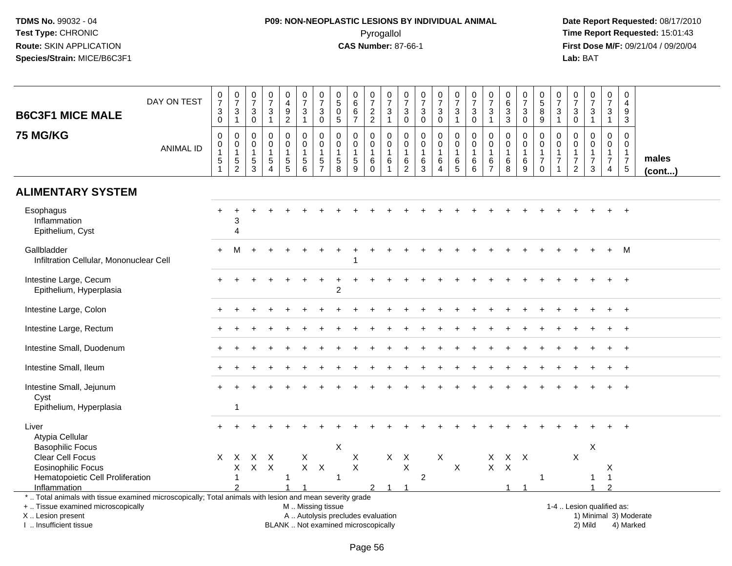**TDMS No.** 99032 - 04
**Test Type:** CHRONIC
**Route:** SKIN APPLICATION
**Species/Strain:** MICE/B6C3F1

**P09: NON-NEOPLASTIC LESIONS BY INDIVIDUAL ANIMAL**
Pyrogallol
**CAS Number:** 87-66-1

**Date Report Requested:** 08/17/2010
**Time Report Requested:** 15:01:43
**First Dose M/F:** 09/21/04 / 09/20/04
**Lab:** BAT

## B6C3F1 MICE MALE
## 75 MG/KG

| DAY ON TEST | 0730 | 0731 | 0730 | 0731 | 0492 | 0731 | 0730 | 0505 | 0667 | 0722 | 0731 | 0730 | 0730 | 0730 | 0731 | 0730 | 0731 | 0633 | 0730 | 0589 | 0731 | 0730 | 0731 | 0731 | 0493 | |
|---|---|---|---|---|---|---|---|---|---|---|---|---|---|---|---|---|---|---|---|---|---|---|---|---|---|---|
| **ANIMAL ID** | 0151 | 0152 | 0153 | 0154 | 0155 | 0156 | 0157 | 0158 | 0159 | 0160 | 0161 | 0162 | 0163 | 0164 | 0165 | 0166 | 0167 | 0168 | 0169 | 0170 | 0171 | 0172 | 0173 | 0174 | 0175 | **males (cont...)** |
| **ALIMENTARY SYSTEM** | | | | | | | | | | | | | | | | | | | | | | | | | | |
| Esophagus | + | + | + | + | + | + | + | + | + | + | + | + | + | + | + | + | + | + | + | + | + | + | + | + | + | |
| Inflammation | | 3 | | | | | | | | | | | | | | | | | | | | | | | | |
| Epithelium, Cyst | | 4 | | | | | | | | | | | | | | | | | | | | | | | | |
| Gallbladder | + | M | + | + | + | + | + | + | + | + | + | + | + | + | + | + | + | + | + | + | + | + | + | + | M | |
| Infiltration Cellular, Mononuclear Cell | | | | | | | | | 1 | | | | | | | | | | | | | | | | | |
| Intestine Large, Cecum | + | + | + | + | + | + | + | + | + | + | + | + | + | + | + | + | + | + | + | + | + | + | + | + | + | |
| Epithelium, Hyperplasia | | | | | | | | 2 | | | | | | | | | | | | | | | | | | |
| Intestine Large, Colon | + | + | + | + | + | + | + | + | + | + | + | + | + | + | + | + | + | + | + | + | + | + | + | + | + | |
| Intestine Large, Rectum | + | + | + | + | + | + | + | + | + | + | + | + | + | + | + | + | + | + | + | + | + | + | + | + | + | |
| Intestine Small, Duodenum | + | + | + | + | + | + | + | + | + | + | + | + | + | + | + | + | + | + | + | + | + | + | + | + | + | |
| Intestine Small, Ileum | + | + | + | + | + | + | + | + | + | + | + | + | + | + | + | + | + | + | + | + | + | + | + | + | + | |
| Intestine Small, Jejunum | + | + | + | + | + | + | + | + | + | + | + | + | + | + | + | + | + | + | + | + | + | + | + | + | + | |
| Cyst | | | | | | | | | | | | | | | | | | | | | | | | | | |
| Epithelium, Hyperplasia | | 1 | | | | | | | | | | | | | | | | | | | | | | | | |
| Liver | + | + | + | + | + | + | + | + | + | + | + | + | + | + | + | + | + | + | + | + | + | + | + | + | + | |
| Atypia Cellular | | | | | | | | | | | | | | | | | | | | | | | | | | |
| Basophilic Focus | | | | | | | | X | | | | | | | | | | | | | | | X | | | |
| Clear Cell Focus | X | X | X | X | | X | | | X | | X | X | | X | | | X | X | X | | | X | | | | |
| Eosinophilic Focus | | X | X | X | | X | X | | X | | | X | | | X | | X | X | | | | | | X | | |
| Hematopoietic Cell Proliferation | | 1 | | | 1 | | | 1 | | | | | 2 | | | | | | | 1 | | | 1 | 1 | | |
| Inflammation | | 2 | | | 1 | 1 | | | | 2 | 1 | 1 | | | | | | 1 | 1 | | | | 1 | 2 | | |

\* .. Total animals with tissue examined microscopically; Total animals with lesion and mean severity grade
\+ .. Tissue examined microscopically
X .. Lesion present
I .. Insufficient tissue

M .. Missing tissue
A .. Autolysis precludes evaluation
BLANK .. Not examined microscopically

1-4 .. Lesion qualified as:
1) Minimal 3) Moderate
2) Mild 4) Marked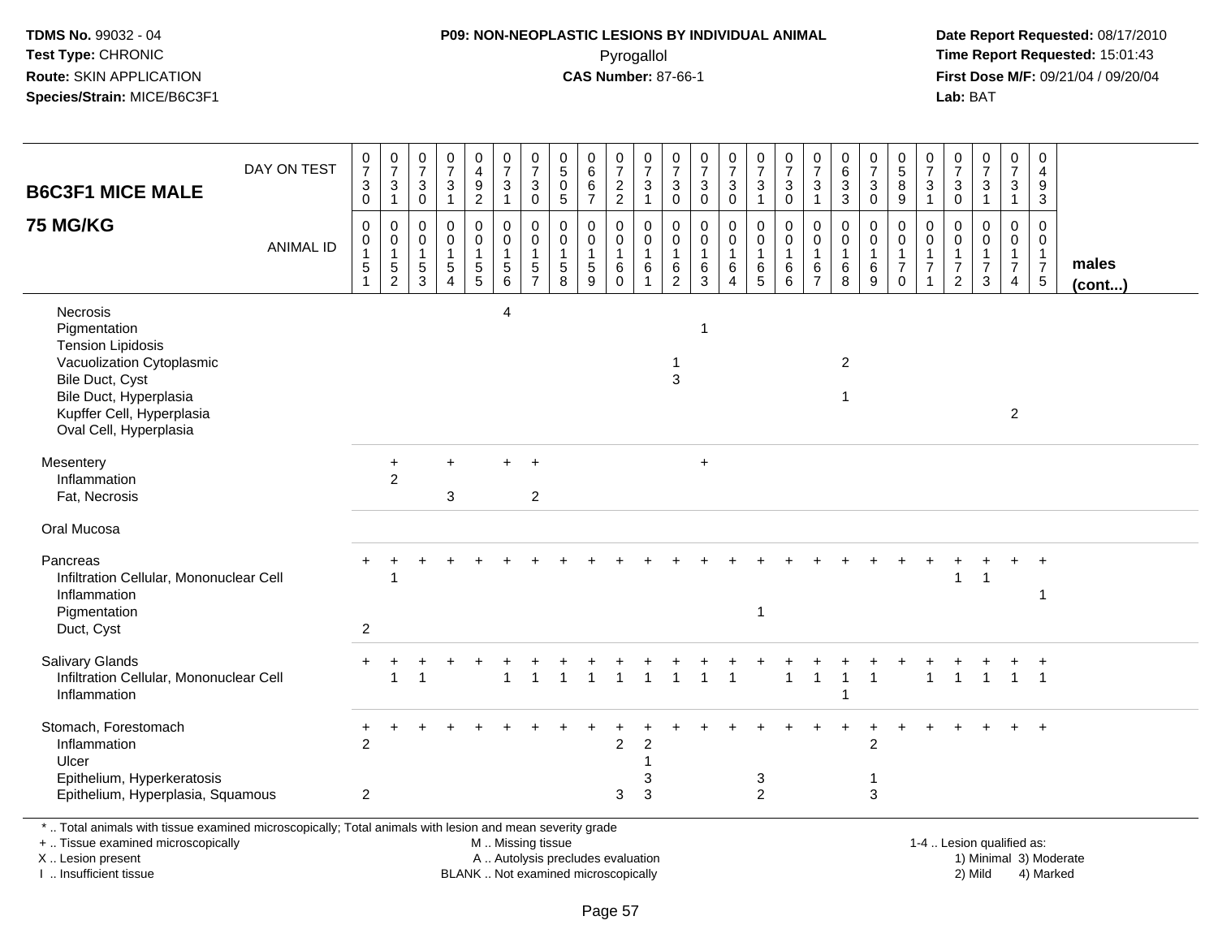**TDMS No.** 99032 - 04
**Test Type:** CHRONIC
**Route:** SKIN APPLICATION
**Species/Strain:** MICE/B6C3F1

**P09: NON-NEOPLASTIC LESIONS BY INDIVIDUAL ANIMAL**
Pyrogallol
**CAS Number:** 87-66-1

**Date Report Requested:** 08/17/2010
**Time Report Requested:** 15:01:43
**First Dose M/F:** 09/21/04 / 09/20/04
**Lab:** BAT

## B6C3F1 MICE MALE 75 MG/KG

| DAY ON TEST | 0730 | 0731 | 0730 | 0731 | 0492 | 0731 | 0730 | 0505 | 0667 | 0722 | 0731 | 0730 | 0730 | 0730 | 0731 | 0730 | 0731 | 0633 | 0730 | 0589 | 0731 | 0730 | 0731 | 0731 | 0493 | |
|---|---|---|---|---|---|---|---|---|---|---|---|---|---|---|---|---|---|---|---|---|---|---|---|---|---|---|
| **ANIMAL ID** | 0151 | 0152 | 0153 | 0154 | 0155 | 0156 | 0157 | 0158 | 0159 | 0160 | 0161 | 0162 | 0163 | 0164 | 0165 | 0166 | 0167 | 0168 | 0169 | 0170 | 0171 | 0172 | 0173 | 0174 | 0175 | **males (cont...)** |
| Necrosis | | | | | | 4 | | | | | | | | | | | | | | | | | | | | |
| Pigmentation | | | | | | | | | | | | | 1 | | | | | | | | | | | | | |
| Tension Lipidosis | | | | | | | | | | | | | | | | | | | | | | | | | | |
| Vacuolization Cytoplasmic | | | | | | | | | | | | 1 | | | | | | 2 | | | | | | | | |
| Bile Duct, Cyst | | | | | | | | | | | | 3 | | | | | | | | | | | | | | |
| Bile Duct, Hyperplasia | | | | | | | | | | | | | | | | | | 1 | | | | | | | | |
| Kupffer Cell, Hyperplasia | | | | | | | | | | | | | | | | | | | | | | | | 2 | | |
| Oval Cell, Hyperplasia | | | | | | | | | | | | | | | | | | | | | | | | | | |
| Mesentery | | + | | + | | + | + | | | | | | + | | | | | | | | | | | | | |
| Inflammation | | 2 | | | | | | | | | | | | | | | | | | | | | | | | |
| Fat, Necrosis | | | | 3 | | | 2 | | | | | | | | | | | | | | | | | | | |
| Oral Mucosa | | | | | | | | | | | | | | | | | | | | | | | | | | |
| Pancreas | + | + | + | + | + | + | + | + | + | + | + | + | + | + | + | + | + | + | + | + | + | + | + | + | + | |
| Infiltration Cellular, Mononuclear Cell | | 1 | | | | | | | | | | | | | | | | | | | | 1 | 1 | | | |
| Inflammation | | | | | | | | | | | | | | | | | | | | | | | | | 1 | |
| Pigmentation | | | | | | | | | | | | | | | 1 | | | | | | | | | | | |
| Duct, Cyst | 2 | | | | | | | | | | | | | | | | | | | | | | | | | |
| Salivary Glands | + | + | + | + | + | + | + | + | + | + | + | + | + | + | + | + | + | + | + | + | + | + | + | + | + | |
| Infiltration Cellular, Mononuclear Cell | | 1 | 1 | | | 1 | 1 | 1 | 1 | 1 | 1 | 1 | 1 | 1 | | 1 | 1 | 1 | 1 | | 1 | 1 | 1 | 1 | 1 | |
| Inflammation | | | | | | | | | | | | | | | | | | 1 | | | | | | | | |
| Stomach, Forestomach | + | + | + | + | + | + | + | + | + | + | + | + | + | + | + | + | + | + | + | + | + | + | + | + | + | |
| Inflammation | 2 | | | | | | | | | 2 | 2 | | | | | | | | 2 | | | | | | | |
| Ulcer | | | | | | | | | | | 1 | | | | | | | | | | | | | | | |
| Epithelium, Hyperkeratosis | | | | | | | | | | | 3 | | | | 3 | | | | 1 | | | | | | | |
| Epithelium, Hyperplasia, Squamous | 2 | | | | | | | | | 3 | 3 | | | | 2 | | | | 3 | | | | | | | |

\* .. Total animals with tissue examined microscopically; Total animals with lesion and mean severity grade
\+ .. Tissue examined microscopically
X .. Lesion present
I .. Insufficient tissue

M .. Missing tissue
A .. Autolysis precludes evaluation
BLANK .. Not examined microscopically

1-4 .. Lesion qualified as:
1) Minimal 3) Moderate
2) Mild 4) Marked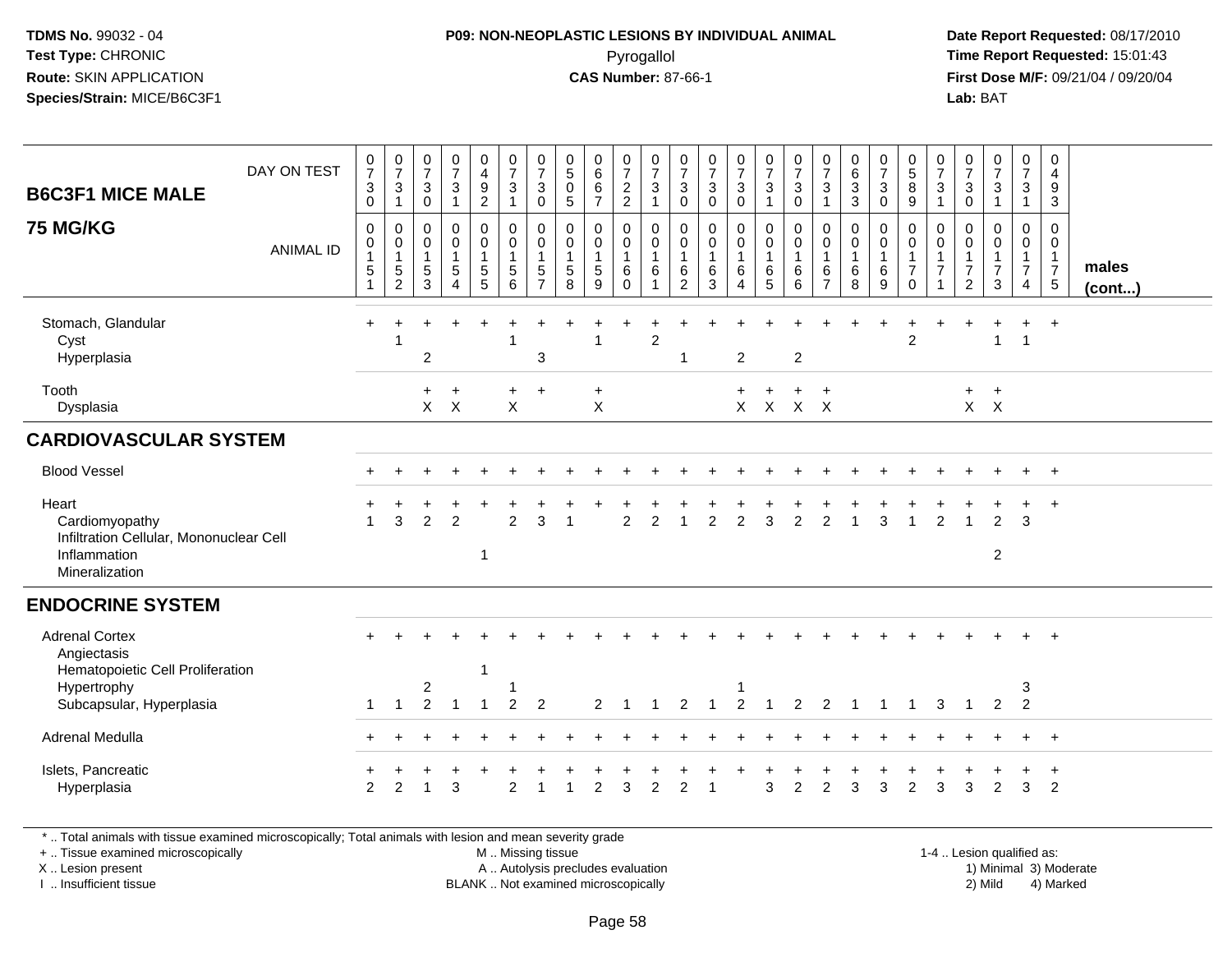**TDMS No.** 99032 - 04
**Test Type:** CHRONIC
**Route:** SKIN APPLICATION
**Species/Strain:** MICE/B6C3F1

**P09: NON-NEOPLASTIC LESIONS BY INDIVIDUAL ANIMAL**
Pyrogallol
**CAS Number:** 87-66-1

**Date Report Requested:** 08/17/2010
**Time Report Requested:** 15:01:43
**First Dose M/F:** 09/21/04 / 09/20/04
**Lab:** BAT

## B6C3F1 MICE MALE 75 MG/KG

| DAY ON TEST | 0730 | 0731 | 0730 | 0731 | 0492 | 0731 | 0730 | 0505 | 0667 | 0722 | 0731 | 0730 | 0730 | 0730 | 0731 | 0730 | 0731 | 0633 | 0730 | 0589 | 0731 | 0730 | 0731 | 0731 | 0493 | |
|---|---|---|---|---|---|---|---|---|---|---|---|---|---|---|---|---|---|---|---|---|---|---|---|---|---|---|
| **ANIMAL ID** | 0015 1 | 0015 2 | 0015 3 | 0015 4 | 0015 5 | 0015 6 | 0015 7 | 0015 8 | 0015 9 | 0016 0 | 0016 1 | 0016 2 | 0016 3 | 0016 4 | 0016 5 | 0016 6 | 0016 7 | 0016 8 | 0016 9 | 0017 0 | 0017 1 | 0017 2 | 0017 3 | 0017 4 | 0017 5 | **males (cont...)** |
| Stomach, Glandular | + | + | + | + | + | + | + | + | + | + | + | + | + | + | + | + | + | + | + | + | + | + | + | + | + | |
| Cyst | | 1 | | | | 1 | | | 1 | | 2 | | | | | | | | | 2 | | | 1 | 1 | | |
| Hyperplasia | | | 2 | | | | 3 | | | | | 1 | | 2 | | 2 | | | | | | | | | | |
| Tooth | | | + | + | | + | + | | + | | | | | + | + | + | + | | | | | + | + | | | |
| Dysplasia | | | X | X | | X | | | X | | | | | X | X | X | X | | | | | X | X | | | |
| **CARDIOVASCULAR SYSTEM** | | | | | | | | | | | | | | | | | | | | | | | | | | |
| Blood Vessel | + | + | + | + | + | + | + | + | + | + | + | + | + | + | + | + | + | + | + | + | + | + | + | + | + | |
| Heart | + | + | + | + | + | + | + | + | + | + | + | + | + | + | + | + | + | + | + | + | + | + | + | + | + | |
| Cardiomyopathy | 1 | 3 | 2 | 2 | | 2 | 3 | 1 | | 2 | 2 | 1 | 2 | 2 | 3 | 2 | 2 | 1 | 3 | 1 | 2 | 1 | 2 | 3 | | |
| Infiltration Cellular, Mononuclear Cell | | | | | | | | | | | | | | | | | | | | | | | | | | |
| Inflammation | | | | | 1 | | | | | | | | | | | | | | | | | | 2 | | | |
| Mineralization | | | | | | | | | | | | | | | | | | | | | | | | | | |
| **ENDOCRINE SYSTEM** | | | | | | | | | | | | | | | | | | | | | | | | | | |
| Adrenal Cortex | + | + | + | + | + | + | + | + | + | + | + | + | + | + | + | + | + | + | + | + | + | + | + | + | + | |
| Angiectasis | | | | | | | | | | | | | | | | | | | | | | | | | | |
| Hematopoietic Cell Proliferation | | | | | 1 | | | | | | | | | | | | | | | | | | | | | |
| Hypertrophy | | | 2 | | | 1 | | | | | | | | 1 | | | | | | | | | | 3 | | |
| Subcapsular, Hyperplasia | 1 | 1 | 2 | 1 | 1 | 2 | 2 | | 2 | 1 | 1 | 2 | 1 | 2 | 1 | 2 | 2 | 1 | 1 | 1 | 3 | 1 | 2 | 2 | | |
| Adrenal Medulla | + | + | + | + | + | + | + | + | + | + | + | + | + | + | + | + | + | + | + | + | + | + | + | + | + | |
| Islets, Pancreatic | + | + | + | + | + | + | + | + | + | + | + | + | + | + | + | + | + | + | + | + | + | + | + | + | + | |
| Hyperplasia | 2 | 2 | 1 | 3 | | 2 | 1 | 1 | 2 | 3 | 2 | 2 | 1 | | 3 | 2 | 2 | 3 | 3 | 2 | 3 | 3 | 2 | 3 | 2 | |

\* .. Total animals with tissue examined microscopically; Total animals with lesion and mean severity grade
+ .. Tissue examined microscopically
X .. Lesion present
I .. Insufficient tissue

M .. Missing tissue
A .. Autolysis precludes evaluation
BLANK .. Not examined microscopically

1-4 .. Lesion qualified as:
1) Minimal 3) Moderate
2) Mild 4) Marked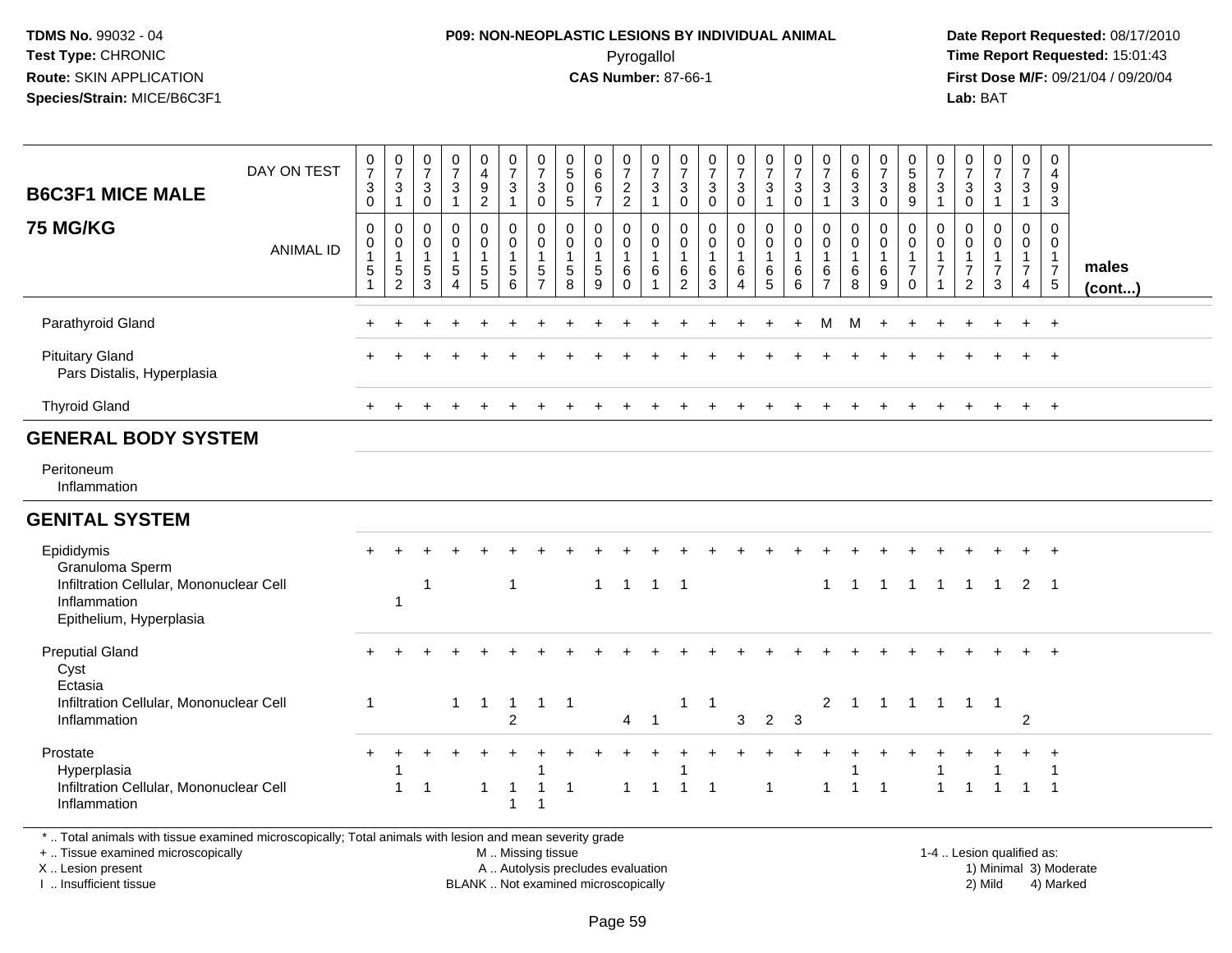**TDMS No.** 99032 - 04
**Test Type:** CHRONIC
**Route:** SKIN APPLICATION
**Species/Strain:** MICE/B6C3F1

**P09: NON-NEOPLASTIC LESIONS BY INDIVIDUAL ANIMAL**
Pyrogallol
**CAS Number:** 87-66-1

**Date Report Requested:** 08/17/2010
**Time Report Requested:** 15:01:43
**First Dose M/F:** 09/21/04 / 09/20/04
**Lab:** BAT

## B6C3F1 MICE MALE
## 75 MG/KG

| DAY ON TEST | 0730 | 0731 | 0730 | 0731 | 0492 | 0731 | 0730 | 0505 | 0667 | 0722 | 0731 | 0730 | 0730 | 0730 | 0731 | 0730 | 0731 | 0633 | 0730 | 0589 | 0731 | 0730 | 0731 | 0731 | 0493 | |
|---|---|---|---|---|---|---|---|---|---|---|---|---|---|---|---|---|---|---|---|---|---|---|---|---|---|---|
| **ANIMAL ID** | 0015 1 | 0015 2 | 0015 3 | 0015 4 | 0015 5 | 0015 6 | 0015 7 | 0015 8 | 0015 9 | 0016 0 | 0016 1 | 0016 2 | 0016 3 | 0016 4 | 0016 5 | 0016 6 | 0016 7 | 0016 8 | 0016 9 | 0017 0 | 0017 1 | 0017 2 | 0017 3 | 0017 4 | 0017 5 | **males (cont...)** |
| Parathyroid Gland | + | + | + | + | + | + | + | + | + | + | + | + | + | + | + | + | M | M | + | + | + | + | + | + | + | |
| Pituitary Gland | + | + | + | + | + | + | + | + | + | + | + | + | + | + | + | + | + | + | + | + | + | + | + | + | + | |
| Pars Distalis, Hyperplasia | | | | | | | | | | | | | | | | | | | | | | | | | | |
| Thyroid Gland | + | + | + | + | + | + | + | + | + | + | + | + | + | + | + | + | + | + | + | + | + | + | + | + | + | |
| **GENERAL BODY SYSTEM** | | | | | | | | | | | | | | | | | | | | | | | | | | |
| Peritoneum | | | | | | | | | | | | | | | | | | | | | | | | | | |
| Inflammation | | | | | | | | | | | | | | | | | | | | | | | | | | |
| **GENITAL SYSTEM** | | | | | | | | | | | | | | | | | | | | | | | | | | |
| Epididymis | + | + | + | + | + | + | + | + | + | + | + | + | + | + | + | + | + | + | + | + | + | + | + | + | + | |
| Granuloma Sperm | | | | | | | | | | | | | | | | | | | | | | | | | | |
| Infiltration Cellular, Mononuclear Cell | | | 1 | | | 1 | | | 1 | 1 | 1 | 1 | | | | | 1 | 1 | 1 | 1 | 1 | 1 | 1 | 2 | 1 | |
| Inflammation | | 1 | | | | | | | | | | | | | | | | | | | | | | | | |
| Epithelium, Hyperplasia | | | | | | | | | | | | | | | | | | | | | | | | | | |
| Preputial Gland | + | + | + | + | + | + | + | + | + | + | + | + | + | + | + | + | + | + | + | + | + | + | + | + | + | |
| Cyst | | | | | | | | | | | | | | | | | | | | | | | | | | |
| Ectasia | | | | | | | | | | | | | | | | | | | | | | | | | | |
| Infiltration Cellular, Mononuclear Cell | 1 | | | 1 | 1 | 1 | 1 | 1 | | | | 1 | 1 | | | | 2 | 1 | 1 | 1 | 1 | 1 | 1 | | | |
| Inflammation | | | | | | 2 | | | | 4 | 1 | | | 3 | 2 | 3 | | | | | | | | 2 | | |
| Prostate | + | + | + | + | + | + | + | + | + | + | + | + | + | + | + | + | + | + | + | + | + | + | + | + | + | |
| Hyperplasia | | 1 | | | | | 1 | | | | | 1 | | | | | | 1 | | | 1 | | 1 | | 1 | |
| Infiltration Cellular, Mononuclear Cell | | 1 | 1 | | 1 | 1 | 1 | 1 | | 1 | 1 | 1 | 1 | | 1 | | 1 | 1 | 1 | | 1 | 1 | 1 | 1 | 1 | |
| Inflammation | | | | | | 1 | 1 | | | | | | | | | | | | | | | | | | | |

\* .. Total animals with tissue examined microscopically; Total animals with lesion and mean severity grade
+ .. Tissue examined microscopically
X .. Lesion present
I .. Insufficient tissue

M .. Missing tissue
A .. Autolysis precludes evaluation
BLANK .. Not examined microscopically

1-4 .. Lesion qualified as:
1) Minimal 3) Moderate
2) Mild 4) Marked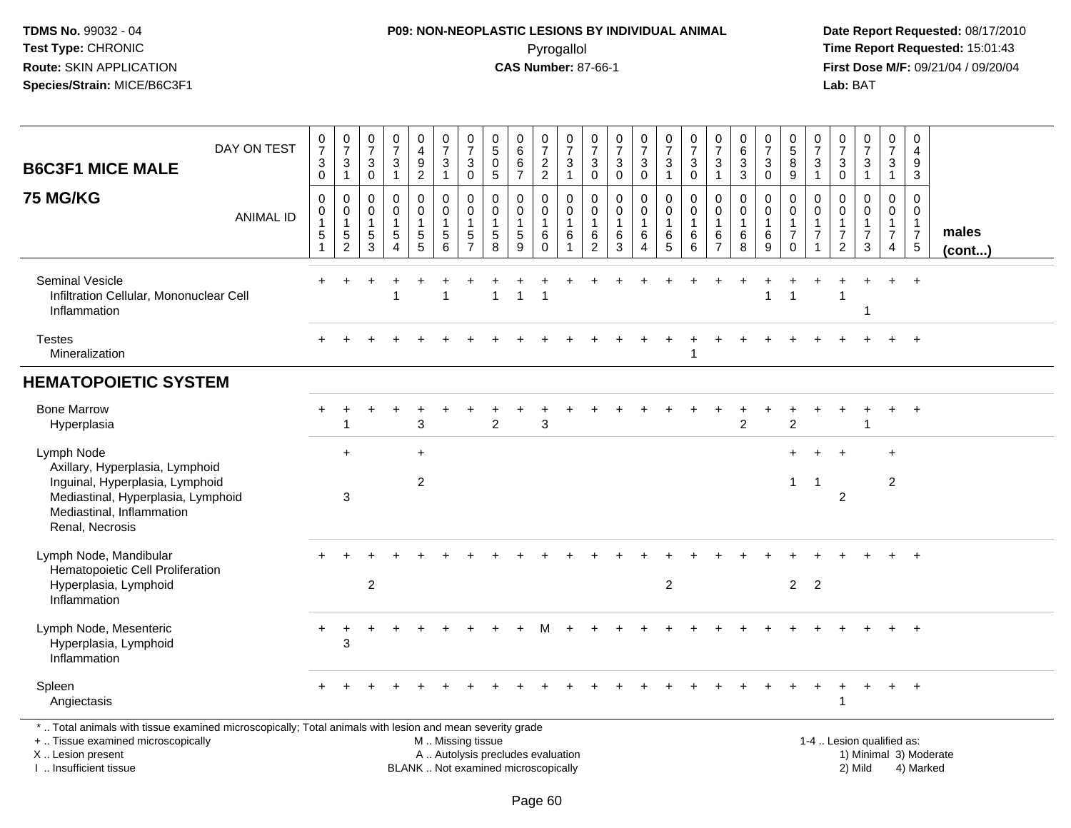**TDMS No.** 99032 - 04
**Test Type:** CHRONIC
**Route:** SKIN APPLICATION
**Species/Strain:** MICE/B6C3F1

**P09: NON-NEOPLASTIC LESIONS BY INDIVIDUAL ANIMAL**
Pyrogallol
**CAS Number:** 87-66-1

**Date Report Requested:** 08/17/2010
**Time Report Requested:** 15:01:43
**First Dose M/F:** 09/21/04 / 09/20/04
**Lab:** BAT

## B6C3F1 MICE MALE

## 75 MG/KG

| DAY ON TEST | 0730 | 0731 | 0730 | 0731 | 0492 | 0731 | 0730 | 0505 | 0667 | 0722 | 0731 | 0730 | 0730 | 0730 | 0731 | 0730 | 0731 | 0633 | 0730 | 0589 | 0731 | 0730 | 0731 | 0731 | 0493 | |
|---|---|---|---|---|---|---|---|---|---|---|---|---|---|---|---|---|---|---|---|---|---|---|---|---|---|---|
| **ANIMAL ID** | 00151 | 00152 | 00153 | 00154 | 00155 | 00156 | 00157 | 00158 | 00159 | 00160 | 00161 | 00162 | 00163 | 00164 | 00165 | 00166 | 00167 | 00168 | 00169 | 00170 | 00171 | 00172 | 00173 | 00174 | 00175 | **males (cont...)** |
| Seminal Vesicle | + | + | + | + | + | + | + | + | + | + | + | + | + | + | + | + | + | + | + | + | + | + | + | + | + | |
| Infiltration Cellular, Mononuclear Cell | | | | 1 | | 1 | | 1 | 1 | 1 | | | | | | | | | 1 | 1 | | 1 | | | | |
| Inflammation | | | | | | | | | | | | | | | | | | | | | | | 1 | | | |
| Testes | + | + | + | + | + | + | + | + | + | + | + | + | + | + | + | + | + | + | + | + | + | + | + | + | + | |
| Mineralization | | | | | | | | | | | | | | | | 1 | | | | | | | | | | |
| **HEMATOPOIETIC SYSTEM** | | | | | | | | | | | | | | | | | | | | | | | | | | |
| Bone Marrow | + | + | + | + | + | + | + | + | + | + | + | + | + | + | + | + | + | + | + | + | + | + | + | + | + | |
| Hyperplasia | | 1 | | | 3 | | | 2 | | 3 | | | | | | | | 2 | | 2 | | | 1 | | | |
| Lymph Node | | + | | | + | | | | | | | | | | | | | | | + | + | + | | + | | |
| Axillary, Hyperplasia, Lymphoid | | | | | | | | | | | | | | | | | | | | | | | | | | |
| Inguinal, Hyperplasia, Lymphoid | | | | | 2 | | | | | | | | | | | | | | | 1 | 1 | | | 2 | | |
| Mediastinal, Hyperplasia, Lymphoid | | 3 | | | | | | | | | | | | | | | | | | | | 2 | | | | |
| Mediastinal, Inflammation | | | | | | | | | | | | | | | | | | | | | | | | | | |
| Renal, Necrosis | | | | | | | | | | | | | | | | | | | | | | | | | | |
| Lymph Node, Mandibular | + | + | + | + | + | + | + | + | + | + | + | + | + | + | + | + | + | + | + | + | + | + | + | + | + | |
| Hematopoietic Cell Proliferation | | | | | | | | | | | | | | | | | | | | | | | | | | |
| Hyperplasia, Lymphoid | | | 2 | | | | | | | | | | | | 2 | | | | | 2 | 2 | | | | | |
| Inflammation | | | | | | | | | | | | | | | | | | | | | | | | | | |
| Lymph Node, Mesenteric | + | + | + | + | + | + | + | + | + | M | + | + | + | + | + | + | + | + | + | + | + | + | + | + | + | |
| Hyperplasia, Lymphoid | | 3 | | | | | | | | | | | | | | | | | | | | | | | | |
| Inflammation | | | | | | | | | | | | | | | | | | | | | | | | | | |
| Spleen | + | + | + | + | + | + | + | + | + | + | + | + | + | + | + | + | + | + | + | + | + | + | + | + | + | |
| Angiectasis | | | | | | | | | | | | | | | | | | | | | | 1 | | | | |

\* .. Total animals with tissue examined microscopically; Total animals with lesion and mean severity grade
\+ .. Tissue examined microscopically
X .. Lesion present
I .. Insufficient tissue

M .. Missing tissue
A .. Autolysis precludes evaluation
BLANK .. Not examined microscopically

1-4 .. Lesion qualified as:
1) Minimal 3) Moderate
2) Mild 4) Marked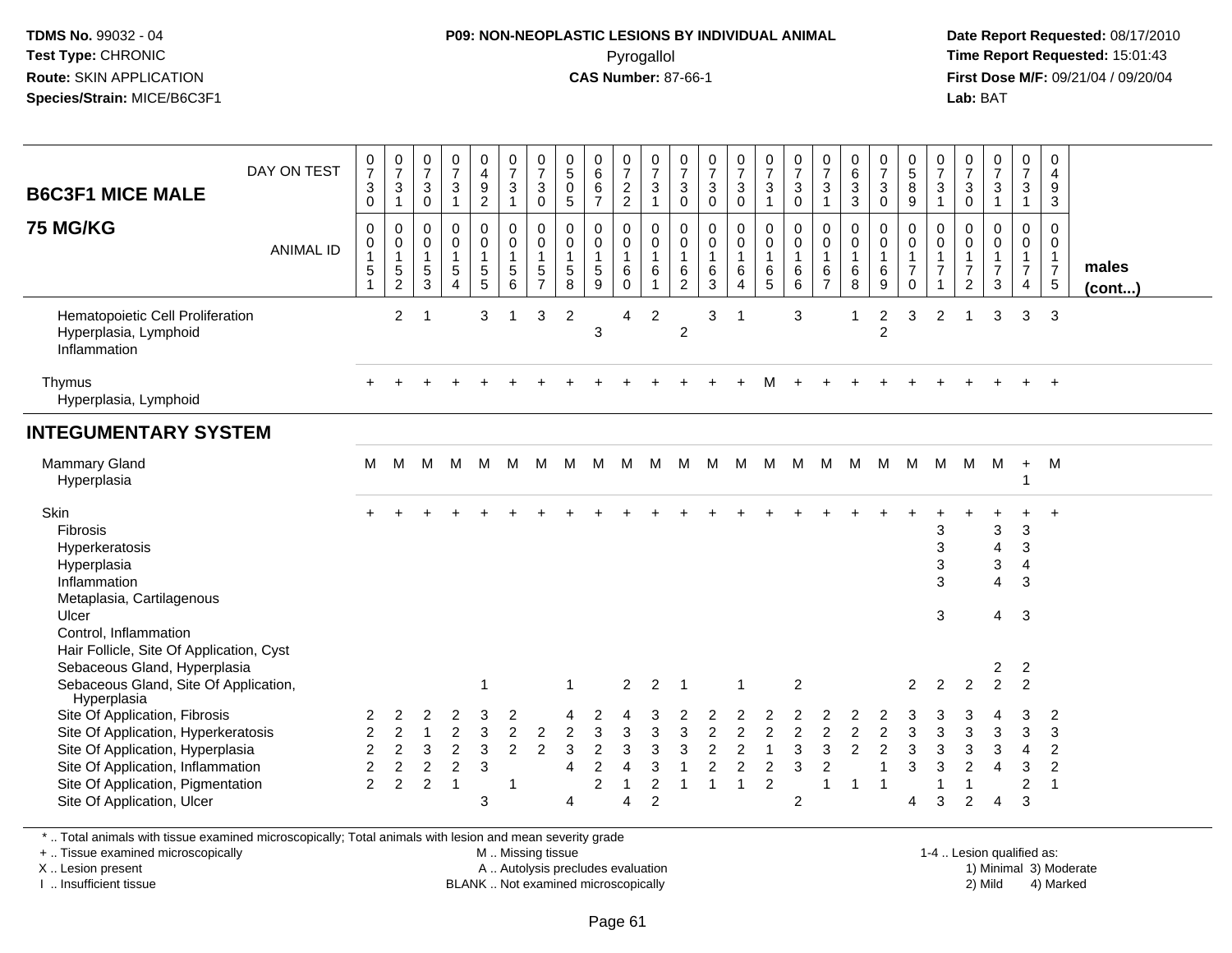**P09: NON-NEOPLASTIC LESIONS BY INDIVIDUAL ANIMAL**
Pyrogallol
**CAS Number:** 87-66-1

TDMS No. 99032 - 04
Test Type: CHRONIC
Route: SKIN APPLICATION
Species/Strain: MICE/B6C3F1

Date Report Requested: 08/17/2010
Time Report Requested: 15:01:43
First Dose M/F: 09/21/04 / 09/20/04
Lab: BAT

| B6C3F1 MICE MALE 75 MG/KG | | | | | | | | | | | | | | | | | | | | | | | | | | |
|---|---|---|---|---|---|---|---|---|---|---|---|---|---|---|---|---|---|---|---|---|---|---|---|---|---|---|
| DAY ON TEST | 0730 | 0731 | 0730 | 0731 | 0492 | 0731 | 0730 | 0505 | 0667 | 0722 | 0731 | 0730 | 0730 | 0730 | 0731 | 0730 | 0731 | 0633 | 0730 | 0589 | 0731 | 0730 | 0731 | 0731 | 0493 | |
| ANIMAL ID | 0151 | 0152 | 0153 | 0154 | 0155 | 0156 | 0157 | 0158 | 0159 | 0160 | 0161 | 0162 | 0163 | 0164 | 0165 | 0166 | 0167 | 0168 | 0169 | 0170 | 0171 | 0172 | 0173 | 0174 | 0175 | males (cont...) |
| Hematopoietic Cell Proliferation | | 2 | 1 | | 3 | 1 | 3 | 2 | | 4 | 2 | | 3 | 1 | | 3 | | 1 | 2 | 3 | 2 | 1 | 3 | 3 | 3 | |
| Hyperplasia, Lymphoid | | | | | | | | | 3 | | | 2 | | | | | | | 2 | | | | | | | |
| Inflammation | | | | | | | | | | | | | | | | | | | | | | | | | | |
| Thymus | + | + | + | + | + | + | + | + | + | + | + | + | + | + | M | + | + | + | + | + | + | + | + | + | + | |
| Hyperplasia, Lymphoid | | | | | | | | | | | | | | | | | | | | | | | | | | |
| **INTEGUMENTARY SYSTEM** | | | | | | | | | | | | | | | | | | | | | | | | | | |
| Mammary Gland | M | M | M | M | M | M | M | M | M | M | M | M | M | M | M | M | M | M | M | M | M | M | M | + | M | |
| Hyperplasia | | | | | | | | | | | | | | | | | | | | | | | | 1 | | |
| Skin | + | + | + | + | + | + | + | + | + | + | + | + | + | + | + | + | + | + | + | + | + | + | + | + | + | |
| Fibrosis | | | | | | | | | | | | | | | | | | | | | 3 | | 3 | 3 | | |
| Hyperkeratosis | | | | | | | | | | | | | | | | | | | | | 3 | | 4 | 3 | | |
| Hyperplasia | | | | | | | | | | | | | | | | | | | | | 3 | | 3 | 4 | | |
| Inflammation | | | | | | | | | | | | | | | | | | | | | 3 | | 4 | 3 | | |
| Metaplasia, Cartilagenous | | | | | | | | | | | | | | | | | | | | | | | | | | |
| Ulcer | | | | | | | | | | | | | | | | | | | | | 3 | | 4 | 3 | | |
| Control, Inflammation | | | | | | | | | | | | | | | | | | | | | | | | | | |
| Hair Follicle, Site Of Application, Cyst | | | | | | | | | | | | | | | | | | | | | | | | | | |
| Sebaceous Gland, Hyperplasia | | | | | | | | | | | | | | | | | | | | | | | 2 | 2 | | |
| Sebaceous Gland, Site Of Application, Hyperplasia | | | | | 1 | | | 1 | | 2 | 2 | 1 | | 1 | | 2 | | | | 2 | 2 | 2 | 2 | 2 | | |
| Site Of Application, Fibrosis | 2 | 2 | 2 | 2 | 3 | 2 | | 4 | 2 | 4 | 3 | 2 | 2 | 2 | 2 | 2 | 2 | 2 | 2 | 3 | 3 | 3 | 4 | 3 | 2 | |
| Site Of Application, Hyperkeratosis | 2 | 2 | 1 | 2 | 3 | 2 | 2 | 2 | 3 | 3 | 3 | 3 | 2 | 2 | 2 | 2 | 2 | 2 | 2 | 3 | 3 | 3 | 3 | 3 | 3 | |
| Site Of Application, Hyperplasia | 2 | 2 | 3 | 2 | 3 | 2 | 2 | 3 | 2 | 3 | 3 | 3 | 2 | 2 | 1 | 3 | 3 | 2 | 2 | 3 | 3 | 3 | 3 | 4 | 2 | |
| Site Of Application, Inflammation | 2 | 2 | 2 | 2 | 3 | | | 4 | 2 | 4 | 3 | 1 | 2 | 2 | 2 | 3 | 2 | | 1 | 3 | 3 | 2 | 4 | 3 | 2 | |
| Site Of Application, Pigmentation | 2 | 2 | 2 | 1 | | 1 | | | 2 | 1 | 2 | 1 | 1 | 1 | 2 | | 1 | 1 | 1 | | 1 | 1 | | 2 | 1 | |
| Site Of Application, Ulcer | | | | | 3 | | | 4 | | 4 | 2 | | | | | 2 | | | | 4 | 3 | 2 | 4 | 3 | | |

\* .. Total animals with tissue examined microscopically; Total animals with lesion and mean severity grade
\+ .. Tissue examined microscopically
X .. Lesion present
I .. Insufficient tissue
M .. Missing tissue
A .. Autolysis precludes evaluation
BLANK .. Not examined microscopically
1-4 .. Lesion qualified as: 1) Minimal 2) Mild 3) Moderate 4) Marked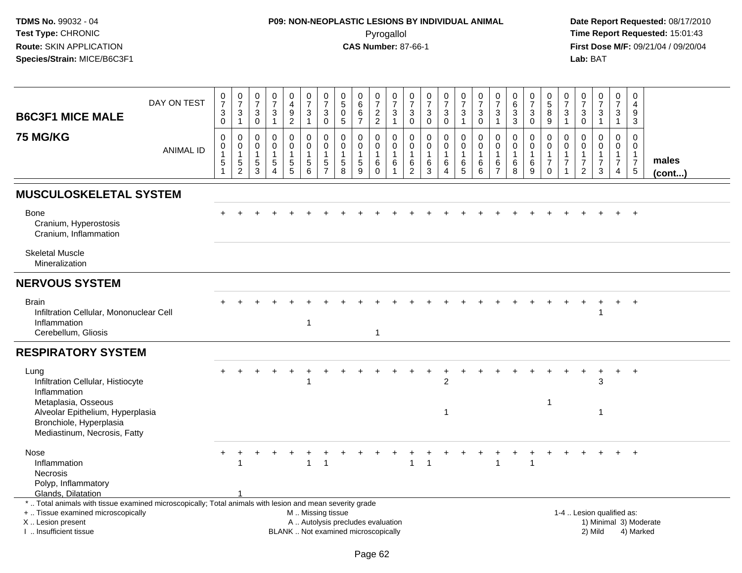**TDMS No.** 99032 - 04
**Test Type:** CHRONIC
**Route:** SKIN APPLICATION
**Species/Strain:** MICE/B6C3F1

**P09: NON-NEOPLASTIC LESIONS BY INDIVIDUAL ANIMAL**
Pyrogallol
**CAS Number:** 87-66-1

**Date Report Requested:** 08/17/2010
**Time Report Requested:** 15:01:43
**First Dose M/F:** 09/21/04 / 09/20/04
**Lab:** BAT

| B6C3F1 MICE MALE 75 MG/KG | | | | | | | | | | | | | | | | | | | | | | | | | | |
|---|---|---|---|---|---|---|---|---|---|---|---|---|---|---|---|---|---|---|---|---|---|---|---|---|---|---|
| DAY ON TEST | 0730 | 0731 | 0730 | 0731 | 0492 | 0731 | 0730 | 0505 | 0667 | 0722 | 0731 | 0730 | 0730 | 0730 | 0731 | 0730 | 0731 | 0633 | 0730 | 0589 | 0731 | 0730 | 0731 | 0731 | 0493 | |
| ANIMAL ID | 0015 1 | 0015 2 | 0015 3 | 0015 4 | 0015 5 | 0015 6 | 0015 7 | 0015 8 | 0015 9 | 0016 0 | 0016 1 | 0016 2 | 0016 3 | 0016 4 | 0016 5 | 0016 6 | 0016 7 | 0016 8 | 0016 9 | 0017 0 | 0017 1 | 0017 2 | 0017 3 | 0017 4 | 0017 5 | males (cont...) |
| **MUSCULOSKELETAL SYSTEM** | | | | | | | | | | | | | | | | | | | | | | | | | | |
| Bone | + | + | + | + | + | + | + | + | + | + | + | + | + | + | + | + | + | + | + | + | + | + | + | + | + | |
| Cranium, Hyperostosis | | | | | | | | | | | | | | | | | | | | | | | | | | |
| Cranium, Inflammation | | | | | | | | | | | | | | | | | | | | | | | | | | |
| Skeletal Muscle | | | | | | | | | | | | | | | | | | | | | | | | | | |
| Mineralization | | | | | | | | | | | | | | | | | | | | | | | | | | |
| **NERVOUS SYSTEM** | | | | | | | | | | | | | | | | | | | | | | | | | | |
| Brain | + | + | + | + | + | + | + | + | + | + | + | + | + | + | + | + | + | + | + | + | + | + | + | + | + | |
| Infiltration Cellular, Mononuclear Cell | | | | | | | | | | | | | | | | | | | | | | | 1 | | | |
| Inflammation | | | | | | 1 | | | | | | | | | | | | | | | | | | | | |
| Cerebellum, Gliosis | | | | | | | | | | 1 | | | | | | | | | | | | | | | | |
| **RESPIRATORY SYSTEM** | | | | | | | | | | | | | | | | | | | | | | | | | | |
| Lung | + | + | + | + | + | + | + | + | + | + | + | + | + | + | + | + | + | + | + | + | + | + | + | + | + | |
| Infiltration Cellular, Histiocyte | | | | | | 1 | | | | | | | | 2 | | | | | | | | | 3 | | | |
| Inflammation | | | | | | | | | | | | | | | | | | | | | | | | | | |
| Metaplasia, Osseous | | | | | | | | | | | | | | | | | | | | 1 | | | | | | |
| Alveolar Epithelium, Hyperplasia | | | | | | | | | | | | | | 1 | | | | | | | | | 1 | | | |
| Bronchiole, Hyperplasia | | | | | | | | | | | | | | | | | | | | | | | | | | |
| Mediastinum, Necrosis, Fatty | | | | | | | | | | | | | | | | | | | | | | | | | | |
| Nose | + | + | + | + | + | + | + | + | + | + | + | + | + | + | + | + | + | + | + | + | + | + | + | + | + | |
| Inflammation | | 1 | | | | 1 | 1 | | | | | 1 | 1 | | | | 1 | | 1 | | | | | | | |
| Necrosis | | | | | | | | | | | | | | | | | | | | | | | | | | |
| Polyp, Inflammatory | | | | | | | | | | | | | | | | | | | | | | | | | | |
| Glands, Dilatation | | 1 | | | | | | | | | | | | | | | | | | | | | | | | |

\* .. Total animals with tissue examined microscopically; Total animals with lesion and mean severity grade
\+ .. Tissue examined microscopically
X .. Lesion present
I .. Insufficient tissue

M .. Missing tissue
A .. Autolysis precludes evaluation
BLANK .. Not examined microscopically

1-4 .. Lesion qualified as:
1) Minimal 3) Moderate
2) Mild 4) Marked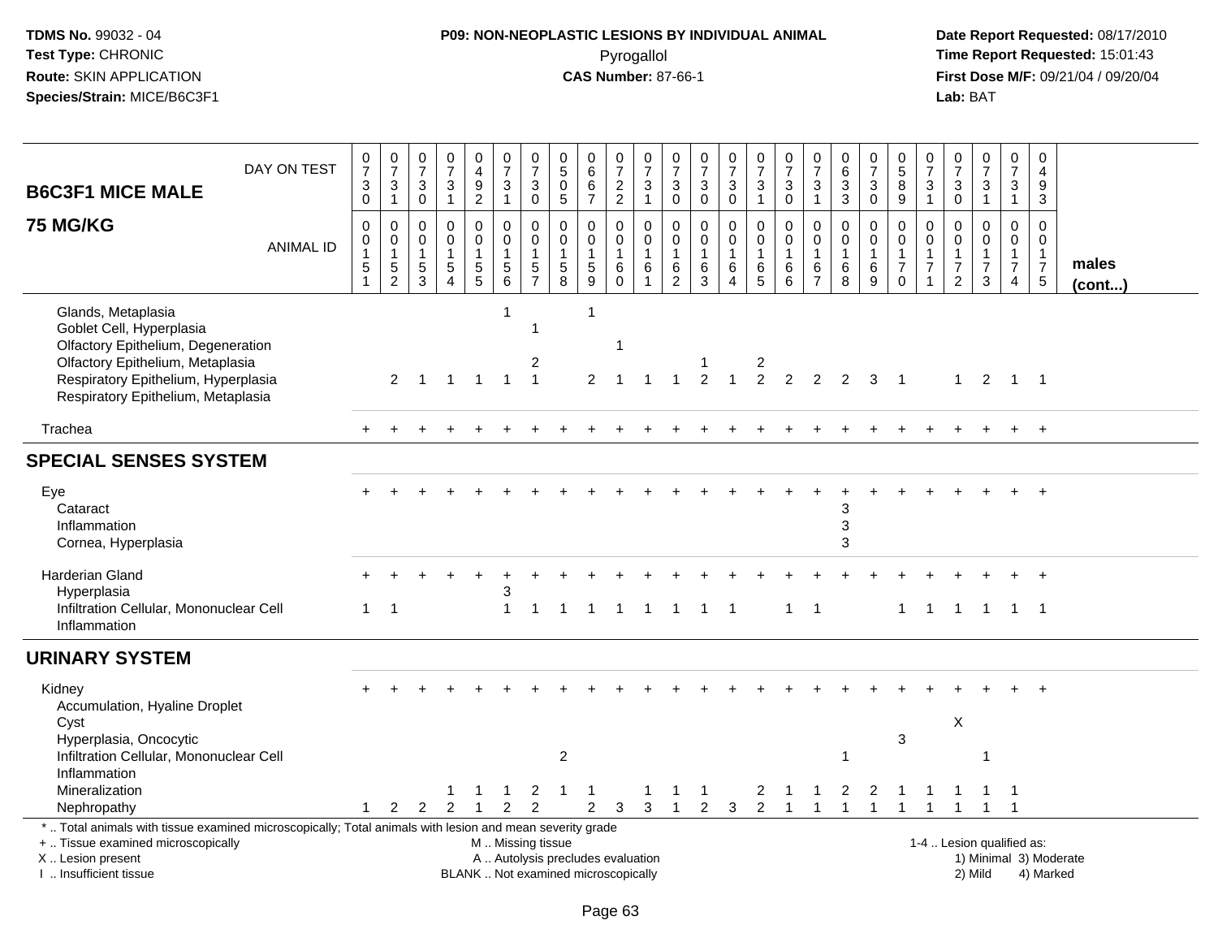**TDMS No.** 99032 - 04
**Test Type:** CHRONIC
**Route:** SKIN APPLICATION
**Species/Strain:** MICE/B6C3F1

**P09: NON-NEOPLASTIC LESIONS BY INDIVIDUAL ANIMAL**
Pyrogallol
**CAS Number:** 87-66-1

**Date Report Requested:** 08/17/2010
**Time Report Requested:** 15:01:43
**First Dose M/F:** 09/21/04 / 09/20/04
**Lab:** BAT

## B6C3F1 MICE MALE 75 MG/KG

| DAY ON TEST | 0730 | 0731 | 0730 | 0731 | 0492 | 0731 | 0730 | 0505 | 0667 | 0722 | 0731 | 0730 | 0730 | 0730 | 0731 | 0730 | 0731 | 0633 | 0730 | 0589 | 0731 | 0730 | 0731 | 0731 | 0493 | |
|---|---|---|---|---|---|---|---|---|---|---|---|---|---|---|---|---|---|---|---|---|---|---|---|---|---|---|
| **ANIMAL ID** | 0151 | 0152 | 0153 | 0154 | 0155 | 0156 | 0157 | 0158 | 0159 | 0160 | 0161 | 0162 | 0163 | 0164 | 0165 | 0166 | 0167 | 0168 | 0169 | 0170 | 0171 | 0172 | 0173 | 0174 | 0175 | **males (cont...)** |
| Glands, Metaplasia | | | | | | 1 | | | 1 | | | | | | | | | | | | | | | | | |
| Goblet Cell, Hyperplasia | | | | | | | 1 | | | | | | | | | | | | | | | | | | | |
| Olfactory Epithelium, Degeneration | | | | | | | | | | 1 | | | | | | | | | | | | | | | | |
| Olfactory Epithelium, Metaplasia | | | | | | | 2 | | | | | | 1 | | 2 | | | | | | | | | | | |
| Respiratory Epithelium, Hyperplasia | | 2 | 1 | 1 | 1 | 1 | 1 | | 2 | 1 | 1 | 1 | 2 | 1 | 2 | 2 | 2 | 2 | 3 | 1 | | 1 | 2 | 1 | 1 | |
| Respiratory Epithelium, Metaplasia | | | | | | | | | | | | | | | | | | | | | | | | | | |
| Trachea | + | + | + | + | + | + | + | + | + | + | + | + | + | + | + | + | + | + | + | + | + | + | + | + | + | |
| **SPECIAL SENSES SYSTEM** | | | | | | | | | | | | | | | | | | | | | | | | | | |
| Eye | + | + | + | + | + | + | + | + | + | + | + | + | + | + | + | + | + | + | + | + | + | + | + | + | + | |
| Cataract | | | | | | | | | | | | | | | | | | 3 | | | | | | | | |
| Inflammation | | | | | | | | | | | | | | | | | | 3 | | | | | | | | |
| Cornea, Hyperplasia | | | | | | | | | | | | | | | | | | 3 | | | | | | | | |
| Harderian Gland | + | + | + | + | + | + | + | + | + | + | + | + | + | + | + | + | + | + | + | + | + | + | + | + | + | |
| Hyperplasia | | | | | | 3 | | | | | | | | | | | | | | | | | | | | |
| Infiltration Cellular, Mononuclear Cell | 1 | 1 | | | | 1 | 1 | 1 | 1 | 1 | 1 | 1 | 1 | 1 | | 1 | 1 | | | 1 | 1 | 1 | 1 | 1 | 1 | |
| Inflammation | | | | | | | | | | | | | | | | | | | | | | | | | | |
| **URINARY SYSTEM** | | | | | | | | | | | | | | | | | | | | | | | | | | |
| Kidney | + | + | + | + | + | + | + | + | + | + | + | + | + | + | + | + | + | + | + | + | + | + | + | + | + | |
| Accumulation, Hyaline Droplet | | | | | | | | | | | | | | | | | | | | | | | | | | |
| Cyst | | | | | | | | | | | | | | | | | | | | | | X | | | | |
| Hyperplasia, Oncocytic | | | | | | | | | | | | | | | | | | | | 3 | | | | | | |
| Infiltration Cellular, Mononuclear Cell | | | | | | | | 2 | | | | | | | | | | 1 | | | | | 1 | | | |
| Inflammation | | | | | | | | | | | | | | | | | | | | | | | | | | |
| Mineralization | | | | 1 | 1 | 1 | 2 | 1 | 1 | | 1 | 1 | 1 | | 2 | 1 | 1 | 2 | 2 | 1 | 1 | 1 | 1 | 1 | | |
| Nephropathy | 1 | 2 | 2 | 2 | 1 | 2 | 2 | | 2 | 3 | 3 | 1 | 2 | 3 | 2 | 1 | 1 | 1 | 1 | 1 | 1 | 1 | 1 | 1 | | |

\* .. Total animals with tissue examined microscopically; Total animals with lesion and mean severity grade
+ .. Tissue examined microscopically
X .. Lesion present
I .. Insufficient tissue

M .. Missing tissue
A .. Autolysis precludes evaluation
BLANK .. Not examined microscopically

1-4 .. Lesion qualified as:
1) Minimal 3) Moderate
2) Mild 4) Marked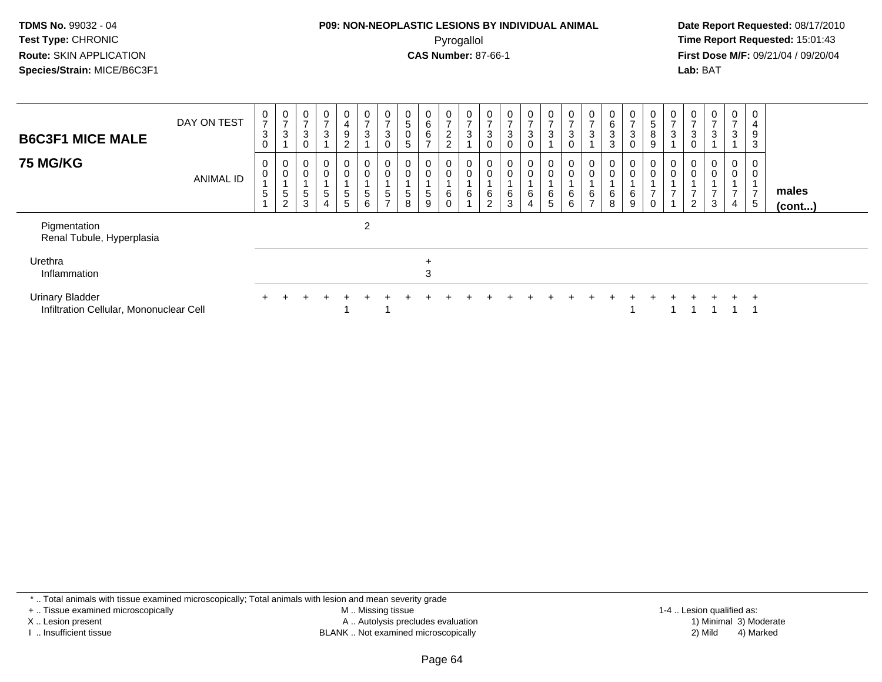TDMS No. 99032 - 04
Test Type: CHRONIC
Route: SKIN APPLICATION
Species/Strain: MICE/B6C3F1

**P09: NON-NEOPLASTIC LESIONS BY INDIVIDUAL ANIMAL**
Pyrogallol
**CAS Number:** 87-66-1

Date Report Requested: 08/17/2010
Time Report Requested: 15:01:43
First Dose M/F: 09/21/04 / 09/20/04
Lab: BAT

| B6C3F1 MICE MALE 75 MG/KG | | | | | | | | | | | | | | | | | | | | | | | | | | |
|---|---|---|---|---|---|---|---|---|---|---|---|---|---|---|---|---|---|---|---|---|---|---|---|---|---|---|
| DAY ON TEST | 0730 | 0731 | 0730 | 0731 | 0492 | 0731 | 0730 | 0505 | 0667 | 0722 | 0731 | 0730 | 0730 | 0730 | 0731 | 0730 | 0731 | 0633 | 0730 | 0589 | 0731 | 0730 | 0731 | 0731 | 0493 | |
| ANIMAL ID | 0015 1 | 0015 2 | 0015 3 | 0015 4 | 0015 5 | 0015 6 | 0015 7 | 0015 8 | 0015 9 | 0016 0 | 0016 1 | 0016 2 | 0016 3 | 0016 4 | 0016 5 | 0016 6 | 0016 7 | 0016 8 | 0016 9 | 0017 0 | 0017 1 | 0017 2 | 0017 3 | 0017 4 | 0017 5 | males (cont...) |
| Pigmentation | | | | | | 2 | | | | | | | | | | | | | | | | | | | | |
| Renal Tubule, Hyperplasia | | | | | | | | | | | | | | | | | | | | | | | | | | |
| Urethra | | | | | | | | | + | | | | | | | | | | | | | | | | | |
| Inflammation | | | | | | | | | 3 | | | | | | | | | | | | | | | | | |
| Urinary Bladder | + | + | + | + | + | + | + | + | + | + | + | + | + | + | + | + | + | + | + | + | + | + | + | + | + | |
| Infiltration Cellular, Mononuclear Cell | | | | | 1 | | 1 | | | | | | | | | | | | 1 | | 1 | 1 | 1 | 1 | 1 | |

\* .. Total animals with tissue examined microscopically; Total animals with lesion and mean severity grade
\+ .. Tissue examined microscopically
X .. Lesion present
I .. Insufficient tissue

M .. Missing tissue
A .. Autolysis precludes evaluation
BLANK .. Not examined microscopically

1-4 .. Lesion qualified as:
1) Minimal 3) Moderate
2) Mild 4) Marked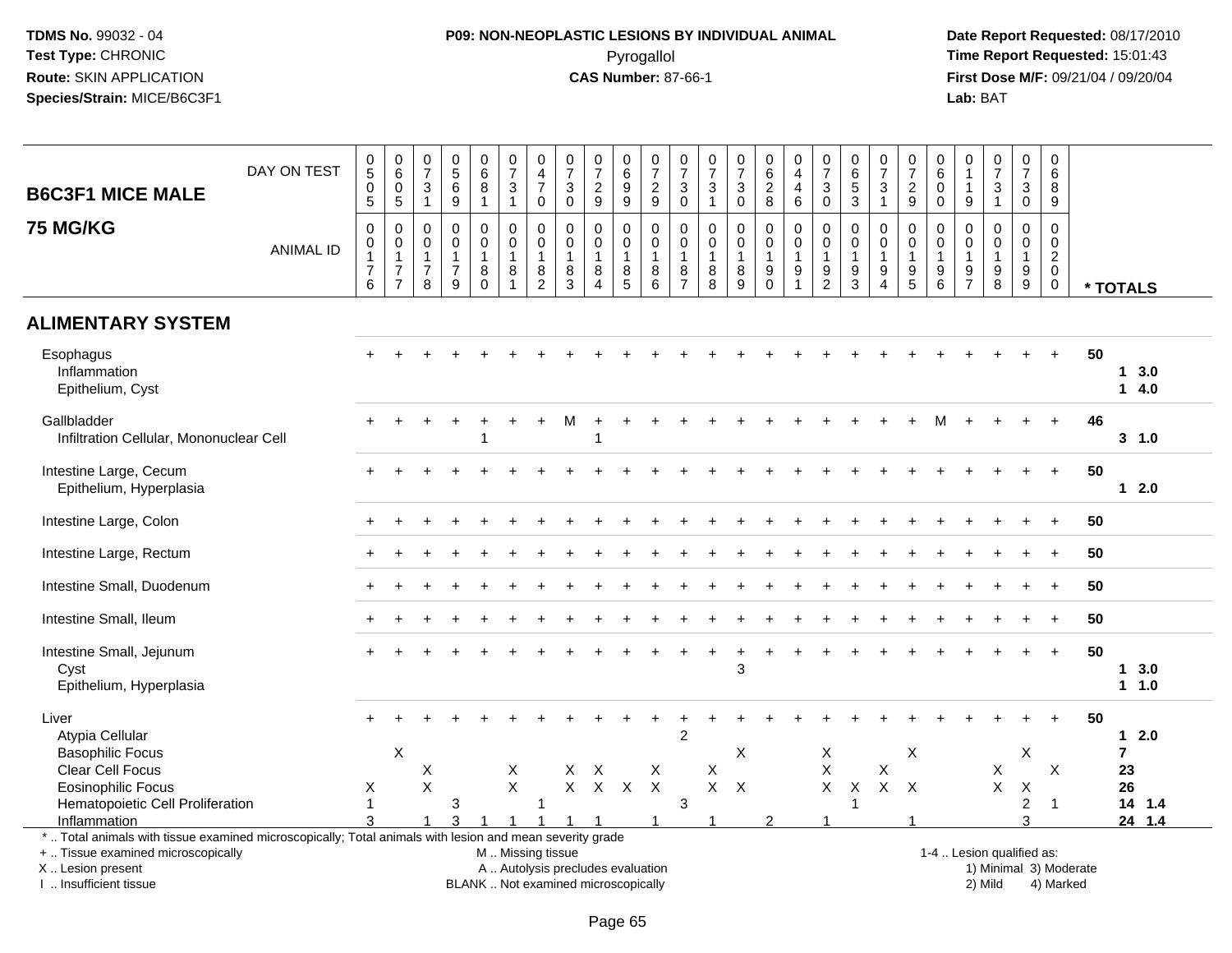**TDMS No.** 99032 - 04
**Test Type:** CHRONIC
**Route:** SKIN APPLICATION
**Species/Strain:** MICE/B6C3F1

**P09: NON-NEOPLASTIC LESIONS BY INDIVIDUAL ANIMAL**
Pyrogallol
**CAS Number:** 87-66-1

**Date Report Requested:** 08/17/2010
**Time Report Requested:** 15:01:43
**First Dose M/F:** 09/21/04 / 09/20/04
**Lab:** BAT

## B6C3F1 MICE MALE
## 75 MG/KG

| DAY ON TEST | 0505 | 0605 | 0731 | 0569 | 0681 | 0731 | 0470 | 0730 | 0729 | 0699 | 0729 | 0730 | 0731 | 0730 | 0628 | 0446 | 0730 | 0653 | 0731 | 0729 | 0600 | 0119 | 0731 | 0730 | 0689 | |
|---|---|---|---|---|---|---|---|---|---|---|---|---|---|---|---|---|---|---|---|---|---|---|---|---|---|---|
| **ANIMAL ID** | 0176 | 0177 | 0178 | 0179 | 0180 | 0181 | 0182 | 0183 | 0184 | 0185 | 0186 | 0187 | 0188 | 0189 | 0190 | 0191 | 0192 | 0193 | 0194 | 0195 | 0196 | 0197 | 0198 | 0199 | 0200 | *** TOTALS** |
| **ALIMENTARY SYSTEM** | | | | | | | | | | | | | | | | | | | | | | | | | | |
| Esophagus | + | + | + | + | + | + | + | + | + | + | + | + | + | + | + | + | + | + | + | + | + | + | + | + | + | 50 |
| Inflammation | | | | | | | | | | | | | | | | | | | | | | | | | | 1 3.0 |
| Epithelium, Cyst | | | | | | | | | | | | | | | | | | | | | | | | | | 1 4.0 |
| Gallbladder | + | + | + | + | + | + | + | M | + | + | + | + | + | + | + | + | + | + | + | + | M | + | + | + | + | 46 |
| Infiltration Cellular, Mononuclear Cell | | | | | 1 | | | | 1 | | | | | | | | | | | | | | | | | 3 1.0 |
| Intestine Large, Cecum | + | + | + | + | + | + | + | + | + | + | + | + | + | + | + | + | + | + | + | + | + | + | + | + | + | 50 |
| Epithelium, Hyperplasia | | | | | | | | | | | | | | | | | | | | | | | | | | 1 2.0 |
| Intestine Large, Colon | + | + | + | + | + | + | + | + | + | + | + | + | + | + | + | + | + | + | + | + | + | + | + | + | + | 50 |
| Intestine Large, Rectum | + | + | + | + | + | + | + | + | + | + | + | + | + | + | + | + | + | + | + | + | + | + | + | + | + | 50 |
| Intestine Small, Duodenum | + | + | + | + | + | + | + | + | + | + | + | + | + | + | + | + | + | + | + | + | + | + | + | + | + | 50 |
| Intestine Small, Ileum | + | + | + | + | + | + | + | + | + | + | + | + | + | + | + | + | + | + | + | + | + | + | + | + | + | 50 |
| Intestine Small, Jejunum | + | + | + | + | + | + | + | + | + | + | + | + | + | + | + | + | + | + | + | + | + | + | + | + | + | 50 |
| Cyst | | | | | | | | | | | | | | 3 | | | | | | | | | | | | 1 3.0 |
| Epithelium, Hyperplasia | | | | | | | | | | | | | | | | | | | | | | | | | | 1 1.0 |
| Liver | + | + | + | + | + | + | + | + | + | + | + | + | + | + | + | + | + | + | + | + | + | + | + | + | + | 50 |
| Atypia Cellular | | | | | | | | | | | | 2 | | | | | | | | | | | | | | 1 2.0 |
| Basophilic Focus | | X | | | | | | | | | | | | X | | | X | | | X | | | | X | | 7 |
| Clear Cell Focus | | | X | | | X | | X | X | | X | | X | | | | X | | X | | | | X | | X | 23 |
| Eosinophilic Focus | X | | X | | | X | | X | X | X | X | | X | X | | | X | X | X | X | | | X | X | | 26 |
| Hematopoietic Cell Proliferation | 1 | | | 3 | | | 1 | | | | | 3 | | | | | | 1 | | | | | | 2 | 1 | 14 1.4 |
| Inflammation | 3 | | 1 | 3 | 1 | 1 | 1 | 1 | 1 | | 1 | | 1 | | 2 | | 1 | | | 1 | | | | 3 | | 24 1.4 |

\* .. Total animals with tissue examined microscopically; Total animals with lesion and mean severity grade
\+ .. Tissue examined microscopically
X .. Lesion present
I .. Insufficient tissue

M .. Missing tissue
A .. Autolysis precludes evaluation
BLANK .. Not examined microscopically

1-4 .. Lesion qualified as:
1) Minimal 3) Moderate
2) Mild 4) Marked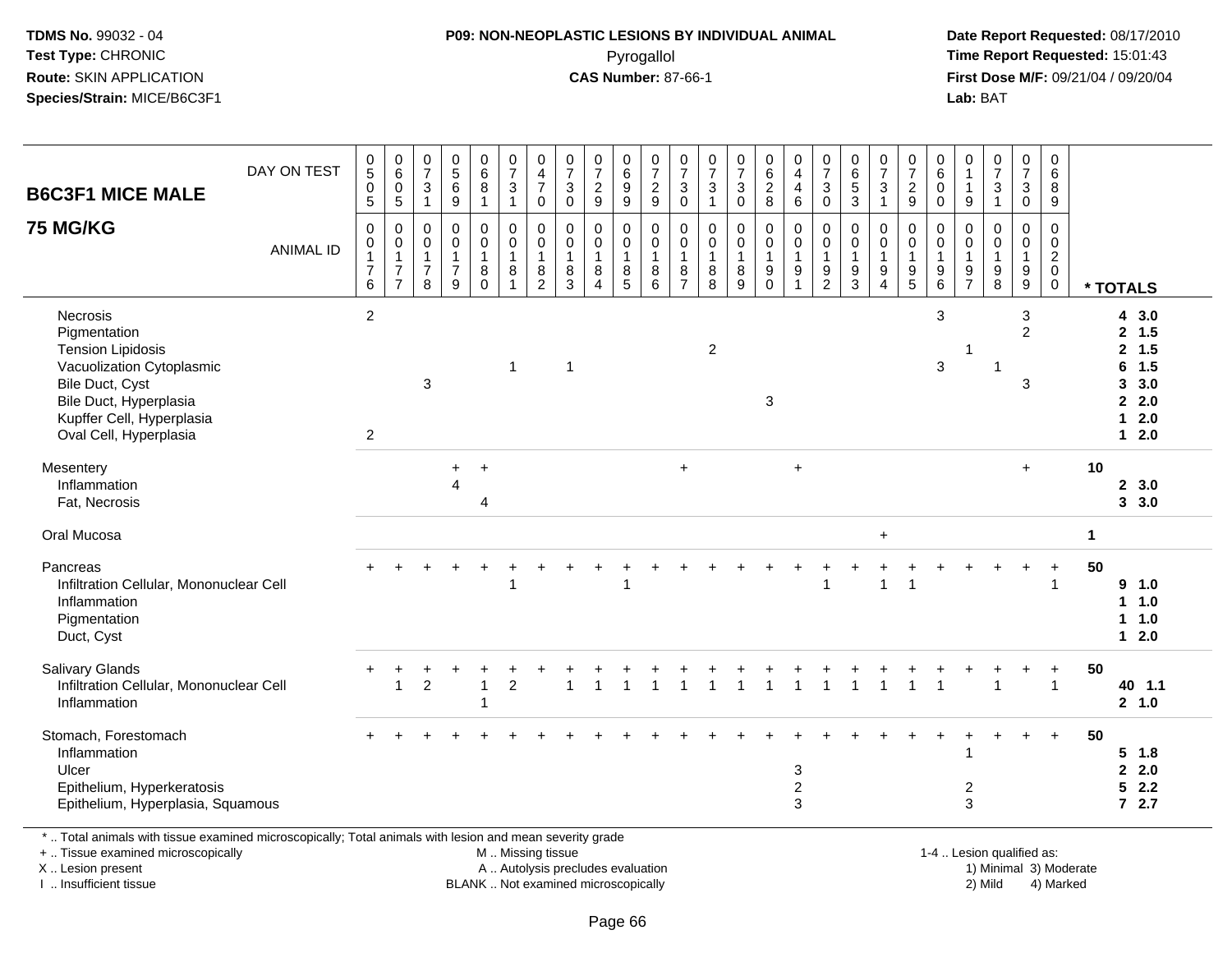**TDMS No.** 99032 - 04
**Test Type:** CHRONIC
**Route:** SKIN APPLICATION
**Species/Strain:** MICE/B6C3F1

**P09: NON-NEOPLASTIC LESIONS BY INDIVIDUAL ANIMAL**
Pyrogallol
**CAS Number:** 87-66-1

**Date Report Requested:** 08/17/2010
**Time Report Requested:** 15:01:43
**First Dose M/F:** 09/21/04 / 09/20/04
**Lab:** BAT

## B6C3F1 MICE MALE
## 75 MG/KG

| DAY ON TEST | 0505 | 0605 | 0731 | 0569 | 0681 | 0731 | 0470 | 0730 | 0729 | 0699 | 0729 | 0730 | 0731 | 0730 | 0628 | 0446 | 0730 | 0653 | 0731 | 0729 | 0600 | 0119 | 0731 | 0730 | 0689 | |
|---|---|---|---|---|---|---|---|---|---|---|---|---|---|---|---|---|---|---|---|---|---|---|---|---|---|---|
| **ANIMAL ID** | 0176 | 0177 | 0178 | 0179 | 0180 | 0181 | 0182 | 0183 | 0184 | 0185 | 0186 | 0187 | 0188 | 0189 | 0190 | 0191 | 0192 | 0193 | 0194 | 0195 | 0196 | 0197 | 0198 | 0199 | 0200 | *** TOTALS** |
| Necrosis | 2 | | | | | | | | | | | | | | | | | | | | 3 | | | 3 | | 4 3.0 |
| Pigmentation | | | | | | | | | | | | | | | | | | | | | | | | 2 | | 2 1.5 |
| Tension Lipidosis | | | | | | | | | | | | | 2 | | | | | | | | | 1 | | | | 2 1.5 |
| Vacuolization Cytoplasmic | | | | | | 1 | | 1 | | | | | | | | | | | | | 3 | | 1 | | | 6 1.5 |
| Bile Duct, Cyst | | | 3 | | | | | | | | | | | | | | | | | | | | | 3 | | 3 3.0 |
| Bile Duct, Hyperplasia | | | | | | | | | | | | | | | 3 | | | | | | | | | | | 2 2.0 |
| Kupffer Cell, Hyperplasia | | | | | | | | | | | | | | | | | | | | | | | | | | 1 2.0 |
| Oval Cell, Hyperplasia | 2 | | | | | | | | | | | | | | | | | | | | | | | | | 1 2.0 |
| Mesentery | | | | + | + | | | | | | | + | | | | + | | | | | | | | + | | 10 |
| Inflammation | | | | 4 | | | | | | | | | | | | | | | | | | | | | | 2 3.0 |
| Fat, Necrosis | | | | | 4 | | | | | | | | | | | | | | | | | | | | | 3 3.0 |
| Oral Mucosa | | | | | | | | | | | | | | | | | | | + | | | | | | | 1 |
| Pancreas | + | + | + | + | + | + | + | + | + | + | + | + | + | + | + | + | + | + | + | + | + | + | + | + | + | 50 |
| Infiltration Cellular, Mononuclear Cell | | | | | | 1 | | | | 1 | | | | | | | 1 | | 1 | 1 | | | | | 1 | 9 1.0 |
| Inflammation | | | | | | | | | | | | | | | | | | | | | | | | | | 1 1.0 |
| Pigmentation | | | | | | | | | | | | | | | | | | | | | | | | | | 1 1.0 |
| Duct, Cyst | | | | | | | | | | | | | | | | | | | | | | | | | | 1 2.0 |
| Salivary Glands | + | + | + | + | + | + | + | + | + | + | + | + | + | + | + | + | + | + | + | + | + | + | + | + | + | 50 |
| Infiltration Cellular, Mononuclear Cell | | 1 | 2 | | 1 | 2 | | 1 | 1 | 1 | 1 | 1 | 1 | 1 | 1 | 1 | 1 | 1 | 1 | 1 | 1 | | 1 | | 1 | 40 1.1 |
| Inflammation | | | | | 1 | | | | | | | | | | | | | | | | | | | | | 2 1.0 |
| Stomach, Forestomach | + | + | + | + | + | + | + | + | + | + | + | + | + | + | + | + | + | + | + | + | + | + | + | + | + | 50 |
| Inflammation | | | | | | | | | | | | | | | | | | | | | | 1 | | | | 5 1.8 |
| Ulcer | | | | | | | | | | | | | | | | 3 | | | | | | | | | | 2 2.0 |
| Epithelium, Hyperkeratosis | | | | | | | | | | | | | | | | 2 | | | | | | 2 | | | | 5 2.2 |
| Epithelium, Hyperplasia, Squamous | | | | | | | | | | | | | | | | 3 | | | | | | 3 | | | | 7 2.7 |

\* .. Total animals with tissue examined microscopically; Total animals with lesion and mean severity grade
\+ .. Tissue examined microscopically
X .. Lesion present
I .. Insufficient tissue

M .. Missing tissue
A .. Autolysis precludes evaluation
BLANK .. Not examined microscopically

1-4 .. Lesion qualified as:
1) Minimal 3) Moderate
2) Mild 4) Marked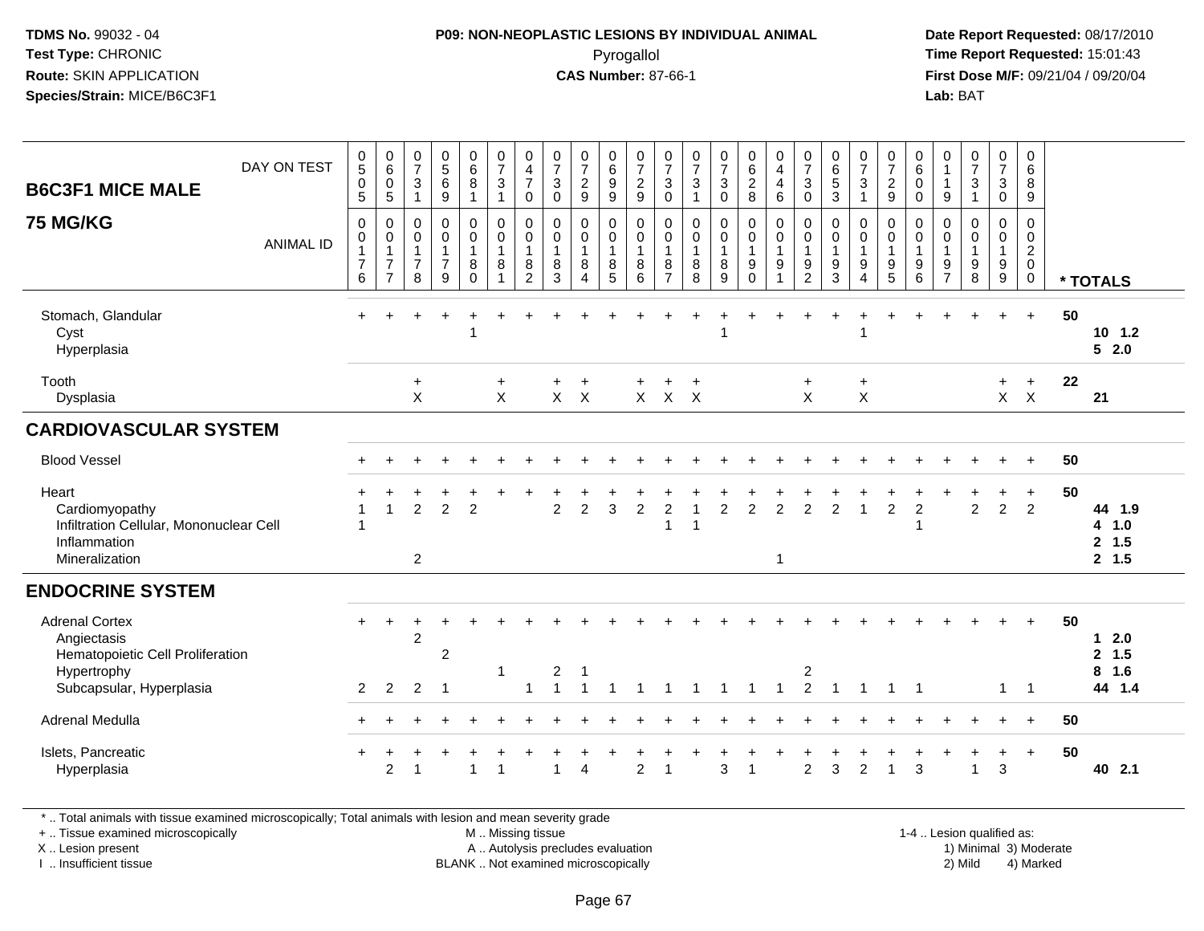**TDMS No.** 99032 - 04
**Test Type:** CHRONIC
**Route:** SKIN APPLICATION
**Species/Strain:** MICE/B6C3F1

**P09: NON-NEOPLASTIC LESIONS BY INDIVIDUAL ANIMAL**
Pyrogallol
**CAS Number:** 87-66-1

**Date Report Requested:** 08/17/2010
**Time Report Requested:** 15:01:43
**First Dose M/F:** 09/21/04 / 09/20/04
**Lab:** BAT

## B6C3F1 MICE MALE
## 75 MG/KG

| DAY ON TEST | 0505 | 0605 | 0731 | 0569 | 0681 | 0731 | 0470 | 0730 | 0729 | 0699 | 0729 | 0730 | 0731 | 0730 | 0628 | 0446 | 0730 | 0653 | 0731 | 0729 | 0600 | 0119 | 0731 | 0730 | 0689 | |
|---|---|---|---|---|---|---|---|---|---|---|---|---|---|---|---|---|---|---|---|---|---|---|---|---|---|---|
| **ANIMAL ID** | 00176 | 00177 | 00178 | 00179 | 00180 | 00181 | 00182 | 00183 | 00184 | 00185 | 00186 | 00187 | 00188 | 00189 | 00190 | 00191 | 00192 | 00193 | 00194 | 00195 | 00196 | 00197 | 00198 | 00199 | 00200 | *** TOTALS** |
| Stomach, Glandular | + | + | + | + | + | + | + | + | + | + | + | + | + | + | + | + | + | + | + | + | + | + | + | + | + | 50 |
| Cyst | | | | | 1 | | | | | | | | | 1 | | | | | 1 | | | | | | | 10 1.2 |
| Hyperplasia | | | | | | | | | | | | | | | | | | | | | | | | | | 5 2.0 |
| Tooth | | | + | | | + | | + | + | | + | + | + | | | | + | | + | | | | | + | + | 22 |
| Dysplasia | | | X | | | X | | X | X | | X | X | X | | | | X | | X | | | | | X | X | 21 |
| **CARDIOVASCULAR SYSTEM** | | | | | | | | | | | | | | | | | | | | | | | | | | |
| Blood Vessel | + | + | + | + | + | + | + | + | + | + | + | + | + | + | + | + | + | + | + | + | + | + | + | + | + | 50 |
| Heart | + | + | + | + | + | + | + | + | + | + | + | + | + | + | + | + | + | + | + | + | + | + | + | + | + | 50 |
| Cardiomyopathy | 1 | 1 | 2 | 2 | 2 | | | 2 | 2 | 3 | 2 | 2 | 1 | 2 | 2 | 2 | 2 | 2 | 1 | 2 | 2 | | 2 | 2 | 2 | 44 1.9 |
| Infiltration Cellular, Mononuclear Cell | 1 | | | | | | | | | | | 1 | 1 | | | | | | | | 1 | | | | | 4 1.0 |
| Inflammation | | | | | | | | | | | | | | | | | | | | | | | | | | 2 1.5 |
| Mineralization | | | 2 | | | | | | | | | | | | | 1 | | | | | | | | | | 2 1.5 |
| **ENDOCRINE SYSTEM** | | | | | | | | | | | | | | | | | | | | | | | | | | |
| Adrenal Cortex | + | + | + | + | + | + | + | + | + | + | + | + | + | + | + | + | + | + | + | + | + | + | + | + | + | 50 |
| Angiectasis | | | 2 | | | | | | | | | | | | | | | | | | | | | | | 1 2.0 |
| Hematopoietic Cell Proliferation | | | | 2 | | | | | | | | | | | | | | | | | | | | | | 2 1.5 |
| Hypertrophy | | | | | | 1 | | 2 | 1 | | | | | | | | 2 | | | | | | | | | 8 1.6 |
| Subcapsular, Hyperplasia | 2 | 2 | 2 | 1 | | | 1 | 1 | 1 | 1 | 1 | 1 | 1 | 1 | 1 | 1 | 2 | 1 | 1 | 1 | 1 | | | 1 | 1 | 44 1.4 |
| Adrenal Medulla | + | + | + | + | + | + | + | + | + | + | + | + | + | + | + | + | + | + | + | + | + | + | + | + | + | 50 |
| Islets, Pancreatic | + | + | + | + | + | + | + | + | + | + | + | + | + | + | + | + | + | + | + | + | + | + | + | + | + | 50 |
| Hyperplasia | | 2 | 1 | | 1 | 1 | | 1 | 4 | | 2 | 1 | | 3 | 1 | | 2 | 3 | 2 | 1 | 3 | | 1 | 3 | | 40 2.1 |

\* .. Total animals with tissue examined microscopically; Total animals with lesion and mean severity grade
+ .. Tissue examined microscopically
X .. Lesion present
I .. Insufficient tissue

M .. Missing tissue
A .. Autolysis precludes evaluation
BLANK .. Not examined microscopically

1-4 .. Lesion qualified as:
1) Minimal 3) Moderate
2) Mild 4) Marked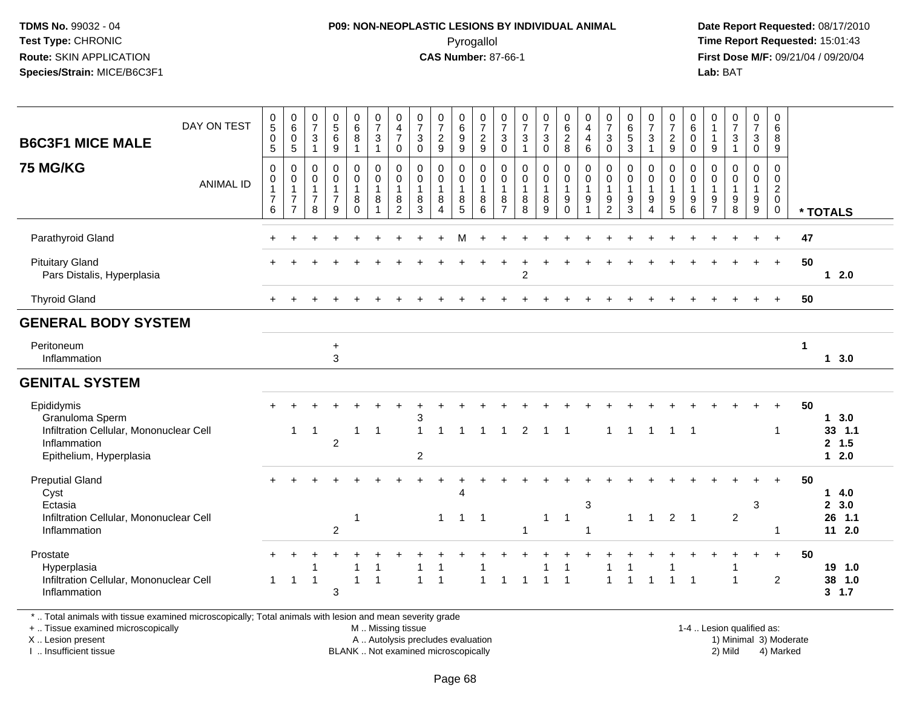TDMS No. 99032 - 04
Test Type: CHRONIC
Route: SKIN APPLICATION
Species/Strain: MICE/B6C3F1

**P09: NON-NEOPLASTIC LESIONS BY INDIVIDUAL ANIMAL**
Pyrogallol
**CAS Number:** 87-66-1

Date Report Requested: 08/17/2010
Time Report Requested: 15:01:43
First Dose M/F: 09/21/04 / 09/20/04
Lab: BAT

## B6C3F1 MICE MALE 75 MG/KG

| DAY ON TEST | 0505 | 0605 | 0731 | 0569 | 0681 | 0731 | 0470 | 0730 | 0729 | 0699 | 0729 | 0730 | 0731 | 0730 | 0628 | 0446 | 0730 | 0653 | 0731 | 0729 | 0600 | 0119 | 0731 | 0730 | 0689 | |
|---|---|---|---|---|---|---|---|---|---|---|---|---|---|---|---|---|---|---|---|---|---|---|---|---|---|---|
| **ANIMAL ID** | 0176 | 0177 | 0178 | 0179 | 0180 | 0181 | 0182 | 0183 | 0184 | 0185 | 0186 | 0187 | 0188 | 0189 | 0190 | 0191 | 0192 | 0193 | 0194 | 0195 | 0196 | 0197 | 0198 | 0199 | 0200 | *** TOTALS** |
| Parathyroid Gland | + | + | + | + | + | + | + | + | + | M | + | + | + | + | + | + | + | + | + | + | + | + | + | + | + | 47 |
| Pituitary Gland | + | + | + | + | + | + | + | + | + | + | + | + | + | + | + | + | + | + | + | + | + | + | + | + | + | 50 |
| Pars Distalis, Hyperplasia | | | | | | | | | | | | | 2 | | | | | | | | | | | | | 1 2.0 |
| Thyroid Gland | + | + | + | + | + | + | + | + | + | + | + | + | + | + | + | + | + | + | + | + | + | + | + | + | + | 50 |
| **GENERAL BODY SYSTEM** | | | | | | | | | | | | | | | | | | | | | | | | | | |
| Peritoneum | | | | + | | | | | | | | | | | | | | | | | | | | | | 1 |
| Inflammation | | | | 3 | | | | | | | | | | | | | | | | | | | | | | 1 3.0 |
| **GENITAL SYSTEM** | | | | | | | | | | | | | | | | | | | | | | | | | | |
| Epididymis | + | + | + | + | + | + | + | + | + | + | + | + | + | + | + | + | + | + | + | + | + | + | + | + | + | 50 |
| Granuloma Sperm | | | | | | | | 3 | | | | | | | | | | | | | | | | | | 1 3.0 |
| Infiltration Cellular, Mononuclear Cell | | 1 | 1 | | 1 | 1 | | 1 | 1 | 1 | 1 | 1 | 2 | 1 | 1 | | 1 | 1 | 1 | 1 | 1 | | | | 1 | 33 1.1 |
| Inflammation | | | | 2 | | | | | | | | | | | | | | | | | | | | | | 2 1.5 |
| Epithelium, Hyperplasia | | | | | | | | 2 | | | | | | | | | | | | | | | | | | 1 2.0 |
| Preputial Gland | + | + | + | + | + | + | + | + | + | + | + | + | + | + | + | + | + | + | + | + | + | + | + | + | + | 50 |
| Cyst | | | | | | | | | | 4 | | | | | | | | | | | | | | | | 1 4.0 |
| Ectasia | | | | | | | | | | | | | | | | 3 | | | | | | | | 3 | | 2 3.0 |
| Infiltration Cellular, Mononuclear Cell | | | | | 1 | | | | 1 | 1 | 1 | | | 1 | 1 | | | 1 | 1 | 2 | 1 | | 2 | | | 26 1.1 |
| Inflammation | | | | 2 | | | | | | | | | 1 | | | 1 | | | | | | | | | 1 | 11 2.0 |
| Prostate | + | + | + | + | + | + | + | + | + | + | + | + | + | + | + | + | + | + | + | + | + | + | + | + | + | 50 |
| Hyperplasia | | | 1 | | 1 | 1 | | 1 | 1 | | 1 | | | 1 | 1 | | 1 | 1 | | 1 | | | 1 | | | 19 1.0 |
| Infiltration Cellular, Mononuclear Cell | 1 | 1 | 1 | | 1 | 1 | | 1 | 1 | | 1 | 1 | 1 | 1 | 1 | | 1 | 1 | 1 | 1 | 1 | | 1 | | 2 | 38 1.0 |
| Inflammation | | | | 3 | | | | | | | | | | | | | | | | | | | | | | 3 1.7 |

* .. Total animals with tissue examined microscopically; Total animals with lesion and mean severity grade
+ .. Tissue examined microscopically
X .. Lesion present
I .. Insufficient tissue

M .. Missing tissue
A .. Autolysis precludes evaluation
BLANK .. Not examined microscopically

1-4 .. Lesion qualified as:
1) Minimal 3) Moderate
2) Mild 4) Marked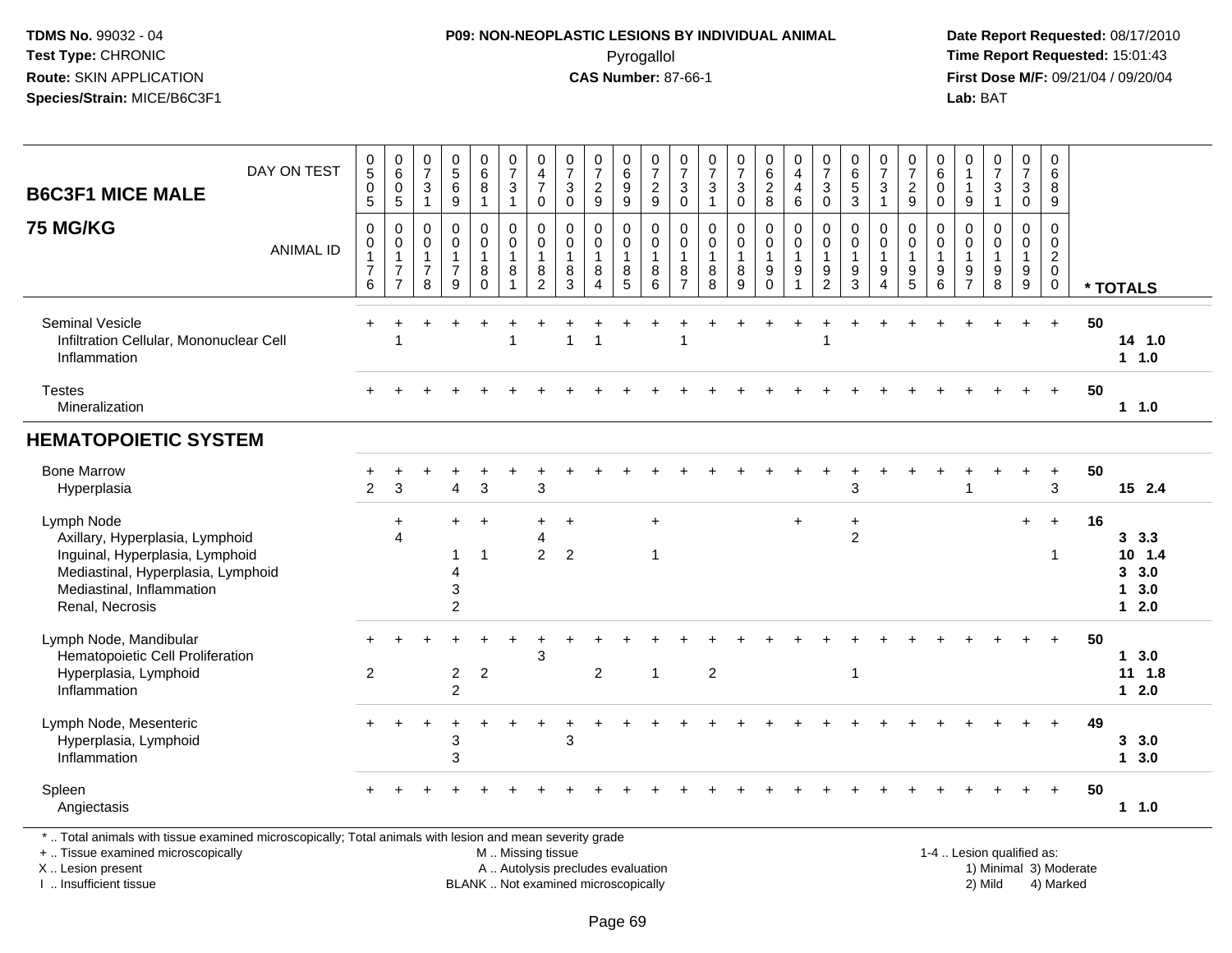TDMS No. 99032 - 04
Test Type: CHRONIC
Route: SKIN APPLICATION
Species/Strain: MICE/B6C3F1

**P09: NON-NEOPLASTIC LESIONS BY INDIVIDUAL ANIMAL**
Pyrogallol
**CAS Number:** 87-66-1

Date Report Requested: 08/17/2010
Time Report Requested: 15:01:43
First Dose M/F: 09/21/04 / 09/20/04
Lab: BAT

| B6C3F1 MICE MALE 75 MG/KG | | | | | | | | | | | | | | | | | | | | | | | | | | |
|---|---|---|---|---|---|---|---|---|---|---|---|---|---|---|---|---|---|---|---|---|---|---|---|---|---|---|
| DAY ON TEST | 0505 | 0605 | 0731 | 0569 | 0681 | 0731 | 0470 | 0730 | 0729 | 0699 | 0729 | 0730 | 0731 | 0730 | 0628 | 0446 | 0730 | 0653 | 0731 | 0729 | 0600 | 0119 | 0731 | 0730 | 0689 | |
| ANIMAL ID | 0176 | 0177 | 0178 | 0179 | 0180 | 0181 | 0182 | 0183 | 0184 | 0185 | 0186 | 0187 | 0188 | 0189 | 0190 | 0191 | 0192 | 0193 | 0194 | 0195 | 0196 | 0197 | 0198 | 0199 | 0200 | * TOTALS |
| Seminal Vesicle | + | + | + | + | + | + | + | + | + | + | + | + | + | + | + | + | + | + | + | + | + | + | + | + | + | 50 |
| Infiltration Cellular, Mononuclear Cell | | 1 | | | | 1 | | 1 | 1 | | | 1 | | | | | 1 | | | | | | | | | 14 1.0 |
| Inflammation | | | | | | | | | | | | | | | | | | | | | | | | | | 1 1.0 |
| Testes | + | + | + | + | + | + | + | + | + | + | + | + | + | + | + | + | + | + | + | + | + | + | + | + | + | 50 |
| Mineralization | | | | | | | | | | | | | | | | | | | | | | | | | | 1 1.0 |
| **HEMATOPOIETIC SYSTEM** | | | | | | | | | | | | | | | | | | | | | | | | | | |
| Bone Marrow | + | + | + | + | + | + | + | + | + | + | + | + | + | + | + | + | + | + | + | + | + | + | + | + | + | 50 |
| Hyperplasia | 2 | 3 | | 4 | 3 | | 3 | | | | | | | | | | | 3 | | | | 1 | | | 3 | 15 2.4 |
| Lymph Node | | + | | + | + | | + | + | | | + | | | | | + | | + | | | | | | + | + | 16 |
| Axillary, Hyperplasia, Lymphoid | | 4 | | | | | 4 | | | | | | | | | | | 2 | | | | | | | | 3 3.3 |
| Inguinal, Hyperplasia, Lymphoid | | | | 1 | 1 | | 2 | 2 | | | 1 | | | | | | | | | | | | | | 1 | 10 1.4 |
| Mediastinal, Hyperplasia, Lymphoid | | | | 4 | | | | | | | | | | | | | | | | | | | | | | 3 3.0 |
| Mediastinal, Inflammation | | | | 3 | | | | | | | | | | | | | | | | | | | | | | 1 3.0 |
| Renal, Necrosis | | | | 2 | | | | | | | | | | | | | | | | | | | | | | 1 2.0 |
| Lymph Node, Mandibular | + | + | + | + | + | + | + | + | + | + | + | + | + | + | + | + | + | + | + | + | + | + | + | + | + | 50 |
| Hematopoietic Cell Proliferation | | | | | | | 3 | | | | | | | | | | | | | | | | | | | 1 3.0 |
| Hyperplasia, Lymphoid | 2 | | | 2 | 2 | | | | 2 | | 1 | | 2 | | | | | 1 | | | | | | | | 11 1.8 |
| Inflammation | | | | 2 | | | | | | | | | | | | | | | | | | | | | | 1 2.0 |
| Lymph Node, Mesenteric | + | + | + | + | + | + | + | + | + | + | + | + | + | + | + | + | + | + | + | + | + | + | + | + | + | 49 |
| Hyperplasia, Lymphoid | | | | 3 | | | | 3 | | | | | | | | | | | | | | | | | | 3 3.0 |
| Inflammation | | | | 3 | | | | | | | | | | | | | | | | | | | | | | 1 3.0 |
| Spleen | + | + | + | + | + | + | + | + | + | + | + | + | + | + | + | + | + | + | + | + | + | + | + | + | + | 50 |
| Angiectasis | | | | | | | | | | | | | | | | | | | | | | | | | | 1 1.0 |

* .. Total animals with tissue examined microscopically; Total animals with lesion and mean severity grade
+ .. Tissue examined microscopically
X .. Lesion present
I .. Insufficient tissue

M .. Missing tissue
A .. Autolysis precludes evaluation
BLANK .. Not examined microscopically

1-4 .. Lesion qualified as:
1) Minimal 3) Moderate
2) Mild 4) Marked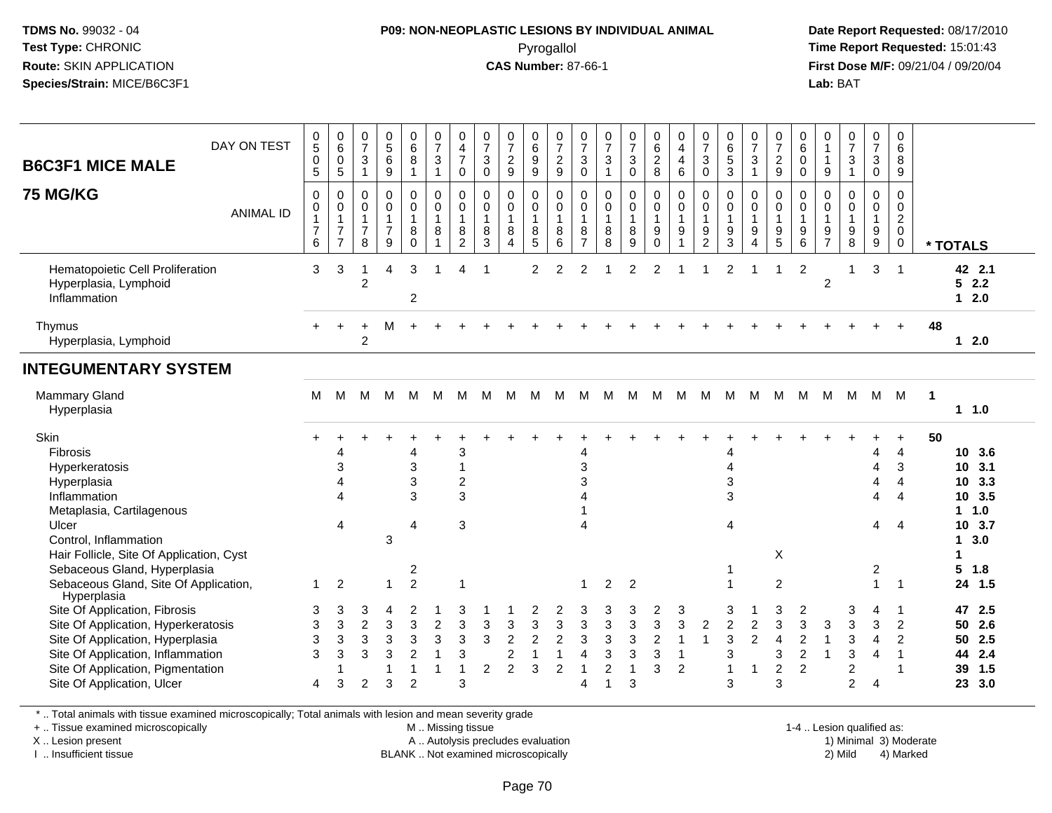## B6C3F1 MICE MALE

### 75 MG/KG

| DAY ON TEST | 505 | 605 | 731 | 569 | 681 | 731 | 470 | 730 | 729 | 699 | 729 | 730 | 731 | 730 | 628 | 446 | 730 | 653 | 731 | 729 | 600 | 119 | 731 | 730 | 689 | |
|---|---|---|---|---|---|---|---|---|---|---|---|---|---|---|---|---|---|---|---|---|---|---|---|---|---|---|
| **ANIMAL ID** | 0176 | 0177 | 0178 | 0179 | 0180 | 0181 | 0182 | 0183 | 0184 | 0185 | 0186 | 0187 | 0188 | 0189 | 0190 | 0191 | 0192 | 0193 | 0194 | 0195 | 0196 | 0197 | 0198 | 0199 | 0200 | *** TOTALS** |
| Hematopoietic Cell Proliferation | 3 | 3 | 1 | 4 | 3 | 1 | 4 | 1 | | 2 | 2 | 2 | 1 | 2 | 2 | 1 | 1 | 2 | 1 | 1 | 2 | | 1 | 3 | 1 | 42 2.1 |
| Hyperplasia, Lymphoid | | | 2 | | | | | | | | | | | | | | | | | | | 2 | | | | 5 2.2 |
| Inflammation | | | | | 2 | | | | | | | | | | | | | | | | | | | | | 1 2.0 |
| Thymus | + | + | + | M | + | + | + | + | + | + | + | + | + | + | + | + | + | + | + | + | + | + | + | + | + | 48 |
| Hyperplasia, Lymphoid | | | 2 | | | | | | | | | | | | | | | | | | | | | | | 1 2.0 |
| **INTEGUMENTARY SYSTEM** | | | | | | | | | | | | | | | | | | | | | | | | | | |
| Mammary Gland | M | M | M | M | M | M | M | M | M | M | M | M | M | M | M | M | M | M | M | M | M | M | M | M | M | 1 |
| Hyperplasia | | | | | | | | | | | | | | | | | | | | | | | | | | 1 1.0 |
| Skin | + | + | + | + | + | + | + | + | + | + | + | + | + | + | + | + | + | + | + | + | + | + | + | + | + | 50 |
| Fibrosis | | 4 | | | 4 | | 3 | | | | | 4 | | | | | | 4 | | | | | | 4 | 4 | 10 3.6 |
| Hyperkeratosis | | 3 | | | 3 | | 1 | | | | | 3 | | | | | | 4 | | | | | | 4 | 3 | 10 3.1 |
| Hyperplasia | | 4 | | | 3 | | 2 | | | | | 3 | | | | | | 3 | | | | | | 4 | 4 | 10 3.3 |
| Inflammation | | 4 | | | 3 | | 3 | | | | | 4 | | | | | | 3 | | | | | | 4 | 4 | 10 3.5 |
| Metaplasia, Cartilagenous | | | | | | | | | | | | 1 | | | | | | | | | | | | | | 1 1.0 |
| Ulcer | | 4 | | | 4 | | 3 | | | | | 4 | | | | | | 4 | | | | | | 4 | 4 | 10 3.7 |
| Control, Inflammation | | | | 3 | | | | | | | | | | | | | | | | | | | | | | 1 3.0 |
| Hair Follicle, Site Of Application, Cyst | | | | | | | | | | | | | | | | | | | | X | | | | | | 1 |
| Sebaceous Gland, Hyperplasia | | | | | 2 | | | | | | | | | | | | | 1 | | | | | | 2 | | 5 1.8 |
| Sebaceous Gland, Site Of Application, Hyperplasia | 1 | 2 | | 1 | 2 | | 1 | | | | | 1 | 2 | 2 | | | | 1 | | 2 | | | | 1 | 1 | 24 1.5 |
| Site Of Application, Fibrosis | 3 | 3 | 3 | 4 | 2 | 1 | 3 | 1 | 1 | 2 | 2 | 3 | 3 | 3 | 2 | 3 | | 3 | 1 | 3 | 2 | | 3 | 4 | 1 | 47 2.5 |
| Site Of Application, Hyperkeratosis | 3 | 3 | 2 | 3 | 3 | 2 | 3 | 3 | 3 | 3 | 3 | 3 | 3 | 3 | 3 | 3 | 2 | 2 | 2 | 3 | 3 | 3 | 3 | 3 | 2 | 50 2.6 |
| Site Of Application, Hyperplasia | 3 | 3 | 3 | 3 | 3 | 3 | 3 | 3 | 2 | 2 | 2 | 3 | 3 | 3 | 2 | 1 | 1 | 3 | 2 | 4 | 2 | 1 | 3 | 4 | 2 | 50 2.5 |
| Site Of Application, Inflammation | 3 | 3 | 3 | 3 | 2 | 1 | 3 | | 2 | 1 | 1 | 4 | 3 | 3 | 3 | 1 | | 3 | | 3 | 2 | 1 | 3 | 4 | 1 | 44 2.4 |
| Site Of Application, Pigmentation | | 1 | | 1 | 1 | 1 | 1 | 2 | 2 | 3 | 2 | 1 | 2 | 1 | 3 | 2 | | 1 | 1 | 2 | 2 | | 2 | | 1 | 39 1.5 |
| Site Of Application, Ulcer | 4 | 3 | 2 | 3 | 2 | | 3 | | | | | 4 | 1 | 3 | | | | 3 | | 3 | | | 2 | 4 | | 23 3.0 |

\* .. Total animals with tissue examined microscopically; Total animals with lesion and mean severity grade

+ .. Tissue examined microscopically
X .. Lesion present
I .. Insufficient tissue

M .. Missing tissue
A .. Autolysis precludes evaluation
BLANK .. Not examined microscopically

1-4 .. Lesion qualified as:
1) Minimal 3) Moderate
2) Mild 4) Marked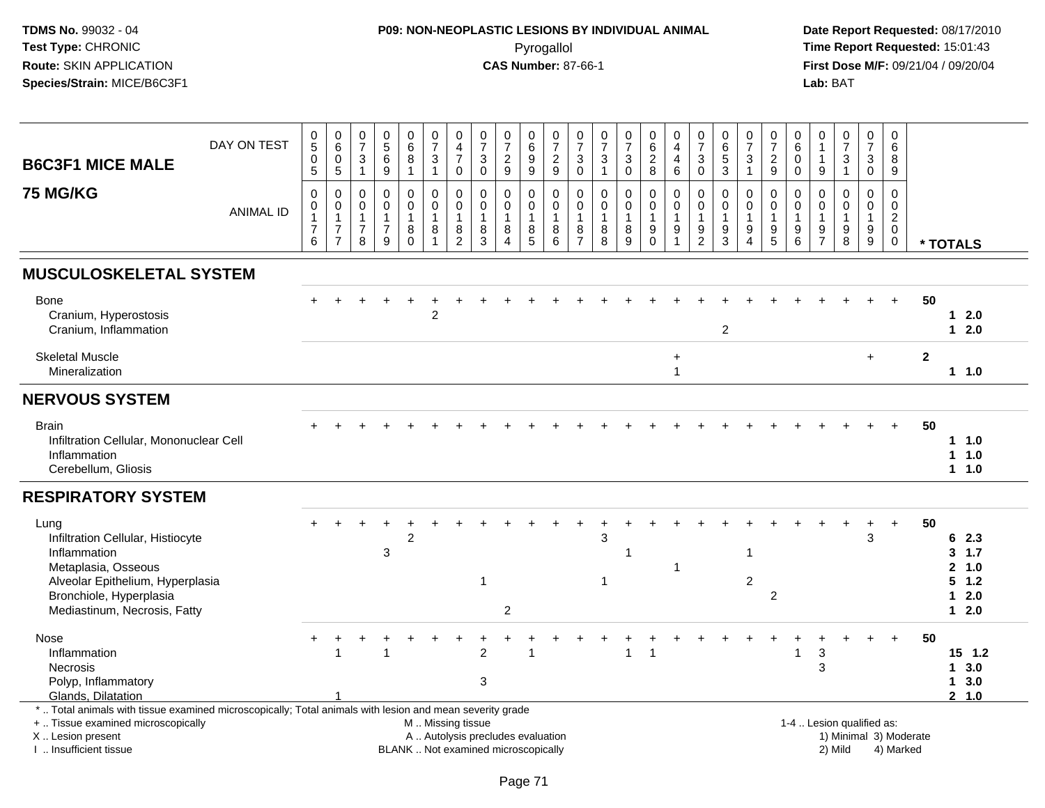TDMS No. 99032 - 04
Test Type: CHRONIC
Route: SKIN APPLICATION
Species/Strain: MICE/B6C3F1

**P09: NON-NEOPLASTIC LESIONS BY INDIVIDUAL ANIMAL**
Pyrogallol
**CAS Number:** 87-66-1

Date Report Requested: 08/17/2010
Time Report Requested: 15:01:43
First Dose M/F: 09/21/04 / 09/20/04
Lab: BAT

## B6C3F1 MICE MALE 75 MG/KG

| DAY ON TEST | 505 | 605 | 731 | 569 | 681 | 731 | 470 | 730 | 729 | 699 | 729 | 730 | 731 | 730 | 628 | 446 | 730 | 653 | 731 | 729 | 600 | 119 | 731 | 730 | 689 | |
|---|---|---|---|---|---|---|---|---|---|---|---|---|---|---|---|---|---|---|---|---|---|---|---|---|---|---|
| **ANIMAL ID** | 0176 | 0177 | 0178 | 0179 | 0180 | 0181 | 0182 | 0183 | 0184 | 0185 | 0186 | 0187 | 0188 | 0189 | 0190 | 0191 | 0192 | 0193 | 0194 | 0195 | 0196 | 0197 | 0198 | 0199 | 0200 | *** TOTALS** |
| **MUSCULOSKELETAL SYSTEM** | | | | | | | | | | | | | | | | | | | | | | | | | | |
| Bone | + | + | + | + | + | + | + | + | + | + | + | + | + | + | + | + | + | + | + | + | + | + | + | + | + | 50 |
| Cranium, Hyperostosis | | | | | | 2 | | | | | | | | | | | | | | | | | | | | 1 2.0 |
| Cranium, Inflammation | | | | | | | | | | | | | | | | | | 2 | | | | | | | | 1 2.0 |
| Skeletal Muscle | | | | | | | | | | | | | | | | + | | | | | | | | + | | 2 |
| Mineralization | | | | | | | | | | | | | | | | 1 | | | | | | | | | | 1 1.0 |
| **NERVOUS SYSTEM** | | | | | | | | | | | | | | | | | | | | | | | | | | |
| Brain | + | + | + | + | + | + | + | + | + | + | + | + | + | + | + | + | + | + | + | + | + | + | + | + | + | 50 |
| Infiltration Cellular, Mononuclear Cell | | | | | | | | | | | | | | | | | | | | | | | | | | 1 1.0 |
| Inflammation | | | | | | | | | | | | | | | | | | | | | | | | | | 1 1.0 |
| Cerebellum, Gliosis | | | | | | | | | | | | | | | | | | | | | | | | | | 1 1.0 |
| **RESPIRATORY SYSTEM** | | | | | | | | | | | | | | | | | | | | | | | | | | |
| Lung | + | + | + | + | + | + | + | + | + | + | + | + | + | + | + | + | + | + | + | + | + | + | + | + | + | 50 |
| Infiltration Cellular, Histiocyte | | | | | 2 | | | | | | | | 3 | | | | | | | | | | | 3 | | 6 2.3 |
| Inflammation | | | | 3 | | | | | | | | | | 1 | | | | | 1 | | | | | | | 3 1.7 |
| Metaplasia, Osseous | | | | | | | | | | | | | | | | 1 | | | | | | | | | | 2 1.0 |
| Alveolar Epithelium, Hyperplasia | | | | | | | | 1 | | | | | 1 | | | | | | 2 | | | | | | | 5 1.2 |
| Bronchiole, Hyperplasia | | | | | | | | | | | | | | | | | | | | 2 | | | | | | 1 2.0 |
| Mediastinum, Necrosis, Fatty | | | | | | | | | 2 | | | | | | | | | | | | | | | | | 1 2.0 |
| Nose | + | + | + | + | + | + | + | + | + | + | + | + | + | + | + | + | + | + | + | + | + | + | + | + | + | 50 |
| Inflammation | | 1 | | 1 | | | | 2 | | 1 | | | | 1 | 1 | | | | | | 1 | 3 | | | | 15 1.2 |
| Necrosis | | | | | | | | | | | | | | | | | | | | | | 3 | | | | 1 3.0 |
| Polyp, Inflammatory | | | | | | | | 3 | | | | | | | | | | | | | | | | | | 1 3.0 |
| Glands, Dilatation | | 1 | | | | | | | | | | | | | | | | | | | | | | | | 2 1.0 |

\* .. Total animals with tissue examined microscopically; Total animals with lesion and mean severity grade
\+ .. Tissue examined microscopically
X .. Lesion present
I .. Insufficient tissue

M .. Missing tissue
A .. Autolysis precludes evaluation
BLANK .. Not examined microscopically

1-4 .. Lesion qualified as:
1) Minimal 3) Moderate
2) Mild 4) Marked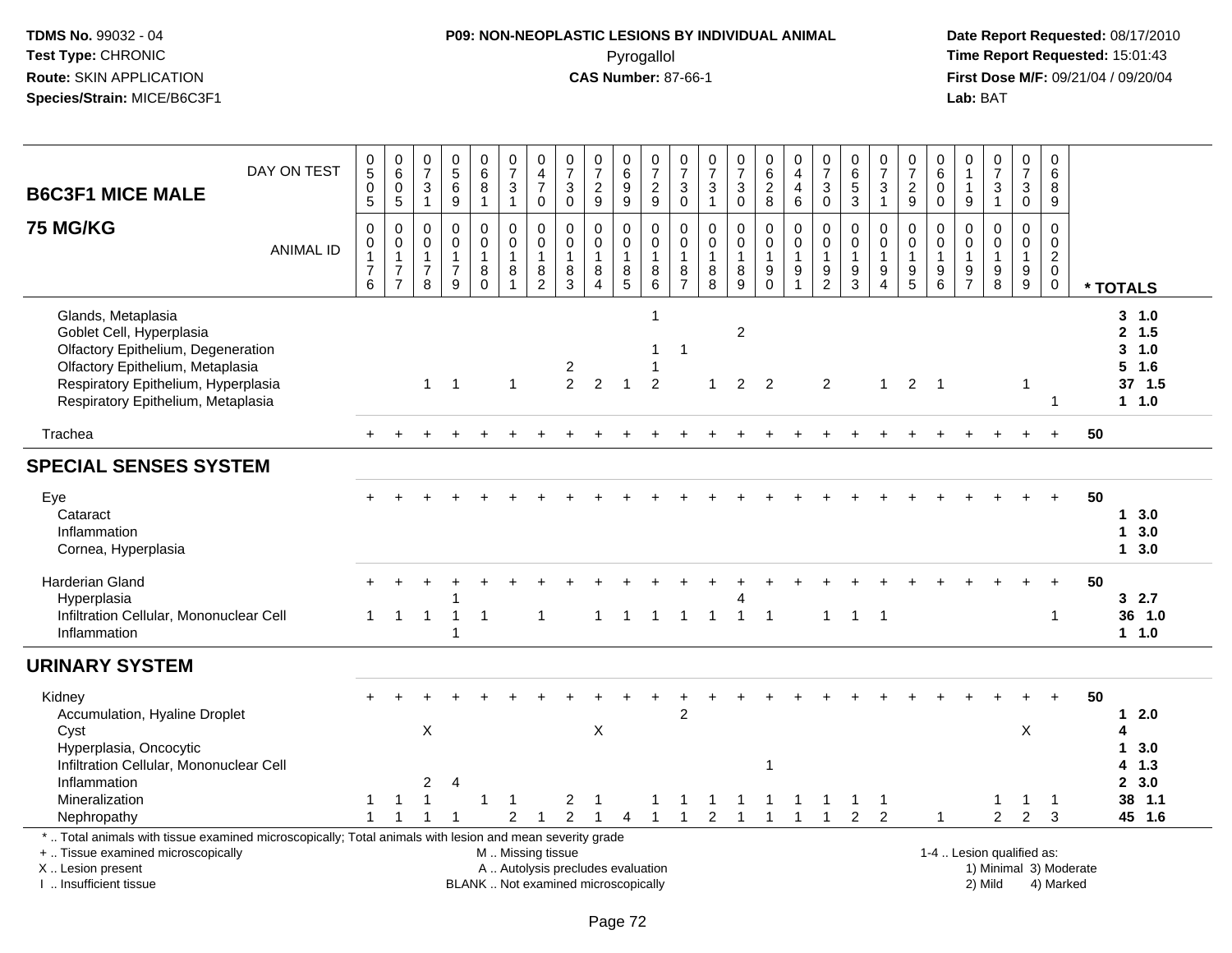**TDMS No.** 99032 - 04
**Test Type:** CHRONIC
**Route:** SKIN APPLICATION
**Species/Strain:** MICE/B6C3F1

**P09: NON-NEOPLASTIC LESIONS BY INDIVIDUAL ANIMAL**
Pyrogallol
**CAS Number:** 87-66-1

**Date Report Requested:** 08/17/2010
**Time Report Requested:** 15:01:43
**First Dose M/F:** 09/21/04 / 09/20/04
**Lab:** BAT

| B6C3F1 MICE MALE 75 MG/KG | | | | | | | | | | | | | | | | | | | | | | | | | | |
|---|---|---|---|---|---|---|---|---|---|---|---|---|---|---|---|---|---|---|---|---|---|---|---|---|---|---|
| DAY ON TEST | 0505 | 0605 | 0731 | 0569 | 0681 | 0731 | 0470 | 0730 | 0729 | 0699 | 0729 | 0730 | 0731 | 0730 | 0628 | 0446 | 0730 | 0653 | 0731 | 0729 | 0600 | 0119 | 0731 | 0730 | 0689 | |
| ANIMAL ID | 0176 | 0177 | 0178 | 0179 | 0180 | 0181 | 0182 | 0183 | 0184 | 0185 | 0186 | 0187 | 0188 | 0189 | 0190 | 0191 | 0192 | 0193 | 0194 | 0195 | 0196 | 0197 | 0198 | 0199 | 0200 | * TOTALS |
| Glands, Metaplasia | | | | | | | | | | | 1 | | | | | | | | | | | | | | | 3 1.0 |
| Goblet Cell, Hyperplasia | | | | | | | | | | | | | | 2 | | | | | | | | | | | | 2 1.5 |
| Olfactory Epithelium, Degeneration | | | | | | | | | | | 1 | 1 | | | | | | | | | | | | | | 3 1.0 |
| Olfactory Epithelium, Metaplasia | | | | | | | | 2 | | | 1 | | | | | | | | | | | | | | | 5 1.6 |
| Respiratory Epithelium, Hyperplasia | | | 1 | 1 | | 1 | | 2 | 2 | 1 | 2 | | 1 | 2 | 2 | | 2 | | 1 | 2 | 1 | | | 1 | | 37 1.5 |
| Respiratory Epithelium, Metaplasia | | | | | | | | | | | | | | | | | | | | | | | | | 1 | 1 1.0 |
| Trachea | + | + | + | + | + | + | + | + | + | + | + | + | + | + | + | + | + | + | + | + | + | + | + | + | + | 50 |
| **SPECIAL SENSES SYSTEM** | | | | | | | | | | | | | | | | | | | | | | | | | | |
| Eye | + | + | + | + | + | + | + | + | + | + | + | + | + | + | + | + | + | + | + | + | + | + | + | + | + | 50 |
| Cataract | | | | | | | | | | | | | | | | | | | | | | | | | | 1 3.0 |
| Inflammation | | | | | | | | | | | | | | | | | | | | | | | | | | 1 3.0 |
| Cornea, Hyperplasia | | | | | | | | | | | | | | | | | | | | | | | | | | 1 3.0 |
| Harderian Gland | + | + | + | + | + | + | + | + | + | + | + | + | + | + | + | + | + | + | + | + | + | + | + | + | + | 50 |
| Hyperplasia | | | | 1 | | | | | | | | | | 4 | | | | | | | | | | | | 3 2.7 |
| Infiltration Cellular, Mononuclear Cell | 1 | 1 | 1 | 1 | 1 | | 1 | | 1 | 1 | 1 | 1 | 1 | 1 | 1 | | 1 | 1 | 1 | | | | | | 1 | 36 1.0 |
| Inflammation | | | | 1 | | | | | | | | | | | | | | | | | | | | | | 1 1.0 |
| **URINARY SYSTEM** | | | | | | | | | | | | | | | | | | | | | | | | | | |
| Kidney | + | + | + | + | + | + | + | + | + | + | + | + | + | + | + | + | + | + | + | + | + | + | + | + | + | 50 |
| Accumulation, Hyaline Droplet | | | | | | | | | | | | 2 | | | | | | | | | | | | | | 1 2.0 |
| Cyst | | | X | | | | | | X | | | | | | | | | | | | | | | X | | 4 |
| Hyperplasia, Oncocytic | | | | | | | | | | | | | | | | | | | | | | | | | | 1 3.0 |
| Infiltration Cellular, Mononuclear Cell | | | | | | | | | | | | | | | 1 | | | | | | | | | | | 4 1.3 |
| Inflammation | | | 2 | 4 | | | | | | | | | | | | | | | | | | | | | | 2 3.0 |
| Mineralization | 1 | 1 | 1 | | 1 | 1 | | 2 | 1 | | 1 | 1 | 1 | 1 | 1 | 1 | 1 | 1 | 1 | | | | 1 | 1 | 1 | 38 1.1 |
| Nephropathy | 1 | 1 | 1 | 1 | | 2 | 1 | 2 | 1 | 4 | 1 | 1 | 2 | 1 | 1 | 1 | 1 | 2 | 2 | | 1 | | 2 | 2 | 3 | 45 1.6 |

\* .. Total animals with tissue examined microscopically; Total animals with lesion and mean severity grade
\+ .. Tissue examined microscopically
X .. Lesion present
I .. Insufficient tissue

M .. Missing tissue
A .. Autolysis precludes evaluation
BLANK .. Not examined microscopically

1-4 .. Lesion qualified as:
1) Minimal 3) Moderate
2) Mild 4) Marked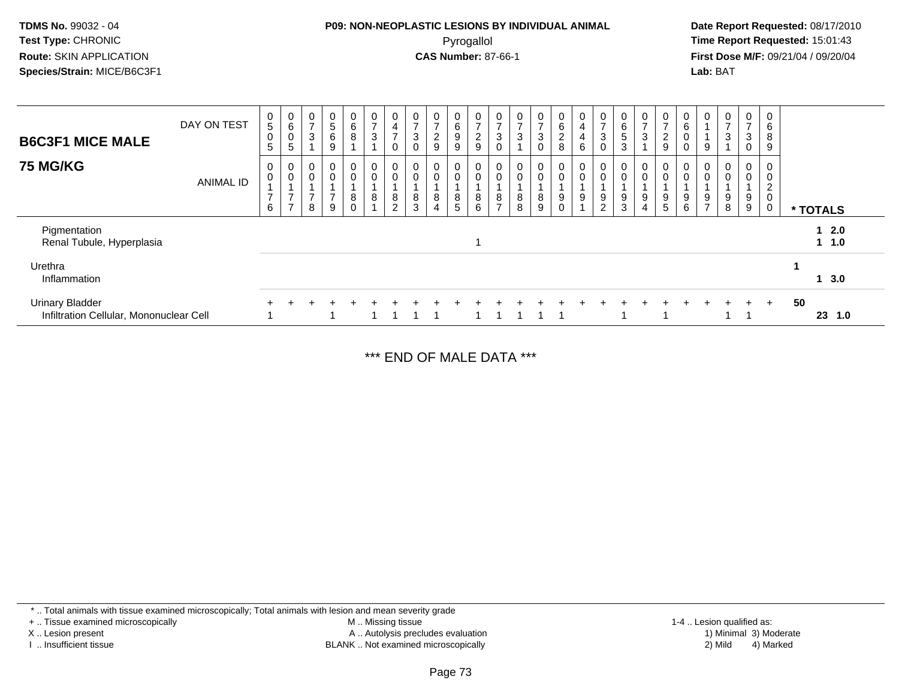**TDMS No.** 99032 - 04
**Test Type:** CHRONIC
**Route:** SKIN APPLICATION
**Species/Strain:** MICE/B6C3F1

**P09: NON-NEOPLASTIC LESIONS BY INDIVIDUAL ANIMAL**
Pyrogallol
**CAS Number:** 87-66-1

**Date Report Requested:** 08/17/2010
**Time Report Requested:** 15:01:43
**First Dose M/F:** 09/21/04 / 09/20/04
**Lab:** BAT

## B6C3F1 MICE MALE 75 MG/KG

| DAY ON TEST | 0505 | 0605 | 0731 | 0569 | 0681 | 0731 | 0470 | 0730 | 0729 | 0699 | 0729 | 0730 | 0731 | 0730 | 0628 | 0446 | 0730 | 0653 | 0731 | 0729 | 0600 | 0119 | 0731 | 0730 | 0689 | |
|---|---|---|---|---|---|---|---|---|---|---|---|---|---|---|---|---|---|---|---|---|---|---|---|---|---|---|
| **ANIMAL ID** | 00176 | 00177 | 00178 | 00179 | 00180 | 00181 | 00182 | 00183 | 00184 | 00185 | 00186 | 00187 | 00188 | 00189 | 00190 | 00191 | 00192 | 00193 | 00194 | 00195 | 00196 | 00197 | 00198 | 00199 | 00200 | *** TOTALS** |
| Pigmentation | | | | | | | | | | | | | | | | | | | | | | | | | | 1 2.0 |
| Renal Tubule, Hyperplasia | | | | | | | | | | | 1 | | | | | | | | | | | | | | | 1 1.0 |
| Urethra | | | | | | | | | | | | | | | | | | | | | | | | | | 1 |
| Inflammation | | | | | | | | | | | | | | | | | | | | | | | | | | 1 3.0 |
| Urinary Bladder | + | + | + | + | + | + | + | + | + | + | + | + | + | + | + | + | + | + | + | + | + | + | + | + | + | 50 |
| Infiltration Cellular, Mononuclear Cell | 1 | | | 1 | | 1 | 1 | 1 | 1 | | 1 | 1 | 1 | 1 | 1 | | | 1 | | 1 | | | 1 | 1 | | 23 1.0 |

*** END OF MALE DATA ***

\* .. Total animals with tissue examined microscopically; Total animals with lesion and mean severity grade
\+ .. Tissue examined microscopically
X .. Lesion present
I .. Insufficient tissue
M .. Missing tissue
A .. Autolysis precludes evaluation
BLANK .. Not examined microscopically
1-4 .. Lesion qualified as:
1) Minimal 3) Moderate
2) Mild 4) Marked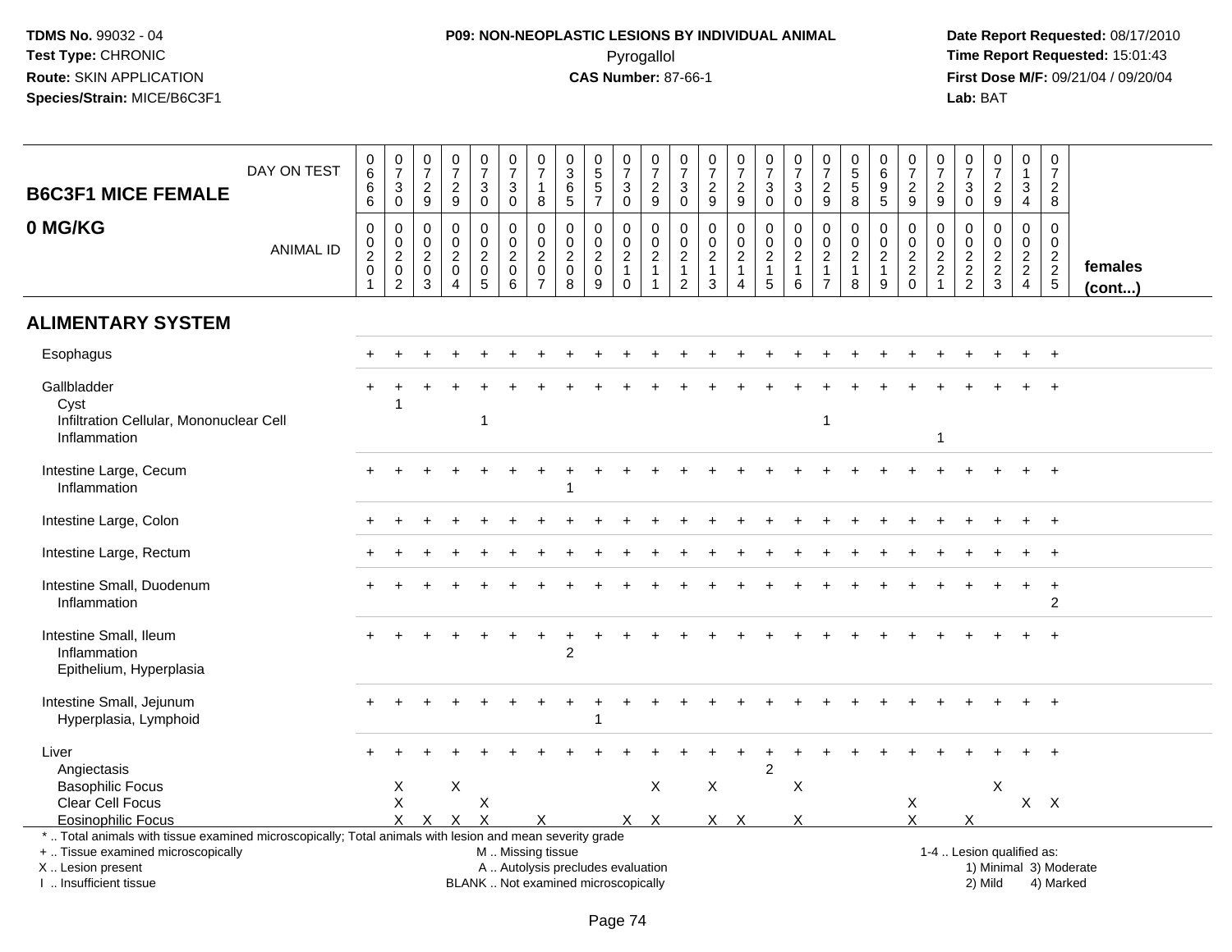**TDMS No.** 99032 - 04
**Test Type:** CHRONIC
**Route:** SKIN APPLICATION
**Species/Strain:** MICE/B6C3F1

**P09: NON-NEOPLASTIC LESIONS BY INDIVIDUAL ANIMAL**
Pyrogallol
**CAS Number:** 87-66-1

**Date Report Requested:** 08/17/2010
**Time Report Requested:** 15:01:43
**First Dose M/F:** 09/21/04 / 09/20/04
**Lab:** BAT

## B6C3F1 MICE FEMALE 0 MG/KG

| DAY ON TEST | 666 | 730 | 729 | 729 | 730 | 730 | 718 | 365 | 557 | 730 | 729 | 730 | 729 | 729 | 730 | 730 | 729 | 558 | 695 | 729 | 729 | 730 | 729 | 134 | 728 | |
|---|---|---|---|---|---|---|---|---|---|---|---|---|---|---|---|---|---|---|---|---|---|---|---|---|---|---|
| **ANIMAL ID** | 0201 | 0202 | 0203 | 0204 | 0205 | 0206 | 0207 | 0208 | 0209 | 0210 | 0211 | 0212 | 0213 | 0214 | 0215 | 0216 | 0217 | 0218 | 0219 | 0220 | 0221 | 0222 | 0223 | 0224 | 0225 | **females (cont...)** |
| **ALIMENTARY SYSTEM** | | | | | | | | | | | | | | | | | | | | | | | | | | |
| Esophagus | + | + | + | + | + | + | + | + | + | + | + | + | + | + | + | + | + | + | + | + | + | + | + | + | + | |
| Gallbladder | + | + | + | + | + | + | + | + | + | + | + | + | + | + | + | + | + | + | + | + | + | + | + | + | + | |
| Cyst | | 1 | | | | | | | | | | | | | | | | | | | | | | | | |
| Infiltration Cellular, Mononuclear Cell | | | | | 1 | | | | | | | | | | | | 1 | | | | | | | | | |
| Inflammation | | | | | | | | | | | | | | | | | | | | | 1 | | | | | |
| Intestine Large, Cecum | + | + | + | + | + | + | + | + | + | + | + | + | + | + | + | + | + | + | + | + | + | + | + | + | + | |
| Inflammation | | | | | | | | 1 | | | | | | | | | | | | | | | | | | |
| Intestine Large, Colon | + | + | + | + | + | + | + | + | + | + | + | + | + | + | + | + | + | + | + | + | + | + | + | + | + | |
| Intestine Large, Rectum | + | + | + | + | + | + | + | + | + | + | + | + | + | + | + | + | + | + | + | + | + | + | + | + | + | |
| Intestine Small, Duodenum | + | + | + | + | + | + | + | + | + | + | + | + | + | + | + | + | + | + | + | + | + | + | + | + | + | |
| Inflammation | | | | | | | | | | | | | | | | | | | | | | | | | 2 | |
| Intestine Small, Ileum | + | + | + | + | + | + | + | + | + | + | + | + | + | + | + | + | + | + | + | + | + | + | + | + | + | |
| Inflammation | | | | | | | | 2 | | | | | | | | | | | | | | | | | | |
| Epithelium, Hyperplasia | | | | | | | | | | | | | | | | | | | | | | | | | | |
| Intestine Small, Jejunum | + | + | + | + | + | + | + | + | + | + | + | + | + | + | + | + | + | + | + | + | + | + | + | + | + | |
| Hyperplasia, Lymphoid | | | | | | | | | 1 | | | | | | | | | | | | | | | | | |
| Liver | + | + | + | + | + | + | + | + | + | + | + | + | + | + | + | + | + | + | + | + | + | + | + | + | + | |
| Angiectasis | | | | | | | | | | | | | | | 2 | | | | | | | | | | | |
| Basophilic Focus | | X | | X | | | | | | | X | | X | | | X | | | | | | | X | | | |
| Clear Cell Focus | | X | | | X | | | | | | | | | | | | | | | X | | | | X | X | |
| Eosinophilic Focus | | X | X | X | X | | X | | | X | X | | X | X | | X | | | | X | | X | | | | |

\* .. Total animals with tissue examined microscopically; Total animals with lesion and mean severity grade
+ .. Tissue examined microscopically
X .. Lesion present
I .. Insufficient tissue

M .. Missing tissue
A .. Autolysis precludes evaluation
BLANK .. Not examined microscopically

1-4 .. Lesion qualified as:
1) Minimal 3) Moderate
2) Mild 4) Marked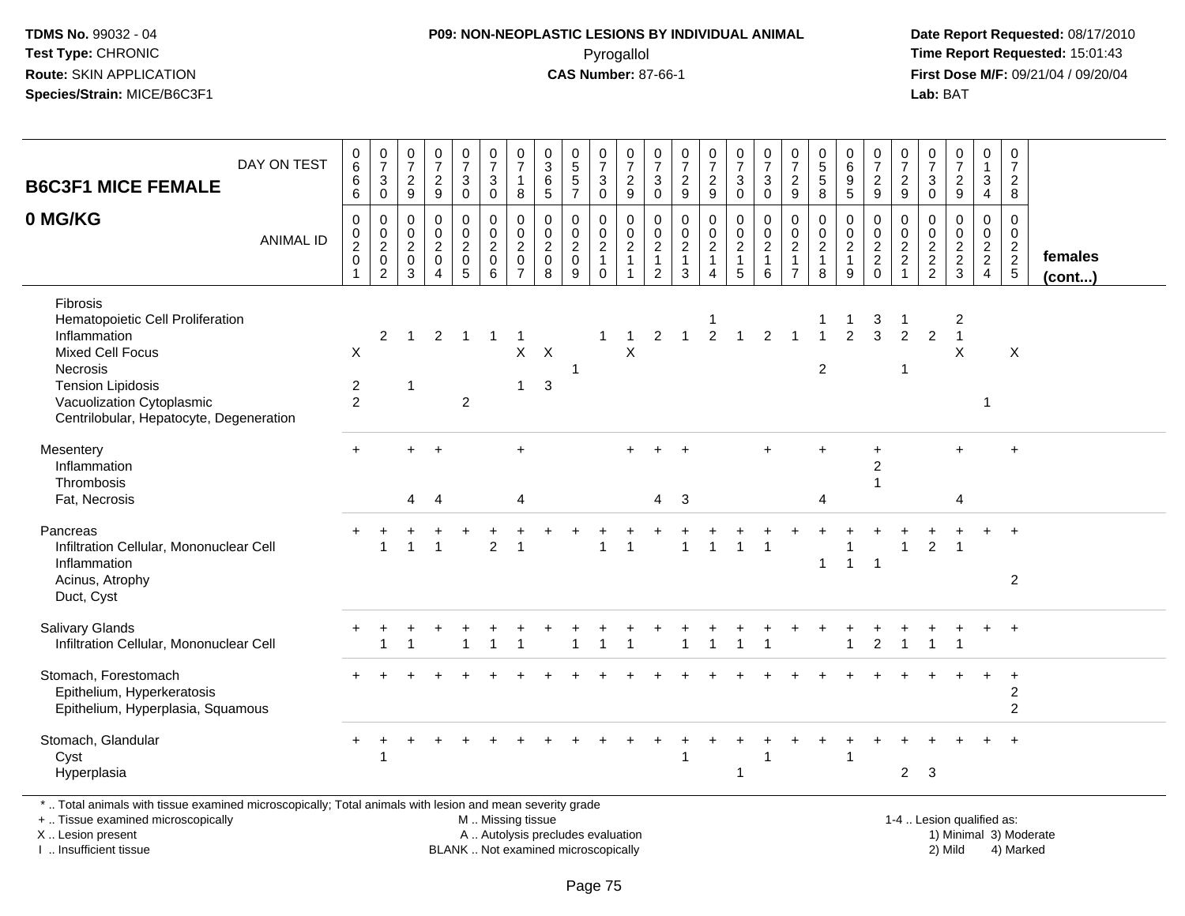**TDMS No.** 99032 - 04
**Test Type:** CHRONIC
**Route:** SKIN APPLICATION
**Species/Strain:** MICE/B6C3F1

**P09: NON-NEOPLASTIC LESIONS BY INDIVIDUAL ANIMAL**
Pyrogallol
**CAS Number:** 87-66-1

**Date Report Requested:** 08/17/2010
**Time Report Requested:** 15:01:43
**First Dose M/F:** 09/21/04 / 09/20/04
**Lab:** BAT

| B6C3F1 MICE FEMALE 0 MG/KG — DAY ON TEST | 0666 | 0730 | 0729 | 0729 | 0730 | 0730 | 0718 | 0365 | 0557 | 0730 | 0729 | 0730 | 0729 | 0729 | 0730 | 0730 | 0729 | 0558 | 0695 | 0729 | 0729 | 0730 | 0729 | 0134 | 0728 | |
|---|---|---|---|---|---|---|---|---|---|---|---|---|---|---|---|---|---|---|---|---|---|---|---|---|---|---|
| ANIMAL ID | 0201 | 0202 | 0203 | 0204 | 0205 | 0206 | 0207 | 0208 | 0209 | 0210 | 0211 | 0212 | 0213 | 0214 | 0215 | 0216 | 0217 | 0218 | 0219 | 0220 | 0221 | 0222 | 0223 | 0224 | 0225 | females (cont...) |
| Fibrosis | | | | | | | | | | | | | | | | | | | | | | | | | | |
| Hematopoietic Cell Proliferation | | | | | | | | | | | | | | 1 | | | | 1 | 1 | 3 | 1 | | 2 | | | |
| Inflammation | | 2 | 1 | 2 | 1 | 1 | 1 | | | 1 | 1 | 2 | 1 | 2 | 1 | 2 | 1 | 1 | 2 | 3 | 2 | 2 | 1 | | | |
| Mixed Cell Focus | X | | | | | | X | X | | | X | | | | | | | | | | | | X | | X | |
| Necrosis | | | | | | | | | 1 | | | | | | | | | 2 | | | 1 | | | | | |
| Tension Lipidosis | 2 | | 1 | | | | 1 | 3 | | | | | | | | | | | | | | | | | | |
| Vacuolization Cytoplasmic | 2 | | | | 2 | | | | | | | | | | | | | | | | | | | 1 | | |
| Centrilobular, Hepatocyte, Degeneration | | | | | | | | | | | | | | | | | | | | | | | | | | |
| Mesentery | + | | + | + | | | + | | | | + | + | + | | | + | | + | | + | | | + | | + | |
| Inflammation | | | | | | | | | | | | | | | | | | | | 2 | | | | | | |
| Thrombosis | | | | | | | | | | | | | | | | | | | | 1 | | | | | | |
| Fat, Necrosis | | | 4 | 4 | | | 4 | | | | | 4 | 3 | | | | | 4 | | | | | 4 | | | |
| Pancreas | + | + | + | + | + | + | + | + | + | + | + | + | + | + | + | + | + | + | + | + | + | + | + | + | + | |
| Infiltration Cellular, Mononuclear Cell | | 1 | 1 | 1 | | 2 | 1 | | | 1 | 1 | | 1 | 1 | 1 | 1 | | | 1 | | 1 | 2 | 1 | | | |
| Inflammation | | | | | | | | | | | | | | | | | | 1 | 1 | 1 | | | | | | |
| Acinus, Atrophy | | | | | | | | | | | | | | | | | | | | | | | | | 2 | |
| Duct, Cyst | | | | | | | | | | | | | | | | | | | | | | | | | | |
| Salivary Glands | + | + | + | + | + | + | + | + | + | + | + | + | + | + | + | + | + | + | + | + | + | + | + | + | + | |
| Infiltration Cellular, Mononuclear Cell | | 1 | 1 | | 1 | 1 | 1 | | 1 | 1 | 1 | | 1 | 1 | 1 | 1 | | | 1 | 2 | 1 | 1 | 1 | | | |
| Stomach, Forestomach | + | + | + | + | + | + | + | + | + | + | + | + | + | + | + | + | + | + | + | + | + | + | + | + | + | |
| Epithelium, Hyperkeratosis | | | | | | | | | | | | | | | | | | | | | | | | | 2 | |
| Epithelium, Hyperplasia, Squamous | | | | | | | | | | | | | | | | | | | | | | | | | 2 | |
| Stomach, Glandular | + | + | + | + | + | + | + | + | + | + | + | + | + | + | + | + | + | + | + | + | + | + | + | + | + | |
| Cyst | | 1 | | | | | | | | | | | 1 | | | 1 | | | 1 | | | | | | | |
| Hyperplasia | | | | | | | | | | | | | | | 1 | | | | | | 2 | 3 | | | | |

* .. Total animals with tissue examined microscopically; Total animals with lesion and mean severity grade
+ .. Tissue examined microscopically
X .. Lesion present
I .. Insufficient tissue

M .. Missing tissue
A .. Autolysis precludes evaluation
BLANK .. Not examined microscopically

1-4 .. Lesion qualified as:
1) Minimal 3) Moderate
2) Mild 4) Marked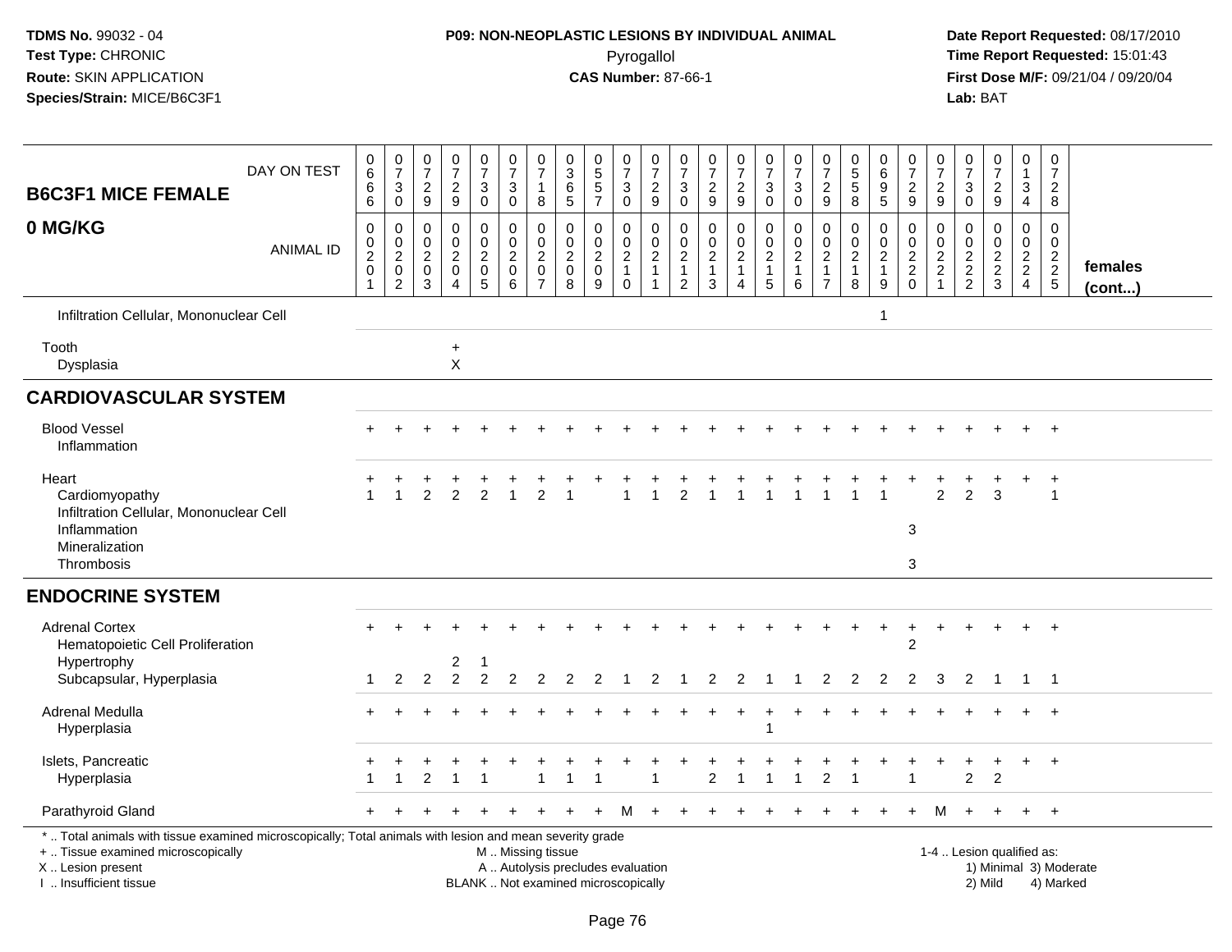**TDMS No.** 99032 - 04
**Test Type:** CHRONIC
**Route:** SKIN APPLICATION
**Species/Strain:** MICE/B6C3F1

**P09: NON-NEOPLASTIC LESIONS BY INDIVIDUAL ANIMAL**
Pyrogallol
**CAS Number:** 87-66-1

**Date Report Requested:** 08/17/2010
**Time Report Requested:** 15:01:43
**First Dose M/F:** 09/21/04 / 09/20/04
**Lab:** BAT

| B6C3F1 MICE FEMALE 0 MG/KG — DAY ON TEST | 0666 | 0730 | 0729 | 0729 | 0730 | 0730 | 0718 | 0365 | 0557 | 0730 | 0729 | 0730 | 0729 | 0729 | 0730 | 0730 | 0729 | 0558 | 0695 | 0729 | 0729 | 0730 | 0729 | 0134 | 0728 | |
|---|---|---|---|---|---|---|---|---|---|---|---|---|---|---|---|---|---|---|---|---|---|---|---|---|---|---|
| ANIMAL ID | 00201 | 00202 | 00203 | 00204 | 00205 | 00206 | 00207 | 00208 | 00209 | 00210 | 00211 | 00212 | 00213 | 00214 | 00215 | 00216 | 00217 | 00218 | 00219 | 00220 | 00221 | 00222 | 00223 | 00224 | 00225 | females (cont...) |
| Infiltration Cellular, Mononuclear Cell | | | | | | | | | | | | | | | | | | | 1 | | | | | | | |
| Tooth | | | | + | | | | | | | | | | | | | | | | | | | | | | |
| Dysplasia | | | | X | | | | | | | | | | | | | | | | | | | | | | |
| **CARDIOVASCULAR SYSTEM** | | | | | | | | | | | | | | | | | | | | | | | | | | |
| Blood Vessel | + | + | + | + | + | + | + | + | + | + | + | + | + | + | + | + | + | + | + | + | + | + | + | + | + | |
| Inflammation | | | | | | | | | | | | | | | | | | | | | | | | | | |
| Heart | + | + | + | + | + | + | + | + | + | + | + | + | + | + | + | + | + | + | + | + | + | + | + | + | + | |
| Cardiomyopathy | 1 | 1 | 2 | 2 | 2 | 1 | 2 | 1 | | 1 | 1 | 2 | 1 | 1 | 1 | 1 | 1 | 1 | 1 | | 2 | 2 | 3 | | 1 | |
| Infiltration Cellular, Mononuclear Cell | | | | | | | | | | | | | | | | | | | | | | | | | | |
| Inflammation | | | | | | | | | | | | | | | | | | | | 3 | | | | | | |
| Mineralization | | | | | | | | | | | | | | | | | | | | | | | | | | |
| Thrombosis | | | | | | | | | | | | | | | | | | | | 3 | | | | | | |
| **ENDOCRINE SYSTEM** | | | | | | | | | | | | | | | | | | | | | | | | | | |
| Adrenal Cortex | + | + | + | + | + | + | + | + | + | + | + | + | + | + | + | + | + | + | + | + | + | + | + | + | + | |
| Hematopoietic Cell Proliferation | | | | | | | | | | | | | | | | | | | | 2 | | | | | | |
| Hypertrophy | | | | 2 | 1 | | | | | | | | | | | | | | | | | | | | | |
| Subcapsular, Hyperplasia | 1 | 2 | 2 | 2 | 2 | 2 | 2 | 2 | 2 | 1 | 2 | 1 | 2 | 2 | 1 | 1 | 2 | 2 | 2 | 2 | 3 | 2 | 1 | 1 | 1 | |
| Adrenal Medulla | + | + | + | + | + | + | + | + | + | + | + | + | + | + | + | + | + | + | + | + | + | + | + | + | + | |
| Hyperplasia | | | | | | | | | | | | | | | 1 | | | | | | | | | | | |
| Islets, Pancreatic | + | + | + | + | + | + | + | + | + | + | + | + | + | + | + | + | + | + | + | + | + | + | + | + | + | |
| Hyperplasia | 1 | 1 | 2 | 1 | 1 | | 1 | 1 | 1 | | 1 | | 2 | 1 | 1 | 1 | 2 | 1 | | 1 | | 2 | 2 | | | |
| Parathyroid Gland | + | + | + | + | + | + | + | + | + | M | + | + | + | + | + | + | + | + | + | + | M | + | + | + | + | |

\* .. Total animals with tissue examined microscopically; Total animals with lesion and mean severity grade
\+ .. Tissue examined microscopically
X .. Lesion present
I .. Insufficient tissue

M .. Missing tissue
A .. Autolysis precludes evaluation
BLANK .. Not examined microscopically

1-4 .. Lesion qualified as:
1) Minimal 3) Moderate
2) Mild 4) Marked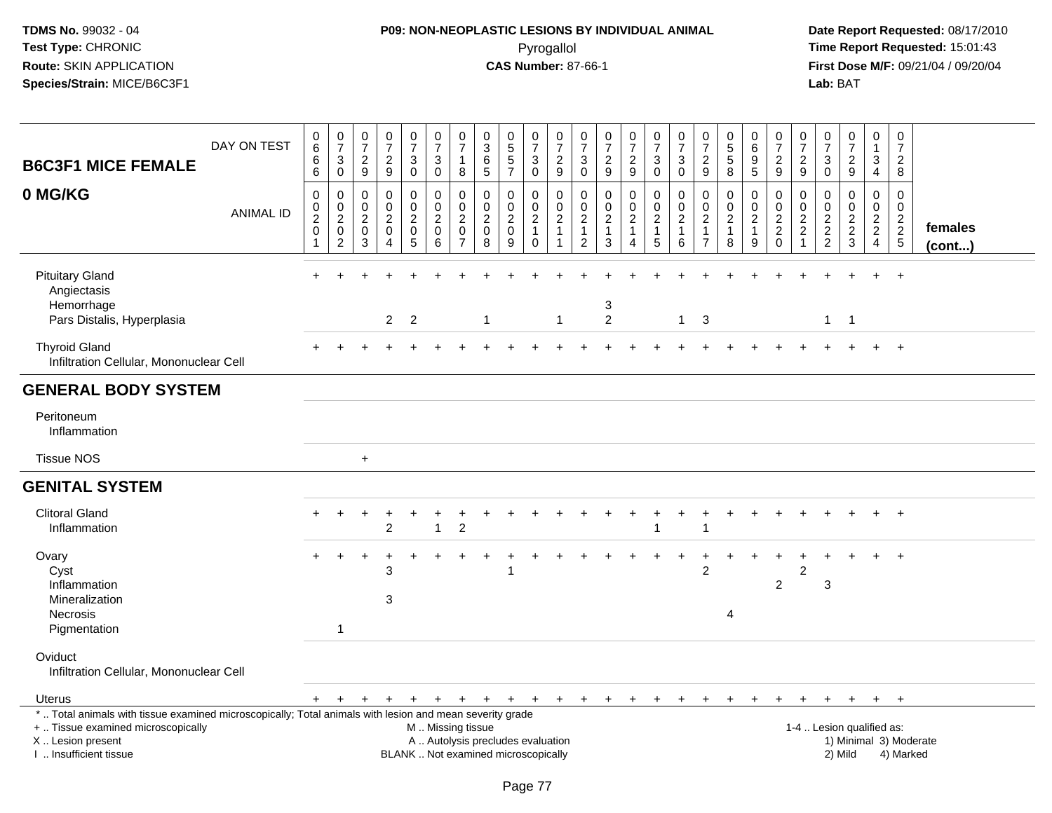**TDMS No.** 99032 - 04
**Test Type:** CHRONIC
**Route:** SKIN APPLICATION
**Species/Strain:** MICE/B6C3F1

**P09: NON-NEOPLASTIC LESIONS BY INDIVIDUAL ANIMAL**
Pyrogallol
**CAS Number:** 87-66-1

**Date Report Requested:** 08/17/2010
**Time Report Requested:** 15:01:43
**First Dose M/F:** 09/21/04 / 09/20/04
**Lab:** BAT

## B6C3F1 MICE FEMALE
## 0 MG/KG

| DAY ON TEST | 0666 | 0730 | 0729 | 0729 | 0730 | 0730 | 0718 | 0365 | 0557 | 0730 | 0729 | 0730 | 0729 | 0729 | 0730 | 0730 | 0729 | 0558 | 0695 | 0729 | 0729 | 0730 | 0729 | 0134 | 0728 | |
|---|---|---|---|---|---|---|---|---|---|---|---|---|---|---|---|---|---|---|---|---|---|---|---|---|---|---|
| ANIMAL ID | 00201 | 00202 | 00203 | 00204 | 00205 | 00206 | 00207 | 00208 | 00209 | 00210 | 00211 | 00212 | 00213 | 00214 | 00215 | 00216 | 00217 | 00218 | 00219 | 00220 | 00221 | 00222 | 00223 | 00224 | 00225 | females (cont...) |
| Pituitary Gland | + | + | + | + | + | + | + | + | + | + | + | + | + | + | + | + | + | + | + | + | + | + | + | + | + | |
| Angiectasis | | | | | | | | | | | | | | | | | | | | | | | | | | |
| Hemorrhage | | | | | | | | | | | | | 3 | | | | | | | | | | | | | |
| Pars Distalis, Hyperplasia | | | | 2 | 2 | | | 1 | | | 1 | | 2 | | | 1 | 3 | | | | | 1 | 1 | | | |
| Thyroid Gland | + | + | + | + | + | + | + | + | + | + | + | + | + | + | + | + | + | + | + | + | + | + | + | + | + | |
| Infiltration Cellular, Mononuclear Cell | | | | | | | | | | | | | | | | | | | | | | | | | | |
| **GENERAL BODY SYSTEM** | | | | | | | | | | | | | | | | | | | | | | | | | | |
| Peritoneum | | | | | | | | | | | | | | | | | | | | | | | | | | |
| Inflammation | | | | | | | | | | | | | | | | | | | | | | | | | | |
| Tissue NOS | | | + | | | | | | | | | | | | | | | | | | | | | | | |
| **GENITAL SYSTEM** | | | | | | | | | | | | | | | | | | | | | | | | | | |
| Clitoral Gland | + | + | + | + | + | + | + | + | + | + | + | + | + | + | + | + | + | + | + | + | + | + | + | + | + | |
| Inflammation | | | | 2 | | 1 | 2 | | | | | | | | 1 | | 1 | | | | | | | | | |
| Ovary | + | + | + | + | + | + | + | + | + | + | + | + | + | + | + | + | + | + | + | + | + | + | + | + | + | |
| Cyst | | | | 3 | | | | | 1 | | | | | | | | 2 | | | | 2 | | | | | |
| Inflammation | | | | | | | | | | | | | | | | | | | | 2 | | 3 | | | | |
| Mineralization | | | | 3 | | | | | | | | | | | | | | | | | | | | | | |
| Necrosis | | | | | | | | | | | | | | | | | | 4 | | | | | | | | |
| Pigmentation | | 1 | | | | | | | | | | | | | | | | | | | | | | | | |
| Oviduct | | | | | | | | | | | | | | | | | | | | | | | | | | |
| Infiltration Cellular, Mononuclear Cell | | | | | | | | | | | | | | | | | | | | | | | | | | |
| Uterus | + | + | + | + | + | + | + | + | + | + | + | + | + | + | + | + | + | + | + | + | + | + | + | + | + | |

\* .. Total animals with tissue examined microscopically; Total animals with lesion and mean severity grade
\+ .. Tissue examined microscopically
X .. Lesion present
I .. Insufficient tissue

M .. Missing tissue
A .. Autolysis precludes evaluation
BLANK .. Not examined microscopically

1-4 .. Lesion qualified as:
1) Minimal 3) Moderate
2) Mild 4) Marked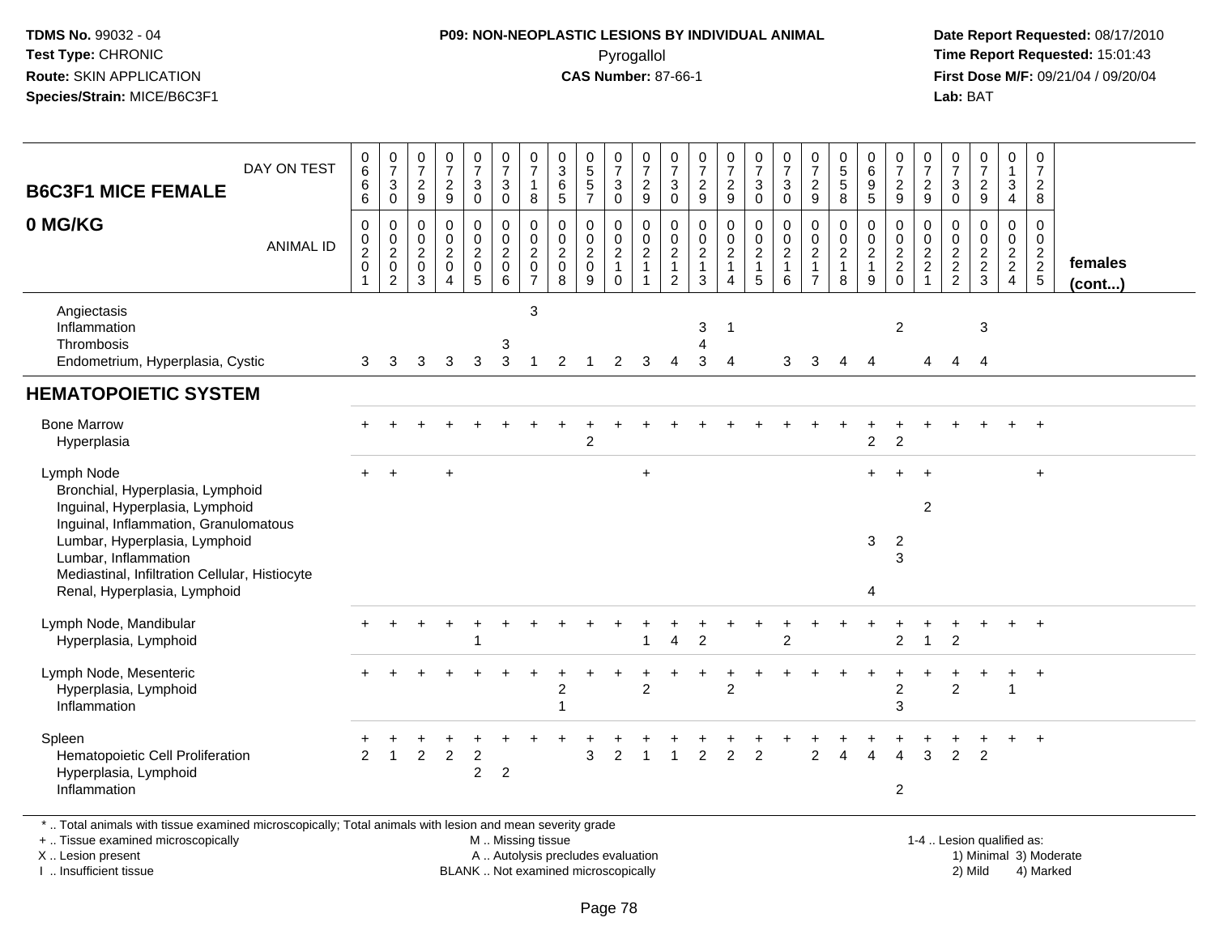**TDMS No.** 99032 - 04
**Test Type:** CHRONIC
**Route:** SKIN APPLICATION
**Species/Strain:** MICE/B6C3F1

**P09: NON-NEOPLASTIC LESIONS BY INDIVIDUAL ANIMAL**
Pyrogallol
**CAS Number:** 87-66-1

**Date Report Requested:** 08/17/2010
**Time Report Requested:** 15:01:43
**First Dose M/F:** 09/21/04 / 09/20/04
**Lab:** BAT

| B6C3F1 MICE FEMALE 0 MG/KG | | | | | | | | | | | | | | | | | | | | | | | | | | |
|---|---|---|---|---|---|---|---|---|---|---|---|---|---|---|---|---|---|---|---|---|---|---|---|---|---|---|
| DAY ON TEST | 0666 | 0730 | 0729 | 0729 | 0730 | 0730 | 0718 | 0365 | 0557 | 0730 | 0729 | 0730 | 0729 | 0729 | 0730 | 0730 | 0729 | 0558 | 0695 | 0729 | 0729 | 0730 | 0729 | 0134 | 0728 | |
| ANIMAL ID | 00201 | 00202 | 00203 | 00204 | 00205 | 00206 | 00207 | 00208 | 00209 | 00210 | 00211 | 00212 | 00213 | 00214 | 00215 | 00216 | 00217 | 00218 | 00219 | 00220 | 00221 | 00222 | 00223 | 00224 | 00225 | females (cont...) |
| Angiectasis | | | | | | | 3 | | | | | | | | | | | | | | | | | | | |
| Inflammation | | | | | | | | | | | | | 3 | 1 | | | | | | 2 | | | 3 | | | |
| Thrombosis | | | | | | 3 | | | | | | | 4 | | | | | | | | | | | | | |
| Endometrium, Hyperplasia, Cystic | 3 | 3 | 3 | 3 | 3 | 3 | 1 | 2 | 1 | 2 | 3 | 4 | 3 | 4 | | 3 | 3 | 4 | 4 | | 4 | 4 | 4 | | | |
| **HEMATOPOIETIC SYSTEM** | | | | | | | | | | | | | | | | | | | | | | | | | | |
| Bone Marrow | + | + | + | + | + | + | + | + | + | + | + | + | + | + | + | + | + | + | + | + | + | + | + | + | + | |
| Hyperplasia | | | | | | | | | 2 | | | | | | | | | | 2 | 2 | | | | | | |
| Lymph Node | + | + | | + | | | | | | | + | | | | | | | | + | + | + | | | | + | |
| Bronchial, Hyperplasia, Lymphoid | | | | | | | | | | | | | | | | | | | | | | | | | | |
| Inguinal, Hyperplasia, Lymphoid | | | | | | | | | | | | | | | | | | | | | 2 | | | | | |
| Inguinal, Inflammation, Granulomatous | | | | | | | | | | | | | | | | | | | | | | | | | | |
| Lumbar, Hyperplasia, Lymphoid | | | | | | | | | | | | | | | | | | | 3 | 2 | | | | | | |
| Lumbar, Inflammation | | | | | | | | | | | | | | | | | | | | 3 | | | | | | |
| Mediastinal, Infiltration Cellular, Histiocyte | | | | | | | | | | | | | | | | | | | | | | | | | | |
| Renal, Hyperplasia, Lymphoid | | | | | | | | | | | | | | | | | | | 4 | | | | | | | |
| Lymph Node, Mandibular | + | + | + | + | + | + | + | + | + | + | + | + | + | + | + | + | + | + | + | + | + | + | + | + | + | |
| Hyperplasia, Lymphoid | | | | | 1 | | | | | | 1 | 4 | 2 | | | 2 | | | | 2 | 1 | 2 | | | | |
| Lymph Node, Mesenteric | + | + | + | + | + | + | + | + | + | + | + | + | + | + | + | + | + | + | + | + | + | + | + | + | + | |
| Hyperplasia, Lymphoid | | | | | | | | 2 | | | 2 | | | 2 | | | | | | 2 | | 2 | | 1 | | |
| Inflammation | | | | | | | | 1 | | | | | | | | | | | | 3 | | | | | | |
| Spleen | + | + | + | + | + | + | + | + | + | + | + | + | + | + | + | + | + | + | + | + | + | + | + | + | + | |
| Hematopoietic Cell Proliferation | 2 | 1 | 2 | 2 | 2 | | | | 3 | 2 | 1 | 1 | 2 | 2 | 2 | | 2 | 4 | 4 | 4 | 3 | 2 | 2 | | | |
| Hyperplasia, Lymphoid | | | | | 2 | 2 | | | | | | | | | | | | | | | | | | | | |
| Inflammation | | | | | | | | | | | | | | | | | | | | 2 | | | | | | |

* .. Total animals with tissue examined microscopically; Total animals with lesion and mean severity grade
+ .. Tissue examined microscopically
X .. Lesion present
I .. Insufficient tissue
M .. Missing tissue
A .. Autolysis precludes evaluation
BLANK .. Not examined microscopically
1-4 .. Lesion qualified as: 1) Minimal 2) Mild 3) Moderate 4) Marked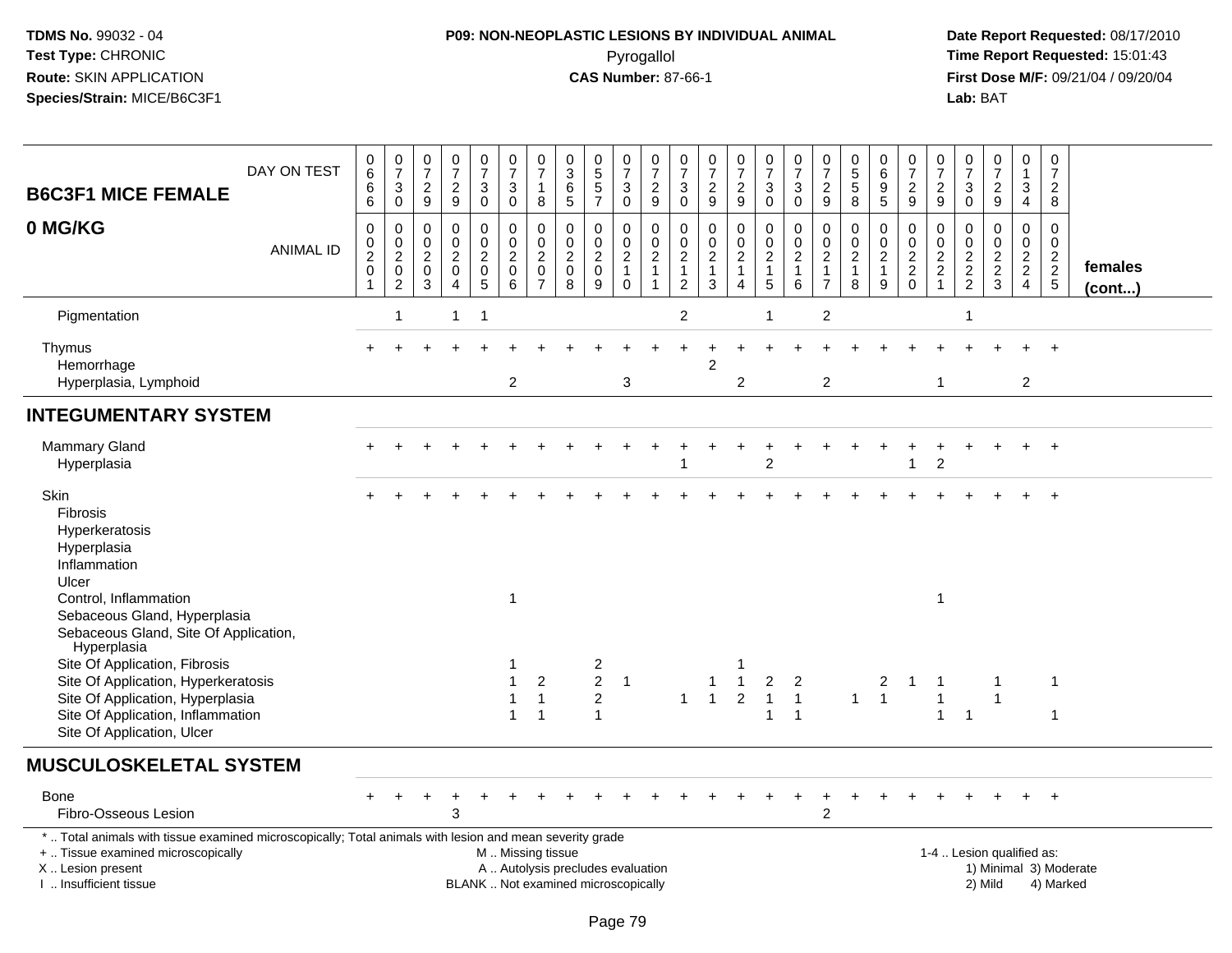**TDMS No.** 99032 - 04
**Test Type:** CHRONIC
**Route:** SKIN APPLICATION
**Species/Strain:** MICE/B6C3F1

**P09: NON-NEOPLASTIC LESIONS BY INDIVIDUAL ANIMAL**
Pyrogallol
**CAS Number:** 87-66-1

**Date Report Requested:** 08/17/2010
**Time Report Requested:** 15:01:43
**First Dose M/F:** 09/21/04 / 09/20/04
**Lab:** BAT

| B6C3F1 MICE FEMALE 0 MG/KG | | | | | | | | | | | | | | | | | | | | | | | | | | |
|---|---|---|---|---|---|---|---|---|---|---|---|---|---|---|---|---|---|---|---|---|---|---|---|---|---|---|
| DAY ON TEST | 0666 | 0730 | 0729 | 0729 | 0730 | 0730 | 0718 | 0365 | 0557 | 0730 | 0729 | 0730 | 0729 | 0729 | 0730 | 0730 | 0729 | 0558 | 0695 | 0729 | 0729 | 0730 | 0729 | 0134 | 0728 | |
| ANIMAL ID | 00201 | 00202 | 00203 | 00204 | 00205 | 00206 | 00207 | 00208 | 00209 | 00210 | 00211 | 00212 | 00213 | 00214 | 00215 | 00216 | 00217 | 00218 | 00219 | 00220 | 00221 | 00222 | 00223 | 00224 | 00225 | females (cont...) |
| Pigmentation | | 1 | | 1 | 1 | | | | | | | 2 | | | 1 | | 2 | | | | | 1 | | | | |
| Thymus | + | + | + | + | + | + | + | + | + | + | + | + | + | + | + | + | + | + | + | + | + | + | + | + | + | |
| Hemorrhage | | | | | | | | | | | | | 2 | | | | | | | | | | | | | |
| Hyperplasia, Lymphoid | | | | | | 2 | | | | 3 | | | | 2 | | | 2 | | | | 1 | | | 2 | | |
| **INTEGUMENTARY SYSTEM** | | | | | | | | | | | | | | | | | | | | | | | | | | |
| Mammary Gland | + | + | + | + | + | + | + | + | + | + | + | + | + | + | + | + | + | + | + | + | + | + | + | + | + | |
| Hyperplasia | | | | | | | | | | | | 1 | | | 2 | | | | | 1 | 2 | | | | | |
| Skin | + | + | + | + | + | + | + | + | + | + | + | + | + | + | + | + | + | + | + | + | + | + | + | + | + | |
| Fibrosis | | | | | | | | | | | | | | | | | | | | | | | | | | |
| Hyperkeratosis | | | | | | | | | | | | | | | | | | | | | | | | | | |
| Hyperplasia | | | | | | | | | | | | | | | | | | | | | | | | | | |
| Inflammation | | | | | | | | | | | | | | | | | | | | | | | | | | |
| Ulcer | | | | | | | | | | | | | | | | | | | | | | | | | | |
| Control, Inflammation | | | | | | 1 | | | | | | | | | | | | | | | 1 | | | | | |
| Sebaceous Gland, Hyperplasia | | | | | | | | | | | | | | | | | | | | | | | | | | |
| Sebaceous Gland, Site Of Application, Hyperplasia | | | | | | | | | | | | | | | | | | | | | | | | | | |
| Site Of Application, Fibrosis | | | | | | 1 | | | 2 | | | | | 1 | | | | | | | | | | | | |
| Site Of Application, Hyperkeratosis | | | | | | 1 | 2 | | 2 | 1 | | | 1 | 1 | 2 | 2 | | | 2 | 1 | 1 | | 1 | | 1 | |
| Site Of Application, Hyperplasia | | | | | | 1 | 1 | | 2 | | | 1 | 1 | 2 | 1 | 1 | | 1 | 1 | | 1 | | 1 | | | |
| Site Of Application, Inflammation | | | | | | 1 | 1 | | 1 | | | | | | 1 | 1 | | | | | 1 | 1 | | | 1 | |
| Site Of Application, Ulcer | | | | | | | | | | | | | | | | | | | | | | | | | | |
| **MUSCULOSKELETAL SYSTEM** | | | | | | | | | | | | | | | | | | | | | | | | | | |
| Bone | + | + | + | + | + | + | + | + | + | + | + | + | + | + | + | + | + | + | + | + | + | + | + | + | + | |
| Fibro-Osseous Lesion | | | | 3 | | | | | | | | | | | | | 2 | | | | | | | | | |

\* .. Total animals with tissue examined microscopically; Total animals with lesion and mean severity grade
+ .. Tissue examined microscopically
X .. Lesion present
I .. Insufficient tissue

M .. Missing tissue
A .. Autolysis precludes evaluation
BLANK .. Not examined microscopically

1-4 .. Lesion qualified as:
1) Minimal 3) Moderate
2) Mild 4) Marked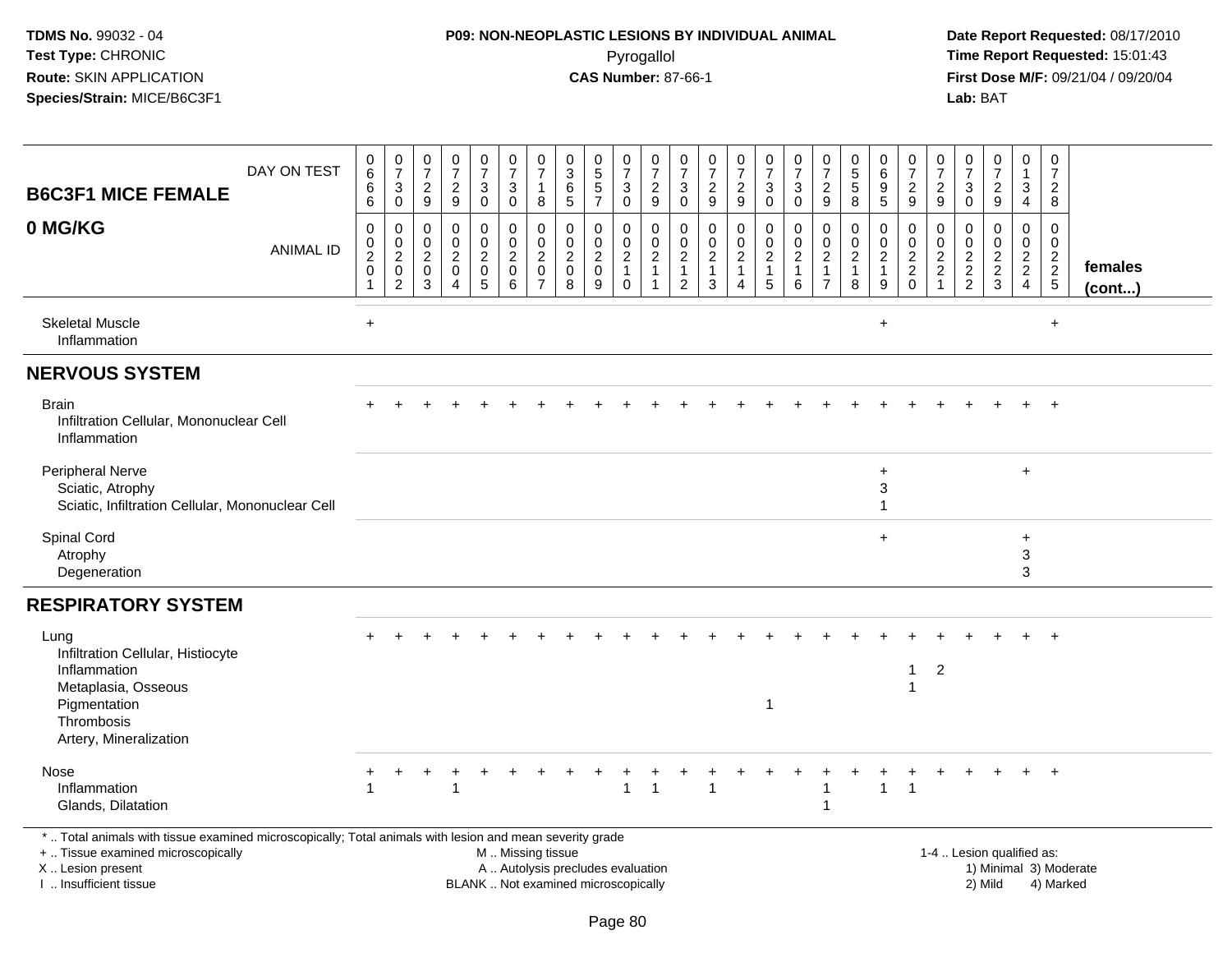**TDMS No.** 99032 - 04
**Test Type:** CHRONIC
**Route:** SKIN APPLICATION
**Species/Strain:** MICE/B6C3F1

**P09: NON-NEOPLASTIC LESIONS BY INDIVIDUAL ANIMAL**
Pyrogallol
**CAS Number:** 87-66-1

**Date Report Requested:** 08/17/2010
**Time Report Requested:** 15:01:43
**First Dose M/F:** 09/21/04 / 09/20/04
**Lab:** BAT

| B6C3F1 MICE FEMALE 0 MG/KG | | | | | | | | | | | | | | | | | | | | | | | | | | |
|---|---|---|---|---|---|---|---|---|---|---|---|---|---|---|---|---|---|---|---|---|---|---|---|---|---|---|
| DAY ON TEST | 0666 | 0730 | 0729 | 0729 | 0730 | 0730 | 0718 | 0365 | 0557 | 0730 | 0729 | 0730 | 0729 | 0729 | 0730 | 0730 | 0729 | 0558 | 0695 | 0729 | 0729 | 0730 | 0729 | 0134 | 0728 | |
| ANIMAL ID | 00201 | 00202 | 00203 | 00204 | 00205 | 00206 | 00207 | 00208 | 00209 | 00210 | 00211 | 00212 | 00213 | 00214 | 00215 | 00216 | 00217 | 00218 | 00219 | 00220 | 00221 | 00222 | 00223 | 00224 | 00225 | females (cont...) |
| Skeletal Muscle | + | | | | | | | | | | | | | | | | | | + | | | | | | + | |
| Inflammation | | | | | | | | | | | | | | | | | | | | | | | | | | |
| **NERVOUS SYSTEM** | | | | | | | | | | | | | | | | | | | | | | | | | | |
| Brain | + | + | + | + | + | + | + | + | + | + | + | + | + | + | + | + | + | + | + | + | + | + | + | + | + | |
| Infiltration Cellular, Mononuclear Cell | | | | | | | | | | | | | | | | | | | | | | | | | | |
| Inflammation | | | | | | | | | | | | | | | | | | | | | | | | | | |
| Peripheral Nerve | | | | | | | | | | | | | | | | | | | + | | | | | + | | |
| Sciatic, Atrophy | | | | | | | | | | | | | | | | | | | 3 | | | | | | | |
| Sciatic, Infiltration Cellular, Mononuclear Cell | | | | | | | | | | | | | | | | | | | 1 | | | | | | | |
| Spinal Cord | | | | | | | | | | | | | | | | | | | + | | | | | + | | |
| Atrophy | | | | | | | | | | | | | | | | | | | | | | | | 3 | | |
| Degeneration | | | | | | | | | | | | | | | | | | | | | | | | 3 | | |
| **RESPIRATORY SYSTEM** | | | | | | | | | | | | | | | | | | | | | | | | | | |
| Lung | + | + | + | + | + | + | + | + | + | + | + | + | + | + | + | + | + | + | + | + | + | + | + | + | + | |
| Infiltration Cellular, Histiocyte | | | | | | | | | | | | | | | | | | | | | | | | | | |
| Inflammation | | | | | | | | | | | | | | | | | | | | 1 | 2 | | | | | |
| Metaplasia, Osseous | | | | | | | | | | | | | | | | | | | | 1 | | | | | | |
| Pigmentation | | | | | | | | | | | | | | | 1 | | | | | | | | | | | |
| Thrombosis | | | | | | | | | | | | | | | | | | | | | | | | | | |
| Artery, Mineralization | | | | | | | | | | | | | | | | | | | | | | | | | | |
| Nose | + | + | + | + | + | + | + | + | + | + | + | + | + | + | + | + | + | + | + | + | + | + | + | + | + | |
| Inflammation | 1 | | | 1 | | | | | | 1 | 1 | | 1 | | | | 1 | | 1 | 1 | | | | | | |
| Glands, Dilatation | | | | | | | | | | | | | | | | | 1 | | | | | | | | | |

\* .. Total animals with tissue examined microscopically; Total animals with lesion and mean severity grade
+ .. Tissue examined microscopically
X .. Lesion present
I .. Insufficient tissue
M .. Missing tissue
A .. Autolysis precludes evaluation
BLANK .. Not examined microscopically
1-4 .. Lesion qualified as:
1) Minimal 3) Moderate
2) Mild 4) Marked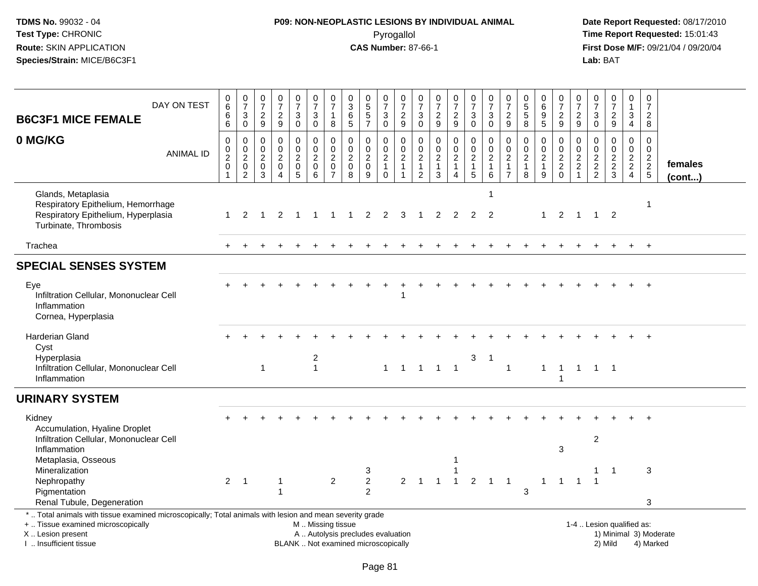**TDMS No.** 99032 - 04
**Test Type:** CHRONIC
**Route:** SKIN APPLICATION
**Species/Strain:** MICE/B6C3F1

**P09: NON-NEOPLASTIC LESIONS BY INDIVIDUAL ANIMAL**
Pyrogallol
**CAS Number:** 87-66-1

**Date Report Requested:** 08/17/2010
**Time Report Requested:** 15:01:43
**First Dose M/F:** 09/21/04 / 09/20/04
**Lab:** BAT

## B6C3F1 MICE FEMALE — 0 MG/KG

| DAY ON TEST | 0666 | 0730 | 0729 | 0729 | 0730 | 0730 | 0718 | 0365 | 0557 | 0730 | 0729 | 0730 | 0729 | 0729 | 0730 | 0730 | 0729 | 0558 | 0695 | 0729 | 0729 | 0730 | 0729 | 0134 | 0728 | |
|---|---|---|---|---|---|---|---|---|---|---|---|---|---|---|---|---|---|---|---|---|---|---|---|---|---|---|
| **ANIMAL ID** | 00201 | 00202 | 00203 | 00204 | 00205 | 00206 | 00207 | 00208 | 00209 | 00210 | 00211 | 00212 | 00213 | 00214 | 00215 | 00216 | 00217 | 00218 | 00219 | 00220 | 00221 | 00222 | 00223 | 00224 | 00225 | **females (cont...)** |
| Glands, Metaplasia | | | | | | | | | | | | | | | | 1 | | | | | | | | | | |
| Respiratory Epithelium, Hemorrhage | | | | | | | | | | | | | | | | | | | | | | | | | 1 | |
| Respiratory Epithelium, Hyperplasia | 1 | 2 | 1 | 2 | 1 | 1 | 1 | 1 | 2 | 2 | 3 | 1 | 2 | 2 | 2 | 2 | | | 1 | 2 | 1 | 1 | 2 | | | |
| Turbinate, Thrombosis | | | | | | | | | | | | | | | | | | | | | | | | | | |
| Trachea | + | + | + | + | + | + | + | + | + | + | + | + | + | + | + | + | + | + | + | + | + | + | + | + | + | |
| **SPECIAL SENSES SYSTEM** | | | | | | | | | | | | | | | | | | | | | | | | | | |
| Eye | + | + | + | + | + | + | + | + | + | + | + | + | + | + | + | + | + | + | + | + | + | + | + | + | + | |
| Infiltration Cellular, Mononuclear Cell | | | | | | | | | | | 1 | | | | | | | | | | | | | | | |
| Inflammation | | | | | | | | | | | | | | | | | | | | | | | | | | |
| Cornea, Hyperplasia | | | | | | | | | | | | | | | | | | | | | | | | | | |
| Harderian Gland | + | + | + | + | + | + | + | + | + | + | + | + | + | + | + | + | + | + | + | + | + | + | + | + | + | |
| Cyst | | | | | | | | | | | | | | | | | | | | | | | | | | |
| Hyperplasia | | | | | | 2 | | | | | | | | | 3 | 1 | | | | | | | | | | |
| Infiltration Cellular, Mononuclear Cell | | | 1 | | | 1 | | | | 1 | 1 | 1 | 1 | 1 | | | 1 | | 1 | 1 | 1 | 1 | 1 | | | |
| Inflammation | | | | | | | | | | | | | | | | | | | | 1 | | | | | | |
| **URINARY SYSTEM** | | | | | | | | | | | | | | | | | | | | | | | | | | |
| Kidney | + | + | + | + | + | + | + | + | + | + | + | + | + | + | + | + | + | + | + | + | + | + | + | + | + | |
| Accumulation, Hyaline Droplet | | | | | | | | | | | | | | | | | | | | | | | | | | |
| Infiltration Cellular, Mononuclear Cell | | | | | | | | | | | | | | | | | | | | | | 2 | | | | |
| Inflammation | | | | | | | | | | | | | | | | | | | | 3 | | | | | | |
| Metaplasia, Osseous | | | | | | | | | | | | | | 1 | | | | | | | | | | | | |
| Mineralization | | | | | | | | | 3 | | | | | 1 | | | | | | | | 1 | 1 | | 3 | |
| Nephropathy | 2 | 1 | | 1 | | | 2 | | 2 | | 2 | 1 | 1 | 1 | 2 | 1 | 1 | | 1 | 1 | 1 | 1 | | | | |
| Pigmentation | | | | 1 | | | | | 2 | | | | | | | | | 3 | | | | | | | | |
| Renal Tubule, Degeneration | | | | | | | | | | | | | | | | | | | | | | | | | 3 | |

\* .. Total animals with tissue examined microscopically; Total animals with lesion and mean severity grade
\+ .. Tissue examined microscopically
X .. Lesion present
I .. Insufficient tissue
M .. Missing tissue
A .. Autolysis precludes evaluation
BLANK .. Not examined microscopically
1-4 .. Lesion qualified as: 1) Minimal 2) Mild 3) Moderate 4) Marked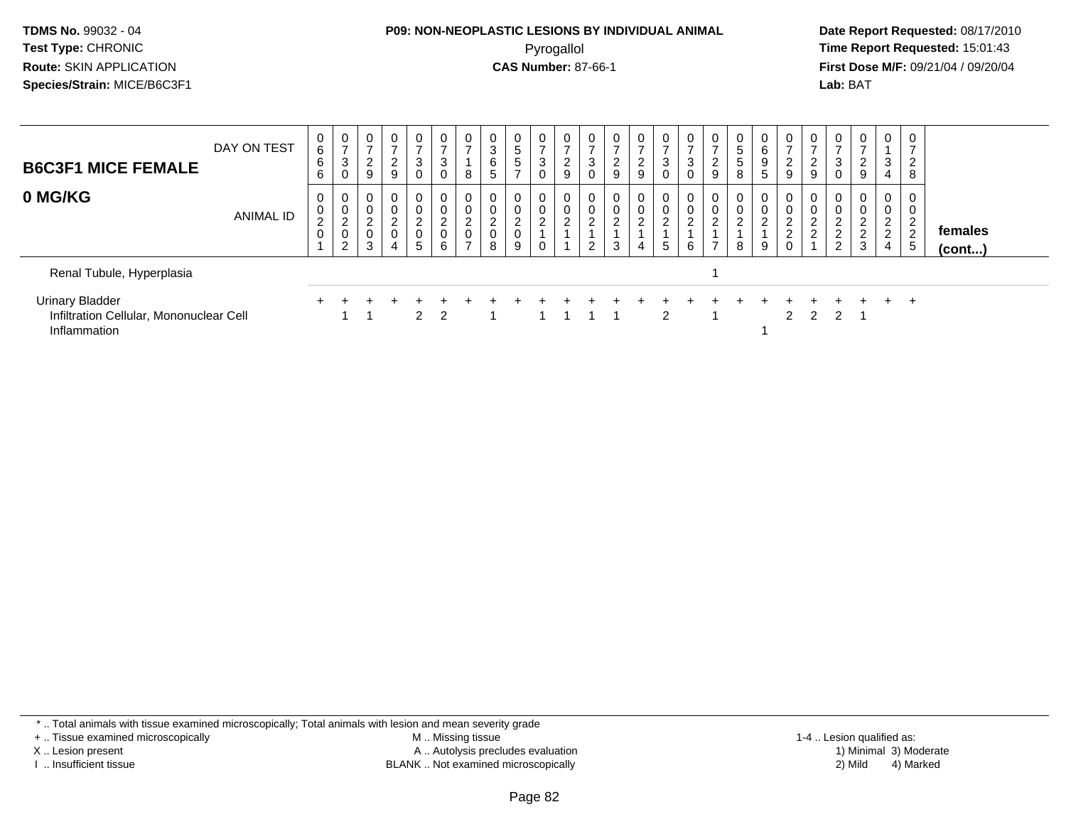**TDMS No.** 99032 - 04
**Test Type:** CHRONIC
**Route:** SKIN APPLICATION
**Species/Strain:** MICE/B6C3F1

**P09: NON-NEOPLASTIC LESIONS BY INDIVIDUAL ANIMAL**
Pyrogallol
**CAS Number:** 87-66-1

**Date Report Requested:** 08/17/2010
**Time Report Requested:** 15:01:43
**First Dose M/F:** 09/21/04 / 09/20/04
**Lab:** BAT

| B6C3F1 MICE FEMALE 0 MG/KG | | | | | | | | | | | | | | | | | | | | | | | | | | |
|---|---|---|---|---|---|---|---|---|---|---|---|---|---|---|---|---|---|---|---|---|---|---|---|---|---|---|
| DAY ON TEST | 0666 | 0730 | 0729 | 0729 | 0730 | 0730 | 0718 | 0365 | 0557 | 0730 | 0729 | 0730 | 0729 | 0729 | 0730 | 0730 | 0729 | 0558 | 0695 | 0729 | 0729 | 0730 | 0729 | 0134 | 0728 | |
| ANIMAL ID | 0020 1 | 0020 2 | 0020 3 | 0020 4 | 0020 5 | 0020 6 | 0020 7 | 0020 8 | 0020 9 | 0021 0 | 0021 1 | 0021 2 | 0021 3 | 0021 4 | 0021 5 | 0021 6 | 0021 7 | 0021 8 | 0021 9 | 0022 0 | 0022 1 | 0022 2 | 0022 3 | 0022 4 | 0022 5 | **females (cont...)** |
| Renal Tubule, Hyperplasia | | | | | | | | | | | | | | | | | 1 | | | | | | | | | |
| Urinary Bladder | + | + | + | + | + | + | + | + | + | + | + | + | + | + | + | + | + | + | + | + | + | + | + | + | + | |
| Infiltration Cellular, Mononuclear Cell | | 1 | 1 | | 2 | 2 | | 1 | | 1 | 1 | 1 | 1 | | 2 | | 1 | | | 2 | 2 | 2 | 1 | | | |
| Inflammation | | | | | | | | | | | | | | | | | | | 1 | | | | | | | |

\* .. Total animals with tissue examined microscopically; Total animals with lesion and mean severity grade
+ .. Tissue examined microscopically
X .. Lesion present
I .. Insufficient tissue
M .. Missing tissue
A .. Autolysis precludes evaluation
BLANK .. Not examined microscopically
1-4 .. Lesion qualified as: 1) Minimal 2) Mild 3) Moderate 4) Marked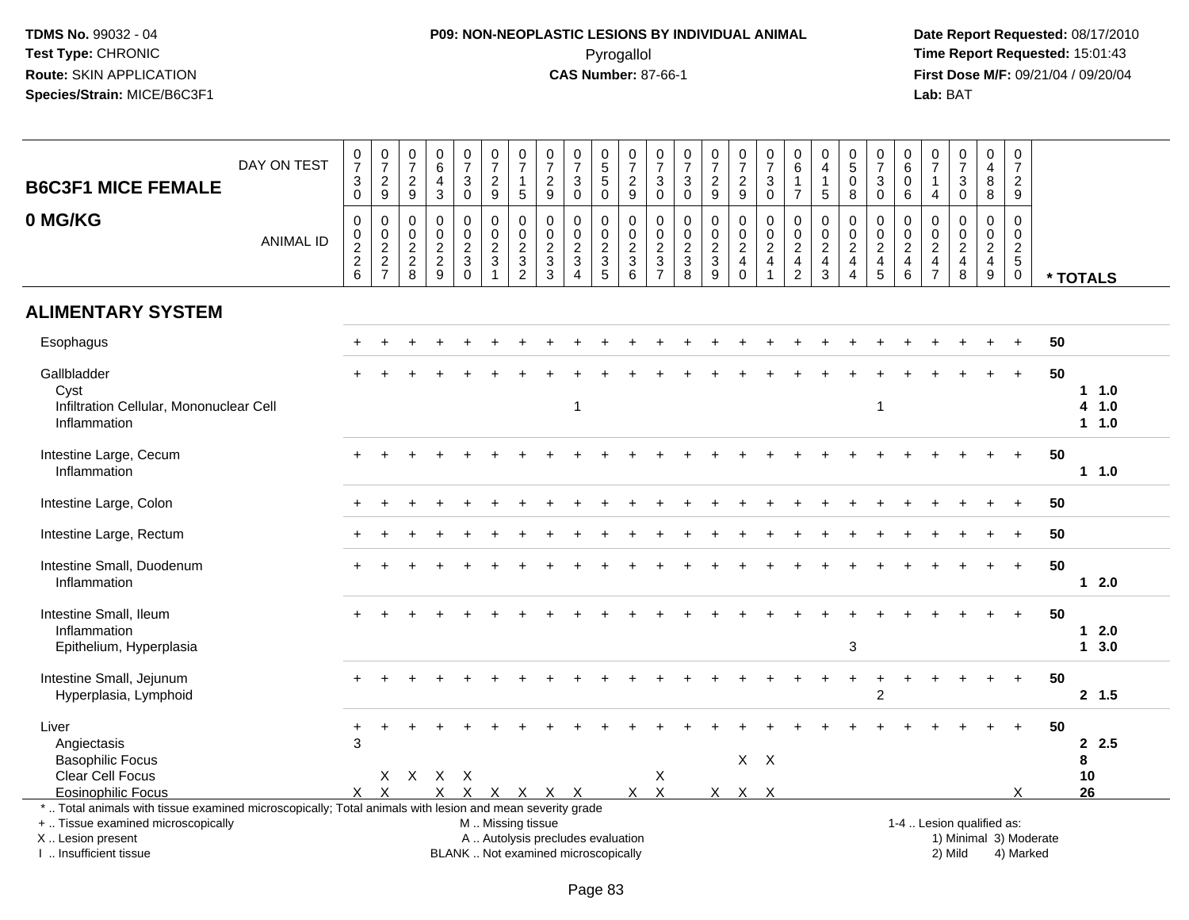# P09: NON-NEOPLASTIC LESIONS BY INDIVIDUAL ANIMAL

Pyrogallol

**CAS Number:** 87-66-1

**TDMS No.** 99032 - 04
**Test Type:** CHRONIC
**Route:** SKIN APPLICATION
**Species/Strain:** MICE/B6C3F1

**Date Report Requested:** 08/17/2010
**Time Report Requested:** 15:01:43
**First Dose M/F:** 09/21/04 / 09/20/04
**Lab:** BAT

## B6C3F1 MICE FEMALE
## 0 MG/KG

| DAY ON TEST | 0730 | 0729 | 0729 | 0643 | 0730 | 0729 | 0715 | 0729 | 0730 | 0550 | 0729 | 0730 | 0730 | 0729 | 0729 | 0730 | 0617 | 0415 | 0508 | 0730 | 0606 | 0714 | 0730 | 0488 | 0729 | |
|---|---|---|---|---|---|---|---|---|---|---|---|---|---|---|---|---|---|---|---|---|---|---|---|---|---|---|
| **ANIMAL ID** | 0226 | 0227 | 0228 | 0229 | 0230 | 0231 | 0232 | 0233 | 0234 | 0235 | 0236 | 0237 | 0238 | 0239 | 0240 | 0241 | 0242 | 0243 | 0244 | 0245 | 0246 | 0247 | 0248 | 0249 | 0250 | *** TOTALS** |
| **ALIMENTARY SYSTEM** | | | | | | | | | | | | | | | | | | | | | | | | | | |
| Esophagus | + | + | + | + | + | + | + | + | + | + | + | + | + | + | + | + | + | + | + | + | + | + | + | + | + | 50 |
| Gallbladder | + | + | + | + | + | + | + | + | + | + | + | + | + | + | + | + | + | + | + | + | + | + | + | + | + | 50 |
| Cyst | | | | | | | | | | | | | | | | | | | | | | | | | | 1 1.0 |
| Infiltration Cellular, Mononuclear Cell | | | | | | | | | 1 | | | | | | | | | | | 1 | | | | | | 4 1.0 |
| Inflammation | | | | | | | | | | | | | | | | | | | | | | | | | | 1 1.0 |
| Intestine Large, Cecum | + | + | + | + | + | + | + | + | + | + | + | + | + | + | + | + | + | + | + | + | + | + | + | + | + | 50 |
| Inflammation | | | | | | | | | | | | | | | | | | | | | | | | | | 1 1.0 |
| Intestine Large, Colon | + | + | + | + | + | + | + | + | + | + | + | + | + | + | + | + | + | + | + | + | + | + | + | + | + | 50 |
| Intestine Large, Rectum | + | + | + | + | + | + | + | + | + | + | + | + | + | + | + | + | + | + | + | + | + | + | + | + | + | 50 |
| Intestine Small, Duodenum | + | + | + | + | + | + | + | + | + | + | + | + | + | + | + | + | + | + | + | + | + | + | + | + | + | 50 |
| Inflammation | | | | | | | | | | | | | | | | | | | | | | | | | | 1 2.0 |
| Intestine Small, Ileum | + | + | + | + | + | + | + | + | + | + | + | + | + | + | + | + | + | + | + | + | + | + | + | + | + | 50 |
| Inflammation | | | | | | | | | | | | | | | | | | | | | | | | | | 1 2.0 |
| Epithelium, Hyperplasia | | | | | | | | | | | | | | | | | | | 3 | | | | | | | 1 3.0 |
| Intestine Small, Jejunum | + | + | + | + | + | + | + | + | + | + | + | + | + | + | + | + | + | + | + | + | + | + | + | + | + | 50 |
| Hyperplasia, Lymphoid | | | | | | | | | | | | | | | | | | | | 2 | | | | | | 2 1.5 |
| Liver | + | + | + | + | + | + | + | + | + | + | + | + | + | + | + | + | + | + | + | + | + | + | + | + | + | 50 |
| Angiectasis | 3 | | | | | | | | | | | | | | | | | | | | | | | | | 2 2.5 |
| Basophilic Focus | | | | | | | | | | | | | | | X | X | | | | | | | | | | 8 |
| Clear Cell Focus | | X | X | X | X | | | | | | | X | | | | | | | | | | | | | | 10 |
| Eosinophilic Focus | X | X | | X | X | X | X | X | X | | X | X | | X | X | X | | | | | | | | | X | 26 |

\* .. Total animals with tissue examined microscopically; Total animals with lesion and mean severity grade
\+ .. Tissue examined microscopically
X .. Lesion present
I .. Insufficient tissue

M .. Missing tissue
A .. Autolysis precludes evaluation
BLANK .. Not examined microscopically

1-4 .. Lesion qualified as:
1) Minimal 3) Moderate
2) Mild 4) Marked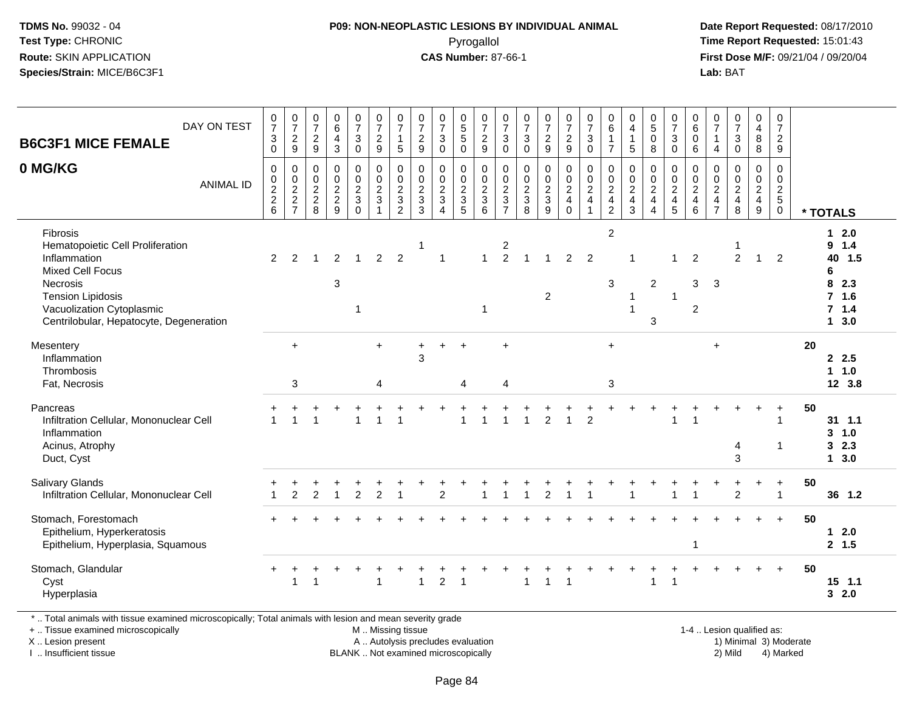**TDMS No.** 99032 - 04
**Test Type:** CHRONIC
**Route:** SKIN APPLICATION
**Species/Strain:** MICE/B6C3F1

## P09: NON-NEOPLASTIC LESIONS BY INDIVIDUAL ANIMAL
Pyrogallol
**CAS Number:** 87-66-1

**Date Report Requested:** 08/17/2010
**Time Report Requested:** 15:01:43
**First Dose M/F:** 09/21/04 / 09/20/04
**Lab:** BAT

**B6C3F1 MICE FEMALE**

**0 MG/KG**

| DAY ON TEST | 0730 | 0729 | 0729 | 0643 | 0730 | 0729 | 0715 | 0729 | 0730 | 0550 | 0729 | 0730 | 0730 | 0729 | 0729 | 0730 | 0617 | 0415 | 0508 | 0730 | 0606 | 0714 | 0730 | 0488 | 0729 | |
|---|---|---|---|---|---|---|---|---|---|---|---|---|---|---|---|---|---|---|---|---|---|---|---|---|---|---|
| **ANIMAL ID** | 0226 | 0227 | 0228 | 0229 | 0230 | 0231 | 0232 | 0233 | 0234 | 0235 | 0236 | 0237 | 0238 | 0239 | 0240 | 0241 | 0242 | 0243 | 0244 | 0245 | 0246 | 0247 | 0248 | 0249 | 0250 | *** TOTALS** |
| Fibrosis | | | | | | | | | | | | | | | | | 2 | | | | | | | | | **1 2.0** |
| Hematopoietic Cell Proliferation | | | | | | | | 1 | | | | 2 | | | | | | | | | | | 1 | | | **9 1.4** |
| Inflammation | 2 | 2 | 1 | 2 | 1 | 2 | 2 | | 1 | | 1 | 2 | 1 | 1 | 2 | 2 | | 1 | | 1 | 2 | | 2 | 1 | 2 | **40 1.5** |
| Mixed Cell Focus | | | | | | | | | | | | | | | | | | | | | | | | | | **6** |
| Necrosis | | | | 3 | | | | | | | | | | | | | 3 | | 2 | | 3 | 3 | | | | **8 2.3** |
| Tension Lipidosis | | | | | | | | | | | | | | 2 | | | | 1 | | 1 | | | | | | **7 1.6** |
| Vacuolization Cytoplasmic | | | | | 1 | | | | | | 1 | | | | | | | 1 | | | 2 | | | | | **7 1.4** |
| Centrilobular, Hepatocyte, Degeneration | | | | | | | | | | | | | | | | | | | 3 | | | | | | | **1 3.0** |
| Mesentery | | + | | | | + | | + | + | + | | + | | | | | + | | | | | + | | | | **20** |
| Inflammation | | | | | | | | 3 | | | | | | | | | | | | | | | | | | **2 2.5** |
| Thrombosis | | | | | | | | | | | | | | | | | | | | | | | | | | **1 1.0** |
| Fat, Necrosis | | 3 | | | | 4 | | | | 4 | | 4 | | | | | 3 | | | | | | | | | **12 3.8** |
| Pancreas | + | + | + | + | + | + | + | + | + | + | + | + | + | + | + | + | + | + | + | + | + | + | + | + | + | **50** |
| Infiltration Cellular, Mononuclear Cell | 1 | 1 | 1 | | 1 | 1 | 1 | | | 1 | 1 | 1 | 1 | 2 | 1 | 2 | | | | 1 | 1 | | | | 1 | **31 1.1** |
| Inflammation | | | | | | | | | | | | | | | | | | | | | | | | | | **3 1.0** |
| Acinus, Atrophy | | | | | | | | | | | | | | | | | | | | | | | 4 | | 1 | **3 2.3** |
| Duct, Cyst | | | | | | | | | | | | | | | | | | | | | | | 3 | | | **1 3.0** |
| Salivary Glands | + | + | + | + | + | + | + | + | + | + | + | + | + | + | + | + | + | + | + | + | + | + | + | + | + | **50** |
| Infiltration Cellular, Mononuclear Cell | 1 | 2 | 2 | 1 | 2 | 2 | 1 | | 2 | | 1 | 1 | 1 | 2 | 1 | 1 | | 1 | | 1 | 1 | | 2 | | 1 | **36 1.2** |
| Stomach, Forestomach | + | + | + | + | + | + | + | + | + | + | + | + | + | + | + | + | + | + | + | + | + | + | + | + | + | **50** |
| Epithelium, Hyperkeratosis | | | | | | | | | | | | | | | | | | | | | | | | | | **1 2.0** |
| Epithelium, Hyperplasia, Squamous | | | | | | | | | | | | | | | | | | | | | 1 | | | | | **2 1.5** |
| Stomach, Glandular | + | + | + | + | + | + | + | + | + | + | + | + | + | + | + | + | + | + | + | + | + | + | + | + | + | **50** |
| Cyst | | 1 | 1 | | | 1 | | 1 | 2 | 1 | | | 1 | 1 | 1 | | | | 1 | 1 | | | | | | **15 1.1** |
| Hyperplasia | | | | | | | | | | | | | | | | | | | | | | | | | | **3 2.0** |

* .. Total animals with tissue examined microscopically; Total animals with lesion and mean severity grade
+ .. Tissue examined microscopically
X .. Lesion present
I .. Insufficient tissue

M .. Missing tissue
A .. Autolysis precludes evaluation
BLANK .. Not examined microscopically

1-4 .. Lesion qualified as:
1) Minimal 3) Moderate
2) Mild 4) Marked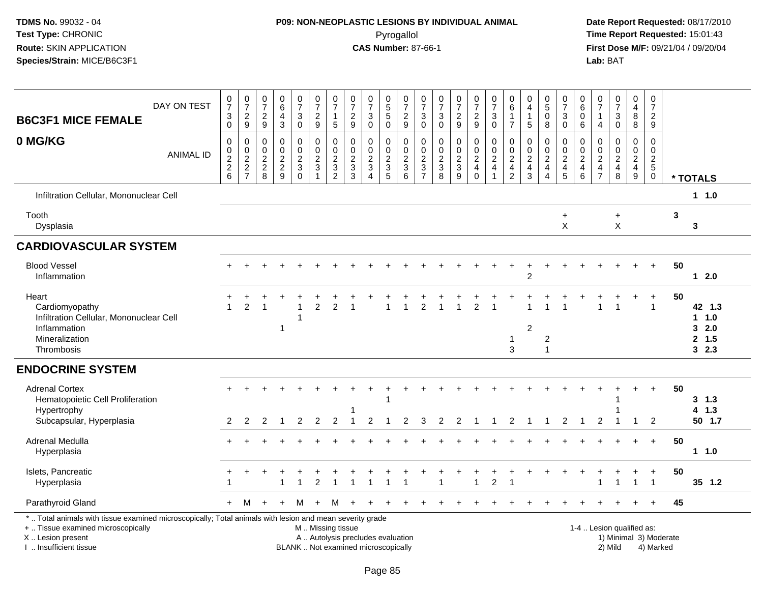**TDMS No.** 99032 - 04
**Test Type:** CHRONIC
**Route:** SKIN APPLICATION
**Species/Strain:** MICE/B6C3F1

**P09: NON-NEOPLASTIC LESIONS BY INDIVIDUAL ANIMAL**
Pyrogallol
**CAS Number:** 87-66-1

**Date Report Requested:** 08/17/2010
**Time Report Requested:** 15:01:43
**First Dose M/F:** 09/21/04 / 09/20/04
**Lab:** BAT

| B6C3F1 MICE FEMALE 0 MG/KG | | | | | | | | | | | | | | | | | | | | | | | | | | |
|---|---|---|---|---|---|---|---|---|---|---|---|---|---|---|---|---|---|---|---|---|---|---|---|---|---|---|
| DAY ON TEST | 0730 | 0729 | 0729 | 0643 | 0730 | 0729 | 0715 | 0729 | 0730 | 0550 | 0729 | 0730 | 0730 | 0729 | 0729 | 0730 | 0617 | 0415 | 0508 | 0730 | 0606 | 0714 | 0730 | 0488 | 0729 | |
| ANIMAL ID | 0226 | 0227 | 0228 | 0229 | 0230 | 0231 | 0232 | 0233 | 0234 | 0235 | 0236 | 0237 | 0238 | 0239 | 0240 | 0241 | 0242 | 0243 | 0244 | 0245 | 0246 | 0247 | 0248 | 0249 | 0250 | * TOTALS |
| Infiltration Cellular, Mononuclear Cell | | | | | | | | | | | | | | | | | | | | | | | | | | 1 1.0 |
| Tooth | | | | | | | | | | | | | | | | | | | | + | | | + | | | 3 |
| Dysplasia | | | | | | | | | | | | | | | | | | | | X | | | X | | | 3 |
| **CARDIOVASCULAR SYSTEM** | | | | | | | | | | | | | | | | | | | | | | | | | | |
| Blood Vessel | + | + | + | + | + | + | + | + | + | + | + | + | + | + | + | + | + | + | + | + | + | + | + | + | + | 50 |
| Inflammation | | | | | | | | | | | | | | | | | | 2 | | | | | | | | 1 2.0 |
| Heart | + | + | + | + | + | + | + | + | + | + | + | + | + | + | + | + | + | + | + | + | + | + | + | + | + | 50 |
| Cardiomyopathy | 1 | 2 | 1 | | 1 | 2 | 2 | 1 | | 1 | 1 | 2 | 1 | 1 | 2 | 1 | | 1 | 1 | 1 | | 1 | 1 | | 1 | 42 1.3 |
| Infiltration Cellular, Mononuclear Cell | | | | | 1 | | | | | | | | | | | | | | | | | | | | | 1 1.0 |
| Inflammation | | | | 1 | | | | | | | | | | | | | | 2 | | | | | | | | 3 2.0 |
| Mineralization | | | | | | | | | | | | | | | | | 1 | | 2 | | | | | | | 2 1.5 |
| Thrombosis | | | | | | | | | | | | | | | | | 3 | | 1 | | | | | | | 3 2.3 |
| **ENDOCRINE SYSTEM** | | | | | | | | | | | | | | | | | | | | | | | | | | |
| Adrenal Cortex | + | + | + | + | + | + | + | + | + | + | + | + | + | + | + | + | + | + | + | + | + | + | + | + | + | 50 |
| Hematopoietic Cell Proliferation | | | | | | | | | | 1 | | | | | | | | | | | | | 1 | | | 3 1.3 |
| Hypertrophy | | | | | | | | 1 | | | | | | | | | | | | | | | 1 | | | 4 1.3 |
| Subcapsular, Hyperplasia | 2 | 2 | 2 | 1 | 2 | 2 | 2 | 1 | 2 | 1 | 2 | 3 | 2 | 2 | 1 | 1 | 2 | 1 | 1 | 2 | 1 | 2 | 1 | 1 | 2 | 50 1.7 |
| Adrenal Medulla | + | + | + | + | + | + | + | + | + | + | + | + | + | + | + | + | + | + | + | + | + | + | + | + | + | 50 |
| Hyperplasia | | | | | | | | | | | | | | | | | | | | | | | | | | 1 1.0 |
| Islets, Pancreatic | + | + | + | + | + | + | + | + | + | + | + | + | + | + | + | + | + | + | + | + | + | + | + | + | + | 50 |
| Hyperplasia | 1 | | | 1 | 1 | 2 | 1 | 1 | 1 | 1 | 1 | | 1 | | 1 | 2 | 1 | | | | | 1 | 1 | 1 | 1 | 35 1.2 |
| Parathyroid Gland | + | M | + | + | M | + | M | + | + | + | + | + | + | + | + | + | + | + | + | + | + | + | + | + | + | 45 |

\* .. Total animals with tissue examined microscopically; Total animals with lesion and mean severity grade
\+ .. Tissue examined microscopically
X .. Lesion present
I .. Insufficient tissue

M .. Missing tissue
A .. Autolysis precludes evaluation
BLANK .. Not examined microscopically

1-4 .. Lesion qualified as:
1) Minimal 3) Moderate
2) Mild 4) Marked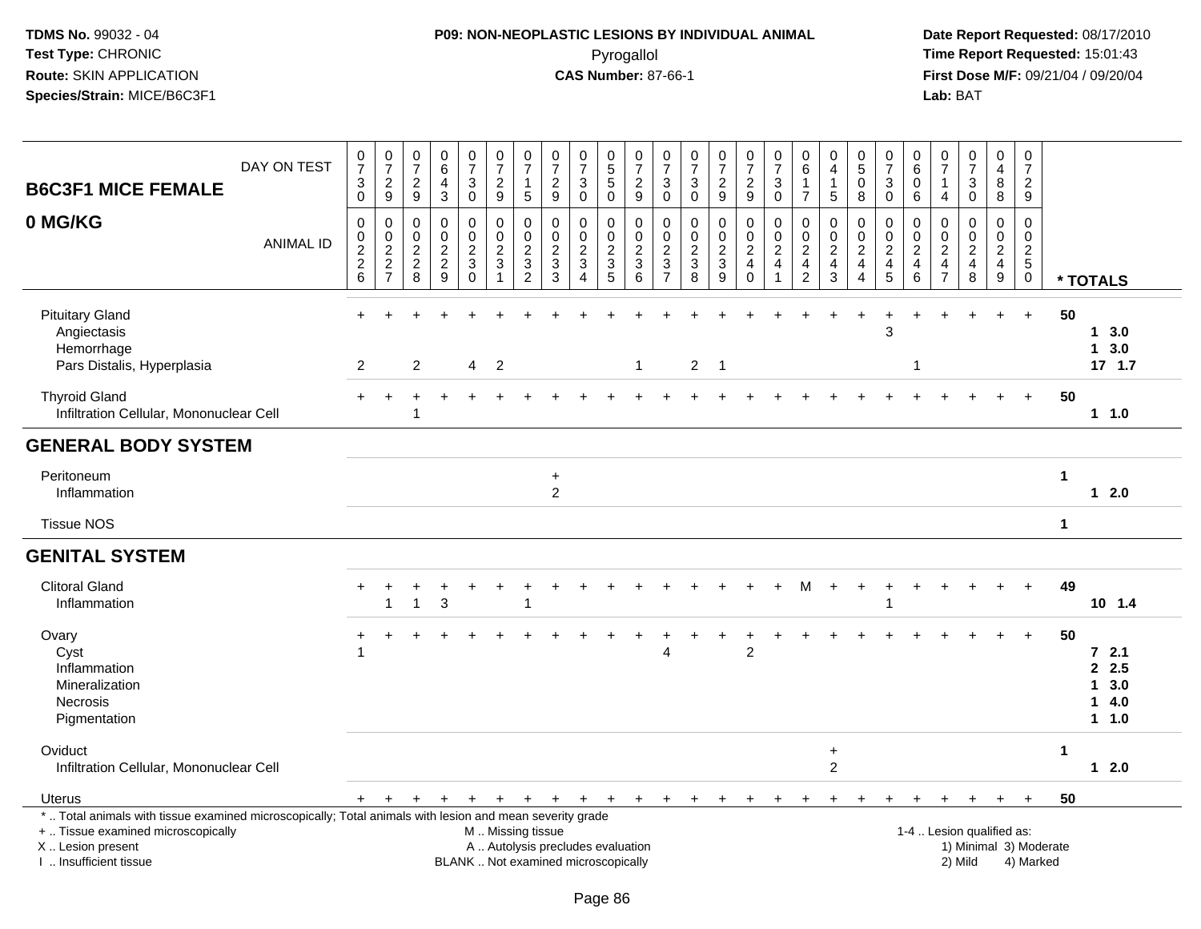TDMS No. 99032 - 04
Test Type: CHRONIC
Route: SKIN APPLICATION
Species/Strain: MICE/B6C3F1

**P09: NON-NEOPLASTIC LESIONS BY INDIVIDUAL ANIMAL**
Pyrogallol
**CAS Number:** 87-66-1

Date Report Requested: 08/17/2010
Time Report Requested: 15:01:43
First Dose M/F: 09/21/04 / 09/20/04
Lab: BAT

| B6C3F1 MICE FEMALE 0 MG/KG | DAY ON TEST | 0730 | 0729 | 0729 | 0643 | 0730 | 0729 | 0715 | 0729 | 0730 | 0550 | 0729 | 0730 | 0730 | 0729 | 0729 | 0730 | 0617 | 0415 | 0508 | 0730 | 0606 | 0714 | 0730 | 0488 | 0729 | |
|---|---|---|---|---|---|---|---|---|---|---|---|---|---|---|---|---|---|---|---|---|---|---|---|---|---|---|---|
| | ANIMAL ID | 0226 | 0227 | 0228 | 0229 | 0230 | 0231 | 0232 | 0233 | 0234 | 0235 | 0236 | 0237 | 0238 | 0239 | 0240 | 0241 | 0242 | 0243 | 0244 | 0245 | 0246 | 0247 | 0248 | 0249 | 0250 | * TOTALS |
| Pituitary Gland | | + | + | + | + | + | + | + | + | + | + | + | + | + | + | + | + | + | + | + | + | + | + | + | + | + | 50 |
| Angiectasis | | | | | | | | | | | | | | | | | | | | | 3 | | | | | | 1 3.0 |
| Hemorrhage | | | | | | | | | | | | | | | | | | | | | | | | | | | 1 3.0 |
| Pars Distalis, Hyperplasia | | 2 | | 2 | | 4 | 2 | | | | | 1 | | 2 | 1 | | | | | | | 1 | | | | | 17 1.7 |
| Thyroid Gland | | + | + | + | + | + | + | + | + | + | + | + | + | + | + | + | + | + | + | + | + | + | + | + | + | + | 50 |
| Infiltration Cellular, Mononuclear Cell | | | | 1 | | | | | | | | | | | | | | | | | | | | | | | 1 1.0 |
| **GENERAL BODY SYSTEM** | | | | | | | | | | | | | | | | | | | | | | | | | | | |
| Peritoneum | | | | | | | | | + | | | | | | | | | | | | | | | | | | 1 |
| Inflammation | | | | | | | | | 2 | | | | | | | | | | | | | | | | | | 1 2.0 |
| Tissue NOS | | | | | | | | | | | | | | | | | | | | | | | | | | | 1 |
| **GENITAL SYSTEM** | | | | | | | | | | | | | | | | | | | | | | | | | | | |
| Clitoral Gland | | + | + | + | + | + | + | + | + | + | + | + | + | + | + | + | + | M | + | + | + | + | + | + | + | + | 49 |
| Inflammation | | | 1 | 1 | 3 | | | 1 | | | | | | | | | | | | | 1 | | | | | | 10 1.4 |
| Ovary | | + | + | + | + | + | + | + | + | + | + | + | + | + | + | + | + | + | + | + | + | + | + | + | + | + | 50 |
| Cyst | | 1 | | | | | | | | | | | 4 | | | 2 | | | | | | | | | | | 7 2.1 |
| Inflammation | | | | | | | | | | | | | | | | | | | | | | | | | | | 2 2.5 |
| Mineralization | | | | | | | | | | | | | | | | | | | | | | | | | | | 1 3.0 |
| Necrosis | | | | | | | | | | | | | | | | | | | | | | | | | | | 1 4.0 |
| Pigmentation | | | | | | | | | | | | | | | | | | | | | | | | | | | 1 1.0 |
| Oviduct | | | | | | | | | | | | | | | | | | | + | | | | | | | | 1 |
| Infiltration Cellular, Mononuclear Cell | | | | | | | | | | | | | | | | | | | 2 | | | | | | | | 1 2.0 |
| Uterus | | + | + | + | + | + | + | + | + | + | + | + | + | + | + | + | + | + | + | + | + | + | + | + | + | + | 50 |

\* .. Total animals with tissue examined microscopically; Total animals with lesion and mean severity grade
\+ .. Tissue examined microscopically
X .. Lesion present
I .. Insufficient tissue

M .. Missing tissue
A .. Autolysis precludes evaluation
BLANK .. Not examined microscopically

1-4 .. Lesion qualified as:
1) Minimal 3) Moderate
2) Mild 4) Marked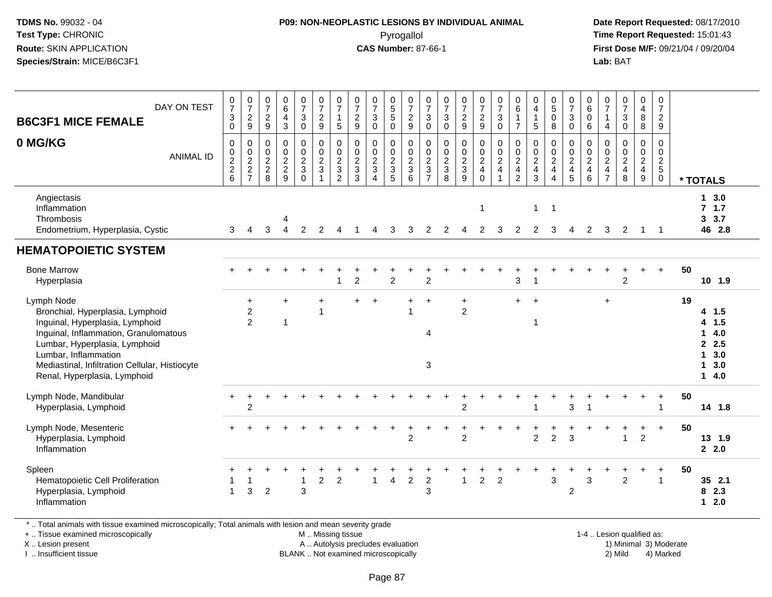**TDMS No.** 99032 - 04
**Test Type:** CHRONIC
**Route:** SKIN APPLICATION
**Species/Strain:** MICE/B6C3F1

**P09: NON-NEOPLASTIC LESIONS BY INDIVIDUAL ANIMAL**
Pyrogallol
**CAS Number:** 87-66-1

**Date Report Requested:** 08/17/2010
**Time Report Requested:** 15:01:43
**First Dose M/F:** 09/21/04 / 09/20/04
**Lab:** BAT

| B6C3F1 MICE FEMALE — DAY ON TEST | 0730 | 0729 | 0729 | 0643 | 0730 | 0729 | 0715 | 0729 | 0730 | 0550 | 0729 | 0730 | 0730 | 0729 | 0729 | 0730 | 0617 | 0415 | 0508 | 0730 | 0606 | 0714 | 0730 | 0488 | 0729 | | |
|---|---|---|---|---|---|---|---|---|---|---|---|---|---|---|---|---|---|---|---|---|---|---|---|---|---|---|---|
| **0 MG/KG** — ANIMAL ID | 00226 | 00227 | 00228 | 00229 | 00230 | 00231 | 00232 | 00233 | 00234 | 00235 | 00236 | 00237 | 00238 | 00239 | 00240 | 00241 | 00242 | 00243 | 00244 | 00245 | 00246 | 00247 | 00248 | 00249 | 00250 | | * TOTALS |
| Angiectasis | | | | | | | | | | | | | | | | | | | | | | | | | | | 1 3.0 |
| Inflammation | | | | | | | | | | | | | | | 1 | | | 1 | 1 | | | | | | | | 7 1.7 |
| Thrombosis | | | | 4 | | | | | | | | | | | | | | | | | | | | | | | 3 3.7 |
| Endometrium, Hyperplasia, Cystic | 3 | 4 | 3 | 4 | 2 | 2 | 4 | 1 | 4 | 3 | 3 | 2 | 2 | 4 | 2 | 3 | 2 | 2 | 3 | 4 | 2 | 3 | 2 | 1 | 1 | | 46 2.8 |
| **HEMATOPOIETIC SYSTEM** | | | | | | | | | | | | | | | | | | | | | | | | | | | |
| Bone Marrow | + | + | + | + | + | + | + | + | + | + | + | + | + | + | + | + | + | + | + | + | + | + | + | + | + | 50 | |
| Hyperplasia | | | | | | | 1 | 2 | | 2 | | 2 | | | | | 3 | 1 | | | | | 2 | | | | 10 1.9 |
| Lymph Node | | + | | + | | + | | + | + | | + | + | | + | | | + | + | | | | + | | | | 19 | |
| Bronchial, Hyperplasia, Lymphoid | | 2 | | | | 1 | | | | | 1 | | | 2 | | | | | | | | | | | | | 4 1.5 |
| Inguinal, Hyperplasia, Lymphoid | | 2 | | 1 | | | | | | | | | | | | | | 1 | | | | | | | | | 4 1.5 |
| Inguinal, Inflammation, Granulomatous | | | | | | | | | | | | 4 | | | | | | | | | | | | | | | 1 4.0 |
| Lumbar, Hyperplasia, Lymphoid | | | | | | | | | | | | | | | | | | | | | | | | | | | 2 2.5 |
| Lumbar, Inflammation | | | | | | | | | | | | | | | | | | | | | | | | | | | 1 3.0 |
| Mediastinal, Infiltration Cellular, Histiocyte | | | | | | | | | | | | 3 | | | | | | | | | | | | | | | 1 3.0 |
| Renal, Hyperplasia, Lymphoid | | | | | | | | | | | | | | | | | | | | | | | | | | | 1 4.0 |
| Lymph Node, Mandibular | + | + | + | + | + | + | + | + | + | + | + | + | + | + | + | + | + | + | + | + | + | + | + | + | + | 50 | |
| Hyperplasia, Lymphoid | | 2 | | | | | | | | | | | | 2 | | | | 1 | | 3 | 1 | | | | 1 | | 14 1.8 |
| Lymph Node, Mesenteric | + | + | + | + | + | + | + | + | + | + | + | + | + | + | + | + | + | + | + | + | + | + | + | + | + | 50 | |
| Hyperplasia, Lymphoid | | | | | | | | | | | 2 | | | 2 | | | | 2 | 2 | 3 | | | 1 | 2 | | | 13 1.9 |
| Inflammation | | | | | | | | | | | | | | | | | | | | | | | | | | | 2 2.0 |
| Spleen | + | + | + | + | + | + | + | + | + | + | + | + | + | + | + | + | + | + | + | + | + | + | + | + | + | 50 | |
| Hematopoietic Cell Proliferation | 1 | 1 | | | 1 | 2 | 2 | | 1 | 4 | 2 | 2 | | 1 | 2 | 2 | | | 3 | | 3 | | 2 | | 1 | | 35 2.1 |
| Hyperplasia, Lymphoid | 1 | 3 | 2 | | 3 | | | | | | | 3 | | | | | | | | 2 | | | | | | | 8 2.3 |
| Inflammation | | | | | | | | | | | | | | | | | | | | | | | | | | | 1 2.0 |

\* .. Total animals with tissue examined microscopically; Total animals with lesion and mean severity grade
\+ .. Tissue examined microscopically
X .. Lesion present
I .. Insufficient tissue

M .. Missing tissue
A .. Autolysis precludes evaluation
BLANK .. Not examined microscopically

1-4 .. Lesion qualified as:
1) Minimal 2) Mild 3) Moderate 4) Marked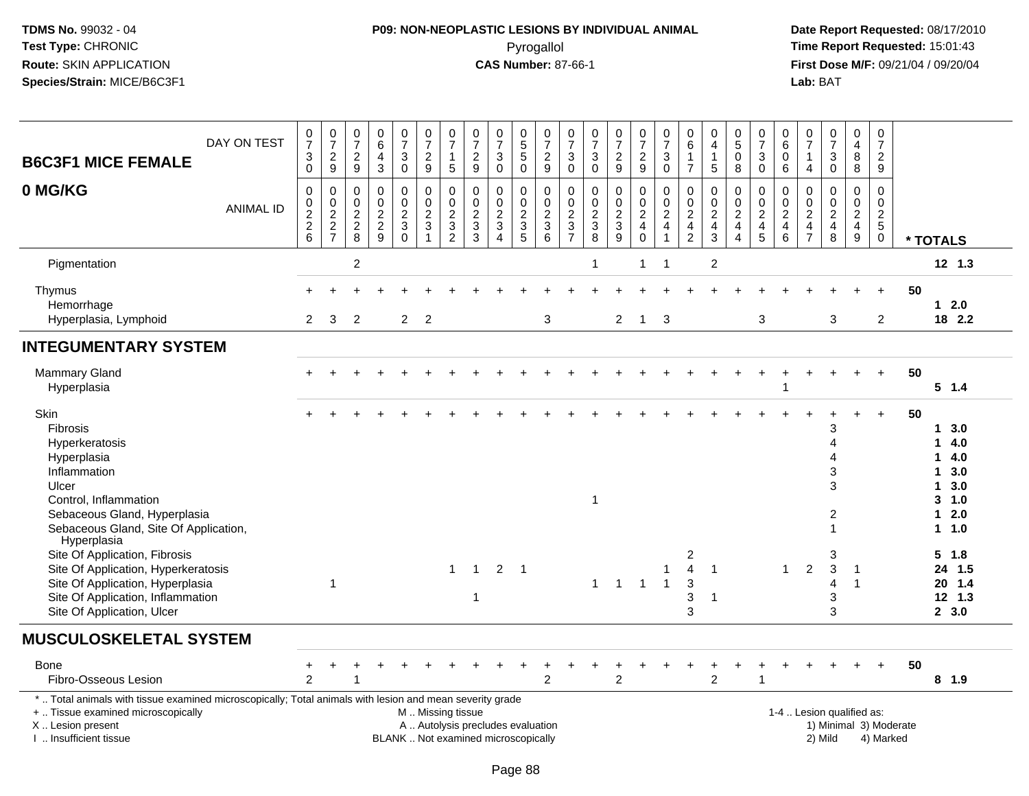**TDMS No.** 99032 - 04
**Test Type:** CHRONIC
**Route:** SKIN APPLICATION
**Species/Strain:** MICE/B6C3F1

**P09: NON-NEOPLASTIC LESIONS BY INDIVIDUAL ANIMAL**
Pyrogallol
**CAS Number:** 87-66-1

**Date Report Requested:** 08/17/2010
**Time Report Requested:** 15:01:43
**First Dose M/F:** 09/21/04 / 09/20/04
**Lab:** BAT

## B6C3F1 MICE FEMALE 0 MG/KG

| DAY ON TEST | 0730 | 0729 | 0729 | 0643 | 0730 | 0729 | 0715 | 0729 | 0730 | 0550 | 0729 | 0730 | 0730 | 0729 | 0729 | 0730 | 0617 | 0415 | 0508 | 0730 | 0606 | 0714 | 0730 | 0488 | 0729 | | |
|---|---|---|---|---|---|---|---|---|---|---|---|---|---|---|---|---|---|---|---|---|---|---|---|---|---|---|---|
| **ANIMAL ID** | 0226 | 0227 | 0228 | 0229 | 0230 | 0231 | 0232 | 0233 | 0234 | 0235 | 0236 | 0237 | 0238 | 0239 | 0240 | 0241 | 0242 | 0243 | 0244 | 0245 | 0246 | 0247 | 0248 | 0249 | 0250 | | **\* TOTALS** |
| Pigmentation | | | 2 | | | | | | | | | | 1 | | 1 | 1 | | 2 | | | | | | | | | 12 1.3 |
| Thymus | + | + | + | + | + | + | + | + | + | + | + | + | + | + | + | + | + | + | + | + | + | + | + | + | + | 50 | |
| Hemorrhage | | | | | | | | | | | | | | | | | | | | | | | | | | | 1 2.0 |
| Hyperplasia, Lymphoid | 2 | 3 | 2 | | 2 | 2 | | | | | 3 | | | 2 | 1 | 3 | | | | 3 | | | 3 | | 2 | | 18 2.2 |
| **INTEGUMENTARY SYSTEM** | | | | | | | | | | | | | | | | | | | | | | | | | | | |
| Mammary Gland | + | + | + | + | + | + | + | + | + | + | + | + | + | + | + | + | + | + | + | + | + | + | + | + | + | 50 | |
| Hyperplasia | | | | | | | | | | | | | | | | | | | | | 1 | | | | | | 5 1.4 |
| Skin | + | + | + | + | + | + | + | + | + | + | + | + | + | + | + | + | + | + | + | + | + | + | + | + | + | 50 | |
| Fibrosis | | | | | | | | | | | | | | | | | | | | | | | 3 | | | | 1 3.0 |
| Hyperkeratosis | | | | | | | | | | | | | | | | | | | | | | | 4 | | | | 1 4.0 |
| Hyperplasia | | | | | | | | | | | | | | | | | | | | | | | 4 | | | | 1 4.0 |
| Inflammation | | | | | | | | | | | | | | | | | | | | | | | 3 | | | | 1 3.0 |
| Ulcer | | | | | | | | | | | | | | | | | | | | | | | 3 | | | | 1 3.0 |
| Control, Inflammation | | | | | | | | | | | | | 1 | | | | | | | | | | | | | | 3 1.0 |
| Sebaceous Gland, Hyperplasia | | | | | | | | | | | | | | | | | | | | | | | 2 | | | | 1 2.0 |
| Sebaceous Gland, Site Of Application, Hyperplasia | | | | | | | | | | | | | | | | | | | | | | | 1 | | | | 1 1.0 |
| Site Of Application, Fibrosis | | | | | | | | | | | | | | | | | 2 | | | | | | 3 | | | | 5 1.8 |
| Site Of Application, Hyperkeratosis | | | | | | | 1 | 1 | 2 | 1 | | | | | | 1 | 4 | 1 | | | 1 | 2 | 3 | 1 | | | 24 1.5 |
| Site Of Application, Hyperplasia | | 1 | | | | | | | | | | | 1 | 1 | 1 | 1 | 3 | | | | | | 4 | 1 | | | 20 1.4 |
| Site Of Application, Inflammation | | | | | | | | 1 | | | | | | | | | 3 | 1 | | | | | 3 | | | | 12 1.3 |
| Site Of Application, Ulcer | | | | | | | | | | | | | | | | | 3 | | | | | | 3 | | | | 2 3.0 |
| **MUSCULOSKELETAL SYSTEM** | | | | | | | | | | | | | | | | | | | | | | | | | | | |
| Bone | + | + | + | + | + | + | + | + | + | + | + | + | + | + | + | + | + | + | + | + | + | + | + | + | + | 50 | |
| Fibro-Osseous Lesion | 2 | | 1 | | | | | | | | 2 | | | 2 | | | | 2 | | 1 | | | | | | | 8 1.9 |

\* .. Total animals with tissue examined microscopically; Total animals with lesion and mean severity grade
\+ .. Tissue examined microscopically
X .. Lesion present
I .. Insufficient tissue

M .. Missing tissue
A .. Autolysis precludes evaluation
BLANK .. Not examined microscopically

1-4 .. Lesion qualified as:
1) Minimal 2) Mild 3) Moderate 4) Marked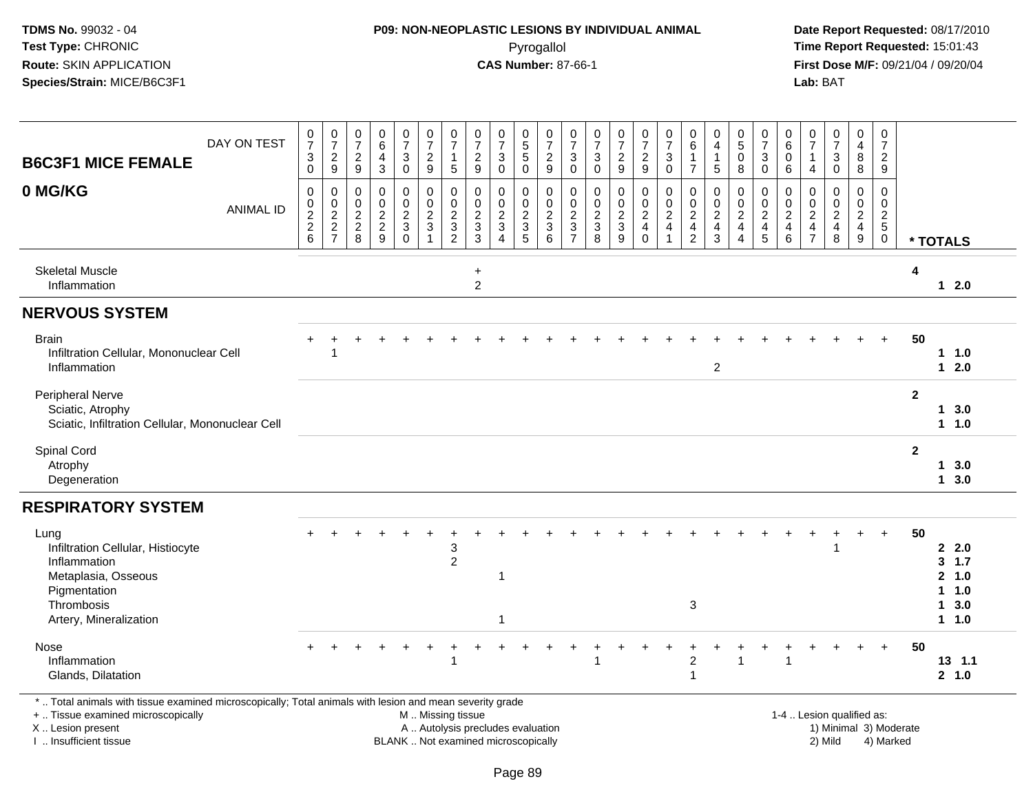# B6C3F1 MICE FEMALE

## 0 MG/KG

| | DAY ON TEST | 0730 | 0729 | 0729 | 0643 | 0730 | 0729 | 0715 | 0729 | 0730 | 0550 | 0729 | 0730 | 0730 | 0729 | 0729 | 0730 | 0617 | 0415 | 0508 | 0730 | 0606 | 0714 | 0730 | 0488 | 0729 | |
|---|---|---|---|---|---|---|---|---|---|---|---|---|---|---|---|---|---|---|---|---|---|---|---|---|---|---|---|
| | ANIMAL ID | 0226 | 0227 | 0228 | 0229 | 0230 | 0231 | 0232 | 0233 | 0234 | 0235 | 0236 | 0237 | 0238 | 0239 | 0240 | 0241 | 0242 | 0243 | 0244 | 0245 | 0246 | 0247 | 0248 | 0249 | 0250 | * TOTALS |
| Skeletal Muscle | | | | | | | | | + | | | | | | | | | | | | | | | | | | 4 |
| Inflammation | | | | | | | | | 2 | | | | | | | | | | | | | | | | | | 1 2.0 |
| **NERVOUS SYSTEM** | | | | | | | | | | | | | | | | | | | | | | | | | | | |
| Brain | | + | + | + | + | + | + | + | + | + | + | + | + | + | + | + | + | + | + | + | + | + | + | + | + | + | 50 |
| Infiltration Cellular, Mononuclear Cell | | | 1 | | | | | | | | | | | | | | | | | | | | | | | | 1 1.0 |
| Inflammation | | | | | | | | | | | | | | | | | | | 2 | | | | | | | | 1 2.0 |
| Peripheral Nerve | | | | | | | | | | | | | | | | | | | | | | | | | | | 2 |
| Sciatic, Atrophy | | | | | | | | | | | | | | | | | | | | | | | | | | | 1 3.0 |
| Sciatic, Infiltration Cellular, Mononuclear Cell | | | | | | | | | | | | | | | | | | | | | | | | | | | 1 1.0 |
| Spinal Cord | | | | | | | | | | | | | | | | | | | | | | | | | | | 2 |
| Atrophy | | | | | | | | | | | | | | | | | | | | | | | | | | | 1 3.0 |
| Degeneration | | | | | | | | | | | | | | | | | | | | | | | | | | | 1 3.0 |
| **RESPIRATORY SYSTEM** | | | | | | | | | | | | | | | | | | | | | | | | | | | |
| Lung | | + | + | + | + | + | + | + | + | + | + | + | + | + | + | + | + | + | + | + | + | + | + | + | + | + | 50 |
| Infiltration Cellular, Histiocyte | | | | | | | | 3 | | | | | | | | | | | | | | | | 1 | | | 2 2.0 |
| Inflammation | | | | | | | | 2 | | | | | | | | | | | | | | | | | | | 3 1.7 |
| Metaplasia, Osseous | | | | | | | | | | 1 | | | | | | | | | | | | | | | | | 2 1.0 |
| Pigmentation | | | | | | | | | | | | | | | | | | | | | | | | | | | 1 1.0 |
| Thrombosis | | | | | | | | | | | | | | | | | | 3 | | | | | | | | | 1 3.0 |
| Artery, Mineralization | | | | | | | | | | 1 | | | | | | | | | | | | | | | | | 1 1.0 |
| Nose | | + | + | + | + | + | + | + | + | + | + | + | + | + | + | + | + | + | + | + | + | + | + | + | + | + | 50 |
| Inflammation | | | | | | | | 1 | | | | | | 1 | | | | 2 | | 1 | | 1 | | | | | 13 1.1 |
| Glands, Dilatation | | | | | | | | | | | | | | | | | | 1 | | | | | | | | | 2 1.0 |

\* .. Total animals with tissue examined microscopically; Total animals with lesion and mean severity grade
\+ .. Tissue examined microscopically
X .. Lesion present
I .. Insufficient tissue

M .. Missing tissue
A .. Autolysis precludes evaluation
BLANK .. Not examined microscopically

1-4 .. Lesion qualified as:
1) Minimal 2) Mild 3) Moderate 4) Marked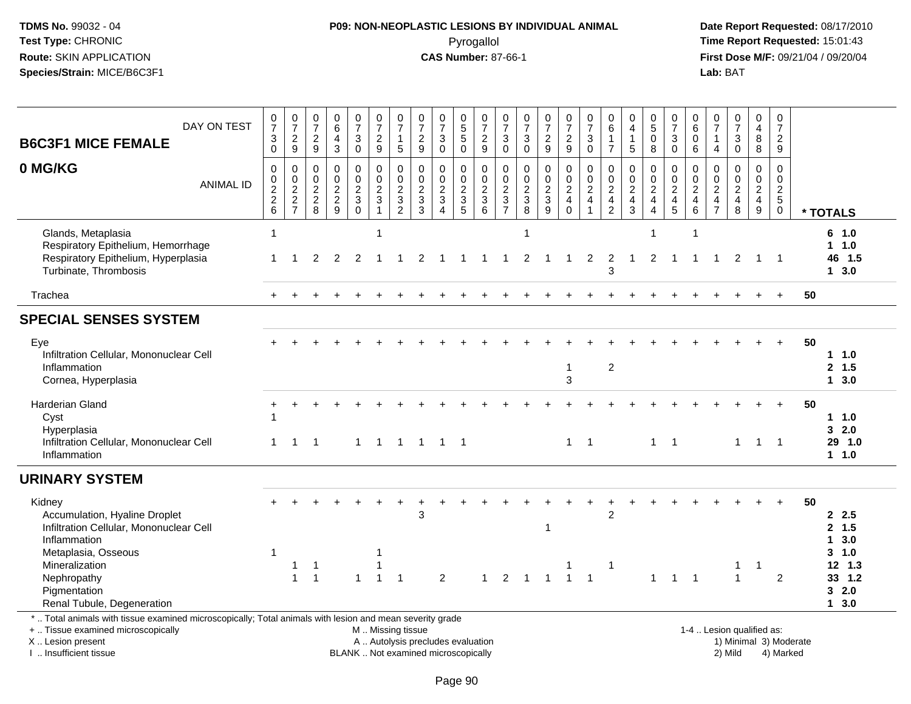**TDMS No.** 99032 - 04
**Test Type:** CHRONIC
**Route:** SKIN APPLICATION
**Species/Strain:** MICE/B6C3F1

**P09: NON-NEOPLASTIC LESIONS BY INDIVIDUAL ANIMAL**
Pyrogallol
**CAS Number:** 87-66-1

**Date Report Requested:** 08/17/2010
**Time Report Requested:** 15:01:43
**First Dose M/F:** 09/21/04 / 09/20/04
**Lab:** BAT

## B6C3F1 MICE FEMALE 0 MG/KG

| DAY ON TEST | 0730 | 0729 | 0729 | 0643 | 0730 | 0729 | 0715 | 0729 | 0730 | 0550 | 0729 | 0730 | 0730 | 0729 | 0729 | 0730 | 0617 | 0415 | 0508 | 0730 | 0606 | 0714 | 0730 | 0488 | 0729 | |
|---|---|---|---|---|---|---|---|---|---|---|---|---|---|---|---|---|---|---|---|---|---|---|---|---|---|---|
| **ANIMAL ID** | 0226 | 0227 | 0228 | 0229 | 0230 | 0231 | 0232 | 0233 | 0234 | 0235 | 0236 | 0237 | 0238 | 0239 | 0240 | 0241 | 0242 | 0243 | 0244 | 0245 | 0246 | 0247 | 0248 | 0249 | 0250 | *** TOTALS** |
| Glands, Metaplasia | 1 | | | | | 1 | | | | | | | 1 | | | | | | 1 | | 1 | | | | | 6 1.0 |
| Respiratory Epithelium, Hemorrhage | | | | | | | | | | | | | | | | | | | | | | | | | | 1 1.0 |
| Respiratory Epithelium, Hyperplasia | 1 | 1 | 2 | 2 | 2 | 1 | 1 | 2 | 1 | 1 | 1 | 1 | 2 | 1 | 1 | 2 | 2 | 1 | 2 | 1 | 1 | 1 | 2 | 1 | 1 | 46 1.5 |
| Turbinate, Thrombosis | | | | | | | | | | | | | | | | | 3 | | | | | | | | | 1 3.0 |
| Trachea | + | + | + | + | + | + | + | + | + | + | + | + | + | + | + | + | + | + | + | + | + | + | + | + | + | 50 |
| **SPECIAL SENSES SYSTEM** | | | | | | | | | | | | | | | | | | | | | | | | | | |
| Eye | + | + | + | + | + | + | + | + | + | + | + | + | + | + | + | + | + | + | + | + | + | + | + | + | + | 50 |
| Infiltration Cellular, Mononuclear Cell | | | | | | | | | | | | | | | | | | | | | | | | | | 1 1.0 |
| Inflammation | | | | | | | | | | | | | | | 1 | | 2 | | | | | | | | | 2 1.5 |
| Cornea, Hyperplasia | | | | | | | | | | | | | | | 3 | | | | | | | | | | | 1 3.0 |
| Harderian Gland | + | + | + | + | + | + | + | + | + | + | + | + | + | + | + | + | + | + | + | + | + | + | + | + | + | 50 |
| Cyst | 1 | | | | | | | | | | | | | | | | | | | | | | | | | 1 1.0 |
| Hyperplasia | | | | | | | | | | | | | | | | | | | | | | | | | | 3 2.0 |
| Infiltration Cellular, Mononuclear Cell | 1 | 1 | 1 | | 1 | 1 | 1 | 1 | 1 | 1 | | | | | 1 | 1 | | | 1 | 1 | | | 1 | 1 | 1 | 29 1.0 |
| Inflammation | | | | | | | | | | | | | | | | | | | | | | | | | | 1 1.0 |
| **URINARY SYSTEM** | | | | | | | | | | | | | | | | | | | | | | | | | | |
| Kidney | + | + | + | + | + | + | + | + | + | + | + | + | + | + | + | + | + | + | + | + | + | + | + | + | + | 50 |
| Accumulation, Hyaline Droplet | | | | | | | | 3 | | | | | | | | | 2 | | | | | | | | | 2 2.5 |
| Infiltration Cellular, Mononuclear Cell | | | | | | | | | | | | | | 1 | | | | | | | | | | | | 2 1.5 |
| Inflammation | | | | | | | | | | | | | | | | | | | | | | | | | | 1 3.0 |
| Metaplasia, Osseous | 1 | | | | | 1 | | | | | | | | | | | | | | | | | | | | 3 1.0 |
| Mineralization | | 1 | 1 | | | 1 | | | | | | | | | 1 | | 1 | | | | | | 1 | 1 | | 12 1.3 |
| Nephropathy | | 1 | 1 | | 1 | 1 | 1 | | 2 | | 1 | 2 | 1 | 1 | 1 | 1 | | | 1 | 1 | 1 | | 1 | | 2 | 33 1.2 |
| Pigmentation | | | | | | | | | | | | | | | | | | | | | | | | | | 3 2.0 |
| Renal Tubule, Degeneration | | | | | | | | | | | | | | | | | | | | | | | | | | 1 3.0 |

\* .. Total animals with tissue examined microscopically; Total animals with lesion and mean severity grade
\+ .. Tissue examined microscopically
X .. Lesion present
I .. Insufficient tissue

M .. Missing tissue
A .. Autolysis precludes evaluation
BLANK .. Not examined microscopically

1-4 .. Lesion qualified as:
1) Minimal 3) Moderate
2) Mild 4) Marked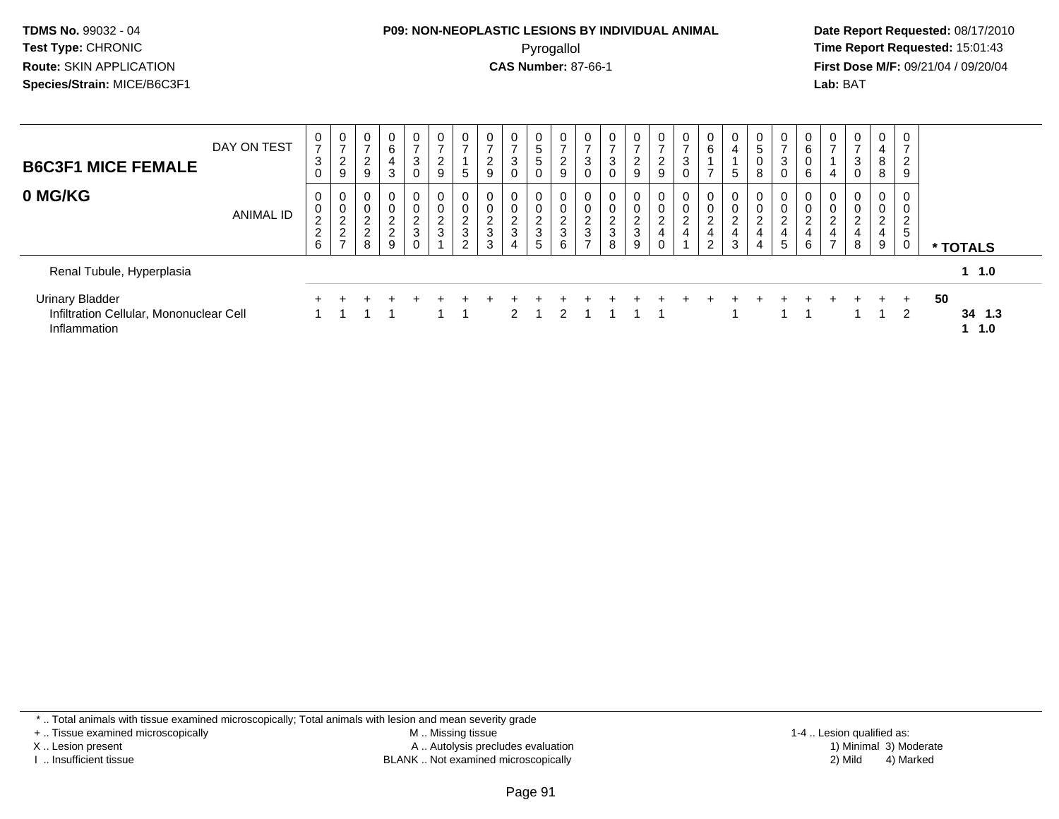**TDMS No.** 99032 - 04
**Test Type:** CHRONIC
**Route:** SKIN APPLICATION
**Species/Strain:** MICE/B6C3F1

**P09: NON-NEOPLASTIC LESIONS BY INDIVIDUAL ANIMAL**
Pyrogallol
**CAS Number:** 87-66-1

**Date Report Requested:** 08/17/2010
**Time Report Requested:** 15:01:43
**First Dose M/F:** 09/21/04 / 09/20/04
**Lab:** BAT

## B6C3F1 MICE FEMALE
## 0 MG/KG

| DAY ON TEST | 0730 | 0729 | 0729 | 0643 | 0730 | 0729 | 0715 | 0729 | 0730 | 0550 | 0729 | 0730 | 0730 | 0729 | 0729 | 0730 | 0617 | 0415 | 0508 | 0730 | 0606 | 0714 | 0730 | 0488 | 0729 | |
|---|---|---|---|---|---|---|---|---|---|---|---|---|---|---|---|---|---|---|---|---|---|---|---|---|---|---|
| ANIMAL ID | 00226 | 00227 | 00228 | 00229 | 00230 | 00231 | 00232 | 00233 | 00234 | 00235 | 00236 | 00237 | 00238 | 00239 | 00240 | 00241 | 00242 | 00243 | 00244 | 00245 | 00246 | 00247 | 00248 | 00249 | 00250 | * TOTALS |
| Renal Tubule, Hyperplasia | | | | | | | | | | | | | | | | | | | | | | | | | | 1 1.0 |
| Urinary Bladder | + | + | + | + | + | + | + | + | + | + | + | + | + | + | + | + | + | + | + | + | + | + | + | + | + | 50 |
| Infiltration Cellular, Mononuclear Cell | 1 | 1 | 1 | 1 | | 1 | 1 | | 2 | 1 | 2 | 1 | 1 | 1 | 1 | | | 1 | | 1 | 1 | | 1 | 1 | 2 | 34 1.3 |
| Inflammation | | | | | | | | | | | | | | | | | | | | | | | | | | 1 1.0 |

\* .. Total animals with tissue examined microscopically; Total animals with lesion and mean severity grade
+ .. Tissue examined microscopically
X .. Lesion present
I .. Insufficient tissue
M .. Missing tissue
A .. Autolysis precludes evaluation
BLANK .. Not examined microscopically
1-4 .. Lesion qualified as:
1) Minimal 3) Moderate
2) Mild 4) Marked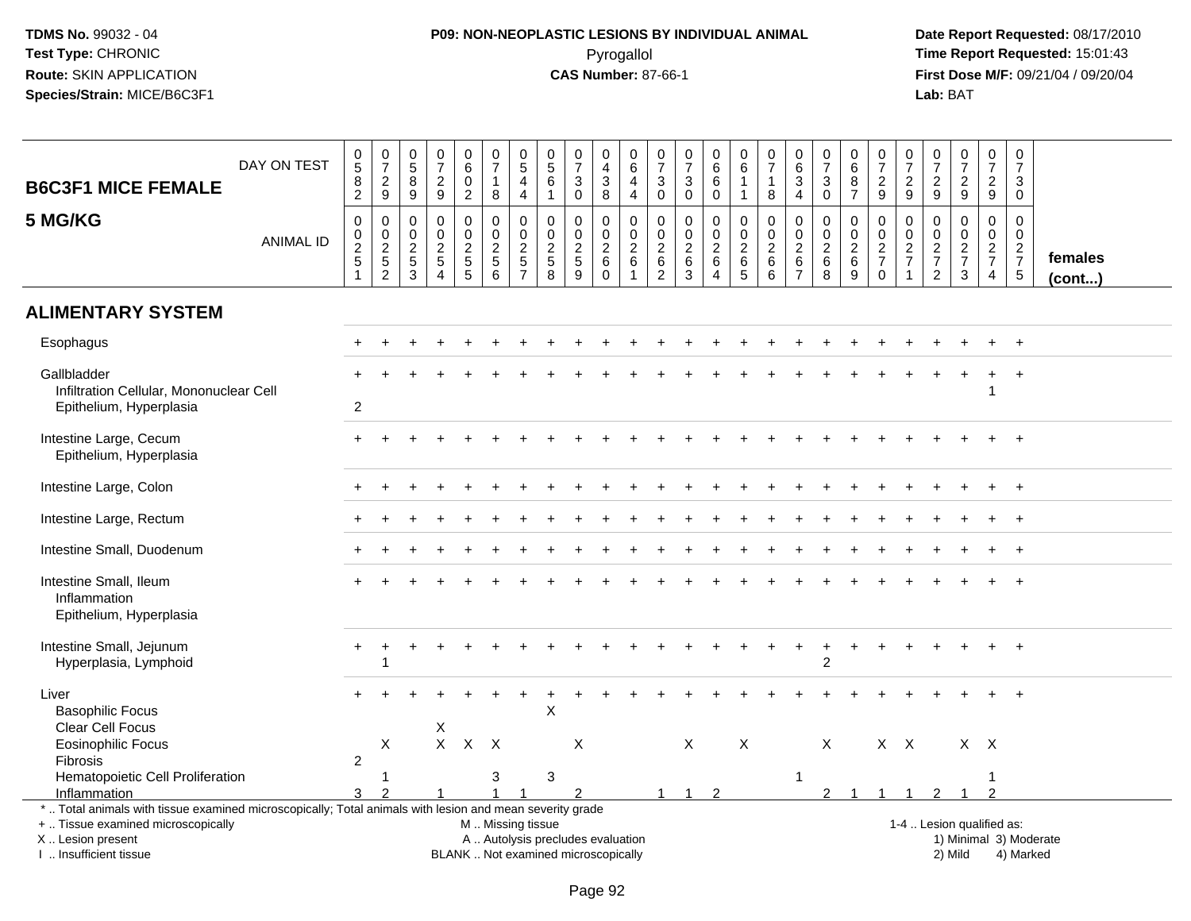TDMS No. 99032 - 04
Test Type: CHRONIC
Route: SKIN APPLICATION
Species/Strain: MICE/B6C3F1

**P09: NON-NEOPLASTIC LESIONS BY INDIVIDUAL ANIMAL**
Pyrogallol
**CAS Number:** 87-66-1

Date Report Requested: 08/17/2010
Time Report Requested: 15:01:43
First Dose M/F: 09/21/04 / 09/20/04
Lab: BAT

| B6C3F1 MICE FEMALE 5 MG/KG | | | | | | | | | | | | | | | | | | | | | | | | | | |
|---|---|---|---|---|---|---|---|---|---|---|---|---|---|---|---|---|---|---|---|---|---|---|---|---|---|---|
| DAY ON TEST | 0582 | 0729 | 0589 | 0729 | 0602 | 0718 | 0544 | 0561 | 0730 | 0438 | 0644 | 0730 | 0730 | 0660 | 0611 | 0718 | 0634 | 0730 | 0687 | 0729 | 0729 | 0729 | 0729 | 0729 | 0730 | |
| ANIMAL ID | 00251 | 00252 | 00253 | 00254 | 00255 | 00256 | 00257 | 00258 | 00259 | 00260 | 00261 | 00262 | 00263 | 00264 | 00265 | 00266 | 00267 | 00268 | 00269 | 00270 | 00271 | 00272 | 00273 | 00274 | 00275 | females (cont...) |
| **ALIMENTARY SYSTEM** | | | | | | | | | | | | | | | | | | | | | | | | | | |
| Esophagus | + | + | + | + | + | + | + | + | + | + | + | + | + | + | + | + | + | + | + | + | + | + | + | + | + | |
| Gallbladder | + | + | + | + | + | + | + | + | + | + | + | + | + | + | + | + | + | + | + | + | + | + | + | + | + | |
| Infiltration Cellular, Mononuclear Cell | | | | | | | | | | | | | | | | | | | | | | | | 1 | | |
| Epithelium, Hyperplasia | 2 | | | | | | | | | | | | | | | | | | | | | | | | | |
| Intestine Large, Cecum | + | + | + | + | + | + | + | + | + | + | + | + | + | + | + | + | + | + | + | + | + | + | + | + | + | |
| Epithelium, Hyperplasia | | | | | | | | | | | | | | | | | | | | | | | | | | |
| Intestine Large, Colon | + | + | + | + | + | + | + | + | + | + | + | + | + | + | + | + | + | + | + | + | + | + | + | + | + | |
| Intestine Large, Rectum | + | + | + | + | + | + | + | + | + | + | + | + | + | + | + | + | + | + | + | + | + | + | + | + | + | |
| Intestine Small, Duodenum | + | + | + | + | + | + | + | + | + | + | + | + | + | + | + | + | + | + | + | + | + | + | + | + | + | |
| Intestine Small, Ileum | + | + | + | + | + | + | + | + | + | + | + | + | + | + | + | + | + | + | + | + | + | + | + | + | + | |
| Inflammation | | | | | | | | | | | | | | | | | | | | | | | | | | |
| Epithelium, Hyperplasia | | | | | | | | | | | | | | | | | | | | | | | | | | |
| Intestine Small, Jejunum | + | + | + | + | + | + | + | + | + | + | + | + | + | + | + | + | + | + | + | + | + | + | + | + | + | |
| Hyperplasia, Lymphoid | | 1 | | | | | | | | | | | | | | | | 2 | | | | | | | | |
| Liver | + | + | + | + | + | + | + | + | + | + | + | + | + | + | + | + | + | + | + | + | + | + | + | + | + | |
| Basophilic Focus | | | | | | | | X | | | | | | | | | | | | | | | | | | |
| Clear Cell Focus | | | | X | | | | | | | | | | | | | | | | | | | | | | |
| Eosinophilic Focus | | X | | X | X | X | | | X | | | | X | | X | | | X | | X | X | | X | X | | |
| Fibrosis | 2 | | | | | | | | | | | | | | | | | | | | | | | | | |
| Hematopoietic Cell Proliferation | | 1 | | | | 3 | | 3 | | | | | | | | | 1 | | | | | | | 1 | | |
| Inflammation | 3 | 2 | | 1 | | 1 | 1 | | 2 | | | 1 | 1 | 2 | | | | 2 | 1 | 1 | 1 | 2 | 1 | 2 | | |

* .. Total animals with tissue examined microscopically; Total animals with lesion and mean severity grade
+ .. Tissue examined microscopically
X .. Lesion present
I .. Insufficient tissue
M .. Missing tissue
A .. Autolysis precludes evaluation
BLANK .. Not examined microscopically
1-4 .. Lesion qualified as:
1) Minimal 3) Moderate
2) Mild 4) Marked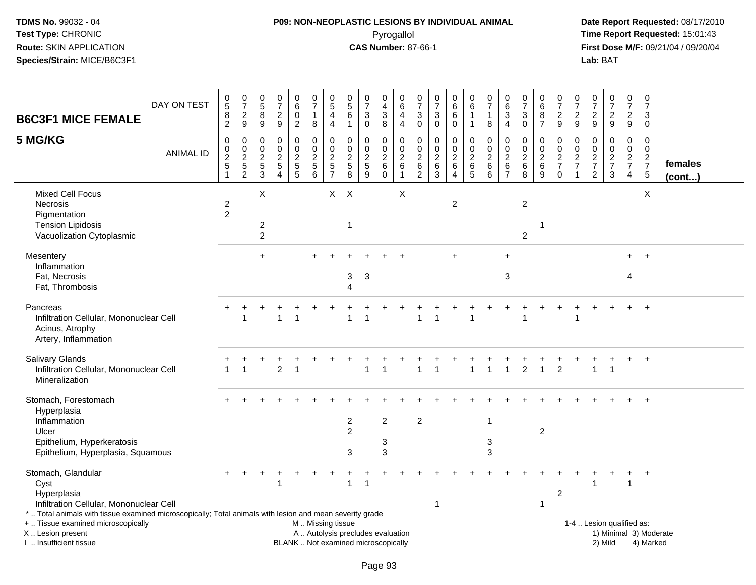**TDMS No.** 99032 - 04
**Test Type:** CHRONIC
**Route:** SKIN APPLICATION
**Species/Strain:** MICE/B6C3F1

**P09: NON-NEOPLASTIC LESIONS BY INDIVIDUAL ANIMAL**
Pyrogallol
**CAS Number:** 87-66-1

**Date Report Requested:** 08/17/2010
**Time Report Requested:** 15:01:43
**First Dose M/F:** 09/21/04 / 09/20/04
**Lab:** BAT

| B6C3F1 MICE FEMALE 5 MG/KG | | | | | | | | | | | | | | | | | | | | | | | | | | |
|---|---|---|---|---|---|---|---|---|---|---|---|---|---|---|---|---|---|---|---|---|---|---|---|---|---|---|
| DAY ON TEST | 0582 | 0729 | 0589 | 0729 | 0602 | 0718 | 0544 | 0561 | 0730 | 0438 | 0644 | 0730 | 0730 | 0660 | 0611 | 0718 | 0634 | 0730 | 0687 | 0729 | 0729 | 0729 | 0729 | 0729 | 0730 | |
| ANIMAL ID | 0251 | 0252 | 0253 | 0254 | 0255 | 0256 | 0257 | 0258 | 0259 | 0260 | 0261 | 0262 | 0263 | 0264 | 0265 | 0266 | 0267 | 0268 | 0269 | 0270 | 0271 | 0272 | 0273 | 0274 | 0275 | females (cont...) |
| Mixed Cell Focus | | | X | | | | X | X | | | X | | | | | | | | | | | | | | X | |
| Necrosis | 2 | | | | | | | | | | | | | 2 | | | | 2 | | | | | | | | |
| Pigmentation | 2 | | | | | | | | | | | | | | | | | | | | | | | | | |
| Tension Lipidosis | | | 2 | | | | | 1 | | | | | | | | | | | 1 | | | | | | | |
| Vacuolization Cytoplasmic | | | 2 | | | | | | | | | | | | | | | 2 | | | | | | | | |
| Mesentery | | | + | | | + | + | + | + | + | + | | | + | | | + | | | | | | | + | + | |
| Inflammation | | | | | | | | | | | | | | | | | | | | | | | | | | |
| Fat, Necrosis | | | | | | | | 3 | 3 | | | | | | | | 3 | | | | | | | 4 | | |
| Fat, Thrombosis | | | | | | | | 4 | | | | | | | | | | | | | | | | | | |
| Pancreas | + | + | + | + | + | + | + | + | + | + | + | + | + | + | + | + | + | + | + | + | + | + | + | + | + | |
| Infiltration Cellular, Mononuclear Cell | | 1 | | 1 | 1 | | | 1 | 1 | | | 1 | 1 | | 1 | | | 1 | | | 1 | | | | | |
| Acinus, Atrophy | | | | | | | | | | | | | | | | | | | | | | | | | | |
| Artery, Inflammation | | | | | | | | | | | | | | | | | | | | | | | | | | |
| Salivary Glands | + | + | + | + | + | + | + | + | + | + | + | + | + | + | + | + | + | + | + | + | + | + | + | + | + | |
| Infiltration Cellular, Mononuclear Cell | 1 | 1 | | 2 | 1 | | | | 1 | 1 | | 1 | 1 | | 1 | 1 | 1 | 2 | 1 | 2 | | 1 | 1 | | | |
| Mineralization | | | | | | | | | | | | | | | | | | | | | | | | | | |
| Stomach, Forestomach | + | + | + | + | + | + | + | + | + | + | + | + | + | + | + | + | + | + | + | + | + | + | + | + | + | |
| Hyperplasia | | | | | | | | | | | | | | | | | | | | | | | | | | |
| Inflammation | | | | | | | | 2 | | 2 | | 2 | | | | 1 | | | | | | | | | | |
| Ulcer | | | | | | | | 2 | | | | | | | | | | | 2 | | | | | | | |
| Epithelium, Hyperkeratosis | | | | | | | | | | 3 | | | | | | 3 | | | | | | | | | | |
| Epithelium, Hyperplasia, Squamous | | | | | | | | 3 | | 3 | | | | | | 3 | | | | | | | | | | |
| Stomach, Glandular | + | + | + | + | + | + | + | + | + | + | + | + | + | + | + | + | + | + | + | + | + | + | + | + | + | |
| Cyst | | | | 1 | | | | 1 | 1 | | | | | | | | | | | | | 1 | | 1 | | |
| Hyperplasia | | | | | | | | | | | | | | | | | | | | 2 | | | | | | |
| Infiltration Cellular, Mononuclear Cell | | | | | | | | | | | | | 1 | | | | | | 1 | | | | | | | |

\* .. Total animals with tissue examined microscopically; Total animals with lesion and mean severity grade
\+ .. Tissue examined microscopically
X .. Lesion present
I .. Insufficient tissue

M .. Missing tissue
A .. Autolysis precludes evaluation
BLANK .. Not examined microscopically

1-4 .. Lesion qualified as:
1) Minimal 3) Moderate
2) Mild 4) Marked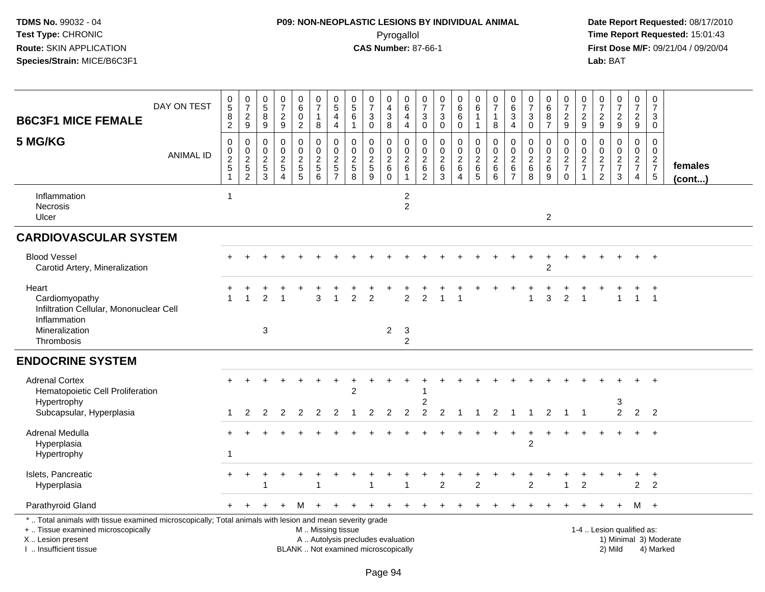**TDMS No.** 99032 - 04
**Test Type:** CHRONIC
**Route:** SKIN APPLICATION
**Species/Strain:** MICE/B6C3F1

**P09: NON-NEOPLASTIC LESIONS BY INDIVIDUAL ANIMAL**
Pyrogallol
**CAS Number:** 87-66-1

**Date Report Requested:** 08/17/2010
**Time Report Requested:** 15:01:43
**First Dose M/F:** 09/21/04 / 09/20/04
**Lab:** BAT

| B6C3F1 MICE FEMALE 5 MG/KG — DAY ON TEST | 0582 | 0729 | 0589 | 0729 | 0602 | 0718 | 0544 | 0561 | 0730 | 0438 | 0644 | 0730 | 0730 | 0660 | 0611 | 0718 | 0634 | 0730 | 0687 | 0729 | 0729 | 0729 | 0729 | 0729 | 0730 | |
|---|---|---|---|---|---|---|---|---|---|---|---|---|---|---|---|---|---|---|---|---|---|---|---|---|---|---|
| **ANIMAL ID** | 0251 | 0252 | 0253 | 0254 | 0255 | 0256 | 0257 | 0258 | 0259 | 0260 | 0261 | 0262 | 0263 | 0264 | 0265 | 0266 | 0267 | 0268 | 0269 | 0270 | 0271 | 0272 | 0273 | 0274 | 0275 | **females (cont...)** |
| Inflammation | 1 | | | | | | | | | | 2 | | | | | | | | | | | | | | | |
| Necrosis | | | | | | | | | | | 2 | | | | | | | | | | | | | | | |
| Ulcer | | | | | | | | | | | | | | | | | | | 2 | | | | | | | |
| **CARDIOVASCULAR SYSTEM** | | | | | | | | | | | | | | | | | | | | | | | | | | |
| Blood Vessel | + | + | + | + | + | + | + | + | + | + | + | + | + | + | + | + | + | + | + | + | + | + | + | + | + | |
| Carotid Artery, Mineralization | | | | | | | | | | | | | | | | | | | 2 | | | | | | | |
| Heart | + | + | + | + | + | + | + | + | + | + | + | + | + | + | + | + | + | + | + | + | + | + | + | + | + | |
| Cardiomyopathy | 1 | 1 | 2 | 1 | | 3 | 1 | 2 | 2 | | 2 | 2 | 1 | 1 | | | | 1 | 3 | 2 | 1 | | 1 | 1 | 1 | |
| Infiltration Cellular, Mononuclear Cell | | | | | | | | | | | | | | | | | | | | | | | | | | |
| Inflammation | | | | | | | | | | | | | | | | | | | | | | | | | | |
| Mineralization | | | 3 | | | | | | | 2 | 3 | | | | | | | | | | | | | | | |
| Thrombosis | | | | | | | | | | | 2 | | | | | | | | | | | | | | | |
| **ENDOCRINE SYSTEM** | | | | | | | | | | | | | | | | | | | | | | | | | | |
| Adrenal Cortex | + | + | + | + | + | + | + | + | + | + | + | + | + | + | + | + | + | + | + | + | + | + | + | + | + | |
| Hematopoietic Cell Proliferation | | | | | | | | 2 | | | | 1 | | | | | | | | | | | | | | |
| Hypertrophy | | | | | | | | | | | | 2 | | | | | | | | | | | 3 | | | |
| Subcapsular, Hyperplasia | 1 | 2 | 2 | 2 | 2 | 2 | 2 | 1 | 2 | 2 | 2 | 2 | 2 | 1 | 1 | 2 | 1 | 1 | 2 | 1 | 1 | | 2 | 2 | 2 | |
| Adrenal Medulla | + | + | + | + | + | + | + | + | + | + | + | + | + | + | + | + | + | + | + | + | + | + | + | + | + | |
| Hyperplasia | | | | | | | | | | | | | | | | | | 2 | | | | | | | | |
| Hypertrophy | 1 | | | | | | | | | | | | | | | | | | | | | | | | | |
| Islets, Pancreatic | + | + | + | + | + | + | + | + | + | + | + | + | + | + | + | + | + | + | + | + | + | + | + | + | + | |
| Hyperplasia | | | 1 | | | 1 | | | 1 | | 1 | | 2 | | 2 | | | 2 | | 1 | 2 | | | 2 | 2 | |
| Parathyroid Gland | + | + | + | + | M | + | + | + | + | + | + | + | + | + | + | + | + | + | + | + | + | + | + | M | + | |

\* .. Total animals with tissue examined microscopically; Total animals with lesion and mean severity grade
+ .. Tissue examined microscopically
X .. Lesion present
I .. Insufficient tissue

M .. Missing tissue
A .. Autolysis precludes evaluation
BLANK .. Not examined microscopically

1-4 .. Lesion qualified as:
1) Minimal 3) Moderate
2) Mild 4) Marked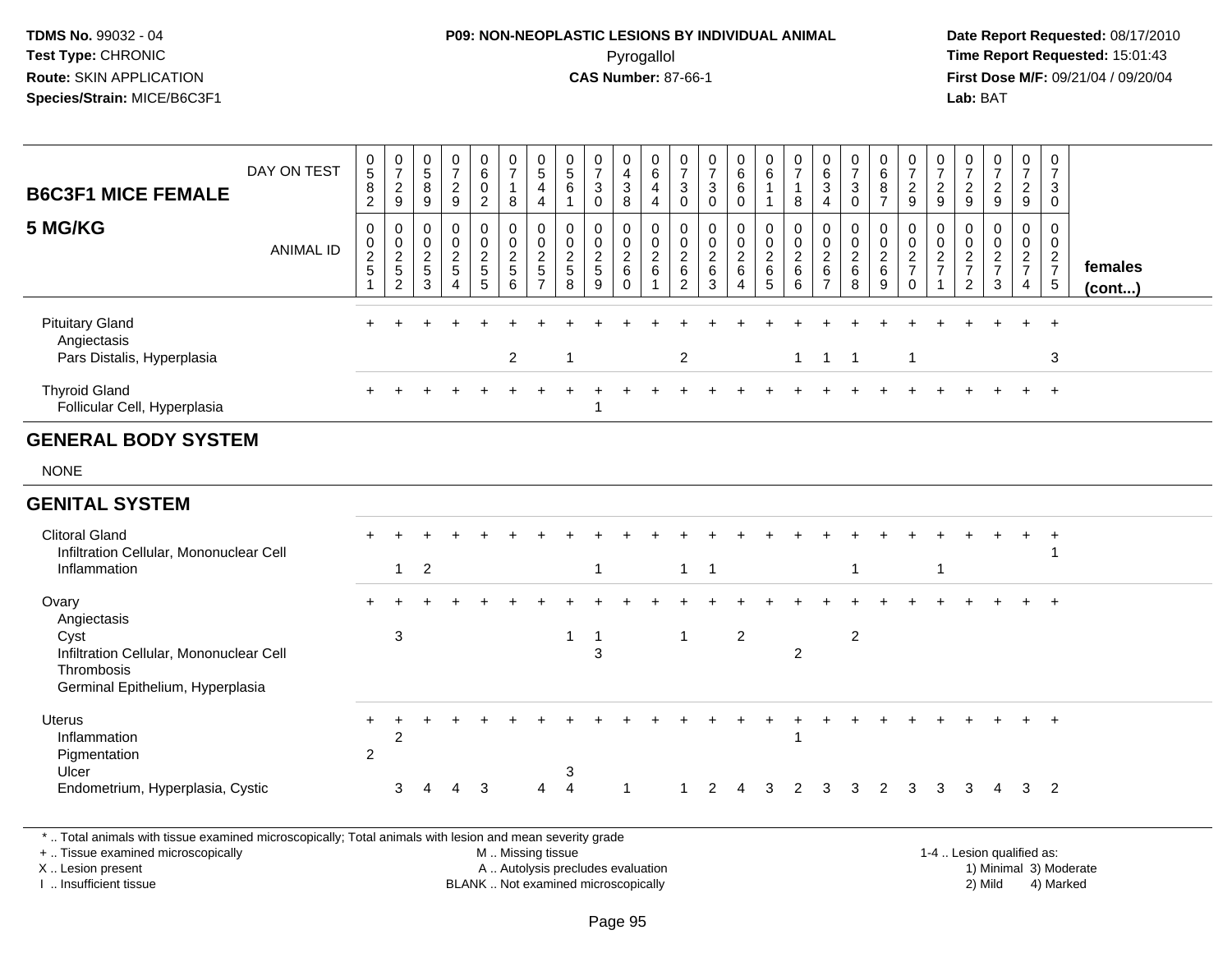**TDMS No.** 99032 - 04
**Test Type:** CHRONIC
**Route:** SKIN APPLICATION
**Species/Strain:** MICE/B6C3F1

**P09: NON-NEOPLASTIC LESIONS BY INDIVIDUAL ANIMAL**
Pyrogallol
**CAS Number:** 87-66-1

**Date Report Requested:** 08/17/2010
**Time Report Requested:** 15:01:43
**First Dose M/F:** 09/21/04 / 09/20/04
**Lab:** BAT

| B6C3F1 MICE FEMALE 5 MG/KG | | | | | | | | | | | | | | | | | | | | | | | | | | |
|---|---|---|---|---|---|---|---|---|---|---|---|---|---|---|---|---|---|---|---|---|---|---|---|---|---|---|
| DAY ON TEST | 0582 | 0729 | 0589 | 0729 | 0602 | 0718 | 0544 | 0561 | 0730 | 0438 | 0644 | 0730 | 0730 | 0660 | 0611 | 0718 | 0634 | 0730 | 0687 | 0729 | 0729 | 0729 | 0729 | 0729 | 0730 | |
| ANIMAL ID | 0251 | 0252 | 0253 | 0254 | 0255 | 0256 | 0257 | 0258 | 0259 | 0260 | 0261 | 0262 | 0263 | 0264 | 0265 | 0266 | 0267 | 0268 | 0269 | 0270 | 0271 | 0272 | 0273 | 0274 | 0275 | females (cont...) |
| Pituitary Gland | + | + | + | + | + | + | + | + | + | + | + | + | + | + | + | + | + | + | + | + | + | + | + | + | + | |
| Angiectasis | | | | | | | | | | | | | | | | | | | | | | | | | | |
| Pars Distalis, Hyperplasia | | | | | | 2 | | 1 | | | | 2 | | | | 1 | 1 | 1 | | 1 | | | | | 3 | |
| Thyroid Gland | + | + | + | + | + | + | + | + | + | + | + | + | + | + | + | + | + | + | + | + | + | + | + | + | + | |
| Follicular Cell, Hyperplasia | | | | | | | | | 1 | | | | | | | | | | | | | | | | | |
| **GENERAL BODY SYSTEM** | | | | | | | | | | | | | | | | | | | | | | | | | | |
| NONE | | | | | | | | | | | | | | | | | | | | | | | | | | |
| **GENITAL SYSTEM** | | | | | | | | | | | | | | | | | | | | | | | | | | |
| Clitoral Gland | + | + | + | + | + | + | + | + | + | + | + | + | + | + | + | + | + | + | + | + | + | + | + | + | + | |
| Infiltration Cellular, Mononuclear Cell | | | | | | | | | | | | | | | | | | | | | | | | | 1 | |
| Inflammation | | 1 | 2 | | | | | | 1 | | | 1 | 1 | | | | | 1 | | | 1 | | | | | |
| Ovary | + | + | + | + | + | + | + | + | + | + | + | + | + | + | + | + | + | + | + | + | + | + | + | + | + | |
| Angiectasis | | | | | | | | | | | | | | | | | | | | | | | | | | |
| Cyst | | 3 | | | | | | 1 | 1 | | | 1 | | 2 | | | | 2 | | | | | | | | |
| Infiltration Cellular, Mononuclear Cell | | | | | | | | | 3 | | | | | | | 2 | | | | | | | | | | |
| Thrombosis | | | | | | | | | | | | | | | | | | | | | | | | | | |
| Germinal Epithelium, Hyperplasia | | | | | | | | | | | | | | | | | | | | | | | | | | |
| Uterus | + | + | + | + | + | + | + | + | + | + | + | + | + | + | + | + | + | + | + | + | + | + | + | + | + | |
| Inflammation | | 2 | | | | | | | | | | | | | | 1 | | | | | | | | | | |
| Pigmentation | 2 | | | | | | | | | | | | | | | | | | | | | | | | | |
| Ulcer | | | | | | | | 3 | | | | | | | | | | | | | | | | | | |
| Endometrium, Hyperplasia, Cystic | | 3 | 4 | 4 | 3 | | 4 | 4 | | 1 | | 1 | 2 | 4 | 3 | 2 | 3 | 3 | 2 | 3 | 3 | 3 | 4 | 3 | 2 | |

\* .. Total animals with tissue examined microscopically; Total animals with lesion and mean severity grade
\+ .. Tissue examined microscopically
X .. Lesion present
I .. Insufficient tissue

M .. Missing tissue
A .. Autolysis precludes evaluation
BLANK .. Not examined microscopically

1-4 .. Lesion qualified as:
1) Minimal 3) Moderate
2) Mild 4) Marked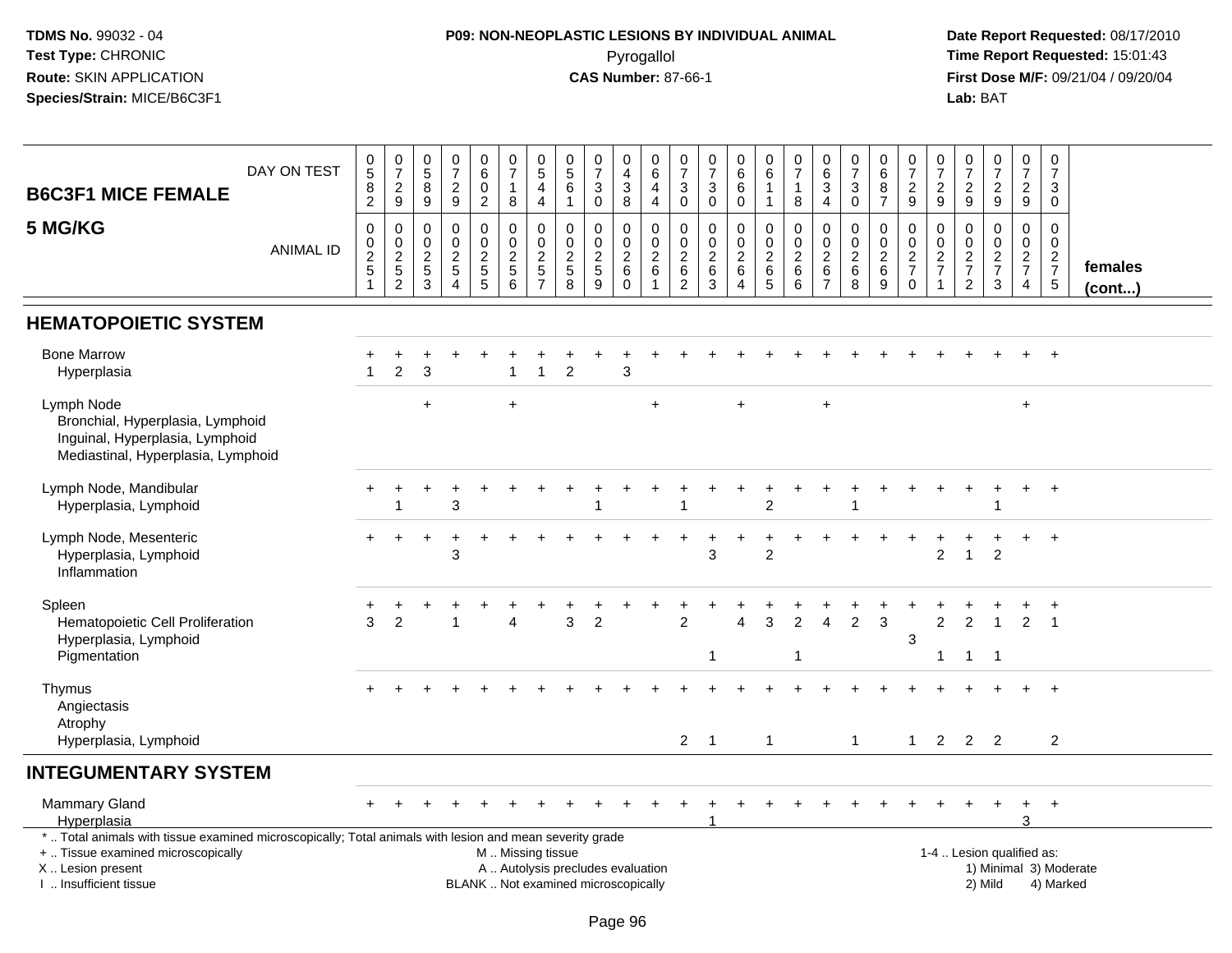**TDMS No.** 99032 - 04
**Test Type:** CHRONIC
**Route:** SKIN APPLICATION
**Species/Strain:** MICE/B6C3F1

**P09: NON-NEOPLASTIC LESIONS BY INDIVIDUAL ANIMAL**
Pyrogallol
**CAS Number:** 87-66-1

**Date Report Requested:** 08/17/2010
**Time Report Requested:** 15:01:43
**First Dose M/F:** 09/21/04 / 09/20/04
**Lab:** BAT

| B6C3F1 MICE FEMALE 5 MG/KG | | | | | | | | | | | | | | | | | | | | | | | | | | |
|---|---|---|---|---|---|---|---|---|---|---|---|---|---|---|---|---|---|---|---|---|---|---|---|---|---|---|
| DAY ON TEST | 0582 | 0729 | 0589 | 0729 | 0602 | 0718 | 0544 | 0561 | 0730 | 0438 | 0644 | 0730 | 0730 | 0660 | 0611 | 0718 | 0634 | 0730 | 0687 | 0729 | 0729 | 0729 | 0729 | 0729 | 0730 | |
| ANIMAL ID | 00251 | 00252 | 00253 | 00254 | 00255 | 00256 | 00257 | 00258 | 00259 | 00260 | 00261 | 00262 | 00263 | 00264 | 00265 | 00266 | 00267 | 00268 | 00269 | 00270 | 00271 | 00272 | 00273 | 00274 | 00275 | females (cont...) |
| **HEMATOPOIETIC SYSTEM** | | | | | | | | | | | | | | | | | | | | | | | | | | |
| Bone Marrow | + | + | + | + | + | + | + | + | + | + | + | + | + | + | + | + | + | + | + | + | + | + | + | + | + | |
| Hyperplasia | 1 | 2 | 3 | | | 1 | 1 | 2 | | 3 | | | | | | | | | | | | | | | | |
| Lymph Node | | | + | | | + | | | | | + | | | + | | | + | | | | | | | + | | |
| Bronchial, Hyperplasia, Lymphoid | | | | | | | | | | | | | | | | | | | | | | | | | | |
| Inguinal, Hyperplasia, Lymphoid | | | | | | | | | | | | | | | | | | | | | | | | | | |
| Mediastinal, Hyperplasia, Lymphoid | | | | | | | | | | | | | | | | | | | | | | | | | | |
| Lymph Node, Mandibular | + | + | + | + | + | + | + | + | + | + | + | + | + | + | + | + | + | + | + | + | + | + | + | + | + | |
| Hyperplasia, Lymphoid | | 1 | | 3 | | | | | 1 | | | 1 | | | 2 | | | 1 | | | | | 1 | | | |
| Lymph Node, Mesenteric | + | + | + | + | + | + | + | + | + | + | + | + | + | + | + | + | + | + | + | + | + | + | + | + | + | |
| Hyperplasia, Lymphoid | | | | 3 | | | | | | | | | 3 | | 2 | | | | | | 2 | 1 | 2 | | | |
| Inflammation | | | | | | | | | | | | | | | | | | | | | | | | | | |
| Spleen | + | + | + | + | + | + | + | + | + | + | + | + | + | + | + | + | + | + | + | + | + | + | + | + | + | |
| Hematopoietic Cell Proliferation | 3 | 2 | | 1 | | 4 | | 3 | 2 | | | 2 | | 4 | 3 | 2 | 4 | 2 | 3 | | 2 | 2 | 1 | 2 | 1 | |
| Hyperplasia, Lymphoid | | | | | | | | | | | | | | | | | | | | 3 | | | | | | |
| Pigmentation | | | | | | | | | | | | | 1 | | | 1 | | | | | 1 | 1 | 1 | | | |
| Thymus | + | + | + | + | + | + | + | + | + | + | + | + | + | + | + | + | + | + | + | + | + | + | + | + | + | |
| Angiectasis | | | | | | | | | | | | | | | | | | | | | | | | | | |
| Atrophy | | | | | | | | | | | | | | | | | | | | | | | | | | |
| Hyperplasia, Lymphoid | | | | | | | | | | | | 2 | 1 | | 1 | | | 1 | | 1 | 2 | 2 | 2 | | 2 | |
| **INTEGUMENTARY SYSTEM** | | | | | | | | | | | | | | | | | | | | | | | | | | |
| Mammary Gland | + | + | + | + | + | + | + | + | + | + | + | + | + | + | + | + | + | + | + | + | + | + | + | + | + | |
| Hyperplasia | | | | | | | | | | | | | 1 | | | | | | | | | | | 3 | | |

\* .. Total animals with tissue examined microscopically; Total animals with lesion and mean severity grade
\+ .. Tissue examined microscopically
X .. Lesion present
I .. Insufficient tissue

M .. Missing tissue
A .. Autolysis precludes evaluation
BLANK .. Not examined microscopically

1-4 .. Lesion qualified as:
1) Minimal 3) Moderate
2) Mild 4) Marked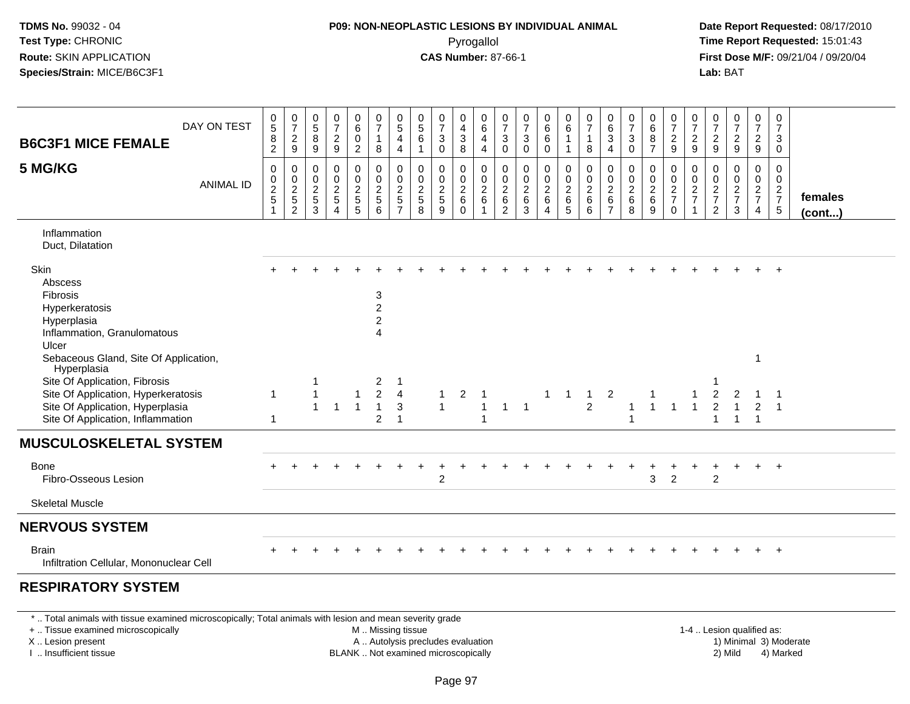**TDMS No.** 99032 - 04
**Test Type:** CHRONIC
**Route:** SKIN APPLICATION
**Species/Strain:** MICE/B6C3F1

**P09: NON-NEOPLASTIC LESIONS BY INDIVIDUAL ANIMAL**
Pyrogallol
**CAS Number:** 87-66-1

**Date Report Requested:** 08/17/2010
**Time Report Requested:** 15:01:43
**First Dose M/F:** 09/21/04 / 09/20/04
**Lab:** BAT

| B6C3F1 MICE FEMALE 5 MG/KG | | | | | | | | | | | | | | | | | | | | | | | | | | |
|---|---|---|---|---|---|---|---|---|---|---|---|---|---|---|---|---|---|---|---|---|---|---|---|---|---|---|
| DAY ON TEST | 0582 | 0729 | 0589 | 0729 | 0602 | 0718 | 0544 | 0561 | 0730 | 0438 | 0644 | 0730 | 0730 | 0660 | 0611 | 0718 | 0634 | 0730 | 0687 | 0729 | 0729 | 0729 | 0729 | 0729 | 0730 | |
| ANIMAL ID | 00251 | 00252 | 00253 | 00254 | 00255 | 00256 | 00257 | 00258 | 00259 | 00260 | 00261 | 00262 | 00263 | 00264 | 00265 | 00266 | 00267 | 00268 | 00269 | 00270 | 00271 | 00272 | 00273 | 00274 | 00275 | females (cont...) |
| Inflammation | | | | | | | | | | | | | | | | | | | | | | | | | | |
| Duct, Dilatation | | | | | | | | | | | | | | | | | | | | | | | | | | |
| Skin | + | + | + | + | + | + | + | + | + | + | + | + | + | + | + | + | + | + | + | + | + | + | + | + | + | |
| Abscess | | | | | | | | | | | | | | | | | | | | | | | | | | |
| Fibrosis | | | | | | 3 | | | | | | | | | | | | | | | | | | | | |
| Hyperkeratosis | | | | | | 2 | | | | | | | | | | | | | | | | | | | | |
| Hyperplasia | | | | | | 2 | | | | | | | | | | | | | | | | | | | | |
| Inflammation, Granulomatous | | | | | | 4 | | | | | | | | | | | | | | | | | | | | |
| Ulcer | | | | | | | | | | | | | | | | | | | | | | | | | | |
| Sebaceous Gland, Site Of Application, Hyperplasia | | | | | | | | | | | | | | | | | | | | | | | | 1 | | |
| Site Of Application, Fibrosis | | | 1 | | | 2 | 1 | | | | | | | | | | | | | | | 1 | | | | |
| Site Of Application, Hyperkeratosis | 1 | | 1 | | 1 | 2 | 4 | | 1 | 2 | 1 | | | 1 | 1 | 1 | 2 | | 1 | | 1 | 2 | 2 | 1 | 1 | |
| Site Of Application, Hyperplasia | | | 1 | 1 | 1 | 1 | 3 | | 1 | | 1 | 1 | 1 | | | 2 | | 1 | 1 | 1 | 1 | 2 | 1 | 2 | 1 | |
| Site Of Application, Inflammation | 1 | | | | | 2 | 1 | | | | 1 | | | | | | | 1 | | | | 1 | 1 | 1 | | |
| **MUSCULOSKELETAL SYSTEM** | | | | | | | | | | | | | | | | | | | | | | | | | | |
| Bone | + | + | + | + | + | + | + | + | + | + | + | + | + | + | + | + | + | + | + | + | + | + | + | + | + | |
| Fibro-Osseous Lesion | | | | | | | | | 2 | | | | | | | | | | 3 | 2 | | 2 | | | | |
| Skeletal Muscle | | | | | | | | | | | | | | | | | | | | | | | | | | |
| **NERVOUS SYSTEM** | | | | | | | | | | | | | | | | | | | | | | | | | | |
| Brain | + | + | + | + | + | + | + | + | + | + | + | + | + | + | + | + | + | + | + | + | + | + | + | + | + | |
| Infiltration Cellular, Mononuclear Cell | | | | | | | | | | | | | | | | | | | | | | | | | | |
| **RESPIRATORY SYSTEM** | | | | | | | | | | | | | | | | | | | | | | | | | | |

* .. Total animals with tissue examined microscopically; Total animals with lesion and mean severity grade
+ .. Tissue examined microscopically
X .. Lesion present
I .. Insufficient tissue
M .. Missing tissue
A .. Autolysis precludes evaluation
BLANK .. Not examined microscopically
1-4 .. Lesion qualified as:
1) Minimal 3) Moderate
2) Mild 4) Marked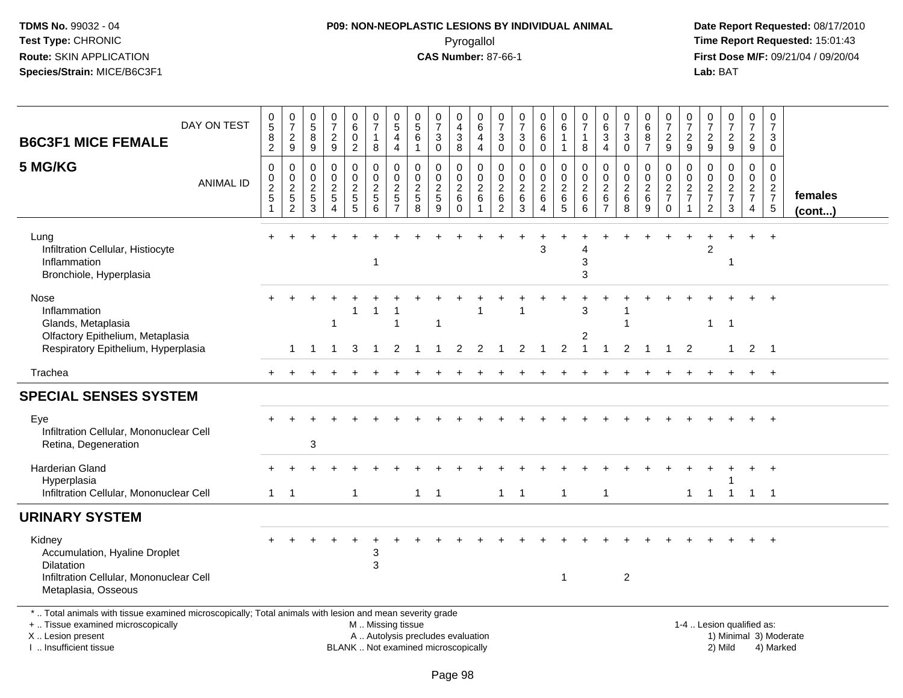**TDMS No.** 99032 - 04
**Test Type:** CHRONIC
**Route:** SKIN APPLICATION
**Species/Strain:** MICE/B6C3F1

**P09: NON-NEOPLASTIC LESIONS BY INDIVIDUAL ANIMAL**
Pyrogallol
**CAS Number:** 87-66-1

**Date Report Requested:** 08/17/2010
**Time Report Requested:** 15:01:43
**First Dose M/F:** 09/21/04 / 09/20/04
**Lab:** BAT

| B6C3F1 MICE FEMALE 5 MG/KG | | | | | | | | | | | | | | | | | | | | | | | | | | |
|---|---|---|---|---|---|---|---|---|---|---|---|---|---|---|---|---|---|---|---|---|---|---|---|---|---|---|
| DAY ON TEST | 0582 | 0729 | 0589 | 0729 | 0602 | 0718 | 0544 | 0561 | 0730 | 0438 | 0644 | 0730 | 0730 | 0660 | 0611 | 0718 | 0634 | 0730 | 0687 | 0729 | 0729 | 0729 | 0729 | 0729 | 0730 | |
| ANIMAL ID | 0251 | 0252 | 0253 | 0254 | 0255 | 0256 | 0257 | 0258 | 0259 | 0260 | 0261 | 0262 | 0263 | 0264 | 0265 | 0266 | 0267 | 0268 | 0269 | 0270 | 0271 | 0272 | 0273 | 0274 | 0275 | females (cont...) |
| Lung | + | + | + | + | + | + | + | + | + | + | + | + | + | + | + | + | + | + | + | + | + | + | + | + | + | |
| Infiltration Cellular, Histiocyte | | | | | | | | | | | | | | 3 | | 4 | | | | | | 2 | | | | |
| Inflammation | | | | | | 1 | | | | | | | | | | 3 | | | | | | | 1 | | | |
| Bronchiole, Hyperplasia | | | | | | | | | | | | | | | | 3 | | | | | | | | | | |
| Nose | + | + | + | + | + | + | + | + | + | + | + | + | + | + | + | + | + | + | + | + | + | + | + | + | + | |
| Inflammation | | | | | 1 | 1 | 1 | | | | 1 | | 1 | | | 3 | | 1 | | | | | | | | |
| Glands, Metaplasia | | | | 1 | | | 1 | | 1 | | | | | | | | | 1 | | | | 1 | 1 | | | |
| Olfactory Epithelium, Metaplasia | | | | | | | | | | | | | | | | 2 | | | | | | | | | | |
| Respiratory Epithelium, Hyperplasia | | 1 | 1 | 1 | 3 | 1 | 2 | 1 | 1 | 2 | 2 | 1 | 2 | 1 | 2 | 1 | 1 | 2 | 1 | 1 | 2 | | 1 | 2 | 1 | |
| Trachea | + | + | + | + | + | + | + | + | + | + | + | + | + | + | + | + | + | + | + | + | + | + | + | + | + | |
| **SPECIAL SENSES SYSTEM** | | | | | | | | | | | | | | | | | | | | | | | | | | |
| Eye | + | + | + | + | + | + | + | + | + | + | + | + | + | + | + | + | + | + | + | + | + | + | + | + | + | |
| Infiltration Cellular, Mononuclear Cell | | | | | | | | | | | | | | | | | | | | | | | | | | |
| Retina, Degeneration | | | 3 | | | | | | | | | | | | | | | | | | | | | | | |
| Harderian Gland | + | + | + | + | + | + | + | + | + | + | + | + | + | + | + | + | + | + | + | + | + | + | + | + | + | |
| Hyperplasia | | | | | | | | | | | | | | | | | | | | | | | 1 | | | |
| Infiltration Cellular, Mononuclear Cell | 1 | 1 | | | 1 | | | 1 | 1 | | | 1 | 1 | | 1 | | 1 | | | | 1 | 1 | 1 | 1 | 1 | |
| **URINARY SYSTEM** | | | | | | | | | | | | | | | | | | | | | | | | | | |
| Kidney | + | + | + | + | + | + | + | + | + | + | + | + | + | + | + | + | + | + | + | + | + | + | + | + | + | |
| Accumulation, Hyaline Droplet | | | | | | 3 | | | | | | | | | | | | | | | | | | | | |
| Dilatation | | | | | | 3 | | | | | | | | | | | | | | | | | | | | |
| Infiltration Cellular, Mononuclear Cell | | | | | | | | | | | | | | | 1 | | | 2 | | | | | | | | |
| Metaplasia, Osseous | | | | | | | | | | | | | | | | | | | | | | | | | | |

\* .. Total animals with tissue examined microscopically; Total animals with lesion and mean severity grade
\+ .. Tissue examined microscopically
X .. Lesion present
I .. Insufficient tissue

M .. Missing tissue
A .. Autolysis precludes evaluation
BLANK .. Not examined microscopically

1-4 .. Lesion qualified as:
1) Minimal 3) Moderate
2) Mild 4) Marked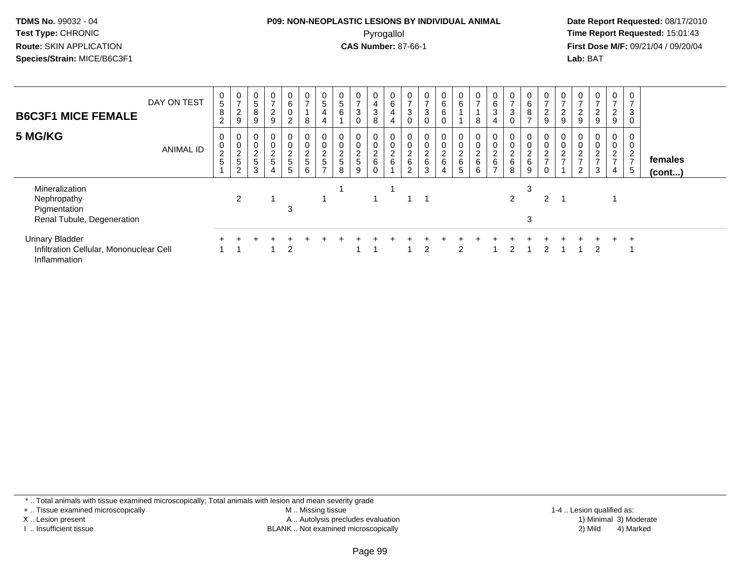TDMS No. 99032 - 04
Test Type: CHRONIC
Route: SKIN APPLICATION
Species/Strain: MICE/B6C3F1

**P09: NON-NEOPLASTIC LESIONS BY INDIVIDUAL ANIMAL**
Pyrogallol
**CAS Number:** 87-66-1

Date Report Requested: 08/17/2010
Time Report Requested: 15:01:43
First Dose M/F: 09/21/04 / 09/20/04
Lab: BAT

| **B6C3F1 MICE FEMALE** DAY ON TEST | 582 | 729 | 589 | 729 | 602 | 718 | 544 | 561 | 730 | 438 | 644 | 730 | 730 | 660 | 611 | 718 | 634 | 730 | 687 | 729 | 729 | 729 | 729 | 729 | 730 | |
|---|---|---|---|---|---|---|---|---|---|---|---|---|---|---|---|---|---|---|---|---|---|---|---|---|---|---|
| **5 MG/KG** ANIMAL ID | 0251 | 0252 | 0253 | 0254 | 0255 | 0256 | 0257 | 0258 | 0259 | 0260 | 0261 | 0262 | 0263 | 0264 | 0265 | 0266 | 0267 | 0268 | 0269 | 0270 | 0271 | 0272 | 0273 | 0274 | 0275 | **females (cont...)** |
| Mineralization | | | | | | | | 1 | | | 1 | | | | | | | | 3 | | | | | | | |
| Nephropathy | | 2 | | 1 | | | 1 | | | 1 | | 1 | 1 | | | | | 2 | | 2 | 1 | | | 1 | | |
| Pigmentation | | | | | 3 | | | | | | | | | | | | | | | | | | | | | |
| Renal Tubule, Degeneration | | | | | | | | | | | | | | | | | | | 3 | | | | | | | |
| Urinary Bladder | + | + | + | + | + | + | + | + | + | + | + | + | + | + | + | + | + | + | + | + | + | + | + | + | + | |
| Infiltration Cellular, Mononuclear Cell | 1 | 1 | | 1 | 2 | | | | 1 | 1 | | 1 | 2 | | 2 | | 1 | 2 | 1 | 2 | 1 | 1 | 2 | | 1 | |
| Inflammation | | | | | | | | | | | | | | | | | | | | | | | | | | |

\* .. Total animals with tissue examined microscopically; Total animals with lesion and mean severity grade
+ .. Tissue examined microscopically
X .. Lesion present
I .. Insufficient tissue

M .. Missing tissue
A .. Autolysis precludes evaluation
BLANK .. Not examined microscopically

1-4 .. Lesion qualified as:
1) Minimal 3) Moderate
2) Mild 4) Marked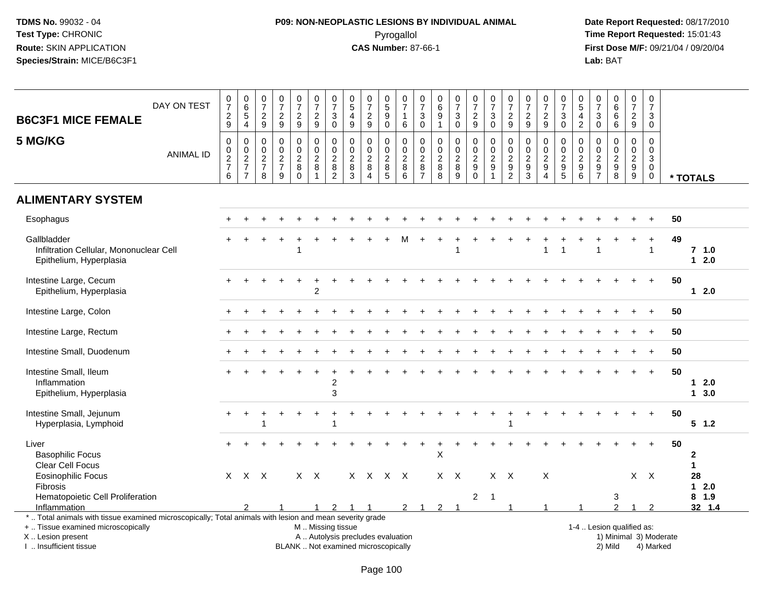**TDMS No.** 99032 - 04
**Test Type:** CHRONIC
**Route:** SKIN APPLICATION
**Species/Strain:** MICE/B6C3F1

**P09: NON-NEOPLASTIC LESIONS BY INDIVIDUAL ANIMAL**
Pyrogallol
**CAS Number:** 87-66-1

**Date Report Requested:** 08/17/2010
**Time Report Requested:** 15:01:43
**First Dose M/F:** 09/21/04 / 09/20/04
**Lab:** BAT

## B6C3F1 MICE FEMALE 5 MG/KG

| DAY ON TEST | 0729 | 0654 | 0729 | 0729 | 0729 | 0729 | 0730 | 0549 | 0729 | 0590 | 0716 | 0730 | 0691 | 0730 | 0729 | 0730 | 0729 | 0729 | 0729 | 0730 | 0542 | 0730 | 0666 | 0729 | 0730 | |
|---|---|---|---|---|---|---|---|---|---|---|---|---|---|---|---|---|---|---|---|---|---|---|---|---|---|---|
| **ANIMAL ID** | 0276 | 0277 | 0278 | 0279 | 0280 | 0281 | 0282 | 0283 | 0284 | 0285 | 0286 | 0287 | 0288 | 0289 | 0290 | 0291 | 0292 | 0293 | 0294 | 0295 | 0296 | 0297 | 0298 | 0299 | 0300 | *** TOTALS** |
| **ALIMENTARY SYSTEM** | | | | | | | | | | | | | | | | | | | | | | | | | | |
| Esophagus | + | + | + | + | + | + | + | + | + | + | + | + | + | + | + | + | + | + | + | + | + | + | + | + | + | 50 |
| Gallbladder | + | + | + | + | + | + | + | + | + | + | M | + | + | + | + | + | + | + | + | + | + | + | + | + | + | 49 |
| Infiltration Cellular, Mononuclear Cell | | | | | 1 | | | | | | | | | 1 | | | | | 1 | 1 | | 1 | | | 1 | 7 1.0 |
| Epithelium, Hyperplasia | | | | | | | | | | | | | | | | | | | | | | | | | | 1 2.0 |
| Intestine Large, Cecum | + | + | + | + | + | + | + | + | + | + | + | + | + | + | + | + | + | + | + | + | + | + | + | + | + | 50 |
| Epithelium, Hyperplasia | | | | | | 2 | | | | | | | | | | | | | | | | | | | | 1 2.0 |
| Intestine Large, Colon | + | + | + | + | + | + | + | + | + | + | + | + | + | + | + | + | + | + | + | + | + | + | + | + | + | 50 |
| Intestine Large, Rectum | + | + | + | + | + | + | + | + | + | + | + | + | + | + | + | + | + | + | + | + | + | + | + | + | + | 50 |
| Intestine Small, Duodenum | + | + | + | + | + | + | + | + | + | + | + | + | + | + | + | + | + | + | + | + | + | + | + | + | + | 50 |
| Intestine Small, Ileum | + | + | + | + | + | + | + | + | + | + | + | + | + | + | + | + | + | + | + | + | + | + | + | + | + | 50 |
| Inflammation | | | | | | | 2 | | | | | | | | | | | | | | | | | | | 1 2.0 |
| Epithelium, Hyperplasia | | | | | | | 3 | | | | | | | | | | | | | | | | | | | 1 3.0 |
| Intestine Small, Jejunum | + | + | + | + | + | + | + | + | + | + | + | + | + | + | + | + | + | + | + | + | + | + | + | + | + | 50 |
| Hyperplasia, Lymphoid | | | 1 | | | | 1 | | | | | | | | | | 1 | | | | | | | | | 5 1.2 |
| Liver | + | + | + | + | + | + | + | + | + | + | + | + | + | + | + | + | + | + | + | + | + | + | + | + | + | 50 |
| Basophilic Focus | | | | | | | | | | | | | X | | | | | | | | | | | | | 2 |
| Clear Cell Focus | | | | | | | | | | | | | | | | | | | | | | | | | | 1 |
| Eosinophilic Focus | X | X | X | | X | X | | X | X | X | X | | X | X | | X | X | | X | | | | | X | X | 28 |
| Fibrosis | | | | | | | | | | | | | | | | | | | | | | | | | | 1 2.0 |
| Hematopoietic Cell Proliferation | | | | | | | | | | | | | | | 2 | 1 | | | | | | | 3 | | | 8 1.9 |
| Inflammation | | 2 | | 1 | | 1 | 2 | 1 | 1 | | 2 | 1 | 2 | 1 | | | 1 | | 1 | | 1 | | 2 | 1 | 2 | 32 1.4 |

* .. Total animals with tissue examined microscopically; Total animals with lesion and mean severity grade
+ .. Tissue examined microscopically
X .. Lesion present
I .. Insufficient tissue

M .. Missing tissue
A .. Autolysis precludes evaluation
BLANK .. Not examined microscopically

1-4 .. Lesion qualified as:
1) Minimal 3) Moderate
2) Mild 4) Marked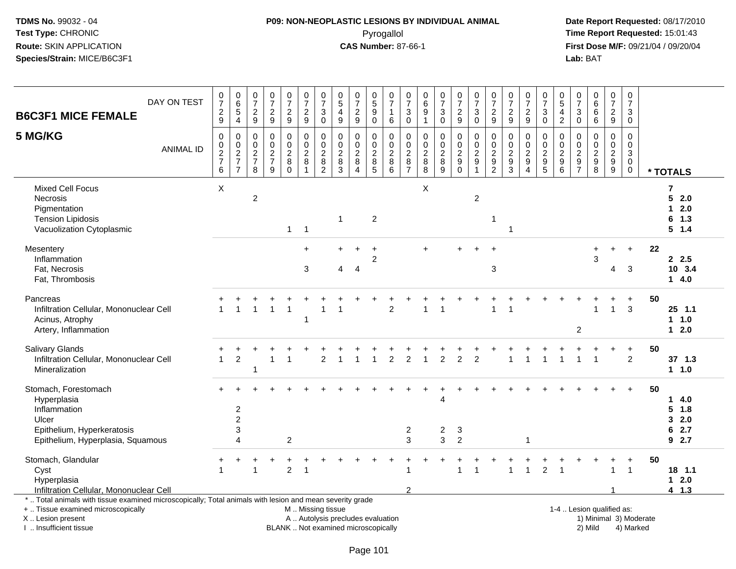**TDMS No.** 99032 - 04
**Test Type:** CHRONIC
**Route:** SKIN APPLICATION
**Species/Strain:** MICE/B6C3F1

**P09: NON-NEOPLASTIC LESIONS BY INDIVIDUAL ANIMAL**
Pyrogallol
**CAS Number:** 87-66-1

**Date Report Requested:** 08/17/2010
**Time Report Requested:** 15:01:43
**First Dose M/F:** 09/21/04 / 09/20/04
**Lab:** BAT

| B6C3F1 MICE FEMALE 5 MG/KG — DAY ON TEST | 729 | 654 | 729 | 729 | 729 | 729 | 730 | 549 | 729 | 590 | 716 | 730 | 691 | 730 | 729 | 730 | 729 | 729 | 729 | 730 | 542 | 730 | 666 | 729 | 730 | | |
|---|---|---|---|---|---|---|---|---|---|---|---|---|---|---|---|---|---|---|---|---|---|---|---|---|---|---|---|
| **ANIMAL ID** | 0276 | 0277 | 0278 | 0279 | 0280 | 0281 | 0282 | 0283 | 0284 | 0285 | 0286 | 0287 | 0288 | 0289 | 0290 | 0291 | 0292 | 0293 | 0294 | 0295 | 0296 | 0297 | 0298 | 0299 | 0300 | | **\* TOTALS** |
| Mixed Cell Focus | X | | | | | | | | | | | | X | | | | | | | | | | | | | | 7 |
| Necrosis | | | 2 | | | | | | | | | | | | | 2 | | | | | | | | | | | 5 2.0 |
| Pigmentation | | | | | | | | | | | | | | | | | | | | | | | | | | | 1 2.0 |
| Tension Lipidosis | | | | | | | | 1 | | 2 | | | | | | | 1 | | | | | | | | | | 6 1.3 |
| Vacuolization Cytoplasmic | | | | | 1 | 1 | | | | | | | | | | | | 1 | | | | | | | | | 5 1.4 |
| Mesentery | | | | | | + | | + | + | + | | | + | | + | + | + | | | | | | + | + | + | 22 | |
| Inflammation | | | | | | | | | | 2 | | | | | | | | | | | | | 3 | | | | 2 2.5 |
| Fat, Necrosis | | | | | | 3 | | 4 | 4 | | | | | | | | 3 | | | | | | | 4 | 3 | | 10 3.4 |
| Fat, Thrombosis | | | | | | | | | | | | | | | | | | | | | | | | | | | 1 4.0 |
| Pancreas | + | + | + | + | + | + | + | + | + | + | + | + | + | + | + | + | + | + | + | + | + | + | + | + | + | 50 | |
| Infiltration Cellular, Mononuclear Cell | 1 | 1 | 1 | 1 | 1 | | 1 | 1 | | | 2 | | 1 | 1 | | | 1 | 1 | | | | | 1 | 1 | 3 | | 25 1.1 |
| Acinus, Atrophy | | | | | | 1 | | | | | | | | | | | | | | | | | | | | | 1 1.0 |
| Artery, Inflammation | | | | | | | | | | | | | | | | | | | | | | 2 | | | | | 1 2.0 |
| Salivary Glands | + | + | + | + | + | + | + | + | + | + | + | + | + | + | + | + | + | + | + | + | + | + | + | + | + | 50 | |
| Infiltration Cellular, Mononuclear Cell | 1 | 2 | | 1 | 1 | | 2 | 1 | 1 | 1 | 2 | 2 | 1 | 2 | 2 | 2 | | 1 | 1 | 1 | 1 | 1 | 1 | | 2 | | 37 1.3 |
| Mineralization | | | 1 | | | | | | | | | | | | | | | | | | | | | | | | 1 1.0 |
| Stomach, Forestomach | + | + | + | + | + | + | + | + | + | + | + | + | + | + | + | + | + | + | + | + | + | + | + | + | + | 50 | |
| Hyperplasia | | | | | | | | | | | | | | 4 | | | | | | | | | | | | | 1 4.0 |
| Inflammation | | 2 | | | | | | | | | | | | | | | | | | | | | | | | | 5 1.8 |
| Ulcer | | 2 | | | | | | | | | | | | | | | | | | | | | | | | | 3 2.0 |
| Epithelium, Hyperkeratosis | | 3 | | | | | | | | | | 2 | | 2 | 3 | | | | | | | | | | | | 6 2.7 |
| Epithelium, Hyperplasia, Squamous | | 4 | | | 2 | | | | | | | 3 | | 3 | 2 | | | | 1 | | | | | | | | 9 2.7 |
| Stomach, Glandular | + | + | + | + | + | + | + | + | + | + | + | + | + | + | + | + | + | + | + | + | + | + | + | + | + | 50 | |
| Cyst | 1 | | 1 | | 2 | 1 | | | | | | 1 | | | 1 | 1 | | 1 | 1 | 2 | 1 | | | 1 | 1 | | 18 1.1 |
| Hyperplasia | | | | | | | | | | | | | | | | | | | | | | | | | | | 1 2.0 |
| Infiltration Cellular, Mononuclear Cell | | | | | | | | | | | | 2 | | | | | | | | | | | | 1 | | | 4 1.3 |

\* .. Total animals with tissue examined microscopically; Total animals with lesion and mean severity grade
\+ .. Tissue examined microscopically
X .. Lesion present
I .. Insufficient tissue

M .. Missing tissue
A .. Autolysis precludes evaluation
BLANK .. Not examined microscopically

1-4 .. Lesion qualified as:
1) Minimal 3) Moderate
2) Mild 4) Marked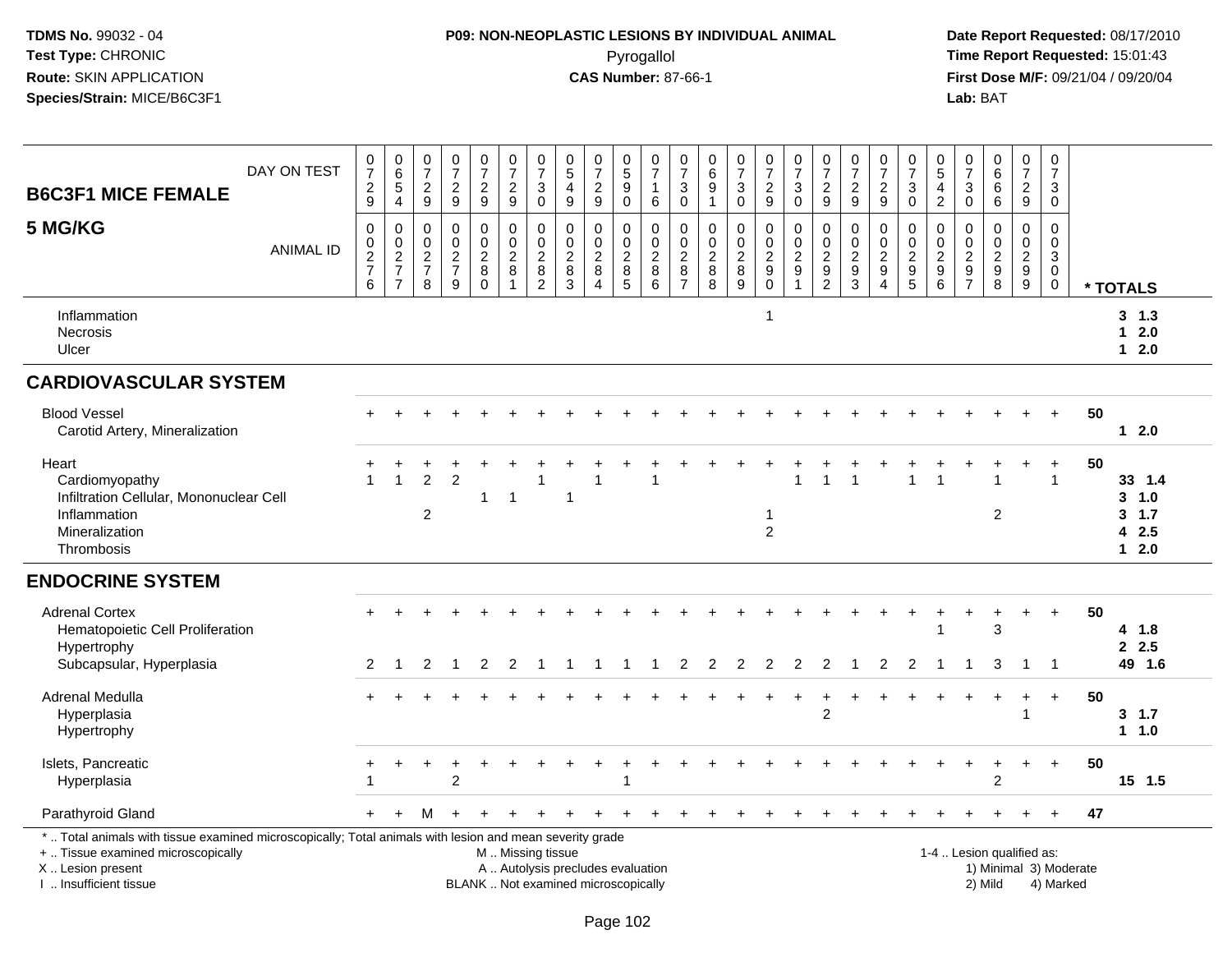**TDMS No.** 99032 - 04
**Test Type:** CHRONIC
**Route:** SKIN APPLICATION
**Species/Strain:** MICE/B6C3F1

**P09: NON-NEOPLASTIC LESIONS BY INDIVIDUAL ANIMAL**
Pyrogallol
**CAS Number:** 87-66-1

**Date Report Requested:** 08/17/2010
**Time Report Requested:** 15:01:43
**First Dose M/F:** 09/21/04 / 09/20/04
**Lab:** BAT

| B6C3F1 MICE FEMALE 5 MG/KG | 0729 | 0654 | 0729 | 0729 | 0729 | 0729 | 0730 | 0549 | 0729 | 0590 | 0716 | 0730 | 0691 | 0730 | 0729 | 0730 | 0729 | 0729 | 0729 | 0730 | 0542 | 0730 | 0666 | 0729 | 0730 | * TOTALS |
|---|---|---|---|---|---|---|---|---|---|---|---|---|---|---|---|---|---|---|---|---|---|---|---|---|---|---|
| ANIMAL ID | 00276 | 00277 | 00278 | 00279 | 00280 | 00281 | 00282 | 00283 | 00284 | 00285 | 00286 | 00287 | 00288 | 00289 | 00290 | 00291 | 00292 | 00293 | 00294 | 00295 | 00296 | 00297 | 00298 | 00299 | 00300 | |
| Inflammation | | | | | | | | | | | | | | | 1 | | | | | | | | | | | 3 1.3 |
| Necrosis | | | | | | | | | | | | | | | | | | | | | | | | | | 1 2.0 |
| Ulcer | | | | | | | | | | | | | | | | | | | | | | | | | | 1 2.0 |
| **CARDIOVASCULAR SYSTEM** | | | | | | | | | | | | | | | | | | | | | | | | | | |
| Blood Vessel | + | + | + | + | + | + | + | + | + | + | + | + | + | + | + | + | + | + | + | + | + | + | + | + | + | 50 |
| Carotid Artery, Mineralization | | | | | | | | | | | | | | | | | | | | | | | | | | 1 2.0 |
| Heart | + | + | + | + | + | + | + | + | + | + | + | + | + | + | + | + | + | + | + | + | + | + | + | + | + | 50 |
| Cardiomyopathy | 1 | 1 | 2 | 2 | | | 1 | | 1 | | 1 | | | | | 1 | 1 | 1 | | 1 | 1 | | 1 | | 1 | 33 1.4 |
| Infiltration Cellular, Mononuclear Cell | | | | | 1 | 1 | | 1 | | | | | | | | | | | | | | | | | | 3 1.0 |
| Inflammation | | | 2 | | | | | | | | | | | | 1 | | | | | | | | 2 | | | 3 1.7 |
| Mineralization | | | | | | | | | | | | | | | 2 | | | | | | | | | | | 4 2.5 |
| Thrombosis | | | | | | | | | | | | | | | | | | | | | | | | | | 1 2.0 |
| **ENDOCRINE SYSTEM** | | | | | | | | | | | | | | | | | | | | | | | | | | |
| Adrenal Cortex | + | + | + | + | + | + | + | + | + | + | + | + | + | + | + | + | + | + | + | + | + | + | + | + | + | 50 |
| Hematopoietic Cell Proliferation | | | | | | | | | | | | | | | | | | | | | 1 | | 3 | | | 4 1.8 |
| Hypertrophy | | | | | | | | | | | | | | | | | | | | | | | | | | 2 2.5 |
| Subcapsular, Hyperplasia | 2 | 1 | 2 | 1 | 2 | 2 | 1 | 1 | 1 | 1 | 1 | 2 | 2 | 2 | 2 | 2 | 2 | 1 | 2 | 2 | 1 | 1 | 3 | 1 | 1 | 49 1.6 |
| Adrenal Medulla | + | + | + | + | + | + | + | + | + | + | + | + | + | + | + | + | + | + | + | + | + | + | + | + | + | 50 |
| Hyperplasia | | | | | | | | | | | | | | | | | 2 | | | | | | | 1 | | 3 1.7 |
| Hypertrophy | | | | | | | | | | | | | | | | | | | | | | | | | | 1 1.0 |
| Islets, Pancreatic | + | + | + | + | + | + | + | + | + | + | + | + | + | + | + | + | + | + | + | + | + | + | + | + | + | 50 |
| Hyperplasia | 1 | | | 2 | | | | | | 1 | | | | | | | | | | | | | 2 | | | 15 1.5 |
| Parathyroid Gland | + | + | M | + | + | + | + | + | + | + | + | + | + | + | + | + | + | + | + | + | + | + | + | + | + | 47 |

\* .. Total animals with tissue examined microscopically; Total animals with lesion and mean severity grade
+ .. Tissue examined microscopically
X .. Lesion present
I .. Insufficient tissue

M .. Missing tissue
A .. Autolysis precludes evaluation
BLANK .. Not examined microscopically

1-4 .. Lesion qualified as:
1) Minimal 3) Moderate
2) Mild 4) Marked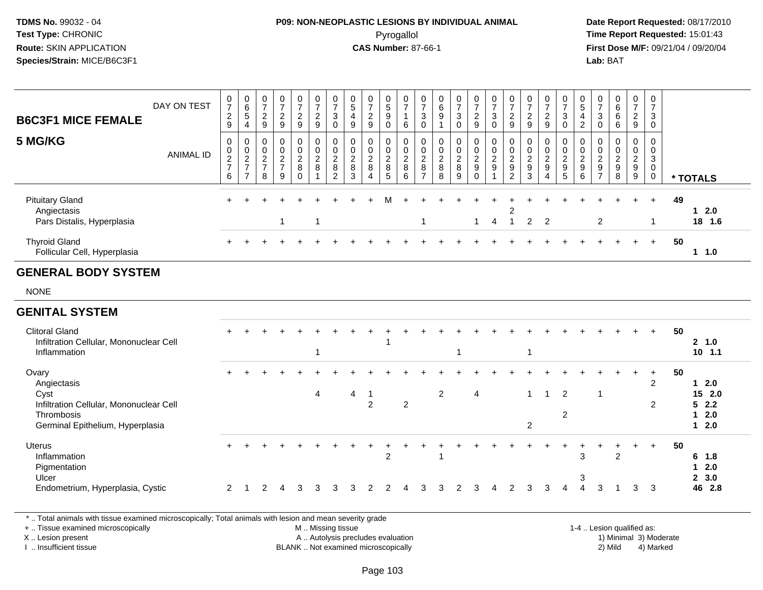**TDMS No.** 99032 - 04
**Test Type:** CHRONIC
**Route:** SKIN APPLICATION
**Species/Strain:** MICE/B6C3F1

**P09: NON-NEOPLASTIC LESIONS BY INDIVIDUAL ANIMAL**
Pyrogallol
**CAS Number:** 87-66-1

**Date Report Requested:** 08/17/2010
**Time Report Requested:** 15:01:43
**First Dose M/F:** 09/21/04 / 09/20/04
**Lab:** BAT

## B6C3F1 MICE FEMALE — 5 MG/KG

| DAY ON TEST | 0729 | 0654 | 0729 | 0729 | 0729 | 0729 | 0730 | 0549 | 0729 | 0590 | 0716 | 0730 | 0691 | 0730 | 0729 | 0730 | 0729 | 0729 | 0729 | 0730 | 0542 | 0730 | 0666 | 0729 | 0730 | |
|---|---|---|---|---|---|---|---|---|---|---|---|---|---|---|---|---|---|---|---|---|---|---|---|---|---|---|
| **ANIMAL ID** | 0276 | 0277 | 0278 | 0279 | 0280 | 0281 | 0282 | 0283 | 0284 | 0285 | 0286 | 0287 | 0288 | 0289 | 0290 | 0291 | 0292 | 0293 | 0294 | 0295 | 0296 | 0297 | 0298 | 0299 | 0300 | *** TOTALS** |
| Pituitary Gland | + | + | + | + | + | + | + | + | + | M | + | + | + | + | + | + | + | + | + | + | + | + | + | + | + | 49 |
| Angiectasis | | | | | | | | | | | | | | | | | 2 | | | | | | | | | 1 2.0 |
| Pars Distalis, Hyperplasia | | | | 1 | | 1 | | | | | | 1 | | | 1 | 4 | 1 | 2 | 2 | | | 2 | | | 1 | 18 1.6 |
| Thyroid Gland | + | + | + | + | + | + | + | + | + | + | + | + | + | + | + | + | + | + | + | + | + | + | + | + | + | 50 |
| Follicular Cell, Hyperplasia | | | | | | | | | | | | | | | | | | | | | | | | | | 1 1.0 |
| **GENERAL BODY SYSTEM** | | | | | | | | | | | | | | | | | | | | | | | | | | |
| NONE | | | | | | | | | | | | | | | | | | | | | | | | | | |
| **GENITAL SYSTEM** | | | | | | | | | | | | | | | | | | | | | | | | | | |
| Clitoral Gland | + | + | + | + | + | + | + | + | + | + | + | + | + | + | + | + | + | + | + | + | + | + | + | + | + | 50 |
| Infiltration Cellular, Mononuclear Cell | | | | | | | | | | 1 | | | | | | | | | | | | | | | | 2 1.0 |
| Inflammation | | | | | | 1 | | | | | | | | 1 | | | | 1 | | | | | | | | 10 1.1 |
| Ovary | + | + | + | + | + | + | + | + | + | + | + | + | + | + | + | + | + | + | + | + | + | + | + | + | + | 50 |
| Angiectasis | | | | | | | | | | | | | | | | | | | | | | | | | 2 | 1 2.0 |
| Cyst | | | | | | 4 | | 4 | 1 | | | | 2 | | 4 | | | 1 | 1 | 2 | | 1 | | | | 15 2.0 |
| Infiltration Cellular, Mononuclear Cell | | | | | | | | | 2 | | 2 | | | | | | | | | | | | | | 2 | 5 2.2 |
| Thrombosis | | | | | | | | | | | | | | | | | | | | 2 | | | | | | 1 2.0 |
| Germinal Epithelium, Hyperplasia | | | | | | | | | | | | | | | | | | 2 | | | | | | | | 1 2.0 |
| Uterus | + | + | + | + | + | + | + | + | + | + | + | + | + | + | + | + | + | + | + | + | + | + | + | + | + | 50 |
| Inflammation | | | | | | | | | | 2 | | | 1 | | | | | | | | 3 | | 2 | | | 6 1.8 |
| Pigmentation | | | | | | | | | | | | | | | | | | | | | | | | | | 1 2.0 |
| Ulcer | | | | | | | | | | | | | | | | | | | | | 3 | | | | | 2 3.0 |
| Endometrium, Hyperplasia, Cystic | 2 | 1 | 2 | 4 | 3 | 3 | 3 | 3 | 2 | 2 | 4 | 3 | 3 | 2 | 3 | 4 | 2 | 3 | 3 | 4 | 4 | 3 | 1 | 3 | 3 | 46 2.8 |

\* .. Total animals with tissue examined microscopically; Total animals with lesion and mean severity grade
\+ .. Tissue examined microscopically
X .. Lesion present
I .. Insufficient tissue

M .. Missing tissue
A .. Autolysis precludes evaluation
BLANK .. Not examined microscopically

1-4 .. Lesion qualified as:
1) Minimal 3) Moderate
2) Mild 4) Marked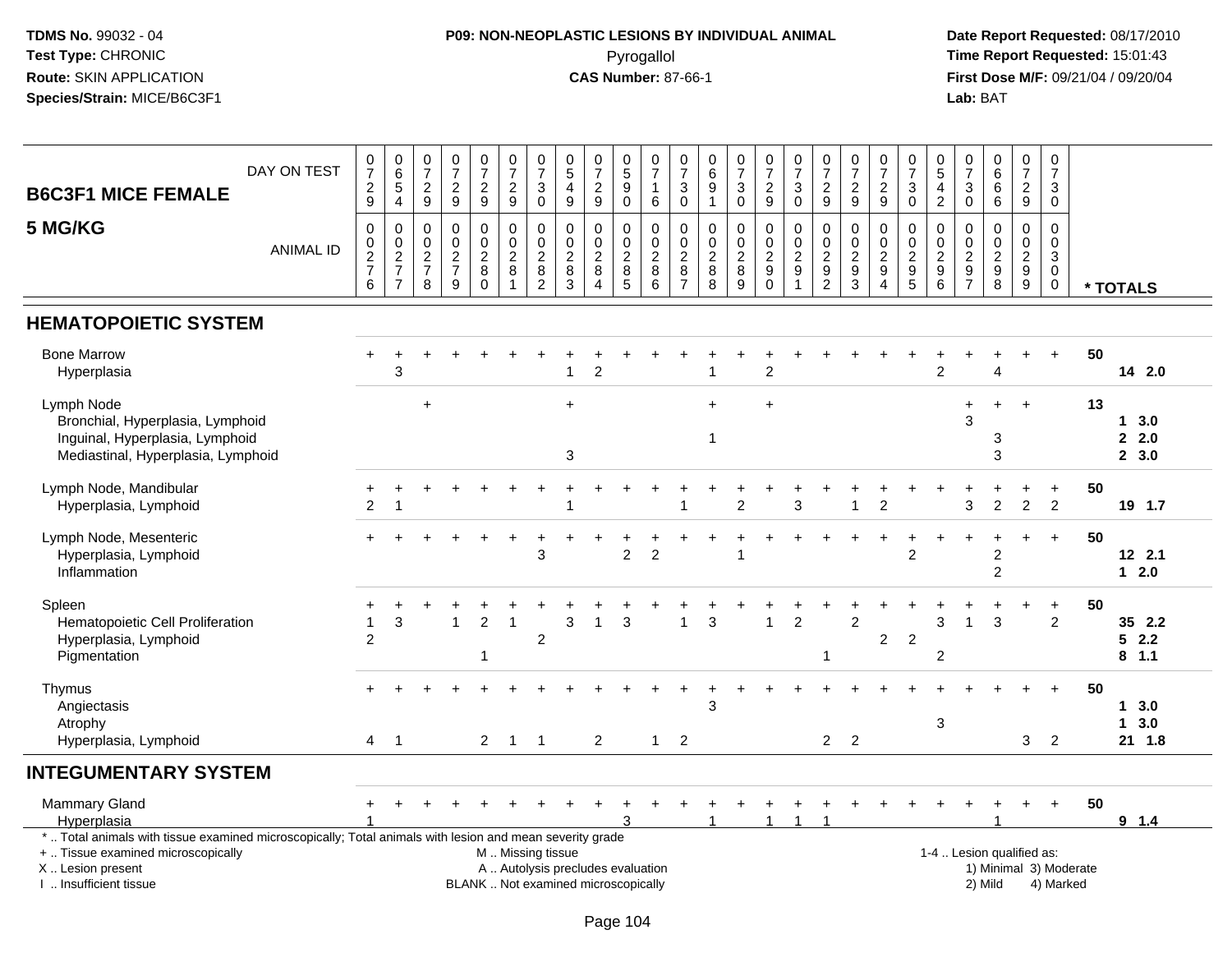**TDMS No.** 99032 - 04
**Test Type:** CHRONIC
**Route:** SKIN APPLICATION
**Species/Strain:** MICE/B6C3F1

**P09: NON-NEOPLASTIC LESIONS BY INDIVIDUAL ANIMAL**
Pyrogallol
**CAS Number:** 87-66-1

**Date Report Requested:** 08/17/2010
**Time Report Requested:** 15:01:43
**First Dose M/F:** 09/21/04 / 09/20/04
**Lab:** BAT

## B6C3F1 MICE FEMALE
## 5 MG/KG

| DAY ON TEST | 0729 | 0654 | 0729 | 0729 | 0729 | 0729 | 0730 | 0549 | 0729 | 0590 | 0716 | 0730 | 0691 | 0730 | 0729 | 0730 | 0729 | 0729 | 0729 | 0730 | 0542 | 0730 | 0666 | 0729 | 0730 | |
|---|---|---|---|---|---|---|---|---|---|---|---|---|---|---|---|---|---|---|---|---|---|---|---|---|---|---|
| **ANIMAL ID** | 0276 | 0277 | 0278 | 0279 | 0280 | 0281 | 0282 | 0283 | 0284 | 0285 | 0286 | 0287 | 0288 | 0289 | 0290 | 0291 | 0292 | 0293 | 0294 | 0295 | 0296 | 0297 | 0298 | 0299 | 0300 | *** TOTALS** |
| **HEMATOPOIETIC SYSTEM** | | | | | | | | | | | | | | | | | | | | | | | | | | |
| Bone Marrow | + | + | + | + | + | + | + | + | + | + | + | + | + | + | + | + | + | + | + | + | + | + | + | + | + | 50 |
| Hyperplasia | | 3 | | | | | | 1 | 2 | | | | 1 | | 2 | | | | | | 2 | | 4 | | | 14 2.0 |
| Lymph Node | | | + | | | | | + | | | | | + | | + | | | | | | | + | + | + | | 13 |
| Bronchial, Hyperplasia, Lymphoid | | | | | | | | | | | | | | | | | | | | | | 3 | | | | 1 3.0 |
| Inguinal, Hyperplasia, Lymphoid | | | | | | | | | | | | | 1 | | | | | | | | | | 3 | | | 2 2.0 |
| Mediastinal, Hyperplasia, Lymphoid | | | | | | | | 3 | | | | | | | | | | | | | | | 3 | | | 2 3.0 |
| Lymph Node, Mandibular | + | + | + | + | + | + | + | + | + | + | + | + | + | + | + | + | + | + | + | + | + | + | + | + | + | 50 |
| Hyperplasia, Lymphoid | 2 | 1 | | | | | | 1 | | | | 1 | | 2 | | 3 | | 1 | 2 | | | 3 | 2 | 2 | 2 | 19 1.7 |
| Lymph Node, Mesenteric | + | + | + | + | + | + | + | + | + | + | + | + | + | + | + | + | + | + | + | + | + | + | + | + | + | 50 |
| Hyperplasia, Lymphoid | | | | | | | 3 | | | 2 | 2 | | | 1 | | | | | | 2 | | | 2 | | | 12 2.1 |
| Inflammation | | | | | | | | | | | | | | | | | | | | | | | 2 | | | 1 2.0 |
| Spleen | + | + | + | + | + | + | + | + | + | + | + | + | + | + | + | + | + | + | + | + | + | + | + | + | + | 50 |
| Hematopoietic Cell Proliferation | 1 | 3 | | 1 | 2 | 1 | | 3 | 1 | 3 | | 1 | 3 | | 1 | 2 | | 2 | | | 3 | 1 | 3 | | 2 | 35 2.2 |
| Hyperplasia, Lymphoid | 2 | | | | | | 2 | | | | | | | | | | | | 2 | 2 | | | | | | 5 2.2 |
| Pigmentation | | | | | 1 | | | | | | | | | | | | 1 | | | | 2 | | | | | 8 1.1 |
| Thymus | + | + | + | + | + | + | + | + | + | + | + | + | + | + | + | + | + | + | + | + | + | + | + | + | + | 50 |
| Angiectasis | | | | | | | | | | | | | 3 | | | | | | | | | | | | | 1 3.0 |
| Atrophy | | | | | | | | | | | | | | | | | | | | | 3 | | | | | 1 3.0 |
| Hyperplasia, Lymphoid | 4 | 1 | | | 2 | 1 | 1 | | 2 | | 1 | 2 | | | | | 2 | 2 | | | | | | 3 | 2 | 21 1.8 |
| **INTEGUMENTARY SYSTEM** | | | | | | | | | | | | | | | | | | | | | | | | | | |
| Mammary Gland | + | + | + | + | + | + | + | + | + | + | + | + | + | + | + | + | + | + | + | + | + | + | + | + | + | 50 |
| Hyperplasia | 1 | | | | | | | | | 3 | | | 1 | | 1 | 1 | 1 | | | | | | 1 | | | 9 1.4 |

\* .. Total animals with tissue examined microscopically; Total animals with lesion and mean severity grade
\+ .. Tissue examined microscopically
X .. Lesion present
I .. Insufficient tissue

M .. Missing tissue
A .. Autolysis precludes evaluation
BLANK .. Not examined microscopically

1-4 .. Lesion qualified as:
1) Minimal 3) Moderate
2) Mild 4) Marked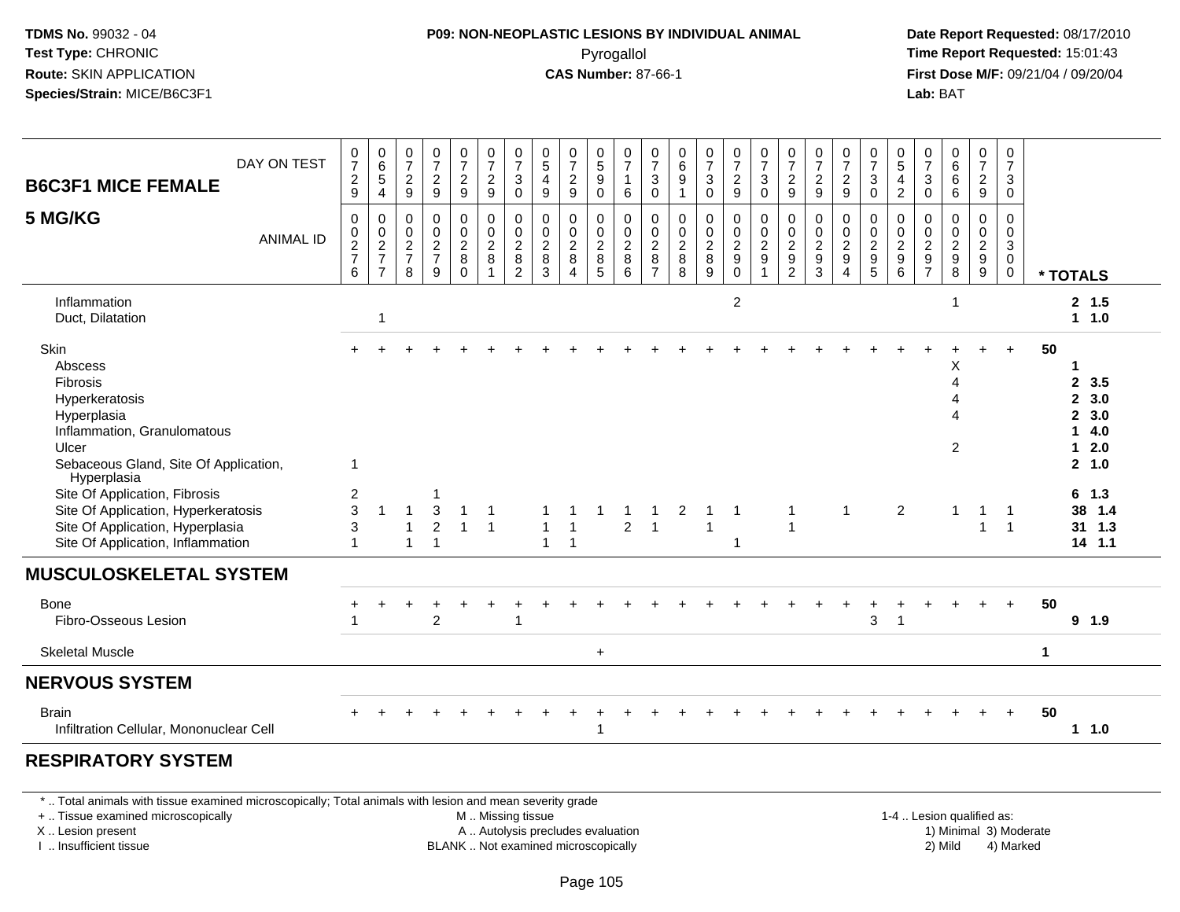**TDMS No.** 99032 - 04
**Test Type:** CHRONIC
**Route:** SKIN APPLICATION
**Species/Strain:** MICE/B6C3F1

**P09: NON-NEOPLASTIC LESIONS BY INDIVIDUAL ANIMAL**
Pyrogallol
**CAS Number:** 87-66-1

**Date Report Requested:** 08/17/2010
**Time Report Requested:** 15:01:43
**First Dose M/F:** 09/21/04 / 09/20/04
**Lab:** BAT

## B6C3F1 MICE FEMALE
## 5 MG/KG

| DAY ON TEST | 0729 | 0654 | 0729 | 0729 | 0729 | 0729 | 0730 | 0549 | 0729 | 0590 | 0716 | 0730 | 0691 | 0730 | 0729 | 0730 | 0729 | 0729 | 0729 | 0730 | 0542 | 0730 | 0666 | 0729 | 0730 | |
|---|---|---|---|---|---|---|---|---|---|---|---|---|---|---|---|---|---|---|---|---|---|---|---|---|---|---|
| **ANIMAL ID** | 0276 | 0277 | 0278 | 0279 | 0280 | 0281 | 0282 | 0283 | 0284 | 0285 | 0286 | 0287 | 0288 | 0289 | 0290 | 0291 | 0292 | 0293 | 0294 | 0295 | 0296 | 0297 | 0298 | 0299 | 0300 | *** TOTALS** |
| Inflammation | | | | | | | | | | | | | | | 2 | | | | | | | | 1 | | | 2 1.5 |
| Duct, Dilatation | | 1 | | | | | | | | | | | | | | | | | | | | | | | | 1 1.0 |
| Skin | + | + | + | + | + | + | + | + | + | + | + | + | + | + | + | + | + | + | + | + | + | + | + | + | + | 50 |
| Abscess | | | | | | | | | | | | | | | | | | | | | | | X | | | 1 |
| Fibrosis | | | | | | | | | | | | | | | | | | | | | | | 4 | | | 2 3.5 |
| Hyperkeratosis | | | | | | | | | | | | | | | | | | | | | | | 4 | | | 2 3.0 |
| Hyperplasia | | | | | | | | | | | | | | | | | | | | | | | 4 | | | 2 3.0 |
| Inflammation, Granulomatous | | | | | | | | | | | | | | | | | | | | | | | | | | 1 4.0 |
| Ulcer | | | | | | | | | | | | | | | | | | | | | | | 2 | | | 1 2.0 |
| Sebaceous Gland, Site Of Application, Hyperplasia | 1 | | | | | | | | | | | | | | | | | | | | | | | | | 2 1.0 |
| Site Of Application, Fibrosis | 2 | | | 1 | | | | | | | | | | | | | | | | | | | | | | 6 1.3 |
| Site Of Application, Hyperkeratosis | 3 | 1 | 1 | 3 | 1 | 1 | | 1 | 1 | 1 | 1 | 1 | 2 | 1 | 1 | | 1 | | 1 | | 2 | | 1 | 1 | 1 | 38 1.4 |
| Site Of Application, Hyperplasia | 3 | | 1 | 2 | 1 | 1 | | 1 | 1 | | 2 | 1 | | 1 | | | 1 | | | | | | | 1 | 1 | 31 1.3 |
| Site Of Application, Inflammation | 1 | | 1 | 1 | | | | 1 | 1 | | | | | | 1 | | | | | | | | | | | 14 1.1 |
| **MUSCULOSKELETAL SYSTEM** | | | | | | | | | | | | | | | | | | | | | | | | | | |
| Bone | + | + | + | + | + | + | + | + | + | + | + | + | + | + | + | + | + | + | + | + | + | + | + | + | + | 50 |
| Fibro-Osseous Lesion | 1 | | | 2 | | | 1 | | | | | | | | | | | | | 3 | 1 | | | | | 9 1.9 |
| Skeletal Muscle | | | | | | | | | | + | | | | | | | | | | | | | | | | 1 |
| **NERVOUS SYSTEM** | | | | | | | | | | | | | | | | | | | | | | | | | | |
| Brain | + | + | + | + | + | + | + | + | + | + | + | + | + | + | + | + | + | + | + | + | + | + | + | + | + | 50 |
| Infiltration Cellular, Mononuclear Cell | | | | | | | | | | 1 | | | | | | | | | | | | | | | | 1 1.0 |
| **RESPIRATORY SYSTEM** | | | | | | | | | | | | | | | | | | | | | | | | | | |

\* .. Total animals with tissue examined microscopically; Total animals with lesion and mean severity grade
\+ .. Tissue examined microscopically
X .. Lesion present
I .. Insufficient tissue

M .. Missing tissue
A .. Autolysis precludes evaluation
BLANK .. Not examined microscopically

1-4 .. Lesion qualified as:
1) Minimal 3) Moderate
2) Mild 4) Marked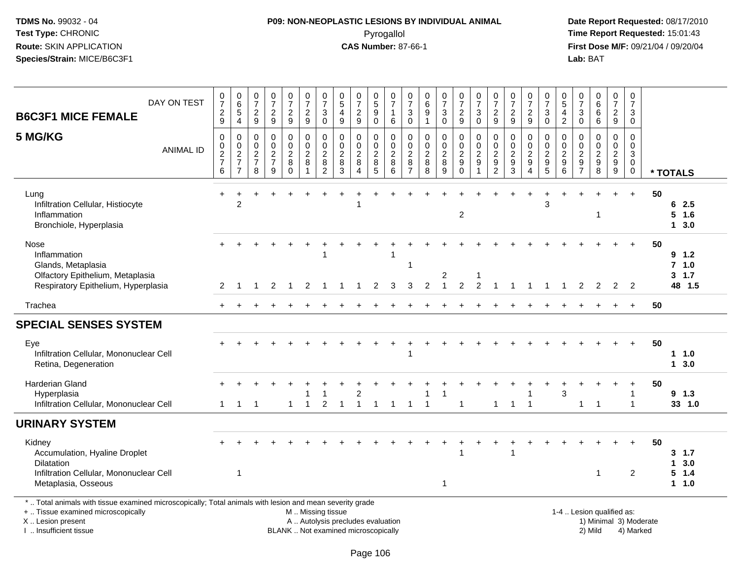**TDMS No.** 99032 - 04
**Test Type:** CHRONIC
**Route:** SKIN APPLICATION
**Species/Strain:** MICE/B6C3F1

**P09: NON-NEOPLASTIC LESIONS BY INDIVIDUAL ANIMAL**
Pyrogallol
**CAS Number:** 87-66-1

**Date Report Requested:** 08/17/2010
**Time Report Requested:** 15:01:43
**First Dose M/F:** 09/21/04 / 09/20/04
**Lab:** BAT

## B6C3F1 MICE FEMALE
## 5 MG/KG

| DAY ON TEST | 0729 | 0654 | 0729 | 0729 | 0729 | 0729 | 0730 | 0549 | 0729 | 0590 | 0716 | 0730 | 0691 | 0730 | 0729 | 0730 | 0729 | 0729 | 0729 | 0730 | 0542 | 0730 | 0666 | 0729 | 0730 | |
|---|---|---|---|---|---|---|---|---|---|---|---|---|---|---|---|---|---|---|---|---|---|---|---|---|---|---|
| **ANIMAL ID** | 0276 | 0277 | 0278 | 0279 | 0280 | 0281 | 0282 | 0283 | 0284 | 0285 | 0286 | 0287 | 0288 | 0289 | 0290 | 0291 | 0292 | 0293 | 0294 | 0295 | 0296 | 0297 | 0298 | 0299 | 0300 | **\* TOTALS** |
| Lung | + | + | + | + | + | + | + | + | + | + | + | + | + | + | + | + | + | + | + | + | + | + | + | + | + | 50 |
| Infiltration Cellular, Histiocyte | | 2 | | | | | | | 1 | | | | | | | | | | | 3 | | | | | | 6 2.5 |
| Inflammation | | | | | | | | | | | | | | | 2 | | | | | | | | 1 | | | 5 1.6 |
| Bronchiole, Hyperplasia | | | | | | | | | | | | | | | | | | | | | | | | | | 1 3.0 |
| Nose | + | + | + | + | + | + | + | + | + | + | + | + | + | + | + | + | + | + | + | + | + | + | + | + | + | 50 |
| Inflammation | | | | | | | 1 | | | | 1 | | | | | | | | | | | | | | | 9 1.2 |
| Glands, Metaplasia | | | | | | | | | | | | 1 | | | | | | | | | | | | | | 7 1.0 |
| Olfactory Epithelium, Metaplasia | | | | | | | | | | | | | | 2 | | 1 | | | | | | | | | | 3 1.7 |
| Respiratory Epithelium, Hyperplasia | 2 | 1 | 1 | 2 | 1 | 2 | 1 | 1 | 1 | 2 | 3 | 3 | 2 | 1 | 2 | 2 | 1 | 1 | 1 | 1 | 1 | 2 | 2 | 2 | 2 | 48 1.5 |
| Trachea | + | + | + | + | + | + | + | + | + | + | + | + | + | + | + | + | + | + | + | + | + | + | + | + | + | 50 |
| **SPECIAL SENSES SYSTEM** | | | | | | | | | | | | | | | | | | | | | | | | | | |
| Eye | + | + | + | + | + | + | + | + | + | + | + | + | + | + | + | + | + | + | + | + | + | + | + | + | + | 50 |
| Infiltration Cellular, Mononuclear Cell | | | | | | | | | | | | 1 | | | | | | | | | | | | | | 1 1.0 |
| Retina, Degeneration | | | | | | | | | | | | | | | | | | | | | | | | | | 1 3.0 |
| Harderian Gland | + | + | + | + | + | + | + | + | + | + | + | + | + | + | + | + | + | + | + | + | + | + | + | + | + | 50 |
| Hyperplasia | | | | | | 1 | 1 | | 2 | | | | 1 | 1 | | | | | 1 | | 3 | | | | 1 | 9 1.3 |
| Infiltration Cellular, Mononuclear Cell | 1 | 1 | 1 | | 1 | 1 | 2 | 1 | 1 | 1 | 1 | 1 | 1 | | 1 | | 1 | 1 | 1 | | | 1 | 1 | | 1 | 33 1.0 |
| **URINARY SYSTEM** | | | | | | | | | | | | | | | | | | | | | | | | | | |
| Kidney | + | + | + | + | + | + | + | + | + | + | + | + | + | + | + | + | + | + | + | + | + | + | + | + | + | 50 |
| Accumulation, Hyaline Droplet | | | | | | | | | | | | | | | 1 | | | 1 | | | | | | | | 3 1.7 |
| Dilatation | | | | | | | | | | | | | | | | | | | | | | | | | | 1 3.0 |
| Infiltration Cellular, Mononuclear Cell | | 1 | | | | | | | | | | | | | | | | | | | | | 1 | | 2 | 5 1.4 |
| Metaplasia, Osseous | | | | | | | | | | | | | | 1 | | | | | | | | | | | | 1 1.0 |

\* .. Total animals with tissue examined microscopically; Total animals with lesion and mean severity grade
\+ .. Tissue examined microscopically
X .. Lesion present
I .. Insufficient tissue

M .. Missing tissue
A .. Autolysis precludes evaluation
BLANK .. Not examined microscopically

1-4 .. Lesion qualified as:
1) Minimal 3) Moderate
2) Mild 4) Marked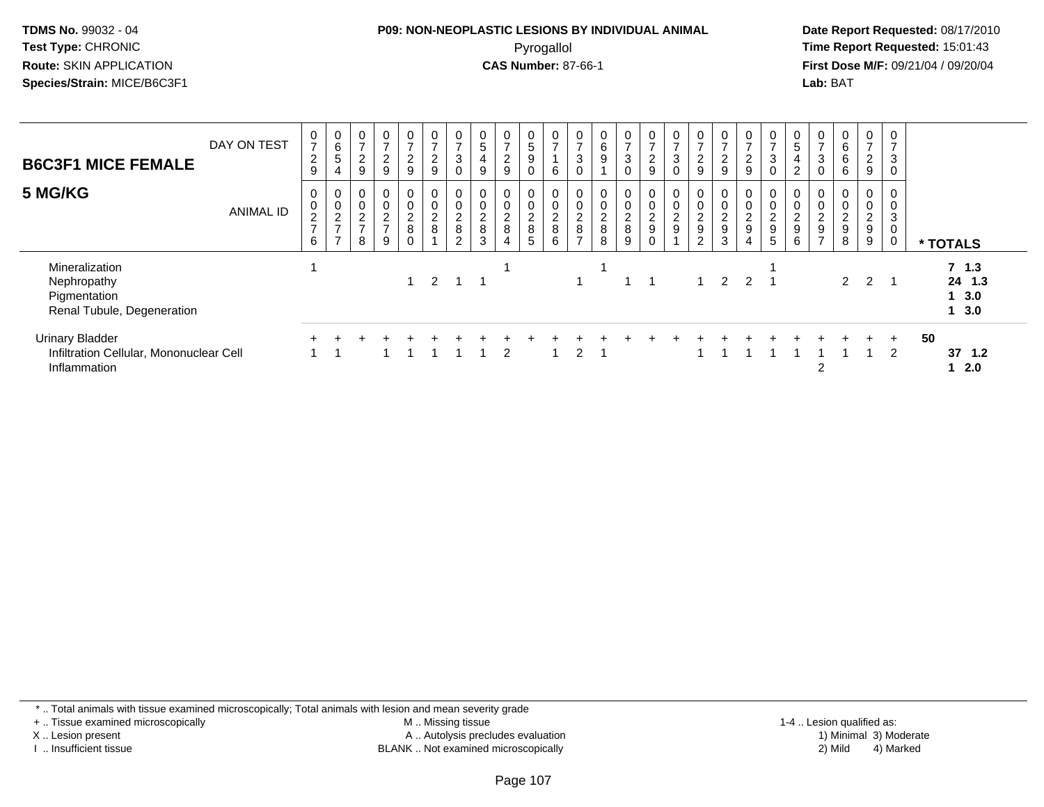**TDMS No.** 99032 - 04
**Test Type:** CHRONIC
**Route:** SKIN APPLICATION
**Species/Strain:** MICE/B6C3F1

**P09: NON-NEOPLASTIC LESIONS BY INDIVIDUAL ANIMAL**
Pyrogallol
**CAS Number:** 87-66-1

**Date Report Requested:** 08/17/2010
**Time Report Requested:** 15:01:43
**First Dose M/F:** 09/21/04 / 09/20/04
**Lab:** BAT

## B6C3F1 MICE FEMALE
## 5 MG/KG

| DAY ON TEST | 0729 | 0654 | 0729 | 0729 | 0729 | 0729 | 0730 | 0549 | 0729 | 0590 | 0716 | 0730 | 0691 | 0730 | 0729 | 0730 | 0729 | 0729 | 0729 | 0730 | 0542 | 0730 | 0666 | 0729 | 0730 | |
|---|---|---|---|---|---|---|---|---|---|---|---|---|---|---|---|---|---|---|---|---|---|---|---|---|---|---|
| **ANIMAL ID** | 0276 | 0277 | 0278 | 0279 | 0280 | 0281 | 0282 | 0283 | 0284 | 0285 | 0286 | 0287 | 0288 | 0289 | 0290 | 0291 | 0292 | 0293 | 0294 | 0295 | 0296 | 0297 | 0298 | 0299 | 0300 | *** TOTALS** |
| Mineralization | 1 | | | | | | | | 1 | | | | 1 | | | | | | | 1 | | | | | | **7 1.3** |
| Nephropathy | | | | | 1 | 2 | 1 | 1 | | | | 1 | | 1 | 1 | | 1 | 2 | 2 | 1 | | | 2 | 2 | 1 | **24 1.3** |
| Pigmentation | | | | | | | | | | | | | | | | | | | | | | | | | | **1 3.0** |
| Renal Tubule, Degeneration | | | | | | | | | | | | | | | | | | | | | | | | | | **1 3.0** |
| Urinary Bladder | + | + | + | + | + | + | + | + | + | + | + | + | + | + | + | + | + | + | + | + | + | + | + | + | + | **50** |
| Infiltration Cellular, Mononuclear Cell | 1 | 1 | | 1 | 1 | 1 | 1 | 1 | 2 | | 1 | 2 | 1 | | | | 1 | 1 | 1 | 1 | 1 | 1 | 1 | 1 | 2 | **37 1.2** |
| Inflammation | | | | | | | | | | | | | | | | | | | | | | 2 | | | | **1 2.0** |

\* .. Total animals with tissue examined microscopically; Total animals with lesion and mean severity grade
\+ .. Tissue examined microscopically
X .. Lesion present
I .. Insufficient tissue
M .. Missing tissue
A .. Autolysis precludes evaluation
BLANK .. Not examined microscopically
1-4 .. Lesion qualified as:
1) Minimal 3) Moderate
2) Mild 4) Marked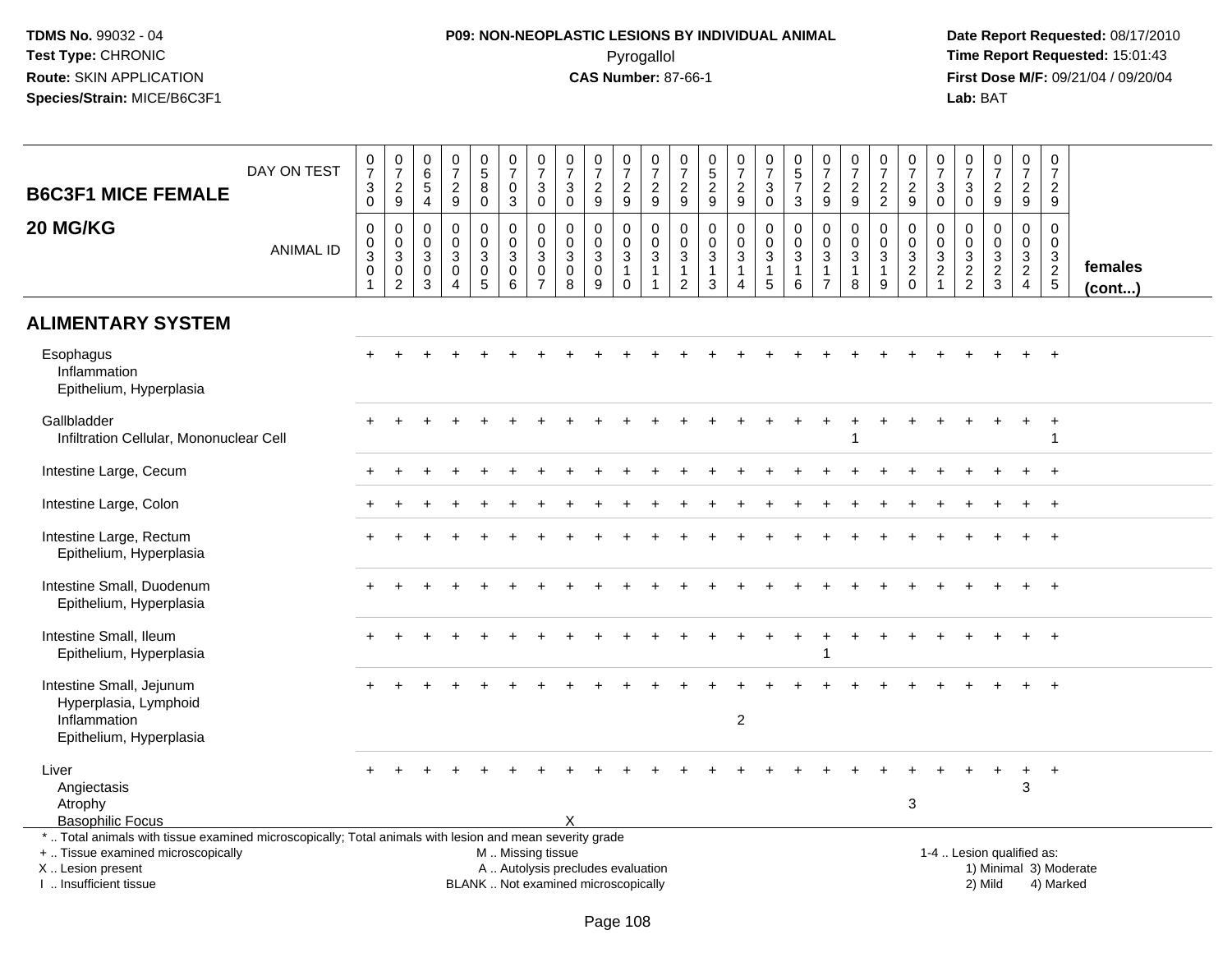TDMS No. 99032 - 04
Test Type: CHRONIC
Route: SKIN APPLICATION
Species/Strain: MICE/B6C3F1

**P09: NON-NEOPLASTIC LESIONS BY INDIVIDUAL ANIMAL**
Pyrogallol
**CAS Number:** 87-66-1

Date Report Requested: 08/17/2010
Time Report Requested: 15:01:43
First Dose M/F: 09/21/04 / 09/20/04
Lab: BAT

## B6C3F1 MICE FEMALE
## 20 MG/KG

| DAY ON TEST | 0730 | 0729 | 0654 | 0729 | 0580 | 0703 | 0730 | 0730 | 0729 | 0729 | 0729 | 0729 | 0529 | 0729 | 0730 | 0573 | 0729 | 0729 | 0722 | 0729 | 0730 | 0730 | 0729 | 0729 | 0729 | |
|---|---|---|---|---|---|---|---|---|---|---|---|---|---|---|---|---|---|---|---|---|---|---|---|---|---|---|
| **ANIMAL ID** | 00301 | 00302 | 00303 | 00304 | 00305 | 00306 | 00307 | 00308 | 00309 | 00310 | 00311 | 00312 | 00313 | 00314 | 00315 | 00316 | 00317 | 00318 | 00319 | 00320 | 00321 | 00322 | 00323 | 00324 | 00325 | **females (cont...)** |
| **ALIMENTARY SYSTEM** | | | | | | | | | | | | | | | | | | | | | | | | | | |
| Esophagus | + | + | + | + | + | + | + | + | + | + | + | + | + | + | + | + | + | + | + | + | + | + | + | + | + | |
| Inflammation | | | | | | | | | | | | | | | | | | | | | | | | | | |
| Epithelium, Hyperplasia | | | | | | | | | | | | | | | | | | | | | | | | | | |
| Gallbladder | + | + | + | + | + | + | + | + | + | + | + | + | + | + | + | + | + | + | + | + | + | + | + | + | + | |
| Infiltration Cellular, Mononuclear Cell | | | | | | | | | | | | | | | | | | 1 | | | | | | | 1 | |
| Intestine Large, Cecum | + | + | + | + | + | + | + | + | + | + | + | + | + | + | + | + | + | + | + | + | + | + | + | + | + | |
| Intestine Large, Colon | + | + | + | + | + | + | + | + | + | + | + | + | + | + | + | + | + | + | + | + | + | + | + | + | + | |
| Intestine Large, Rectum | + | + | + | + | + | + | + | + | + | + | + | + | + | + | + | + | + | + | + | + | + | + | + | + | + | |
| Epithelium, Hyperplasia | | | | | | | | | | | | | | | | | | | | | | | | | | |
| Intestine Small, Duodenum | + | + | + | + | + | + | + | + | + | + | + | + | + | + | + | + | + | + | + | + | + | + | + | + | + | |
| Epithelium, Hyperplasia | | | | | | | | | | | | | | | | | | | | | | | | | | |
| Intestine Small, Ileum | + | + | + | + | + | + | + | + | + | + | + | + | + | + | + | + | + | + | + | + | + | + | + | + | + | |
| Epithelium, Hyperplasia | | | | | | | | | | | | | | | | | 1 | | | | | | | | | |
| Intestine Small, Jejunum | + | + | + | + | + | + | + | + | + | + | + | + | + | + | + | + | + | + | + | + | + | + | + | + | + | |
| Hyperplasia, Lymphoid | | | | | | | | | | | | | | | | | | | | | | | | | | |
| Inflammation | | | | | | | | | | | | | | 2 | | | | | | | | | | | | |
| Epithelium, Hyperplasia | | | | | | | | | | | | | | | | | | | | | | | | | | |
| Liver | + | + | + | + | + | + | + | + | + | + | + | + | + | + | + | + | + | + | + | + | + | + | + | + | + | |
| Angiectasis | | | | | | | | | | | | | | | | | | | | | | | | 3 | | |
| Atrophy | | | | | | | | | | | | | | | | | | | | 3 | | | | | | |
| Basophilic Focus | | | | | | | | X | | | | | | | | | | | | | | | | | | |

\* .. Total animals with tissue examined microscopically; Total animals with lesion and mean severity grade
+ .. Tissue examined microscopically
X .. Lesion present
I .. Insufficient tissue

M .. Missing tissue
A .. Autolysis precludes evaluation
BLANK .. Not examined microscopically

1-4 .. Lesion qualified as:
1) Minimal 3) Moderate
2) Mild 4) Marked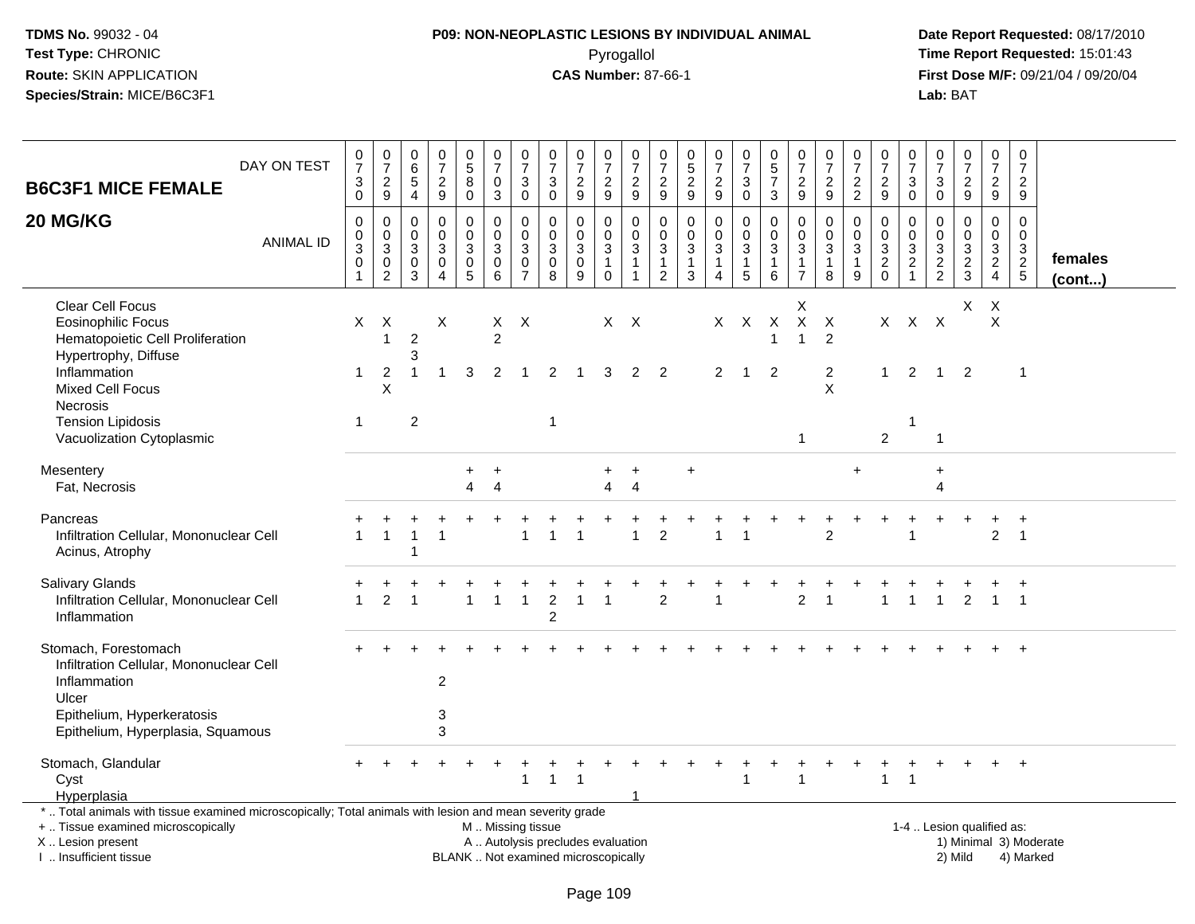**TDMS No.** 99032 - 04
**Test Type:** CHRONIC
**Route:** SKIN APPLICATION
**Species/Strain:** MICE/B6C3F1

**P09: NON-NEOPLASTIC LESIONS BY INDIVIDUAL ANIMAL**
Pyrogallol
**CAS Number:** 87-66-1

**Date Report Requested:** 08/17/2010
**Time Report Requested:** 15:01:43
**First Dose M/F:** 09/21/04 / 09/20/04
**Lab:** BAT

| B6C3F1 MICE FEMALE — DAY ON TEST | 0730 | 0729 | 0654 | 0729 | 0580 | 0703 | 0730 | 0730 | 0729 | 0729 | 0729 | 0729 | 0529 | 0729 | 0730 | 0573 | 0729 | 0729 | 0722 | 0729 | 0730 | 0730 | 0729 | 0729 | 0729 | |
|---|---|---|---|---|---|---|---|---|---|---|---|---|---|---|---|---|---|---|---|---|---|---|---|---|---|---|
| **20 MG/KG** — ANIMAL ID | 0301 | 0302 | 0303 | 0304 | 0305 | 0306 | 0307 | 0308 | 0309 | 0310 | 0311 | 0312 | 0313 | 0314 | 0315 | 0316 | 0317 | 0318 | 0319 | 0320 | 0321 | 0322 | 0323 | 0324 | 0325 | **females (cont...)** |
| Clear Cell Focus | | | | | | | | | | | | | | | | | X | | | | | | X | X | | |
| Eosinophilic Focus | X | X | | X | | X | X | | | X | X | | | X | X | X | X | X | | X | X | X | | X | | |
| Hematopoietic Cell Proliferation | | 1 | 2 | | | 2 | | | | | | | | | | 1 | 1 | 2 | | | | | | | | |
| Hypertrophy, Diffuse | | | 3 | | | | | | | | | | | | | | | | | | | | | | | |
| Inflammation | 1 | 2 | 1 | 1 | 3 | 2 | 1 | 2 | 1 | 3 | 2 | 2 | | 2 | 1 | 2 | | 2 | | 1 | 2 | 1 | 2 | | 1 | |
| Mixed Cell Focus | | X | | | | | | | | | | | | | | | | X | | | | | | | | |
| Necrosis | | | | | | | | | | | | | | | | | | | | | | | | | | |
| Tension Lipidosis | 1 | | 2 | | | | | 1 | | | | | | | | | | | | | 1 | | | | | |
| Vacuolization Cytoplasmic | | | | | | | | | | | | | | | | | 1 | | | 2 | | 1 | | | | |
| Mesentery | | | | | + | + | | | | + | + | | + | | | | | | + | | | + | | | | |
| Fat, Necrosis | | | | | 4 | 4 | | | | 4 | 4 | | | | | | | | | | | 4 | | | | |
| Pancreas | + | + | + | + | + | + | + | + | + | + | + | + | + | + | + | + | + | + | + | + | + | + | + | + | + | |
| Infiltration Cellular, Mononuclear Cell | 1 | 1 | 1 | 1 | | | 1 | 1 | 1 | | 1 | 2 | | 1 | 1 | | | 2 | | | 1 | | | 2 | 1 | |
| Acinus, Atrophy | | | 1 | | | | | | | | | | | | | | | | | | | | | | | |
| Salivary Glands | + | + | + | + | + | + | + | + | + | + | + | + | + | + | + | + | + | + | + | + | + | + | + | + | + | |
| Infiltration Cellular, Mononuclear Cell | 1 | 2 | 1 | | 1 | 1 | 1 | 2 | 1 | 1 | | 2 | | 1 | | | 2 | 1 | | 1 | 1 | 1 | 2 | 1 | 1 | |
| Inflammation | | | | | | | | 2 | | | | | | | | | | | | | | | | | | |
| Stomach, Forestomach | + | + | + | + | + | + | + | + | + | + | + | + | + | + | + | + | + | + | + | + | + | + | + | + | + | |
| Infiltration Cellular, Mononuclear Cell | | | | | | | | | | | | | | | | | | | | | | | | | | |
| Inflammation | | | | 2 | | | | | | | | | | | | | | | | | | | | | | |
| Ulcer | | | | | | | | | | | | | | | | | | | | | | | | | | |
| Epithelium, Hyperkeratosis | | | | 3 | | | | | | | | | | | | | | | | | | | | | | |
| Epithelium, Hyperplasia, Squamous | | | | 3 | | | | | | | | | | | | | | | | | | | | | | |
| Stomach, Glandular | + | + | + | + | + | + | + | + | + | + | + | + | + | + | + | + | + | + | + | + | + | + | + | + | + | |
| Cyst | | | | | | | 1 | 1 | 1 | | | | | | 1 | | 1 | | | 1 | 1 | | | | | |
| Hyperplasia | | | | | | | | | | | 1 | | | | | | | | | | | | | | | |

\* .. Total animals with tissue examined microscopically; Total animals with lesion and mean severity grade
\+ .. Tissue examined microscopically
X .. Lesion present
I .. Insufficient tissue

M .. Missing tissue
A .. Autolysis precludes evaluation
BLANK .. Not examined microscopically

1-4 .. Lesion qualified as:
1) Minimal 3) Moderate
2) Mild 4) Marked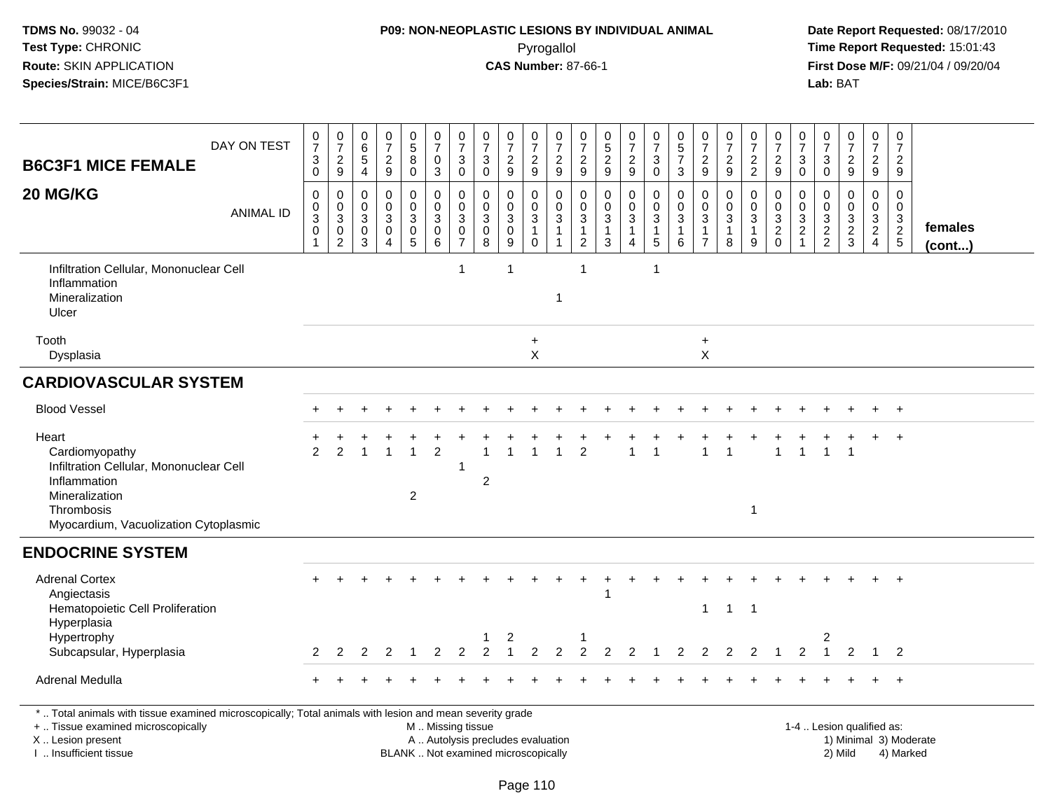**TDMS No.** 99032 - 04
**Test Type:** CHRONIC
**Route:** SKIN APPLICATION
**Species/Strain:** MICE/B6C3F1

**P09: NON-NEOPLASTIC LESIONS BY INDIVIDUAL ANIMAL**
Pyrogallol
**CAS Number:** 87-66-1

**Date Report Requested:** 08/17/2010
**Time Report Requested:** 15:01:43
**First Dose M/F:** 09/21/04 / 09/20/04
**Lab:** BAT

| B6C3F1 MICE FEMALE — DAY ON TEST | 0730 | 0729 | 0654 | 0729 | 0580 | 0703 | 0730 | 0730 | 0729 | 0729 | 0729 | 0729 | 0529 | 0729 | 0730 | 0573 | 0729 | 0729 | 0722 | 0729 | 0730 | 0730 | 0729 | 0729 | 0729 | |
|---|---|---|---|---|---|---|---|---|---|---|---|---|---|---|---|---|---|---|---|---|---|---|---|---|---|---|
| **20 MG/KG** — ANIMAL ID | 0030 1 | 0030 2 | 0030 3 | 0030 4 | 0030 5 | 0030 6 | 0030 7 | 0030 8 | 0030 9 | 0031 0 | 0031 1 | 0031 2 | 0031 3 | 0031 4 | 0031 5 | 0031 6 | 0031 7 | 0031 8 | 0031 9 | 0032 0 | 0032 1 | 0032 2 | 0032 3 | 0032 4 | 0032 5 | **females (cont...)** |
| Infiltration Cellular, Mononuclear Cell | | | | | | | 1 | | 1 | | | 1 | | | 1 | | | | | | | | | | | |
| Inflammation | | | | | | | | | | | | | | | | | | | | | | | | | | |
| Mineralization | | | | | | | | | | | 1 | | | | | | | | | | | | | | | |
| Ulcer | | | | | | | | | | | | | | | | | | | | | | | | | | |
| Tooth | | | | | | | | | | + | | | | | | | + | | | | | | | | | |
| Dysplasia | | | | | | | | | | X | | | | | | | X | | | | | | | | | |
| **CARDIOVASCULAR SYSTEM** | | | | | | | | | | | | | | | | | | | | | | | | | | |
| Blood Vessel | + | + | + | + | + | + | + | + | + | + | + | + | + | + | + | + | + | + | + | + | + | + | + | + | + | |
| Heart | + | + | + | + | + | + | + | + | + | + | + | + | + | + | + | + | + | + | + | + | + | + | + | + | + | |
| Cardiomyopathy | 2 | 2 | 1 | 1 | 1 | 2 | | 1 | 1 | 1 | 1 | 2 | | 1 | 1 | | 1 | 1 | | 1 | 1 | 1 | 1 | | | |
| Infiltration Cellular, Mononuclear Cell | | | | | | | 1 | | | | | | | | | | | | | | | | | | | |
| Inflammation | | | | | | | | 2 | | | | | | | | | | | | | | | | | | |
| Mineralization | | | | | 2 | | | | | | | | | | | | | | | | | | | | | |
| Thrombosis | | | | | | | | | | | | | | | | | | | 1 | | | | | | | |
| Myocardium, Vacuolization Cytoplasmic | | | | | | | | | | | | | | | | | | | | | | | | | | |
| **ENDOCRINE SYSTEM** | | | | | | | | | | | | | | | | | | | | | | | | | | |
| Adrenal Cortex | + | + | + | + | + | + | + | + | + | + | + | + | + | + | + | + | + | + | + | + | + | + | + | + | + | |
| Angiectasis | | | | | | | | | | | | | 1 | | | | | | | | | | | | | |
| Hematopoietic Cell Proliferation | | | | | | | | | | | | | | | | | 1 | 1 | 1 | | | | | | | |
| Hyperplasia | | | | | | | | | | | | | | | | | | | | | | | | | | |
| Hypertrophy | | | | | | | | 1 | 2 | | | 1 | | | | | | | | | | 2 | | | | |
| Subcapsular, Hyperplasia | 2 | 2 | 2 | 2 | 1 | 2 | 2 | 2 | 1 | 2 | 2 | 2 | 2 | 2 | 1 | 2 | 2 | 2 | 2 | 1 | 2 | 1 | 2 | 1 | 2 | |
| Adrenal Medulla | + | + | + | + | + | + | + | + | + | + | + | + | + | + | + | + | + | + | + | + | + | + | + | + | + | |

* .. Total animals with tissue examined microscopically; Total animals with lesion and mean severity grade
+ .. Tissue examined microscopically
X .. Lesion present
I .. Insufficient tissue

M .. Missing tissue
A .. Autolysis precludes evaluation
BLANK .. Not examined microscopically

1-4 .. Lesion qualified as:
1) Minimal 3) Moderate
2) Mild 4) Marked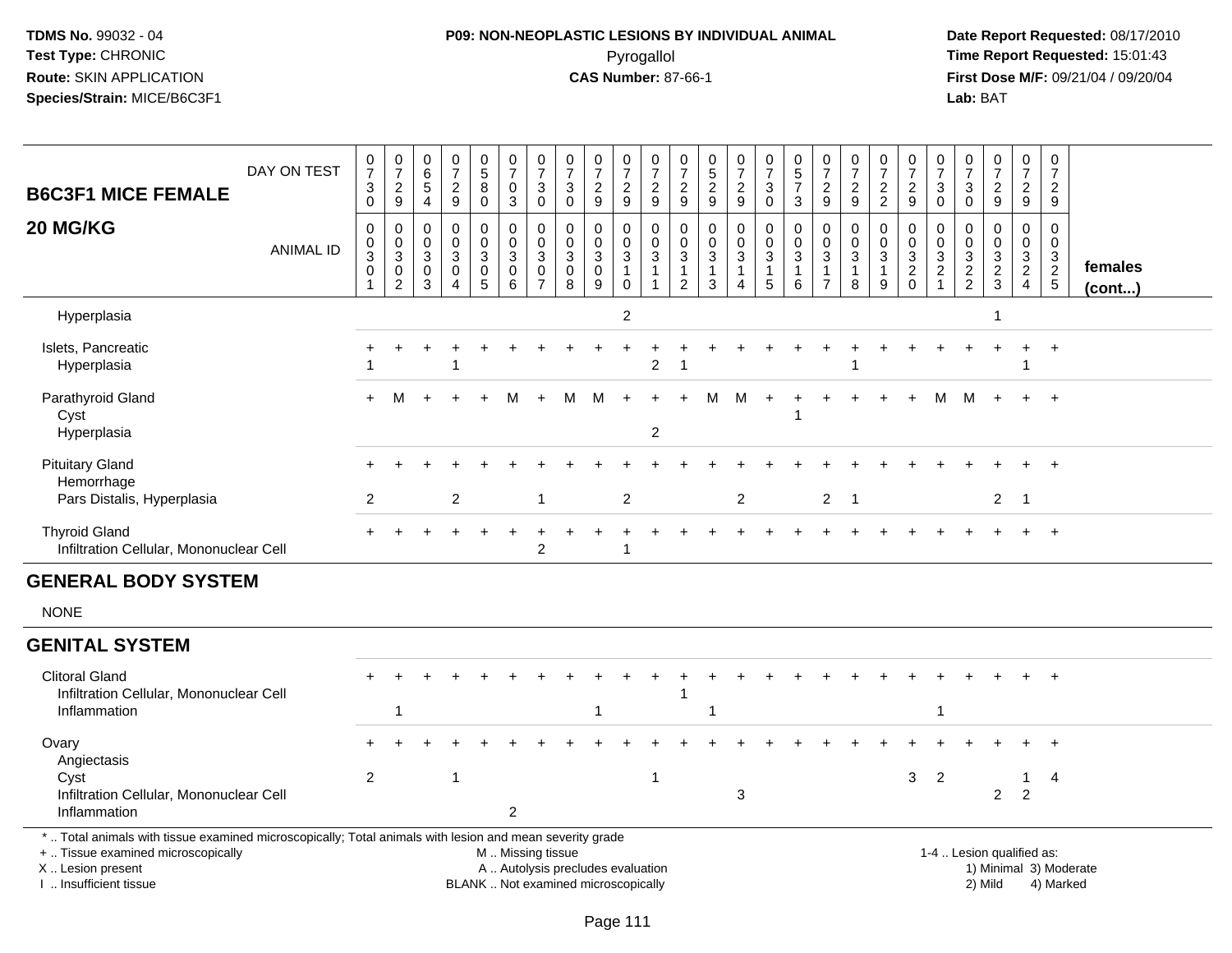**TDMS No.** 99032 - 04
**Test Type:** CHRONIC
**Route:** SKIN APPLICATION
**Species/Strain:** MICE/B6C3F1

**P09: NON-NEOPLASTIC LESIONS BY INDIVIDUAL ANIMAL**
Pyrogallol
**CAS Number:** 87-66-1

**Date Report Requested:** 08/17/2010
**Time Report Requested:** 15:01:43
**First Dose M/F:** 09/21/04 / 09/20/04
**Lab:** BAT

| B6C3F1 MICE FEMALE 20 MG/KG | DAY ON TEST | 0730 | 0729 | 0654 | 0729 | 0580 | 0703 | 0730 | 0730 | 0729 | 0729 | 0729 | 0729 | 0529 | 0729 | 0730 | 0573 | 0729 | 0729 | 0722 | 0729 | 0730 | 0730 | 0729 | 0729 | 0729 | |
|---|---|---|---|---|---|---|---|---|---|---|---|---|---|---|---|---|---|---|---|---|---|---|---|---|---|---|---|
| | ANIMAL ID | 00301 | 00302 | 00303 | 00304 | 00305 | 00306 | 00307 | 00308 | 00309 | 00310 | 00311 | 00312 | 00313 | 00314 | 00315 | 00316 | 00317 | 00318 | 00319 | 00320 | 00321 | 00322 | 00323 | 00324 | 00325 | females (cont...) |
| Hyperplasia | | | | | | | | | | | 2 | | | | | | | | | | | | | 1 | | | |
| Islets, Pancreatic | | + | + | + | + | + | + | + | + | + | + | + | + | + | + | + | + | + | + | + | + | + | + | + | + | + | |
| Hyperplasia | | 1 | | | 1 | | | | | | | 2 | 1 | | | | | | 1 | | | | | | 1 | | |
| Parathyroid Gland | | + | M | + | + | + | M | + | M | M | + | + | + | M | M | + | + | + | + | + | + | M | M | + | + | + | |
| Cyst | | | | | | | | | | | | | | | | | 1 | | | | | | | | | | |
| Hyperplasia | | | | | | | | | | | | 2 | | | | | | | | | | | | | | | |
| Pituitary Gland | | + | + | + | + | + | + | + | + | + | + | + | + | + | + | + | + | + | + | + | + | + | + | + | + | + | |
| Hemorrhage | | | | | | | | | | | | | | | | | | | | | | | | | | | |
| Pars Distalis, Hyperplasia | | 2 | | | 2 | | | 1 | | | 2 | | | | 2 | | | 2 | 1 | | | | | 2 | 1 | | |
| Thyroid Gland | | + | + | + | + | + | + | + | + | + | + | + | + | + | + | + | + | + | + | + | + | + | + | + | + | + | |
| Infiltration Cellular, Mononuclear Cell | | | | | | | | 2 | | | 1 | | | | | | | | | | | | | | | | |

## GENERAL BODY SYSTEM

NONE

## GENITAL SYSTEM

| | | 00301 | 00302 | 00303 | 00304 | 00305 | 00306 | 00307 | 00308 | 00309 | 00310 | 00311 | 00312 | 00313 | 00314 | 00315 | 00316 | 00317 | 00318 | 00319 | 00320 | 00321 | 00322 | 00323 | 00324 | 00325 |
|---|---|---|---|---|---|---|---|---|---|---|---|---|---|---|---|---|---|---|---|---|---|---|---|---|---|---|
| Clitoral Gland | | + | + | + | + | + | + | + | + | + | + | + | + | + | + | + | + | + | + | + | + | + | + | + | + | + |
| Infiltration Cellular, Mononuclear Cell | | | | | | | | | | | | | 1 | | | | | | | | | | | | | |
| Inflammation | | | 1 | | | | | | | 1 | | | | 1 | | | | | | | | 1 | | | | |
| Ovary | | + | + | + | + | + | + | + | + | + | + | + | + | + | + | + | + | + | + | + | + | + | + | + | + | + |
| Angiectasis | | | | | | | | | | | | | | | | | | | | | | | | | | |
| Cyst | | 2 | | | 1 | | | | | | | 1 | | | | | | | | | 3 | 2 | | | 1 | 4 |
| Infiltration Cellular, Mononuclear Cell | | | | | | | | | | | | | | | 3 | | | | | | | | | 2 | 2 | |
| Inflammation | | | | | | | 2 | | | | | | | | | | | | | | | | | | | |

\* .. Total animals with tissue examined microscopically; Total animals with lesion and mean severity grade
\+ .. Tissue examined microscopically
X .. Lesion present
I .. Insufficient tissue

M .. Missing tissue
A .. Autolysis precludes evaluation
BLANK .. Not examined microscopically

1-4 .. Lesion qualified as:
1) Minimal 3) Moderate
2) Mild 4) Marked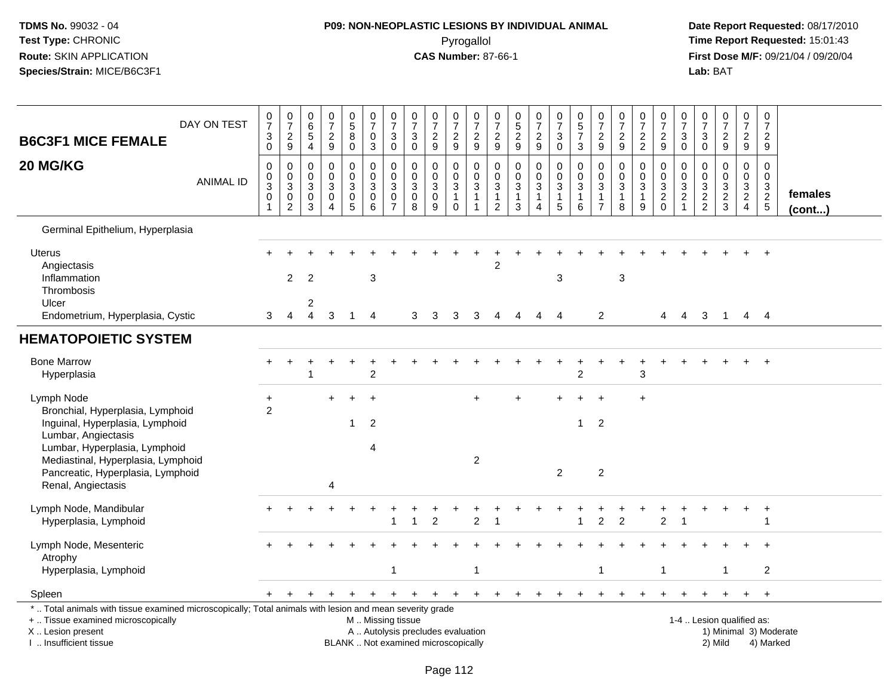**TDMS No.** 99032 - 04
**Test Type:** CHRONIC
**Route:** SKIN APPLICATION
**Species/Strain:** MICE/B6C3F1

**P09: NON-NEOPLASTIC LESIONS BY INDIVIDUAL ANIMAL**
Pyrogallol
**CAS Number:** 87-66-1

**Date Report Requested:** 08/17/2010
**Time Report Requested:** 15:01:43
**First Dose M/F:** 09/21/04 / 09/20/04
**Lab:** BAT

| B6C3F1 MICE FEMALE 20 MG/KG | | | | | | | | | | | | | | | | | | | | | | | | | | |
|---|---|---|---|---|---|---|---|---|---|---|---|---|---|---|---|---|---|---|---|---|---|---|---|---|---|---|
| DAY ON TEST | 0730 | 0729 | 0654 | 0729 | 0580 | 0703 | 0730 | 0730 | 0729 | 0729 | 0729 | 0729 | 0529 | 0729 | 0730 | 0573 | 0729 | 0729 | 0722 | 0729 | 0730 | 0730 | 0729 | 0729 | 0729 | |
| ANIMAL ID | 0301 | 0302 | 0303 | 0304 | 0305 | 0306 | 0307 | 0308 | 0309 | 0310 | 0311 | 0312 | 0313 | 0314 | 0315 | 0316 | 0317 | 0318 | 0319 | 0320 | 0321 | 0322 | 0323 | 0324 | 0325 | **females (cont...)** |
| Germinal Epithelium, Hyperplasia | | | | | | | | | | | | | | | | | | | | | | | | | | |
| Uterus | + | + | + | + | + | + | + | + | + | + | + | + | + | + | + | + | + | + | + | + | + | + | + | + | + | |
| Angiectasis | | | | | | | | | | | | 2 | | | | | | | | | | | | | | |
| Inflammation | | 2 | 2 | | | 3 | | | | | | | | | 3 | | | 3 | | | | | | | | |
| Thrombosis | | | | | | | | | | | | | | | | | | | | | | | | | | |
| Ulcer | | | 2 | | | | | | | | | | | | | | | | | | | | | | | |
| Endometrium, Hyperplasia, Cystic | 3 | 4 | 4 | 3 | 1 | 4 | | 3 | 3 | 3 | 3 | 4 | 4 | 4 | 4 | | 2 | | | 4 | 4 | 3 | 1 | 4 | 4 | |
| **HEMATOPOIETIC SYSTEM** | | | | | | | | | | | | | | | | | | | | | | | | | | |
| Bone Marrow | + | + | + | + | + | + | + | + | + | + | + | + | + | + | + | + | + | + | + | + | + | + | + | + | + | |
| Hyperplasia | | | 1 | | | 2 | | | | | | | | | | 2 | | | 3 | | | | | | | |
| Lymph Node | + | | | + | + | + | | | | | + | | + | | + | + | + | | + | | | | | | | |
| Bronchial, Hyperplasia, Lymphoid | 2 | | | | | | | | | | | | | | | | | | | | | | | | | |
| Inguinal, Hyperplasia, Lymphoid | | | | | 1 | 2 | | | | | | | | | | 1 | 2 | | | | | | | | | |
| Lumbar, Angiectasis | | | | | | | | | | | | | | | | | | | | | | | | | | |
| Lumbar, Hyperplasia, Lymphoid | | | | | | 4 | | | | | | | | | | | | | | | | | | | | |
| Mediastinal, Hyperplasia, Lymphoid | | | | | | | | | | | 2 | | | | | | | | | | | | | | | |
| Pancreatic, Hyperplasia, Lymphoid | | | | | | | | | | | | | | | 2 | | 2 | | | | | | | | | |
| Renal, Angiectasis | | | | 4 | | | | | | | | | | | | | | | | | | | | | | |
| Lymph Node, Mandibular | + | + | + | + | + | + | + | + | + | + | + | + | + | + | + | + | + | + | + | + | + | + | + | + | + | |
| Hyperplasia, Lymphoid | | | | | | | 1 | 1 | 2 | | 2 | 1 | | | | 1 | 2 | 2 | | 2 | 1 | | | | 1 | |
| Lymph Node, Mesenteric | + | + | + | + | + | + | + | + | + | + | + | + | + | + | + | + | + | + | + | + | + | + | + | + | + | |
| Atrophy | | | | | | | | | | | | | | | | | | | | | | | | | | |
| Hyperplasia, Lymphoid | | | | | | | 1 | | | | 1 | | | | | | 1 | | | 1 | | | 1 | | 2 | |
| Spleen | + | + | + | + | + | + | + | + | + | + | + | + | + | + | + | + | + | + | + | + | + | + | + | + | + | |

\* .. Total animals with tissue examined microscopically; Total animals with lesion and mean severity grade
\+ .. Tissue examined microscopically
X .. Lesion present
I .. Insufficient tissue

M .. Missing tissue
A .. Autolysis precludes evaluation
BLANK .. Not examined microscopically

1-4 .. Lesion qualified as:
1) Minimal 3) Moderate
2) Mild 4) Marked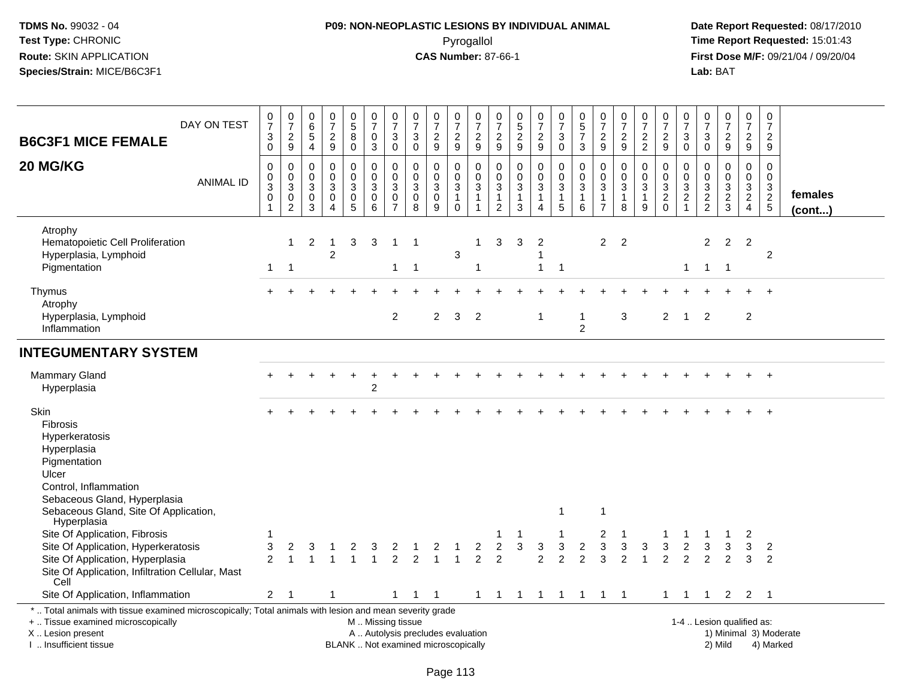TDMS No. 99032 - 04
Test Type: CHRONIC
Route: SKIN APPLICATION
Species/Strain: MICE/B6C3F1

**P09: NON-NEOPLASTIC LESIONS BY INDIVIDUAL ANIMAL**
Pyrogallol
**CAS Number:** 87-66-1

Date Report Requested: 08/17/2010
Time Report Requested: 15:01:43
First Dose M/F: 09/21/04 / 09/20/04
Lab: BAT

| B6C3F1 MICE FEMALE 20 MG/KG | | | | | | | | | | | | | | | | | | | | | | | | | | |
|---|---|---|---|---|---|---|---|---|---|---|---|---|---|---|---|---|---|---|---|---|---|---|---|---|---|---|
| DAY ON TEST | 0730 | 0729 | 0654 | 0729 | 0580 | 0703 | 0730 | 0730 | 0729 | 0729 | 0729 | 0729 | 0529 | 0729 | 0730 | 0573 | 0729 | 0729 | 0722 | 0729 | 0730 | 0730 | 0729 | 0729 | 0729 | |
| ANIMAL ID | 0030 1 | 0030 2 | 0030 3 | 0030 4 | 0030 5 | 0030 6 | 0030 7 | 0030 8 | 0030 9 | 0031 0 | 0031 1 | 0031 2 | 0031 3 | 0031 4 | 0031 5 | 0031 6 | 0031 7 | 0031 8 | 0031 9 | 0032 0 | 0032 1 | 0032 2 | 0032 3 | 0032 4 | 0032 5 | **females (cont...)** |
| Atrophy | | | | | | | | | | | | | | | | | | | | | | | | | | |
| Hematopoietic Cell Proliferation | | 1 | 2 | 1 | 3 | 3 | 1 | 1 | | | 1 | 3 | 3 | 2 | | | 2 | 2 | | | | 2 | 2 | 2 | | |
| Hyperplasia, Lymphoid | | | | 2 | | | | | | 3 | | | | 1 | | | | | | | | | | | 2 | |
| Pigmentation | 1 | 1 | | | | | 1 | 1 | | | 1 | | | 1 | 1 | | | | | | 1 | 1 | 1 | | | |
| Thymus | + | + | + | + | + | + | + | + | + | + | + | + | + | + | + | + | + | + | + | + | + | + | + | + | + | |
| Atrophy | | | | | | | | | | | | | | | | | | | | | | | | | | |
| Hyperplasia, Lymphoid | | | | | | | 2 | | 2 | 3 | 2 | | | 1 | | 1 | | 3 | | 2 | 1 | 2 | | 2 | | |
| Inflammation | | | | | | | | | | | | | | | | 2 | | | | | | | | | | |
| **INTEGUMENTARY SYSTEM** | | | | | | | | | | | | | | | | | | | | | | | | | | |
| Mammary Gland | + | + | + | + | + | + | + | + | + | + | + | + | + | + | + | + | + | + | + | + | + | + | + | + | + | |
| Hyperplasia | | | | | | 2 | | | | | | | | | | | | | | | | | | | | |
| Skin | + | + | + | + | + | + | + | + | + | + | + | + | + | + | + | + | + | + | + | + | + | + | + | + | + | |
| Fibrosis | | | | | | | | | | | | | | | | | | | | | | | | | | |
| Hyperkeratosis | | | | | | | | | | | | | | | | | | | | | | | | | | |
| Hyperplasia | | | | | | | | | | | | | | | | | | | | | | | | | | |
| Pigmentation | | | | | | | | | | | | | | | | | | | | | | | | | | |
| Ulcer | | | | | | | | | | | | | | | | | | | | | | | | | | |
| Control, Inflammation | | | | | | | | | | | | | | | | | | | | | | | | | | |
| Sebaceous Gland, Hyperplasia | | | | | | | | | | | | | | | | | | | | | | | | | | |
| Sebaceous Gland, Site Of Application, Hyperplasia | | | | | | | | | | | | | | | 1 | | 1 | | | | | | | | | |
| Site Of Application, Fibrosis | 1 | | | | | | | | | | | 1 | 1 | | 1 | | 2 | 1 | | 1 | 1 | 1 | 1 | 2 | | |
| Site Of Application, Hyperkeratosis | 3 | 2 | 3 | 1 | 2 | 3 | 2 | 1 | 2 | 1 | 2 | 2 | 3 | 3 | 3 | 2 | 3 | 3 | 3 | 3 | 2 | 3 | 3 | 3 | 2 | |
| Site Of Application, Hyperplasia | 2 | 1 | 1 | 1 | 1 | 1 | 2 | 2 | 1 | 1 | 2 | 2 | | 2 | 2 | 2 | 3 | 2 | 1 | 2 | 2 | 2 | 2 | 3 | 2 | |
| Site Of Application, Infiltration Cellular, Mast Cell | | | | | | | | | | | | | | | | | | | | | | | | | | |
| Site Of Application, Inflammation | 2 | 1 | | 1 | | | 1 | 1 | 1 | | 1 | 1 | 1 | 1 | 1 | 1 | 1 | 1 | | 1 | 1 | 1 | 2 | 2 | 1 | |

\* .. Total animals with tissue examined microscopically; Total animals with lesion and mean severity grade
\+ .. Tissue examined microscopically
X .. Lesion present
I .. Insufficient tissue

M .. Missing tissue
A .. Autolysis precludes evaluation
BLANK .. Not examined microscopically

1-4 .. Lesion qualified as:
1) Minimal 3) Moderate
2) Mild 4) Marked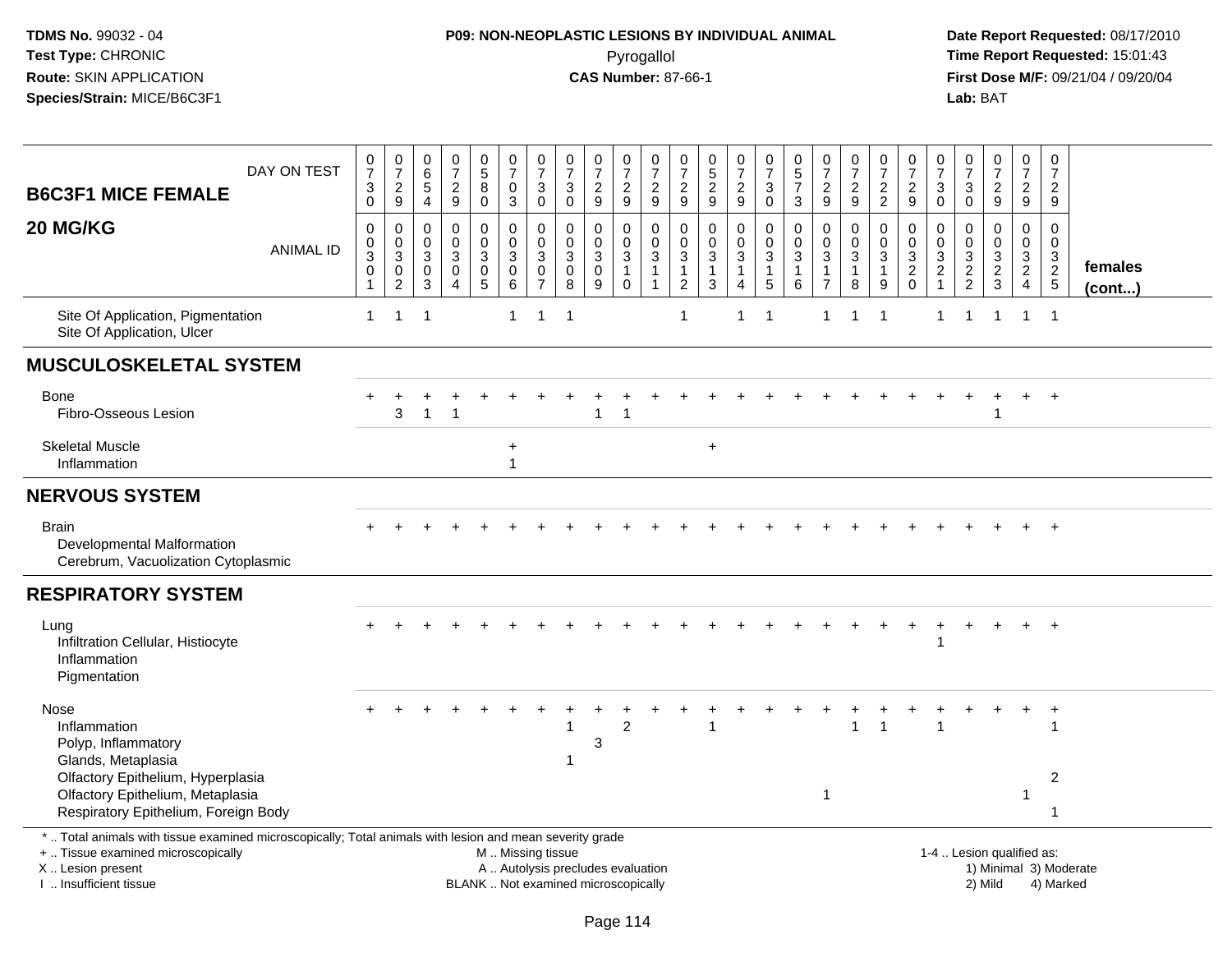**TDMS No.** 99032 - 04
**Test Type:** CHRONIC
**Route:** SKIN APPLICATION
**Species/Strain:** MICE/B6C3F1

**P09: NON-NEOPLASTIC LESIONS BY INDIVIDUAL ANIMAL**
Pyrogallol
**CAS Number:** 87-66-1

**Date Report Requested:** 08/17/2010
**Time Report Requested:** 15:01:43
**First Dose M/F:** 09/21/04 / 09/20/04
**Lab:** BAT

| B6C3F1 MICE FEMALE 20 MG/KG | | | | | | | | | | | | | | | | | | | | | | | | | | |
|---|---|---|---|---|---|---|---|---|---|---|---|---|---|---|---|---|---|---|---|---|---|---|---|---|---|---|
| DAY ON TEST | 0730 | 0729 | 0654 | 0729 | 0580 | 0703 | 0730 | 0730 | 0729 | 0729 | 0729 | 0729 | 0529 | 0729 | 0730 | 0573 | 0729 | 0729 | 0722 | 0729 | 0730 | 0730 | 0729 | 0729 | 0729 | |
| ANIMAL ID | 0030 1 | 0030 2 | 0030 3 | 0030 4 | 0030 5 | 0030 6 | 0030 7 | 0030 8 | 0030 9 | 0031 0 | 0031 1 | 0031 2 | 0031 3 | 0031 4 | 0031 5 | 0031 6 | 0031 7 | 0031 8 | 0031 9 | 0032 0 | 0032 1 | 0032 2 | 0032 3 | 0032 4 | 0032 5 | **females (cont...)** |
| Site Of Application, Pigmentation | 1 | 1 | 1 | | | 1 | 1 | 1 | | | | 1 | | 1 | 1 | | 1 | 1 | 1 | | 1 | 1 | 1 | 1 | 1 | |
| Site Of Application, Ulcer | | | | | | | | | | | | | | | | | | | | | | | | | | |
| **MUSCULOSKELETAL SYSTEM** | | | | | | | | | | | | | | | | | | | | | | | | | | |
| Bone | + | + | + | + | + | + | + | + | + | + | + | + | + | + | + | + | + | + | + | + | + | + | + | + | + | |
| Fibro-Osseous Lesion | | 3 | 1 | 1 | | | | | 1 | 1 | | | | | | | | | | | | | 1 | | | |
| Skeletal Muscle | | | | | | + | | | | | | | + | | | | | | | | | | | | | |
| Inflammation | | | | | | 1 | | | | | | | | | | | | | | | | | | | | |
| **NERVOUS SYSTEM** | | | | | | | | | | | | | | | | | | | | | | | | | | |
| Brain | + | + | + | + | + | + | + | + | + | + | + | + | + | + | + | + | + | + | + | + | + | + | + | + | + | |
| Developmental Malformation | | | | | | | | | | | | | | | | | | | | | | | | | | |
| Cerebrum, Vacuolization Cytoplasmic | | | | | | | | | | | | | | | | | | | | | | | | | | |
| **RESPIRATORY SYSTEM** | | | | | | | | | | | | | | | | | | | | | | | | | | |
| Lung | + | + | + | + | + | + | + | + | + | + | + | + | + | + | + | + | + | + | + | + | + | + | + | + | + | |
| Infiltration Cellular, Histiocyte | | | | | | | | | | | | | | | | | | | | | 1 | | | | | |
| Inflammation | | | | | | | | | | | | | | | | | | | | | | | | | | |
| Pigmentation | | | | | | | | | | | | | | | | | | | | | | | | | | |
| Nose | + | + | + | + | + | + | + | + | + | + | + | + | + | + | + | + | + | + | + | + | + | + | + | + | + | |
| Inflammation | | | | | | | | 1 | | 2 | | | 1 | | | | | 1 | 1 | | 1 | | | | 1 | |
| Polyp, Inflammatory | | | | | | | | | 3 | | | | | | | | | | | | | | | | | |
| Glands, Metaplasia | | | | | | | | 1 | | | | | | | | | | | | | | | | | | |
| Olfactory Epithelium, Hyperplasia | | | | | | | | | | | | | | | | | | | | | | | | | 2 | |
| Olfactory Epithelium, Metaplasia | | | | | | | | | | | | | | | | | 1 | | | | | | | 1 | | |
| Respiratory Epithelium, Foreign Body | | | | | | | | | | | | | | | | | | | | | | | | | 1 | |

\* .. Total animals with tissue examined microscopically; Total animals with lesion and mean severity grade
\+ .. Tissue examined microscopically
X .. Lesion present
I .. Insufficient tissue

M .. Missing tissue
A .. Autolysis precludes evaluation
BLANK .. Not examined microscopically

1-4 .. Lesion qualified as:
1) Minimal 3) Moderate
2) Mild 4) Marked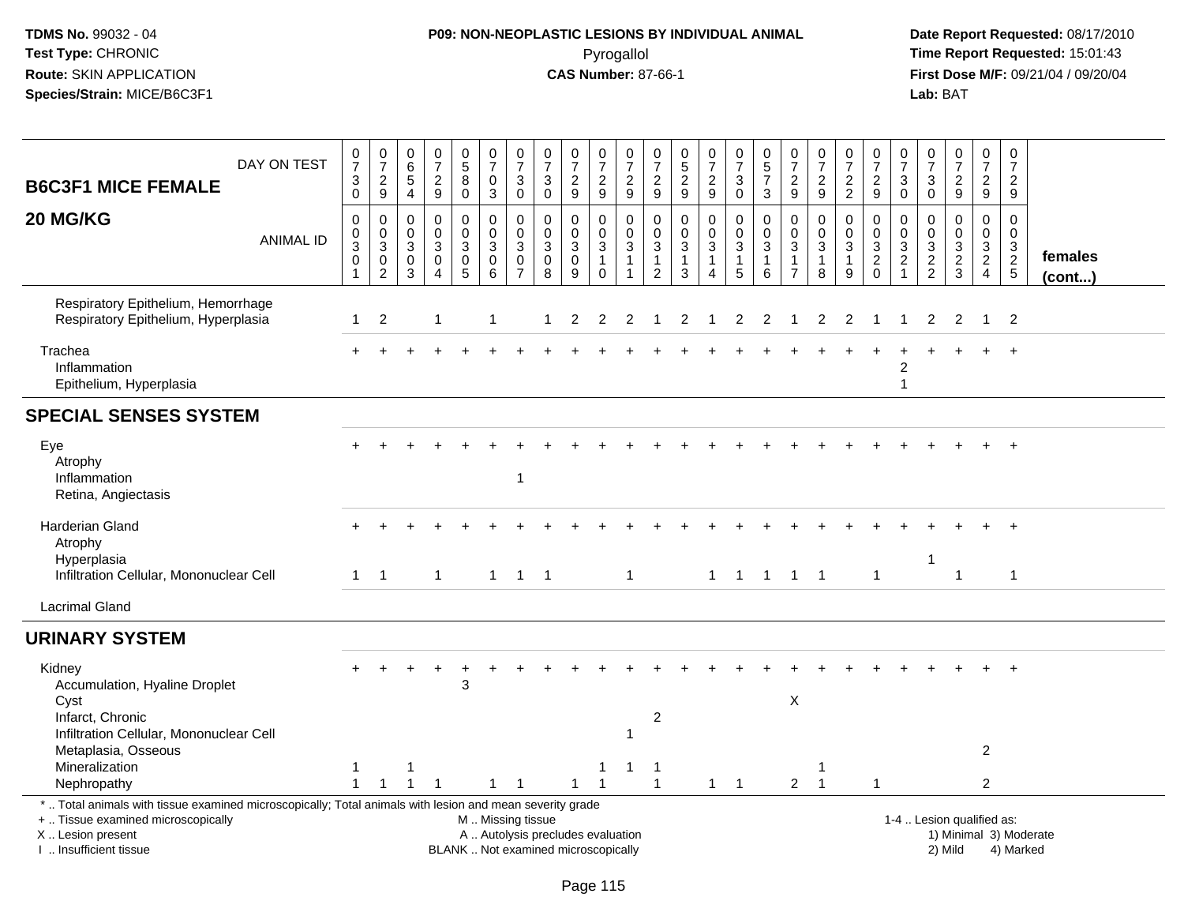**TDMS No.** 99032 - 04
**Test Type:** CHRONIC
**Route:** SKIN APPLICATION
**Species/Strain:** MICE/B6C3F1

**P09: NON-NEOPLASTIC LESIONS BY INDIVIDUAL ANIMAL**
Pyrogallol
**CAS Number:** 87-66-1

**Date Report Requested:** 08/17/2010
**Time Report Requested:** 15:01:43
**First Dose M/F:** 09/21/04 / 09/20/04
**Lab:** BAT

| B6C3F1 MICE FEMALE 20 MG/KG | | | | | | | | | | | | | | | | | | | | | | | | | | |
|---|---|---|---|---|---|---|---|---|---|---|---|---|---|---|---|---|---|---|---|---|---|---|---|---|---|---|
| DAY ON TEST | 0730 | 0729 | 0654 | 0729 | 0580 | 0703 | 0730 | 0730 | 0729 | 0729 | 0729 | 0729 | 0529 | 0729 | 0730 | 0573 | 0729 | 0729 | 0722 | 0729 | 0730 | 0730 | 0729 | 0729 | 0729 | |
| ANIMAL ID | 0030301 | 0030302 | 0030303 | 0030304 | 0030305 | 0030306 | 0030307 | 0030308 | 0030309 | 0030310 | 0030311 | 0030312 | 0030313 | 0030314 | 0030315 | 0030316 | 0030317 | 0030318 | 0030319 | 0030320 | 0030321 | 0030322 | 0030323 | 0030324 | 0030325 | females (cont...) |
| Respiratory Epithelium, Hemorrhage | | | | | | | | | | | | | | | | | | | | | | | | | | |
| Respiratory Epithelium, Hyperplasia | 1 | 2 | | 1 | | 1 | | 1 | 2 | 2 | 2 | 1 | 2 | 1 | 2 | 2 | 1 | 2 | 2 | 1 | 1 | 2 | 2 | 1 | 2 | |
| Trachea | + | + | + | + | + | + | + | + | + | + | + | + | + | + | + | + | + | + | + | + | + | + | + | + | + | |
| Inflammation | | | | | | | | | | | | | | | | | | | | | 2 | | | | | |
| Epithelium, Hyperplasia | | | | | | | | | | | | | | | | | | | | | 1 | | | | | |
| **SPECIAL SENSES SYSTEM** | | | | | | | | | | | | | | | | | | | | | | | | | | |
| Eye | + | + | + | + | + | + | + | + | + | + | + | + | + | + | + | + | + | + | + | + | + | + | + | + | + | |
| Atrophy | | | | | | | | | | | | | | | | | | | | | | | | | | |
| Inflammation | | | | | | | 1 | | | | | | | | | | | | | | | | | | | |
| Retina, Angiectasis | | | | | | | | | | | | | | | | | | | | | | | | | | |
| Harderian Gland | + | + | + | + | + | + | + | + | + | + | + | + | + | + | + | + | + | + | + | + | + | + | + | + | + | |
| Atrophy | | | | | | | | | | | | | | | | | | | | | | | | | | |
| Hyperplasia | | | | | | | | | | | | | | | | | | | | | | 1 | | | | |
| Infiltration Cellular, Mononuclear Cell | 1 | 1 | | 1 | | 1 | 1 | 1 | | | 1 | | | 1 | 1 | 1 | 1 | 1 | | 1 | | | 1 | | 1 | |
| Lacrimal Gland | | | | | | | | | | | | | | | | | | | | | | | | | | |
| **URINARY SYSTEM** | | | | | | | | | | | | | | | | | | | | | | | | | | |
| Kidney | + | + | + | + | + | + | + | + | + | + | + | + | + | + | + | + | + | + | + | + | + | + | + | + | + | |
| Accumulation, Hyaline Droplet | | | | | 3 | | | | | | | | | | | | | | | | | | | | | |
| Cyst | | | | | | | | | | | | | | | | | X | | | | | | | | | |
| Infarct, Chronic | | | | | | | | | | | | 2 | | | | | | | | | | | | | | |
| Infiltration Cellular, Mononuclear Cell | | | | | | | | | | | 1 | | | | | | | | | | | | | | | |
| Metaplasia, Osseous | | | | | | | | | | | | | | | | | | | | | | | | 2 | | |
| Mineralization | 1 | | 1 | | | | | | | 1 | 1 | 1 | | | | | | 1 | | | | | | | | |
| Nephropathy | 1 | 1 | 1 | 1 | | 1 | 1 | | 1 | 1 | | 1 | | 1 | 1 | | 2 | 1 | | 1 | | | | 2 | | |

\* .. Total animals with tissue examined microscopically; Total animals with lesion and mean severity grade
+ .. Tissue examined microscopically
X .. Lesion present
I .. Insufficient tissue

M .. Missing tissue
A .. Autolysis precludes evaluation
BLANK .. Not examined microscopically

1-4 .. Lesion qualified as:
1) Minimal 3) Moderate
2) Mild 4) Marked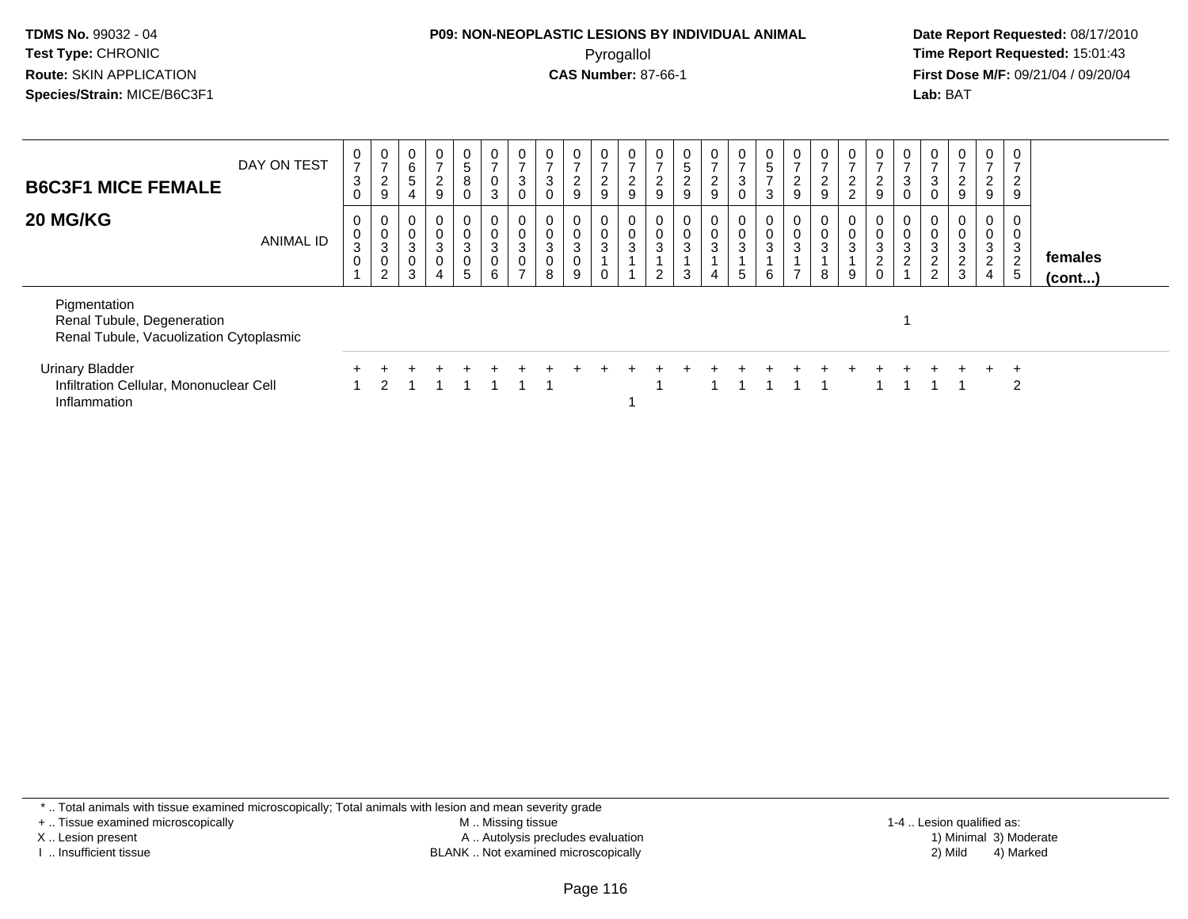**TDMS No.** 99032 - 04
**Test Type:** CHRONIC
**Route:** SKIN APPLICATION
**Species/Strain:** MICE/B6C3F1

**P09: NON-NEOPLASTIC LESIONS BY INDIVIDUAL ANIMAL**
Pyrogallol
**CAS Number:** 87-66-1

**Date Report Requested:** 08/17/2010
**Time Report Requested:** 15:01:43
**First Dose M/F:** 09/21/04 / 09/20/04
**Lab:** BAT

## B6C3F1 MICE FEMALE 20 MG/KG

| DAY ON TEST | 0730 | 0729 | 0654 | 0729 | 0580 | 0703 | 0730 | 0730 | 0729 | 0729 | 0729 | 0729 | 0529 | 0729 | 0730 | 0573 | 0729 | 0729 | 0722 | 0729 | 0730 | 0730 | 0729 | 0729 | 0729 | |
|---|---|---|---|---|---|---|---|---|---|---|---|---|---|---|---|---|---|---|---|---|---|---|---|---|---|---|
| **ANIMAL ID** | 00301 | 00302 | 00303 | 00304 | 00305 | 00306 | 00307 | 00308 | 00309 | 00310 | 00311 | 00312 | 00313 | 00314 | 00315 | 00316 | 00317 | 00318 | 00319 | 00320 | 00321 | 00322 | 00323 | 00324 | 00325 | **females (cont...)** |
| Pigmentation | | | | | | | | | | | | | | | | | | | | | | | | | | |
| Renal Tubule, Degeneration | | | | | | | | | | | | | | | | | | | | | 1 | | | | | |
| Renal Tubule, Vacuolization Cytoplasmic | | | | | | | | | | | | | | | | | | | | | | | | | | |
| Urinary Bladder | + | + | + | + | + | + | + | + | + | + | + | + | + | + | + | + | + | + | + | + | + | + | + | + | + | |
| Infiltration Cellular, Mononuclear Cell | 1 | 2 | 1 | 1 | 1 | 1 | 1 | 1 | | | | 1 | | 1 | 1 | 1 | 1 | 1 | | 1 | 1 | 1 | 1 | | 2 | |
| Inflammation | | | | | | | | | | | 1 | | | | | | | | | | | | | | | |

\* .. Total animals with tissue examined microscopically; Total animals with lesion and mean severity grade
+ .. Tissue examined microscopically
X .. Lesion present
I .. Insufficient tissue
M .. Missing tissue
A .. Autolysis precludes evaluation
BLANK .. Not examined microscopically
1-4 .. Lesion qualified as:
1) Minimal 3) Moderate
2) Mild 4) Marked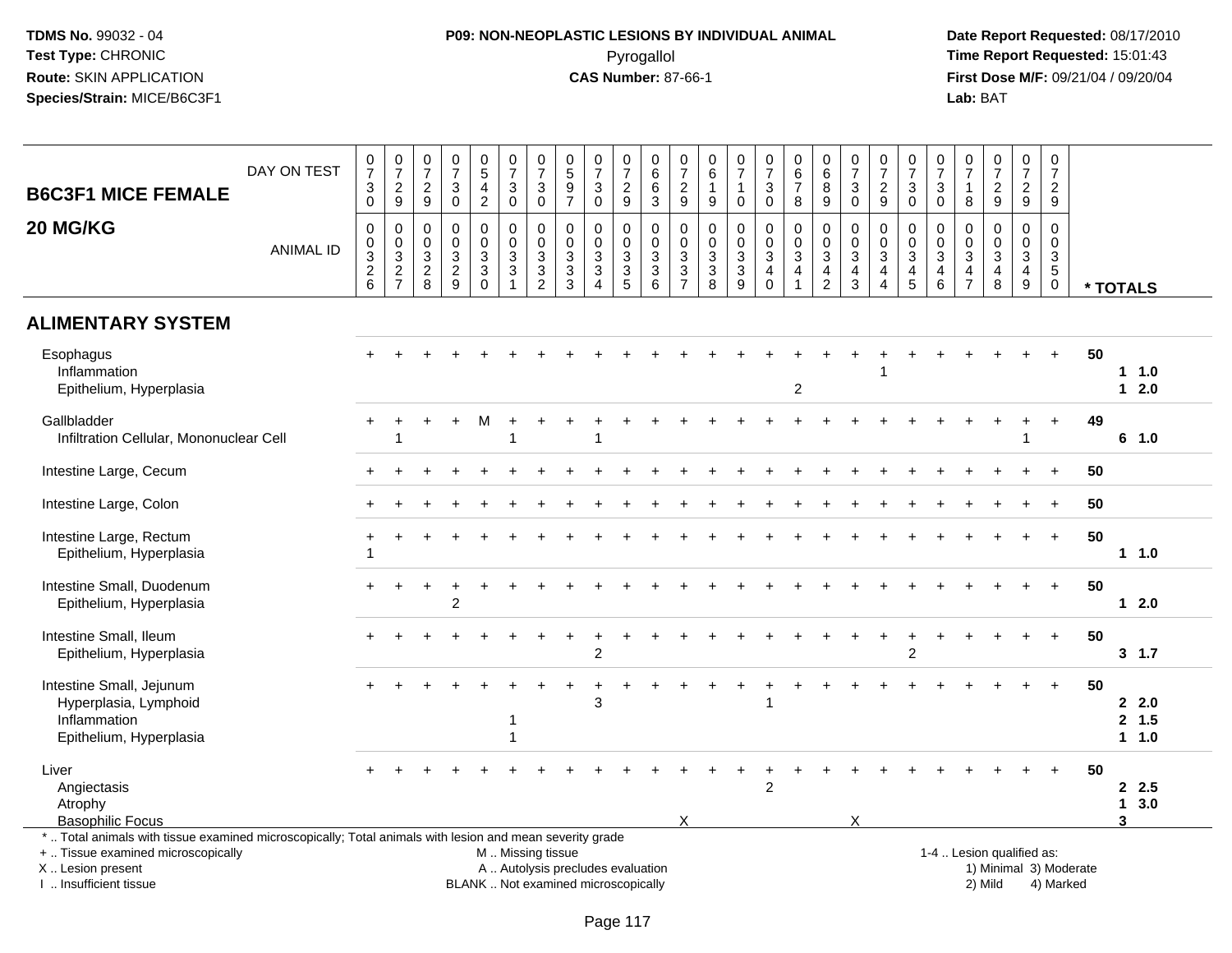TDMS No. 99032 - 04
Test Type: CHRONIC
Route: SKIN APPLICATION
Species/Strain: MICE/B6C3F1

**P09: NON-NEOPLASTIC LESIONS BY INDIVIDUAL ANIMAL**
Pyrogallol
**CAS Number:** 87-66-1

Date Report Requested: 08/17/2010
Time Report Requested: 15:01:43
First Dose M/F: 09/21/04 / 09/20/04
Lab: BAT

**B6C3F1 MICE FEMALE**
**20 MG/KG**

| DAY ON TEST | 0730 | 0729 | 0729 | 0730 | 0542 | 0730 | 0730 | 0597 | 0730 | 0729 | 0663 | 0729 | 0619 | 0710 | 0730 | 0678 | 0689 | 0730 | 0729 | 0730 | 0730 | 0718 | 0729 | 0729 | 0729 | |
|---|---|---|---|---|---|---|---|---|---|---|---|---|---|---|---|---|---|---|---|---|---|---|---|---|---|---|
| **ANIMAL ID** | 0326 | 0327 | 0328 | 0329 | 0330 | 0331 | 0332 | 0333 | 0334 | 0335 | 0336 | 0337 | 0338 | 0339 | 0340 | 0341 | 0342 | 0343 | 0344 | 0345 | 0346 | 0347 | 0348 | 0349 | 0350 | *** TOTALS** |
| **ALIMENTARY SYSTEM** | | | | | | | | | | | | | | | | | | | | | | | | | | |
| Esophagus | + | + | + | + | + | + | + | + | + | + | + | + | + | + | + | + | + | + | + | + | + | + | + | + | + | 50 |
| Inflammation | | | | | | | | | | | | | | | | | | | 1 | | | | | | | 1 1.0 |
| Epithelium, Hyperplasia | | | | | | | | | | | | | | | | 2 | | | | | | | | | | 1 2.0 |
| Gallbladder | + | + | + | + | M | + | + | + | + | + | + | + | + | + | + | + | + | + | + | + | + | + | + | + | + | 49 |
| Infiltration Cellular, Mononuclear Cell | | 1 | | | | 1 | | | 1 | | | | | | | | | | | | | | | 1 | | 6 1.0 |
| Intestine Large, Cecum | + | + | + | + | + | + | + | + | + | + | + | + | + | + | + | + | + | + | + | + | + | + | + | + | + | 50 |
| Intestine Large, Colon | + | + | + | + | + | + | + | + | + | + | + | + | + | + | + | + | + | + | + | + | + | + | + | + | + | 50 |
| Intestine Large, Rectum | + | + | + | + | + | + | + | + | + | + | + | + | + | + | + | + | + | + | + | + | + | + | + | + | + | 50 |
| Epithelium, Hyperplasia | 1 | | | | | | | | | | | | | | | | | | | | | | | | | 1 1.0 |
| Intestine Small, Duodenum | + | + | + | + | + | + | + | + | + | + | + | + | + | + | + | + | + | + | + | + | + | + | + | + | + | 50 |
| Epithelium, Hyperplasia | | | | 2 | | | | | | | | | | | | | | | | | | | | | | 1 2.0 |
| Intestine Small, Ileum | + | + | + | + | + | + | + | + | + | + | + | + | + | + | + | + | + | + | + | + | + | + | + | + | + | 50 |
| Epithelium, Hyperplasia | | | | | | | | | 2 | | | | | | | | | | | 2 | | | | | | 3 1.7 |
| Intestine Small, Jejunum | + | + | + | + | + | + | + | + | + | + | + | + | + | + | + | + | + | + | + | + | + | + | + | + | + | 50 |
| Hyperplasia, Lymphoid | | | | | | | | | 3 | | | | | | 1 | | | | | | | | | | | 2 2.0 |
| Inflammation | | | | | | 1 | | | | | | | | | | | | | | | | | | | | 2 1.5 |
| Epithelium, Hyperplasia | | | | | | 1 | | | | | | | | | | | | | | | | | | | | 1 1.0 |
| Liver | + | + | + | + | + | + | + | + | + | + | + | + | + | + | + | + | + | + | + | + | + | + | + | + | + | 50 |
| Angiectasis | | | | | | | | | | | | | | | 2 | | | | | | | | | | | 2 2.5 |
| Atrophy | | | | | | | | | | | | | | | | | | | | | | | | | | 1 3.0 |
| Basophilic Focus | | | | | | | | | | | | X | | | | | | X | | | | | | | | 3 |

\* .. Total animals with tissue examined microscopically; Total animals with lesion and mean severity grade
\+ .. Tissue examined microscopically
X .. Lesion present
I .. Insufficient tissue

M .. Missing tissue
A .. Autolysis precludes evaluation
BLANK .. Not examined microscopically

1-4 .. Lesion qualified as:
1) Minimal 3) Moderate
2) Mild 4) Marked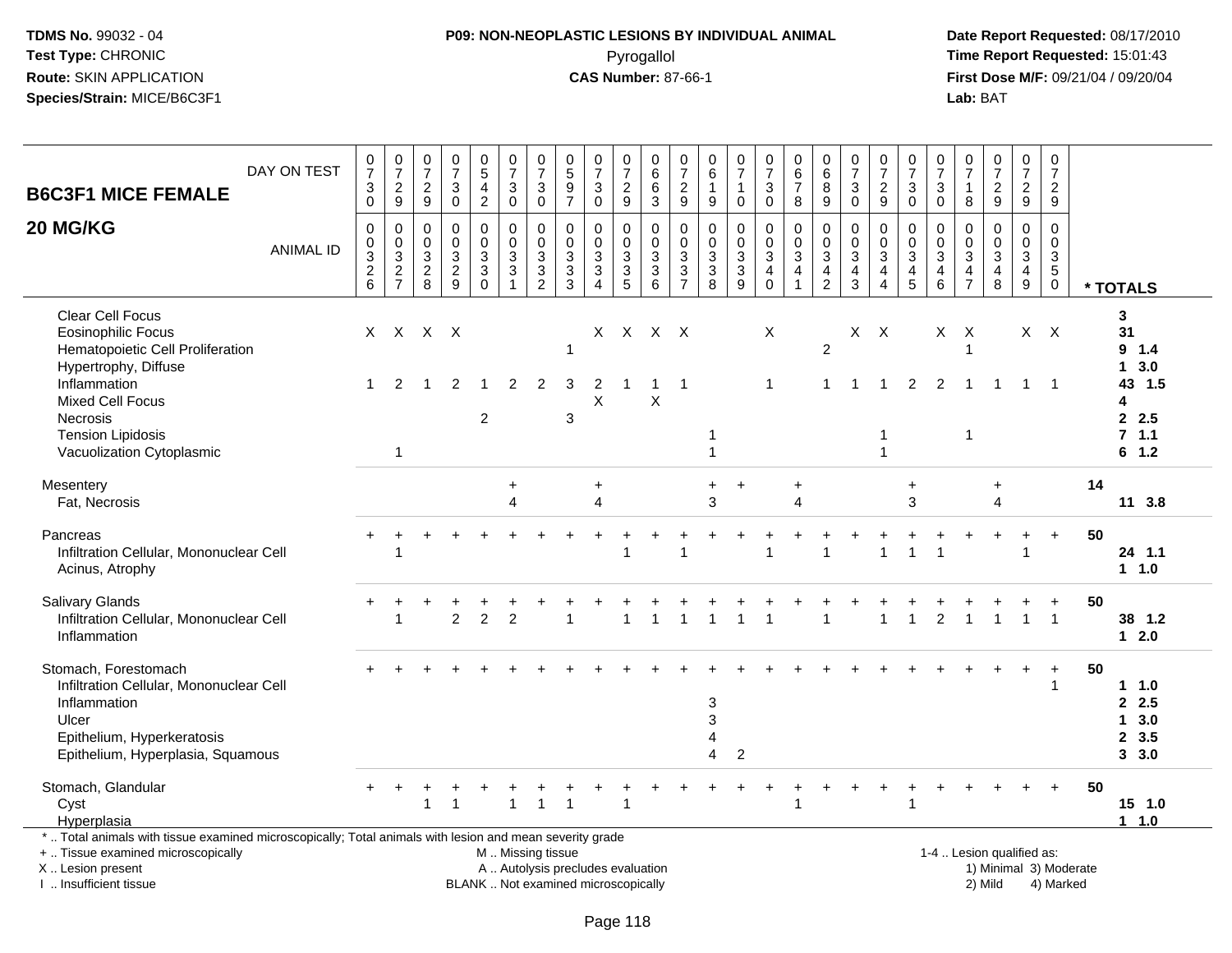TDMS No. 99032 - 04
Test Type: CHRONIC
Route: SKIN APPLICATION
Species/Strain: MICE/B6C3F1

**P09: NON-NEOPLASTIC LESIONS BY INDIVIDUAL ANIMAL**
Pyrogallol
**CAS Number:** 87-66-1

Date Report Requested: 08/17/2010
Time Report Requested: 15:01:43
First Dose M/F: 09/21/04 / 09/20/04
Lab: BAT

## B6C3F1 MICE FEMALE
## 20 MG/KG

| DAY ON TEST | 0730 | 0729 | 0729 | 0730 | 0542 | 0730 | 0730 | 0597 | 0730 | 0729 | 0663 | 0729 | 0619 | 0710 | 0730 | 0678 | 0689 | 0730 | 0729 | 0730 | 0730 | 0718 | 0729 | 0729 | 0729 | |
|---|---|---|---|---|---|---|---|---|---|---|---|---|---|---|---|---|---|---|---|---|---|---|---|---|---|---|
| **ANIMAL ID** | 0326 | 0327 | 0328 | 0329 | 0330 | 0331 | 0332 | 0333 | 0334 | 0335 | 0336 | 0337 | 0338 | 0339 | 0340 | 0341 | 0342 | 0343 | 0344 | 0345 | 0346 | 0347 | 0348 | 0349 | 0350 | *** TOTALS** |
| Clear Cell Focus | | | | | | | | | | | | | | | | | | | | | | | | | | 3 |
| Eosinophilic Focus | X | X | X | X | | | | | X | X | X | X | | | X | | | X | X | | X | X | | X | X | 31 |
| Hematopoietic Cell Proliferation | | | | | | | | 1 | | | | | | | | | 2 | | | | | 1 | | | | 9 1.4 |
| Hypertrophy, Diffuse | | | | | | | | | | | | | | | | | | | | | | | | | | 1 3.0 |
| Inflammation | 1 | 2 | 1 | 2 | 1 | 2 | 2 | 3 | 2 | 1 | 1 | 1 | | | 1 | | 1 | 1 | 1 | 2 | 2 | 1 | 1 | 1 | 1 | 43 1.5 |
| Mixed Cell Focus | | | | | | | | | X | | X | | | | | | | | | | | | | | | 4 |
| Necrosis | | | | | 2 | | | 3 | | | | | | | | | | | | | | | | | | 2 2.5 |
| Tension Lipidosis | | | | | | | | | | | | | 1 | | | | | | 1 | | | 1 | | | | 7 1.1 |
| Vacuolization Cytoplasmic | | 1 | | | | | | | | | | | 1 | | | | | | 1 | | | | | | | 6 1.2 |
| Mesentery | | | | | | + | | | + | | | | + | + | | + | | | | + | | | + | | | 14 |
| Fat, Necrosis | | | | | | 4 | | | 4 | | | | 3 | | | 4 | | | | 3 | | | 4 | | | 11 3.8 |
| Pancreas | + | + | + | + | + | + | + | + | + | + | + | + | + | + | + | + | + | + | + | + | + | + | + | + | + | 50 |
| Infiltration Cellular, Mononuclear Cell | | 1 | | | | | | | | 1 | | 1 | | | 1 | | 1 | | 1 | 1 | 1 | | | 1 | | 24 1.1 |
| Acinus, Atrophy | | | | | | | | | | | | | | | | | | | | | | | | | | 1 1.0 |
| Salivary Glands | + | + | + | + | + | + | + | + | + | + | + | + | + | + | + | + | + | + | + | + | + | + | + | + | + | 50 |
| Infiltration Cellular, Mononuclear Cell | | 1 | | 2 | 2 | 2 | | 1 | | 1 | 1 | 1 | 1 | 1 | 1 | | 1 | | 1 | 1 | 2 | 1 | 1 | 1 | 1 | 38 1.2 |
| Inflammation | | | | | | | | | | | | | | | | | | | | | | | | | | 1 2.0 |
| Stomach, Forestomach | + | + | + | + | + | + | + | + | + | + | + | + | + | + | + | + | + | + | + | + | + | + | + | + | + | 50 |
| Infiltration Cellular, Mononuclear Cell | | | | | | | | | | | | | | | | | | | | | | | | | 1 | 1 1.0 |
| Inflammation | | | | | | | | | | | | | 3 | | | | | | | | | | | | | 2 2.5 |
| Ulcer | | | | | | | | | | | | | 3 | | | | | | | | | | | | | 1 3.0 |
| Epithelium, Hyperkeratosis | | | | | | | | | | | | | 4 | | | | | | | | | | | | | 2 3.5 |
| Epithelium, Hyperplasia, Squamous | | | | | | | | | | | | | 4 | 2 | | | | | | | | | | | | 3 3.0 |
| Stomach, Glandular | + | + | + | + | + | + | + | + | + | + | + | + | + | + | + | + | + | + | + | + | + | + | + | + | + | 50 |
| Cyst | | | 1 | 1 | | 1 | 1 | 1 | | 1 | | | | | | 1 | | | | 1 | | | | | | 15 1.0 |
| Hyperplasia | | | | | | | | | | | | | | | | | | | | | | | | | | 1 1.0 |

* .. Total animals with tissue examined microscopically; Total animals with lesion and mean severity grade
+ .. Tissue examined microscopically
X .. Lesion present
I .. Insufficient tissue

M .. Missing tissue
A .. Autolysis precludes evaluation
BLANK .. Not examined microscopically

1-4 .. Lesion qualified as:
1) Minimal 3) Moderate
2) Mild 4) Marked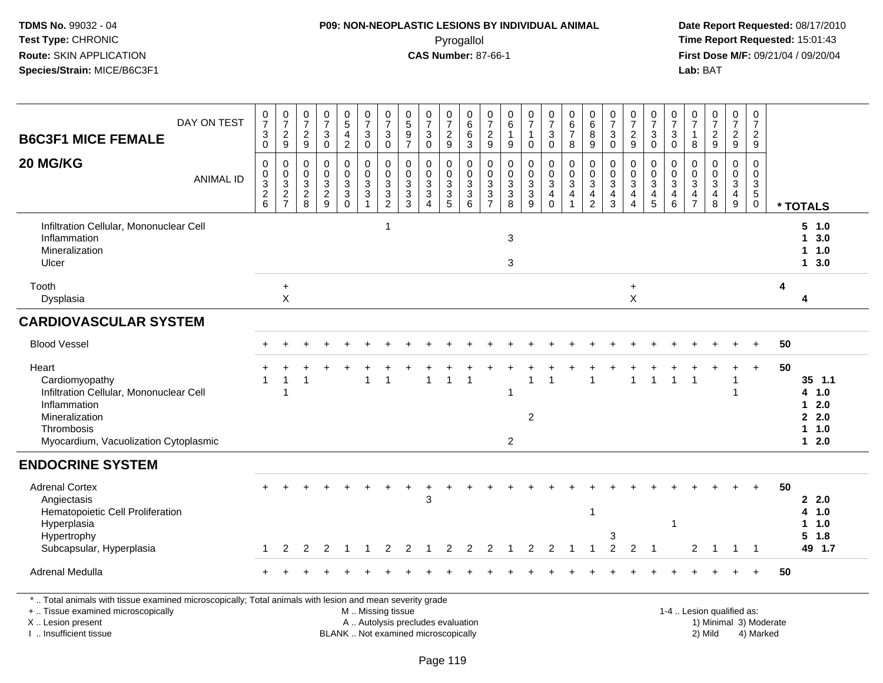**TDMS No.** 99032 - 04
**Test Type:** CHRONIC
**Route:** SKIN APPLICATION
**Species/Strain:** MICE/B6C3F1

**P09: NON-NEOPLASTIC LESIONS BY INDIVIDUAL ANIMAL**
Pyrogallol
**CAS Number:** 87-66-1

**Date Report Requested:** 08/17/2010
**Time Report Requested:** 15:01:43
**First Dose M/F:** 09/21/04 / 09/20/04
**Lab:** BAT

## B6C3F1 MICE FEMALE 20 MG/KG

| DAY ON TEST | 0730 | 0729 | 0729 | 0730 | 0542 | 0730 | 0730 | 0597 | 0730 | 0729 | 0663 | 0729 | 0619 | 0710 | 0730 | 0678 | 0689 | 0730 | 0729 | 0730 | 0730 | 0718 | 0729 | 0729 | 0729 | |
|---|---|---|---|---|---|---|---|---|---|---|---|---|---|---|---|---|---|---|---|---|---|---|---|---|---|---|
| **ANIMAL ID** | 0326 | 0327 | 0328 | 0329 | 0330 | 0331 | 0332 | 0333 | 0334 | 0335 | 0336 | 0337 | 0338 | 0339 | 0340 | 0341 | 0342 | 0343 | 0344 | 0345 | 0346 | 0347 | 0348 | 0349 | 0350 | *** TOTALS** |
| Infiltration Cellular, Mononuclear Cell | | | | | | | 1 | | | | | | | | | | | | | | | | | | | 5 1.0 |
| Inflammation | | | | | | | | | | | | | 3 | | | | | | | | | | | | | 1 3.0 |
| Mineralization | | | | | | | | | | | | | | | | | | | | | | | | | | 1 1.0 |
| Ulcer | | | | | | | | | | | | | 3 | | | | | | | | | | | | | 1 3.0 |
| Tooth | | + | | | | | | | | | | | | | | | | | + | | | | | | | 4 |
| Dysplasia | | X | | | | | | | | | | | | | | | | | X | | | | | | | 4 |
| **CARDIOVASCULAR SYSTEM** | | | | | | | | | | | | | | | | | | | | | | | | | | |
| Blood Vessel | + | + | + | + | + | + | + | + | + | + | + | + | + | + | + | + | + | + | + | + | + | + | + | + | + | 50 |
| Heart | + | + | + | + | + | + | + | + | + | + | + | + | + | + | + | + | + | + | + | + | + | + | + | + | + | 50 |
| Cardiomyopathy | 1 | 1 | 1 | | | 1 | 1 | | 1 | 1 | 1 | | | 1 | 1 | | 1 | | 1 | 1 | 1 | 1 | | 1 | | 35 1.1 |
| Infiltration Cellular, Mononuclear Cell | | 1 | | | | | | | | | | | 1 | | | | | | | | | | | 1 | | 4 1.0 |
| Inflammation | | | | | | | | | | | | | | | | | | | | | | | | | | 1 2.0 |
| Mineralization | | | | | | | | | | | | | | 2 | | | | | | | | | | | | 2 2.0 |
| Thrombosis | | | | | | | | | | | | | | | | | | | | | | | | | | 1 1.0 |
| Myocardium, Vacuolization Cytoplasmic | | | | | | | | | | | | | 2 | | | | | | | | | | | | | 1 2.0 |
| **ENDOCRINE SYSTEM** | | | | | | | | | | | | | | | | | | | | | | | | | | |
| Adrenal Cortex | + | + | + | + | + | + | + | + | + | + | + | + | + | + | + | + | + | + | + | + | + | + | + | + | + | 50 |
| Angiectasis | | | | | | | | | 3 | | | | | | | | | | | | | | | | | 2 2.0 |
| Hematopoietic Cell Proliferation | | | | | | | | | | | | | | | | | 1 | | | | | | | | | 4 1.0 |
| Hyperplasia | | | | | | | | | | | | | | | | | | | | | 1 | | | | | 1 1.0 |
| Hypertrophy | | | | | | | | | | | | | | | | | | 3 | | | | | | | | 5 1.8 |
| Subcapsular, Hyperplasia | 1 | 2 | 2 | 2 | 1 | 1 | 2 | 2 | 1 | 2 | 2 | 2 | 1 | 2 | 2 | 1 | 1 | 2 | 2 | 1 | | 2 | 1 | 1 | 1 | 49 1.7 |
| Adrenal Medulla | + | + | + | + | + | + | + | + | + | + | + | + | + | + | + | + | + | + | + | + | + | + | + | + | + | 50 |

\* .. Total animals with tissue examined microscopically; Total animals with lesion and mean severity grade
\+ .. Tissue examined microscopically
X .. Lesion present
I .. Insufficient tissue

M .. Missing tissue
A .. Autolysis precludes evaluation
BLANK .. Not examined microscopically

1-4 .. Lesion qualified as:
1) Minimal 3) Moderate
2) Mild 4) Marked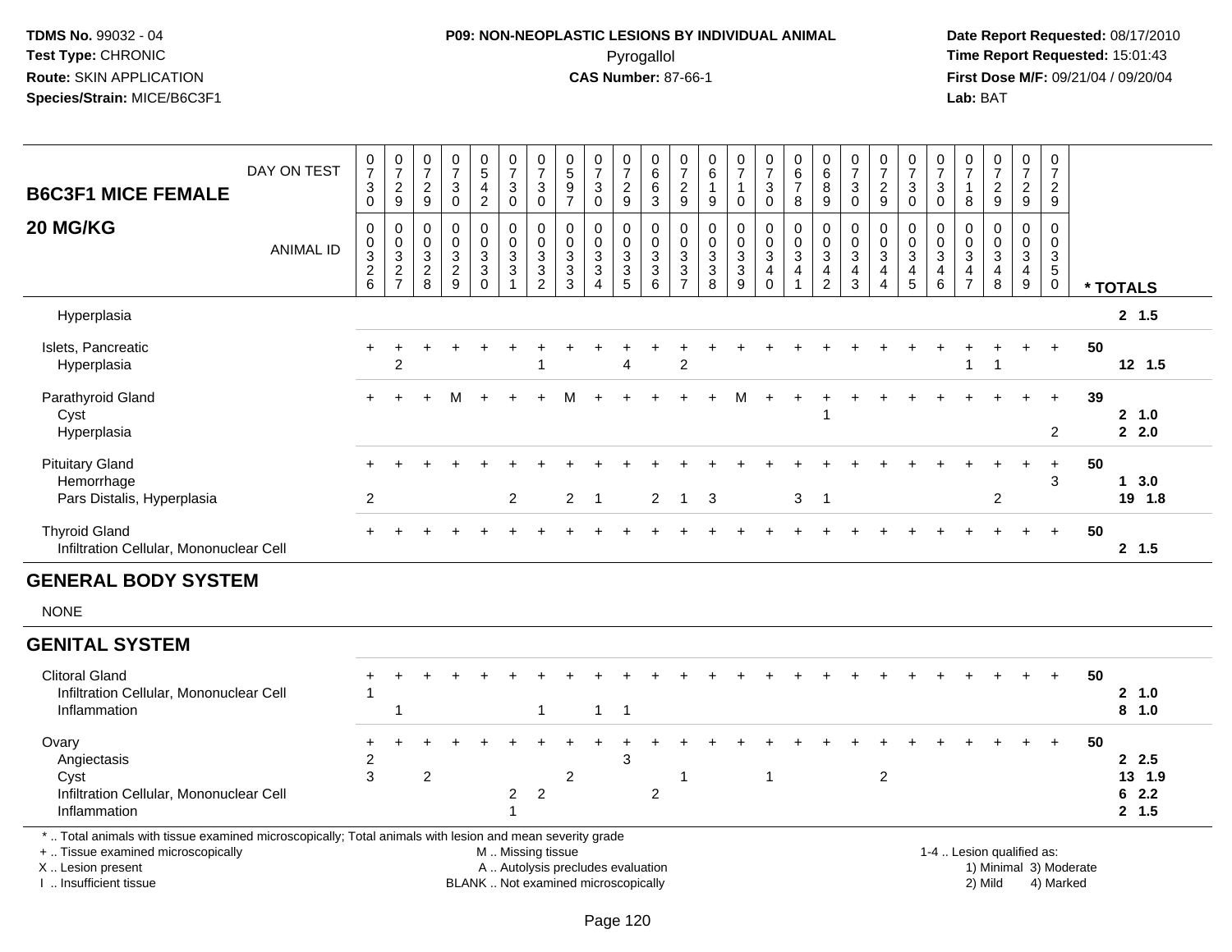**TDMS No.** 99032 - 04
**Test Type:** CHRONIC
**Route:** SKIN APPLICATION
**Species/Strain:** MICE/B6C3F1

**P09: NON-NEOPLASTIC LESIONS BY INDIVIDUAL ANIMAL**
Pyrogallol
**CAS Number:** 87-66-1

**Date Report Requested:** 08/17/2010
**Time Report Requested:** 15:01:43
**First Dose M/F:** 09/21/04 / 09/20/04
**Lab:** BAT

## B6C3F1 MICE FEMALE 20 MG/KG

| DAY ON TEST | 0730 | 0729 | 0729 | 0730 | 0542 | 0730 | 0730 | 0597 | 0730 | 0729 | 0663 | 0729 | 0619 | 0710 | 0730 | 0678 | 0689 | 0730 | 0729 | 0730 | 0730 | 0718 | 0729 | 0729 | 0729 | |
|---|---|---|---|---|---|---|---|---|---|---|---|---|---|---|---|---|---|---|---|---|---|---|---|---|---|---|
| **ANIMAL ID** | 0326 | 0327 | 0328 | 0329 | 0330 | 0331 | 0332 | 0333 | 0334 | 0335 | 0336 | 0337 | 0338 | 0339 | 0340 | 0341 | 0342 | 0343 | 0344 | 0345 | 0346 | 0347 | 0348 | 0349 | 0350 | *** TOTALS** |
| Hyperplasia | | | | | | | | | | | | | | | | | | | | | | | | | | **2 1.5** |
| Islets, Pancreatic | + | + | + | + | + | + | + | + | + | + | + | + | + | + | + | + | + | + | + | + | + | + | + | + | + | **50** |
| Hyperplasia | | 2 | | | | | 1 | | | 4 | | 2 | | | | | | | | | | 1 | 1 | | | **12 1.5** |
| Parathyroid Gland | + | + | + | M | + | + | + | M | + | + | + | + | + | M | + | + | + | + | + | + | + | + | + | + | + | **39** |
| Cyst | | | | | | | | | | | | | | | | | 1 | | | | | | | | | **2 1.0** |
| Hyperplasia | | | | | | | | | | | | | | | | | | | | | | | | | 2 | **2 2.0** |
| Pituitary Gland | + | + | + | + | + | + | + | + | + | + | + | + | + | + | + | + | + | + | + | + | + | + | + | + | + | **50** |
| Hemorrhage | | | | | | | | | | | | | | | | | | | | | | | | | 3 | **1 3.0** |
| Pars Distalis, Hyperplasia | 2 | | | | | 2 | | 2 | 1 | | 2 | 1 | 3 | | | 3 | 1 | | | | | | 2 | | | **19 1.8** |
| Thyroid Gland | + | + | + | + | + | + | + | + | + | + | + | + | + | + | + | + | + | + | + | + | + | + | + | + | + | **50** |
| Infiltration Cellular, Mononuclear Cell | | | | | | | | | | | | | | | | | | | | | | | | | | **2 1.5** |

## GENERAL BODY SYSTEM

NONE

## GENITAL SYSTEM

| | 0326 | 0327 | 0328 | 0329 | 0330 | 0331 | 0332 | 0333 | 0334 | 0335 | 0336 | 0337 | 0338 | 0339 | 0340 | 0341 | 0342 | 0343 | 0344 | 0345 | 0346 | 0347 | 0348 | 0349 | 0350 | *** TOTALS** |
|---|---|---|---|---|---|---|---|---|---|---|---|---|---|---|---|---|---|---|---|---|---|---|---|---|---|---|
| Clitoral Gland | + | + | + | + | + | + | + | + | + | + | + | + | + | + | + | + | + | + | + | + | + | + | + | + | + | **50** |
| Infiltration Cellular, Mononuclear Cell | 1 | | | | | | | | | | | | | | | | | | | | | | | | | **2 1.0** |
| Inflammation | | 1 | | | | | 1 | | 1 | 1 | | | | | | | | | | | | | | | | **8 1.0** |
| Ovary | + | + | + | + | + | + | + | + | + | + | + | + | + | + | + | + | + | + | + | + | + | + | + | + | + | **50** |
| Angiectasis | 2 | | | | | | | | | 3 | | | | | | | | | | | | | | | | **2 2.5** |
| Cyst | 3 | | 2 | | | | | 2 | | | | 1 | | | 1 | | | | 2 | | | | | | | **13 1.9** |
| Infiltration Cellular, Mononuclear Cell | | | | | | 2 | 2 | | | | 2 | | | | | | | | | | | | | | | **6 2.2** |
| Inflammation | | | | | | 1 | | | | | | | | | | | | | | | | | | | | **2 1.5** |

\* .. Total animals with tissue examined microscopically; Total animals with lesion and mean severity grade
\+ .. Tissue examined microscopically
X .. Lesion present
I .. Insufficient tissue

M .. Missing tissue
A .. Autolysis precludes evaluation
BLANK .. Not examined microscopically

1-4 .. Lesion qualified as:
1) Minimal 3) Moderate
2) Mild 4) Marked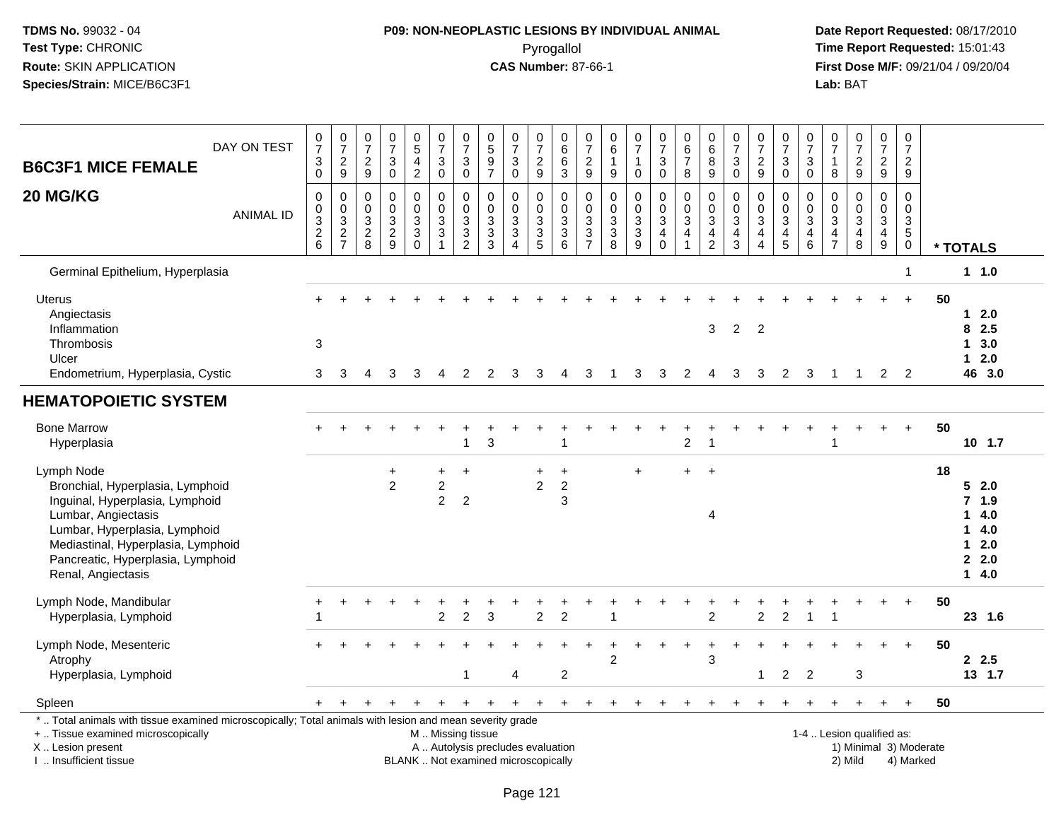**TDMS No.** 99032 - 04
**Test Type:** CHRONIC
**Route:** SKIN APPLICATION
**Species/Strain:** MICE/B6C3F1

**P09: NON-NEOPLASTIC LESIONS BY INDIVIDUAL ANIMAL**
Pyrogallol
**CAS Number:** 87-66-1

**Date Report Requested:** 08/17/2010
**Time Report Requested:** 15:01:43
**First Dose M/F:** 09/21/04 / 09/20/04
**Lab:** BAT

| B6C3F1 MICE FEMALE 20 MG/KG — DAY ON TEST | 0730 | 0729 | 0729 | 0730 | 0542 | 0730 | 0730 | 0597 | 0730 | 0729 | 0663 | 0729 | 0619 | 0710 | 0730 | 0678 | 0689 | 0730 | 0729 | 0730 | 0730 | 0718 | 0729 | 0729 | 0729 | | |
|---|---|---|---|---|---|---|---|---|---|---|---|---|---|---|---|---|---|---|---|---|---|---|---|---|---|---|---|
| **ANIMAL ID** | 0326 | 0327 | 0328 | 0329 | 0330 | 0331 | 0332 | 0333 | 0334 | 0335 | 0336 | 0337 | 0338 | 0339 | 0340 | 0341 | 0342 | 0343 | 0344 | 0345 | 0346 | 0347 | 0348 | 0349 | 0350 | | **\* TOTALS** |
| Germinal Epithelium, Hyperplasia | | | | | | | | | | | | | | | | | | | | | | | | | 1 | | 1 1.0 |
| Uterus | + | + | + | + | + | + | + | + | + | + | + | + | + | + | + | + | + | + | + | + | + | + | + | + | + | 50 | |
| Angiectasis | | | | | | | | | | | | | | | | | | | | | | | | | | | 1 2.0 |
| Inflammation | | | | | | | | | | | | | | | | | 3 | 2 | 2 | | | | | | | | 8 2.5 |
| Thrombosis | 3 | | | | | | | | | | | | | | | | | | | | | | | | | | 1 3.0 |
| Ulcer | | | | | | | | | | | | | | | | | | | | | | | | | | | 1 2.0 |
| Endometrium, Hyperplasia, Cystic | 3 | 3 | 4 | 3 | 3 | 4 | 2 | 2 | 3 | 3 | 4 | 3 | 1 | 3 | 3 | 2 | 4 | 3 | 3 | 2 | 3 | 1 | 1 | 2 | 2 | | 46 3.0 |
| **HEMATOPOIETIC SYSTEM** | | | | | | | | | | | | | | | | | | | | | | | | | | | |
| Bone Marrow | + | + | + | + | + | + | + | + | + | + | + | + | + | + | + | + | + | + | + | + | + | + | + | + | + | 50 | |
| Hyperplasia | | | | | | | 1 | 3 | | | 1 | | | | | 2 | 1 | | | | | 1 | | | | | 10 1.7 |
| Lymph Node | | | | + | | + | + | | | + | + | | | + | | + | + | | | | | | | | | 18 | |
| Bronchial, Hyperplasia, Lymphoid | | | | 2 | | 2 | | | | 2 | 2 | | | | | | | | | | | | | | | | 5 2.0 |
| Inguinal, Hyperplasia, Lymphoid | | | | | | 2 | 2 | | | | 3 | | | | | | | | | | | | | | | | 7 1.9 |
| Lumbar, Angiectasis | | | | | | | | | | | | | | | | | 4 | | | | | | | | | | 1 4.0 |
| Lumbar, Hyperplasia, Lymphoid | | | | | | | | | | | | | | | | | | | | | | | | | | | 1 4.0 |
| Mediastinal, Hyperplasia, Lymphoid | | | | | | | | | | | | | | | | | | | | | | | | | | | 1 2.0 |
| Pancreatic, Hyperplasia, Lymphoid | | | | | | | | | | | | | | | | | | | | | | | | | | | 2 2.0 |
| Renal, Angiectasis | | | | | | | | | | | | | | | | | | | | | | | | | | | 1 4.0 |
| Lymph Node, Mandibular | + | + | + | + | + | + | + | + | + | + | + | + | + | + | + | + | + | + | + | + | + | + | + | + | + | 50 | |
| Hyperplasia, Lymphoid | 1 | | | | | 2 | 2 | 3 | | 2 | 2 | | 1 | | | | 2 | | 2 | 2 | 1 | 1 | | | | | 23 1.6 |
| Lymph Node, Mesenteric | + | + | + | + | + | + | + | + | + | + | + | + | + | + | + | + | + | + | + | + | + | + | + | + | + | 50 | |
| Atrophy | | | | | | | | | | | | | 2 | | | | 3 | | | | | | | | | | 2 2.5 |
| Hyperplasia, Lymphoid | | | | | | | 1 | | 4 | | 2 | | | | | | | | 1 | 2 | 2 | | 3 | | | | 13 1.7 |
| Spleen | + | + | + | + | + | + | + | + | + | + | + | + | + | + | + | + | + | + | + | + | + | + | + | + | + | 50 | |

\* .. Total animals with tissue examined microscopically; Total animals with lesion and mean severity grade
\+ .. Tissue examined microscopically
X .. Lesion present
I .. Insufficient tissue

M .. Missing tissue
A .. Autolysis precludes evaluation
BLANK .. Not examined microscopically

1-4 .. Lesion qualified as:
1) Minimal 3) Moderate
2) Mild 4) Marked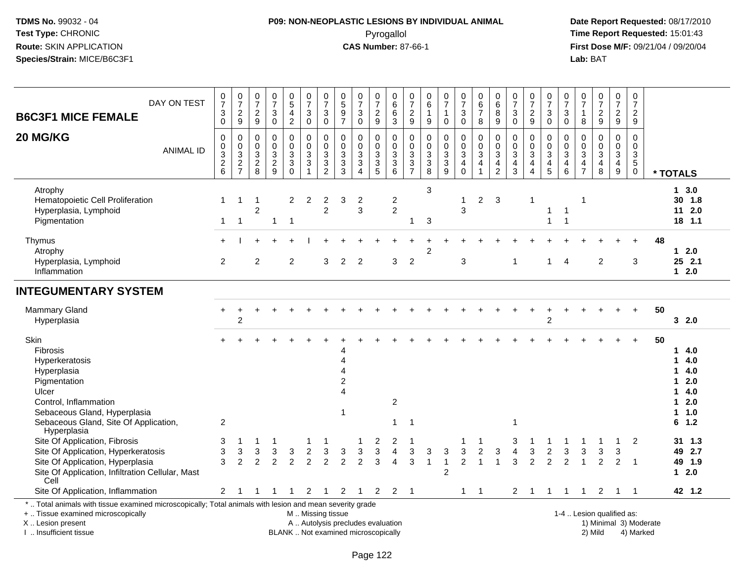**TDMS No.** 99032 - 04
**Test Type:** CHRONIC
**Route:** SKIN APPLICATION
**Species/Strain:** MICE/B6C3F1

**P09: NON-NEOPLASTIC LESIONS BY INDIVIDUAL ANIMAL**
Pyrogallol
**CAS Number:** 87-66-1

**Date Report Requested:** 08/17/2010
**Time Report Requested:** 15:01:43
**First Dose M/F:** 09/21/04 / 09/20/04
**Lab:** BAT

## B6C3F1 MICE FEMALE 20 MG/KG

| DAY ON TEST | 0730 | 0729 | 0729 | 0730 | 0542 | 0730 | 0730 | 0597 | 0730 | 0729 | 0663 | 0729 | 0619 | 0710 | 0730 | 0678 | 0689 | 0730 | 0729 | 0730 | 0730 | 0718 | 0729 | 0729 | 0729 | | |
|---|---|---|---|---|---|---|---|---|---|---|---|---|---|---|---|---|---|---|---|---|---|---|---|---|---|---|---|
| **ANIMAL ID** | 0326 | 0327 | 0328 | 0329 | 0330 | 0331 | 0332 | 0333 | 0334 | 0335 | 0336 | 0337 | 0338 | 0339 | 0340 | 0341 | 0342 | 0343 | 0344 | 0345 | 0346 | 0347 | 0348 | 0349 | 0350 | | **\* TOTALS** |
| Atrophy | | | | | | | | | | | | | 3 | | | | | | | | | | | | | | 1 3.0 |
| Hematopoietic Cell Proliferation | 1 | 1 | 1 | | 2 | 2 | 2 | 3 | 2 | | 2 | | | | 1 | 2 | 3 | | 1 | | | 1 | | | | | 30 1.8 |
| Hyperplasia, Lymphoid | | | 2 | | | | 2 | | 3 | | 2 | | | | 3 | | | | | 1 | 1 | | | | | | 11 2.0 |
| Pigmentation | 1 | 1 | | 1 | 1 | | | | | | | 1 | 3 | | | | | | | 1 | 1 | | | | | | 18 1.1 |
| Thymus | + | I | + | + | + | I | + | + | + | + | + | + | + | + | + | + | + | + | + | + | + | + | + | + | + | 48 | |
| Atrophy | | | | | | | | | | | | | 2 | | | | | | | | | | | | | | 1 2.0 |
| Hyperplasia, Lymphoid | 2 | | 2 | | 2 | | 3 | 2 | 2 | | 3 | 2 | | | 3 | | | 1 | | 1 | 4 | | 2 | | 3 | | 25 2.1 |
| Inflammation | | | | | | | | | | | | | | | | | | | | | | | | | | | 1 2.0 |
| **INTEGUMENTARY SYSTEM** | | | | | | | | | | | | | | | | | | | | | | | | | | | |
| Mammary Gland | + | + | + | + | + | + | + | + | + | + | + | + | + | + | + | + | + | + | + | + | + | + | + | + | + | 50 | |
| Hyperplasia | | 2 | | | | | | | | | | | | | | | | | | 2 | | | | | | | 3 2.0 |
| Skin | + | + | + | + | + | + | + | + | + | + | + | + | + | + | + | + | + | + | + | + | + | + | + | + | + | 50 | |
| Fibrosis | | | | | | | | 4 | | | | | | | | | | | | | | | | | | | 1 4.0 |
| Hyperkeratosis | | | | | | | | 4 | | | | | | | | | | | | | | | | | | | 1 4.0 |
| Hyperplasia | | | | | | | | 4 | | | | | | | | | | | | | | | | | | | 1 4.0 |
| Pigmentation | | | | | | | | 2 | | | | | | | | | | | | | | | | | | | 1 2.0 |
| Ulcer | | | | | | | | 4 | | | | | | | | | | | | | | | | | | | 1 4.0 |
| Control, Inflammation | | | | | | | | | | | 2 | | | | | | | | | | | | | | | | 1 2.0 |
| Sebaceous Gland, Hyperplasia | | | | | | | | 1 | | | | | | | | | | | | | | | | | | | 1 1.0 |
| Sebaceous Gland, Site Of Application, Hyperplasia | 2 | | | | | | | | | | 1 | 1 | | | | | | 1 | | | | | | | | | 6 1.2 |
| Site Of Application, Fibrosis | 3 | 1 | 1 | 1 | | 1 | 1 | | 1 | 2 | 2 | 1 | | | 1 | 1 | | 3 | 1 | 1 | 1 | 1 | 1 | 1 | 2 | | 31 1.3 |
| Site Of Application, Hyperkeratosis | 3 | 3 | 3 | 3 | 3 | 2 | 3 | 3 | 3 | 3 | 4 | 3 | 3 | 3 | 3 | 2 | 3 | 4 | 3 | 2 | 3 | 3 | 3 | 3 | | | 49 2.7 |
| Site Of Application, Hyperplasia | 3 | 2 | 2 | 2 | 2 | 2 | 2 | 2 | 2 | 3 | 4 | 3 | 1 | 1 | 2 | 1 | 1 | 3 | 2 | 2 | 2 | 1 | 2 | 2 | 1 | | 49 1.9 |
| Site Of Application, Infiltration Cellular, Mast Cell | | | | | | | | | | | | | | 2 | | | | | | | | | | | | | 1 2.0 |
| Site Of Application, Inflammation | 2 | 1 | 1 | 1 | 1 | 2 | 1 | 2 | 1 | 2 | 2 | 1 | | | 1 | 1 | | 2 | 1 | 1 | 1 | 1 | 2 | 1 | 1 | | 42 1.2 |

\* .. Total animals with tissue examined microscopically; Total animals with lesion and mean severity grade
\+ .. Tissue examined microscopically
X .. Lesion present
I .. Insufficient tissue

M .. Missing tissue
A .. Autolysis precludes evaluation
BLANK .. Not examined microscopically

1-4 .. Lesion qualified as:
1) Minimal 3) Moderate
2) Mild 4) Marked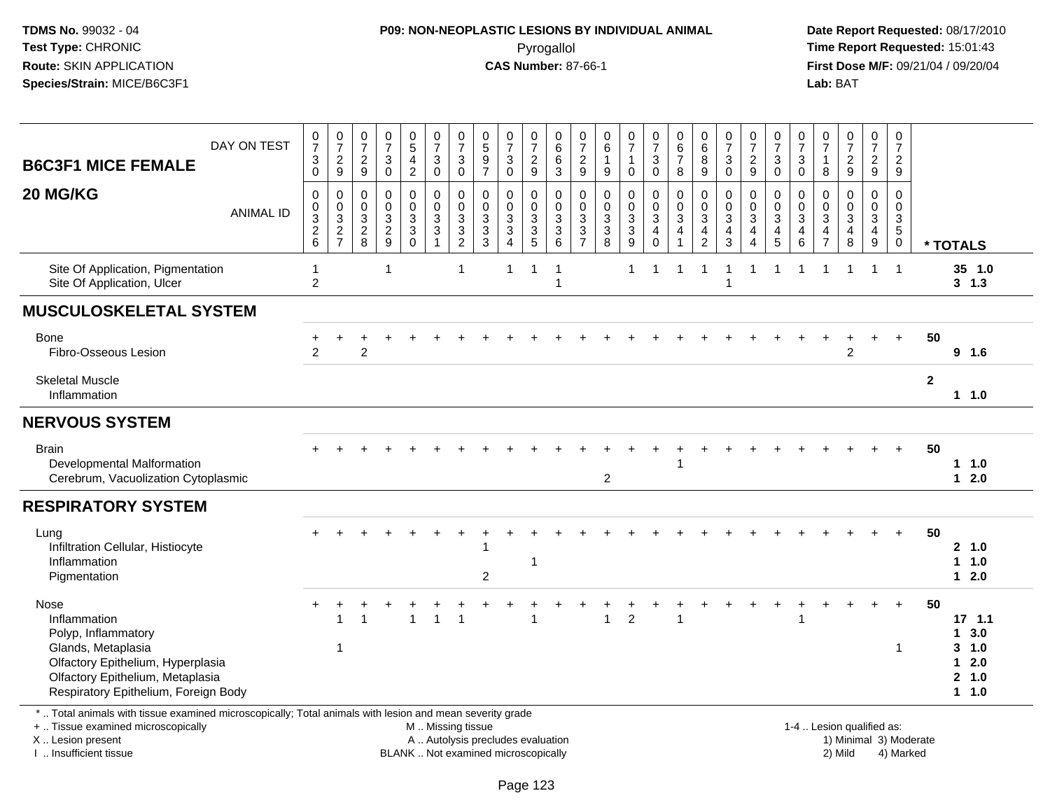**TDMS No.** 99032 - 04
**Test Type:** CHRONIC
**Route:** SKIN APPLICATION
**Species/Strain:** MICE/B6C3F1

**P09: NON-NEOPLASTIC LESIONS BY INDIVIDUAL ANIMAL**
Pyrogallol
**CAS Number:** 87-66-1

**Date Report Requested:** 08/17/2010
**Time Report Requested:** 15:01:43
**First Dose M/F:** 09/21/04 / 09/20/04
**Lab:** BAT

| **B6C3F1 MICE FEMALE** DAY ON TEST | 0730 | 0729 | 0729 | 0730 | 0542 | 0730 | 0730 | 0597 | 0730 | 0729 | 0663 | 0729 | 0619 | 0710 | 0730 | 0678 | 0689 | 0730 | 0729 | 0730 | 0730 | 0718 | 0729 | 0729 | 0729 | |
|---|---|---|---|---|---|---|---|---|---|---|---|---|---|---|---|---|---|---|---|---|---|---|---|---|---|---|
| **20 MG/KG** ANIMAL ID | 0326 | 0327 | 0328 | 0329 | 0330 | 0331 | 0332 | 0333 | 0334 | 0335 | 0336 | 0337 | 0338 | 0339 | 0340 | 0341 | 0342 | 0343 | 0344 | 0345 | 0346 | 0347 | 0348 | 0349 | 0350 | *** TOTALS** |
| Site Of Application, Pigmentation | 1 | | | 1 | | | 1 | | 1 | 1 | 1 | | | 1 | 1 | 1 | 1 | 1 | 1 | 1 | 1 | 1 | 1 | 1 | 1 | **35 1.0** |
| Site Of Application, Ulcer | 2 | | | | | | | | | | 1 | | | | | | | 1 | | | | | | | | **3 1.3** |
| **MUSCULOSKELETAL SYSTEM** | | | | | | | | | | | | | | | | | | | | | | | | | | |
| Bone | + | + | + | + | + | + | + | + | + | + | + | + | + | + | + | + | + | + | + | + | + | + | + | + | + | **50** |
| Fibro-Osseous Lesion | 2 | | 2 | | | | | | | | | | | | | | | | | | | | 2 | | | **9 1.6** |
| Skeletal Muscle | | | | | | | | | | | | | | | | | | | | | | | | | | **2** |
| Inflammation | | | | | | | | | | | | | | | | | | | | | | | | | | **1 1.0** |
| **NERVOUS SYSTEM** | | | | | | | | | | | | | | | | | | | | | | | | | | |
| Brain | + | + | + | + | + | + | + | + | + | + | + | + | + | + | + | + | + | + | + | + | + | + | + | + | + | **50** |
| Developmental Malformation | | | | | | | | | | | | | | | | 1 | | | | | | | | | | **1 1.0** |
| Cerebrum, Vacuolization Cytoplasmic | | | | | | | | | | | | | 2 | | | | | | | | | | | | | **1 2.0** |
| **RESPIRATORY SYSTEM** | | | | | | | | | | | | | | | | | | | | | | | | | | |
| Lung | + | + | + | + | + | + | + | + | + | + | + | + | + | + | + | + | + | + | + | + | + | + | + | + | + | **50** |
| Infiltration Cellular, Histiocyte | | | | | | | | 1 | | | | | | | | | | | | | | | | | | **2 1.0** |
| Inflammation | | | | | | | | | | 1 | | | | | | | | | | | | | | | | **1 1.0** |
| Pigmentation | | | | | | | | 2 | | | | | | | | | | | | | | | | | | **1 2.0** |
| Nose | + | + | + | + | + | + | + | + | + | + | + | + | + | + | + | + | + | + | + | + | + | + | + | + | + | **50** |
| Inflammation | | 1 | 1 | | 1 | 1 | 1 | | | 1 | | | 1 | 2 | | 1 | | | | | 1 | | | | | **17 1.1** |
| Polyp, Inflammatory | | | | | | | | | | | | | | | | | | | | | | | | | | **1 3.0** |
| Glands, Metaplasia | | 1 | | | | | | | | | | | | | | | | | | | | | | | 1 | **3 1.0** |
| Olfactory Epithelium, Hyperplasia | | | | | | | | | | | | | | | | | | | | | | | | | | **1 2.0** |
| Olfactory Epithelium, Metaplasia | | | | | | | | | | | | | | | | | | | | | | | | | | **2 1.0** |
| Respiratory Epithelium, Foreign Body | | | | | | | | | | | | | | | | | | | | | | | | | | **1 1.0** |

\* .. Total animals with tissue examined microscopically; Total animals with lesion and mean severity grade
\+ .. Tissue examined microscopically
X .. Lesion present
I .. Insufficient tissue

M .. Missing tissue
A .. Autolysis precludes evaluation
BLANK .. Not examined microscopically

1-4 .. Lesion qualified as:
1) Minimal 3) Moderate
2) Mild 4) Marked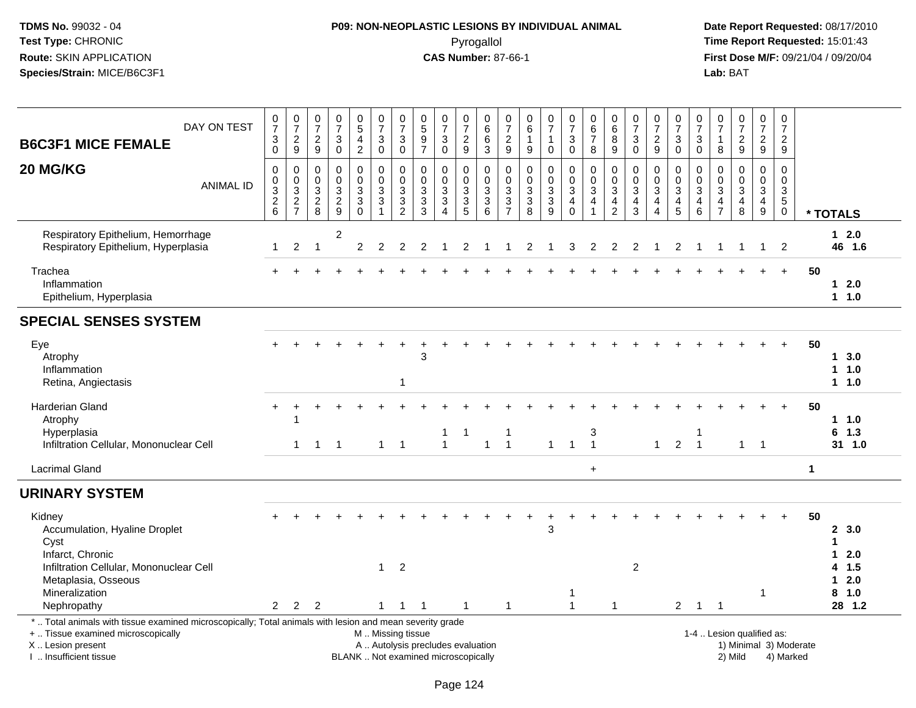**TDMS No.** 99032 - 04
**Test Type:** CHRONIC
**Route:** SKIN APPLICATION
**Species/Strain:** MICE/B6C3F1

**P09: NON-NEOPLASTIC LESIONS BY INDIVIDUAL ANIMAL**
Pyrogallol
**CAS Number:** 87-66-1

**Date Report Requested:** 08/17/2010
**Time Report Requested:** 15:01:43
**First Dose M/F:** 09/21/04 / 09/20/04
**Lab:** BAT

## B6C3F1 MICE FEMALE — 20 MG/KG

| DAY ON TEST | 0730 | 0729 | 0729 | 0730 | 0542 | 0730 | 0730 | 0597 | 0730 | 0729 | 0663 | 0729 | 0619 | 0710 | 0730 | 0678 | 0689 | 0730 | 0729 | 0730 | 0730 | 0718 | 0729 | 0729 | 0729 | |
|---|---|---|---|---|---|---|---|---|---|---|---|---|---|---|---|---|---|---|---|---|---|---|---|---|---|---|
| **ANIMAL ID** | 0326 | 0327 | 0328 | 0329 | 0330 | 0331 | 0332 | 0333 | 0334 | 0335 | 0336 | 0337 | 0338 | 0339 | 0340 | 0341 | 0342 | 0343 | 0344 | 0345 | 0346 | 0347 | 0348 | 0349 | 0350 | *** TOTALS** |
| Respiratory Epithelium, Hemorrhage | | | | 2 | | | | | | | | | | | | | | | | | | | | | | 1 2.0 |
| Respiratory Epithelium, Hyperplasia | 1 | 2 | 1 | | 2 | 2 | 2 | 2 | 1 | 2 | 1 | 1 | 2 | 1 | 3 | 2 | 2 | 2 | 1 | 2 | 1 | 1 | 1 | 1 | 2 | 46 1.6 |
| Trachea | + | + | + | + | + | + | + | + | + | + | + | + | + | + | + | + | + | + | + | + | + | + | + | + | + | 50 |
| Inflammation | | | | | | | | | | | | | | | | | | | | | | | | | | 1 2.0 |
| Epithelium, Hyperplasia | | | | | | | | | | | | | | | | | | | | | | | | | | 1 1.0 |
| **SPECIAL SENSES SYSTEM** | | | | | | | | | | | | | | | | | | | | | | | | | | |
| Eye | + | + | + | + | + | + | + | + | + | + | + | + | + | + | + | + | + | + | + | + | + | + | + | + | + | 50 |
| Atrophy | | | | | | | | 3 | | | | | | | | | | | | | | | | | | 1 3.0 |
| Inflammation | | | | | | | | | | | | | | | | | | | | | | | | | | 1 1.0 |
| Retina, Angiectasis | | | | | | | 1 | | | | | | | | | | | | | | | | | | | 1 1.0 |
| Harderian Gland | + | + | + | + | + | + | + | + | + | + | + | + | + | + | + | + | + | + | + | + | + | + | + | + | + | 50 |
| Atrophy | | 1 | | | | | | | | | | | | | | | | | | | | | | | | 1 1.0 |
| Hyperplasia | | | | | | | | | 1 | 1 | | 1 | | | | 3 | | | | | 1 | | | | | 6 1.3 |
| Infiltration Cellular, Mononuclear Cell | | 1 | 1 | 1 | | 1 | 1 | | 1 | | 1 | 1 | | 1 | 1 | 1 | | | 1 | 2 | 1 | | 1 | 1 | | 31 1.0 |
| Lacrimal Gland | | | | | | | | | | | | | | | | + | | | | | | | | | | 1 |
| **URINARY SYSTEM** | | | | | | | | | | | | | | | | | | | | | | | | | | |
| Kidney | + | + | + | + | + | + | + | + | + | + | + | + | + | + | + | + | + | + | + | + | + | + | + | + | + | 50 |
| Accumulation, Hyaline Droplet | | | | | | | | | | | | | | 3 | | | | | | | | | | | | 2 3.0 |
| Cyst | | | | | | | | | | | | | | | | | | | | | | | | | | 1 |
| Infarct, Chronic | | | | | | | | | | | | | | | | | | | | | | | | | | 1 2.0 |
| Infiltration Cellular, Mononuclear Cell | | | | | | 1 | 2 | | | | | | | | | | | 2 | | | | | | | | 4 1.5 |
| Metaplasia, Osseous | | | | | | | | | | | | | | | | | | | | | | | | | | 1 2.0 |
| Mineralization | | | | | | | | | | | | | | | 1 | | | | | | | | | 1 | | 8 1.0 |
| Nephropathy | 2 | 2 | 2 | | | 1 | 1 | 1 | | 1 | | 1 | | | 1 | | 1 | | | 2 | 1 | 1 | | | | 28 1.2 |

\* .. Total animals with tissue examined microscopically; Total animals with lesion and mean severity grade
\+ .. Tissue examined microscopically
X .. Lesion present
I .. Insufficient tissue

M .. Missing tissue
A .. Autolysis precludes evaluation
BLANK .. Not examined microscopically

1-4 .. Lesion qualified as:
1) Minimal 2) Mild 3) Moderate 4) Marked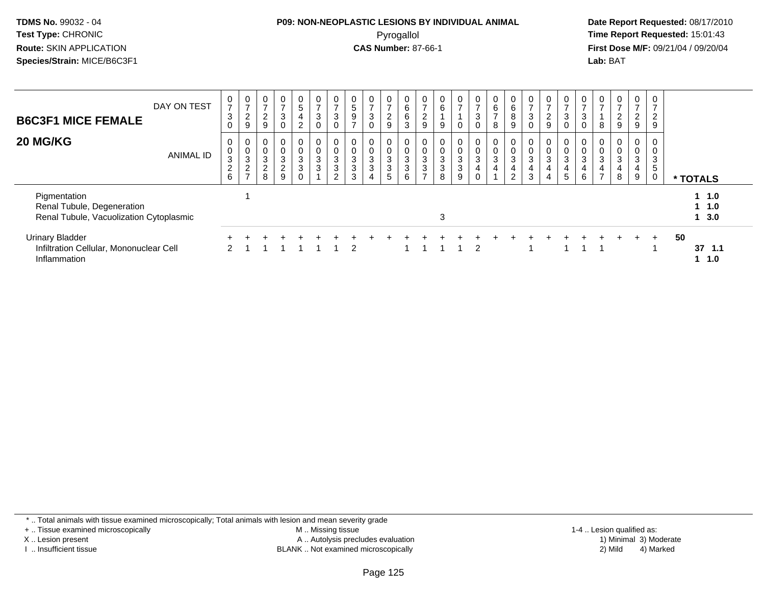**TDMS No.** 99032 - 04
**Test Type:** CHRONIC
**Route:** SKIN APPLICATION
**Species/Strain:** MICE/B6C3F1

**P09: NON-NEOPLASTIC LESIONS BY INDIVIDUAL ANIMAL**
Pyrogallol
**CAS Number:** 87-66-1

**Date Report Requested:** 08/17/2010
**Time Report Requested:** 15:01:43
**First Dose M/F:** 09/21/04 / 09/20/04
**Lab:** BAT

## B6C3F1 MICE FEMALE
## 20 MG/KG

| DAY ON TEST | 0730 | 0729 | 0729 | 0730 | 0542 | 0730 | 0730 | 0597 | 0730 | 0729 | 0663 | 0729 | 0619 | 0710 | 0730 | 0678 | 0689 | 0730 | 0729 | 0730 | 0730 | 0718 | 0729 | 0729 | 0729 | |
|---|---|---|---|---|---|---|---|---|---|---|---|---|---|---|---|---|---|---|---|---|---|---|---|---|---|---|
| **ANIMAL ID** | 00326 | 00327 | 00328 | 00329 | 00330 | 00331 | 00332 | 00333 | 00334 | 00335 | 00336 | 00337 | 00338 | 00339 | 00340 | 00341 | 00342 | 00343 | 00344 | 00345 | 00346 | 00347 | 00348 | 00349 | 00350 | *** TOTALS** |
| Pigmentation | | 1 | | | | | | | | | | | | | | | | | | | | | | | | **1 1.0** |
| Renal Tubule, Degeneration | | | | | | | | | | | | | | | | | | | | | | | | | | **1 1.0** |
| Renal Tubule, Vacuolization Cytoplasmic | | | | | | | | | | | | | 3 | | | | | | | | | | | | | **1 3.0** |
| Urinary Bladder | + | + | + | + | + | + | + | + | + | + | + | + | + | + | + | + | + | + | + | + | + | + | + | + | + | **50** |
| Infiltration Cellular, Mononuclear Cell | 2 | 1 | 1 | 1 | 1 | 1 | 1 | 2 | | | 1 | 1 | 1 | 1 | 2 | | | 1 | | 1 | 1 | 1 | | | 1 | **37 1.1** |
| Inflammation | | | | | | | | | | | | | | | | | | | | | | | | | | **1 1.0** |

\* .. Total animals with tissue examined microscopically; Total animals with lesion and mean severity grade
\+ .. Tissue examined microscopically
X .. Lesion present
I .. Insufficient tissue

M .. Missing tissue
A .. Autolysis precludes evaluation
BLANK .. Not examined microscopically

1-4 .. Lesion qualified as:
1) Minimal 3) Moderate
2) Mild 4) Marked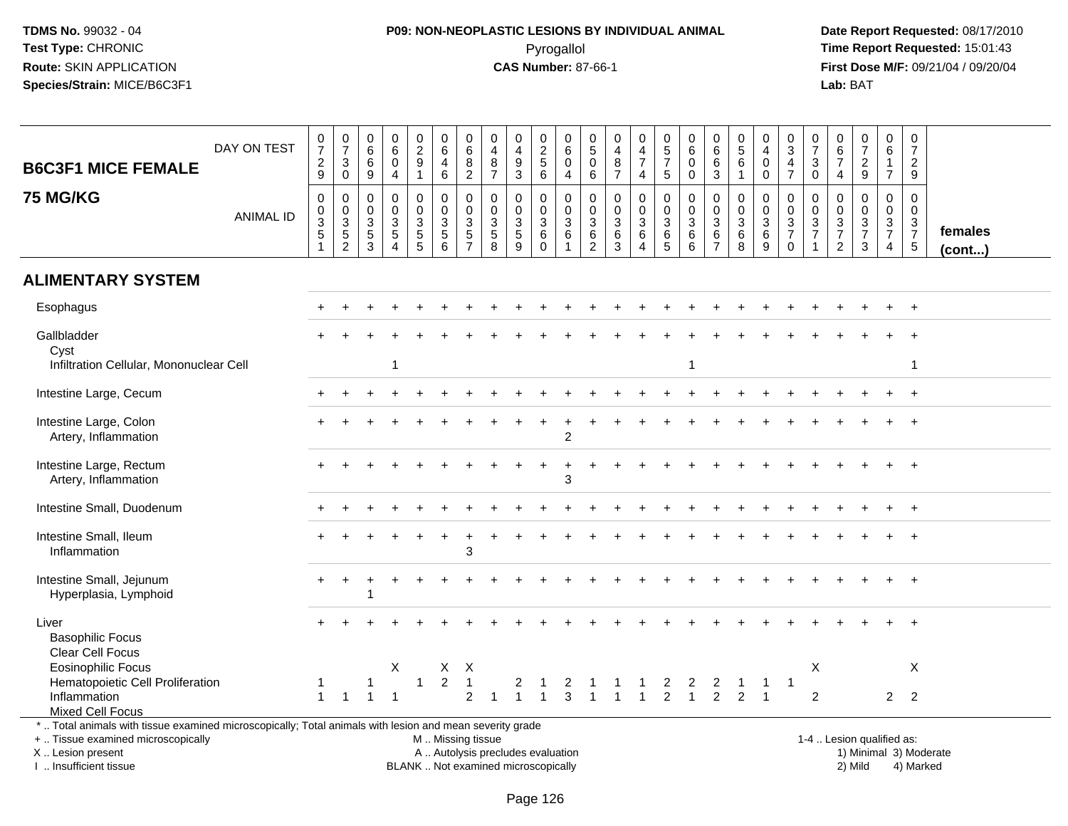**TDMS No.** 99032 - 04
**Test Type:** CHRONIC
**Route:** SKIN APPLICATION
**Species/Strain:** MICE/B6C3F1

**P09: NON-NEOPLASTIC LESIONS BY INDIVIDUAL ANIMAL**
Pyrogallol
**CAS Number:** 87-66-1

**Date Report Requested:** 08/17/2010
**Time Report Requested:** 15:01:43
**First Dose M/F:** 09/21/04 / 09/20/04
**Lab:** BAT

| B6C3F1 MICE FEMALE 75 MG/KG | | | | | | | | | | | | | | | | | | | | | | | | | | |
|---|---|---|---|---|---|---|---|---|---|---|---|---|---|---|---|---|---|---|---|---|---|---|---|---|---|---|
| DAY ON TEST | 0729 | 0730 | 0669 | 0604 | 0291 | 0646 | 0682 | 0487 | 0493 | 0256 | 0604 | 0506 | 0487 | 0474 | 0575 | 0600 | 0663 | 0561 | 0400 | 0347 | 0730 | 0674 | 0729 | 0617 | 0729 | |
| ANIMAL ID | 0351 | 0352 | 0353 | 0354 | 0355 | 0356 | 0357 | 0358 | 0359 | 0360 | 0361 | 0362 | 0363 | 0364 | 0365 | 0366 | 0367 | 0368 | 0369 | 0370 | 0371 | 0372 | 0373 | 0374 | 0375 | females (cont...) |
| **ALIMENTARY SYSTEM** | | | | | | | | | | | | | | | | | | | | | | | | | | |
| Esophagus | + | + | + | + | + | + | + | + | + | + | + | + | + | + | + | + | + | + | + | + | + | + | + | + | + | |
| Gallbladder | + | + | + | + | + | + | + | + | + | + | + | + | + | + | + | + | + | + | + | + | + | + | + | + | + | |
| Cyst | | | | | | | | | | | | | | | | | | | | | | | | | | |
| Infiltration Cellular, Mononuclear Cell | | | | 1 | | | | | | | | | | | | 1 | | | | | | | | | 1 | |
| Intestine Large, Cecum | + | + | + | + | + | + | + | + | + | + | + | + | + | + | + | + | + | + | + | + | + | + | + | + | + | |
| Intestine Large, Colon | + | + | + | + | + | + | + | + | + | + | + | + | + | + | + | + | + | + | + | + | + | + | + | + | + | |
| Artery, Inflammation | | | | | | | | | | | 2 | | | | | | | | | | | | | | | |
| Intestine Large, Rectum | + | + | + | + | + | + | + | + | + | + | + | + | + | + | + | + | + | + | + | + | + | + | + | + | + | |
| Artery, Inflammation | | | | | | | | | | | 3 | | | | | | | | | | | | | | | |
| Intestine Small, Duodenum | + | + | + | + | + | + | + | + | + | + | + | + | + | + | + | + | + | + | + | + | + | + | + | + | + | |
| Intestine Small, Ileum | + | + | + | + | + | + | + | + | + | + | + | + | + | + | + | + | + | + | + | + | + | + | + | + | + | |
| Inflammation | | | | | | | 3 | | | | | | | | | | | | | | | | | | | |
| Intestine Small, Jejunum | + | + | + | + | + | + | + | + | + | + | + | + | + | + | + | + | + | + | + | + | + | + | + | + | + | |
| Hyperplasia, Lymphoid | | | 1 | | | | | | | | | | | | | | | | | | | | | | | |
| Liver | + | + | + | + | + | + | + | + | + | + | + | + | + | + | + | + | + | + | + | + | + | + | + | + | + | |
| Basophilic Focus | | | | | | | | | | | | | | | | | | | | | | | | | | |
| Clear Cell Focus | | | | | | | | | | | | | | | | | | | | | | | | | | |
| Eosinophilic Focus | | | | X | | X | X | | | | | | | | | | | | | | X | | | | X | |
| Hematopoietic Cell Proliferation | 1 | | 1 | | 1 | 2 | 1 | | 2 | 1 | 2 | 1 | 1 | 1 | 2 | 2 | 2 | 1 | 1 | 1 | | | | | | |
| Inflammation | 1 | 1 | 1 | 1 | | | 2 | 1 | 1 | 1 | 3 | 1 | 1 | 1 | 2 | 1 | 2 | 2 | 1 | | 2 | | | 2 | 2 | |
| Mixed Cell Focus | | | | | | | | | | | | | | | | | | | | | | | | | | |

* .. Total animals with tissue examined microscopically; Total animals with lesion and mean severity grade
+ .. Tissue examined microscopically
X .. Lesion present
I .. Insufficient tissue

M .. Missing tissue
A .. Autolysis precludes evaluation
BLANK .. Not examined microscopically

1-4 .. Lesion qualified as:
1) Minimal 3) Moderate
2) Mild 4) Marked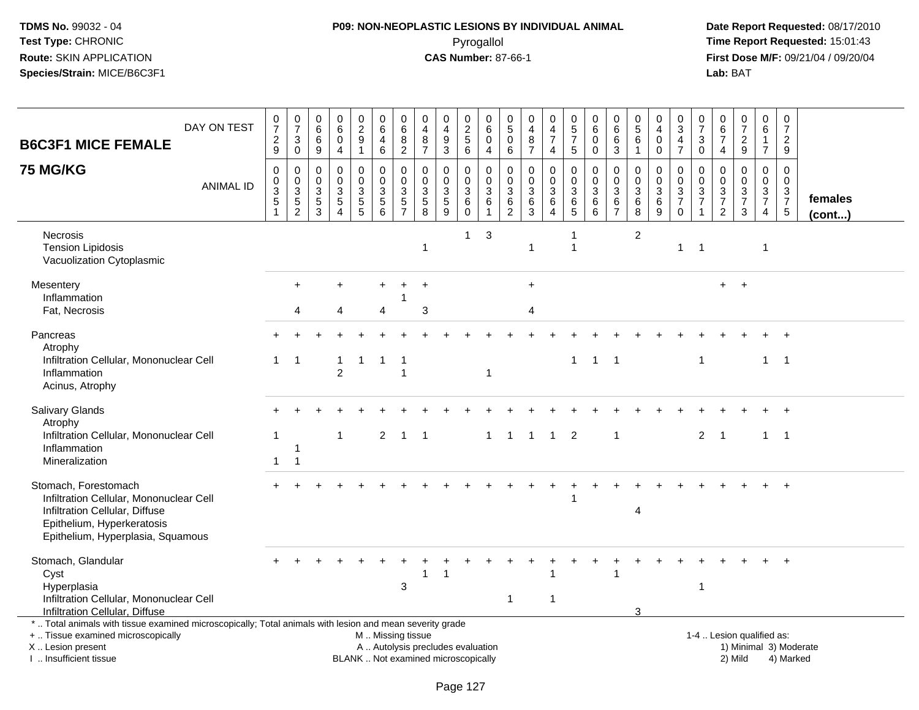**TDMS No.** 99032 - 04
**Test Type:** CHRONIC
**Route:** SKIN APPLICATION
**Species/Strain:** MICE/B6C3F1

**P09: NON-NEOPLASTIC LESIONS BY INDIVIDUAL ANIMAL**
Pyrogallol
**CAS Number:** 87-66-1

**Date Report Requested:** 08/17/2010
**Time Report Requested:** 15:01:43
**First Dose M/F:** 09/21/04 / 09/20/04
**Lab:** BAT

## B6C3F1 MICE FEMALE 75 MG/KG

| DAY ON TEST | 0729 | 0730 | 0669 | 0604 | 0291 | 0646 | 0682 | 0487 | 0493 | 0256 | 0604 | 0506 | 0487 | 0474 | 0575 | 0600 | 0663 | 0561 | 0400 | 0347 | 0730 | 0674 | 0729 | 0617 | 0729 | |
|---|---|---|---|---|---|---|---|---|---|---|---|---|---|---|---|---|---|---|---|---|---|---|---|---|---|---|
| **ANIMAL ID** | 0351 | 0352 | 0353 | 0354 | 0355 | 0356 | 0357 | 0358 | 0359 | 0360 | 0361 | 0362 | 0363 | 0364 | 0365 | 0366 | 0367 | 0368 | 0369 | 0370 | 0371 | 0372 | 0373 | 0374 | 0375 | **females (cont...)** |
| Necrosis | | | | | | | | | | 1 | 3 | | | | 1 | | | 2 | | | | | | | | |
| Tension Lipidosis | | | | | | | | 1 | | | | | 1 | | 1 | | | | | 1 | 1 | | | 1 | | |
| Vacuolization Cytoplasmic | | | | | | | | | | | | | | | | | | | | | | | | | | |
| Mesentery | | + | | + | | + | + | + | | | | | + | | | | | | | | | + | + | | | |
| Inflammation | | | | | | | 1 | | | | | | | | | | | | | | | | | | | |
| Fat, Necrosis | | 4 | | 4 | | 4 | | 3 | | | | | 4 | | | | | | | | | | | | | |
| Pancreas | + | + | + | + | + | + | + | + | + | + | + | + | + | + | + | + | + | + | + | + | + | + | + | + | + | |
| Atrophy | | | | | | | | | | | | | | | | | | | | | | | | | | |
| Infiltration Cellular, Mononuclear Cell | 1 | 1 | | 1 | 1 | 1 | 1 | | | | | | | | 1 | 1 | 1 | | | | 1 | | | 1 | 1 | |
| Inflammation | | | | 2 | | | 1 | | | | 1 | | | | | | | | | | | | | | | |
| Acinus, Atrophy | | | | | | | | | | | | | | | | | | | | | | | | | | |
| Salivary Glands | + | + | + | + | + | + | + | + | + | + | + | + | + | + | + | + | + | + | + | + | + | + | + | + | + | |
| Atrophy | | | | | | | | | | | | | | | | | | | | | | | | | | |
| Infiltration Cellular, Mononuclear Cell | 1 | | | 1 | | 2 | 1 | 1 | | | 1 | 1 | 1 | 1 | 2 | | 1 | | | | 2 | 1 | | 1 | 1 | |
| Inflammation | | 1 | | | | | | | | | | | | | | | | | | | | | | | | |
| Mineralization | 1 | 1 | | | | | | | | | | | | | | | | | | | | | | | | |
| Stomach, Forestomach | + | + | + | + | + | + | + | + | + | + | + | + | + | + | + | + | + | + | + | + | + | + | + | + | + | |
| Infiltration Cellular, Mononuclear Cell | | | | | | | | | | | | | | | 1 | | | | | | | | | | | |
| Infiltration Cellular, Diffuse | | | | | | | | | | | | | | | | | | 4 | | | | | | | | |
| Epithelium, Hyperkeratosis | | | | | | | | | | | | | | | | | | | | | | | | | | |
| Epithelium, Hyperplasia, Squamous | | | | | | | | | | | | | | | | | | | | | | | | | | |
| Stomach, Glandular | + | + | + | + | + | + | + | + | + | + | + | + | + | + | + | + | + | + | + | + | + | + | + | + | + | |
| Cyst | | | | | | | | 1 | 1 | | | | | 1 | | | 1 | | | | | | | | | |
| Hyperplasia | | | | | | | 3 | | | | | | | | | | | | | | 1 | | | | | |
| Infiltration Cellular, Mononuclear Cell | | | | | | | | | | | | 1 | | 1 | | | | | | | | | | | | |
| Infiltration Cellular, Diffuse | | | | | | | | | | | | | | | | | | 3 | | | | | | | | |

\* .. Total animals with tissue examined microscopically; Total animals with lesion and mean severity grade
\+ .. Tissue examined microscopically
X .. Lesion present
I .. Insufficient tissue

M .. Missing tissue
A .. Autolysis precludes evaluation
BLANK .. Not examined microscopically

1-4 .. Lesion qualified as:
1) Minimal 3) Moderate
2) Mild 4) Marked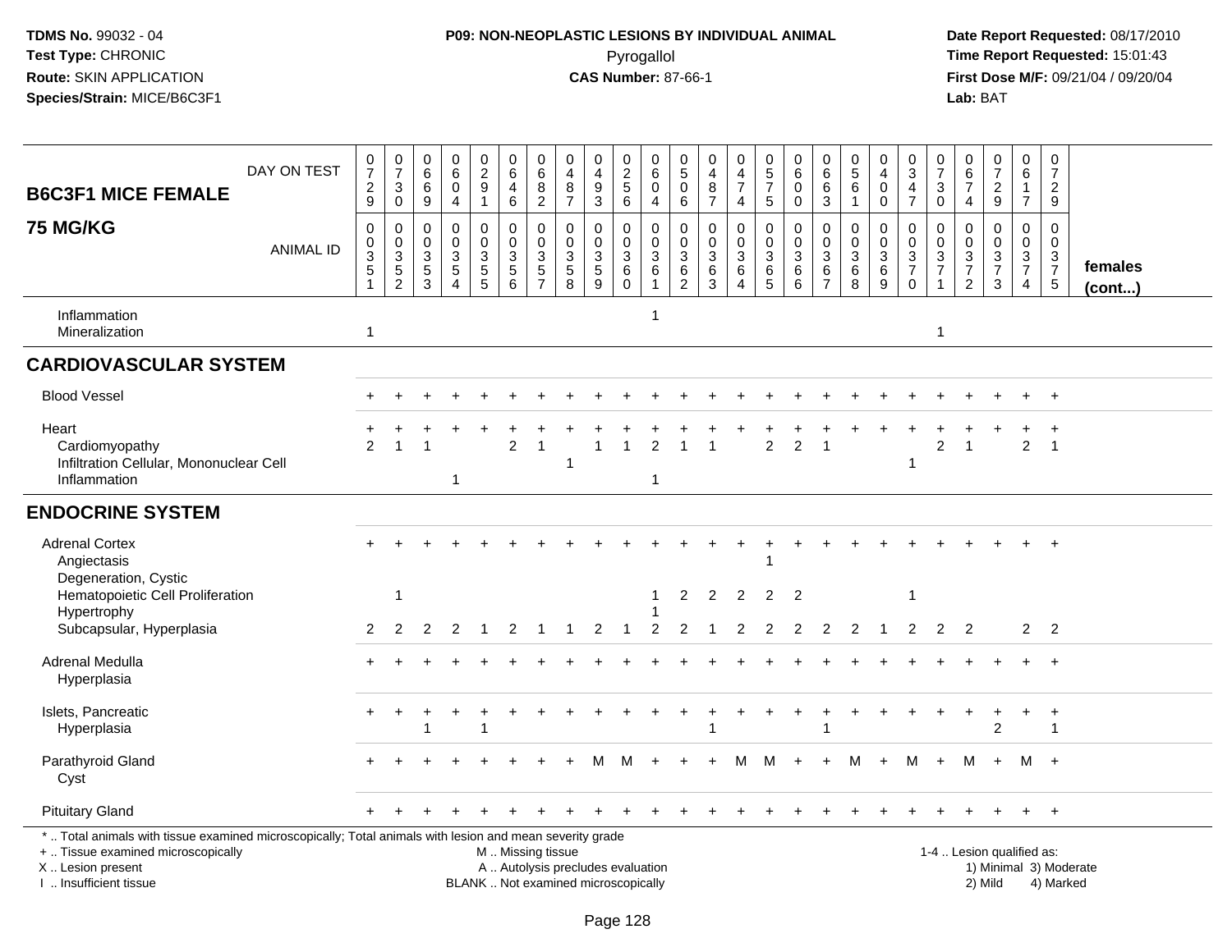**TDMS No.** 99032 - 04
**Test Type:** CHRONIC
**Route:** SKIN APPLICATION
**Species/Strain:** MICE/B6C3F1

**P09: NON-NEOPLASTIC LESIONS BY INDIVIDUAL ANIMAL**
Pyrogallol
**CAS Number:** 87-66-1

**Date Report Requested:** 08/17/2010
**Time Report Requested:** 15:01:43
**First Dose M/F:** 09/21/04 / 09/20/04
**Lab:** BAT

| B6C3F1 MICE FEMALE 75 MG/KG | | | | | | | | | | | | | | | | | | | | | | | | | | |
|---|---|---|---|---|---|---|---|---|---|---|---|---|---|---|---|---|---|---|---|---|---|---|---|---|---|---|
| DAY ON TEST | 0729 | 0730 | 0669 | 0604 | 0291 | 0646 | 0682 | 0487 | 0493 | 0256 | 0604 | 0506 | 0487 | 0474 | 0575 | 0600 | 0663 | 0561 | 0400 | 0347 | 0730 | 0674 | 0729 | 0617 | 0729 | |
| ANIMAL ID | 0351 | 0352 | 0353 | 0354 | 0355 | 0356 | 0357 | 0358 | 0359 | 0360 | 0361 | 0362 | 0363 | 0364 | 0365 | 0366 | 0367 | 0368 | 0369 | 0370 | 0371 | 0372 | 0373 | 0374 | 0375 | **females (cont...)** |
| Inflammation | | | | | | | | | | | 1 | | | | | | | | | | | | | | | |
| Mineralization | 1 | | | | | | | | | | | | | | | | | | | | 1 | | | | | |
| **CARDIOVASCULAR SYSTEM** | | | | | | | | | | | | | | | | | | | | | | | | | | |
| Blood Vessel | + | + | + | + | + | + | + | + | + | + | + | + | + | + | + | + | + | + | + | + | + | + | + | + | + | |
| Heart | + | + | + | + | + | + | + | + | + | + | + | + | + | + | + | + | + | + | + | + | + | + | + | + | + | |
| Cardiomyopathy | 2 | 1 | 1 | | | 2 | 1 | | 1 | 1 | 2 | 1 | 1 | | 2 | 2 | 1 | | | | 2 | 1 | | 2 | 1 | |
| Infiltration Cellular, Mononuclear Cell | | | | | | | | 1 | | | | | | | | | | | | 1 | | | | | | |
| Inflammation | | | | 1 | | | | | | | 1 | | | | | | | | | | | | | | | |
| **ENDOCRINE SYSTEM** | | | | | | | | | | | | | | | | | | | | | | | | | | |
| Adrenal Cortex | + | + | + | + | + | + | + | + | + | + | + | + | + | + | + | + | + | + | + | + | + | + | + | + | + | |
| Angiectasis | | | | | | | | | | | | | | | 1 | | | | | | | | | | | |
| Degeneration, Cystic | | | | | | | | | | | | | | | | | | | | | | | | | | |
| Hematopoietic Cell Proliferation | | 1 | | | | | | | | | 1 | 2 | 2 | 2 | 2 | 2 | | | | 1 | | | | | | |
| Hypertrophy | | | | | | | | | | | 1 | | | | | | | | | | | | | | | |
| Subcapsular, Hyperplasia | 2 | 2 | 2 | 2 | 1 | 2 | 1 | 1 | 2 | 1 | 2 | 2 | 1 | 2 | 2 | 2 | 2 | 2 | 1 | 2 | 2 | 2 | | 2 | 2 | |
| Adrenal Medulla | + | + | + | + | + | + | + | + | + | + | + | + | + | + | + | + | + | + | + | + | + | + | + | + | + | |
| Hyperplasia | | | | | | | | | | | | | | | | | | | | | | | | | | |
| Islets, Pancreatic | + | + | + | + | + | + | + | + | + | + | + | + | + | + | + | + | + | + | + | + | + | + | + | + | + | |
| Hyperplasia | | | 1 | | 1 | | | | | | | | 1 | | | | 1 | | | | | | 2 | | 1 | |
| Parathyroid Gland | + | + | + | + | + | + | + | + | M | M | + | + | + | M | M | + | + | M | + | M | + | M | + | M | + | |
| Cyst | | | | | | | | | | | | | | | | | | | | | | | | | | |
| Pituitary Gland | + | + | + | + | + | + | + | + | + | + | + | + | + | + | + | + | + | + | + | + | + | + | + | + | + | |

\* .. Total animals with tissue examined microscopically; Total animals with lesion and mean severity grade
+ .. Tissue examined microscopically
X .. Lesion present
I .. Insufficient tissue

M .. Missing tissue
A .. Autolysis precludes evaluation
BLANK .. Not examined microscopically

1-4 .. Lesion qualified as:
1) Minimal 3) Moderate
2) Mild 4) Marked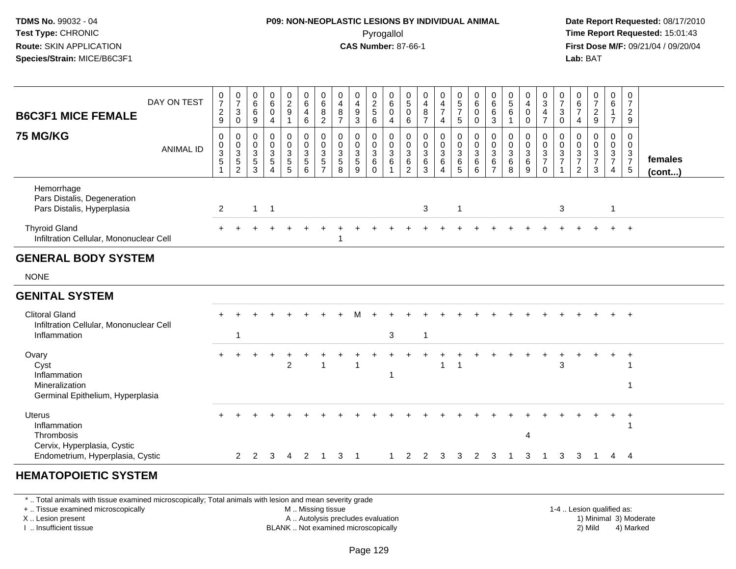**TDMS No.** 99032 - 04
**Test Type:** CHRONIC
**Route:** SKIN APPLICATION
**Species/Strain:** MICE/B6C3F1

**P09: NON-NEOPLASTIC LESIONS BY INDIVIDUAL ANIMAL**
Pyrogallol
**CAS Number:** 87-66-1

**Date Report Requested:** 08/17/2010
**Time Report Requested:** 15:01:43
**First Dose M/F:** 09/21/04 / 09/20/04
**Lab:** BAT

| B6C3F1 MICE FEMALE 75 MG/KG | 0729 | 0730 | 0669 | 0604 | 0291 | 0646 | 0682 | 0487 | 0493 | 0256 | 0604 | 0506 | 0487 | 0474 | 0575 | 0600 | 0663 | 0561 | 0400 | 0347 | 0730 | 0674 | 0729 | 0617 | 0729 | |
|---|---|---|---|---|---|---|---|---|---|---|---|---|---|---|---|---|---|---|---|---|---|---|---|---|---|---|
| ANIMAL ID | 00351 | 00352 | 00353 | 00354 | 00355 | 00356 | 00357 | 00358 | 00359 | 00360 | 00361 | 00362 | 00363 | 00364 | 00365 | 00366 | 00367 | 00368 | 00369 | 00370 | 00371 | 00372 | 00373 | 00374 | 00375 | females (cont...) |
| Hemorrhage | | | | | | | | | | | | | | | | | | | | | | | | | | |
| Pars Distalis, Degeneration | | | | | | | | | | | | | | | | | | | | | | | | | | |
| Pars Distalis, Hyperplasia | 2 | | 1 | 1 | | | | | | | | | 3 | | 1 | | | | | | 3 | | | 1 | | |
| Thyroid Gland | + | + | + | + | + | + | + | + | + | + | + | + | + | + | + | + | + | + | + | + | + | + | + | + | + | |
| Infiltration Cellular, Mononuclear Cell | | | | | | | | 1 | | | | | | | | | | | | | | | | | | |
| **GENERAL BODY SYSTEM** | | | | | | | | | | | | | | | | | | | | | | | | | | |
| NONE | | | | | | | | | | | | | | | | | | | | | | | | | | |
| **GENITAL SYSTEM** | | | | | | | | | | | | | | | | | | | | | | | | | | |
| Clitoral Gland | + | + | + | + | + | + | + | + | M | + | + | + | + | + | + | + | + | + | + | + | + | + | + | + | + | |
| Infiltration Cellular, Mononuclear Cell | | | | | | | | | | | | | | | | | | | | | | | | | | |
| Inflammation | | 1 | | | | | | | | | 3 | | 1 | | | | | | | | | | | | | |
| Ovary | + | + | + | + | + | + | + | + | + | + | + | + | + | + | + | + | + | + | + | + | + | + | + | + | + | |
| Cyst | | | | | 2 | | 1 | | 1 | | | | | 1 | 1 | | | | | | 3 | | | | 1 | |
| Inflammation | | | | | | | | | | | 1 | | | | | | | | | | | | | | | |
| Mineralization | | | | | | | | | | | | | | | | | | | | | | | | | 1 | |
| Germinal Epithelium, Hyperplasia | | | | | | | | | | | | | | | | | | | | | | | | | | |
| Uterus | + | + | + | + | + | + | + | + | + | + | + | + | + | + | + | + | + | + | + | + | + | + | + | + | + | |
| Inflammation | | | | | | | | | | | | | | | | | | | | | | | | | 1 | |
| Thrombosis | | | | | | | | | | | | | | | | | | | 4 | | | | | | | |
| Cervix, Hyperplasia, Cystic | | | | | | | | | | | | | | | | | | | | | | | | | | |
| Endometrium, Hyperplasia, Cystic | | 2 | 2 | 3 | 4 | 2 | 1 | 3 | 1 | | 1 | 2 | 2 | 3 | 3 | 2 | 3 | 1 | 3 | 1 | 3 | 3 | 1 | 4 | 4 | |
| **HEMATOPOIETIC SYSTEM** | | | | | | | | | | | | | | | | | | | | | | | | | | |

\* .. Total animals with tissue examined microscopically; Total animals with lesion and mean severity grade
\+ .. Tissue examined microscopically
X .. Lesion present
I .. Insufficient tissue

M .. Missing tissue
A .. Autolysis precludes evaluation
BLANK .. Not examined microscopically

1-4 .. Lesion qualified as:
1) Minimal 3) Moderate
2) Mild 4) Marked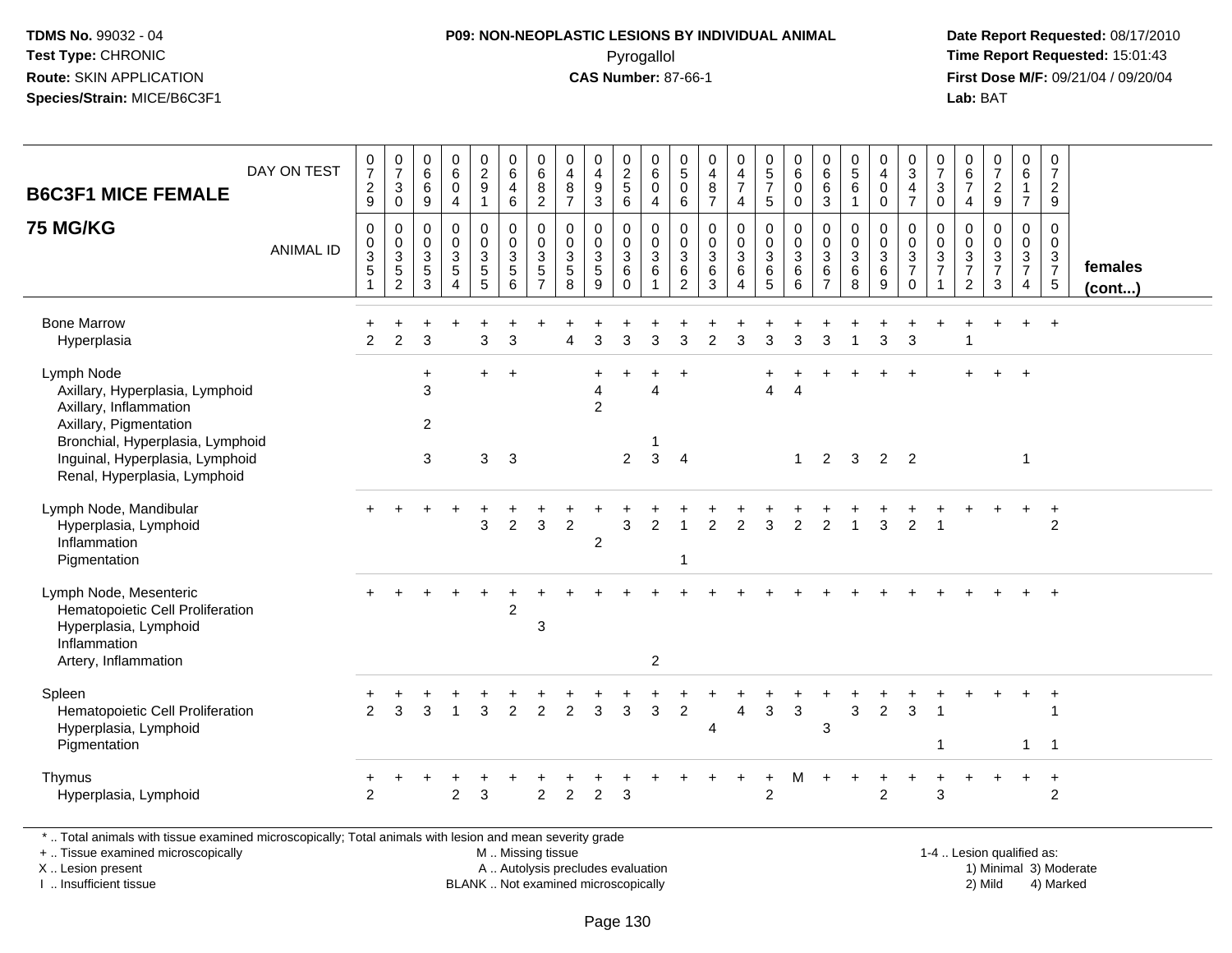**TDMS No.** 99032 - 04
**Test Type:** CHRONIC
**Route:** SKIN APPLICATION
**Species/Strain:** MICE/B6C3F1

**P09: NON-NEOPLASTIC LESIONS BY INDIVIDUAL ANIMAL**
Pyrogallol
**CAS Number:** 87-66-1

**Date Report Requested:** 08/17/2010
**Time Report Requested:** 15:01:43
**First Dose M/F:** 09/21/04 / 09/20/04
**Lab:** BAT

## B6C3F1 MICE FEMALE
## 75 MG/KG

| DAY ON TEST | 0729 | 0730 | 0669 | 0604 | 0291 | 0646 | 0682 | 0487 | 0493 | 0256 | 0604 | 0506 | 0487 | 0474 | 0575 | 0600 | 0663 | 0561 | 0400 | 0347 | 0730 | 0674 | 0729 | 0617 | 0729 | |
|---|---|---|---|---|---|---|---|---|---|---|---|---|---|---|---|---|---|---|---|---|---|---|---|---|---|---|
| **ANIMAL ID** | 0351 | 0352 | 0353 | 0354 | 0355 | 0356 | 0357 | 0358 | 0359 | 0360 | 0361 | 0362 | 0363 | 0364 | 0365 | 0366 | 0367 | 0368 | 0369 | 0370 | 0371 | 0372 | 0373 | 0374 | 0375 | **females (cont...)** |
| Bone Marrow | + | + | + | + | + | + | + | + | + | + | + | + | + | + | + | + | + | + | + | + | + | + | + | + | + | |
| Hyperplasia | 2 | 2 | 3 | | 3 | 3 | | 4 | 3 | 3 | 3 | 3 | 2 | 3 | 3 | 3 | 3 | 1 | 3 | 3 | | 1 | | | | |
| Lymph Node | | | + | | + | + | | | + | + | + | + | | | + | + | + | + | + | + | | + | + | + | | |
| Axillary, Hyperplasia, Lymphoid | | | 3 | | | | | | 4 | | 4 | | | | 4 | 4 | | | | | | | | | | |
| Axillary, Inflammation | | | | | | | | | 2 | | | | | | | | | | | | | | | | | |
| Axillary, Pigmentation | | | 2 | | | | | | | | | | | | | | | | | | | | | | | |
| Bronchial, Hyperplasia, Lymphoid | | | | | | | | | | | 1 | | | | | | | | | | | | | | | |
| Inguinal, Hyperplasia, Lymphoid | | | 3 | | 3 | 3 | | | | 2 | 3 | 4 | | | | 1 | 2 | 3 | 2 | 2 | | | | 1 | | |
| Renal, Hyperplasia, Lymphoid | | | | | | | | | | | | | | | | | | | | | | | | | | |
| Lymph Node, Mandibular | + | + | + | + | + | + | + | + | + | + | + | + | + | + | + | + | + | + | + | + | + | + | + | + | + | |
| Hyperplasia, Lymphoid | | | | | 3 | 2 | 3 | 2 | | 3 | 2 | 1 | 2 | 2 | 3 | 2 | 2 | 1 | 3 | 2 | 1 | | | | 2 | |
| Inflammation | | | | | | | | | 2 | | | | | | | | | | | | | | | | | |
| Pigmentation | | | | | | | | | | | | 1 | | | | | | | | | | | | | | |
| Lymph Node, Mesenteric | + | + | + | + | + | + | + | + | + | + | + | + | + | + | + | + | + | + | + | + | + | + | + | + | + | |
| Hematopoietic Cell Proliferation | | | | | | 2 | | | | | | | | | | | | | | | | | | | | |
| Hyperplasia, Lymphoid | | | | | | | 3 | | | | | | | | | | | | | | | | | | | |
| Inflammation | | | | | | | | | | | | | | | | | | | | | | | | | | |
| Artery, Inflammation | | | | | | | | | | | 2 | | | | | | | | | | | | | | | |
| Spleen | + | + | + | + | + | + | + | + | + | + | + | + | + | + | + | + | + | + | + | + | + | + | + | + | + | |
| Hematopoietic Cell Proliferation | 2 | 3 | 3 | 1 | 3 | 2 | 2 | 2 | 3 | 3 | 3 | 2 | | 4 | 3 | 3 | | 3 | 2 | 3 | 1 | | | | 1 | |
| Hyperplasia, Lymphoid | | | | | | | | | | | | | 4 | | | | 3 | | | | | | | | | |
| Pigmentation | | | | | | | | | | | | | | | | | | | | | 1 | | | 1 | 1 | |
| Thymus | + | + | + | + | + | + | + | + | + | + | + | + | + | + | + | M | + | + | + | + | + | + | + | + | + | |
| Hyperplasia, Lymphoid | 2 | | | 2 | 3 | | 2 | 2 | 2 | 3 | | | | | 2 | | | | 2 | | 3 | | | | 2 | |

\* .. Total animals with tissue examined microscopically; Total animals with lesion and mean severity grade
+ .. Tissue examined microscopically
X .. Lesion present
I .. Insufficient tissue

M .. Missing tissue
A .. Autolysis precludes evaluation
BLANK .. Not examined microscopically

1-4 .. Lesion qualified as:
1) Minimal 2) Mild 3) Moderate 4) Marked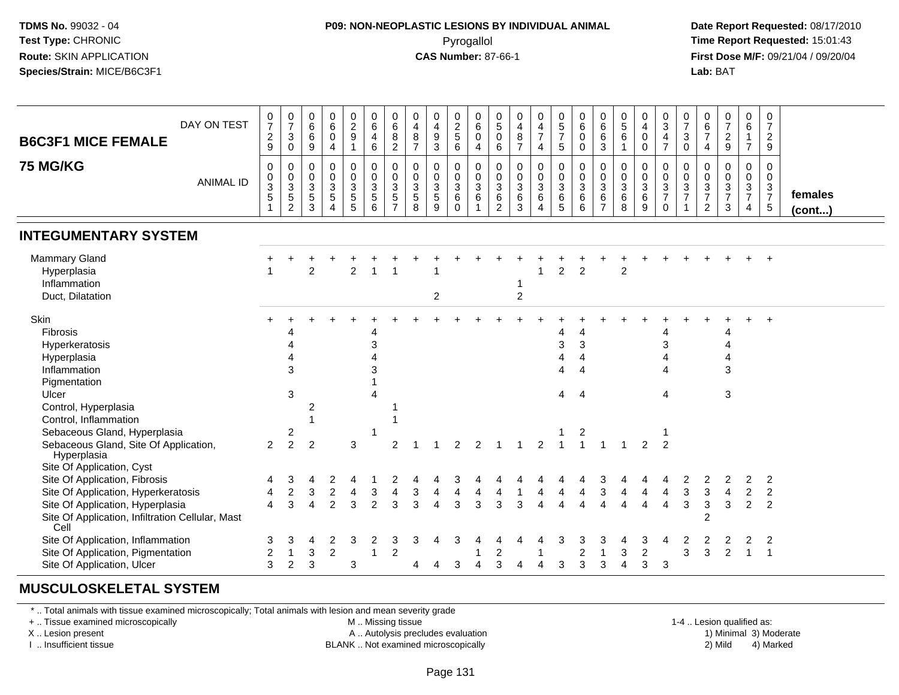**TDMS No.** 99032 - 04
**Test Type:** CHRONIC
**Route:** SKIN APPLICATION
**Species/Strain:** MICE/B6C3F1

**P09: NON-NEOPLASTIC LESIONS BY INDIVIDUAL ANIMAL**
Pyrogallol
**CAS Number:** 87-66-1

**Date Report Requested:** 08/17/2010
**Time Report Requested:** 15:01:43
**First Dose M/F:** 09/21/04 / 09/20/04
**Lab:** BAT

## B6C3F1 MICE FEMALE 75 MG/KG

| DAY ON TEST | 0729 | 0730 | 0669 | 0604 | 0291 | 0646 | 0682 | 0487 | 0493 | 0256 | 0604 | 0506 | 0487 | 0474 | 0575 | 0600 | 0663 | 0561 | 0400 | 0347 | 0730 | 0674 | 0729 | 0617 | 0729 | |
|---|---|---|---|---|---|---|---|---|---|---|---|---|---|---|---|---|---|---|---|---|---|---|---|---|---|---|
| **ANIMAL ID** | 0351 | 0352 | 0353 | 0354 | 0355 | 0356 | 0357 | 0358 | 0359 | 0360 | 0361 | 0362 | 0363 | 0364 | 0365 | 0366 | 0367 | 0368 | 0369 | 0370 | 0371 | 0372 | 0373 | 0374 | 0375 | **females (cont...)** |
| **INTEGUMENTARY SYSTEM** | | | | | | | | | | | | | | | | | | | | | | | | | | |
| Mammary Gland | + | + | + | + | + | + | + | + | + | + | + | + | + | + | + | + | + | + | + | + | + | + | + | + | + | |
| Hyperplasia | 1 | | 2 | | 2 | 1 | 1 | | 1 | | | | | 1 | 2 | 2 | | 2 | | | | | | | | |
| Inflammation | | | | | | | | | | | | | 1 | | | | | | | | | | | | | |
| Duct, Dilatation | | | | | | | | | 2 | | | | 2 | | | | | | | | | | | | | |
| Skin | + | + | + | + | + | + | + | + | + | + | + | + | + | + | + | + | + | + | + | + | + | + | + | + | + | |
| Fibrosis | | 4 | | | | 4 | | | | | | | | | 4 | 4 | | | | 4 | | | 4 | | | |
| Hyperkeratosis | | 4 | | | | 3 | | | | | | | | | 3 | 3 | | | | 3 | | | 4 | | | |
| Hyperplasia | | 4 | | | | 4 | | | | | | | | | 4 | 4 | | | | 4 | | | 4 | | | |
| Inflammation | | 3 | | | | 3 | | | | | | | | | 4 | 4 | | | | 4 | | | 3 | | | |
| Pigmentation | | | | | | 1 | | | | | | | | | | | | | | | | | | | | |
| Ulcer | | 3 | | | | 4 | | | | | | | | | 4 | 4 | | | | 4 | | | 3 | | | |
| Control, Hyperplasia | | | 2 | | | | 1 | | | | | | | | | | | | | | | | | | | |
| Control, Inflammation | | | 1 | | | | 1 | | | | | | | | | | | | | | | | | | | |
| Sebaceous Gland, Hyperplasia | | 2 | | | | 1 | | | | | | | | | 1 | 2 | | | | 1 | | | | | | |
| Sebaceous Gland, Site Of Application, Hyperplasia | 2 | 2 | 2 | | 3 | | 2 | 1 | 1 | 2 | 2 | 1 | 1 | 2 | 1 | 1 | 1 | 1 | 2 | 2 | | | | | | |
| Site Of Application, Cyst | | | | | | | | | | | | | | | | | | | | | | | | | | |
| Site Of Application, Fibrosis | 4 | 3 | 4 | 2 | 4 | 1 | 2 | 4 | 4 | 3 | 4 | 4 | 4 | 4 | 4 | 4 | 3 | 4 | 4 | 4 | 2 | 2 | 2 | 2 | 2 | |
| Site Of Application, Hyperkeratosis | 4 | 2 | 3 | 2 | 4 | 3 | 4 | 3 | 4 | 4 | 4 | 4 | 1 | 4 | 4 | 4 | 3 | 4 | 4 | 4 | 3 | 3 | 4 | 2 | 2 | |
| Site Of Application, Hyperplasia | 4 | 3 | 4 | 2 | 3 | 2 | 3 | 3 | 4 | 3 | 3 | 3 | 3 | 4 | 4 | 4 | 4 | 4 | 4 | 4 | 3 | 3 | 3 | 2 | 2 | |
| Site Of Application, Infiltration Cellular, Mast Cell | | | | | | | | | | | | | | | | | | | | | | 2 | | | | |
| Site Of Application, Inflammation | 3 | 3 | 4 | 2 | 3 | 2 | 3 | 3 | 4 | 3 | 4 | 4 | 4 | 4 | 3 | 3 | 3 | 4 | 3 | 4 | 2 | 2 | 2 | 2 | 2 | |
| Site Of Application, Pigmentation | 2 | 1 | 3 | 2 | | 1 | 2 | | | | 1 | 2 | | 1 | | 2 | 1 | 3 | 2 | | 3 | 3 | 2 | 1 | 1 | |
| Site Of Application, Ulcer | 3 | 2 | 3 | | 3 | | | 4 | 4 | 3 | 4 | 3 | 4 | 4 | 3 | 3 | 3 | 4 | 3 | 3 | | | | | | |
| **MUSCULOSKELETAL SYSTEM** | | | | | | | | | | | | | | | | | | | | | | | | | | |

\* .. Total animals with tissue examined microscopically; Total animals with lesion and mean severity grade
+ .. Tissue examined microscopically
X .. Lesion present
I .. Insufficient tissue
M .. Missing tissue
A .. Autolysis precludes evaluation
BLANK .. Not examined microscopically
1-4 .. Lesion qualified as: 1) Minimal 2) Mild 3) Moderate 4) Marked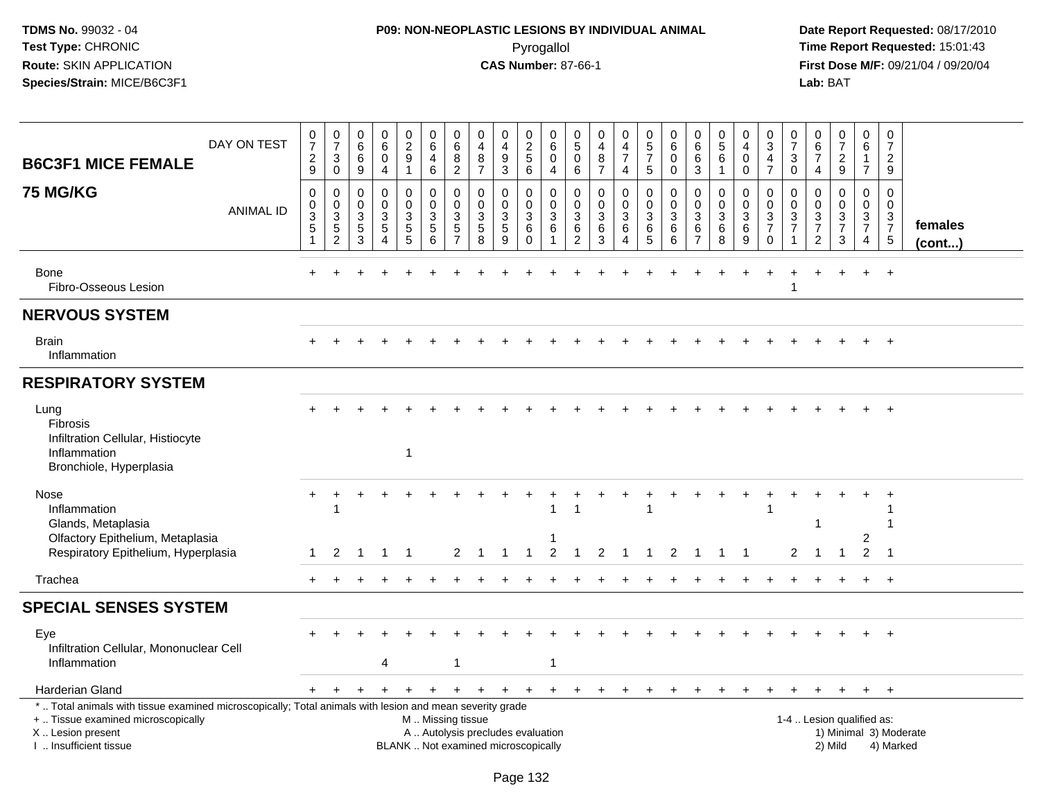TDMS No. 99032 - 04
Test Type: CHRONIC
Route: SKIN APPLICATION
Species/Strain: MICE/B6C3F1

**P09: NON-NEOPLASTIC LESIONS BY INDIVIDUAL ANIMAL**
Pyrogallol
**CAS Number:** 87-66-1

Date Report Requested: 08/17/2010
Time Report Requested: 15:01:43
First Dose M/F: 09/21/04 / 09/20/04
Lab: BAT

| B6C3F1 MICE FEMALE 75 MG/KG | DAY ON TEST | 0729 | 0730 | 0669 | 0604 | 0291 | 0646 | 0682 | 0487 | 0493 | 0256 | 0604 | 0506 | 0487 | 0474 | 0575 | 0600 | 0663 | 0561 | 0400 | 0347 | 0730 | 0674 | 0729 | 0617 | 0729 | |
|---|---|---|---|---|---|---|---|---|---|---|---|---|---|---|---|---|---|---|---|---|---|---|---|---|---|---|---|
| | ANIMAL ID | 0351 | 0352 | 0353 | 0354 | 0355 | 0356 | 0357 | 0358 | 0359 | 0360 | 0361 | 0362 | 0363 | 0364 | 0365 | 0366 | 0367 | 0368 | 0369 | 0370 | 0371 | 0372 | 0373 | 0374 | 0375 | females (cont...) |
| Bone | | + | + | + | + | + | + | + | + | + | + | + | + | + | + | + | + | + | + | + | + | + | + | + | + | + | |
| Fibro-Osseous Lesion | | | | | | | | | | | | | | | | | | | | | | 1 | | | | | |
| **NERVOUS SYSTEM** | | | | | | | | | | | | | | | | | | | | | | | | | | | |
| Brain | | + | + | + | + | + | + | + | + | + | + | + | + | + | + | + | + | + | + | + | + | + | + | + | + | + | |
| Inflammation | | | | | | | | | | | | | | | | | | | | | | | | | | | |
| **RESPIRATORY SYSTEM** | | | | | | | | | | | | | | | | | | | | | | | | | | | |
| Lung | | + | + | + | + | + | + | + | + | + | + | + | + | + | + | + | + | + | + | + | + | + | + | + | + | + | |
| Fibrosis | | | | | | | | | | | | | | | | | | | | | | | | | | | |
| Infiltration Cellular, Histiocyte | | | | | | | | | | | | | | | | | | | | | | | | | | | |
| Inflammation | | | | | | 1 | | | | | | | | | | | | | | | | | | | | | |
| Bronchiole, Hyperplasia | | | | | | | | | | | | | | | | | | | | | | | | | | | |
| Nose | | + | + | + | + | + | + | + | + | + | + | + | + | + | + | + | + | + | + | + | + | + | + | + | + | + | |
| Inflammation | | | 1 | | | | | | | | | 1 | 1 | | | 1 | | | | | 1 | | | | | 1 | |
| Glands, Metaplasia | | | | | | | | | | | | | | | | | | | | | | | 1 | | | 1 | |
| Olfactory Epithelium, Metaplasia | | | | | | | | | | | | 1 | | | | | | | | | | | | | 2 | | |
| Respiratory Epithelium, Hyperplasia | | 1 | 2 | 1 | 1 | 1 | | 2 | 1 | 1 | 1 | 2 | 1 | 2 | 1 | 1 | 2 | 1 | 1 | 1 | | 2 | 1 | 1 | 2 | 1 | |
| Trachea | | + | + | + | + | + | + | + | + | + | + | + | + | + | + | + | + | + | + | + | + | + | + | + | + | + | |
| **SPECIAL SENSES SYSTEM** | | | | | | | | | | | | | | | | | | | | | | | | | | | |
| Eye | | + | + | + | + | + | + | + | + | + | + | + | + | + | + | + | + | + | + | + | + | + | + | + | + | + | |
| Infiltration Cellular, Mononuclear Cell | | | | | | | | | | | | | | | | | | | | | | | | | | | |
| Inflammation | | | | | 4 | | | 1 | | | | 1 | | | | | | | | | | | | | | | |
| Harderian Gland | | + | + | + | + | + | + | + | + | + | + | + | + | + | + | + | + | + | + | + | + | + | + | + | + | + | |

\* .. Total animals with tissue examined microscopically; Total animals with lesion and mean severity grade
\+ .. Tissue examined microscopically
X .. Lesion present
I .. Insufficient tissue

M .. Missing tissue
A .. Autolysis precludes evaluation
BLANK .. Not examined microscopically

1-4 .. Lesion qualified as:
1) Minimal 3) Moderate
2) Mild 4) Marked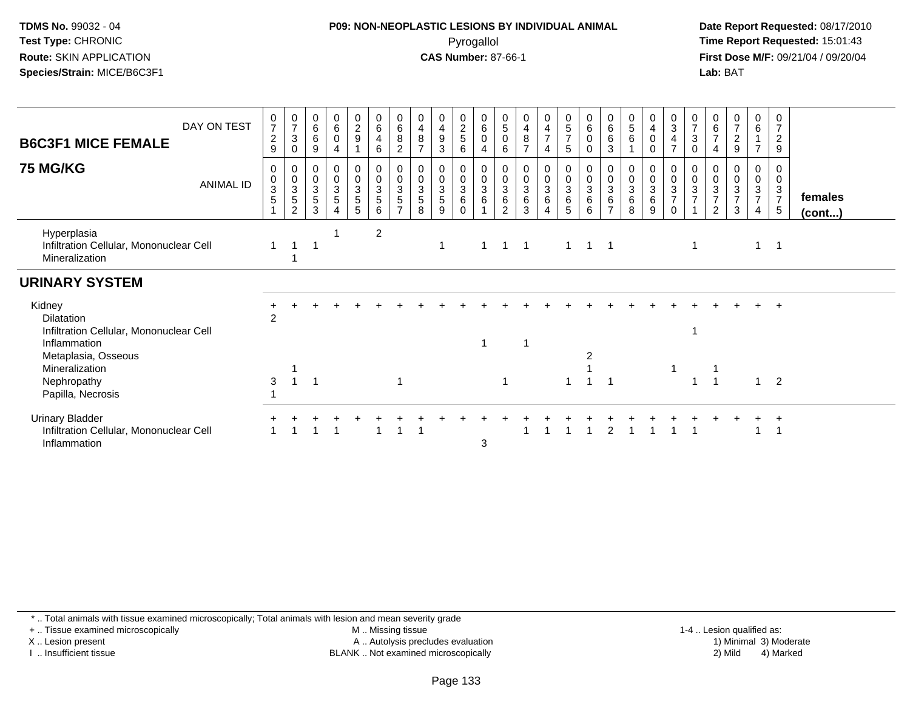**TDMS No.** 99032 - 04
**Test Type:** CHRONIC
**Route:** SKIN APPLICATION
**Species/Strain:** MICE/B6C3F1

**P09: NON-NEOPLASTIC LESIONS BY INDIVIDUAL ANIMAL**
Pyrogallol
**CAS Number:** 87-66-1

**Date Report Requested:** 08/17/2010
**Time Report Requested:** 15:01:43
**First Dose M/F:** 09/21/04 / 09/20/04
**Lab:** BAT

## B6C3F1 MICE FEMALE — 75 MG/KG

| DAY ON TEST | 0729 | 0730 | 0669 | 0604 | 0291 | 0646 | 0682 | 0487 | 0493 | 0256 | 0604 | 0506 | 0487 | 0474 | 0575 | 0600 | 0663 | 0561 | 0400 | 0347 | 0730 | 0674 | 0729 | 0617 | 0729 | |
|---|---|---|---|---|---|---|---|---|---|---|---|---|---|---|---|---|---|---|---|---|---|---|---|---|---|---|
| **ANIMAL ID** | 0351 | 0352 | 0353 | 0354 | 0355 | 0356 | 0357 | 0358 | 0359 | 0360 | 0361 | 0362 | 0363 | 0364 | 0365 | 0366 | 0367 | 0368 | 0369 | 0370 | 0371 | 0372 | 0373 | 0374 | 0375 | **females (cont...)** |
| Hyperplasia | | | | 1 | | 2 | | | | | | | | | | | | | | | | | | | | |
| Infiltration Cellular, Mononuclear Cell | 1 | 1 | 1 | | | | | | 1 | | 1 | 1 | 1 | | 1 | 1 | 1 | | | | 1 | | | 1 | 1 | |
| Mineralization | | 1 | | | | | | | | | | | | | | | | | | | | | | | | |
| **URINARY SYSTEM** | | | | | | | | | | | | | | | | | | | | | | | | | | |
| Kidney | + | + | + | + | + | + | + | + | + | + | + | + | + | + | + | + | + | + | + | + | + | + | + | + | + | |
| Dilatation | 2 | | | | | | | | | | | | | | | | | | | | | | | | | |
| Infiltration Cellular, Mononuclear Cell | | | | | | | | | | | | | | | | | | | | | 1 | | | | | |
| Inflammation | | | | | | | | | | | 1 | | 1 | | | | | | | | | | | | | |
| Metaplasia, Osseous | | | | | | | | | | | | | | | | 2 | | | | | | | | | | |
| Mineralization | | 1 | | | | | | | | | | | | | | 1 | | | | 1 | | 1 | | | | |
| Nephropathy | 3 | 1 | 1 | | | | 1 | | | | | 1 | | | 1 | 1 | 1 | | | | 1 | 1 | | 1 | 2 | |
| Papilla, Necrosis | 1 | | | | | | | | | | | | | | | | | | | | | | | | | |
| Urinary Bladder | + | + | + | + | + | + | + | + | + | + | + | + | + | + | + | + | + | + | + | + | + | + | + | + | + | |
| Infiltration Cellular, Mononuclear Cell | 1 | 1 | 1 | 1 | | 1 | 1 | 1 | | | | | 1 | 1 | 1 | 1 | 2 | 1 | 1 | 1 | 1 | | | 1 | 1 | |
| Inflammation | | | | | | | | | | | 3 | | | | | | | | | | | | | | | |

\* .. Total animals with tissue examined microscopically; Total animals with lesion and mean severity grade
\+ .. Tissue examined microscopically
X .. Lesion present
I .. Insufficient tissue

M .. Missing tissue
A .. Autolysis precludes evaluation
BLANK .. Not examined microscopically

1-4 .. Lesion qualified as:
1) Minimal 3) Moderate
2) Mild 4) Marked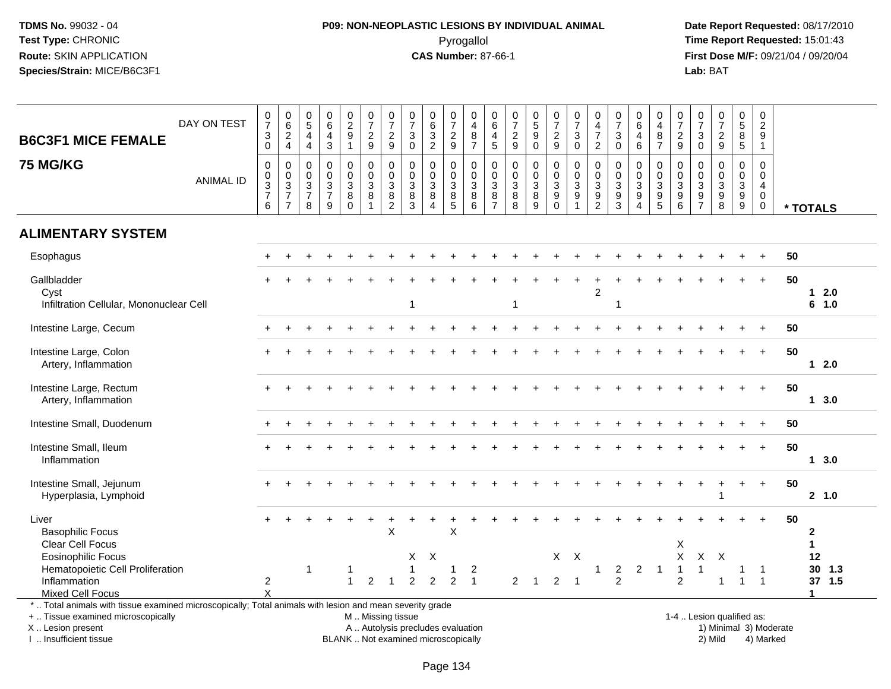**TDMS No.** 99032 - 04
**Test Type:** CHRONIC
**Route:** SKIN APPLICATION
**Species/Strain:** MICE/B6C3F1

**P09: NON-NEOPLASTIC LESIONS BY INDIVIDUAL ANIMAL**
Pyrogallol
**CAS Number:** 87-66-1

**Date Report Requested:** 08/17/2010
**Time Report Requested:** 15:01:43
**First Dose M/F:** 09/21/04 / 09/20/04
**Lab:** BAT

## B6C3F1 MICE FEMALE
## 75 MG/KG

| DAY ON TEST | 0730 | 0624 | 0544 | 0643 | 0291 | 0729 | 0729 | 0730 | 0632 | 0729 | 0487 | 0645 | 0729 | 0590 | 0729 | 0730 | 0472 | 0730 | 0646 | 0487 | 0729 | 0730 | 0729 | 0585 | 0291 | |
|---|---|---|---|---|---|---|---|---|---|---|---|---|---|---|---|---|---|---|---|---|---|---|---|---|---|---|
| **ANIMAL ID** | 0376 | 0377 | 0378 | 0379 | 0380 | 0381 | 0382 | 0383 | 0384 | 0385 | 0386 | 0387 | 0388 | 0389 | 0390 | 0391 | 0392 | 0393 | 0394 | 0395 | 0396 | 0397 | 0398 | 0399 | 0400 | *** TOTALS** |
| **ALIMENTARY SYSTEM** | | | | | | | | | | | | | | | | | | | | | | | | | | |
| Esophagus | + | + | + | + | + | + | + | + | + | + | + | + | + | + | + | + | + | + | + | + | + | + | + | + | + | 50 |
| Gallbladder | + | + | + | + | + | + | + | + | + | + | + | + | + | + | + | + | + | + | + | + | + | + | + | + | + | 50 |
| Cyst | | | | | | | | | | | | | | | | | 2 | | | | | | | | | 1 2.0 |
| Infiltration Cellular, Mononuclear Cell | | | | | | | | 1 | | | | | 1 | | | | | 1 | | | | | | | | 6 1.0 |
| Intestine Large, Cecum | + | + | + | + | + | + | + | + | + | + | + | + | + | + | + | + | + | + | + | + | + | + | + | + | + | 50 |
| Intestine Large, Colon | + | + | + | + | + | + | + | + | + | + | + | + | + | + | + | + | + | + | + | + | + | + | + | + | + | 50 |
| Artery, Inflammation | | | | | | | | | | | | | | | | | | | | | | | | | | 1 2.0 |
| Intestine Large, Rectum | + | + | + | + | + | + | + | + | + | + | + | + | + | + | + | + | + | + | + | + | + | + | + | + | + | 50 |
| Artery, Inflammation | | | | | | | | | | | | | | | | | | | | | | | | | | 1 3.0 |
| Intestine Small, Duodenum | + | + | + | + | + | + | + | + | + | + | + | + | + | + | + | + | + | + | + | + | + | + | + | + | + | 50 |
| Intestine Small, Ileum | + | + | + | + | + | + | + | + | + | + | + | + | + | + | + | + | + | + | + | + | + | + | + | + | + | 50 |
| Inflammation | | | | | | | | | | | | | | | | | | | | | | | | | | 1 3.0 |
| Intestine Small, Jejunum | + | + | + | + | + | + | + | + | + | + | + | + | + | + | + | + | + | + | + | + | + | + | + | + | + | 50 |
| Hyperplasia, Lymphoid | | | | | | | | | | | | | | | | | | | | | | | 1 | | | 2 1.0 |
| Liver | + | + | + | + | + | + | + | + | + | + | + | + | + | + | + | + | + | + | + | + | + | + | + | + | + | 50 |
| Basophilic Focus | | | | | | | X | | | X | | | | | | | | | | | | | | | | 2 |
| Clear Cell Focus | | | | | | | | | | | | | | | | | | | | | X | | | | | 1 |
| Eosinophilic Focus | | | | | | | | X | X | | | | | | X | X | | | | | X | X | X | | | 12 |
| Hematopoietic Cell Proliferation | | | 1 | | 1 | | | 1 | | 1 | 2 | | | | | | 1 | 2 | 2 | 1 | 1 | 1 | | 1 | 1 | 30 1.3 |
| Inflammation | 2 | | | | 1 | 2 | 1 | 2 | 2 | 2 | 1 | | 2 | 1 | 2 | 1 | | 2 | | | 2 | | 1 | 1 | 1 | 37 1.5 |
| Mixed Cell Focus | X | | | | | | | | | | | | | | | | | | | | | | | | | 1 |

\* .. Total animals with tissue examined microscopically; Total animals with lesion and mean severity grade
\+ .. Tissue examined microscopically
X .. Lesion present
I .. Insufficient tissue

M .. Missing tissue
A .. Autolysis precludes evaluation
BLANK .. Not examined microscopically

1-4 .. Lesion qualified as:
1) Minimal 3) Moderate
2) Mild 4) Marked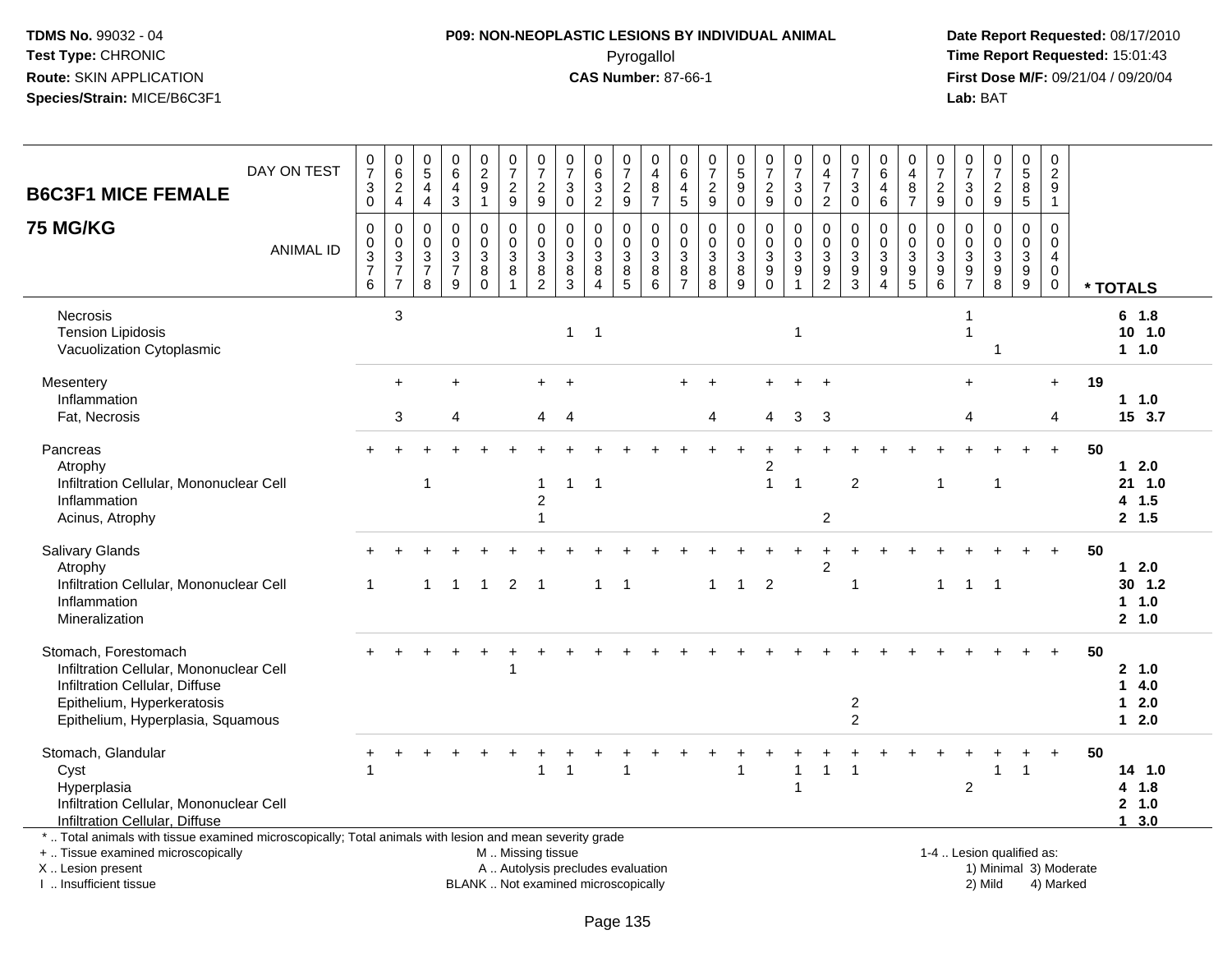**TDMS No.** 99032 - 04
**Test Type:** CHRONIC
**Route:** SKIN APPLICATION
**Species/Strain:** MICE/B6C3F1

**P09: NON-NEOPLASTIC LESIONS BY INDIVIDUAL ANIMAL**
Pyrogallol
**CAS Number:** 87-66-1

**Date Report Requested:** 08/17/2010
**Time Report Requested:** 15:01:43
**First Dose M/F:** 09/21/04 / 09/20/04
**Lab:** BAT

## B6C3F1 MICE FEMALE 75 MG/KG

| DAY ON TEST | 0730 | 0624 | 0544 | 0643 | 0291 | 0729 | 0729 | 0730 | 0632 | 0729 | 0487 | 0645 | 0729 | 0590 | 0729 | 0730 | 0472 | 0730 | 0646 | 0487 | 0729 | 0730 | 0729 | 0585 | 0291 | |
|---|---|---|---|---|---|---|---|---|---|---|---|---|---|---|---|---|---|---|---|---|---|---|---|---|---|---|
| **ANIMAL ID** | 00376 | 00377 | 00378 | 00379 | 00380 | 00381 | 00382 | 00383 | 00384 | 00385 | 00386 | 00387 | 00388 | 00389 | 00390 | 00391 | 00392 | 00393 | 00394 | 00395 | 00396 | 00397 | 00398 | 00399 | 00400 | *** TOTALS** |
| Necrosis | | 3 | | | | | | | | | | | | | | | | | | | | 1 | | | | **6 1.8** |
| Tension Lipidosis | | | | | | | | 1 | 1 | | | | | | | 1 | | | | | | 1 | | | | **10 1.0** |
| Vacuolization Cytoplasmic | | | | | | | | | | | | | | | | | | | | | | | 1 | | | **1 1.0** |
| Mesentery | | + | | + | | | + | + | | | | + | + | | + | + | + | | | | | + | | | + | **19** |
| Inflammation | | | | | | | | | | | | | | | | | | | | | | | | | | **1 1.0** |
| Fat, Necrosis | | 3 | | 4 | | | 4 | 4 | | | | | 4 | | 4 | 3 | 3 | | | | | 4 | | | 4 | **15 3.7** |
| Pancreas | + | + | + | + | + | + | + | + | + | + | + | + | + | + | + | + | + | + | + | + | + | + | + | + | + | **50** |
| Atrophy | | | | | | | | | | | | | | | 2 | | | | | | | | | | | **1 2.0** |
| Infiltration Cellular, Mononuclear Cell | | | 1 | | | | 1 | 1 | 1 | | | | | | 1 | 1 | | 2 | | | 1 | | 1 | | | **21 1.0** |
| Inflammation | | | | | | | 2 | | | | | | | | | | | | | | | | | | | **4 1.5** |
| Acinus, Atrophy | | | | | | | 1 | | | | | | | | | | 2 | | | | | | | | | **2 1.5** |
| Salivary Glands | + | + | + | + | + | + | + | + | + | + | + | + | + | + | + | + | + | + | + | + | + | + | + | + | + | **50** |
| Atrophy | | | | | | | | | | | | | | | | | 2 | | | | | | | | | **1 2.0** |
| Infiltration Cellular, Mononuclear Cell | 1 | | 1 | 1 | 1 | 2 | 1 | | 1 | 1 | | | 1 | 1 | 2 | | | 1 | | | 1 | 1 | 1 | | | **30 1.2** |
| Inflammation | | | | | | | | | | | | | | | | | | | | | | | | | | **1 1.0** |
| Mineralization | | | | | | | | | | | | | | | | | | | | | | | | | | **2 1.0** |
| Stomach, Forestomach | + | + | + | + | + | + | + | + | + | + | + | + | + | + | + | + | + | + | + | + | + | + | + | + | + | **50** |
| Infiltration Cellular, Mononuclear Cell | | | | | | 1 | | | | | | | | | | | | | | | | | | | | **2 1.0** |
| Infiltration Cellular, Diffuse | | | | | | | | | | | | | | | | | | | | | | | | | | **1 4.0** |
| Epithelium, Hyperkeratosis | | | | | | | | | | | | | | | | | | 2 | | | | | | | | **1 2.0** |
| Epithelium, Hyperplasia, Squamous | | | | | | | | | | | | | | | | | | 2 | | | | | | | | **1 2.0** |
| Stomach, Glandular | + | + | + | + | + | + | + | + | + | + | + | + | + | + | + | + | + | + | + | + | + | + | + | + | + | **50** |
| Cyst | 1 | | | | | | 1 | 1 | | 1 | | | | 1 | | 1 | 1 | 1 | | | | | 1 | 1 | | **14 1.0** |
| Hyperplasia | | | | | | | | | | | | | | | | 1 | | | | | | 2 | | | | **4 1.8** |
| Infiltration Cellular, Mononuclear Cell | | | | | | | | | | | | | | | | | | | | | | | | | | **2 1.0** |
| Infiltration Cellular, Diffuse | | | | | | | | | | | | | | | | | | | | | | | | | | **1 3.0** |

\* .. Total animals with tissue examined microscopically; Total animals with lesion and mean severity grade
+ .. Tissue examined microscopically
X .. Lesion present
I .. Insufficient tissue

M .. Missing tissue
A .. Autolysis precludes evaluation
BLANK .. Not examined microscopically

1-4 .. Lesion qualified as:
1) Minimal 3) Moderate
2) Mild 4) Marked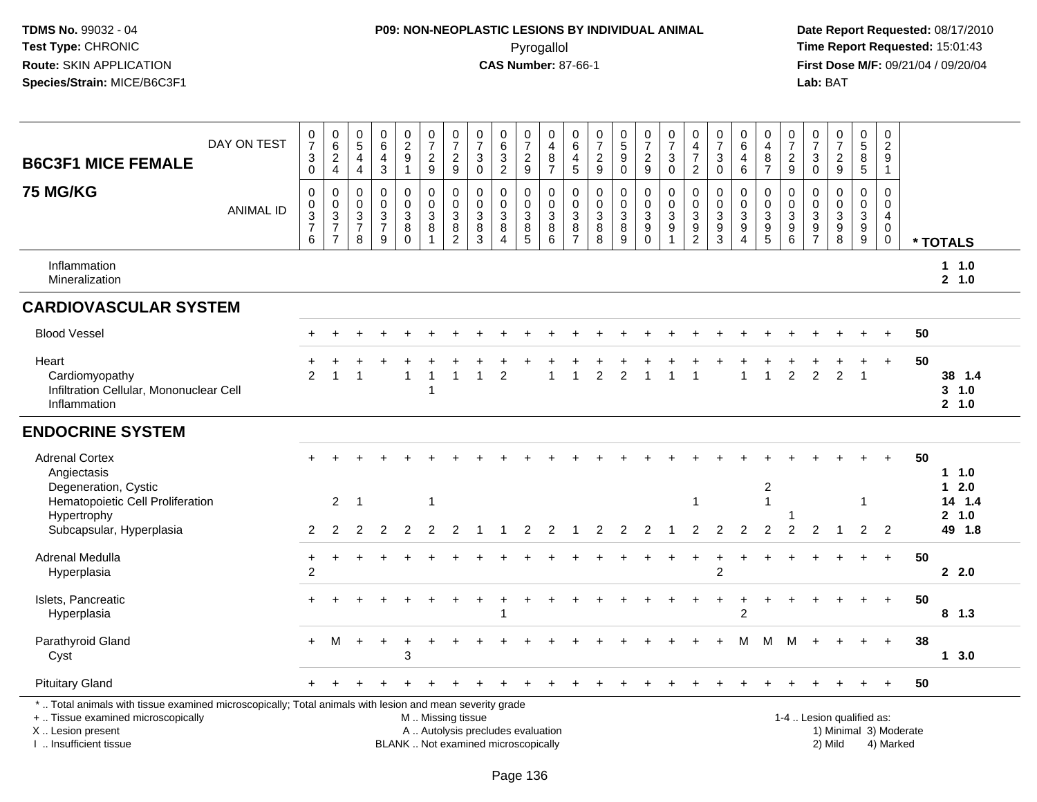**TDMS No.** 99032 - 04
**Test Type:** CHRONIC
**Route:** SKIN APPLICATION
**Species/Strain:** MICE/B6C3F1

**P09: NON-NEOPLASTIC LESIONS BY INDIVIDUAL ANIMAL**
Pyrogallol
**CAS Number:** 87-66-1

**Date Report Requested:** 08/17/2010
**Time Report Requested:** 15:01:43
**First Dose M/F:** 09/21/04 / 09/20/04
**Lab:** BAT

## B6C3F1 MICE FEMALE
## 75 MG/KG

| DAY ON TEST | 0730 | 0624 | 0544 | 0643 | 0291 | 0729 | 0729 | 0730 | 0632 | 0729 | 0487 | 0645 | 0729 | 0590 | 0729 | 0730 | 0472 | 0730 | 0646 | 0487 | 0729 | 0730 | 0729 | 0585 | 0291 | |
|---|---|---|---|---|---|---|---|---|---|---|---|---|---|---|---|---|---|---|---|---|---|---|---|---|---|---|
| **ANIMAL ID** | 0376 | 0377 | 0378 | 0379 | 0380 | 0381 | 0382 | 0383 | 0384 | 0385 | 0386 | 0387 | 0388 | 0389 | 0390 | 0391 | 0392 | 0393 | 0394 | 0395 | 0396 | 0397 | 0398 | 0399 | 0400 | *** TOTALS** |
| Inflammation | | | | | | | | | | | | | | | | | | | | | | | | | | 1 1.0 |
| Mineralization | | | | | | | | | | | | | | | | | | | | | | | | | | 2 1.0 |
| **CARDIOVASCULAR SYSTEM** | | | | | | | | | | | | | | | | | | | | | | | | | | |
| Blood Vessel | + | + | + | + | + | + | + | + | + | + | + | + | + | + | + | + | + | + | + | + | + | + | + | + | + | 50 |
| Heart | + | + | + | + | + | + | + | + | + | + | + | + | + | + | + | + | + | + | + | + | + | + | + | + | + | 50 |
| Cardiomyopathy | 2 | 1 | 1 | | 1 | 1 | 1 | 1 | 2 | | 1 | 1 | 2 | 2 | 1 | 1 | 1 | | 1 | 1 | 2 | 2 | 2 | 1 | | 38 1.4 |
| Infiltration Cellular, Mononuclear Cell | | | | | | 1 | | | | | | | | | | | | | | | | | | | | 3 1.0 |
| Inflammation | | | | | | | | | | | | | | | | | | | | | | | | | | 2 1.0 |
| **ENDOCRINE SYSTEM** | | | | | | | | | | | | | | | | | | | | | | | | | | |
| Adrenal Cortex | + | + | + | + | + | + | + | + | + | + | + | + | + | + | + | + | + | + | + | + | + | + | + | + | + | 50 |
| Angiectasis | | | | | | | | | | | | | | | | | | | | | | | | | | 1 1.0 |
| Degeneration, Cystic | | | | | | | | | | | | | | | | | | | | 2 | | | | | | 1 2.0 |
| Hematopoietic Cell Proliferation | | 2 | 1 | | | 1 | | | | | | | | | | | 1 | | | 1 | | | | 1 | | 14 1.4 |
| Hypertrophy | | | | | | | | | | | | | | | | | | | | | 1 | | | | | 2 1.0 |
| Subcapsular, Hyperplasia | 2 | 2 | 2 | 2 | 2 | 2 | 2 | 1 | 1 | 2 | 2 | 1 | 2 | 2 | 2 | 1 | 2 | 2 | 2 | 2 | 2 | 2 | 1 | 2 | 2 | 49 1.8 |
| Adrenal Medulla | + | + | + | + | + | + | + | + | + | + | + | + | + | + | + | + | + | + | + | + | + | + | + | + | + | 50 |
| Hyperplasia | 2 | | | | | | | | | | | | | | | | | 2 | | | | | | | | 2 2.0 |
| Islets, Pancreatic | + | + | + | + | + | + | + | + | + | + | + | + | + | + | + | + | + | + | + | + | + | + | + | + | + | 50 |
| Hyperplasia | | | | | | | | | 1 | | | | | | | | | | 2 | | | | | | | 8 1.3 |
| Parathyroid Gland | + | M | + | + | + | + | + | + | + | + | + | + | + | + | + | + | + | + | M | M | M | + | + | + | + | 38 |
| Cyst | | | | | 3 | | | | | | | | | | | | | | | | | | | | | 1 3.0 |
| Pituitary Gland | + | + | + | + | + | + | + | + | + | + | + | + | + | + | + | + | + | + | + | + | + | + | + | + | + | 50 |

\* .. Total animals with tissue examined microscopically; Total animals with lesion and mean severity grade
\+ .. Tissue examined microscopically
X .. Lesion present
I .. Insufficient tissue

M .. Missing tissue
A .. Autolysis precludes evaluation
BLANK .. Not examined microscopically

1-4 .. Lesion qualified as:
1) Minimal 3) Moderate
2) Mild 4) Marked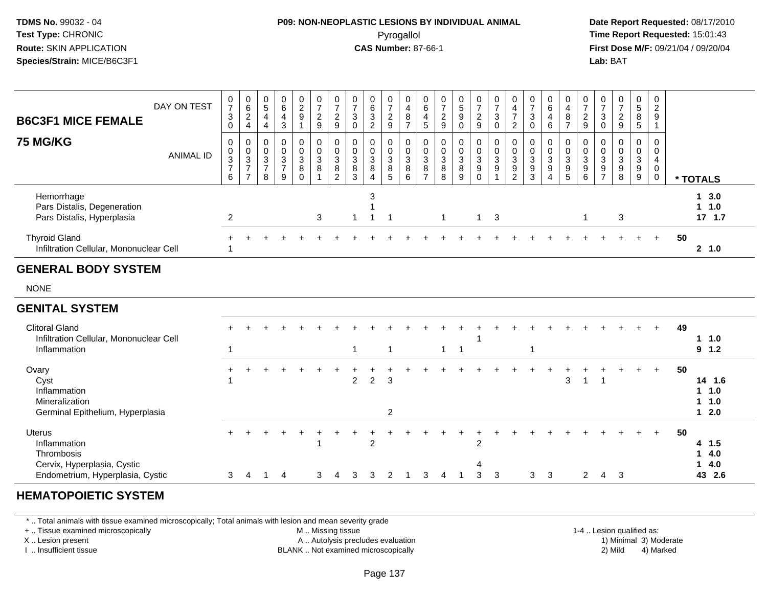# B6C3F1 MICE FEMALE — 75 MG/KG

| DAY ON TEST | 0730 | 0624 | 0544 | 0643 | 0291 | 0729 | 0729 | 0730 | 0632 | 0729 | 0487 | 0645 | 0729 | 0590 | 0729 | 0730 | 0472 | 0730 | 0646 | 0487 | 0729 | 0730 | 0729 | 0585 | 0291 | |
|---|---|---|---|---|---|---|---|---|---|---|---|---|---|---|---|---|---|---|---|---|---|---|---|---|---|---|
| **ANIMAL ID** | 0376 | 0377 | 0378 | 0379 | 0380 | 0381 | 0382 | 0383 | 0384 | 0385 | 0386 | 0387 | 0388 | 0389 | 0390 | 0391 | 0392 | 0393 | 0394 | 0395 | 0396 | 0397 | 0398 | 0399 | 0400 | *** TOTALS** |
| Hemorrhage | | | | | | | | | 3 | | | | | | | | | | | | | | | | | 1 3.0 |
| Pars Distalis, Degeneration | | | | | | | | | 1 | | | | | | | | | | | | | | | | | 1 1.0 |
| Pars Distalis, Hyperplasia | 2 | | | | | 3 | | 1 | 1 | 1 | | | 1 | | 1 | 3 | | | | | 1 | | 3 | | | 17 1.7 |
| Thyroid Gland | + | + | + | + | + | + | + | + | + | + | + | + | + | + | + | + | + | + | + | + | + | + | + | + | + | 50 |
| Infiltration Cellular, Mononuclear Cell | 1 | | | | | | | | | | | | | | | | | | | | | | | | | 2 1.0 |
| **GENERAL BODY SYSTEM** | | | | | | | | | | | | | | | | | | | | | | | | | | |
| NONE | | | | | | | | | | | | | | | | | | | | | | | | | | |
| **GENITAL SYSTEM** | | | | | | | | | | | | | | | | | | | | | | | | | | |
| Clitoral Gland | + | + | + | + | + | + | + | + | + | + | + | + | + | + | + | + | + | + | + | + | + | + | + | + | + | 49 |
| Infiltration Cellular, Mononuclear Cell | | | | | | | | | | | | | | | 1 | | | | | | | | | | | 1 1.0 |
| Inflammation | 1 | | | | | | | 1 | | 1 | | | 1 | 1 | | | | 1 | | | | | | | | 9 1.2 |
| Ovary | + | + | + | + | + | + | + | + | + | + | + | + | + | + | + | + | + | + | + | + | + | + | + | + | + | 50 |
| Cyst | 1 | | | | | | | 2 | 2 | 3 | | | | | | | | | | 3 | 1 | 1 | | | | 14 1.6 |
| Inflammation | | | | | | | | | | | | | | | | | | | | | | | | | | 1 1.0 |
| Mineralization | | | | | | | | | | | | | | | | | | | | | | | | | | 1 1.0 |
| Germinal Epithelium, Hyperplasia | | | | | | | | | | 2 | | | | | | | | | | | | | | | | 1 2.0 |
| Uterus | + | + | + | + | + | + | + | + | + | + | + | + | + | + | + | + | + | + | + | + | + | + | + | + | + | 50 |
| Inflammation | | | | | | 1 | | | 2 | | | | | | 2 | | | | | | | | | | | 4 1.5 |
| Thrombosis | | | | | | | | | | | | | | | | | | | | | | | | | | 1 4.0 |
| Cervix, Hyperplasia, Cystic | | | | | | | | | | | | | | | 4 | | | | | | | | | | | 1 4.0 |
| Endometrium, Hyperplasia, Cystic | 3 | 4 | 1 | 4 | | 3 | 4 | 3 | 3 | 2 | 1 | 3 | 4 | 1 | 3 | 3 | | 3 | 3 | | 2 | 4 | 3 | | | 43 2.6 |

## HEMATOPOIETIC SYSTEM

\* .. Total animals with tissue examined microscopically; Total animals with lesion and mean severity grade
+ .. Tissue examined microscopically
X .. Lesion present
I .. Insufficient tissue
M .. Missing tissue
A .. Autolysis precludes evaluation
BLANK .. Not examined microscopically
1-4 .. Lesion qualified as: 1) Minimal 2) Mild 3) Moderate 4) Marked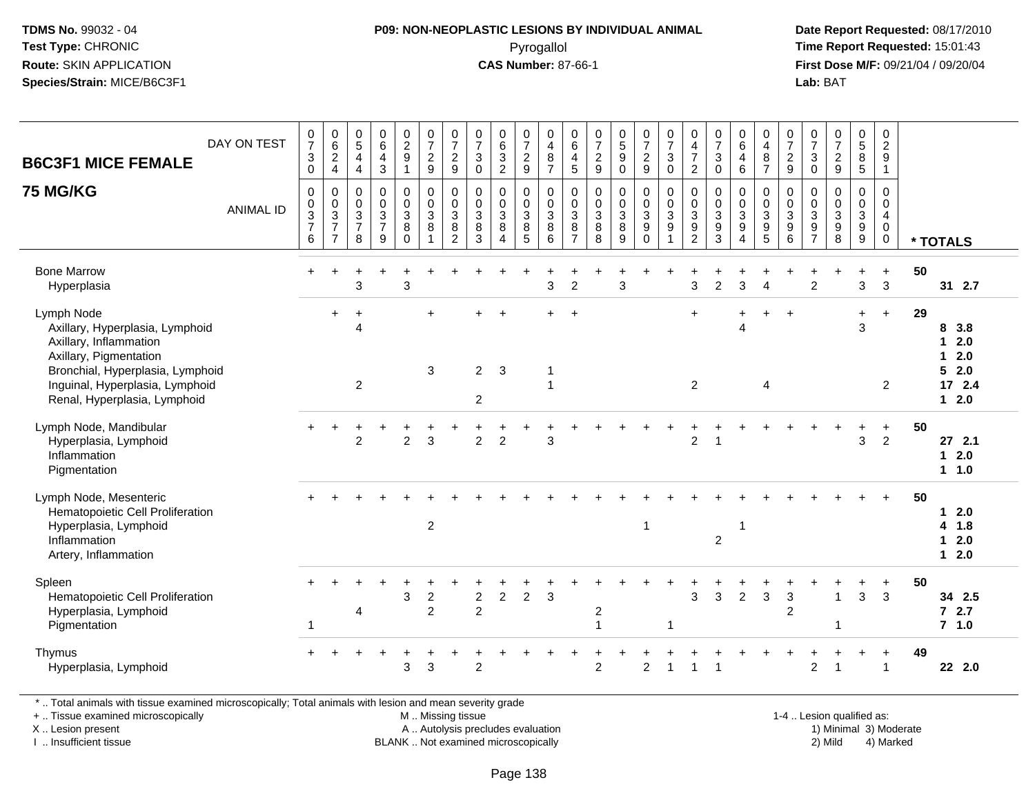**TDMS No.** 99032 - 04
**Test Type:** CHRONIC
**Route:** SKIN APPLICATION
**Species/Strain:** MICE/B6C3F1

**P09: NON-NEOPLASTIC LESIONS BY INDIVIDUAL ANIMAL**
Pyrogallol
**CAS Number:** 87-66-1

**Date Report Requested:** 08/17/2010
**Time Report Requested:** 15:01:43
**First Dose M/F:** 09/21/04 / 09/20/04
**Lab:** BAT

## B6C3F1 MICE FEMALE
## 75 MG/KG

| DAY ON TEST | 0730 | 0624 | 0544 | 0643 | 0291 | 0729 | 0729 | 0730 | 0632 | 0729 | 0487 | 0645 | 0729 | 0590 | 0729 | 0730 | 0472 | 0730 | 0646 | 0487 | 0729 | 0730 | 0729 | 0585 | 0291 | |
|---|---|---|---|---|---|---|---|---|---|---|---|---|---|---|---|---|---|---|---|---|---|---|---|---|---|---|
| **ANIMAL ID** | 0376 | 0377 | 0378 | 0379 | 0380 | 0381 | 0382 | 0383 | 0384 | 0385 | 0386 | 0387 | 0388 | 0389 | 0390 | 0391 | 0392 | 0393 | 0394 | 0395 | 0396 | 0397 | 0398 | 0399 | 0400 | *** TOTALS** |
| Bone Marrow | + | + | + | + | + | + | + | + | + | + | + | + | + | + | + | + | + | + | + | + | + | + | + | + | + | 50 |
| Hyperplasia | | | 3 | | 3 | | | | | | 3 | 2 | | 3 | | | 3 | 2 | 3 | 4 | | 2 | | 3 | 3 | 31 2.7 |
| Lymph Node | | + | + | | | + | | + | + | | + | + | | | | | + | | + | + | + | | | + | + | 29 |
| Axillary, Hyperplasia, Lymphoid | | | 4 | | | | | | | | | | | | | | | | 4 | | | | | 3 | | 8 3.8 |
| Axillary, Inflammation | | | | | | | | | | | | | | | | | | | | | | | | | | 1 2.0 |
| Axillary, Pigmentation | | | | | | | | | | | | | | | | | | | | | | | | | | 1 2.0 |
| Bronchial, Hyperplasia, Lymphoid | | | | | | 3 | | 2 | 3 | | 1 | | | | | | | | | | | | | | | 5 2.0 |
| Inguinal, Hyperplasia, Lymphoid | | | 2 | | | | | | | | 1 | | | | | | 2 | | | 4 | | | | | 2 | 17 2.4 |
| Renal, Hyperplasia, Lymphoid | | | | | | | | 2 | | | | | | | | | | | | | | | | | | 1 2.0 |
| Lymph Node, Mandibular | + | + | + | + | + | + | + | + | + | + | + | + | + | + | + | + | + | + | + | + | + | + | + | + | + | 50 |
| Hyperplasia, Lymphoid | | | 2 | | 2 | 3 | | 2 | 2 | | 3 | | | | | | 2 | 1 | | | | | | 3 | 2 | 27 2.1 |
| Inflammation | | | | | | | | | | | | | | | | | | | | | | | | | | 1 2.0 |
| Pigmentation | | | | | | | | | | | | | | | | | | | | | | | | | | 1 1.0 |
| Lymph Node, Mesenteric | + | + | + | + | + | + | + | + | + | + | + | + | + | + | + | + | + | + | + | + | + | + | + | + | + | 50 |
| Hematopoietic Cell Proliferation | | | | | | | | | | | | | | | | | | | | | | | | | | 1 2.0 |
| Hyperplasia, Lymphoid | | | | | | 2 | | | | | | | | | 1 | | | | 1 | | | | | | | 4 1.8 |
| Inflammation | | | | | | | | | | | | | | | | | | 2 | | | | | | | | 1 2.0 |
| Artery, Inflammation | | | | | | | | | | | | | | | | | | | | | | | | | | 1 2.0 |
| Spleen | + | + | + | + | + | + | + | + | + | + | + | + | + | + | + | + | + | + | + | + | + | + | + | + | + | 50 |
| Hematopoietic Cell Proliferation | | | | | 3 | 2 | | 2 | 2 | 2 | 3 | | | | | | 3 | 3 | 2 | 3 | 3 | | 1 | 3 | 3 | 34 2.5 |
| Hyperplasia, Lymphoid | | | 4 | | | 2 | | 2 | | | | | 2 | | | | | | | | 2 | | | | | 7 2.7 |
| Pigmentation | 1 | | | | | | | | | | | | 1 | | | 1 | | | | | | | 1 | | | 7 1.0 |
| Thymus | + | + | + | + | + | + | + | + | + | + | + | + | + | + | + | + | + | + | + | + | + | + | + | + | + | 49 |
| Hyperplasia, Lymphoid | | | | | 3 | 3 | | 2 | | | | | 2 | | 2 | 1 | 1 | 1 | | | | 2 | 1 | | 1 | 22 2.0 |

\* .. Total animals with tissue examined microscopically; Total animals with lesion and mean severity grade
+ .. Tissue examined microscopically
X .. Lesion present
I .. Insufficient tissue

M .. Missing tissue
A .. Autolysis precludes evaluation
BLANK .. Not examined microscopically

1-4 .. Lesion qualified as:
1) Minimal 2) Mild 3) Moderate 4) Marked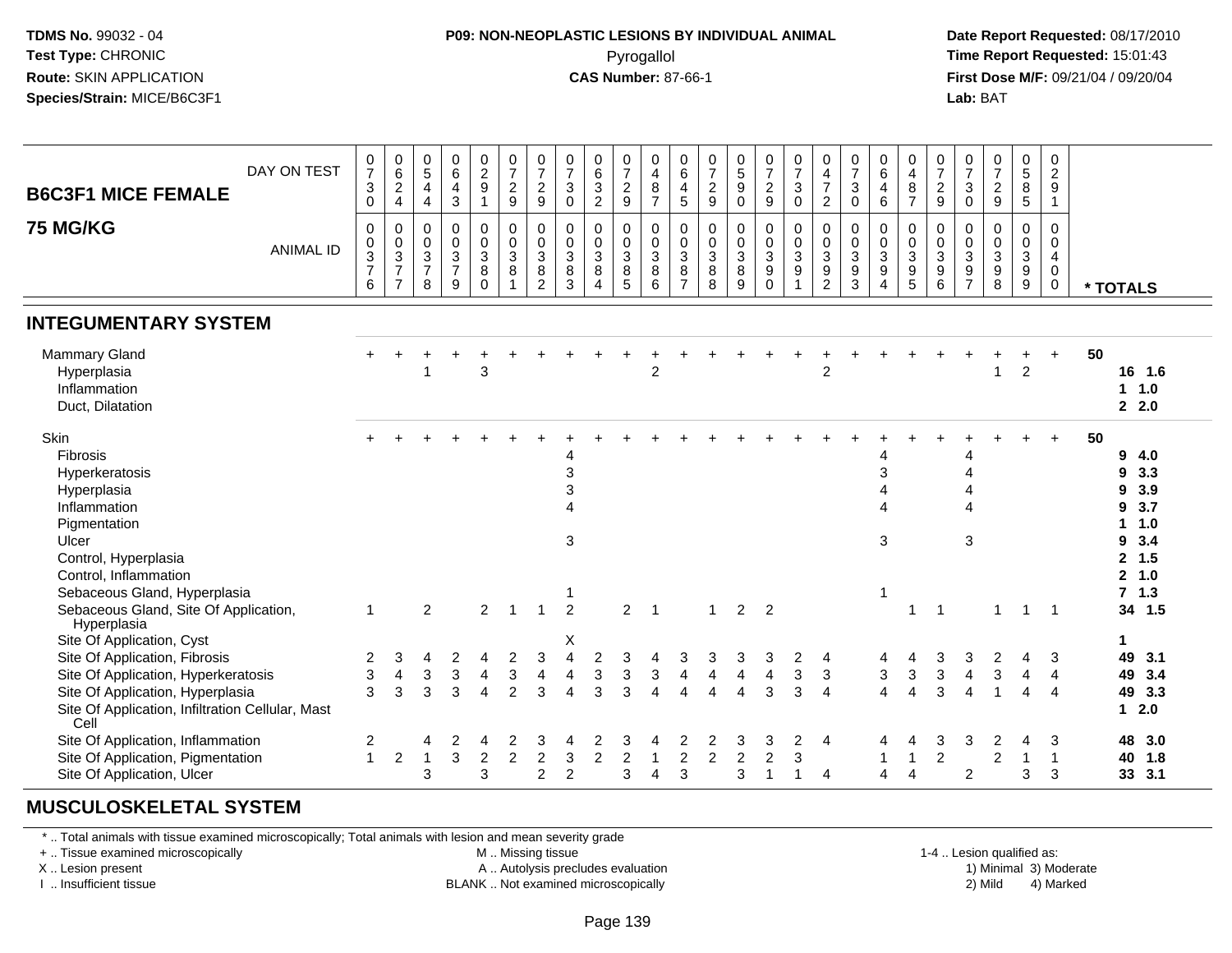**TDMS No.** 99032 - 04
**Test Type:** CHRONIC
**Route:** SKIN APPLICATION
**Species/Strain:** MICE/B6C3F1

**P09: NON-NEOPLASTIC LESIONS BY INDIVIDUAL ANIMAL**
Pyrogallol
**CAS Number:** 87-66-1

**Date Report Requested:** 08/17/2010
**Time Report Requested:** 15:01:43
**First Dose M/F:** 09/21/04 / 09/20/04
**Lab:** BAT

| **B6C3F1 MICE FEMALE** DAY ON TEST | 0730 | 0624 | 0544 | 0643 | 0291 | 0729 | 0729 | 0730 | 0632 | 0729 | 0487 | 0645 | 0729 | 0590 | 0729 | 0730 | 0472 | 0730 | 0646 | 0487 | 0729 | 0730 | 0729 | 0585 | 0291 | |
|---|---|---|---|---|---|---|---|---|---|---|---|---|---|---|---|---|---|---|---|---|---|---|---|---|---|---|
| **75 MG/KG** ANIMAL ID | 00376 | 00377 | 00378 | 00379 | 00380 | 00381 | 00382 | 00383 | 00384 | 00385 | 00386 | 00387 | 00388 | 00389 | 00390 | 00391 | 00392 | 00393 | 00394 | 00395 | 00396 | 00397 | 00398 | 00399 | 00400 | *** TOTALS** |
| **INTEGUMENTARY SYSTEM** | | | | | | | | | | | | | | | | | | | | | | | | | | |
| Mammary Gland | + | + | + | + | + | + | + | + | + | + | + | + | + | + | + | + | + | + | + | + | + | + | + | + | + | 50 |
| Hyperplasia | | | 1 | | 3 | | | | | | 2 | | | | | | 2 | | | | | | 1 | 2 | | **16 1.6** |
| Inflammation | | | | | | | | | | | | | | | | | | | | | | | | | | **1 1.0** |
| Duct, Dilatation | | | | | | | | | | | | | | | | | | | | | | | | | | **2 2.0** |
| Skin | + | + | + | + | + | + | + | + | + | + | + | + | + | + | + | + | + | + | + | + | + | + | + | + | + | 50 |
| Fibrosis | | | | | | | | 4 | | | | | | | | | | | 4 | | | 4 | | | | **9 4.0** |
| Hyperkeratosis | | | | | | | | 3 | | | | | | | | | | | 3 | | | 4 | | | | **9 3.3** |
| Hyperplasia | | | | | | | | 3 | | | | | | | | | | | 4 | | | 4 | | | | **9 3.9** |
| Inflammation | | | | | | | | 4 | | | | | | | | | | | 4 | | | 4 | | | | **9 3.7** |
| Pigmentation | | | | | | | | | | | | | | | | | | | | | | | | | | **1 1.0** |
| Ulcer | | | | | | | | 3 | | | | | | | | | | | 3 | | | 3 | | | | **9 3.4** |
| Control, Hyperplasia | | | | | | | | | | | | | | | | | | | | | | | | | | **2 1.5** |
| Control, Inflammation | | | | | | | | | | | | | | | | | | | | | | | | | | **2 1.0** |
| Sebaceous Gland, Hyperplasia | | | | | | | | 1 | | | | | | | | | | | 1 | | | | | | | **7 1.3** |
| Sebaceous Gland, Site Of Application, Hyperplasia | 1 | | 2 | | 2 | 1 | 1 | 2 | | 2 | 1 | | 1 | 2 | 2 | | | | | 1 | 1 | | 1 | 1 | 1 | **34 1.5** |
| Site Of Application, Cyst | | | | | | | | X | | | | | | | | | | | | | | | | | | **1** |
| Site Of Application, Fibrosis | 2 | 3 | 4 | 2 | 4 | 2 | 3 | 4 | 2 | 3 | 4 | 3 | 3 | 3 | 3 | 2 | 4 | | 4 | 4 | 3 | 3 | 2 | 4 | 3 | **49 3.1** |
| Site Of Application, Hyperkeratosis | 3 | 4 | 3 | 3 | 4 | 3 | 4 | 4 | 3 | 3 | 3 | 4 | 4 | 4 | 4 | 3 | 3 | | 3 | 3 | 3 | 4 | 3 | 4 | 4 | **49 3.4** |
| Site Of Application, Hyperplasia | 3 | 3 | 3 | 3 | 4 | 2 | 3 | 4 | 3 | 3 | 4 | 4 | 4 | 4 | 3 | 3 | 4 | | 4 | 4 | 3 | 4 | 1 | 4 | 4 | **49 3.3** |
| Site Of Application, Infiltration Cellular, Mast Cell | | | | | | | | | | | | | | | | | | | | | | | | | | **1 2.0** |
| Site Of Application, Inflammation | 2 | | 4 | 2 | 4 | 2 | 3 | 4 | 2 | 3 | 4 | 2 | 2 | 3 | 3 | 2 | 4 | | 4 | 4 | 3 | 3 | 2 | 4 | 3 | **48 3.0** |
| Site Of Application, Pigmentation | 1 | 2 | 1 | 3 | 2 | 2 | 2 | 3 | 2 | 2 | 1 | 2 | 2 | 2 | 2 | 3 | | | 1 | 1 | 2 | | 2 | 1 | 1 | **40 1.8** |
| Site Of Application, Ulcer | | | 3 | | 3 | | 2 | 2 | | 3 | 4 | 3 | | 3 | 1 | 1 | 4 | | 4 | 4 | | 2 | | 3 | 3 | **33 3.1** |

## MUSCULOSKELETAL SYSTEM

\* .. Total animals with tissue examined microscopically; Total animals with lesion and mean severity grade
+ .. Tissue examined microscopically
X .. Lesion present
I .. Insufficient tissue

M .. Missing tissue
A .. Autolysis precludes evaluation
BLANK .. Not examined microscopically

1-4 .. Lesion qualified as:
1) Minimal 3) Moderate
2) Mild 4) Marked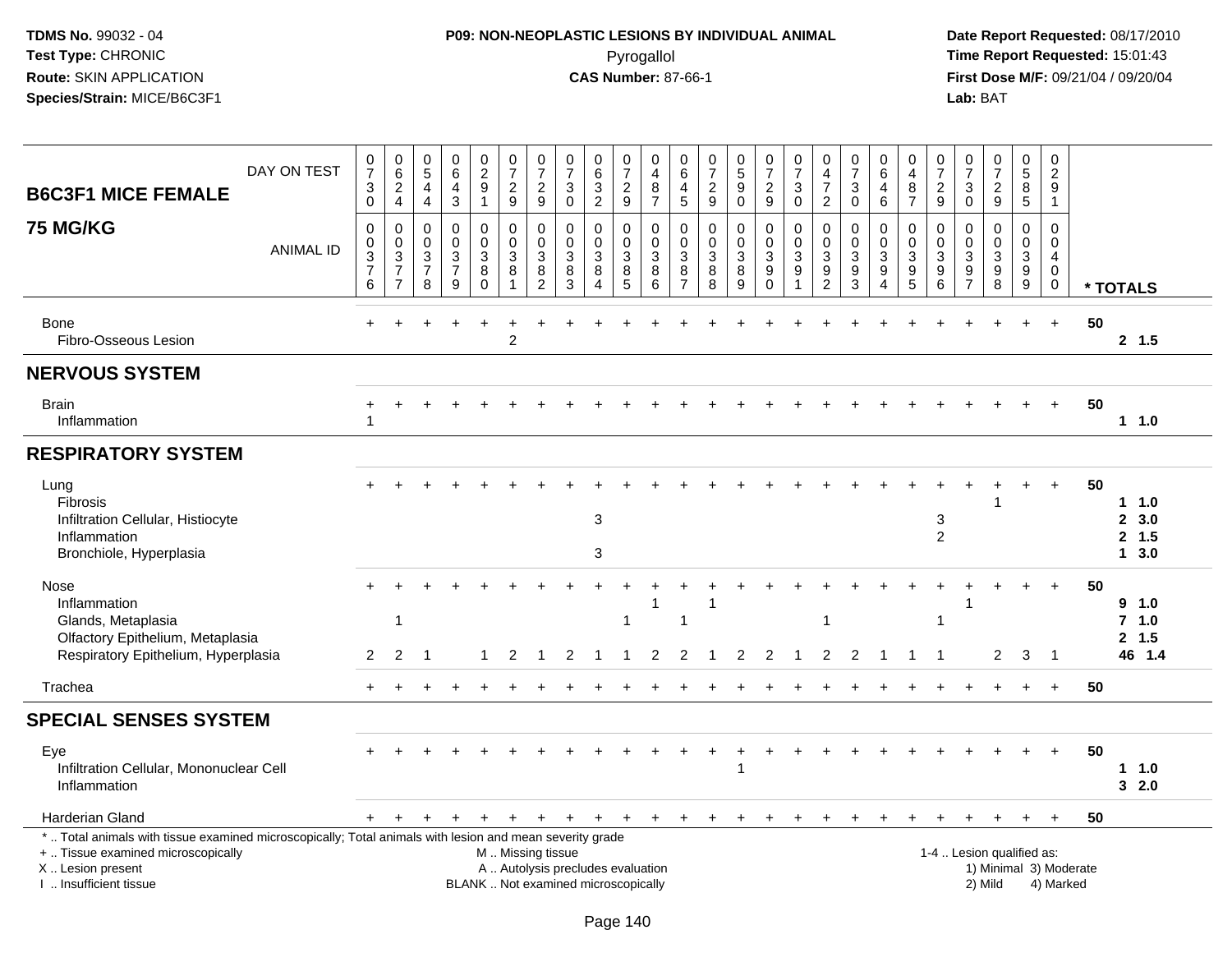**TDMS No.** 99032 - 04
**Test Type:** CHRONIC
**Route:** SKIN APPLICATION
**Species/Strain:** MICE/B6C3F1

**P09: NON-NEOPLASTIC LESIONS BY INDIVIDUAL ANIMAL**
Pyrogallol
**CAS Number:** 87-66-1

**Date Report Requested:** 08/17/2010
**Time Report Requested:** 15:01:43
**First Dose M/F:** 09/21/04 / 09/20/04
**Lab:** BAT

## B6C3F1 MICE FEMALE 75 MG/KG

| DAY ON TEST | 0730 | 0624 | 0544 | 0643 | 0291 | 0729 | 0729 | 0730 | 0632 | 0729 | 0487 | 0645 | 0729 | 0590 | 0729 | 0730 | 0472 | 0730 | 0646 | 0487 | 0729 | 0730 | 0729 | 0585 | 0291 | |
|---|---|---|---|---|---|---|---|---|---|---|---|---|---|---|---|---|---|---|---|---|---|---|---|---|---|---|
| **ANIMAL ID** | 0376 | 0377 | 0378 | 0379 | 0380 | 0381 | 0382 | 0383 | 0384 | 0385 | 0386 | 0387 | 0388 | 0389 | 0390 | 0391 | 0392 | 0393 | 0394 | 0395 | 0396 | 0397 | 0398 | 0399 | 0400 | *** TOTALS** |
| Bone | + | + | + | + | + | + | + | + | + | + | + | + | + | + | + | + | + | + | + | + | + | + | + | + | + | 50 |
| Fibro-Osseous Lesion | | | | | | 2 | | | | | | | | | | | | | | | | | | | | 2 1.5 |
| **NERVOUS SYSTEM** | | | | | | | | | | | | | | | | | | | | | | | | | | |
| Brain | + | + | + | + | + | + | + | + | + | + | + | + | + | + | + | + | + | + | + | + | + | + | + | + | + | 50 |
| Inflammation | 1 | | | | | | | | | | | | | | | | | | | | | | | | | 1 1.0 |
| **RESPIRATORY SYSTEM** | | | | | | | | | | | | | | | | | | | | | | | | | | |
| Lung | + | + | + | + | + | + | + | + | + | + | + | + | + | + | + | + | + | + | + | + | + | + | + | + | + | 50 |
| Fibrosis | | | | | | | | | | | | | | | | | | | | | | | 1 | | | 1 1.0 |
| Infiltration Cellular, Histiocyte | | | | | | | | | 3 | | | | | | | | | | | | 3 | | | | | 2 3.0 |
| Inflammation | | | | | | | | | | | | | | | | | | | | | 2 | | | | | 2 1.5 |
| Bronchiole, Hyperplasia | | | | | | | | | 3 | | | | | | | | | | | | | | | | | 1 3.0 |
| Nose | + | + | + | + | + | + | + | + | + | + | + | + | + | + | + | + | + | + | + | + | + | + | + | + | + | 50 |
| Inflammation | | | | | | | | | | | 1 | | 1 | | | | | | | | | 1 | | | | 9 1.0 |
| Glands, Metaplasia | | 1 | | | | | | | | 1 | | 1 | | | | | 1 | | | | 1 | | | | | 7 1.0 |
| Olfactory Epithelium, Metaplasia | | | | | | | | | | | | | | | | | | | | | | | | | | 2 1.5 |
| Respiratory Epithelium, Hyperplasia | 2 | 2 | 1 | | 1 | 2 | 1 | 2 | 1 | 1 | 2 | 2 | 1 | 2 | 2 | 1 | 2 | 2 | 1 | 1 | 1 | | 2 | 3 | 1 | 46 1.4 |
| Trachea | + | + | + | + | + | + | + | + | + | + | + | + | + | + | + | + | + | + | + | + | + | + | + | + | + | 50 |
| **SPECIAL SENSES SYSTEM** | | | | | | | | | | | | | | | | | | | | | | | | | | |
| Eye | + | + | + | + | + | + | + | + | + | + | + | + | + | + | + | + | + | + | + | + | + | + | + | + | + | 50 |
| Infiltration Cellular, Mononuclear Cell | | | | | | | | | | | | | | 1 | | | | | | | | | | | | 1 1.0 |
| Inflammation | | | | | | | | | | | | | | | | | | | | | | | | | | 3 2.0 |
| Harderian Gland | + | + | + | + | + | + | + | + | + | + | + | + | + | + | + | + | + | + | + | + | + | + | + | + | + | 50 |

* .. Total animals with tissue examined microscopically; Total animals with lesion and mean severity grade
+ .. Tissue examined microscopically
X .. Lesion present
I .. Insufficient tissue

M .. Missing tissue
A .. Autolysis precludes evaluation
BLANK .. Not examined microscopically

1-4 .. Lesion qualified as:
1) Minimal 3) Moderate
2) Mild 4) Marked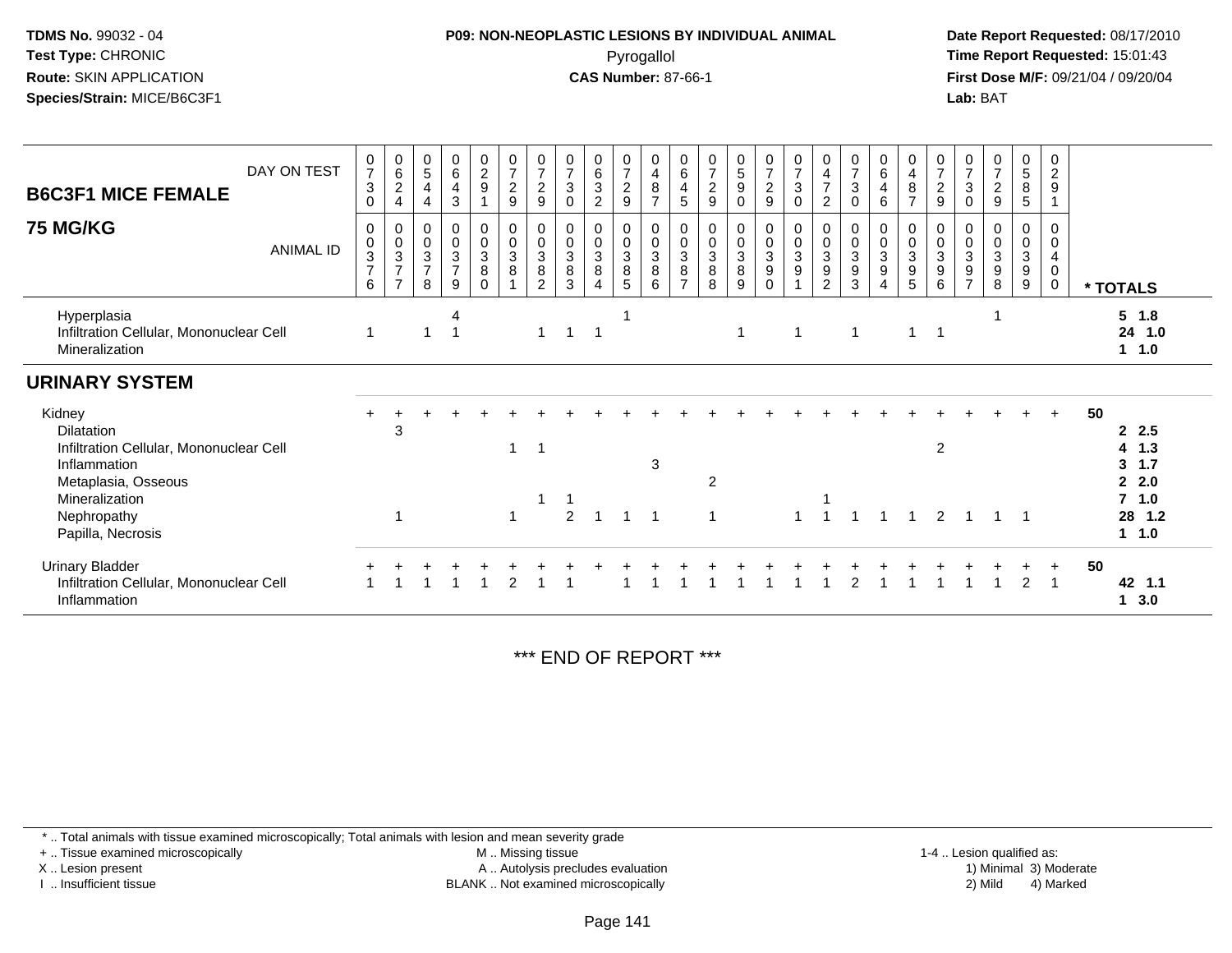| B6C3F1 MICE FEMALE 75 MG/KG — DAY ON TEST | 0730 | 0624 | 0544 | 0643 | 0291 | 0729 | 0729 | 0730 | 0632 | 0729 | 0487 | 0645 | 0729 | 0590 | 0729 | 0730 | 0472 | 0730 | 0646 | 0487 | 0729 | 0730 | 0729 | 0585 | 0291 | |
|---|---|---|---|---|---|---|---|---|---|---|---|---|---|---|---|---|---|---|---|---|---|---|---|---|---|---|
| ANIMAL ID | 0376 | 0377 | 0378 | 0379 | 0380 | 0381 | 0382 | 0383 | 0384 | 0385 | 0386 | 0387 | 0388 | 0389 | 0390 | 0391 | 0392 | 0393 | 0394 | 0395 | 0396 | 0397 | 0398 | 0399 | 0400 | * TOTALS |
| Hyperplasia | | | | 4 | | | | | | 1 | | | | | | | | | | | | | 1 | | | 5 1.8 |
| Infiltration Cellular, Mononuclear Cell | 1 | | 1 | 1 | | | 1 | 1 | 1 | | | | | 1 | | 1 | | 1 | | 1 | 1 | | | | | 24 1.0 |
| Mineralization | | | | | | | | | | | | | | | | | | | | | | | | | | 1 1.0 |
| **URINARY SYSTEM** | | | | | | | | | | | | | | | | | | | | | | | | | | |
| Kidney | + | + | + | + | + | + | + | + | + | + | + | + | + | + | + | + | + | + | + | + | + | + | + | + | + | 50 |
| Dilatation | | 3 | | | | | | | | | | | | | | | | | | | | | | | | 2 2.5 |
| Infiltration Cellular, Mononuclear Cell | | | | | | 1 | 1 | | | | | | | | | | | | | | 2 | | | | | 4 1.3 |
| Inflammation | | | | | | | | | | | 3 | | | | | | | | | | | | | | | 3 1.7 |
| Metaplasia, Osseous | | | | | | | | | | | | | 2 | | | | | | | | | | | | | 2 2.0 |
| Mineralization | | | | | | | 1 | 1 | | | | | | | | | 1 | | | | | | | | | 7 1.0 |
| Nephropathy | | 1 | | | | 1 | | 2 | 1 | 1 | 1 | | 1 | | | 1 | 1 | 1 | 1 | 1 | 2 | 1 | 1 | 1 | | 28 1.2 |
| Papilla, Necrosis | | | | | | | | | | | | | | | | | | | | | | | | | | 1 1.0 |
| Urinary Bladder | + | + | + | + | + | + | + | + | + | + | + | + | + | + | + | + | + | + | + | + | + | + | + | + | + | 50 |
| Infiltration Cellular, Mononuclear Cell | 1 | 1 | 1 | 1 | 1 | 2 | 1 | 1 | | 1 | 1 | 1 | 1 | 1 | 1 | 1 | 1 | 2 | 1 | 1 | 1 | 1 | 1 | 2 | 1 | 42 1.1 |
| Inflammation | | | | | | | | | | | | | | | | | | | | | | | | | | 1 3.0 |

*** END OF REPORT ***